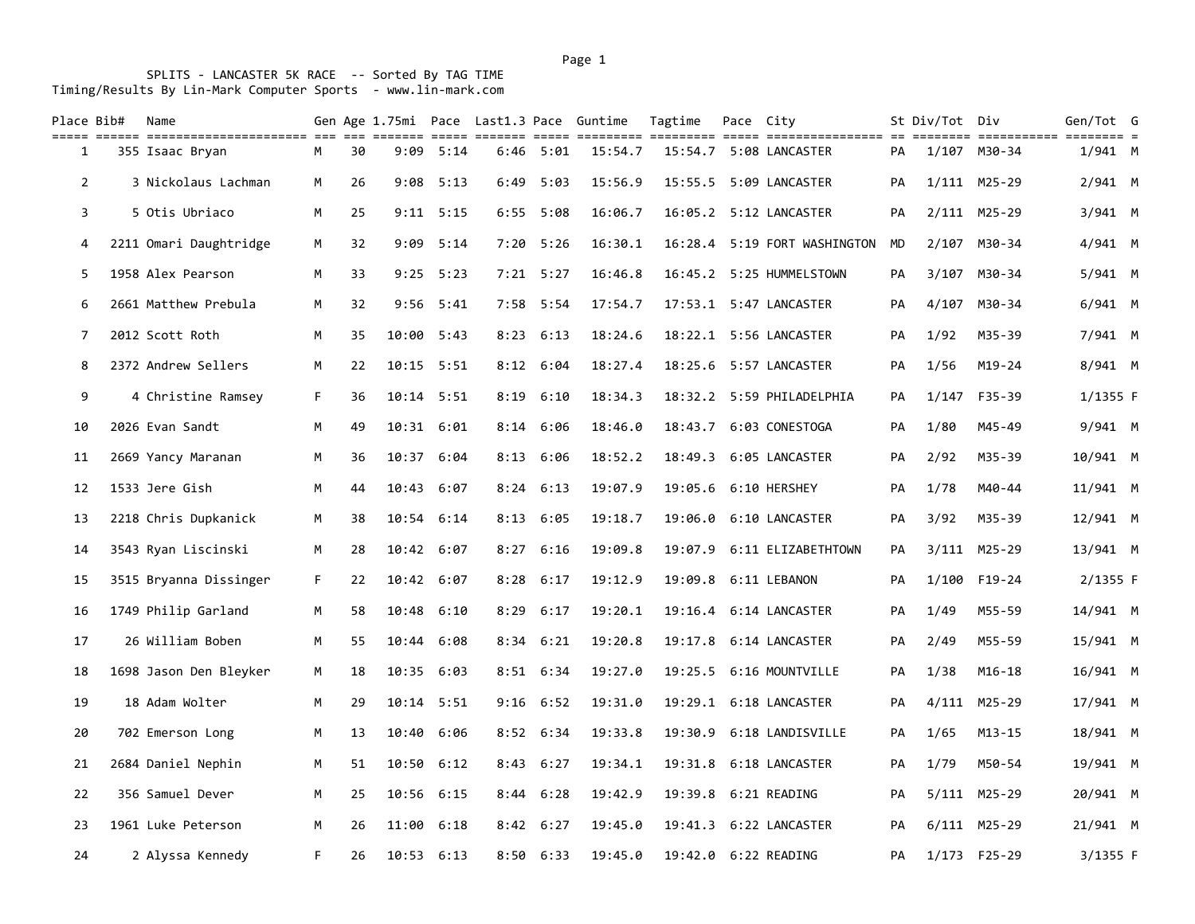SPLITS - LANCASTER 5K RACE -- Sorted By TAG TIME

Timing/Results By Lin-Mark Computer Sports - www.lin-mark.com

| Place | Bib# | Name | Gen | Age | 1.75mi | Pace | Last1.3 | Pace | Guntime | Tagtime | Pace | City | St | Div/Tot | Div | Gen/Tot | G |
|---|---|---|---|---|---|---|---|---|---|---|---|---|---|---|---|---|---|
| 1 | 355 | Isaac Bryan | M | 30 | 9:09 | 5:14 | 6:46 | 5:01 | 15:54.7 | 15:54.7 | 5:08 | LANCASTER | PA | 1/107 | M30-34 | 1/941 | M |
| 2 | 3 | Nickolaus Lachman | M | 26 | 9:08 | 5:13 | 6:49 | 5:03 | 15:56.9 | 15:55.5 | 5:09 | LANCASTER | PA | 1/111 | M25-29 | 2/941 | M |
| 3 | 5 | Otis Ubriaco | M | 25 | 9:11 | 5:15 | 6:55 | 5:08 | 16:06.7 | 16:05.2 | 5:12 | LANCASTER | PA | 2/111 | M25-29 | 3/941 | M |
| 4 | 2211 | Omari Daughtridge | M | 32 | 9:09 | 5:14 | 7:20 | 5:26 | 16:30.1 | 16:28.4 | 5:19 | FORT WASHINGTON | MD | 2/107 | M30-34 | 4/941 | M |
| 5 | 1958 | Alex Pearson | M | 33 | 9:25 | 5:23 | 7:21 | 5:27 | 16:46.8 | 16:45.2 | 5:25 | HUMMELSTOWN | PA | 3/107 | M30-34 | 5/941 | M |
| 6 | 2661 | Matthew Prebula | M | 32 | 9:56 | 5:41 | 7:58 | 5:54 | 17:54.7 | 17:53.1 | 5:47 | LANCASTER | PA | 4/107 | M30-34 | 6/941 | M |
| 7 | 2012 | Scott Roth | M | 35 | 10:00 | 5:43 | 8:23 | 6:13 | 18:24.6 | 18:22.1 | 5:56 | LANCASTER | PA | 1/92 | M35-39 | 7/941 | M |
| 8 | 2372 | Andrew Sellers | M | 22 | 10:15 | 5:51 | 8:12 | 6:04 | 18:27.4 | 18:25.6 | 5:57 | LANCASTER | PA | 1/56 | M19-24 | 8/941 | M |
| 9 | 4 | Christine Ramsey | F | 36 | 10:14 | 5:51 | 8:19 | 6:10 | 18:34.3 | 18:32.2 | 5:59 | PHILADELPHIA | PA | 1/147 | F35-39 | 1/1355 | F |
| 10 | 2026 | Evan Sandt | M | 49 | 10:31 | 6:01 | 8:14 | 6:06 | 18:46.0 | 18:43.7 | 6:03 | CONESTOGA | PA | 1/80 | M45-49 | 9/941 | M |
| 11 | 2669 | Yancy Maranan | M | 36 | 10:37 | 6:04 | 8:13 | 6:06 | 18:52.2 | 18:49.3 | 6:05 | LANCASTER | PA | 2/92 | M35-39 | 10/941 | M |
| 12 | 1533 | Jere Gish | M | 44 | 10:43 | 6:07 | 8:24 | 6:13 | 19:07.9 | 19:05.6 | 6:10 | HERSHEY | PA | 1/78 | M40-44 | 11/941 | M |
| 13 | 2218 | Chris Dupkanick | M | 38 | 10:54 | 6:14 | 8:13 | 6:05 | 19:18.7 | 19:06.0 | 6:10 | LANCASTER | PA | 3/92 | M35-39 | 12/941 | M |
| 14 | 3543 | Ryan Liscinski | M | 28 | 10:42 | 6:07 | 8:27 | 6:16 | 19:09.8 | 19:07.9 | 6:11 | ELIZABETHTOWN | PA | 3/111 | M25-29 | 13/941 | M |
| 15 | 3515 | Bryanna Dissinger | F | 22 | 10:42 | 6:07 | 8:28 | 6:17 | 19:12.9 | 19:09.8 | 6:11 | LEBANON | PA | 1/100 | F19-24 | 2/1355 | F |
| 16 | 1749 | Philip Garland | M | 58 | 10:48 | 6:10 | 8:29 | 6:17 | 19:20.1 | 19:16.4 | 6:14 | LANCASTER | PA | 1/49 | M55-59 | 14/941 | M |
| 17 | 26 | William Boben | M | 55 | 10:44 | 6:08 | 8:34 | 6:21 | 19:20.8 | 19:17.8 | 6:14 | LANCASTER | PA | 2/49 | M55-59 | 15/941 | M |
| 18 | 1698 | Jason Den Bleyker | M | 18 | 10:35 | 6:03 | 8:51 | 6:34 | 19:27.0 | 19:25.5 | 6:16 | MOUNTVILLE | PA | 1/38 | M16-18 | 16/941 | M |
| 19 | 18 | Adam Wolter | M | 29 | 10:14 | 5:51 | 9:16 | 6:52 | 19:31.0 | 19:29.1 | 6:18 | LANCASTER | PA | 4/111 | M25-29 | 17/941 | M |
| 20 | 702 | Emerson Long | M | 13 | 10:40 | 6:06 | 8:52 | 6:34 | 19:33.8 | 19:30.9 | 6:18 | LANDISVILLE | PA | 1/65 | M13-15 | 18/941 | M |
| 21 | 2684 | Daniel Nephin | M | 51 | 10:50 | 6:12 | 8:43 | 6:27 | 19:34.1 | 19:31.8 | 6:18 | LANCASTER | PA | 1/79 | M50-54 | 19/941 | M |
| 22 | 356 | Samuel Dever | M | 25 | 10:56 | 6:15 | 8:44 | 6:28 | 19:42.9 | 19:39.8 | 6:21 | READING | PA | 5/111 | M25-29 | 20/941 | M |
| 23 | 1961 | Luke Peterson | M | 26 | 11:00 | 6:18 | 8:42 | 6:27 | 19:45.0 | 19:41.3 | 6:22 | LANCASTER | PA | 6/111 | M25-29 | 21/941 | M |
| 24 | 2 | Alyssa Kennedy | F | 26 | 10:53 | 6:13 | 8:50 | 6:33 | 19:45.0 | 19:42.0 | 6:22 | READING | PA | 1/173 | F25-29 | 3/1355 | F |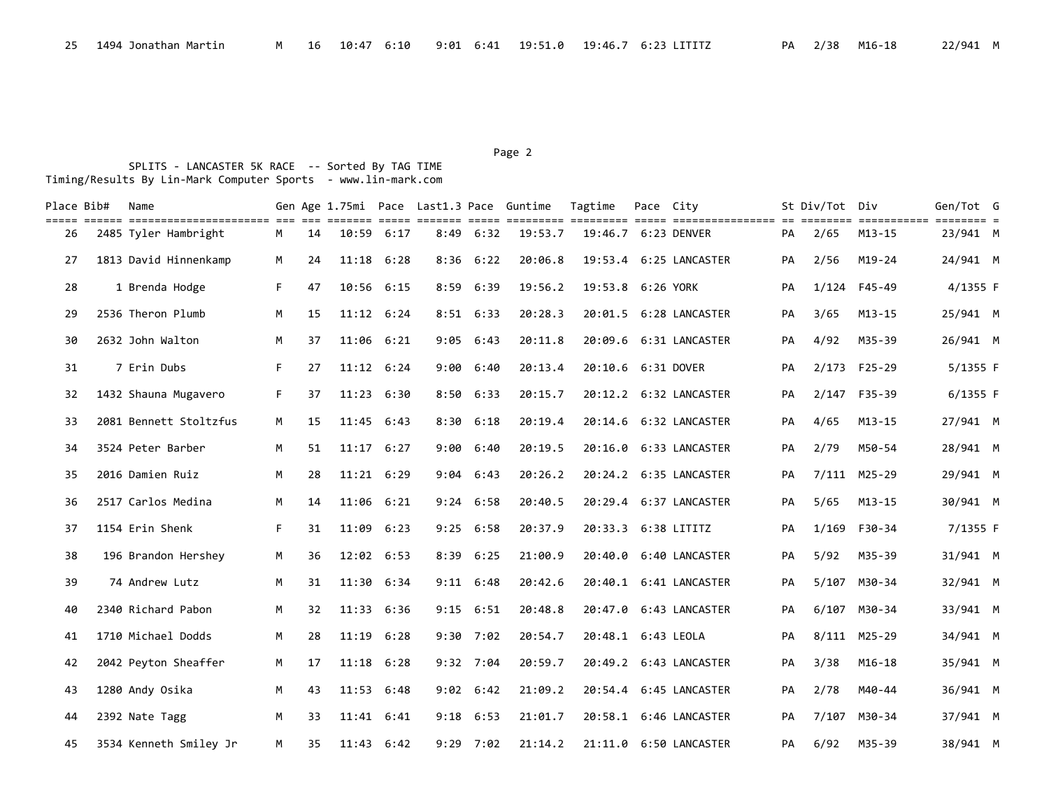| Place | Bib# | Name | Gen | Age | 1.75mi | Pace | Last1.3 | Pace | Guntime | Tagtime | Pace | City | St | Div/Tot | Div | Gen/Tot | G |
|---|---|---|---|---|---|---|---|---|---|---|---|---|---|---|---|---|---|
| 25 | 1494 | Jonathan Martin | M | 16 | 10:47 | 6:10 | 9:01 | 6:41 | 19:51.0 | 19:46.7 | 6:23 | LITITZ | PA | 2/38 | M16-18 | 22/941 | M |

SPLITS - LANCASTER 5K RACE -- Sorted By TAG TIME
Timing/Results By Lin-Mark Computer Sports - www.lin-mark.com

| Place | Bib# | Name | Gen | Age | 1.75mi | Pace | Last1.3 | Pace | Guntime | Tagtime | Pace | City | St | Div/Tot | Div | Gen/Tot | G |
|---|---|---|---|---|---|---|---|---|---|---|---|---|---|---|---|---|---|
| 26 | 2485 | Tyler Hambright | M | 14 | 10:59 | 6:17 | 8:49 | 6:32 | 19:53.7 | 19:46.7 | 6:23 | DENVER | PA | 2/65 | M13-15 | 23/941 | M |
| 27 | 1813 | David Hinnenkamp | M | 24 | 11:18 | 6:28 | 8:36 | 6:22 | 20:06.8 | 19:53.4 | 6:25 | LANCASTER | PA | 2/56 | M19-24 | 24/941 | M |
| 28 | 1 | Brenda Hodge | F | 47 | 10:56 | 6:15 | 8:59 | 6:39 | 19:56.2 | 19:53.8 | 6:26 | YORK | PA | 1/124 | F45-49 | 4/1355 | F |
| 29 | 2536 | Theron Plumb | M | 15 | 11:12 | 6:24 | 8:51 | 6:33 | 20:28.3 | 20:01.5 | 6:28 | LANCASTER | PA | 3/65 | M13-15 | 25/941 | M |
| 30 | 2632 | John Walton | M | 37 | 11:06 | 6:21 | 9:05 | 6:43 | 20:11.8 | 20:09.6 | 6:31 | LANCASTER | PA | 4/92 | M35-39 | 26/941 | M |
| 31 | 7 | Erin Dubs | F | 27 | 11:12 | 6:24 | 9:00 | 6:40 | 20:13.4 | 20:10.6 | 6:31 | DOVER | PA | 2/173 | F25-29 | 5/1355 | F |
| 32 | 1432 | Shauna Mugavero | F | 37 | 11:23 | 6:30 | 8:50 | 6:33 | 20:15.7 | 20:12.2 | 6:32 | LANCASTER | PA | 2/147 | F35-39 | 6/1355 | F |
| 33 | 2081 | Bennett Stoltzfus | M | 15 | 11:45 | 6:43 | 8:30 | 6:18 | 20:19.4 | 20:14.6 | 6:32 | LANCASTER | PA | 4/65 | M13-15 | 27/941 | M |
| 34 | 3524 | Peter Barber | M | 51 | 11:17 | 6:27 | 9:00 | 6:40 | 20:19.5 | 20:16.0 | 6:33 | LANCASTER | PA | 2/79 | M50-54 | 28/941 | M |
| 35 | 2016 | Damien Ruiz | M | 28 | 11:21 | 6:29 | 9:04 | 6:43 | 20:26.2 | 20:24.2 | 6:35 | LANCASTER | PA | 7/111 | M25-29 | 29/941 | M |
| 36 | 2517 | Carlos Medina | M | 14 | 11:06 | 6:21 | 9:24 | 6:58 | 20:40.5 | 20:29.4 | 6:37 | LANCASTER | PA | 5/65 | M13-15 | 30/941 | M |
| 37 | 1154 | Erin Shenk | F | 31 | 11:09 | 6:23 | 9:25 | 6:58 | 20:37.9 | 20:33.3 | 6:38 | LITITZ | PA | 1/169 | F30-34 | 7/1355 | F |
| 38 | 196 | Brandon Hershey | M | 36 | 12:02 | 6:53 | 8:39 | 6:25 | 21:00.9 | 20:40.0 | 6:40 | LANCASTER | PA | 5/92 | M35-39 | 31/941 | M |
| 39 | 74 | Andrew Lutz | M | 31 | 11:30 | 6:34 | 9:11 | 6:48 | 20:42.6 | 20:40.1 | 6:41 | LANCASTER | PA | 5/107 | M30-34 | 32/941 | M |
| 40 | 2340 | Richard Pabon | M | 32 | 11:33 | 6:36 | 9:15 | 6:51 | 20:48.8 | 20:47.0 | 6:43 | LANCASTER | PA | 6/107 | M30-34 | 33/941 | M |
| 41 | 1710 | Michael Dodds | M | 28 | 11:19 | 6:28 | 9:30 | 7:02 | 20:54.7 | 20:48.1 | 6:43 | LEOLA | PA | 8/111 | M25-29 | 34/941 | M |
| 42 | 2042 | Peyton Sheaffer | M | 17 | 11:18 | 6:28 | 9:32 | 7:04 | 20:59.7 | 20:49.2 | 6:43 | LANCASTER | PA | 3/38 | M16-18 | 35/941 | M |
| 43 | 1280 | Andy Osika | M | 43 | 11:53 | 6:48 | 9:02 | 6:42 | 21:09.2 | 20:54.4 | 6:45 | LANCASTER | PA | 2/78 | M40-44 | 36/941 | M |
| 44 | 2392 | Nate Tagg | M | 33 | 11:41 | 6:41 | 9:18 | 6:53 | 21:01.7 | 20:58.1 | 6:46 | LANCASTER | PA | 7/107 | M30-34 | 37/941 | M |
| 45 | 3534 | Kenneth Smiley Jr | M | 35 | 11:43 | 6:42 | 9:29 | 7:02 | 21:14.2 | 21:11.0 | 6:50 | LANCASTER | PA | 6/92 | M35-39 | 38/941 | M |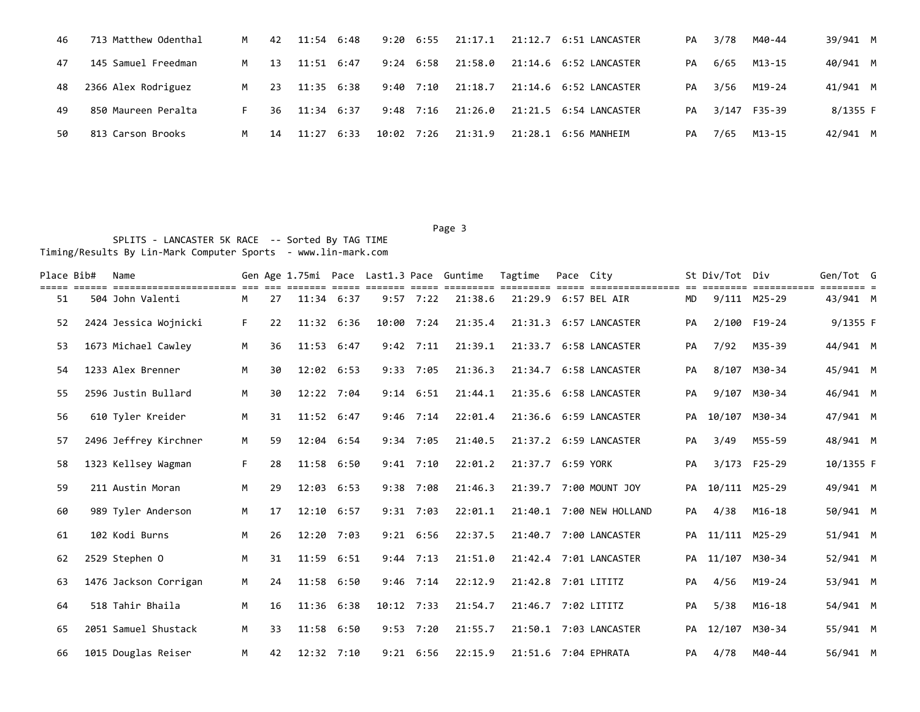| Place | Bib# | Name | Gen | Age | 1.75mi | Pace | Last1.3 | Pace | Guntime | Tagtime | Pace | City | St | Div/Tot | Div | Gen/Tot | G |
|---|---|---|---|---|---|---|---|---|---|---|---|---|---|---|---|---|---|
| 46 | 713 | Matthew Odenthal | M | 42 | 11:54 | 6:48 | 9:20 | 6:55 | 21:17.1 | 21:12.7 | 6:51 | LANCASTER | PA | 3/78 | M40-44 | 39/941 | M |
| 47 | 145 | Samuel Freedman | M | 13 | 11:51 | 6:47 | 9:24 | 6:58 | 21:58.0 | 21:14.6 | 6:52 | LANCASTER | PA | 6/65 | M13-15 | 40/941 | M |
| 48 | 2366 | Alex Rodriguez | M | 23 | 11:35 | 6:38 | 9:40 | 7:10 | 21:18.7 | 21:14.6 | 6:52 | LANCASTER | PA | 3/56 | M19-24 | 41/941 | M |
| 49 | 850 | Maureen Peralta | F | 36 | 11:34 | 6:37 | 9:48 | 7:16 | 21:26.0 | 21:21.5 | 6:54 | LANCASTER | PA | 3/147 | F35-39 | 8/1355 | F |
| 50 | 813 | Carson Brooks | M | 14 | 11:27 | 6:33 | 10:02 | 7:26 | 21:31.9 | 21:28.1 | 6:56 | MANHEIM | PA | 7/65 | M13-15 | 42/941 | M |

SPLITS - LANCASTER 5K RACE -- Sorted By TAG TIME
Timing/Results By Lin-Mark Computer Sports - www.lin-mark.com

| Place | Bib# | Name | Gen | Age | 1.75mi | Pace | Last1.3 | Pace | Guntime | Tagtime | Pace | City | St | Div/Tot | Div | Gen/Tot | G |
|---|---|---|---|---|---|---|---|---|---|---|---|---|---|---|---|---|---|
| 51 | 504 | John Valenti | M | 27 | 11:34 | 6:37 | 9:57 | 7:22 | 21:38.6 | 21:29.9 | 6:57 | BEL AIR | MD | 9/111 | M25-29 | 43/941 | M |
| 52 | 2424 | Jessica Wojnicki | F | 22 | 11:32 | 6:36 | 10:00 | 7:24 | 21:35.4 | 21:31.3 | 6:57 | LANCASTER | PA | 2/100 | F19-24 | 9/1355 | F |
| 53 | 1673 | Michael Cawley | M | 36 | 11:53 | 6:47 | 9:42 | 7:11 | 21:39.1 | 21:33.7 | 6:58 | LANCASTER | PA | 7/92 | M35-39 | 44/941 | M |
| 54 | 1233 | Alex Brenner | M | 30 | 12:02 | 6:53 | 9:33 | 7:05 | 21:36.3 | 21:34.7 | 6:58 | LANCASTER | PA | 8/107 | M30-34 | 45/941 | M |
| 55 | 2596 | Justin Bullard | M | 30 | 12:22 | 7:04 | 9:14 | 6:51 | 21:44.1 | 21:35.6 | 6:58 | LANCASTER | PA | 9/107 | M30-34 | 46/941 | M |
| 56 | 610 | Tyler Kreider | M | 31 | 11:52 | 6:47 | 9:46 | 7:14 | 22:01.4 | 21:36.6 | 6:59 | LANCASTER | PA | 10/107 | M30-34 | 47/941 | M |
| 57 | 2496 | Jeffrey Kirchner | M | 59 | 12:04 | 6:54 | 9:34 | 7:05 | 21:40.5 | 21:37.2 | 6:59 | LANCASTER | PA | 3/49 | M55-59 | 48/941 | M |
| 58 | 1323 | Kellsey Wagman | F | 28 | 11:58 | 6:50 | 9:41 | 7:10 | 22:01.2 | 21:37.7 | 6:59 | YORK | PA | 3/173 | F25-29 | 10/1355 | F |
| 59 | 211 | Austin Moran | M | 29 | 12:03 | 6:53 | 9:38 | 7:08 | 21:46.3 | 21:39.7 | 7:00 | MOUNT JOY | PA | 10/111 | M25-29 | 49/941 | M |
| 60 | 989 | Tyler Anderson | M | 17 | 12:10 | 6:57 | 9:31 | 7:03 | 22:01.1 | 21:40.1 | 7:00 | NEW HOLLAND | PA | 4/38 | M16-18 | 50/941 | M |
| 61 | 102 | Kodi Burns | M | 26 | 12:20 | 7:03 | 9:21 | 6:56 | 22:37.5 | 21:40.7 | 7:00 | LANCASTER | PA | 11/111 | M25-29 | 51/941 | M |
| 62 | 2529 | Stephen O | M | 31 | 11:59 | 6:51 | 9:44 | 7:13 | 21:51.0 | 21:42.4 | 7:01 | LANCASTER | PA | 11/107 | M30-34 | 52/941 | M |
| 63 | 1476 | Jackson Corrigan | M | 24 | 11:58 | 6:50 | 9:46 | 7:14 | 22:12.9 | 21:42.8 | 7:01 | LITITZ | PA | 4/56 | M19-24 | 53/941 | M |
| 64 | 518 | Tahir Bhaila | M | 16 | 11:36 | 6:38 | 10:12 | 7:33 | 21:54.7 | 21:46.7 | 7:02 | LITITZ | PA | 5/38 | M16-18 | 54/941 | M |
| 65 | 2051 | Samuel Shustack | M | 33 | 11:58 | 6:50 | 9:53 | 7:20 | 21:55.7 | 21:50.1 | 7:03 | LANCASTER | PA | 12/107 | M30-34 | 55/941 | M |
| 66 | 1015 | Douglas Reiser | M | 42 | 12:32 | 7:10 | 9:21 | 6:56 | 22:15.9 | 21:51.6 | 7:04 | EPHRATA | PA | 4/78 | M40-44 | 56/941 | M |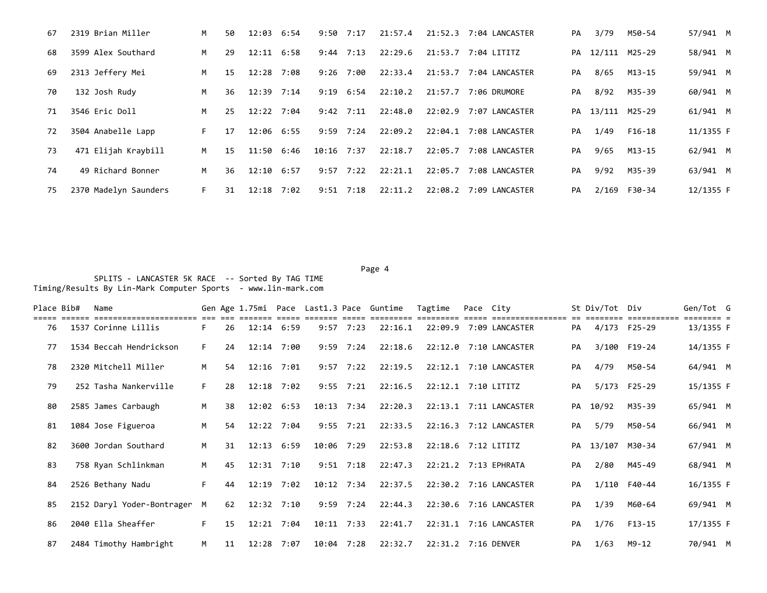| Place | Bib# | Name | Gen | Age | 1.75mi | Pace | Last1.3 | Pace | Guntime | Tagtime | Pace | City | St | Div/Tot | Div | Gen/Tot | G |
|---|---|---|---|---|---|---|---|---|---|---|---|---|---|---|---|---|---|
| 67 | 2319 | Brian Miller | M | 50 | 12:03 | 6:54 | 9:50 | 7:17 | 21:57.4 | 21:52.3 | 7:04 | LANCASTER | PA | 3/79 | M50-54 | 57/941 | M |
| 68 | 3599 | Alex Southard | M | 29 | 12:11 | 6:58 | 9:44 | 7:13 | 22:29.6 | 21:53.7 | 7:04 | LITITZ | PA | 12/111 | M25-29 | 58/941 | M |
| 69 | 2313 | Jeffery Mei | M | 15 | 12:28 | 7:08 | 9:26 | 7:00 | 22:33.4 | 21:53.7 | 7:04 | LANCASTER | PA | 8/65 | M13-15 | 59/941 | M |
| 70 | 132 | Josh Rudy | M | 36 | 12:39 | 7:14 | 9:19 | 6:54 | 22:10.2 | 21:57.7 | 7:06 | DRUMORE | PA | 8/92 | M35-39 | 60/941 | M |
| 71 | 3546 | Eric Doll | M | 25 | 12:22 | 7:04 | 9:42 | 7:11 | 22:48.0 | 22:02.9 | 7:07 | LANCASTER | PA | 13/111 | M25-29 | 61/941 | M |
| 72 | 3504 | Anabelle Lapp | F | 17 | 12:06 | 6:55 | 9:59 | 7:24 | 22:09.2 | 22:04.1 | 7:08 | LANCASTER | PA | 1/49 | F16-18 | 11/1355 | F |
| 73 | 471 | Elijah Kraybill | M | 15 | 11:50 | 6:46 | 10:16 | 7:37 | 22:18.7 | 22:05.7 | 7:08 | LANCASTER | PA | 9/65 | M13-15 | 62/941 | M |
| 74 | 49 | Richard Bonner | M | 36 | 12:10 | 6:57 | 9:57 | 7:22 | 22:21.1 | 22:05.7 | 7:08 | LANCASTER | PA | 9/92 | M35-39 | 63/941 | M |
| 75 | 2370 | Madelyn Saunders | F | 31 | 12:18 | 7:02 | 9:51 | 7:18 | 22:11.2 | 22:08.2 | 7:09 | LANCASTER | PA | 2/169 | F30-34 | 12/1355 | F |

SPLITS - LANCASTER 5K RACE -- Sorted By TAG TIME
Timing/Results By Lin-Mark Computer Sports - www.lin-mark.com

| Place | Bib# | Name | Gen | Age | 1.75mi | Pace | Last1.3 | Pace | Guntime | Tagtime | Pace | City | St | Div/Tot | Div | Gen/Tot | G |
|---|---|---|---|---|---|---|---|---|---|---|---|---|---|---|---|---|---|
| 76 | 1537 | Corinne Lillis | F | 26 | 12:14 | 6:59 | 9:57 | 7:23 | 22:16.1 | 22:09.9 | 7:09 | LANCASTER | PA | 4/173 | F25-29 | 13/1355 | F |
| 77 | 1534 | Beccah Hendrickson | F | 24 | 12:14 | 7:00 | 9:59 | 7:24 | 22:18.6 | 22:12.0 | 7:10 | LANCASTER | PA | 3/100 | F19-24 | 14/1355 | F |
| 78 | 2320 | Mitchell Miller | M | 54 | 12:16 | 7:01 | 9:57 | 7:22 | 22:19.5 | 22:12.1 | 7:10 | LANCASTER | PA | 4/79 | M50-54 | 64/941 | M |
| 79 | 252 | Tasha Nankerville | F | 28 | 12:18 | 7:02 | 9:55 | 7:21 | 22:16.5 | 22:12.1 | 7:10 | LITITZ | PA | 5/173 | F25-29 | 15/1355 | F |
| 80 | 2585 | James Carbaugh | M | 38 | 12:02 | 6:53 | 10:13 | 7:34 | 22:20.3 | 22:13.1 | 7:11 | LANCASTER | PA | 10/92 | M35-39 | 65/941 | M |
| 81 | 1084 | Jose Figueroa | M | 54 | 12:22 | 7:04 | 9:55 | 7:21 | 22:33.5 | 22:16.3 | 7:12 | LANCASTER | PA | 5/79 | M50-54 | 66/941 | M |
| 82 | 3600 | Jordan Southard | M | 31 | 12:13 | 6:59 | 10:06 | 7:29 | 22:53.8 | 22:18.6 | 7:12 | LITITZ | PA | 13/107 | M30-34 | 67/941 | M |
| 83 | 758 | Ryan Schlinkman | M | 45 | 12:31 | 7:10 | 9:51 | 7:18 | 22:47.3 | 22:21.2 | 7:13 | EPHRATA | PA | 2/80 | M45-49 | 68/941 | M |
| 84 | 2526 | Bethany Nadu | F | 44 | 12:19 | 7:02 | 10:12 | 7:34 | 22:37.5 | 22:30.2 | 7:16 | LANCASTER | PA | 1/110 | F40-44 | 16/1355 | F |
| 85 | 2152 | Daryl Yoder-Bontrager | M | 62 | 12:32 | 7:10 | 9:59 | 7:24 | 22:44.3 | 22:30.6 | 7:16 | LANCASTER | PA | 1/39 | M60-64 | 69/941 | M |
| 86 | 2040 | Ella Sheaffer | F | 15 | 12:21 | 7:04 | 10:11 | 7:33 | 22:41.7 | 22:31.1 | 7:16 | LANCASTER | PA | 1/76 | F13-15 | 17/1355 | F |
| 87 | 2484 | Timothy Hambright | M | 11 | 12:28 | 7:07 | 10:04 | 7:28 | 22:32.7 | 22:31.2 | 7:16 | DENVER | PA | 1/63 | M9-12 | 70/941 | M |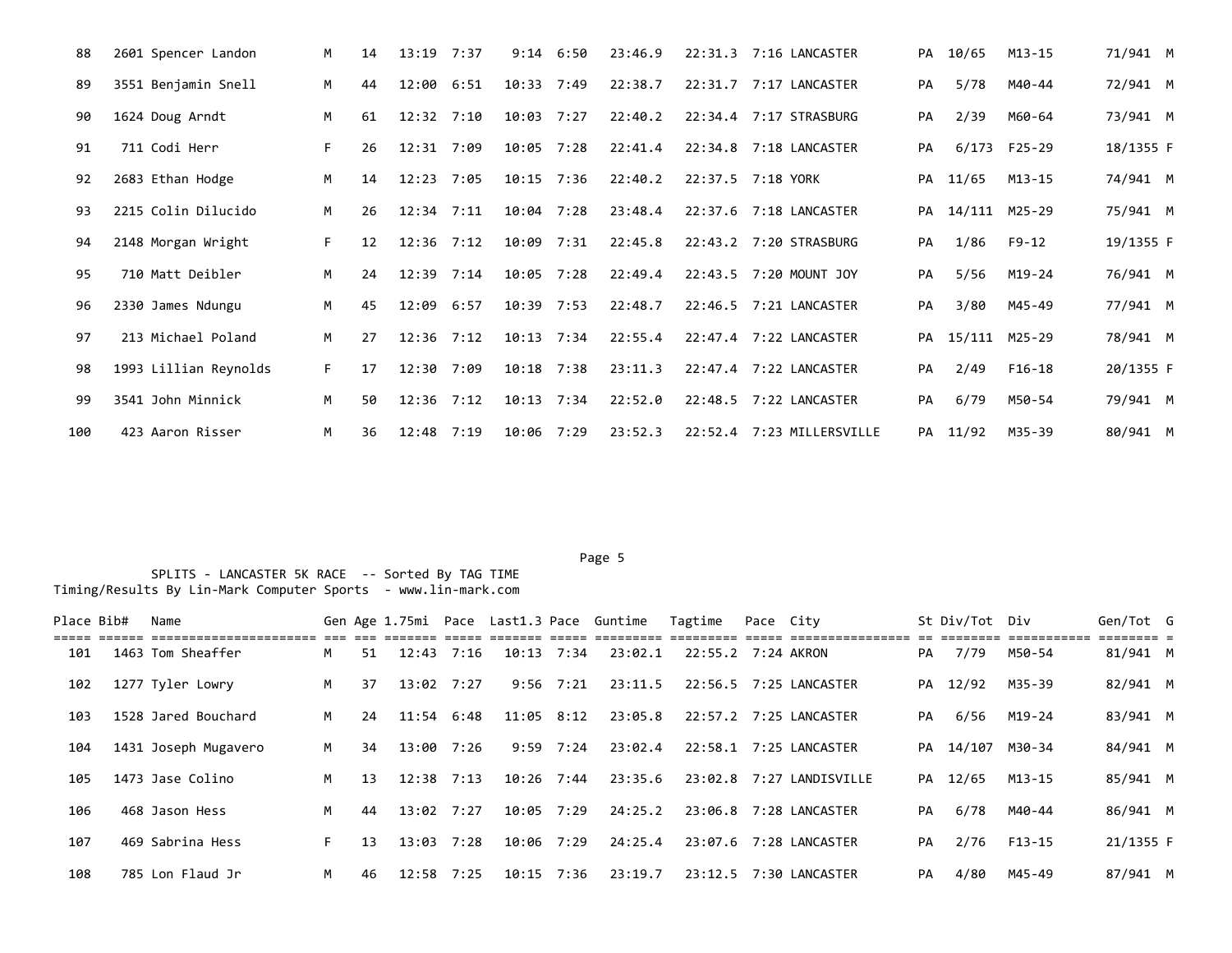| Place | Bib# | Name | Gen | Age | 1.75mi | Pace | Last1.3 | Pace | Guntime | Tagtime | Pace | City | St | Div/Tot | Div | Gen/Tot | G |
|---|---|---|---|---|---|---|---|---|---|---|---|---|---|---|---|---|---|
| 88 | 2601 | Spencer Landon | M | 14 | 13:19 | 7:37 | 9:14 | 6:50 | 23:46.9 | 22:31.3 | 7:16 | LANCASTER | PA | 10/65 | M13-15 | 71/941 | M |
| 89 | 3551 | Benjamin Snell | M | 44 | 12:00 | 6:51 | 10:33 | 7:49 | 22:38.7 | 22:31.7 | 7:17 | LANCASTER | PA | 5/78 | M40-44 | 72/941 | M |
| 90 | 1624 | Doug Arndt | M | 61 | 12:32 | 7:10 | 10:03 | 7:27 | 22:40.2 | 22:34.4 | 7:17 | STRASBURG | PA | 2/39 | M60-64 | 73/941 | M |
| 91 | 711 | Codi Herr | F | 26 | 12:31 | 7:09 | 10:05 | 7:28 | 22:41.4 | 22:34.8 | 7:18 | LANCASTER | PA | 6/173 | F25-29 | 18/1355 | F |
| 92 | 2683 | Ethan Hodge | M | 14 | 12:23 | 7:05 | 10:15 | 7:36 | 22:40.2 | 22:37.5 | 7:18 | YORK | PA | 11/65 | M13-15 | 74/941 | M |
| 93 | 2215 | Colin Dilucido | M | 26 | 12:34 | 7:11 | 10:04 | 7:28 | 23:48.4 | 22:37.6 | 7:18 | LANCASTER | PA | 14/111 | M25-29 | 75/941 | M |
| 94 | 2148 | Morgan Wright | F | 12 | 12:36 | 7:12 | 10:09 | 7:31 | 22:45.8 | 22:43.2 | 7:20 | STRASBURG | PA | 1/86 | F9-12 | 19/1355 | F |
| 95 | 710 | Matt Deibler | M | 24 | 12:39 | 7:14 | 10:05 | 7:28 | 22:49.4 | 22:43.5 | 7:20 | MOUNT JOY | PA | 5/56 | M19-24 | 76/941 | M |
| 96 | 2330 | James Ndungu | M | 45 | 12:09 | 6:57 | 10:39 | 7:53 | 22:48.7 | 22:46.5 | 7:21 | LANCASTER | PA | 3/80 | M45-49 | 77/941 | M |
| 97 | 213 | Michael Poland | M | 27 | 12:36 | 7:12 | 10:13 | 7:34 | 22:55.4 | 22:47.4 | 7:22 | LANCASTER | PA | 15/111 | M25-29 | 78/941 | M |
| 98 | 1993 | Lillian Reynolds | F | 17 | 12:30 | 7:09 | 10:18 | 7:38 | 23:11.3 | 22:47.4 | 7:22 | LANCASTER | PA | 2/49 | F16-18 | 20/1355 | F |
| 99 | 3541 | John Minnick | M | 50 | 12:36 | 7:12 | 10:13 | 7:34 | 22:52.0 | 22:48.5 | 7:22 | LANCASTER | PA | 6/79 | M50-54 | 79/941 | M |
| 100 | 423 | Aaron Risser | M | 36 | 12:48 | 7:19 | 10:06 | 7:29 | 23:52.3 | 22:52.4 | 7:23 | MILLERSVILLE | PA | 11/92 | M35-39 | 80/941 | M |

SPLITS - LANCASTER 5K RACE -- Sorted By TAG TIME
Timing/Results By Lin-Mark Computer Sports - www.lin-mark.com

| Place | Bib# | Name | Gen | Age | 1.75mi | Pace | Last1.3 | Pace | Guntime | Tagtime | Pace | City | St | Div/Tot | Div | Gen/Tot | G |
|---|---|---|---|---|---|---|---|---|---|---|---|---|---|---|---|---|---|
| 101 | 1463 | Tom Sheaffer | M | 51 | 12:43 | 7:16 | 10:13 | 7:34 | 23:02.1 | 22:55.2 | 7:24 | AKRON | PA | 7/79 | M50-54 | 81/941 | M |
| 102 | 1277 | Tyler Lowry | M | 37 | 13:02 | 7:27 | 9:56 | 7:21 | 23:11.5 | 22:56.5 | 7:25 | LANCASTER | PA | 12/92 | M35-39 | 82/941 | M |
| 103 | 1528 | Jared Bouchard | M | 24 | 11:54 | 6:48 | 11:05 | 8:12 | 23:05.8 | 22:57.2 | 7:25 | LANCASTER | PA | 6/56 | M19-24 | 83/941 | M |
| 104 | 1431 | Joseph Mugavero | M | 34 | 13:00 | 7:26 | 9:59 | 7:24 | 23:02.4 | 22:58.1 | 7:25 | LANCASTER | PA | 14/107 | M30-34 | 84/941 | M |
| 105 | 1473 | Jase Colino | M | 13 | 12:38 | 7:13 | 10:26 | 7:44 | 23:35.6 | 23:02.8 | 7:27 | LANDISVILLE | PA | 12/65 | M13-15 | 85/941 | M |
| 106 | 468 | Jason Hess | M | 44 | 13:02 | 7:27 | 10:05 | 7:29 | 24:25.2 | 23:06.8 | 7:28 | LANCASTER | PA | 6/78 | M40-44 | 86/941 | M |
| 107 | 469 | Sabrina Hess | F | 13 | 13:03 | 7:28 | 10:06 | 7:29 | 24:25.4 | 23:07.6 | 7:28 | LANCASTER | PA | 2/76 | F13-15 | 21/1355 | F |
| 108 | 785 | Lon Flaud Jr | M | 46 | 12:58 | 7:25 | 10:15 | 7:36 | 23:19.7 | 23:12.5 | 7:30 | LANCASTER | PA | 4/80 | M45-49 | 87/941 | M |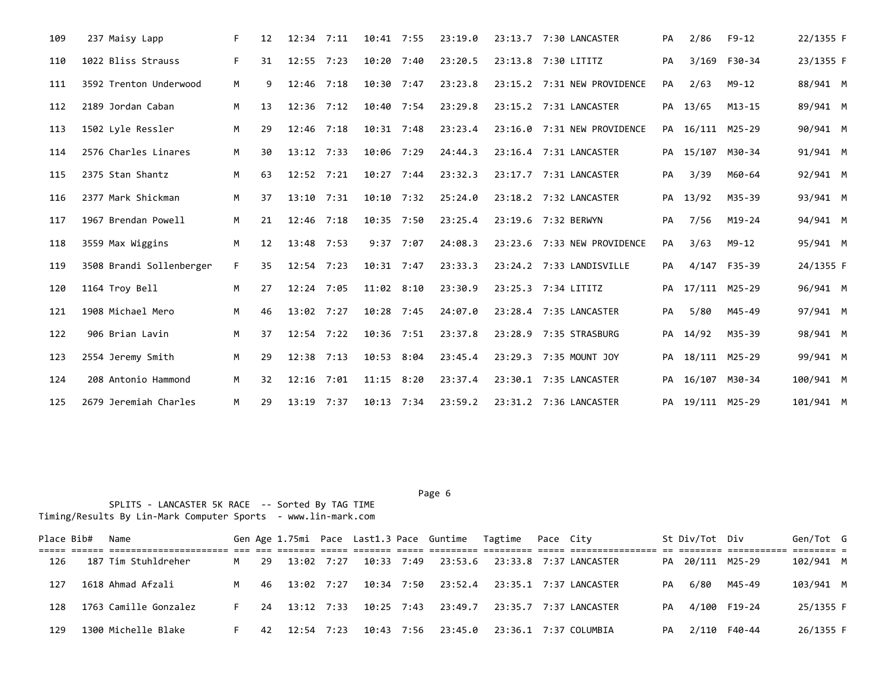| Place | Bib# | Name | Gen | Age | 1.75mi | Pace | Last1.3 | Pace | Guntime | Tagtime | Pace | City | St | Div/Tot | Div | Gen/Tot | G |
|---|---|---|---|---|---|---|---|---|---|---|---|---|---|---|---|---|---|
| 109 | 237 | Maisy Lapp | F | 12 | 12:34 | 7:11 | 10:41 | 7:55 | 23:19.0 | 23:13.7 | 7:30 | LANCASTER | PA | 2/86 | F9-12 | 22/1355 | F |
| 110 | 1022 | Bliss Strauss | F | 31 | 12:55 | 7:23 | 10:20 | 7:40 | 23:20.5 | 23:13.8 | 7:30 | LITITZ | PA | 3/169 | F30-34 | 23/1355 | F |
| 111 | 3592 | Trenton Underwood | M | 9 | 12:46 | 7:18 | 10:30 | 7:47 | 23:23.8 | 23:15.2 | 7:31 | NEW PROVIDENCE | PA | 2/63 | M9-12 | 88/941 | M |
| 112 | 2189 | Jordan Caban | M | 13 | 12:36 | 7:12 | 10:40 | 7:54 | 23:29.8 | 23:15.2 | 7:31 | LANCASTER | PA | 13/65 | M13-15 | 89/941 | M |
| 113 | 1502 | Lyle Ressler | M | 29 | 12:46 | 7:18 | 10:31 | 7:48 | 23:23.4 | 23:16.0 | 7:31 | NEW PROVIDENCE | PA | 16/111 | M25-29 | 90/941 | M |
| 114 | 2576 | Charles Linares | M | 30 | 13:12 | 7:33 | 10:06 | 7:29 | 24:44.3 | 23:16.4 | 7:31 | LANCASTER | PA | 15/107 | M30-34 | 91/941 | M |
| 115 | 2375 | Stan Shantz | M | 63 | 12:52 | 7:21 | 10:27 | 7:44 | 23:32.3 | 23:17.7 | 7:31 | LANCASTER | PA | 3/39 | M60-64 | 92/941 | M |
| 116 | 2377 | Mark Shickman | M | 37 | 13:10 | 7:31 | 10:10 | 7:32 | 25:24.0 | 23:18.2 | 7:32 | LANCASTER | PA | 13/92 | M35-39 | 93/941 | M |
| 117 | 1967 | Brendan Powell | M | 21 | 12:46 | 7:18 | 10:35 | 7:50 | 23:25.4 | 23:19.6 | 7:32 | BERWYN | PA | 7/56 | M19-24 | 94/941 | M |
| 118 | 3559 | Max Wiggins | M | 12 | 13:48 | 7:53 | 9:37 | 7:07 | 24:08.3 | 23:23.6 | 7:33 | NEW PROVIDENCE | PA | 3/63 | M9-12 | 95/941 | M |
| 119 | 3508 | Brandi Sollenberger | F | 35 | 12:54 | 7:23 | 10:31 | 7:47 | 23:33.3 | 23:24.2 | 7:33 | LANDISVILLE | PA | 4/147 | F35-39 | 24/1355 | F |
| 120 | 1164 | Troy Bell | M | 27 | 12:24 | 7:05 | 11:02 | 8:10 | 23:30.9 | 23:25.3 | 7:34 | LITITZ | PA | 17/111 | M25-29 | 96/941 | M |
| 121 | 1908 | Michael Mero | M | 46 | 13:02 | 7:27 | 10:28 | 7:45 | 24:07.0 | 23:28.4 | 7:35 | LANCASTER | PA | 5/80 | M45-49 | 97/941 | M |
| 122 | 906 | Brian Lavin | M | 37 | 12:54 | 7:22 | 10:36 | 7:51 | 23:37.8 | 23:28.9 | 7:35 | STRASBURG | PA | 14/92 | M35-39 | 98/941 | M |
| 123 | 2554 | Jeremy Smith | M | 29 | 12:38 | 7:13 | 10:53 | 8:04 | 23:45.4 | 23:29.3 | 7:35 | MOUNT JOY | PA | 18/111 | M25-29 | 99/941 | M |
| 124 | 208 | Antonio Hammond | M | 32 | 12:16 | 7:01 | 11:15 | 8:20 | 23:37.4 | 23:30.1 | 7:35 | LANCASTER | PA | 16/107 | M30-34 | 100/941 | M |
| 125 | 2679 | Jeremiah Charles | M | 29 | 13:19 | 7:37 | 10:13 | 7:34 | 23:59.2 | 23:31.2 | 7:36 | LANCASTER | PA | 19/111 | M25-29 | 101/941 | M |

SPLITS - LANCASTER 5K RACE -- Sorted By TAG TIME
Timing/Results By Lin-Mark Computer Sports - www.lin-mark.com

| Place | Bib# | Name | Gen | Age | 1.75mi | Pace | Last1.3 | Pace | Guntime | Tagtime | Pace | City | St | Div/Tot | Div | Gen/Tot | G |
|---|---|---|---|---|---|---|---|---|---|---|---|---|---|---|---|---|---|
| 126 | 187 | Tim Stuhldreher | M | 29 | 13:02 | 7:27 | 10:33 | 7:49 | 23:53.6 | 23:33.8 | 7:37 | LANCASTER | PA | 20/111 | M25-29 | 102/941 | M |
| 127 | 1618 | Ahmad Afzali | M | 46 | 13:02 | 7:27 | 10:34 | 7:50 | 23:52.4 | 23:35.1 | 7:37 | LANCASTER | PA | 6/80 | M45-49 | 103/941 | M |
| 128 | 1763 | Camille Gonzalez | F | 24 | 13:12 | 7:33 | 10:25 | 7:43 | 23:49.7 | 23:35.7 | 7:37 | LANCASTER | PA | 4/100 | F19-24 | 25/1355 | F |
| 129 | 1300 | Michelle Blake | F | 42 | 12:54 | 7:23 | 10:43 | 7:56 | 23:45.0 | 23:36.1 | 7:37 | COLUMBIA | PA | 2/110 | F40-44 | 26/1355 | F |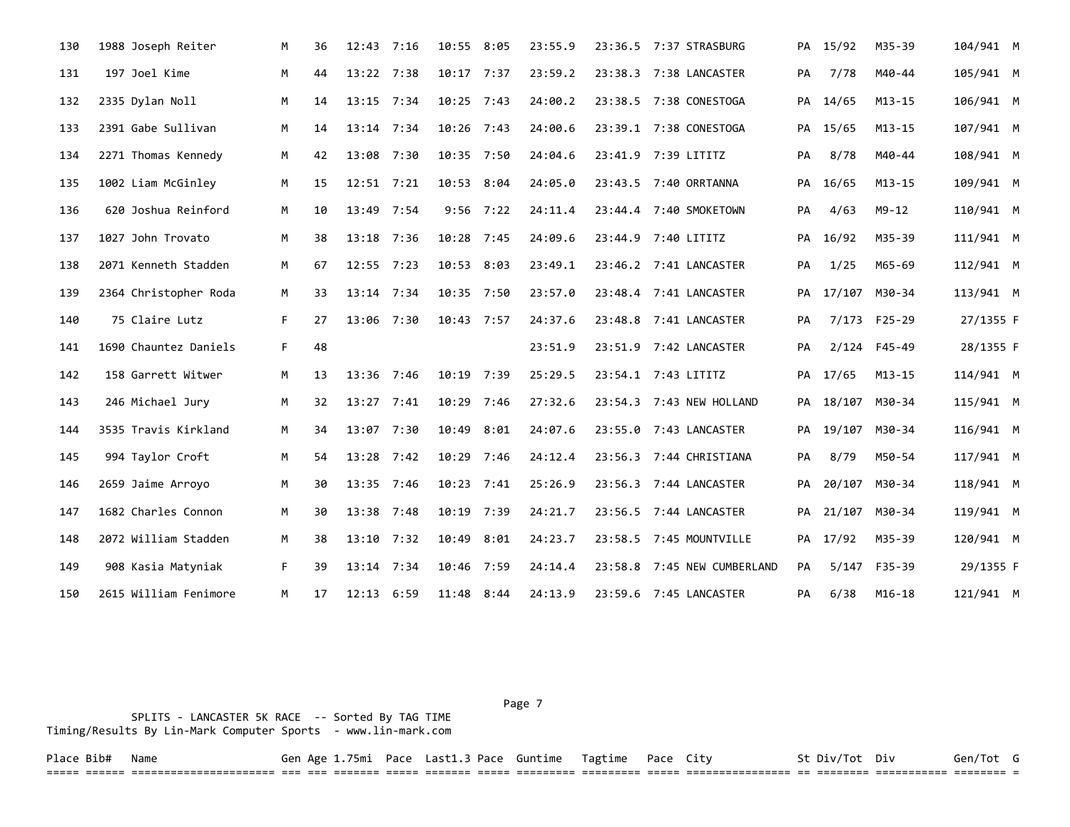| Place | Bib# | Name | Gen | Age | 1.75mi | Pace | Last1.3 | Pace | Guntime | Tagtime | Pace | City | St | Div/Tot | Div | Gen/Tot | G |
|---|---|---|---|---|---|---|---|---|---|---|---|---|---|---|---|---|---|
| 130 | 1988 | Joseph Reiter | M | 36 | 12:43 | 7:16 | 10:55 | 8:05 | 23:55.9 | 23:36.5 | 7:37 | STRASBURG | PA | 15/92 | M35-39 | 104/941 | M |
| 131 | 197 | Joel Kime | M | 44 | 13:22 | 7:38 | 10:17 | 7:37 | 23:59.2 | 23:38.3 | 7:38 | LANCASTER | PA | 7/78 | M40-44 | 105/941 | M |
| 132 | 2335 | Dylan Noll | M | 14 | 13:15 | 7:34 | 10:25 | 7:43 | 24:00.2 | 23:38.5 | 7:38 | CONESTOGA | PA | 14/65 | M13-15 | 106/941 | M |
| 133 | 2391 | Gabe Sullivan | M | 14 | 13:14 | 7:34 | 10:26 | 7:43 | 24:00.6 | 23:39.1 | 7:38 | CONESTOGA | PA | 15/65 | M13-15 | 107/941 | M |
| 134 | 2271 | Thomas Kennedy | M | 42 | 13:08 | 7:30 | 10:35 | 7:50 | 24:04.6 | 23:41.9 | 7:39 | LITITZ | PA | 8/78 | M40-44 | 108/941 | M |
| 135 | 1002 | Liam McGinley | M | 15 | 12:51 | 7:21 | 10:53 | 8:04 | 24:05.0 | 23:43.5 | 7:40 | ORRTANNA | PA | 16/65 | M13-15 | 109/941 | M |
| 136 | 620 | Joshua Reinford | M | 10 | 13:49 | 7:54 | 9:56 | 7:22 | 24:11.4 | 23:44.4 | 7:40 | SMOKETOWN | PA | 4/63 | M9-12 | 110/941 | M |
| 137 | 1027 | John Trovato | M | 38 | 13:18 | 7:36 | 10:28 | 7:45 | 24:09.6 | 23:44.9 | 7:40 | LITITZ | PA | 16/92 | M35-39 | 111/941 | M |
| 138 | 2071 | Kenneth Stadden | M | 67 | 12:55 | 7:23 | 10:53 | 8:03 | 23:49.1 | 23:46.2 | 7:41 | LANCASTER | PA | 1/25 | M65-69 | 112/941 | M |
| 139 | 2364 | Christopher Roda | M | 33 | 13:14 | 7:34 | 10:35 | 7:50 | 23:57.0 | 23:48.4 | 7:41 | LANCASTER | PA | 17/107 | M30-34 | 113/941 | M |
| 140 | 75 | Claire Lutz | F | 27 | 13:06 | 7:30 | 10:43 | 7:57 | 24:37.6 | 23:48.8 | 7:41 | LANCASTER | PA | 7/173 | F25-29 | 27/1355 | F |
| 141 | 1690 | Chauntez Daniels | F | 48 | | | | | 23:51.9 | 23:51.9 | 7:42 | LANCASTER | PA | 2/124 | F45-49 | 28/1355 | F |
| 142 | 158 | Garrett Witwer | M | 13 | 13:36 | 7:46 | 10:19 | 7:39 | 25:29.5 | 23:54.1 | 7:43 | LITITZ | PA | 17/65 | M13-15 | 114/941 | M |
| 143 | 246 | Michael Jury | M | 32 | 13:27 | 7:41 | 10:29 | 7:46 | 27:32.6 | 23:54.3 | 7:43 | NEW HOLLAND | PA | 18/107 | M30-34 | 115/941 | M |
| 144 | 3535 | Travis Kirkland | M | 34 | 13:07 | 7:30 | 10:49 | 8:01 | 24:07.6 | 23:55.0 | 7:43 | LANCASTER | PA | 19/107 | M30-34 | 116/941 | M |
| 145 | 994 | Taylor Croft | M | 54 | 13:28 | 7:42 | 10:29 | 7:46 | 24:12.4 | 23:56.3 | 7:44 | CHRISTIANA | PA | 8/79 | M50-54 | 117/941 | M |
| 146 | 2659 | Jaime Arroyo | M | 30 | 13:35 | 7:46 | 10:23 | 7:41 | 25:26.9 | 23:56.3 | 7:44 | LANCASTER | PA | 20/107 | M30-34 | 118/941 | M |
| 147 | 1682 | Charles Connon | M | 30 | 13:38 | 7:48 | 10:19 | 7:39 | 24:21.7 | 23:56.5 | 7:44 | LANCASTER | PA | 21/107 | M30-34 | 119/941 | M |
| 148 | 2072 | William Stadden | M | 38 | 13:10 | 7:32 | 10:49 | 8:01 | 24:23.7 | 23:58.5 | 7:45 | MOUNTVILLE | PA | 17/92 | M35-39 | 120/941 | M |
| 149 | 908 | Kasia Matyniak | F | 39 | 13:14 | 7:34 | 10:46 | 7:59 | 24:14.4 | 23:58.8 | 7:45 | NEW CUMBERLAND | PA | 5/147 | F35-39 | 29/1355 | F |
| 150 | 2615 | William Fenimore | M | 17 | 12:13 | 6:59 | 11:48 | 8:44 | 24:13.9 | 23:59.6 | 7:45 | LANCASTER | PA | 6/38 | M16-18 | 121/941 | M |

SPLITS - LANCASTER 5K RACE -- Sorted By TAG TIME
Timing/Results By Lin-Mark Computer Sports - www.lin-mark.com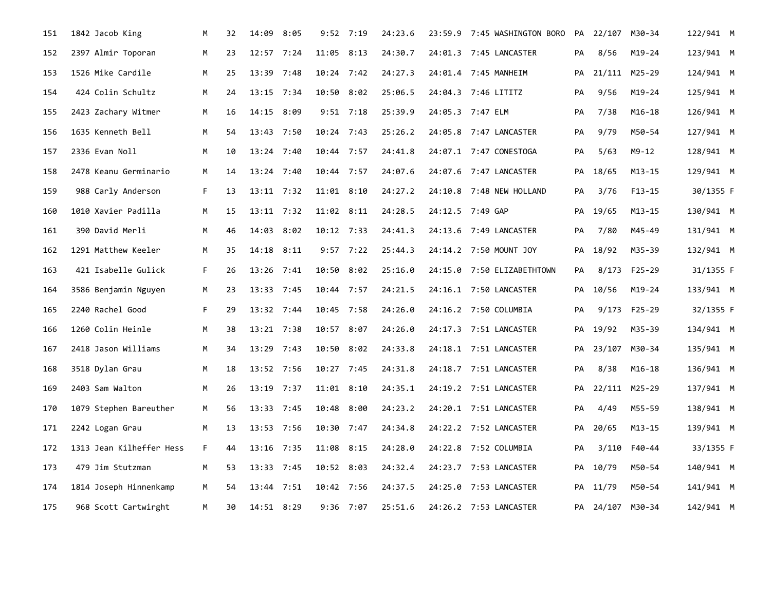| Place | Bib | Name | Sex | Age | Split 1 | Pace 1 | Split 2 | Pace 2 | Gun Time | Net Time | Pace | City | State | Div Place | Division | Sex Place | |
|---|---|---|---|---|---|---|---|---|---|---|---|---|---|---|---|---|---|
| 151 | 1842 | Jacob King | M | 32 | 14:09 | 8:05 | 9:52 | 7:19 | 24:23.6 | 23:59.9 | 7:45 | WASHINGTON BORO | PA | 22/107 | M30-34 | 122/941 | M |
| 152 | 2397 | Almir Toporan | M | 23 | 12:57 | 7:24 | 11:05 | 8:13 | 24:30.7 | 24:01.3 | 7:45 | LANCASTER | PA | 8/56 | M19-24 | 123/941 | M |
| 153 | 1526 | Mike Cardile | M | 25 | 13:39 | 7:48 | 10:24 | 7:42 | 24:27.3 | 24:01.4 | 7:45 | MANHEIM | PA | 21/111 | M25-29 | 124/941 | M |
| 154 | 424 | Colin Schultz | M | 24 | 13:15 | 7:34 | 10:50 | 8:02 | 25:06.5 | 24:04.3 | 7:46 | LITITZ | PA | 9/56 | M19-24 | 125/941 | M |
| 155 | 2423 | Zachary Witmer | M | 16 | 14:15 | 8:09 | 9:51 | 7:18 | 25:39.9 | 24:05.3 | 7:47 | ELM | PA | 7/38 | M16-18 | 126/941 | M |
| 156 | 1635 | Kenneth Bell | M | 54 | 13:43 | 7:50 | 10:24 | 7:43 | 25:26.2 | 24:05.8 | 7:47 | LANCASTER | PA | 9/79 | M50-54 | 127/941 | M |
| 157 | 2336 | Evan Noll | M | 10 | 13:24 | 7:40 | 10:44 | 7:57 | 24:41.8 | 24:07.1 | 7:47 | CONESTOGA | PA | 5/63 | M9-12 | 128/941 | M |
| 158 | 2478 | Keanu Germinario | M | 14 | 13:24 | 7:40 | 10:44 | 7:57 | 24:07.6 | 24:07.6 | 7:47 | LANCASTER | PA | 18/65 | M13-15 | 129/941 | M |
| 159 | 988 | Carly Anderson | F | 13 | 13:11 | 7:32 | 11:01 | 8:10 | 24:27.2 | 24:10.8 | 7:48 | NEW HOLLAND | PA | 3/76 | F13-15 | 30/1355 | F |
| 160 | 1010 | Xavier Padilla | M | 15 | 13:11 | 7:32 | 11:02 | 8:11 | 24:28.5 | 24:12.5 | 7:49 | GAP | PA | 19/65 | M13-15 | 130/941 | M |
| 161 | 390 | David Merli | M | 46 | 14:03 | 8:02 | 10:12 | 7:33 | 24:41.3 | 24:13.6 | 7:49 | LANCASTER | PA | 7/80 | M45-49 | 131/941 | M |
| 162 | 1291 | Matthew Keeler | M | 35 | 14:18 | 8:11 | 9:57 | 7:22 | 25:44.3 | 24:14.2 | 7:50 | MOUNT JOY | PA | 18/92 | M35-39 | 132/941 | M |
| 163 | 421 | Isabelle Gulick | F | 26 | 13:26 | 7:41 | 10:50 | 8:02 | 25:16.0 | 24:15.0 | 7:50 | ELIZABETHTOWN | PA | 8/173 | F25-29 | 31/1355 | F |
| 164 | 3586 | Benjamin Nguyen | M | 23 | 13:33 | 7:45 | 10:44 | 7:57 | 24:21.5 | 24:16.1 | 7:50 | LANCASTER | PA | 10/56 | M19-24 | 133/941 | M |
| 165 | 2240 | Rachel Good | F | 29 | 13:32 | 7:44 | 10:45 | 7:58 | 24:26.0 | 24:16.2 | 7:50 | COLUMBIA | PA | 9/173 | F25-29 | 32/1355 | F |
| 166 | 1260 | Colin Heinle | M | 38 | 13:21 | 7:38 | 10:57 | 8:07 | 24:26.0 | 24:17.3 | 7:51 | LANCASTER | PA | 19/92 | M35-39 | 134/941 | M |
| 167 | 2418 | Jason Williams | M | 34 | 13:29 | 7:43 | 10:50 | 8:02 | 24:33.8 | 24:18.1 | 7:51 | LANCASTER | PA | 23/107 | M30-34 | 135/941 | M |
| 168 | 3518 | Dylan Grau | M | 18 | 13:52 | 7:56 | 10:27 | 7:45 | 24:31.8 | 24:18.7 | 7:51 | LANCASTER | PA | 8/38 | M16-18 | 136/941 | M |
| 169 | 2403 | Sam Walton | M | 26 | 13:19 | 7:37 | 11:01 | 8:10 | 24:35.1 | 24:19.2 | 7:51 | LANCASTER | PA | 22/111 | M25-29 | 137/941 | M |
| 170 | 1079 | Stephen Bareuther | M | 56 | 13:33 | 7:45 | 10:48 | 8:00 | 24:23.2 | 24:20.1 | 7:51 | LANCASTER | PA | 4/49 | M55-59 | 138/941 | M |
| 171 | 2242 | Logan Grau | M | 13 | 13:53 | 7:56 | 10:30 | 7:47 | 24:34.8 | 24:22.2 | 7:52 | LANCASTER | PA | 20/65 | M13-15 | 139/941 | M |
| 172 | 1313 | Jean Kilheffer Hess | F | 44 | 13:16 | 7:35 | 11:08 | 8:15 | 24:28.0 | 24:22.8 | 7:52 | COLUMBIA | PA | 3/110 | F40-44 | 33/1355 | F |
| 173 | 479 | Jim Stutzman | M | 53 | 13:33 | 7:45 | 10:52 | 8:03 | 24:32.4 | 24:23.7 | 7:53 | LANCASTER | PA | 10/79 | M50-54 | 140/941 | M |
| 174 | 1814 | Joseph Hinnenkamp | M | 54 | 13:44 | 7:51 | 10:42 | 7:56 | 24:37.5 | 24:25.0 | 7:53 | LANCASTER | PA | 11/79 | M50-54 | 141/941 | M |
| 175 | 968 | Scott Cartwirght | M | 30 | 14:51 | 8:29 | 9:36 | 7:07 | 25:51.6 | 24:26.2 | 7:53 | LANCASTER | PA | 24/107 | M30-34 | 142/941 | M |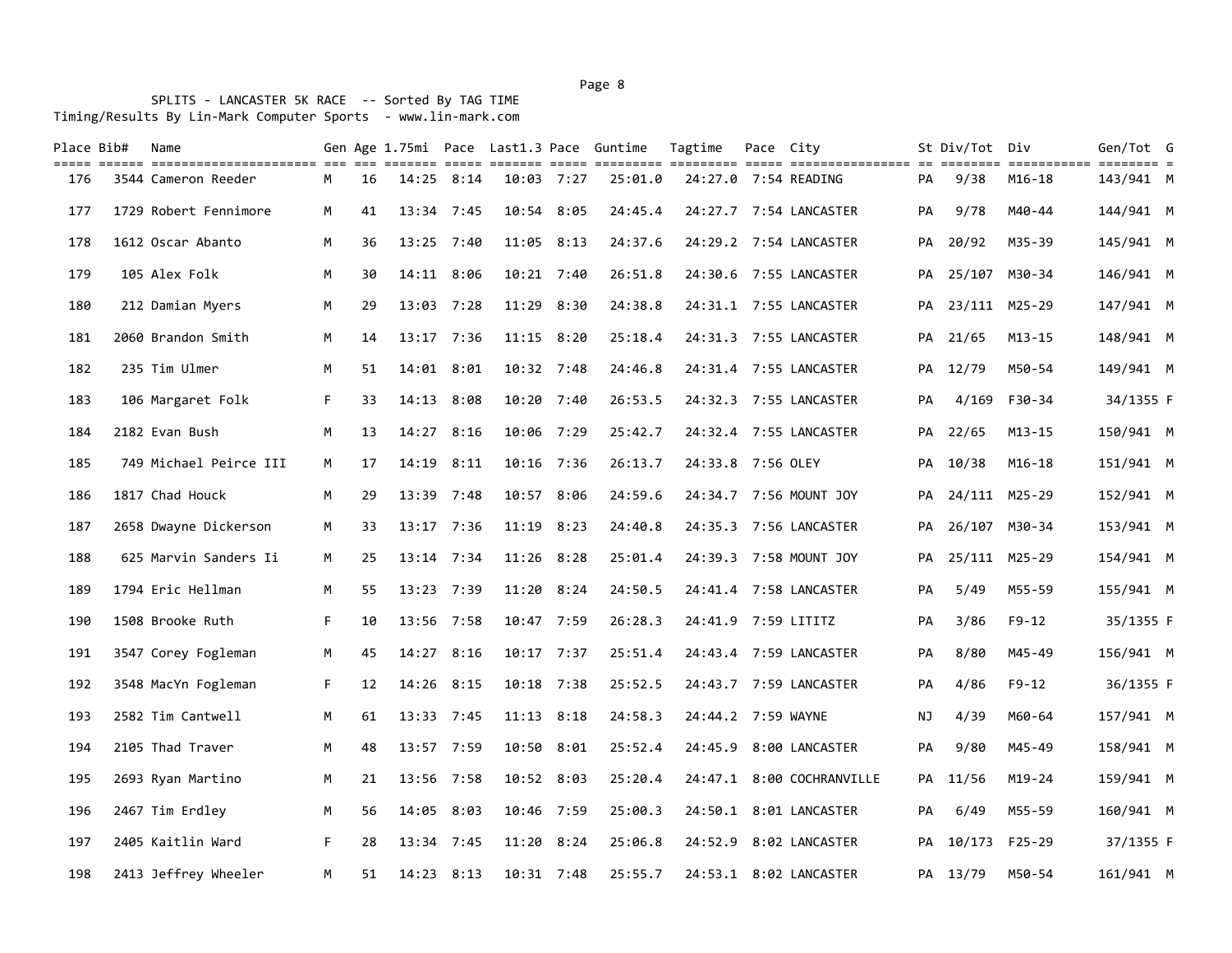SPLITS - LANCASTER 5K RACE -- Sorted By TAG TIME
Timing/Results By Lin-Mark Computer Sports - www.lin-mark.com

| Place | Bib# | Name | Gen | Age | 1.75mi | Pace | Last1.3 | Pace | Guntime | Tagtime | Pace | City | St | Div/Tot | Div | Gen/Tot | G |
|---|---|---|---|---|---|---|---|---|---|---|---|---|---|---|---|---|---|
| 176 | 3544 | Cameron Reeder | M | 16 | 14:25 | 8:14 | 10:03 | 7:27 | 25:01.0 | 24:27.0 | 7:54 | READING | PA | 9/38 | M16-18 | 143/941 | M |
| 177 | 1729 | Robert Fennimore | M | 41 | 13:34 | 7:45 | 10:54 | 8:05 | 24:45.4 | 24:27.7 | 7:54 | LANCASTER | PA | 9/78 | M40-44 | 144/941 | M |
| 178 | 1612 | Oscar Abanto | M | 36 | 13:25 | 7:40 | 11:05 | 8:13 | 24:37.6 | 24:29.2 | 7:54 | LANCASTER | PA | 20/92 | M35-39 | 145/941 | M |
| 179 | 105 | Alex Folk | M | 30 | 14:11 | 8:06 | 10:21 | 7:40 | 26:51.8 | 24:30.6 | 7:55 | LANCASTER | PA | 25/107 | M30-34 | 146/941 | M |
| 180 | 212 | Damian Myers | M | 29 | 13:03 | 7:28 | 11:29 | 8:30 | 24:38.8 | 24:31.1 | 7:55 | LANCASTER | PA | 23/111 | M25-29 | 147/941 | M |
| 181 | 2060 | Brandon Smith | M | 14 | 13:17 | 7:36 | 11:15 | 8:20 | 25:18.4 | 24:31.3 | 7:55 | LANCASTER | PA | 21/65 | M13-15 | 148/941 | M |
| 182 | 235 | Tim Ulmer | M | 51 | 14:01 | 8:01 | 10:32 | 7:48 | 24:46.8 | 24:31.4 | 7:55 | LANCASTER | PA | 12/79 | M50-54 | 149/941 | M |
| 183 | 106 | Margaret Folk | F | 33 | 14:13 | 8:08 | 10:20 | 7:40 | 26:53.5 | 24:32.3 | 7:55 | LANCASTER | PA | 4/169 | F30-34 | 34/1355 | F |
| 184 | 2182 | Evan Bush | M | 13 | 14:27 | 8:16 | 10:06 | 7:29 | 25:42.7 | 24:32.4 | 7:55 | LANCASTER | PA | 22/65 | M13-15 | 150/941 | M |
| 185 | 749 | Michael Peirce III | M | 17 | 14:19 | 8:11 | 10:16 | 7:36 | 26:13.7 | 24:33.8 | 7:56 | OLEY | PA | 10/38 | M16-18 | 151/941 | M |
| 186 | 1817 | Chad Houck | M | 29 | 13:39 | 7:48 | 10:57 | 8:06 | 24:59.6 | 24:34.7 | 7:56 | MOUNT JOY | PA | 24/111 | M25-29 | 152/941 | M |
| 187 | 2658 | Dwayne Dickerson | M | 33 | 13:17 | 7:36 | 11:19 | 8:23 | 24:40.8 | 24:35.3 | 7:56 | LANCASTER | PA | 26/107 | M30-34 | 153/941 | M |
| 188 | 625 | Marvin Sanders Ii | M | 25 | 13:14 | 7:34 | 11:26 | 8:28 | 25:01.4 | 24:39.3 | 7:58 | MOUNT JOY | PA | 25/111 | M25-29 | 154/941 | M |
| 189 | 1794 | Eric Hellman | M | 55 | 13:23 | 7:39 | 11:20 | 8:24 | 24:50.5 | 24:41.4 | 7:58 | LANCASTER | PA | 5/49 | M55-59 | 155/941 | M |
| 190 | 1508 | Brooke Ruth | F | 10 | 13:56 | 7:58 | 10:47 | 7:59 | 26:28.3 | 24:41.9 | 7:59 | LITITZ | PA | 3/86 | F9-12 | 35/1355 | F |
| 191 | 3547 | Corey Fogleman | M | 45 | 14:27 | 8:16 | 10:17 | 7:37 | 25:51.4 | 24:43.4 | 7:59 | LANCASTER | PA | 8/80 | M45-49 | 156/941 | M |
| 192 | 3548 | MacYn Fogleman | F | 12 | 14:26 | 8:15 | 10:18 | 7:38 | 25:52.5 | 24:43.7 | 7:59 | LANCASTER | PA | 4/86 | F9-12 | 36/1355 | F |
| 193 | 2582 | Tim Cantwell | M | 61 | 13:33 | 7:45 | 11:13 | 8:18 | 24:58.3 | 24:44.2 | 7:59 | WAYNE | NJ | 4/39 | M60-64 | 157/941 | M |
| 194 | 2105 | Thad Traver | M | 48 | 13:57 | 7:59 | 10:50 | 8:01 | 25:52.4 | 24:45.9 | 8:00 | LANCASTER | PA | 9/80 | M45-49 | 158/941 | M |
| 195 | 2693 | Ryan Martino | M | 21 | 13:56 | 7:58 | 10:52 | 8:03 | 25:20.4 | 24:47.1 | 8:00 | COCHRANVILLE | PA | 11/56 | M19-24 | 159/941 | M |
| 196 | 2467 | Tim Erdley | M | 56 | 14:05 | 8:03 | 10:46 | 7:59 | 25:00.3 | 24:50.1 | 8:01 | LANCASTER | PA | 6/49 | M55-59 | 160/941 | M |
| 197 | 2405 | Kaitlin Ward | F | 28 | 13:34 | 7:45 | 11:20 | 8:24 | 25:06.8 | 24:52.9 | 8:02 | LANCASTER | PA | 10/173 | F25-29 | 37/1355 | F |
| 198 | 2413 | Jeffrey Wheeler | M | 51 | 14:23 | 8:13 | 10:31 | 7:48 | 25:55.7 | 24:53.1 | 8:02 | LANCASTER | PA | 13/79 | M50-54 | 161/941 | M |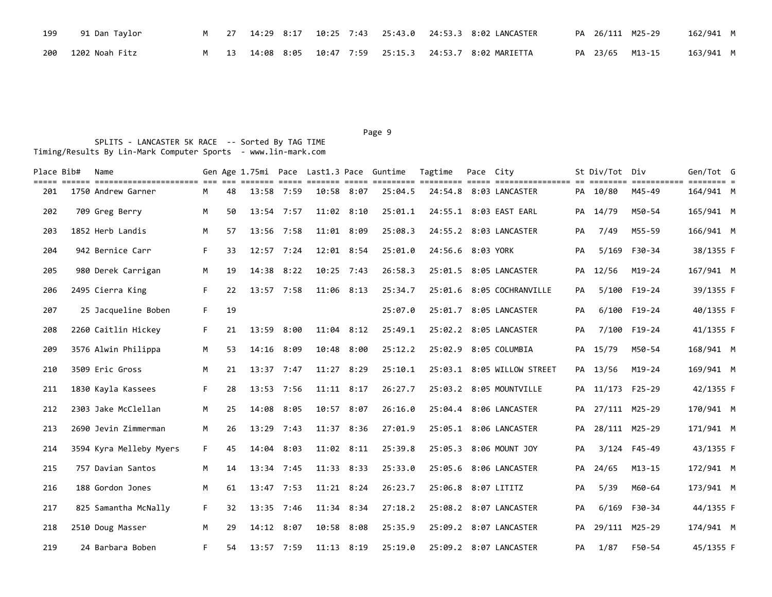| Place | Bib# | Name | Gen | Age | 1.75mi | Pace | Last1.3 | Pace | Guntime | Tagtime | Pace | City | St | Div/Tot | Div | Gen/Tot | G |
|---|---|---|---|---|---|---|---|---|---|---|---|---|---|---|---|---|---|
| 199 | 91 | Dan Taylor | M | 27 | 14:29 | 8:17 | 10:25 | 7:43 | 25:43.0 | 24:53.3 | 8:02 | LANCASTER | PA | 26/111 | M25-29 | 162/941 | M |
| 200 | 1202 | Noah Fitz | M | 13 | 14:08 | 8:05 | 10:47 | 7:59 | 25:15.3 | 24:53.7 | 8:02 | MARIETTA | PA | 23/65 | M13-15 | 163/941 | M |

SPLITS - LANCASTER 5K RACE -- Sorted By TAG TIME
Timing/Results By Lin-Mark Computer Sports - www.lin-mark.com

| Place | Bib# | Name | Gen | Age | 1.75mi | Pace | Last1.3 | Pace | Guntime | Tagtime | Pace | City | St | Div/Tot | Div | Gen/Tot | G |
|---|---|---|---|---|---|---|---|---|---|---|---|---|---|---|---|---|---|
| 201 | 1750 | Andrew Garner | M | 48 | 13:58 | 7:59 | 10:58 | 8:07 | 25:04.5 | 24:54.8 | 8:03 | LANCASTER | PA | 10/80 | M45-49 | 164/941 | M |
| 202 | 709 | Greg Berry | M | 50 | 13:54 | 7:57 | 11:02 | 8:10 | 25:01.1 | 24:55.1 | 8:03 | EAST EARL | PA | 14/79 | M50-54 | 165/941 | M |
| 203 | 1852 | Herb Landis | M | 57 | 13:56 | 7:58 | 11:01 | 8:09 | 25:08.3 | 24:55.2 | 8:03 | LANCASTER | PA | 7/49 | M55-59 | 166/941 | M |
| 204 | 942 | Bernice Carr | F | 33 | 12:57 | 7:24 | 12:01 | 8:54 | 25:01.0 | 24:56.6 | 8:03 | YORK | PA | 5/169 | F30-34 | 38/1355 | F |
| 205 | 980 | Derek Carrigan | M | 19 | 14:38 | 8:22 | 10:25 | 7:43 | 26:58.3 | 25:01.5 | 8:05 | LANCASTER | PA | 12/56 | M19-24 | 167/941 | M |
| 206 | 2495 | Cierra King | F | 22 | 13:57 | 7:58 | 11:06 | 8:13 | 25:34.7 | 25:01.6 | 8:05 | COCHRANVILLE | PA | 5/100 | F19-24 | 39/1355 | F |
| 207 | 25 | Jacqueline Boben | F | 19 | | | | | 25:07.0 | 25:01.7 | 8:05 | LANCASTER | PA | 6/100 | F19-24 | 40/1355 | F |
| 208 | 2260 | Caitlin Hickey | F | 21 | 13:59 | 8:00 | 11:04 | 8:12 | 25:49.1 | 25:02.2 | 8:05 | LANCASTER | PA | 7/100 | F19-24 | 41/1355 | F |
| 209 | 3576 | Alwin Philippa | M | 53 | 14:16 | 8:09 | 10:48 | 8:00 | 25:12.2 | 25:02.9 | 8:05 | COLUMBIA | PA | 15/79 | M50-54 | 168/941 | M |
| 210 | 3509 | Eric Gross | M | 21 | 13:37 | 7:47 | 11:27 | 8:29 | 25:10.1 | 25:03.1 | 8:05 | WILLOW STREET | PA | 13/56 | M19-24 | 169/941 | M |
| 211 | 1830 | Kayla Kassees | F | 28 | 13:53 | 7:56 | 11:11 | 8:17 | 26:27.7 | 25:03.2 | 8:05 | MOUNTVILLE | PA | 11/173 | F25-29 | 42/1355 | F |
| 212 | 2303 | Jake McClellan | M | 25 | 14:08 | 8:05 | 10:57 | 8:07 | 26:16.0 | 25:04.4 | 8:06 | LANCASTER | PA | 27/111 | M25-29 | 170/941 | M |
| 213 | 2690 | Jevin Zimmerman | M | 26 | 13:29 | 7:43 | 11:37 | 8:36 | 27:01.9 | 25:05.1 | 8:06 | LANCASTER | PA | 28/111 | M25-29 | 171/941 | M |
| 214 | 3594 | Kyra Melleby Myers | F | 45 | 14:04 | 8:03 | 11:02 | 8:11 | 25:39.8 | 25:05.3 | 8:06 | MOUNT JOY | PA | 3/124 | F45-49 | 43/1355 | F |
| 215 | 757 | Davian Santos | M | 14 | 13:34 | 7:45 | 11:33 | 8:33 | 25:33.0 | 25:05.6 | 8:06 | LANCASTER | PA | 24/65 | M13-15 | 172/941 | M |
| 216 | 188 | Gordon Jones | M | 61 | 13:47 | 7:53 | 11:21 | 8:24 | 26:23.7 | 25:06.8 | 8:07 | LITITZ | PA | 5/39 | M60-64 | 173/941 | M |
| 217 | 825 | Samantha McNally | F | 32 | 13:35 | 7:46 | 11:34 | 8:34 | 27:18.2 | 25:08.2 | 8:07 | LANCASTER | PA | 6/169 | F30-34 | 44/1355 | F |
| 218 | 2510 | Doug Masser | M | 29 | 14:12 | 8:07 | 10:58 | 8:08 | 25:35.9 | 25:09.2 | 8:07 | LANCASTER | PA | 29/111 | M25-29 | 174/941 | M |
| 219 | 24 | Barbara Boben | F | 54 | 13:57 | 7:59 | 11:13 | 8:19 | 25:19.0 | 25:09.2 | 8:07 | LANCASTER | PA | 1/87 | F50-54 | 45/1355 | F |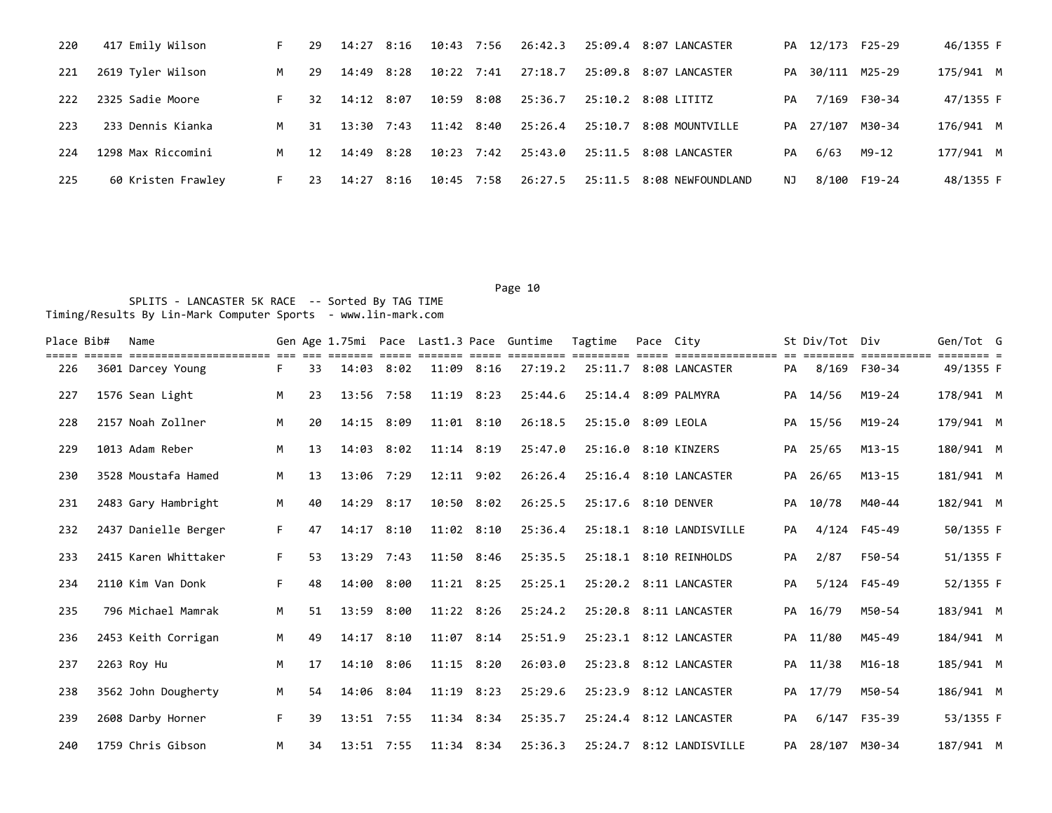| Place | Bib# | Name | Gen | Age | 1.75mi | Pace | Last1.3 | Pace | Guntime | Tagtime | Pace | City | St | Div/Tot | Div | Gen/Tot | G |
|---|---|---|---|---|---|---|---|---|---|---|---|---|---|---|---|---|---|
| 220 | 417 | Emily Wilson | F | 29 | 14:27 | 8:16 | 10:43 | 7:56 | 26:42.3 | 25:09.4 | 8:07 | LANCASTER | PA | 12/173 | F25-29 | 46/1355 | F |
| 221 | 2619 | Tyler Wilson | M | 29 | 14:49 | 8:28 | 10:22 | 7:41 | 27:18.7 | 25:09.8 | 8:07 | LANCASTER | PA | 30/111 | M25-29 | 175/941 | M |
| 222 | 2325 | Sadie Moore | F | 32 | 14:12 | 8:07 | 10:59 | 8:08 | 25:36.7 | 25:10.2 | 8:08 | LITITZ | PA | 7/169 | F30-34 | 47/1355 | F |
| 223 | 233 | Dennis Kianka | M | 31 | 13:30 | 7:43 | 11:42 | 8:40 | 25:26.4 | 25:10.7 | 8:08 | MOUNTVILLE | PA | 27/107 | M30-34 | 176/941 | M |
| 224 | 1298 | Max Riccomini | M | 12 | 14:49 | 8:28 | 10:23 | 7:42 | 25:43.0 | 25:11.5 | 8:08 | LANCASTER | PA | 6/63 | M9-12 | 177/941 | M |
| 225 | 60 | Kristen Frawley | F | 23 | 14:27 | 8:16 | 10:45 | 7:58 | 26:27.5 | 25:11.5 | 8:08 | NEWFOUNDLAND | NJ | 8/100 | F19-24 | 48/1355 | F |

SPLITS - LANCASTER 5K RACE -- Sorted By TAG TIME
Timing/Results By Lin-Mark Computer Sports - www.lin-mark.com

| Place | Bib# | Name | Gen | Age | 1.75mi | Pace | Last1.3 | Pace | Guntime | Tagtime | Pace | City | St | Div/Tot | Div | Gen/Tot | G |
|---|---|---|---|---|---|---|---|---|---|---|---|---|---|---|---|---|---|
| 226 | 3601 | Darcey Young | F | 33 | 14:03 | 8:02 | 11:09 | 8:16 | 27:19.2 | 25:11.7 | 8:08 | LANCASTER | PA | 8/169 | F30-34 | 49/1355 | F |
| 227 | 1576 | Sean Light | M | 23 | 13:56 | 7:58 | 11:19 | 8:23 | 25:44.6 | 25:14.4 | 8:09 | PALMYRA | PA | 14/56 | M19-24 | 178/941 | M |
| 228 | 2157 | Noah Zollner | M | 20 | 14:15 | 8:09 | 11:01 | 8:10 | 26:18.5 | 25:15.0 | 8:09 | LEOLA | PA | 15/56 | M19-24 | 179/941 | M |
| 229 | 1013 | Adam Reber | M | 13 | 14:03 | 8:02 | 11:14 | 8:19 | 25:47.0 | 25:16.0 | 8:10 | KINZERS | PA | 25/65 | M13-15 | 180/941 | M |
| 230 | 3528 | Moustafa Hamed | M | 13 | 13:06 | 7:29 | 12:11 | 9:02 | 26:26.4 | 25:16.4 | 8:10 | LANCASTER | PA | 26/65 | M13-15 | 181/941 | M |
| 231 | 2483 | Gary Hambright | M | 40 | 14:29 | 8:17 | 10:50 | 8:02 | 26:25.5 | 25:17.6 | 8:10 | DENVER | PA | 10/78 | M40-44 | 182/941 | M |
| 232 | 2437 | Danielle Berger | F | 47 | 14:17 | 8:10 | 11:02 | 8:10 | 25:36.4 | 25:18.1 | 8:10 | LANDISVILLE | PA | 4/124 | F45-49 | 50/1355 | F |
| 233 | 2415 | Karen Whittaker | F | 53 | 13:29 | 7:43 | 11:50 | 8:46 | 25:35.5 | 25:18.1 | 8:10 | REINHOLDS | PA | 2/87 | F50-54 | 51/1355 | F |
| 234 | 2110 | Kim Van Donk | F | 48 | 14:00 | 8:00 | 11:21 | 8:25 | 25:25.1 | 25:20.2 | 8:11 | LANCASTER | PA | 5/124 | F45-49 | 52/1355 | F |
| 235 | 796 | Michael Mamrak | M | 51 | 13:59 | 8:00 | 11:22 | 8:26 | 25:24.2 | 25:20.8 | 8:11 | LANCASTER | PA | 16/79 | M50-54 | 183/941 | M |
| 236 | 2453 | Keith Corrigan | M | 49 | 14:17 | 8:10 | 11:07 | 8:14 | 25:51.9 | 25:23.1 | 8:12 | LANCASTER | PA | 11/80 | M45-49 | 184/941 | M |
| 237 | 2263 | Roy Hu | M | 17 | 14:10 | 8:06 | 11:15 | 8:20 | 26:03.0 | 25:23.8 | 8:12 | LANCASTER | PA | 11/38 | M16-18 | 185/941 | M |
| 238 | 3562 | John Dougherty | M | 54 | 14:06 | 8:04 | 11:19 | 8:23 | 25:29.6 | 25:23.9 | 8:12 | LANCASTER | PA | 17/79 | M50-54 | 186/941 | M |
| 239 | 2608 | Darby Horner | F | 39 | 13:51 | 7:55 | 11:34 | 8:34 | 25:35.7 | 25:24.4 | 8:12 | LANCASTER | PA | 6/147 | F35-39 | 53/1355 | F |
| 240 | 1759 | Chris Gibson | M | 34 | 13:51 | 7:55 | 11:34 | 8:34 | 25:36.3 | 25:24.7 | 8:12 | LANDISVILLE | PA | 28/107 | M30-34 | 187/941 | M |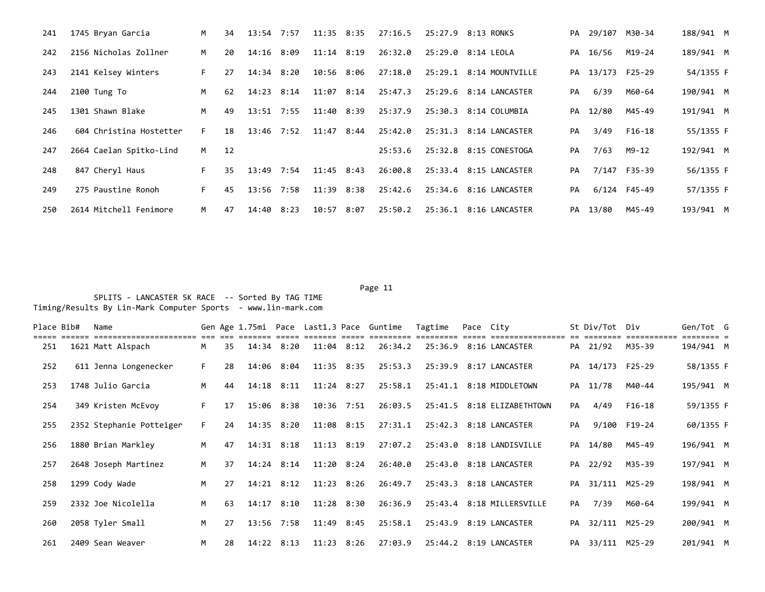| Place | Bib# | Name | Gen | Age | 1.75mi | Pace | Last1.3 | Pace | Guntime | Tagtime | Pace | City | St | Div/Tot | Div | Gen/Tot | G |
|---|---|---|---|---|---|---|---|---|---|---|---|---|---|---|---|---|---|
| 241 | 1745 | Bryan Garcia | M | 34 | 13:54 | 7:57 | 11:35 | 8:35 | 27:16.5 | 25:27.9 | 8:13 | RONKS | PA | 29/107 | M30-34 | 188/941 | M |
| 242 | 2156 | Nicholas Zollner | M | 20 | 14:16 | 8:09 | 11:14 | 8:19 | 26:32.0 | 25:29.0 | 8:14 | LEOLA | PA | 16/56 | M19-24 | 189/941 | M |
| 243 | 2141 | Kelsey Winters | F | 27 | 14:34 | 8:20 | 10:56 | 8:06 | 27:18.0 | 25:29.1 | 8:14 | MOUNTVILLE | PA | 13/173 | F25-29 | 54/1355 | F |
| 244 | 2100 | Tung To | M | 62 | 14:23 | 8:14 | 11:07 | 8:14 | 25:47.3 | 25:29.6 | 8:14 | LANCASTER | PA | 6/39 | M60-64 | 190/941 | M |
| 245 | 1301 | Shawn Blake | M | 49 | 13:51 | 7:55 | 11:40 | 8:39 | 25:37.9 | 25:30.3 | 8:14 | COLUMBIA | PA | 12/80 | M45-49 | 191/941 | M |
| 246 | 604 | Christina Hostetter | F | 18 | 13:46 | 7:52 | 11:47 | 8:44 | 25:42.0 | 25:31.3 | 8:14 | LANCASTER | PA | 3/49 | F16-18 | 55/1355 | F |
| 247 | 2664 | Caelan Spitko-Lind | M | 12 | | | | | 25:53.6 | 25:32.8 | 8:15 | CONESTOGA | PA | 7/63 | M9-12 | 192/941 | M |
| 248 | 847 | Cheryl Haus | F | 35 | 13:49 | 7:54 | 11:45 | 8:43 | 26:00.8 | 25:33.4 | 8:15 | LANCASTER | PA | 7/147 | F35-39 | 56/1355 | F |
| 249 | 275 | Paustine Ronoh | F | 45 | 13:56 | 7:58 | 11:39 | 8:38 | 25:42.6 | 25:34.6 | 8:16 | LANCASTER | PA | 6/124 | F45-49 | 57/1355 | F |
| 250 | 2614 | Mitchell Fenimore | M | 47 | 14:40 | 8:23 | 10:57 | 8:07 | 25:50.2 | 25:36.1 | 8:16 | LANCASTER | PA | 13/80 | M45-49 | 193/941 | M |

SPLITS - LANCASTER 5K RACE -- Sorted By TAG TIME
Timing/Results By Lin-Mark Computer Sports - www.lin-mark.com

| Place | Bib# | Name | Gen | Age | 1.75mi | Pace | Last1.3 | Pace | Guntime | Tagtime | Pace | City | St | Div/Tot | Div | Gen/Tot | G |
|---|---|---|---|---|---|---|---|---|---|---|---|---|---|---|---|---|---|
| 251 | 1621 | Matt Alspach | M | 35 | 14:34 | 8:20 | 11:04 | 8:12 | 26:34.2 | 25:36.9 | 8:16 | LANCASTER | PA | 21/92 | M35-39 | 194/941 | M |
| 252 | 611 | Jenna Longenecker | F | 28 | 14:06 | 8:04 | 11:35 | 8:35 | 25:53.3 | 25:39.9 | 8:17 | LANCASTER | PA | 14/173 | F25-29 | 58/1355 | F |
| 253 | 1748 | Julio Garcia | M | 44 | 14:18 | 8:11 | 11:24 | 8:27 | 25:58.1 | 25:41.1 | 8:18 | MIDDLETOWN | PA | 11/78 | M40-44 | 195/941 | M |
| 254 | 349 | Kristen McEvoy | F | 17 | 15:06 | 8:38 | 10:36 | 7:51 | 26:03.5 | 25:41.5 | 8:18 | ELIZABETHTOWN | PA | 4/49 | F16-18 | 59/1355 | F |
| 255 | 2352 | Stephanie Potteiger | F | 24 | 14:35 | 8:20 | 11:08 | 8:15 | 27:31.1 | 25:42.3 | 8:18 | LANCASTER | PA | 9/100 | F19-24 | 60/1355 | F |
| 256 | 1880 | Brian Markley | M | 47 | 14:31 | 8:18 | 11:13 | 8:19 | 27:07.2 | 25:43.0 | 8:18 | LANDISVILLE | PA | 14/80 | M45-49 | 196/941 | M |
| 257 | 2648 | Joseph Martinez | M | 37 | 14:24 | 8:14 | 11:20 | 8:24 | 26:40.0 | 25:43.0 | 8:18 | LANCASTER | PA | 22/92 | M35-39 | 197/941 | M |
| 258 | 1299 | Cody Wade | M | 27 | 14:21 | 8:12 | 11:23 | 8:26 | 26:49.7 | 25:43.3 | 8:18 | LANCASTER | PA | 31/111 | M25-29 | 198/941 | M |
| 259 | 2332 | Joe Nicolella | M | 63 | 14:17 | 8:10 | 11:28 | 8:30 | 26:36.9 | 25:43.4 | 8:18 | MILLERSVILLE | PA | 7/39 | M60-64 | 199/941 | M |
| 260 | 2058 | Tyler Small | M | 27 | 13:56 | 7:58 | 11:49 | 8:45 | 25:58.1 | 25:43.9 | 8:19 | LANCASTER | PA | 32/111 | M25-29 | 200/941 | M |
| 261 | 2409 | Sean Weaver | M | 28 | 14:22 | 8:13 | 11:23 | 8:26 | 27:03.9 | 25:44.2 | 8:19 | LANCASTER | PA | 33/111 | M25-29 | 201/941 | M |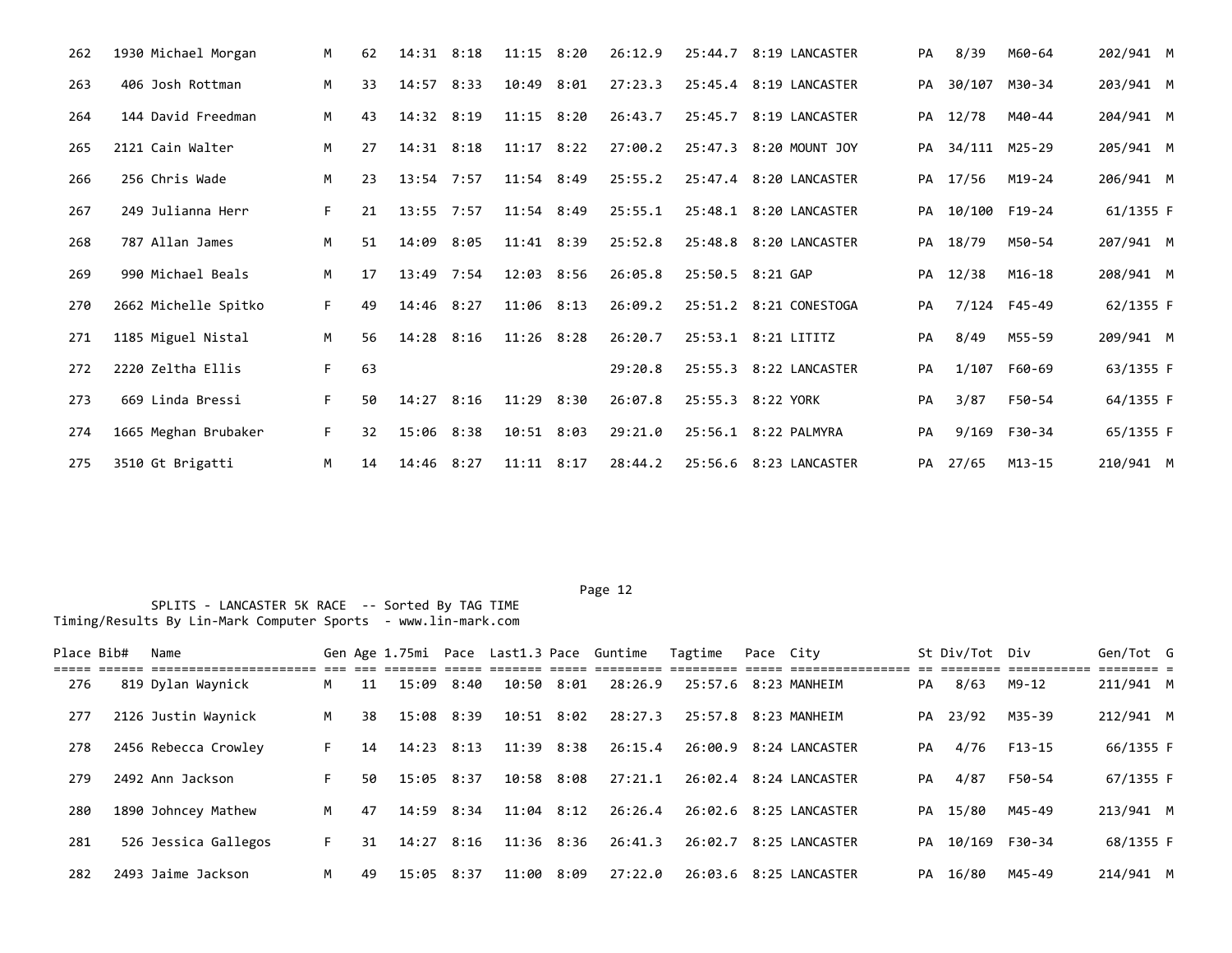| Place | Bib# | Name | Gen | Age | 1.75mi | Pace | Last1.3 | Pace | Guntime | Tagtime | Pace | City | St | Div/Tot | Div | Gen/Tot | G |
|---|---|---|---|---|---|---|---|---|---|---|---|---|---|---|---|---|---|
| 262 | 1930 | Michael Morgan | M | 62 | 14:31 | 8:18 | 11:15 | 8:20 | 26:12.9 | 25:44.7 | 8:19 | LANCASTER | PA | 8/39 | M60-64 | 202/941 | M |
| 263 | 406 | Josh Rottman | M | 33 | 14:57 | 8:33 | 10:49 | 8:01 | 27:23.3 | 25:45.4 | 8:19 | LANCASTER | PA | 30/107 | M30-34 | 203/941 | M |
| 264 | 144 | David Freedman | M | 43 | 14:32 | 8:19 | 11:15 | 8:20 | 26:43.7 | 25:45.7 | 8:19 | LANCASTER | PA | 12/78 | M40-44 | 204/941 | M |
| 265 | 2121 | Cain Walter | M | 27 | 14:31 | 8:18 | 11:17 | 8:22 | 27:00.2 | 25:47.3 | 8:20 | MOUNT JOY | PA | 34/111 | M25-29 | 205/941 | M |
| 266 | 256 | Chris Wade | M | 23 | 13:54 | 7:57 | 11:54 | 8:49 | 25:55.2 | 25:47.4 | 8:20 | LANCASTER | PA | 17/56 | M19-24 | 206/941 | M |
| 267 | 249 | Julianna Herr | F | 21 | 13:55 | 7:57 | 11:54 | 8:49 | 25:55.1 | 25:48.1 | 8:20 | LANCASTER | PA | 10/100 | F19-24 | 61/1355 | F |
| 268 | 787 | Allan James | M | 51 | 14:09 | 8:05 | 11:41 | 8:39 | 25:52.8 | 25:48.8 | 8:20 | LANCASTER | PA | 18/79 | M50-54 | 207/941 | M |
| 269 | 990 | Michael Beals | M | 17 | 13:49 | 7:54 | 12:03 | 8:56 | 26:05.8 | 25:50.5 | 8:21 | GAP | PA | 12/38 | M16-18 | 208/941 | M |
| 270 | 2662 | Michelle Spitko | F | 49 | 14:46 | 8:27 | 11:06 | 8:13 | 26:09.2 | 25:51.2 | 8:21 | CONESTOGA | PA | 7/124 | F45-49 | 62/1355 | F |
| 271 | 1185 | Miguel Nistal | M | 56 | 14:28 | 8:16 | 11:26 | 8:28 | 26:20.7 | 25:53.1 | 8:21 | LITITZ | PA | 8/49 | M55-59 | 209/941 | M |
| 272 | 2220 | Zeltha Ellis | F | 63 | | | | | 29:20.8 | 25:55.3 | 8:22 | LANCASTER | PA | 1/107 | F60-69 | 63/1355 | F |
| 273 | 669 | Linda Bressi | F | 50 | 14:27 | 8:16 | 11:29 | 8:30 | 26:07.8 | 25:55.3 | 8:22 | YORK | PA | 3/87 | F50-54 | 64/1355 | F |
| 274 | 1665 | Meghan Brubaker | F | 32 | 15:06 | 8:38 | 10:51 | 8:03 | 29:21.0 | 25:56.1 | 8:22 | PALMYRA | PA | 9/169 | F30-34 | 65/1355 | F |
| 275 | 3510 | Gt Brigatti | M | 14 | 14:46 | 8:27 | 11:11 | 8:17 | 28:44.2 | 25:56.6 | 8:23 | LANCASTER | PA | 27/65 | M13-15 | 210/941 | M |

SPLITS - LANCASTER 5K RACE -- Sorted By TAG TIME
Timing/Results By Lin-Mark Computer Sports - www.lin-mark.com

| Place | Bib# | Name | Gen | Age | 1.75mi | Pace | Last1.3 | Pace | Guntime | Tagtime | Pace | City | St | Div/Tot | Div | Gen/Tot | G |
|---|---|---|---|---|---|---|---|---|---|---|---|---|---|---|---|---|---|
| 276 | 819 | Dylan Waynick | M | 11 | 15:09 | 8:40 | 10:50 | 8:01 | 28:26.9 | 25:57.6 | 8:23 | MANHEIM | PA | 8/63 | M9-12 | 211/941 | M |
| 277 | 2126 | Justin Waynick | M | 38 | 15:08 | 8:39 | 10:51 | 8:02 | 28:27.3 | 25:57.8 | 8:23 | MANHEIM | PA | 23/92 | M35-39 | 212/941 | M |
| 278 | 2456 | Rebecca Crowley | F | 14 | 14:23 | 8:13 | 11:39 | 8:38 | 26:15.4 | 26:00.9 | 8:24 | LANCASTER | PA | 4/76 | F13-15 | 66/1355 | F |
| 279 | 2492 | Ann Jackson | F | 50 | 15:05 | 8:37 | 10:58 | 8:08 | 27:21.1 | 26:02.4 | 8:24 | LANCASTER | PA | 4/87 | F50-54 | 67/1355 | F |
| 280 | 1890 | Johncey Mathew | M | 47 | 14:59 | 8:34 | 11:04 | 8:12 | 26:26.4 | 26:02.6 | 8:25 | LANCASTER | PA | 15/80 | M45-49 | 213/941 | M |
| 281 | 526 | Jessica Gallegos | F | 31 | 14:27 | 8:16 | 11:36 | 8:36 | 26:41.3 | 26:02.7 | 8:25 | LANCASTER | PA | 10/169 | F30-34 | 68/1355 | F |
| 282 | 2493 | Jaime Jackson | M | 49 | 15:05 | 8:37 | 11:00 | 8:09 | 27:22.0 | 26:03.6 | 8:25 | LANCASTER | PA | 16/80 | M45-49 | 214/941 | M |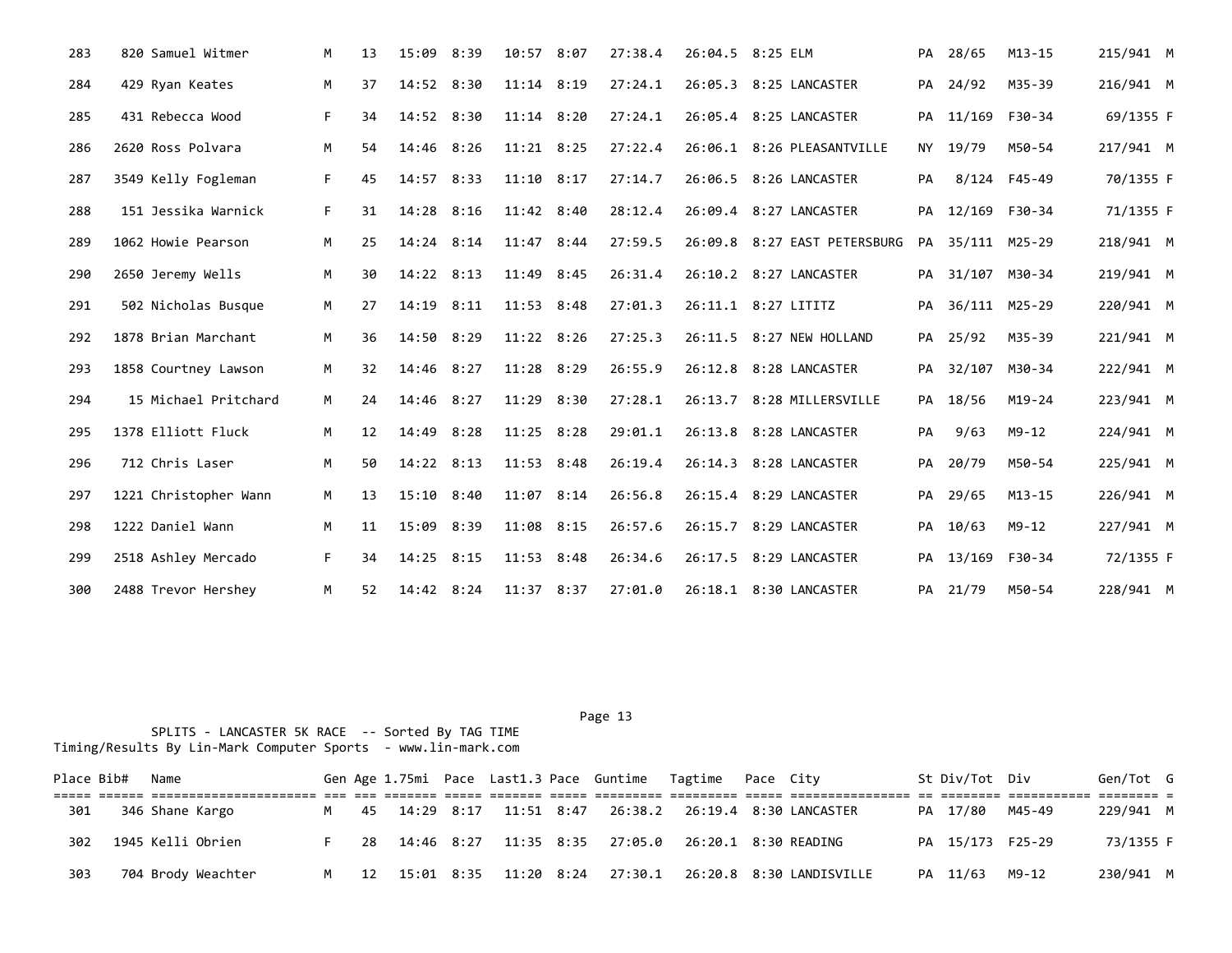| Place | Bib# | Name | Gen | Age | 1.75mi | Pace | Last1.3 | Pace | Guntime | Tagtime | Pace | City | St | Div/Tot | Div | Gen/Tot | G |
|---|---|---|---|---|---|---|---|---|---|---|---|---|---|---|---|---|---|
| 283 | 820 | Samuel Witmer | M | 13 | 15:09 | 8:39 | 10:57 | 8:07 | 27:38.4 | 26:04.5 | 8:25 | ELM | PA | 28/65 | M13-15 | 215/941 | M |
| 284 | 429 | Ryan Keates | M | 37 | 14:52 | 8:30 | 11:14 | 8:19 | 27:24.1 | 26:05.3 | 8:25 | LANCASTER | PA | 24/92 | M35-39 | 216/941 | M |
| 285 | 431 | Rebecca Wood | F | 34 | 14:52 | 8:30 | 11:14 | 8:20 | 27:24.1 | 26:05.4 | 8:25 | LANCASTER | PA | 11/169 | F30-34 | 69/1355 | F |
| 286 | 2620 | Ross Polvara | M | 54 | 14:46 | 8:26 | 11:21 | 8:25 | 27:22.4 | 26:06.1 | 8:26 | PLEASANTVILLE | NY | 19/79 | M50-54 | 217/941 | M |
| 287 | 3549 | Kelly Fogleman | F | 45 | 14:57 | 8:33 | 11:10 | 8:17 | 27:14.7 | 26:06.5 | 8:26 | LANCASTER | PA | 8/124 | F45-49 | 70/1355 | F |
| 288 | 151 | Jessika Warnick | F | 31 | 14:28 | 8:16 | 11:42 | 8:40 | 28:12.4 | 26:09.4 | 8:27 | LANCASTER | PA | 12/169 | F30-34 | 71/1355 | F |
| 289 | 1062 | Howie Pearson | M | 25 | 14:24 | 8:14 | 11:47 | 8:44 | 27:59.5 | 26:09.8 | 8:27 | EAST PETERSBURG | PA | 35/111 | M25-29 | 218/941 | M |
| 290 | 2650 | Jeremy Wells | M | 30 | 14:22 | 8:13 | 11:49 | 8:45 | 26:31.4 | 26:10.2 | 8:27 | LANCASTER | PA | 31/107 | M30-34 | 219/941 | M |
| 291 | 502 | Nicholas Busque | M | 27 | 14:19 | 8:11 | 11:53 | 8:48 | 27:01.3 | 26:11.1 | 8:27 | LITITZ | PA | 36/111 | M25-29 | 220/941 | M |
| 292 | 1878 | Brian Marchant | M | 36 | 14:50 | 8:29 | 11:22 | 8:26 | 27:25.3 | 26:11.5 | 8:27 | NEW HOLLAND | PA | 25/92 | M35-39 | 221/941 | M |
| 293 | 1858 | Courtney Lawson | M | 32 | 14:46 | 8:27 | 11:28 | 8:29 | 26:55.9 | 26:12.8 | 8:28 | LANCASTER | PA | 32/107 | M30-34 | 222/941 | M |
| 294 | 15 | Michael Pritchard | M | 24 | 14:46 | 8:27 | 11:29 | 8:30 | 27:28.1 | 26:13.7 | 8:28 | MILLERSVILLE | PA | 18/56 | M19-24 | 223/941 | M |
| 295 | 1378 | Elliott Fluck | M | 12 | 14:49 | 8:28 | 11:25 | 8:28 | 29:01.1 | 26:13.8 | 8:28 | LANCASTER | PA | 9/63 | M9-12 | 224/941 | M |
| 296 | 712 | Chris Laser | M | 50 | 14:22 | 8:13 | 11:53 | 8:48 | 26:19.4 | 26:14.3 | 8:28 | LANCASTER | PA | 20/79 | M50-54 | 225/941 | M |
| 297 | 1221 | Christopher Wann | M | 13 | 15:10 | 8:40 | 11:07 | 8:14 | 26:56.8 | 26:15.4 | 8:29 | LANCASTER | PA | 29/65 | M13-15 | 226/941 | M |
| 298 | 1222 | Daniel Wann | M | 11 | 15:09 | 8:39 | 11:08 | 8:15 | 26:57.6 | 26:15.7 | 8:29 | LANCASTER | PA | 10/63 | M9-12 | 227/941 | M |
| 299 | 2518 | Ashley Mercado | F | 34 | 14:25 | 8:15 | 11:53 | 8:48 | 26:34.6 | 26:17.5 | 8:29 | LANCASTER | PA | 13/169 | F30-34 | 72/1355 | F |
| 300 | 2488 | Trevor Hershey | M | 52 | 14:42 | 8:24 | 11:37 | 8:37 | 27:01.0 | 26:18.1 | 8:30 | LANCASTER | PA | 21/79 | M50-54 | 228/941 | M |

SPLITS - LANCASTER 5K RACE -- Sorted By TAG TIME
Timing/Results By Lin-Mark Computer Sports - www.lin-mark.com

| Place | Bib# | Name | Gen | Age | 1.75mi | Pace | Last1.3 | Pace | Guntime | Tagtime | Pace | City | St | Div/Tot | Div | Gen/Tot | G |
|---|---|---|---|---|---|---|---|---|---|---|---|---|---|---|---|---|---|
| 301 | 346 | Shane Kargo | M | 45 | 14:29 | 8:17 | 11:51 | 8:47 | 26:38.2 | 26:19.4 | 8:30 | LANCASTER | PA | 17/80 | M45-49 | 229/941 | M |
| 302 | 1945 | Kelli Obrien | F | 28 | 14:46 | 8:27 | 11:35 | 8:35 | 27:05.0 | 26:20.1 | 8:30 | READING | PA | 15/173 | F25-29 | 73/1355 | F |
| 303 | 704 | Brody Weachter | M | 12 | 15:01 | 8:35 | 11:20 | 8:24 | 27:30.1 | 26:20.8 | 8:30 | LANDISVILLE | PA | 11/63 | M9-12 | 230/941 | M |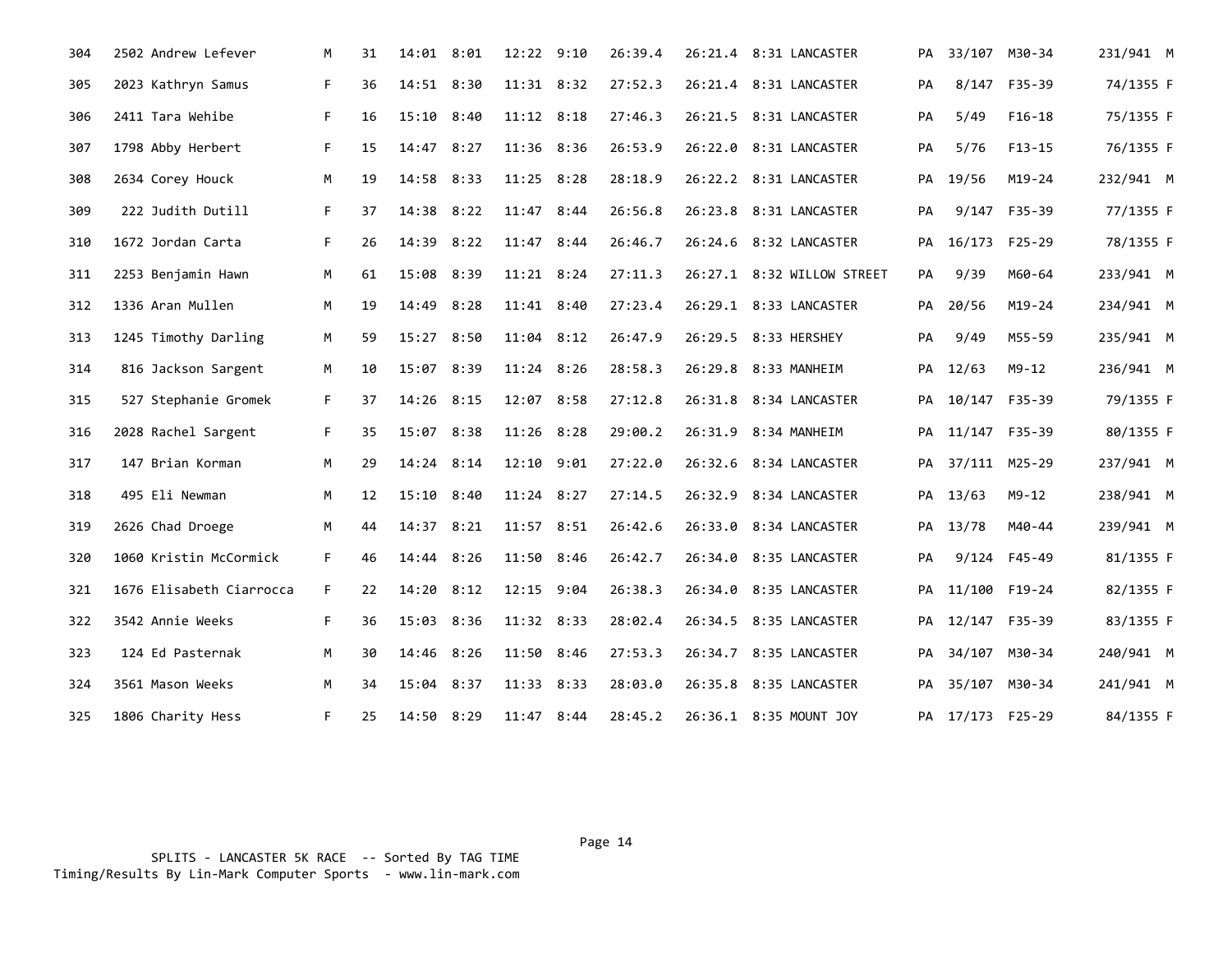| Place | Bib | Name | Sex | Age | Split 1 | Pace | Split 2 | Pace | Gun Time | Tag Time | Pace | City | State | Div Place | Division | Sex Place |
|---|---|---|---|---|---|---|---|---|---|---|---|---|---|---|---|---|
| 304 | 2502 | Andrew Lefever | M | 31 | 14:01 | 8:01 | 12:22 | 9:10 | 26:39.4 | 26:21.4 | 8:31 | LANCASTER | PA | 33/107 | M30-34 | 231/941 M |
| 305 | 2023 | Kathryn Samus | F | 36 | 14:51 | 8:30 | 11:31 | 8:32 | 27:52.3 | 26:21.4 | 8:31 | LANCASTER | PA | 8/147 | F35-39 | 74/1355 F |
| 306 | 2411 | Tara Wehibe | F | 16 | 15:10 | 8:40 | 11:12 | 8:18 | 27:46.3 | 26:21.5 | 8:31 | LANCASTER | PA | 5/49 | F16-18 | 75/1355 F |
| 307 | 1798 | Abby Herbert | F | 15 | 14:47 | 8:27 | 11:36 | 8:36 | 26:53.9 | 26:22.0 | 8:31 | LANCASTER | PA | 5/76 | F13-15 | 76/1355 F |
| 308 | 2634 | Corey Houck | M | 19 | 14:58 | 8:33 | 11:25 | 8:28 | 28:18.9 | 26:22.2 | 8:31 | LANCASTER | PA | 19/56 | M19-24 | 232/941 M |
| 309 | 222 | Judith Dutill | F | 37 | 14:38 | 8:22 | 11:47 | 8:44 | 26:56.8 | 26:23.8 | 8:31 | LANCASTER | PA | 9/147 | F35-39 | 77/1355 F |
| 310 | 1672 | Jordan Carta | F | 26 | 14:39 | 8:22 | 11:47 | 8:44 | 26:46.7 | 26:24.6 | 8:32 | LANCASTER | PA | 16/173 | F25-29 | 78/1355 F |
| 311 | 2253 | Benjamin Hawn | M | 61 | 15:08 | 8:39 | 11:21 | 8:24 | 27:11.3 | 26:27.1 | 8:32 | WILLOW STREET | PA | 9/39 | M60-64 | 233/941 M |
| 312 | 1336 | Aran Mullen | M | 19 | 14:49 | 8:28 | 11:41 | 8:40 | 27:23.4 | 26:29.1 | 8:33 | LANCASTER | PA | 20/56 | M19-24 | 234/941 M |
| 313 | 1245 | Timothy Darling | M | 59 | 15:27 | 8:50 | 11:04 | 8:12 | 26:47.9 | 26:29.5 | 8:33 | HERSHEY | PA | 9/49 | M55-59 | 235/941 M |
| 314 | 816 | Jackson Sargent | M | 10 | 15:07 | 8:39 | 11:24 | 8:26 | 28:58.3 | 26:29.8 | 8:33 | MANHEIM | PA | 12/63 | M9-12 | 236/941 M |
| 315 | 527 | Stephanie Gromek | F | 37 | 14:26 | 8:15 | 12:07 | 8:58 | 27:12.8 | 26:31.8 | 8:34 | LANCASTER | PA | 10/147 | F35-39 | 79/1355 F |
| 316 | 2028 | Rachel Sargent | F | 35 | 15:07 | 8:38 | 11:26 | 8:28 | 29:00.2 | 26:31.9 | 8:34 | MANHEIM | PA | 11/147 | F35-39 | 80/1355 F |
| 317 | 147 | Brian Korman | M | 29 | 14:24 | 8:14 | 12:10 | 9:01 | 27:22.0 | 26:32.6 | 8:34 | LANCASTER | PA | 37/111 | M25-29 | 237/941 M |
| 318 | 495 | Eli Newman | M | 12 | 15:10 | 8:40 | 11:24 | 8:27 | 27:14.5 | 26:32.9 | 8:34 | LANCASTER | PA | 13/63 | M9-12 | 238/941 M |
| 319 | 2626 | Chad Droege | M | 44 | 14:37 | 8:21 | 11:57 | 8:51 | 26:42.6 | 26:33.0 | 8:34 | LANCASTER | PA | 13/78 | M40-44 | 239/941 M |
| 320 | 1060 | Kristin McCormick | F | 46 | 14:44 | 8:26 | 11:50 | 8:46 | 26:42.7 | 26:34.0 | 8:35 | LANCASTER | PA | 9/124 | F45-49 | 81/1355 F |
| 321 | 1676 | Elisabeth Ciarrocca | F | 22 | 14:20 | 8:12 | 12:15 | 9:04 | 26:38.3 | 26:34.0 | 8:35 | LANCASTER | PA | 11/100 | F19-24 | 82/1355 F |
| 322 | 3542 | Annie Weeks | F | 36 | 15:03 | 8:36 | 11:32 | 8:33 | 28:02.4 | 26:34.5 | 8:35 | LANCASTER | PA | 12/147 | F35-39 | 83/1355 F |
| 323 | 124 | Ed Pasternak | M | 30 | 14:46 | 8:26 | 11:50 | 8:46 | 27:53.3 | 26:34.7 | 8:35 | LANCASTER | PA | 34/107 | M30-34 | 240/941 M |
| 324 | 3561 | Mason Weeks | M | 34 | 15:04 | 8:37 | 11:33 | 8:33 | 28:03.0 | 26:35.8 | 8:35 | LANCASTER | PA | 35/107 | M30-34 | 241/941 M |
| 325 | 1806 | Charity Hess | F | 25 | 14:50 | 8:29 | 11:47 | 8:44 | 28:45.2 | 26:36.1 | 8:35 | MOUNT JOY | PA | 17/173 | F25-29 | 84/1355 F |

SPLITS - LANCASTER 5K RACE -- Sorted By TAG TIME
Timing/Results By Lin-Mark Computer Sports - www.lin-mark.com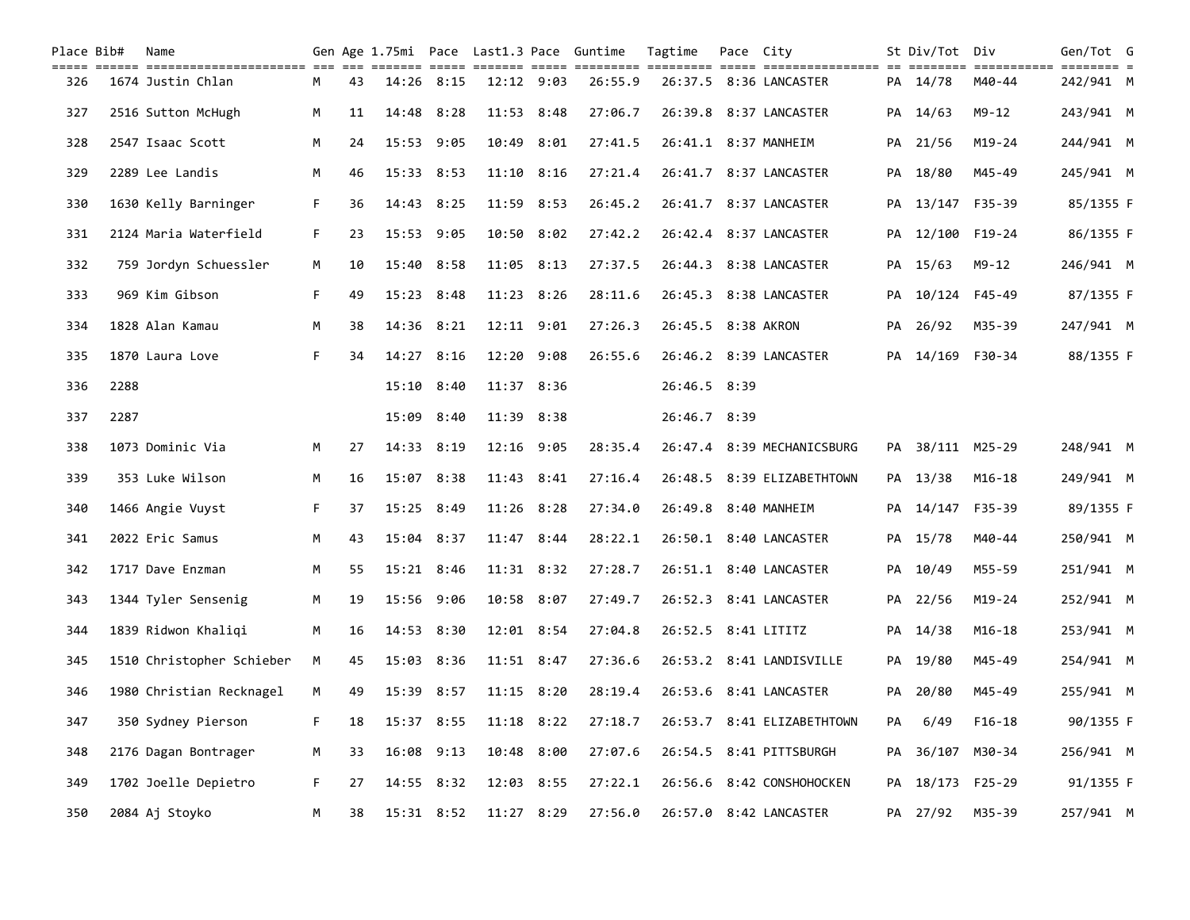| Place | Bib# | Name | Gen | Age | 1.75mi | Pace | Last1.3 | Pace | Guntime | Tagtime | Pace | City | St | Div/Tot | Div | Gen/Tot | G |
|---|---|---|---|---|---|---|---|---|---|---|---|---|---|---|---|---|---|
| 326 | 1674 | Justin Chlan | M | 43 | 14:26 | 8:15 | 12:12 | 9:03 | 26:55.9 | 26:37.5 | 8:36 | LANCASTER | PA | 14/78 | M40-44 | 242/941 | M |
| 327 | 2516 | Sutton McHugh | M | 11 | 14:48 | 8:28 | 11:53 | 8:48 | 27:06.7 | 26:39.8 | 8:37 | LANCASTER | PA | 14/63 | M9-12 | 243/941 | M |
| 328 | 2547 | Isaac Scott | M | 24 | 15:53 | 9:05 | 10:49 | 8:01 | 27:41.5 | 26:41.1 | 8:37 | MANHEIM | PA | 21/56 | M19-24 | 244/941 | M |
| 329 | 2289 | Lee Landis | M | 46 | 15:33 | 8:53 | 11:10 | 8:16 | 27:21.4 | 26:41.7 | 8:37 | LANCASTER | PA | 18/80 | M45-49 | 245/941 | M |
| 330 | 1630 | Kelly Barninger | F | 36 | 14:43 | 8:25 | 11:59 | 8:53 | 26:45.2 | 26:41.7 | 8:37 | LANCASTER | PA | 13/147 | F35-39 | 85/1355 | F |
| 331 | 2124 | Maria Waterfield | F | 23 | 15:53 | 9:05 | 10:50 | 8:02 | 27:42.2 | 26:42.4 | 8:37 | LANCASTER | PA | 12/100 | F19-24 | 86/1355 | F |
| 332 | 759 | Jordyn Schuessler | M | 10 | 15:40 | 8:58 | 11:05 | 8:13 | 27:37.5 | 26:44.3 | 8:38 | LANCASTER | PA | 15/63 | M9-12 | 246/941 | M |
| 333 | 969 | Kim Gibson | F | 49 | 15:23 | 8:48 | 11:23 | 8:26 | 28:11.6 | 26:45.3 | 8:38 | LANCASTER | PA | 10/124 | F45-49 | 87/1355 | F |
| 334 | 1828 | Alan Kamau | M | 38 | 14:36 | 8:21 | 12:11 | 9:01 | 27:26.3 | 26:45.5 | 8:38 | AKRON | PA | 26/92 | M35-39 | 247/941 | M |
| 335 | 1870 | Laura Love | F | 34 | 14:27 | 8:16 | 12:20 | 9:08 | 26:55.6 | 26:46.2 | 8:39 | LANCASTER | PA | 14/169 | F30-34 | 88/1355 | F |
| 336 | 2288 | | | | 15:10 | 8:40 | 11:37 | 8:36 | | 26:46.5 | 8:39 | | | | | | |
| 337 | 2287 | | | | 15:09 | 8:40 | 11:39 | 8:38 | | 26:46.7 | 8:39 | | | | | | |
| 338 | 1073 | Dominic Via | M | 27 | 14:33 | 8:19 | 12:16 | 9:05 | 28:35.4 | 26:47.4 | 8:39 | MECHANICSBURG | PA | 38/111 | M25-29 | 248/941 | M |
| 339 | 353 | Luke Wilson | M | 16 | 15:07 | 8:38 | 11:43 | 8:41 | 27:16.4 | 26:48.5 | 8:39 | ELIZABETHTOWN | PA | 13/38 | M16-18 | 249/941 | M |
| 340 | 1466 | Angie Vuyst | F | 37 | 15:25 | 8:49 | 11:26 | 8:28 | 27:34.0 | 26:49.8 | 8:40 | MANHEIM | PA | 14/147 | F35-39 | 89/1355 | F |
| 341 | 2022 | Eric Samus | M | 43 | 15:04 | 8:37 | 11:47 | 8:44 | 28:22.1 | 26:50.1 | 8:40 | LANCASTER | PA | 15/78 | M40-44 | 250/941 | M |
| 342 | 1717 | Dave Enzman | M | 55 | 15:21 | 8:46 | 11:31 | 8:32 | 27:28.7 | 26:51.1 | 8:40 | LANCASTER | PA | 10/49 | M55-59 | 251/941 | M |
| 343 | 1344 | Tyler Sensenig | M | 19 | 15:56 | 9:06 | 10:58 | 8:07 | 27:49.7 | 26:52.3 | 8:41 | LANCASTER | PA | 22/56 | M19-24 | 252/941 | M |
| 344 | 1839 | Ridwon Khaliqi | M | 16 | 14:53 | 8:30 | 12:01 | 8:54 | 27:04.8 | 26:52.5 | 8:41 | LITITZ | PA | 14/38 | M16-18 | 253/941 | M |
| 345 | 1510 | Christopher Schieber | M | 45 | 15:03 | 8:36 | 11:51 | 8:47 | 27:36.6 | 26:53.2 | 8:41 | LANDISVILLE | PA | 19/80 | M45-49 | 254/941 | M |
| 346 | 1980 | Christian Recknagel | M | 49 | 15:39 | 8:57 | 11:15 | 8:20 | 28:19.4 | 26:53.6 | 8:41 | LANCASTER | PA | 20/80 | M45-49 | 255/941 | M |
| 347 | 350 | Sydney Pierson | F | 18 | 15:37 | 8:55 | 11:18 | 8:22 | 27:18.7 | 26:53.7 | 8:41 | ELIZABETHTOWN | PA | 6/49 | F16-18 | 90/1355 | F |
| 348 | 2176 | Dagan Bontrager | M | 33 | 16:08 | 9:13 | 10:48 | 8:00 | 27:07.6 | 26:54.5 | 8:41 | PITTSBURGH | PA | 36/107 | M30-34 | 256/941 | M |
| 349 | 1702 | Joelle Depietro | F | 27 | 14:55 | 8:32 | 12:03 | 8:55 | 27:22.1 | 26:56.6 | 8:42 | CONSHOHOCKEN | PA | 18/173 | F25-29 | 91/1355 | F |
| 350 | 2084 | Aj Stoyko | M | 38 | 15:31 | 8:52 | 11:27 | 8:29 | 27:56.0 | 26:57.0 | 8:42 | LANCASTER | PA | 27/92 | M35-39 | 257/941 | M |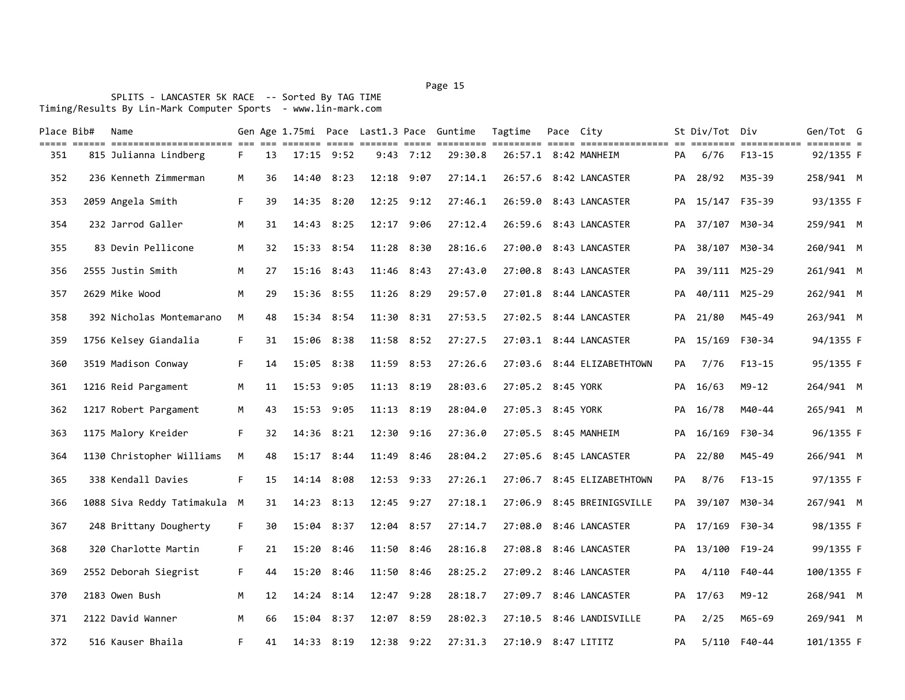SPLITS - LANCASTER 5K RACE -- Sorted By TAG TIME
Timing/Results By Lin-Mark Computer Sports - www.lin-mark.com

| Place | Bib# | Name | Gen | Age | 1.75mi | Pace | Last1.3 | Pace | Guntime | Tagtime | Pace | City | St | Div/Tot | Div | Gen/Tot | G |
|---|---|---|---|---|---|---|---|---|---|---|---|---|---|---|---|---|---|
| 351 | 815 | Julianna Lindberg | F | 13 | 17:15 | 9:52 | 9:43 | 7:12 | 29:30.8 | 26:57.1 | 8:42 | MANHEIM | PA | 6/76 | F13-15 | 92/1355 | F |
| 352 | 236 | Kenneth Zimmerman | M | 36 | 14:40 | 8:23 | 12:18 | 9:07 | 27:14.1 | 26:57.6 | 8:42 | LANCASTER | PA | 28/92 | M35-39 | 258/941 | M |
| 353 | 2059 | Angela Smith | F | 39 | 14:35 | 8:20 | 12:25 | 9:12 | 27:46.1 | 26:59.0 | 8:43 | LANCASTER | PA | 15/147 | F35-39 | 93/1355 | F |
| 354 | 232 | Jarrod Galler | M | 31 | 14:43 | 8:25 | 12:17 | 9:06 | 27:12.4 | 26:59.6 | 8:43 | LANCASTER | PA | 37/107 | M30-34 | 259/941 | M |
| 355 | 83 | Devin Pellicone | M | 32 | 15:33 | 8:54 | 11:28 | 8:30 | 28:16.6 | 27:00.0 | 8:43 | LANCASTER | PA | 38/107 | M30-34 | 260/941 | M |
| 356 | 2555 | Justin Smith | M | 27 | 15:16 | 8:43 | 11:46 | 8:43 | 27:43.0 | 27:00.8 | 8:43 | LANCASTER | PA | 39/111 | M25-29 | 261/941 | M |
| 357 | 2629 | Mike Wood | M | 29 | 15:36 | 8:55 | 11:26 | 8:29 | 29:57.0 | 27:01.8 | 8:44 | LANCASTER | PA | 40/111 | M25-29 | 262/941 | M |
| 358 | 392 | Nicholas Montemarano | M | 48 | 15:34 | 8:54 | 11:30 | 8:31 | 27:53.5 | 27:02.5 | 8:44 | LANCASTER | PA | 21/80 | M45-49 | 263/941 | M |
| 359 | 1756 | Kelsey Giandalia | F | 31 | 15:06 | 8:38 | 11:58 | 8:52 | 27:27.5 | 27:03.1 | 8:44 | LANCASTER | PA | 15/169 | F30-34 | 94/1355 | F |
| 360 | 3519 | Madison Conway | F | 14 | 15:05 | 8:38 | 11:59 | 8:53 | 27:26.6 | 27:03.6 | 8:44 | ELIZABETHTOWN | PA | 7/76 | F13-15 | 95/1355 | F |
| 361 | 1216 | Reid Pargament | M | 11 | 15:53 | 9:05 | 11:13 | 8:19 | 28:03.6 | 27:05.2 | 8:45 | YORK | PA | 16/63 | M9-12 | 264/941 | M |
| 362 | 1217 | Robert Pargament | M | 43 | 15:53 | 9:05 | 11:13 | 8:19 | 28:04.0 | 27:05.3 | 8:45 | YORK | PA | 16/78 | M40-44 | 265/941 | M |
| 363 | 1175 | Malory Kreider | F | 32 | 14:36 | 8:21 | 12:30 | 9:16 | 27:36.0 | 27:05.5 | 8:45 | MANHEIM | PA | 16/169 | F30-34 | 96/1355 | F |
| 364 | 1130 | Christopher Williams | M | 48 | 15:17 | 8:44 | 11:49 | 8:46 | 28:04.2 | 27:05.6 | 8:45 | LANCASTER | PA | 22/80 | M45-49 | 266/941 | M |
| 365 | 338 | Kendall Davies | F | 15 | 14:14 | 8:08 | 12:53 | 9:33 | 27:26.1 | 27:06.7 | 8:45 | ELIZABETHTOWN | PA | 8/76 | F13-15 | 97/1355 | F |
| 366 | 1088 | Siva Reddy Tatimakula | M | 31 | 14:23 | 8:13 | 12:45 | 9:27 | 27:18.1 | 27:06.9 | 8:45 | BREINIGSVILLE | PA | 39/107 | M30-34 | 267/941 | M |
| 367 | 248 | Brittany Dougherty | F | 30 | 15:04 | 8:37 | 12:04 | 8:57 | 27:14.7 | 27:08.0 | 8:46 | LANCASTER | PA | 17/169 | F30-34 | 98/1355 | F |
| 368 | 320 | Charlotte Martin | F | 21 | 15:20 | 8:46 | 11:50 | 8:46 | 28:16.8 | 27:08.8 | 8:46 | LANCASTER | PA | 13/100 | F19-24 | 99/1355 | F |
| 369 | 2552 | Deborah Siegrist | F | 44 | 15:20 | 8:46 | 11:50 | 8:46 | 28:25.2 | 27:09.2 | 8:46 | LANCASTER | PA | 4/110 | F40-44 | 100/1355 | F |
| 370 | 2183 | Owen Bush | M | 12 | 14:24 | 8:14 | 12:47 | 9:28 | 28:18.7 | 27:09.7 | 8:46 | LANCASTER | PA | 17/63 | M9-12 | 268/941 | M |
| 371 | 2122 | David Wanner | M | 66 | 15:04 | 8:37 | 12:07 | 8:59 | 28:02.3 | 27:10.5 | 8:46 | LANDISVILLE | PA | 2/25 | M65-69 | 269/941 | M |
| 372 | 516 | Kauser Bhaila | F | 41 | 14:33 | 8:19 | 12:38 | 9:22 | 27:31.3 | 27:10.9 | 8:47 | LITITZ | PA | 5/110 | F40-44 | 101/1355 | F |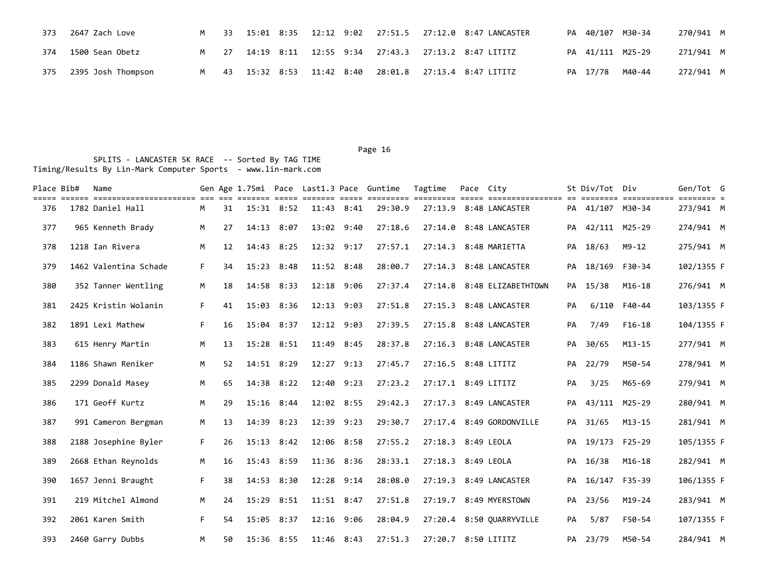| Place | Bib# | Name | Gen | Age | 1.75mi | Pace | Last1.3 | Pace | Guntime | Tagtime | Pace | City | St | Div/Tot | Div | Gen/Tot | G |
|---|---|---|---|---|---|---|---|---|---|---|---|---|---|---|---|---|---|
| 373 | 2647 | Zach Love | M | 33 | 15:01 | 8:35 | 12:12 | 9:02 | 27:51.5 | 27:12.0 | 8:47 | LANCASTER | PA | 40/107 | M30-34 | 270/941 | M |
| 374 | 1500 | Sean Obetz | M | 27 | 14:19 | 8:11 | 12:55 | 9:34 | 27:43.3 | 27:13.2 | 8:47 | LITITZ | PA | 41/111 | M25-29 | 271/941 | M |
| 375 | 2395 | Josh Thompson | M | 43 | 15:32 | 8:53 | 11:42 | 8:40 | 28:01.8 | 27:13.4 | 8:47 | LITITZ | PA | 17/78 | M40-44 | 272/941 | M |

SPLITS - LANCASTER 5K RACE -- Sorted By TAG TIME
Timing/Results By Lin-Mark Computer Sports - www.lin-mark.com

| Place | Bib# | Name | Gen | Age | 1.75mi | Pace | Last1.3 | Pace | Guntime | Tagtime | Pace | City | St | Div/Tot | Div | Gen/Tot | G |
|---|---|---|---|---|---|---|---|---|---|---|---|---|---|---|---|---|---|
| 376 | 1782 | Daniel Hall | M | 31 | 15:31 | 8:52 | 11:43 | 8:41 | 29:30.9 | 27:13.9 | 8:48 | LANCASTER | PA | 41/107 | M30-34 | 273/941 | M |
| 377 | 965 | Kenneth Brady | M | 27 | 14:13 | 8:07 | 13:02 | 9:40 | 27:18.6 | 27:14.0 | 8:48 | LANCASTER | PA | 42/111 | M25-29 | 274/941 | M |
| 378 | 1218 | Ian Rivera | M | 12 | 14:43 | 8:25 | 12:32 | 9:17 | 27:57.1 | 27:14.3 | 8:48 | MARIETTA | PA | 18/63 | M9-12 | 275/941 | M |
| 379 | 1462 | Valentina Schade | F | 34 | 15:23 | 8:48 | 11:52 | 8:48 | 28:00.7 | 27:14.3 | 8:48 | LANCASTER | PA | 18/169 | F30-34 | 102/1355 | F |
| 380 | 352 | Tanner Wentling | M | 18 | 14:58 | 8:33 | 12:18 | 9:06 | 27:37.4 | 27:14.8 | 8:48 | ELIZABETHTOWN | PA | 15/38 | M16-18 | 276/941 | M |
| 381 | 2425 | Kristin Wolanin | F | 41 | 15:03 | 8:36 | 12:13 | 9:03 | 27:51.8 | 27:15.3 | 8:48 | LANCASTER | PA | 6/110 | F40-44 | 103/1355 | F |
| 382 | 1891 | Lexi Mathew | F | 16 | 15:04 | 8:37 | 12:12 | 9:03 | 27:39.5 | 27:15.8 | 8:48 | LANCASTER | PA | 7/49 | F16-18 | 104/1355 | F |
| 383 | 615 | Henry Martin | M | 13 | 15:28 | 8:51 | 11:49 | 8:45 | 28:37.8 | 27:16.3 | 8:48 | LANCASTER | PA | 30/65 | M13-15 | 277/941 | M |
| 384 | 1186 | Shawn Reniker | M | 52 | 14:51 | 8:29 | 12:27 | 9:13 | 27:45.7 | 27:16.5 | 8:48 | LITITZ | PA | 22/79 | M50-54 | 278/941 | M |
| 385 | 2299 | Donald Masey | M | 65 | 14:38 | 8:22 | 12:40 | 9:23 | 27:23.2 | 27:17.1 | 8:49 | LITITZ | PA | 3/25 | M65-69 | 279/941 | M |
| 386 | 171 | Geoff Kurtz | M | 29 | 15:16 | 8:44 | 12:02 | 8:55 | 29:42.3 | 27:17.3 | 8:49 | LANCASTER | PA | 43/111 | M25-29 | 280/941 | M |
| 387 | 991 | Cameron Bergman | M | 13 | 14:39 | 8:23 | 12:39 | 9:23 | 29:30.7 | 27:17.4 | 8:49 | GORDONVILLE | PA | 31/65 | M13-15 | 281/941 | M |
| 388 | 2188 | Josephine Byler | F | 26 | 15:13 | 8:42 | 12:06 | 8:58 | 27:55.2 | 27:18.3 | 8:49 | LEOLA | PA | 19/173 | F25-29 | 105/1355 | F |
| 389 | 2668 | Ethan Reynolds | M | 16 | 15:43 | 8:59 | 11:36 | 8:36 | 28:33.1 | 27:18.3 | 8:49 | LEOLA | PA | 16/38 | M16-18 | 282/941 | M |
| 390 | 1657 | Jenni Braught | F | 38 | 14:53 | 8:30 | 12:28 | 9:14 | 28:08.0 | 27:19.3 | 8:49 | LANCASTER | PA | 16/147 | F35-39 | 106/1355 | F |
| 391 | 219 | Mitchel Almond | M | 24 | 15:29 | 8:51 | 11:51 | 8:47 | 27:51.8 | 27:19.7 | 8:49 | MYERSTOWN | PA | 23/56 | M19-24 | 283/941 | M |
| 392 | 2061 | Karen Smith | F | 54 | 15:05 | 8:37 | 12:16 | 9:06 | 28:04.9 | 27:20.4 | 8:50 | QUARRYVILLE | PA | 5/87 | F50-54 | 107/1355 | F |
| 393 | 2460 | Garry Dubbs | M | 50 | 15:36 | 8:55 | 11:46 | 8:43 | 27:51.3 | 27:20.7 | 8:50 | LITITZ | PA | 23/79 | M50-54 | 284/941 | M |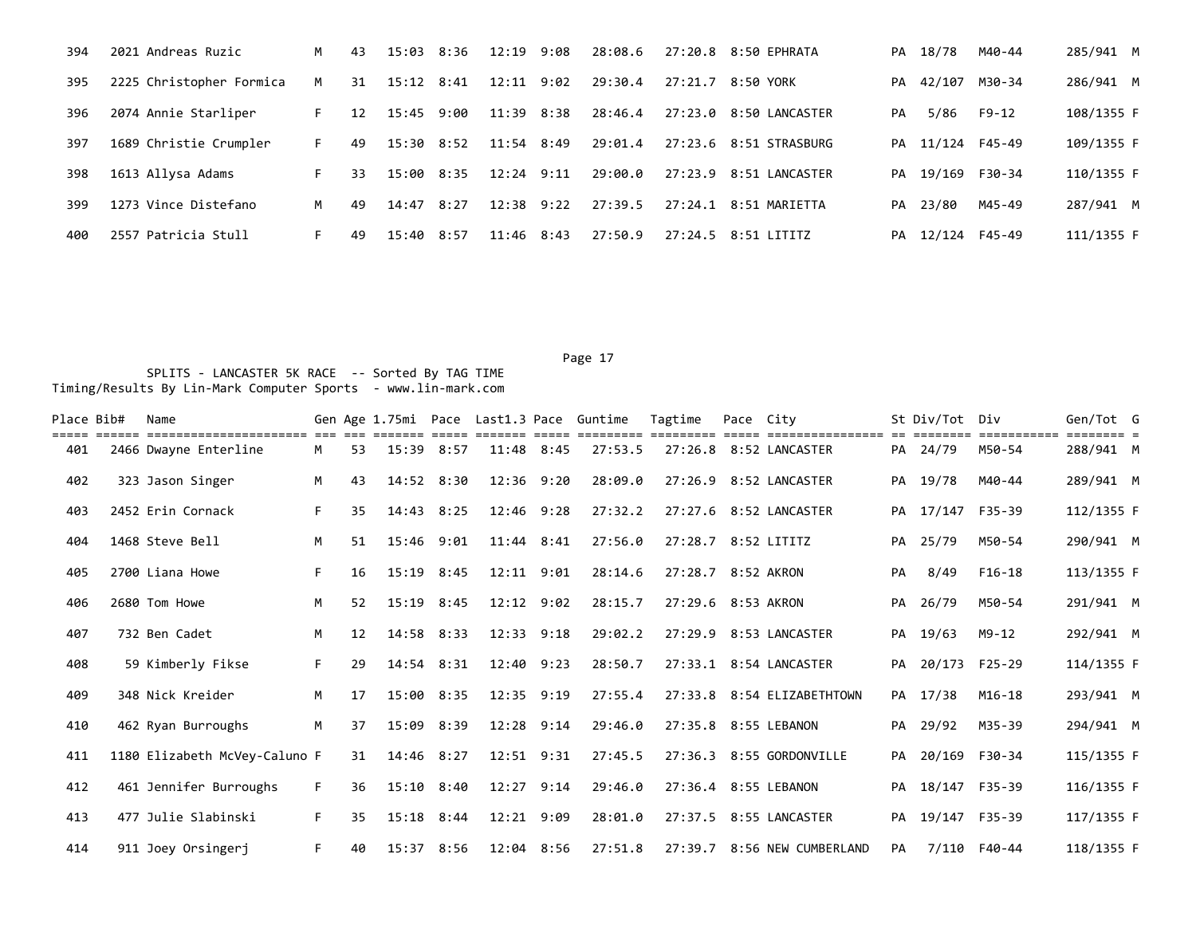| Place | Bib# | Name | Gen | Age | 1.75mi | Pace | Last1.3 | Pace | Guntime | Tagtime | Pace | City | St | Div/Tot | Div | Gen/Tot | G |
|---|---|---|---|---|---|---|---|---|---|---|---|---|---|---|---|---|---|
| 394 | 2021 | Andreas Ruzic | M | 43 | 15:03 | 8:36 | 12:19 | 9:08 | 28:08.6 | 27:20.8 | 8:50 | EPHRATA | PA | 18/78 | M40-44 | 285/941 | M |
| 395 | 2225 | Christopher Formica | M | 31 | 15:12 | 8:41 | 12:11 | 9:02 | 29:30.4 | 27:21.7 | 8:50 | YORK | PA | 42/107 | M30-34 | 286/941 | M |
| 396 | 2074 | Annie Starliper | F | 12 | 15:45 | 9:00 | 11:39 | 8:38 | 28:46.4 | 27:23.0 | 8:50 | LANCASTER | PA | 5/86 | F9-12 | 108/1355 | F |
| 397 | 1689 | Christie Crumpler | F | 49 | 15:30 | 8:52 | 11:54 | 8:49 | 29:01.4 | 27:23.6 | 8:51 | STRASBURG | PA | 11/124 | F45-49 | 109/1355 | F |
| 398 | 1613 | Allysa Adams | F | 33 | 15:00 | 8:35 | 12:24 | 9:11 | 29:00.0 | 27:23.9 | 8:51 | LANCASTER | PA | 19/169 | F30-34 | 110/1355 | F |
| 399 | 1273 | Vince Distefano | M | 49 | 14:47 | 8:27 | 12:38 | 9:22 | 27:39.5 | 27:24.1 | 8:51 | MARIETTA | PA | 23/80 | M45-49 | 287/941 | M |
| 400 | 2557 | Patricia Stull | F | 49 | 15:40 | 8:57 | 11:46 | 8:43 | 27:50.9 | 27:24.5 | 8:51 | LITITZ | PA | 12/124 | F45-49 | 111/1355 | F |

SPLITS - LANCASTER 5K RACE -- Sorted By TAG TIME
Timing/Results By Lin-Mark Computer Sports - www.lin-mark.com

| Place | Bib# | Name | Gen | Age | 1.75mi | Pace | Last1.3 | Pace | Guntime | Tagtime | Pace | City | St | Div/Tot | Div | Gen/Tot | G |
|---|---|---|---|---|---|---|---|---|---|---|---|---|---|---|---|---|---|
| 401 | 2466 | Dwayne Enterline | M | 53 | 15:39 | 8:57 | 11:48 | 8:45 | 27:53.5 | 27:26.8 | 8:52 | LANCASTER | PA | 24/79 | M50-54 | 288/941 | M |
| 402 | 323 | Jason Singer | M | 43 | 14:52 | 8:30 | 12:36 | 9:20 | 28:09.0 | 27:26.9 | 8:52 | LANCASTER | PA | 19/78 | M40-44 | 289/941 | M |
| 403 | 2452 | Erin Cornack | F | 35 | 14:43 | 8:25 | 12:46 | 9:28 | 27:32.2 | 27:27.6 | 8:52 | LANCASTER | PA | 17/147 | F35-39 | 112/1355 | F |
| 404 | 1468 | Steve Bell | M | 51 | 15:46 | 9:01 | 11:44 | 8:41 | 27:56.0 | 27:28.7 | 8:52 | LITITZ | PA | 25/79 | M50-54 | 290/941 | M |
| 405 | 2700 | Liana Howe | F | 16 | 15:19 | 8:45 | 12:11 | 9:01 | 28:14.6 | 27:28.7 | 8:52 | AKRON | PA | 8/49 | F16-18 | 113/1355 | F |
| 406 | 2680 | Tom Howe | M | 52 | 15:19 | 8:45 | 12:12 | 9:02 | 28:15.7 | 27:29.6 | 8:53 | AKRON | PA | 26/79 | M50-54 | 291/941 | M |
| 407 | 732 | Ben Cadet | M | 12 | 14:58 | 8:33 | 12:33 | 9:18 | 29:02.2 | 27:29.9 | 8:53 | LANCASTER | PA | 19/63 | M9-12 | 292/941 | M |
| 408 | 59 | Kimberly Fikse | F | 29 | 14:54 | 8:31 | 12:40 | 9:23 | 28:50.7 | 27:33.1 | 8:54 | LANCASTER | PA | 20/173 | F25-29 | 114/1355 | F |
| 409 | 348 | Nick Kreider | M | 17 | 15:00 | 8:35 | 12:35 | 9:19 | 27:55.4 | 27:33.8 | 8:54 | ELIZABETHTOWN | PA | 17/38 | M16-18 | 293/941 | M |
| 410 | 462 | Ryan Burroughs | M | 37 | 15:09 | 8:39 | 12:28 | 9:14 | 29:46.0 | 27:35.8 | 8:55 | LEBANON | PA | 29/92 | M35-39 | 294/941 | M |
| 411 | 1180 | Elizabeth McVey-Caluno | F | 31 | 14:46 | 8:27 | 12:51 | 9:31 | 27:45.5 | 27:36.3 | 8:55 | GORDONVILLE | PA | 20/169 | F30-34 | 115/1355 | F |
| 412 | 461 | Jennifer Burroughs | F | 36 | 15:10 | 8:40 | 12:27 | 9:14 | 29:46.0 | 27:36.4 | 8:55 | LEBANON | PA | 18/147 | F35-39 | 116/1355 | F |
| 413 | 477 | Julie Slabinski | F | 35 | 15:18 | 8:44 | 12:21 | 9:09 | 28:01.0 | 27:37.5 | 8:55 | LANCASTER | PA | 19/147 | F35-39 | 117/1355 | F |
| 414 | 911 | Joey Orsingerj | F | 40 | 15:37 | 8:56 | 12:04 | 8:56 | 27:51.8 | 27:39.7 | 8:56 | NEW CUMBERLAND | PA | 7/110 | F40-44 | 118/1355 | F |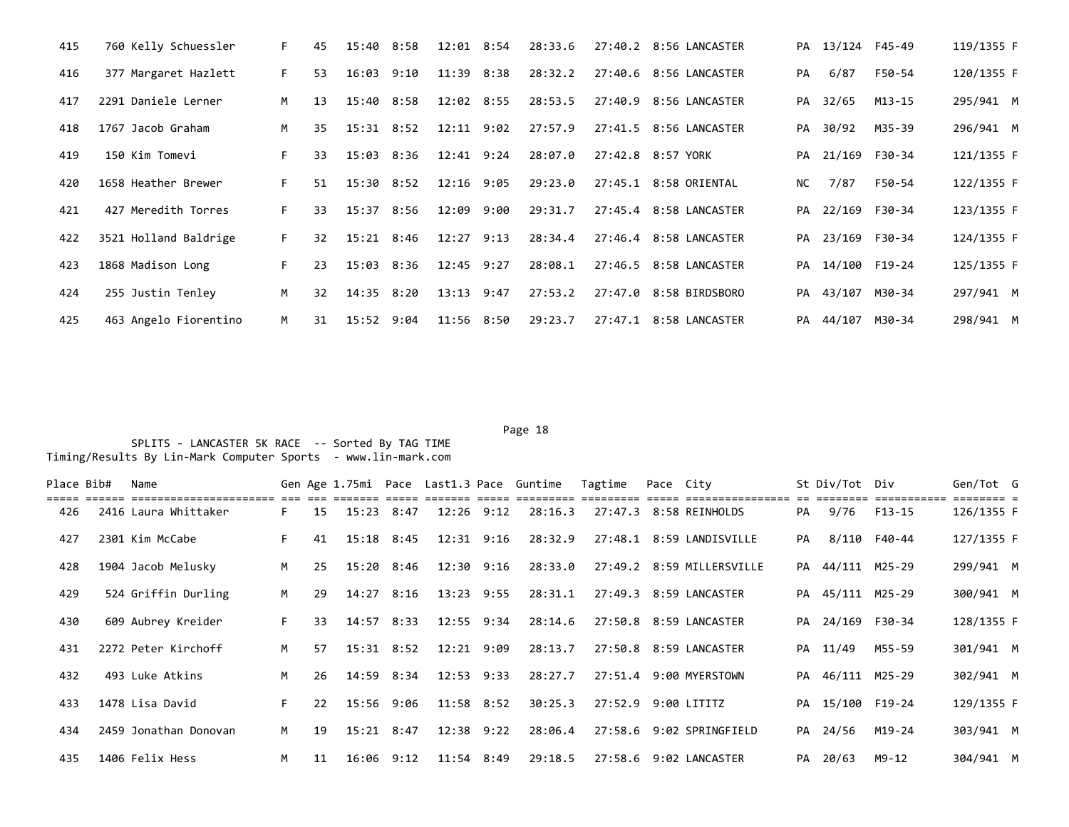| Place | Bib# | Name | Gen | Age | 1.75mi | Pace | Last1.3 | Pace | Guntime | Tagtime | Pace | City | St | Div/Tot | Div | Gen/Tot | G |
|---|---|---|---|---|---|---|---|---|---|---|---|---|---|---|---|---|---|
| 415 | 760 | Kelly Schuessler | F | 45 | 15:40 | 8:58 | 12:01 | 8:54 | 28:33.6 | 27:40.2 | 8:56 | LANCASTER | PA | 13/124 | F45-49 | 119/1355 | F |
| 416 | 377 | Margaret Hazlett | F | 53 | 16:03 | 9:10 | 11:39 | 8:38 | 28:32.2 | 27:40.6 | 8:56 | LANCASTER | PA | 6/87 | F50-54 | 120/1355 | F |
| 417 | 2291 | Daniele Lerner | M | 13 | 15:40 | 8:58 | 12:02 | 8:55 | 28:53.5 | 27:40.9 | 8:56 | LANCASTER | PA | 32/65 | M13-15 | 295/941 | M |
| 418 | 1767 | Jacob Graham | M | 35 | 15:31 | 8:52 | 12:11 | 9:02 | 27:57.9 | 27:41.5 | 8:56 | LANCASTER | PA | 30/92 | M35-39 | 296/941 | M |
| 419 | 150 | Kim Tomevi | F | 33 | 15:03 | 8:36 | 12:41 | 9:24 | 28:07.0 | 27:42.8 | 8:57 | YORK | PA | 21/169 | F30-34 | 121/1355 | F |
| 420 | 1658 | Heather Brewer | F | 51 | 15:30 | 8:52 | 12:16 | 9:05 | 29:23.0 | 27:45.1 | 8:58 | ORIENTAL | NC | 7/87 | F50-54 | 122/1355 | F |
| 421 | 427 | Meredith Torres | F | 33 | 15:37 | 8:56 | 12:09 | 9:00 | 29:31.7 | 27:45.4 | 8:58 | LANCASTER | PA | 22/169 | F30-34 | 123/1355 | F |
| 422 | 3521 | Holland Baldrige | F | 32 | 15:21 | 8:46 | 12:27 | 9:13 | 28:34.4 | 27:46.4 | 8:58 | LANCASTER | PA | 23/169 | F30-34 | 124/1355 | F |
| 423 | 1868 | Madison Long | F | 23 | 15:03 | 8:36 | 12:45 | 9:27 | 28:08.1 | 27:46.5 | 8:58 | LANCASTER | PA | 14/100 | F19-24 | 125/1355 | F |
| 424 | 255 | Justin Tenley | M | 32 | 14:35 | 8:20 | 13:13 | 9:47 | 27:53.2 | 27:47.0 | 8:58 | BIRDSBORO | PA | 43/107 | M30-34 | 297/941 | M |
| 425 | 463 | Angelo Fiorentino | M | 31 | 15:52 | 9:04 | 11:56 | 8:50 | 29:23.7 | 27:47.1 | 8:58 | LANCASTER | PA | 44/107 | M30-34 | 298/941 | M |

SPLITS - LANCASTER 5K RACE -- Sorted By TAG TIME
Timing/Results By Lin-Mark Computer Sports - www.lin-mark.com

| Place | Bib# | Name | Gen | Age | 1.75mi | Pace | Last1.3 | Pace | Guntime | Tagtime | Pace | City | St | Div/Tot | Div | Gen/Tot | G |
|---|---|---|---|---|---|---|---|---|---|---|---|---|---|---|---|---|---|
| 426 | 2416 | Laura Whittaker | F | 15 | 15:23 | 8:47 | 12:26 | 9:12 | 28:16.3 | 27:47.3 | 8:58 | REINHOLDS | PA | 9/76 | F13-15 | 126/1355 | F |
| 427 | 2301 | Kim McCabe | F | 41 | 15:18 | 8:45 | 12:31 | 9:16 | 28:32.9 | 27:48.1 | 8:59 | LANDISVILLE | PA | 8/110 | F40-44 | 127/1355 | F |
| 428 | 1904 | Jacob Melusky | M | 25 | 15:20 | 8:46 | 12:30 | 9:16 | 28:33.0 | 27:49.2 | 8:59 | MILLERSVILLE | PA | 44/111 | M25-29 | 299/941 | M |
| 429 | 524 | Griffin Durling | M | 29 | 14:27 | 8:16 | 13:23 | 9:55 | 28:31.1 | 27:49.3 | 8:59 | LANCASTER | PA | 45/111 | M25-29 | 300/941 | M |
| 430 | 609 | Aubrey Kreider | F | 33 | 14:57 | 8:33 | 12:55 | 9:34 | 28:14.6 | 27:50.8 | 8:59 | LANCASTER | PA | 24/169 | F30-34 | 128/1355 | F |
| 431 | 2272 | Peter Kirchoff | M | 57 | 15:31 | 8:52 | 12:21 | 9:09 | 28:13.7 | 27:50.8 | 8:59 | LANCASTER | PA | 11/49 | M55-59 | 301/941 | M |
| 432 | 493 | Luke Atkins | M | 26 | 14:59 | 8:34 | 12:53 | 9:33 | 28:27.7 | 27:51.4 | 9:00 | MYERSTOWN | PA | 46/111 | M25-29 | 302/941 | M |
| 433 | 1478 | Lisa David | F | 22 | 15:56 | 9:06 | 11:58 | 8:52 | 30:25.3 | 27:52.9 | 9:00 | LITITZ | PA | 15/100 | F19-24 | 129/1355 | F |
| 434 | 2459 | Jonathan Donovan | M | 19 | 15:21 | 8:47 | 12:38 | 9:22 | 28:06.4 | 27:58.6 | 9:02 | SPRINGFIELD | PA | 24/56 | M19-24 | 303/941 | M |
| 435 | 1406 | Felix Hess | M | 11 | 16:06 | 9:12 | 11:54 | 8:49 | 29:18.5 | 27:58.6 | 9:02 | LANCASTER | PA | 20/63 | M9-12 | 304/941 | M |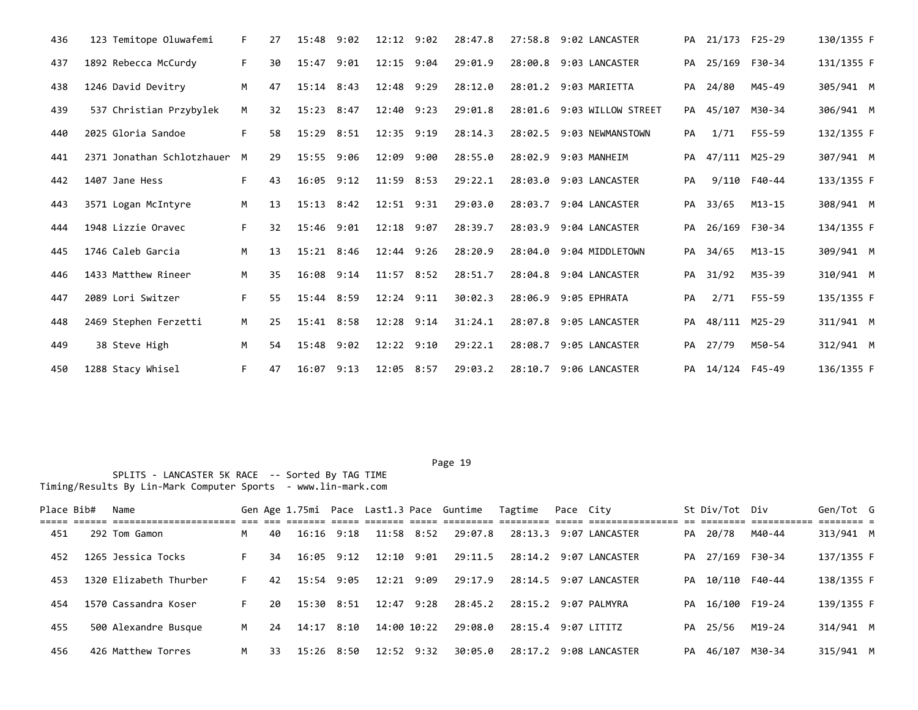| Place | Bib# | Name | Gen | Age | 1.75mi | Pace | Last1.3 | Pace | Guntime | Tagtime | Pace | City | St | Div/Tot | Div | Gen/Tot | G |
|---|---|---|---|---|---|---|---|---|---|---|---|---|---|---|---|---|---|
| 436 | 123 | Temitope Oluwafemi | F | 27 | 15:48 | 9:02 | 12:12 | 9:02 | 28:47.8 | 27:58.8 | 9:02 | LANCASTER | PA | 21/173 | F25-29 | 130/1355 | F |
| 437 | 1892 | Rebecca McCurdy | F | 30 | 15:47 | 9:01 | 12:15 | 9:04 | 29:01.9 | 28:00.8 | 9:03 | LANCASTER | PA | 25/169 | F30-34 | 131/1355 | F |
| 438 | 1246 | David Devitry | M | 47 | 15:14 | 8:43 | 12:48 | 9:29 | 28:12.0 | 28:01.2 | 9:03 | MARIETTA | PA | 24/80 | M45-49 | 305/941 | M |
| 439 | 537 | Christian Przybylek | M | 32 | 15:23 | 8:47 | 12:40 | 9:23 | 29:01.8 | 28:01.6 | 9:03 | WILLOW STREET | PA | 45/107 | M30-34 | 306/941 | M |
| 440 | 2025 | Gloria Sandoe | F | 58 | 15:29 | 8:51 | 12:35 | 9:19 | 28:14.3 | 28:02.5 | 9:03 | NEWMANSTOWN | PA | 1/71 | F55-59 | 132/1355 | F |
| 441 | 2371 | Jonathan Schlotzhauer | M | 29 | 15:55 | 9:06 | 12:09 | 9:00 | 28:55.0 | 28:02.9 | 9:03 | MANHEIM | PA | 47/111 | M25-29 | 307/941 | M |
| 442 | 1407 | Jane Hess | F | 43 | 16:05 | 9:12 | 11:59 | 8:53 | 29:22.1 | 28:03.0 | 9:03 | LANCASTER | PA | 9/110 | F40-44 | 133/1355 | F |
| 443 | 3571 | Logan McIntyre | M | 13 | 15:13 | 8:42 | 12:51 | 9:31 | 29:03.0 | 28:03.7 | 9:04 | LANCASTER | PA | 33/65 | M13-15 | 308/941 | M |
| 444 | 1948 | Lizzie Oravec | F | 32 | 15:46 | 9:01 | 12:18 | 9:07 | 28:39.7 | 28:03.9 | 9:04 | LANCASTER | PA | 26/169 | F30-34 | 134/1355 | F |
| 445 | 1746 | Caleb Garcia | M | 13 | 15:21 | 8:46 | 12:44 | 9:26 | 28:20.9 | 28:04.0 | 9:04 | MIDDLETOWN | PA | 34/65 | M13-15 | 309/941 | M |
| 446 | 1433 | Matthew Rineer | M | 35 | 16:08 | 9:14 | 11:57 | 8:52 | 28:51.7 | 28:04.8 | 9:04 | LANCASTER | PA | 31/92 | M35-39 | 310/941 | M |
| 447 | 2089 | Lori Switzer | F | 55 | 15:44 | 8:59 | 12:24 | 9:11 | 30:02.3 | 28:06.9 | 9:05 | EPHRATA | PA | 2/71 | F55-59 | 135/1355 | F |
| 448 | 2469 | Stephen Ferzetti | M | 25 | 15:41 | 8:58 | 12:28 | 9:14 | 31:24.1 | 28:07.8 | 9:05 | LANCASTER | PA | 48/111 | M25-29 | 311/941 | M |
| 449 | 38 | Steve High | M | 54 | 15:48 | 9:02 | 12:22 | 9:10 | 29:22.1 | 28:08.7 | 9:05 | LANCASTER | PA | 27/79 | M50-54 | 312/941 | M |
| 450 | 1288 | Stacy Whisel | F | 47 | 16:07 | 9:13 | 12:05 | 8:57 | 29:03.2 | 28:10.7 | 9:06 | LANCASTER | PA | 14/124 | F45-49 | 136/1355 | F |

SPLITS - LANCASTER 5K RACE -- Sorted By TAG TIME
Timing/Results By Lin-Mark Computer Sports - www.lin-mark.com

| Place | Bib# | Name | Gen | Age | 1.75mi | Pace | Last1.3 | Pace | Guntime | Tagtime | Pace | City | St | Div/Tot | Div | Gen/Tot | G |
|---|---|---|---|---|---|---|---|---|---|---|---|---|---|---|---|---|---|
| 451 | 292 | Tom Gamon | M | 40 | 16:16 | 9:18 | 11:58 | 8:52 | 29:07.8 | 28:13.3 | 9:07 | LANCASTER | PA | 20/78 | M40-44 | 313/941 | M |
| 452 | 1265 | Jessica Tocks | F | 34 | 16:05 | 9:12 | 12:10 | 9:01 | 29:11.5 | 28:14.2 | 9:07 | LANCASTER | PA | 27/169 | F30-34 | 137/1355 | F |
| 453 | 1320 | Elizabeth Thurber | F | 42 | 15:54 | 9:05 | 12:21 | 9:09 | 29:17.9 | 28:14.5 | 9:07 | LANCASTER | PA | 10/110 | F40-44 | 138/1355 | F |
| 454 | 1570 | Cassandra Koser | F | 20 | 15:30 | 8:51 | 12:47 | 9:28 | 28:45.2 | 28:15.2 | 9:07 | PALMYRA | PA | 16/100 | F19-24 | 139/1355 | F |
| 455 | 500 | Alexandre Busque | M | 24 | 14:17 | 8:10 | 14:00 | 10:22 | 29:08.0 | 28:15.4 | 9:07 | LITITZ | PA | 25/56 | M19-24 | 314/941 | M |
| 456 | 426 | Matthew Torres | M | 33 | 15:26 | 8:50 | 12:52 | 9:32 | 30:05.0 | 28:17.2 | 9:08 | LANCASTER | PA | 46/107 | M30-34 | 315/941 | M |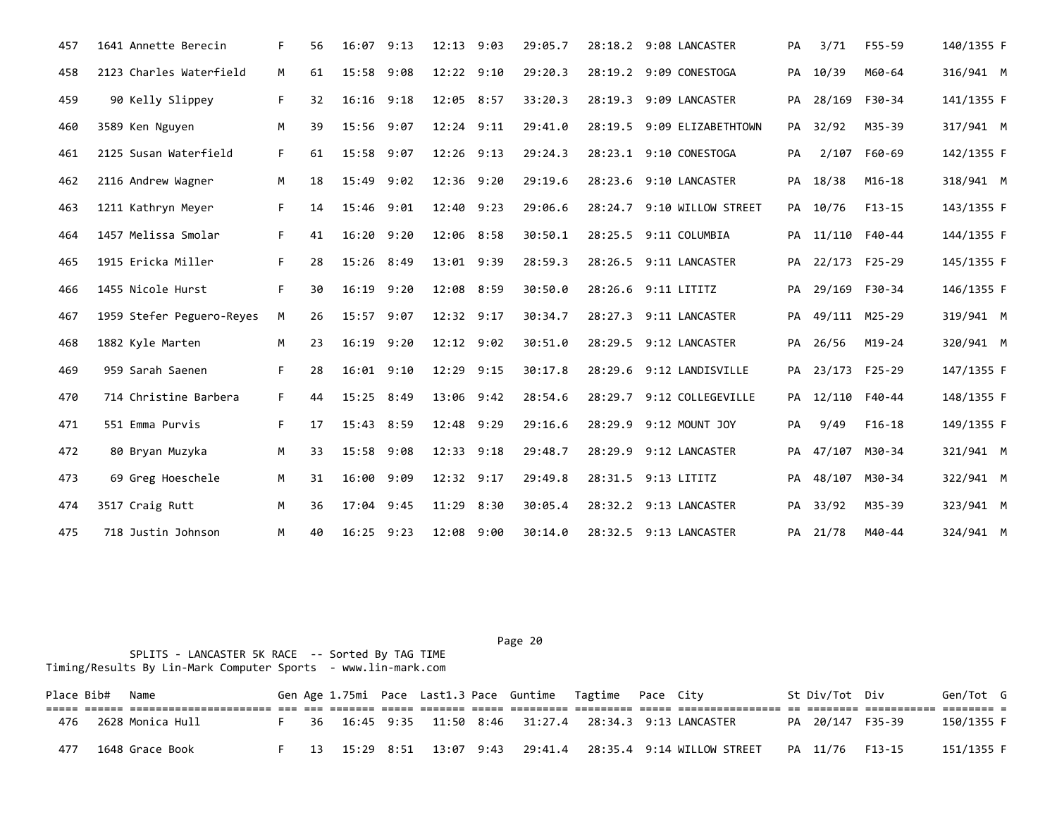| Place | Bib# | Name | Gen | Age | 1.75mi | Pace | Last1.3 | Pace | Guntime | Tagtime | Pace | City | St | Div/Tot | Div | Gen/Tot | G |
|---|---|---|---|---|---|---|---|---|---|---|---|---|---|---|---|---|---|
| 457 | 1641 | Annette Berecin | F | 56 | 16:07 | 9:13 | 12:13 | 9:03 | 29:05.7 | 28:18.2 | 9:08 | LANCASTER | PA | 3/71 | F55-59 | 140/1355 | F |
| 458 | 2123 | Charles Waterfield | M | 61 | 15:58 | 9:08 | 12:22 | 9:10 | 29:20.3 | 28:19.2 | 9:09 | CONESTOGA | PA | 10/39 | M60-64 | 316/941 | M |
| 459 | 90 | Kelly Slippey | F | 32 | 16:16 | 9:18 | 12:05 | 8:57 | 33:20.3 | 28:19.3 | 9:09 | LANCASTER | PA | 28/169 | F30-34 | 141/1355 | F |
| 460 | 3589 | Ken Nguyen | M | 39 | 15:56 | 9:07 | 12:24 | 9:11 | 29:41.0 | 28:19.5 | 9:09 | ELIZABETHTOWN | PA | 32/92 | M35-39 | 317/941 | M |
| 461 | 2125 | Susan Waterfield | F | 61 | 15:58 | 9:07 | 12:26 | 9:13 | 29:24.3 | 28:23.1 | 9:10 | CONESTOGA | PA | 2/107 | F60-69 | 142/1355 | F |
| 462 | 2116 | Andrew Wagner | M | 18 | 15:49 | 9:02 | 12:36 | 9:20 | 29:19.6 | 28:23.6 | 9:10 | LANCASTER | PA | 18/38 | M16-18 | 318/941 | M |
| 463 | 1211 | Kathryn Meyer | F | 14 | 15:46 | 9:01 | 12:40 | 9:23 | 29:06.6 | 28:24.7 | 9:10 | WILLOW STREET | PA | 10/76 | F13-15 | 143/1355 | F |
| 464 | 1457 | Melissa Smolar | F | 41 | 16:20 | 9:20 | 12:06 | 8:58 | 30:50.1 | 28:25.5 | 9:11 | COLUMBIA | PA | 11/110 | F40-44 | 144/1355 | F |
| 465 | 1915 | Ericka Miller | F | 28 | 15:26 | 8:49 | 13:01 | 9:39 | 28:59.3 | 28:26.5 | 9:11 | LANCASTER | PA | 22/173 | F25-29 | 145/1355 | F |
| 466 | 1455 | Nicole Hurst | F | 30 | 16:19 | 9:20 | 12:08 | 8:59 | 30:50.0 | 28:26.6 | 9:11 | LITITZ | PA | 29/169 | F30-34 | 146/1355 | F |
| 467 | 1959 | Stefer Peguero-Reyes | M | 26 | 15:57 | 9:07 | 12:32 | 9:17 | 30:34.7 | 28:27.3 | 9:11 | LANCASTER | PA | 49/111 | M25-29 | 319/941 | M |
| 468 | 1882 | Kyle Marten | M | 23 | 16:19 | 9:20 | 12:12 | 9:02 | 30:51.0 | 28:29.5 | 9:12 | LANCASTER | PA | 26/56 | M19-24 | 320/941 | M |
| 469 | 959 | Sarah Saenen | F | 28 | 16:01 | 9:10 | 12:29 | 9:15 | 30:17.8 | 28:29.6 | 9:12 | LANDISVILLE | PA | 23/173 | F25-29 | 147/1355 | F |
| 470 | 714 | Christine Barbera | F | 44 | 15:25 | 8:49 | 13:06 | 9:42 | 28:54.6 | 28:29.7 | 9:12 | COLLEGEVILLE | PA | 12/110 | F40-44 | 148/1355 | F |
| 471 | 551 | Emma Purvis | F | 17 | 15:43 | 8:59 | 12:48 | 9:29 | 29:16.6 | 28:29.9 | 9:12 | MOUNT JOY | PA | 9/49 | F16-18 | 149/1355 | F |
| 472 | 80 | Bryan Muzyka | M | 33 | 15:58 | 9:08 | 12:33 | 9:18 | 29:48.7 | 28:29.9 | 9:12 | LANCASTER | PA | 47/107 | M30-34 | 321/941 | M |
| 473 | 69 | Greg Hoeschele | M | 31 | 16:00 | 9:09 | 12:32 | 9:17 | 29:49.8 | 28:31.5 | 9:13 | LITITZ | PA | 48/107 | M30-34 | 322/941 | M |
| 474 | 3517 | Craig Rutt | M | 36 | 17:04 | 9:45 | 11:29 | 8:30 | 30:05.4 | 28:32.2 | 9:13 | LANCASTER | PA | 33/92 | M35-39 | 323/941 | M |
| 475 | 718 | Justin Johnson | M | 40 | 16:25 | 9:23 | 12:08 | 9:00 | 30:14.0 | 28:32.5 | 9:13 | LANCASTER | PA | 21/78 | M40-44 | 324/941 | M |

SPLITS - LANCASTER 5K RACE -- Sorted By TAG TIME
Timing/Results By Lin-Mark Computer Sports - www.lin-mark.com

| Place | Bib# | Name | Gen | Age | 1.75mi | Pace | Last1.3 | Pace | Guntime | Tagtime | Pace | City | St | Div/Tot | Div | Gen/Tot | G |
|---|---|---|---|---|---|---|---|---|---|---|---|---|---|---|---|---|---|
| 476 | 2628 | Monica Hull | F | 36 | 16:45 | 9:35 | 11:50 | 8:46 | 31:27.4 | 28:34.3 | 9:13 | LANCASTER | PA | 20/147 | F35-39 | 150/1355 | F |
| 477 | 1648 | Grace Book | F | 13 | 15:29 | 8:51 | 13:07 | 9:43 | 29:41.4 | 28:35.4 | 9:14 | WILLOW STREET | PA | 11/76 | F13-15 | 151/1355 | F |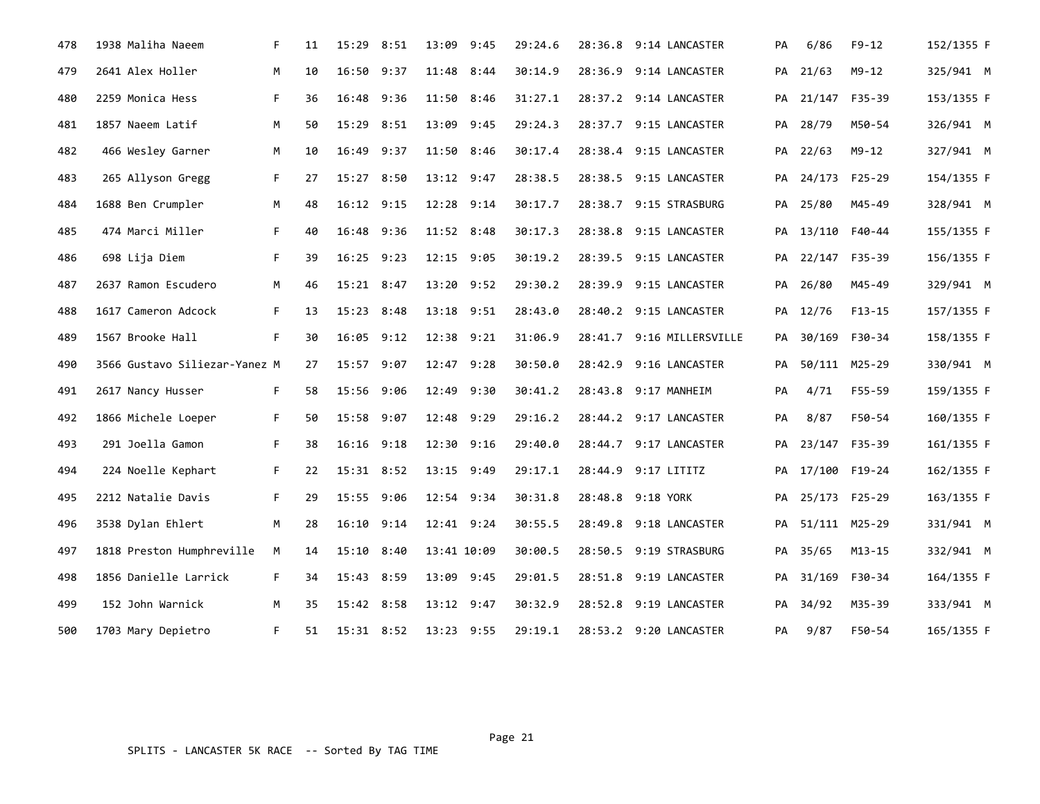| Place | Bib | Name | Sex | Age | Split 1 | Pace 1 | Split 2 | Pace 2 | Gun Time | Tag Time | Pace | City | State | Div Place | Division | Sex Place |
|---|---|---|---|---|---|---|---|---|---|---|---|---|---|---|---|---|
| 478 | 1938 | Maliha Naeem | F | 11 | 15:29 | 8:51 | 13:09 | 9:45 | 29:24.6 | 28:36.8 | 9:14 | LANCASTER | PA | 6/86 | F9-12 | 152/1355 F |
| 479 | 2641 | Alex Holler | M | 10 | 16:50 | 9:37 | 11:48 | 8:44 | 30:14.9 | 28:36.9 | 9:14 | LANCASTER | PA | 21/63 | M9-12 | 325/941 M |
| 480 | 2259 | Monica Hess | F | 36 | 16:48 | 9:36 | 11:50 | 8:46 | 31:27.1 | 28:37.2 | 9:14 | LANCASTER | PA | 21/147 | F35-39 | 153/1355 F |
| 481 | 1857 | Naeem Latif | M | 50 | 15:29 | 8:51 | 13:09 | 9:45 | 29:24.3 | 28:37.7 | 9:15 | LANCASTER | PA | 28/79 | M50-54 | 326/941 M |
| 482 | 466 | Wesley Garner | M | 10 | 16:49 | 9:37 | 11:50 | 8:46 | 30:17.4 | 28:38.4 | 9:15 | LANCASTER | PA | 22/63 | M9-12 | 327/941 M |
| 483 | 265 | Allyson Gregg | F | 27 | 15:27 | 8:50 | 13:12 | 9:47 | 28:38.5 | 28:38.5 | 9:15 | LANCASTER | PA | 24/173 | F25-29 | 154/1355 F |
| 484 | 1688 | Ben Crumpler | M | 48 | 16:12 | 9:15 | 12:28 | 9:14 | 30:17.7 | 28:38.7 | 9:15 | STRASBURG | PA | 25/80 | M45-49 | 328/941 M |
| 485 | 474 | Marci Miller | F | 40 | 16:48 | 9:36 | 11:52 | 8:48 | 30:17.3 | 28:38.8 | 9:15 | LANCASTER | PA | 13/110 | F40-44 | 155/1355 F |
| 486 | 698 | Lija Diem | F | 39 | 16:25 | 9:23 | 12:15 | 9:05 | 30:19.2 | 28:39.5 | 9:15 | LANCASTER | PA | 22/147 | F35-39 | 156/1355 F |
| 487 | 2637 | Ramon Escudero | M | 46 | 15:21 | 8:47 | 13:20 | 9:52 | 29:30.2 | 28:39.9 | 9:15 | LANCASTER | PA | 26/80 | M45-49 | 329/941 M |
| 488 | 1617 | Cameron Adcock | F | 13 | 15:23 | 8:48 | 13:18 | 9:51 | 28:43.0 | 28:40.2 | 9:15 | LANCASTER | PA | 12/76 | F13-15 | 157/1355 F |
| 489 | 1567 | Brooke Hall | F | 30 | 16:05 | 9:12 | 12:38 | 9:21 | 31:06.9 | 28:41.7 | 9:16 | MILLERSVILLE | PA | 30/169 | F30-34 | 158/1355 F |
| 490 | 3566 | Gustavo Siliezar-Yanez | M | 27 | 15:57 | 9:07 | 12:47 | 9:28 | 30:50.0 | 28:42.9 | 9:16 | LANCASTER | PA | 50/111 | M25-29 | 330/941 M |
| 491 | 2617 | Nancy Husser | F | 58 | 15:56 | 9:06 | 12:49 | 9:30 | 30:41.2 | 28:43.8 | 9:17 | MANHEIM | PA | 4/71 | F55-59 | 159/1355 F |
| 492 | 1866 | Michele Loeper | F | 50 | 15:58 | 9:07 | 12:48 | 9:29 | 29:16.2 | 28:44.2 | 9:17 | LANCASTER | PA | 8/87 | F50-54 | 160/1355 F |
| 493 | 291 | Joella Gamon | F | 38 | 16:16 | 9:18 | 12:30 | 9:16 | 29:40.0 | 28:44.7 | 9:17 | LANCASTER | PA | 23/147 | F35-39 | 161/1355 F |
| 494 | 224 | Noelle Kephart | F | 22 | 15:31 | 8:52 | 13:15 | 9:49 | 29:17.1 | 28:44.9 | 9:17 | LITITZ | PA | 17/100 | F19-24 | 162/1355 F |
| 495 | 2212 | Natalie Davis | F | 29 | 15:55 | 9:06 | 12:54 | 9:34 | 30:31.8 | 28:48.8 | 9:18 | YORK | PA | 25/173 | F25-29 | 163/1355 F |
| 496 | 3538 | Dylan Ehlert | M | 28 | 16:10 | 9:14 | 12:41 | 9:24 | 30:55.5 | 28:49.8 | 9:18 | LANCASTER | PA | 51/111 | M25-29 | 331/941 M |
| 497 | 1818 | Preston Humphreville | M | 14 | 15:10 | 8:40 | 13:41 | 10:09 | 30:00.5 | 28:50.5 | 9:19 | STRASBURG | PA | 35/65 | M13-15 | 332/941 M |
| 498 | 1856 | Danielle Larrick | F | 34 | 15:43 | 8:59 | 13:09 | 9:45 | 29:01.5 | 28:51.8 | 9:19 | LANCASTER | PA | 31/169 | F30-34 | 164/1355 F |
| 499 | 152 | John Warnick | M | 35 | 15:42 | 8:58 | 13:12 | 9:47 | 30:32.9 | 28:52.8 | 9:19 | LANCASTER | PA | 34/92 | M35-39 | 333/941 M |
| 500 | 1703 | Mary Depietro | F | 51 | 15:31 | 8:52 | 13:23 | 9:55 | 29:19.1 | 28:53.2 | 9:20 | LANCASTER | PA | 9/87 | F50-54 | 165/1355 F |

SPLITS - LANCASTER 5K RACE -- Sorted By TAG TIME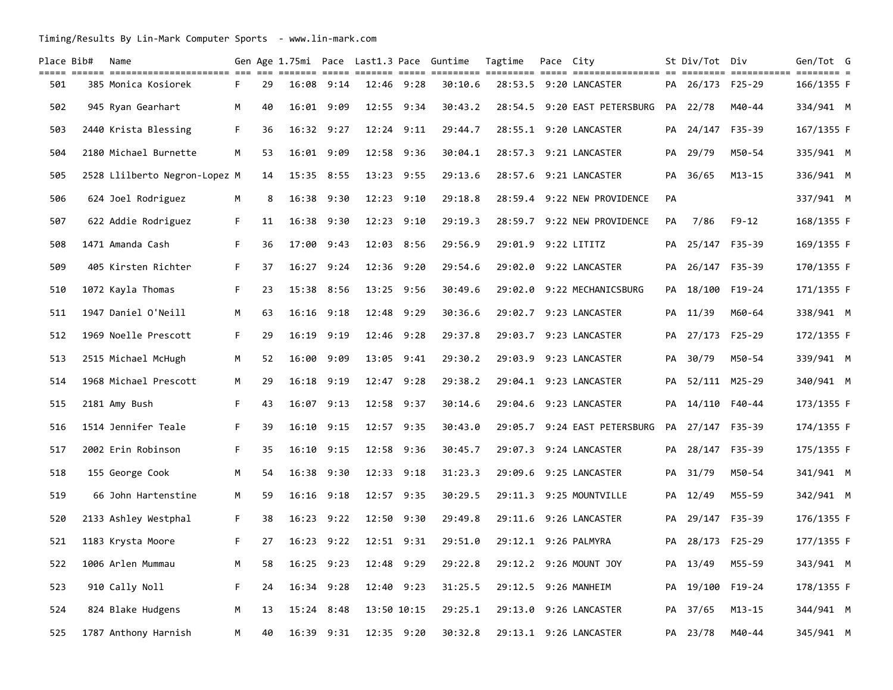Timing/Results By Lin-Mark Computer Sports - www.lin-mark.com

| Place | Bib# | Name | Gen | Age | 1.75mi | Pace | Last1.3 | Pace | Guntime | Tagtime | Pace | City | St | Div/Tot | Div | Gen/Tot | G |
|---|---|---|---|---|---|---|---|---|---|---|---|---|---|---|---|---|---|
| 501 | 385 | Monica Kosiorek | F | 29 | 16:08 | 9:14 | 12:46 | 9:28 | 30:10.6 | 28:53.5 | 9:20 | LANCASTER | PA | 26/173 | F25-29 | 166/1355 | F |
| 502 | 945 | Ryan Gearhart | M | 40 | 16:01 | 9:09 | 12:55 | 9:34 | 30:43.2 | 28:54.5 | 9:20 | EAST PETERSBURG | PA | 22/78 | M40-44 | 334/941 | M |
| 503 | 2440 | Krista Blessing | F | 36 | 16:32 | 9:27 | 12:24 | 9:11 | 29:44.7 | 28:55.1 | 9:20 | LANCASTER | PA | 24/147 | F35-39 | 167/1355 | F |
| 504 | 2180 | Michael Burnette | M | 53 | 16:01 | 9:09 | 12:58 | 9:36 | 30:04.1 | 28:57.3 | 9:21 | LANCASTER | PA | 29/79 | M50-54 | 335/941 | M |
| 505 | 2528 | Llilberto Negron-Lopez | M | 14 | 15:35 | 8:55 | 13:23 | 9:55 | 29:13.6 | 28:57.6 | 9:21 | LANCASTER | PA | 36/65 | M13-15 | 336/941 | M |
| 506 | 624 | Joel Rodriguez | M | 8 | 16:38 | 9:30 | 12:23 | 9:10 | 29:18.8 | 28:59.4 | 9:22 | NEW PROVIDENCE | PA | | | 337/941 | M |
| 507 | 622 | Addie Rodriguez | F | 11 | 16:38 | 9:30 | 12:23 | 9:10 | 29:19.3 | 28:59.7 | 9:22 | NEW PROVIDENCE | PA | 7/86 | F9-12 | 168/1355 | F |
| 508 | 1471 | Amanda Cash | F | 36 | 17:00 | 9:43 | 12:03 | 8:56 | 29:56.9 | 29:01.9 | 9:22 | LITITZ | PA | 25/147 | F35-39 | 169/1355 | F |
| 509 | 405 | Kirsten Richter | F | 37 | 16:27 | 9:24 | 12:36 | 9:20 | 29:54.6 | 29:02.0 | 9:22 | LANCASTER | PA | 26/147 | F35-39 | 170/1355 | F |
| 510 | 1072 | Kayla Thomas | F | 23 | 15:38 | 8:56 | 13:25 | 9:56 | 30:49.6 | 29:02.0 | 9:22 | MECHANICSBURG | PA | 18/100 | F19-24 | 171/1355 | F |
| 511 | 1947 | Daniel O'Neill | M | 63 | 16:16 | 9:18 | 12:48 | 9:29 | 30:36.6 | 29:02.7 | 9:23 | LANCASTER | PA | 11/39 | M60-64 | 338/941 | M |
| 512 | 1969 | Noelle Prescott | F | 29 | 16:19 | 9:19 | 12:46 | 9:28 | 29:37.8 | 29:03.7 | 9:23 | LANCASTER | PA | 27/173 | F25-29 | 172/1355 | F |
| 513 | 2515 | Michael McHugh | M | 52 | 16:00 | 9:09 | 13:05 | 9:41 | 29:30.2 | 29:03.9 | 9:23 | LANCASTER | PA | 30/79 | M50-54 | 339/941 | M |
| 514 | 1968 | Michael Prescott | M | 29 | 16:18 | 9:19 | 12:47 | 9:28 | 29:38.2 | 29:04.1 | 9:23 | LANCASTER | PA | 52/111 | M25-29 | 340/941 | M |
| 515 | 2181 | Amy Bush | F | 43 | 16:07 | 9:13 | 12:58 | 9:37 | 30:14.6 | 29:04.6 | 9:23 | LANCASTER | PA | 14/110 | F40-44 | 173/1355 | F |
| 516 | 1514 | Jennifer Teale | F | 39 | 16:10 | 9:15 | 12:57 | 9:35 | 30:43.0 | 29:05.7 | 9:24 | EAST PETERSBURG | PA | 27/147 | F35-39 | 174/1355 | F |
| 517 | 2002 | Erin Robinson | F | 35 | 16:10 | 9:15 | 12:58 | 9:36 | 30:45.7 | 29:07.3 | 9:24 | LANCASTER | PA | 28/147 | F35-39 | 175/1355 | F |
| 518 | 155 | George Cook | M | 54 | 16:38 | 9:30 | 12:33 | 9:18 | 31:23.3 | 29:09.6 | 9:25 | LANCASTER | PA | 31/79 | M50-54 | 341/941 | M |
| 519 | 66 | John Hartenstine | M | 59 | 16:16 | 9:18 | 12:57 | 9:35 | 30:29.5 | 29:11.3 | 9:25 | MOUNTVILLE | PA | 12/49 | M55-59 | 342/941 | M |
| 520 | 2133 | Ashley Westphal | F | 38 | 16:23 | 9:22 | 12:50 | 9:30 | 29:49.8 | 29:11.6 | 9:26 | LANCASTER | PA | 29/147 | F35-39 | 176/1355 | F |
| 521 | 1183 | Krysta Moore | F | 27 | 16:23 | 9:22 | 12:51 | 9:31 | 29:51.0 | 29:12.1 | 9:26 | PALMYRA | PA | 28/173 | F25-29 | 177/1355 | F |
| 522 | 1006 | Arlen Mummau | M | 58 | 16:25 | 9:23 | 12:48 | 9:29 | 29:22.8 | 29:12.2 | 9:26 | MOUNT JOY | PA | 13/49 | M55-59 | 343/941 | M |
| 523 | 910 | Cally Noll | F | 24 | 16:34 | 9:28 | 12:40 | 9:23 | 31:25.5 | 29:12.5 | 9:26 | MANHEIM | PA | 19/100 | F19-24 | 178/1355 | F |
| 524 | 824 | Blake Hudgens | M | 13 | 15:24 | 8:48 | 13:50 | 10:15 | 29:25.1 | 29:13.0 | 9:26 | LANCASTER | PA | 37/65 | M13-15 | 344/941 | M |
| 525 | 1787 | Anthony Harnish | M | 40 | 16:39 | 9:31 | 12:35 | 9:20 | 30:32.8 | 29:13.1 | 9:26 | LANCASTER | PA | 23/78 | M40-44 | 345/941 | M |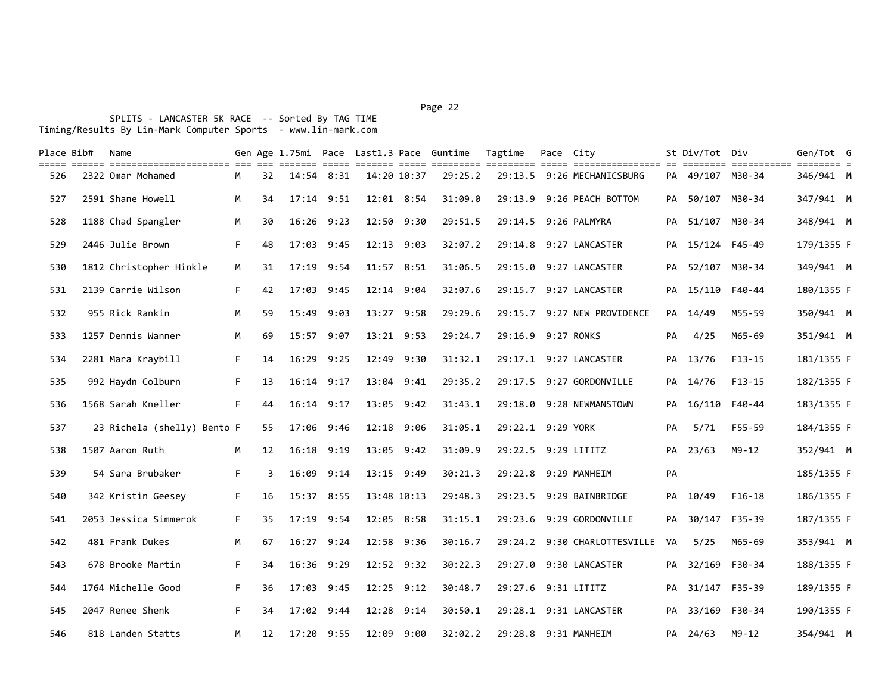SPLITS - LANCASTER 5K RACE -- Sorted By TAG TIME
Timing/Results By Lin-Mark Computer Sports - www.lin-mark.com

| Place | Bib# | Name | Gen | Age | 1.75mi | Pace | Last1.3 | Pace | Guntime | Tagtime | Pace | City | St | Div/Tot | Div | Gen/Tot | G |
|---|---|---|---|---|---|---|---|---|---|---|---|---|---|---|---|---|---|
| 526 | 2322 | Omar Mohamed | M | 32 | 14:54 | 8:31 | 14:20 | 10:37 | 29:25.2 | 29:13.5 | 9:26 | MECHANICSBURG | PA | 49/107 | M30-34 | 346/941 | M |
| 527 | 2591 | Shane Howell | M | 34 | 17:14 | 9:51 | 12:01 | 8:54 | 31:09.0 | 29:13.9 | 9:26 | PEACH BOTTOM | PA | 50/107 | M30-34 | 347/941 | M |
| 528 | 1188 | Chad Spangler | M | 30 | 16:26 | 9:23 | 12:50 | 9:30 | 29:51.5 | 29:14.5 | 9:26 | PALMYRA | PA | 51/107 | M30-34 | 348/941 | M |
| 529 | 2446 | Julie Brown | F | 48 | 17:03 | 9:45 | 12:13 | 9:03 | 32:07.2 | 29:14.8 | 9:27 | LANCASTER | PA | 15/124 | F45-49 | 179/1355 | F |
| 530 | 1812 | Christopher Hinkle | M | 31 | 17:19 | 9:54 | 11:57 | 8:51 | 31:06.5 | 29:15.0 | 9:27 | LANCASTER | PA | 52/107 | M30-34 | 349/941 | M |
| 531 | 2139 | Carrie Wilson | F | 42 | 17:03 | 9:45 | 12:14 | 9:04 | 32:07.6 | 29:15.7 | 9:27 | LANCASTER | PA | 15/110 | F40-44 | 180/1355 | F |
| 532 | 955 | Rick Rankin | M | 59 | 15:49 | 9:03 | 13:27 | 9:58 | 29:29.6 | 29:15.7 | 9:27 | NEW PROVIDENCE | PA | 14/49 | M55-59 | 350/941 | M |
| 533 | 1257 | Dennis Wanner | M | 69 | 15:57 | 9:07 | 13:21 | 9:53 | 29:24.7 | 29:16.9 | 9:27 | RONKS | PA | 4/25 | M65-69 | 351/941 | M |
| 534 | 2281 | Mara Kraybill | F | 14 | 16:29 | 9:25 | 12:49 | 9:30 | 31:32.1 | 29:17.1 | 9:27 | LANCASTER | PA | 13/76 | F13-15 | 181/1355 | F |
| 535 | 992 | Haydn Colburn | F | 13 | 16:14 | 9:17 | 13:04 | 9:41 | 29:35.2 | 29:17.5 | 9:27 | GORDONVILLE | PA | 14/76 | F13-15 | 182/1355 | F |
| 536 | 1568 | Sarah Kneller | F | 44 | 16:14 | 9:17 | 13:05 | 9:42 | 31:43.1 | 29:18.0 | 9:28 | NEWMANSTOWN | PA | 16/110 | F40-44 | 183/1355 | F |
| 537 | 23 | Richela (shelly) Bento | F | 55 | 17:06 | 9:46 | 12:18 | 9:06 | 31:05.1 | 29:22.1 | 9:29 | YORK | PA | 5/71 | F55-59 | 184/1355 | F |
| 538 | 1507 | Aaron Ruth | M | 12 | 16:18 | 9:19 | 13:05 | 9:42 | 31:09.9 | 29:22.5 | 9:29 | LITITZ | PA | 23/63 | M9-12 | 352/941 | M |
| 539 | 54 | Sara Brubaker | F | 3 | 16:09 | 9:14 | 13:15 | 9:49 | 30:21.3 | 29:22.8 | 9:29 | MANHEIM | PA | | | 185/1355 | F |
| 540 | 342 | Kristin Geesey | F | 16 | 15:37 | 8:55 | 13:48 | 10:13 | 29:48.3 | 29:23.5 | 9:29 | BAINBRIDGE | PA | 10/49 | F16-18 | 186/1355 | F |
| 541 | 2053 | Jessica Simmerok | F | 35 | 17:19 | 9:54 | 12:05 | 8:58 | 31:15.1 | 29:23.6 | 9:29 | GORDONVILLE | PA | 30/147 | F35-39 | 187/1355 | F |
| 542 | 481 | Frank Dukes | M | 67 | 16:27 | 9:24 | 12:58 | 9:36 | 30:16.7 | 29:24.2 | 9:30 | CHARLOTTESVILLE | VA | 5/25 | M65-69 | 353/941 | M |
| 543 | 678 | Brooke Martin | F | 34 | 16:36 | 9:29 | 12:52 | 9:32 | 30:22.3 | 29:27.0 | 9:30 | LANCASTER | PA | 32/169 | F30-34 | 188/1355 | F |
| 544 | 1764 | Michelle Good | F | 36 | 17:03 | 9:45 | 12:25 | 9:12 | 30:48.7 | 29:27.6 | 9:31 | LITITZ | PA | 31/147 | F35-39 | 189/1355 | F |
| 545 | 2047 | Renee Shenk | F | 34 | 17:02 | 9:44 | 12:28 | 9:14 | 30:50.1 | 29:28.1 | 9:31 | LANCASTER | PA | 33/169 | F30-34 | 190/1355 | F |
| 546 | 818 | Landen Statts | M | 12 | 17:20 | 9:55 | 12:09 | 9:00 | 32:02.2 | 29:28.8 | 9:31 | MANHEIM | PA | 24/63 | M9-12 | 354/941 | M |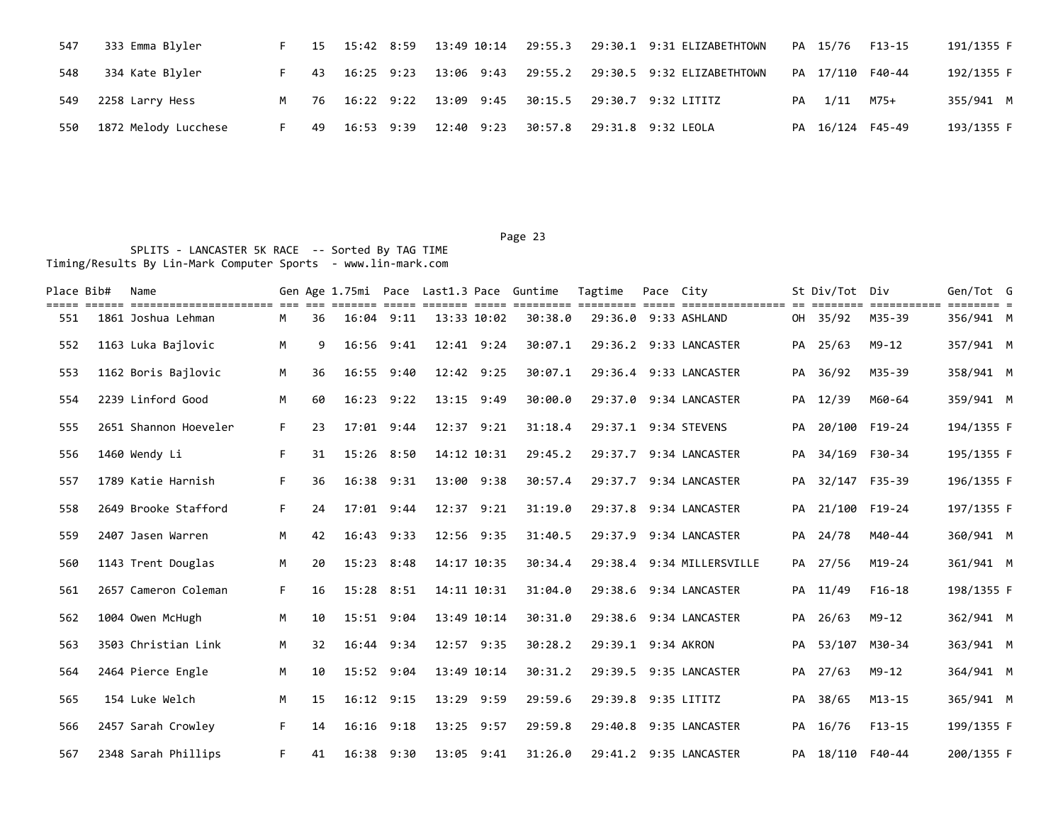| Place | Bib# | Name | Gen | Age | 1.75mi | Pace | Last1.3 | Pace | Guntime | Tagtime | Pace | City | St | Div/Tot | Div | Gen/Tot | G |
|---|---|---|---|---|---|---|---|---|---|---|---|---|---|---|---|---|---|
| 547 | 333 | Emma Blyler | F | 15 | 15:42 | 8:59 | 13:49 | 10:14 | 29:55.3 | 29:30.1 | 9:31 | ELIZABETHTOWN | PA | 15/76 | F13-15 | 191/1355 | F |
| 548 | 334 | Kate Blyler | F | 43 | 16:25 | 9:23 | 13:06 | 9:43 | 29:55.2 | 29:30.5 | 9:32 | ELIZABETHTOWN | PA | 17/110 | F40-44 | 192/1355 | F |
| 549 | 2258 | Larry Hess | M | 76 | 16:22 | 9:22 | 13:09 | 9:45 | 30:15.5 | 29:30.7 | 9:32 | LITITZ | PA | 1/11 | M75+ | 355/941 | M |
| 550 | 1872 | Melody Lucchese | F | 49 | 16:53 | 9:39 | 12:40 | 9:23 | 30:57.8 | 29:31.8 | 9:32 | LEOLA | PA | 16/124 | F45-49 | 193/1355 | F |

SPLITS - LANCASTER 5K RACE -- Sorted By TAG TIME
Timing/Results By Lin-Mark Computer Sports - www.lin-mark.com

| Place | Bib# | Name | Gen | Age | 1.75mi | Pace | Last1.3 | Pace | Guntime | Tagtime | Pace | City | St | Div/Tot | Div | Gen/Tot | G |
|---|---|---|---|---|---|---|---|---|---|---|---|---|---|---|---|---|---|
| 551 | 1861 | Joshua Lehman | M | 36 | 16:04 | 9:11 | 13:33 | 10:02 | 30:38.0 | 29:36.0 | 9:33 | ASHLAND | OH | 35/92 | M35-39 | 356/941 | M |
| 552 | 1163 | Luka Bajlovic | M | 9 | 16:56 | 9:41 | 12:41 | 9:24 | 30:07.1 | 29:36.2 | 9:33 | LANCASTER | PA | 25/63 | M9-12 | 357/941 | M |
| 553 | 1162 | Boris Bajlovic | M | 36 | 16:55 | 9:40 | 12:42 | 9:25 | 30:07.1 | 29:36.4 | 9:33 | LANCASTER | PA | 36/92 | M35-39 | 358/941 | M |
| 554 | 2239 | Linford Good | M | 60 | 16:23 | 9:22 | 13:15 | 9:49 | 30:00.0 | 29:37.0 | 9:34 | LANCASTER | PA | 12/39 | M60-64 | 359/941 | M |
| 555 | 2651 | Shannon Hoeveler | F | 23 | 17:01 | 9:44 | 12:37 | 9:21 | 31:18.4 | 29:37.1 | 9:34 | STEVENS | PA | 20/100 | F19-24 | 194/1355 | F |
| 556 | 1460 | Wendy Li | F | 31 | 15:26 | 8:50 | 14:12 | 10:31 | 29:45.2 | 29:37.7 | 9:34 | LANCASTER | PA | 34/169 | F30-34 | 195/1355 | F |
| 557 | 1789 | Katie Harnish | F | 36 | 16:38 | 9:31 | 13:00 | 9:38 | 30:57.4 | 29:37.7 | 9:34 | LANCASTER | PA | 32/147 | F35-39 | 196/1355 | F |
| 558 | 2649 | Brooke Stafford | F | 24 | 17:01 | 9:44 | 12:37 | 9:21 | 31:19.0 | 29:37.8 | 9:34 | LANCASTER | PA | 21/100 | F19-24 | 197/1355 | F |
| 559 | 2407 | Jasen Warren | M | 42 | 16:43 | 9:33 | 12:56 | 9:35 | 31:40.5 | 29:37.9 | 9:34 | LANCASTER | PA | 24/78 | M40-44 | 360/941 | M |
| 560 | 1143 | Trent Douglas | M | 20 | 15:23 | 8:48 | 14:17 | 10:35 | 30:34.4 | 29:38.4 | 9:34 | MILLERSVILLE | PA | 27/56 | M19-24 | 361/941 | M |
| 561 | 2657 | Cameron Coleman | F | 16 | 15:28 | 8:51 | 14:11 | 10:31 | 31:04.0 | 29:38.6 | 9:34 | LANCASTER | PA | 11/49 | F16-18 | 198/1355 | F |
| 562 | 1004 | Owen McHugh | M | 10 | 15:51 | 9:04 | 13:49 | 10:14 | 30:31.0 | 29:38.6 | 9:34 | LANCASTER | PA | 26/63 | M9-12 | 362/941 | M |
| 563 | 3503 | Christian Link | M | 32 | 16:44 | 9:34 | 12:57 | 9:35 | 30:28.2 | 29:39.1 | 9:34 | AKRON | PA | 53/107 | M30-34 | 363/941 | M |
| 564 | 2464 | Pierce Engle | M | 10 | 15:52 | 9:04 | 13:49 | 10:14 | 30:31.2 | 29:39.5 | 9:35 | LANCASTER | PA | 27/63 | M9-12 | 364/941 | M |
| 565 | 154 | Luke Welch | M | 15 | 16:12 | 9:15 | 13:29 | 9:59 | 29:59.6 | 29:39.8 | 9:35 | LITITZ | PA | 38/65 | M13-15 | 365/941 | M |
| 566 | 2457 | Sarah Crowley | F | 14 | 16:16 | 9:18 | 13:25 | 9:57 | 29:59.8 | 29:40.8 | 9:35 | LANCASTER | PA | 16/76 | F13-15 | 199/1355 | F |
| 567 | 2348 | Sarah Phillips | F | 41 | 16:38 | 9:30 | 13:05 | 9:41 | 31:26.0 | 29:41.2 | 9:35 | LANCASTER | PA | 18/110 | F40-44 | 200/1355 | F |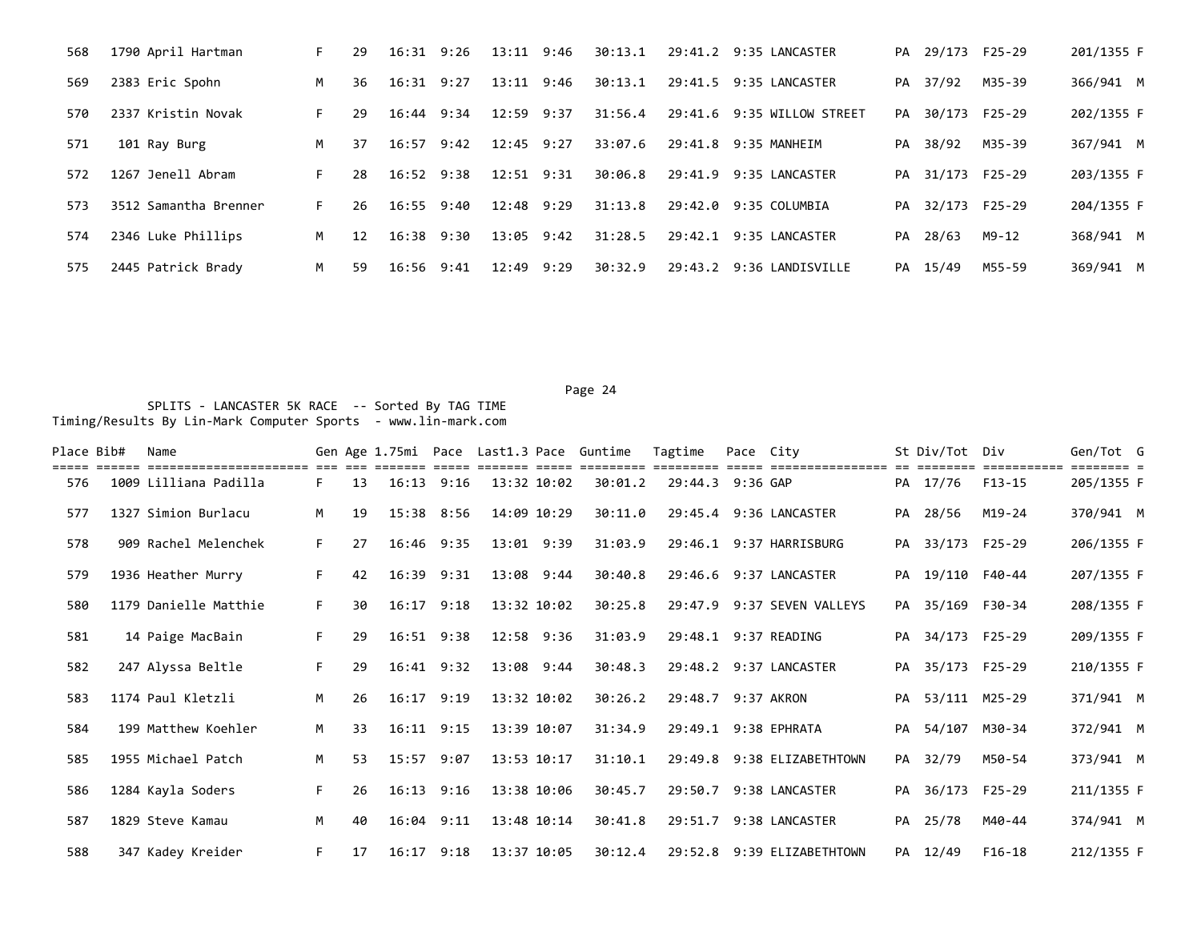| Place | Bib# | Name | Gen | Age | 1.75mi | Pace | Last1.3 | Pace | Guntime | Tagtime | Pace | City | St | Div/Tot | Div | Gen/Tot | G |
|---|---|---|---|---|---|---|---|---|---|---|---|---|---|---|---|---|---|
| 568 | 1790 | April Hartman | F | 29 | 16:31 | 9:26 | 13:11 | 9:46 | 30:13.1 | 29:41.2 | 9:35 | LANCASTER | PA | 29/173 | F25-29 | 201/1355 | F |
| 569 | 2383 | Eric Spohn | M | 36 | 16:31 | 9:27 | 13:11 | 9:46 | 30:13.1 | 29:41.5 | 9:35 | LANCASTER | PA | 37/92 | M35-39 | 366/941 | M |
| 570 | 2337 | Kristin Novak | F | 29 | 16:44 | 9:34 | 12:59 | 9:37 | 31:56.4 | 29:41.6 | 9:35 | WILLOW STREET | PA | 30/173 | F25-29 | 202/1355 | F |
| 571 | 101 | Ray Burg | M | 37 | 16:57 | 9:42 | 12:45 | 9:27 | 33:07.6 | 29:41.8 | 9:35 | MANHEIM | PA | 38/92 | M35-39 | 367/941 | M |
| 572 | 1267 | Jenell Abram | F | 28 | 16:52 | 9:38 | 12:51 | 9:31 | 30:06.8 | 29:41.9 | 9:35 | LANCASTER | PA | 31/173 | F25-29 | 203/1355 | F |
| 573 | 3512 | Samantha Brenner | F | 26 | 16:55 | 9:40 | 12:48 | 9:29 | 31:13.8 | 29:42.0 | 9:35 | COLUMBIA | PA | 32/173 | F25-29 | 204/1355 | F |
| 574 | 2346 | Luke Phillips | M | 12 | 16:38 | 9:30 | 13:05 | 9:42 | 31:28.5 | 29:42.1 | 9:35 | LANCASTER | PA | 28/63 | M9-12 | 368/941 | M |
| 575 | 2445 | Patrick Brady | M | 59 | 16:56 | 9:41 | 12:49 | 9:29 | 30:32.9 | 29:43.2 | 9:36 | LANDISVILLE | PA | 15/49 | M55-59 | 369/941 | M |

SPLITS - LANCASTER 5K RACE -- Sorted By TAG TIME
Timing/Results By Lin-Mark Computer Sports - www.lin-mark.com

| Place | Bib# | Name | Gen | Age | 1.75mi | Pace | Last1.3 | Pace | Guntime | Tagtime | Pace | City | St | Div/Tot | Div | Gen/Tot | G |
|---|---|---|---|---|---|---|---|---|---|---|---|---|---|---|---|---|---|
| 576 | 1009 | Lilliana Padilla | F | 13 | 16:13 | 9:16 | 13:32 | 10:02 | 30:01.2 | 29:44.3 | 9:36 | GAP | PA | 17/76 | F13-15 | 205/1355 | F |
| 577 | 1327 | Simion Burlacu | M | 19 | 15:38 | 8:56 | 14:09 | 10:29 | 30:11.0 | 29:45.4 | 9:36 | LANCASTER | PA | 28/56 | M19-24 | 370/941 | M |
| 578 | 909 | Rachel Melenchek | F | 27 | 16:46 | 9:35 | 13:01 | 9:39 | 31:03.9 | 29:46.1 | 9:37 | HARRISBURG | PA | 33/173 | F25-29 | 206/1355 | F |
| 579 | 1936 | Heather Murry | F | 42 | 16:39 | 9:31 | 13:08 | 9:44 | 30:40.8 | 29:46.6 | 9:37 | LANCASTER | PA | 19/110 | F40-44 | 207/1355 | F |
| 580 | 1179 | Danielle Matthie | F | 30 | 16:17 | 9:18 | 13:32 | 10:02 | 30:25.8 | 29:47.9 | 9:37 | SEVEN VALLEYS | PA | 35/169 | F30-34 | 208/1355 | F |
| 581 | 14 | Paige MacBain | F | 29 | 16:51 | 9:38 | 12:58 | 9:36 | 31:03.9 | 29:48.1 | 9:37 | READING | PA | 34/173 | F25-29 | 209/1355 | F |
| 582 | 247 | Alyssa Beltle | F | 29 | 16:41 | 9:32 | 13:08 | 9:44 | 30:48.3 | 29:48.2 | 9:37 | LANCASTER | PA | 35/173 | F25-29 | 210/1355 | F |
| 583 | 1174 | Paul Kletzli | M | 26 | 16:17 | 9:19 | 13:32 | 10:02 | 30:26.2 | 29:48.7 | 9:37 | AKRON | PA | 53/111 | M25-29 | 371/941 | M |
| 584 | 199 | Matthew Koehler | M | 33 | 16:11 | 9:15 | 13:39 | 10:07 | 31:34.9 | 29:49.1 | 9:38 | EPHRATA | PA | 54/107 | M30-34 | 372/941 | M |
| 585 | 1955 | Michael Patch | M | 53 | 15:57 | 9:07 | 13:53 | 10:17 | 31:10.1 | 29:49.8 | 9:38 | ELIZABETHTOWN | PA | 32/79 | M50-54 | 373/941 | M |
| 586 | 1284 | Kayla Soders | F | 26 | 16:13 | 9:16 | 13:38 | 10:06 | 30:45.7 | 29:50.7 | 9:38 | LANCASTER | PA | 36/173 | F25-29 | 211/1355 | F |
| 587 | 1829 | Steve Kamau | M | 40 | 16:04 | 9:11 | 13:48 | 10:14 | 30:41.8 | 29:51.7 | 9:38 | LANCASTER | PA | 25/78 | M40-44 | 374/941 | M |
| 588 | 347 | Kadey Kreider | F | 17 | 16:17 | 9:18 | 13:37 | 10:05 | 30:12.4 | 29:52.8 | 9:39 | ELIZABETHTOWN | PA | 12/49 | F16-18 | 212/1355 | F |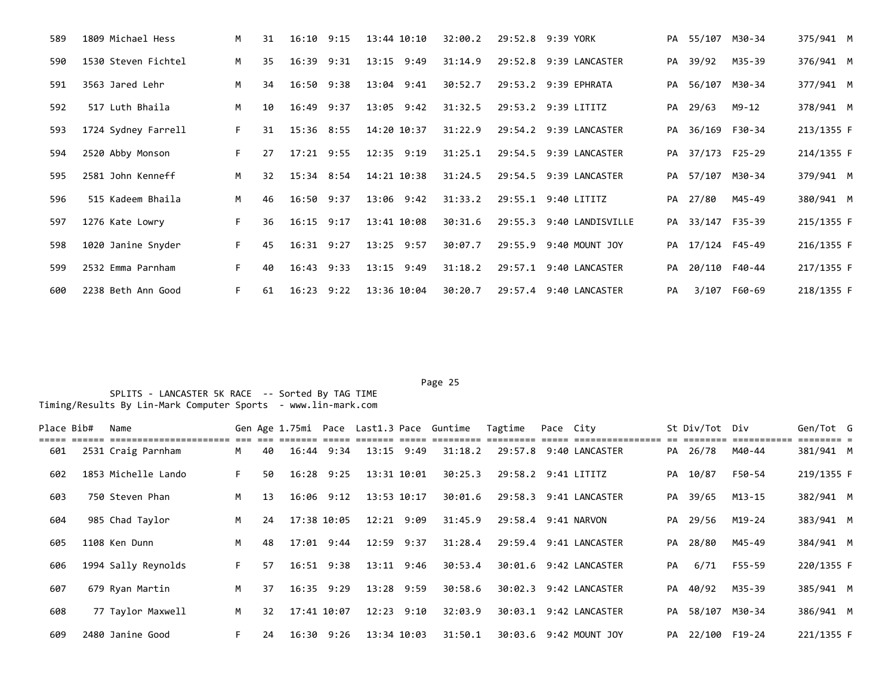| Place | Bib# | Name | Gen | Age | 1.75mi | Pace | Last1.3 | Pace | Guntime | Tagtime | Pace | City | St | Div/Tot | Div | Gen/Tot | G |
|---|---|---|---|---|---|---|---|---|---|---|---|---|---|---|---|---|---|
| 589 | 1809 | Michael Hess | M | 31 | 16:10 | 9:15 | 13:44 | 10:10 | 32:00.2 | 29:52.8 | 9:39 | YORK | PA | 55/107 | M30-34 | 375/941 | M |
| 590 | 1530 | Steven Fichtel | M | 35 | 16:39 | 9:31 | 13:15 | 9:49 | 31:14.9 | 29:52.8 | 9:39 | LANCASTER | PA | 39/92 | M35-39 | 376/941 | M |
| 591 | 3563 | Jared Lehr | M | 34 | 16:50 | 9:38 | 13:04 | 9:41 | 30:52.7 | 29:53.2 | 9:39 | EPHRATA | PA | 56/107 | M30-34 | 377/941 | M |
| 592 | 517 | Luth Bhaila | M | 10 | 16:49 | 9:37 | 13:05 | 9:42 | 31:32.5 | 29:53.2 | 9:39 | LITITZ | PA | 29/63 | M9-12 | 378/941 | M |
| 593 | 1724 | Sydney Farrell | F | 31 | 15:36 | 8:55 | 14:20 | 10:37 | 31:22.9 | 29:54.2 | 9:39 | LANCASTER | PA | 36/169 | F30-34 | 213/1355 | F |
| 594 | 2520 | Abby Monson | F | 27 | 17:21 | 9:55 | 12:35 | 9:19 | 31:25.1 | 29:54.5 | 9:39 | LANCASTER | PA | 37/173 | F25-29 | 214/1355 | F |
| 595 | 2581 | John Kenneff | M | 32 | 15:34 | 8:54 | 14:21 | 10:38 | 31:24.5 | 29:54.5 | 9:39 | LANCASTER | PA | 57/107 | M30-34 | 379/941 | M |
| 596 | 515 | Kadeem Bhaila | M | 46 | 16:50 | 9:37 | 13:06 | 9:42 | 31:33.2 | 29:55.1 | 9:40 | LITITZ | PA | 27/80 | M45-49 | 380/941 | M |
| 597 | 1276 | Kate Lowry | F | 36 | 16:15 | 9:17 | 13:41 | 10:08 | 30:31.6 | 29:55.3 | 9:40 | LANDISVILLE | PA | 33/147 | F35-39 | 215/1355 | F |
| 598 | 1020 | Janine Snyder | F | 45 | 16:31 | 9:27 | 13:25 | 9:57 | 30:07.7 | 29:55.9 | 9:40 | MOUNT JOY | PA | 17/124 | F45-49 | 216/1355 | F |
| 599 | 2532 | Emma Parnham | F | 40 | 16:43 | 9:33 | 13:15 | 9:49 | 31:18.2 | 29:57.1 | 9:40 | LANCASTER | PA | 20/110 | F40-44 | 217/1355 | F |
| 600 | 2238 | Beth Ann Good | F | 61 | 16:23 | 9:22 | 13:36 | 10:04 | 30:20.7 | 29:57.4 | 9:40 | LANCASTER | PA | 3/107 | F60-69 | 218/1355 | F |

SPLITS - LANCASTER 5K RACE -- Sorted By TAG TIME
Timing/Results By Lin-Mark Computer Sports - www.lin-mark.com

| Place | Bib# | Name | Gen | Age | 1.75mi | Pace | Last1.3 | Pace | Guntime | Tagtime | Pace | City | St | Div/Tot | Div | Gen/Tot | G |
|---|---|---|---|---|---|---|---|---|---|---|---|---|---|---|---|---|---|
| 601 | 2531 | Craig Parnham | M | 40 | 16:44 | 9:34 | 13:15 | 9:49 | 31:18.2 | 29:57.8 | 9:40 | LANCASTER | PA | 26/78 | M40-44 | 381/941 | M |
| 602 | 1853 | Michelle Lando | F | 50 | 16:28 | 9:25 | 13:31 | 10:01 | 30:25.3 | 29:58.2 | 9:41 | LITITZ | PA | 10/87 | F50-54 | 219/1355 | F |
| 603 | 750 | Steven Phan | M | 13 | 16:06 | 9:12 | 13:53 | 10:17 | 30:01.6 | 29:58.3 | 9:41 | LANCASTER | PA | 39/65 | M13-15 | 382/941 | M |
| 604 | 985 | Chad Taylor | M | 24 | 17:38 | 10:05 | 12:21 | 9:09 | 31:45.9 | 29:58.4 | 9:41 | NARVON | PA | 29/56 | M19-24 | 383/941 | M |
| 605 | 1108 | Ken Dunn | M | 48 | 17:01 | 9:44 | 12:59 | 9:37 | 31:28.4 | 29:59.4 | 9:41 | LANCASTER | PA | 28/80 | M45-49 | 384/941 | M |
| 606 | 1994 | Sally Reynolds | F | 57 | 16:51 | 9:38 | 13:11 | 9:46 | 30:53.4 | 30:01.6 | 9:42 | LANCASTER | PA | 6/71 | F55-59 | 220/1355 | F |
| 607 | 679 | Ryan Martin | M | 37 | 16:35 | 9:29 | 13:28 | 9:59 | 30:58.6 | 30:02.3 | 9:42 | LANCASTER | PA | 40/92 | M35-39 | 385/941 | M |
| 608 | 77 | Taylor Maxwell | M | 32 | 17:41 | 10:07 | 12:23 | 9:10 | 32:03.9 | 30:03.1 | 9:42 | LANCASTER | PA | 58/107 | M30-34 | 386/941 | M |
| 609 | 2480 | Janine Good | F | 24 | 16:30 | 9:26 | 13:34 | 10:03 | 31:50.1 | 30:03.6 | 9:42 | MOUNT JOY | PA | 22/100 | F19-24 | 221/1355 | F |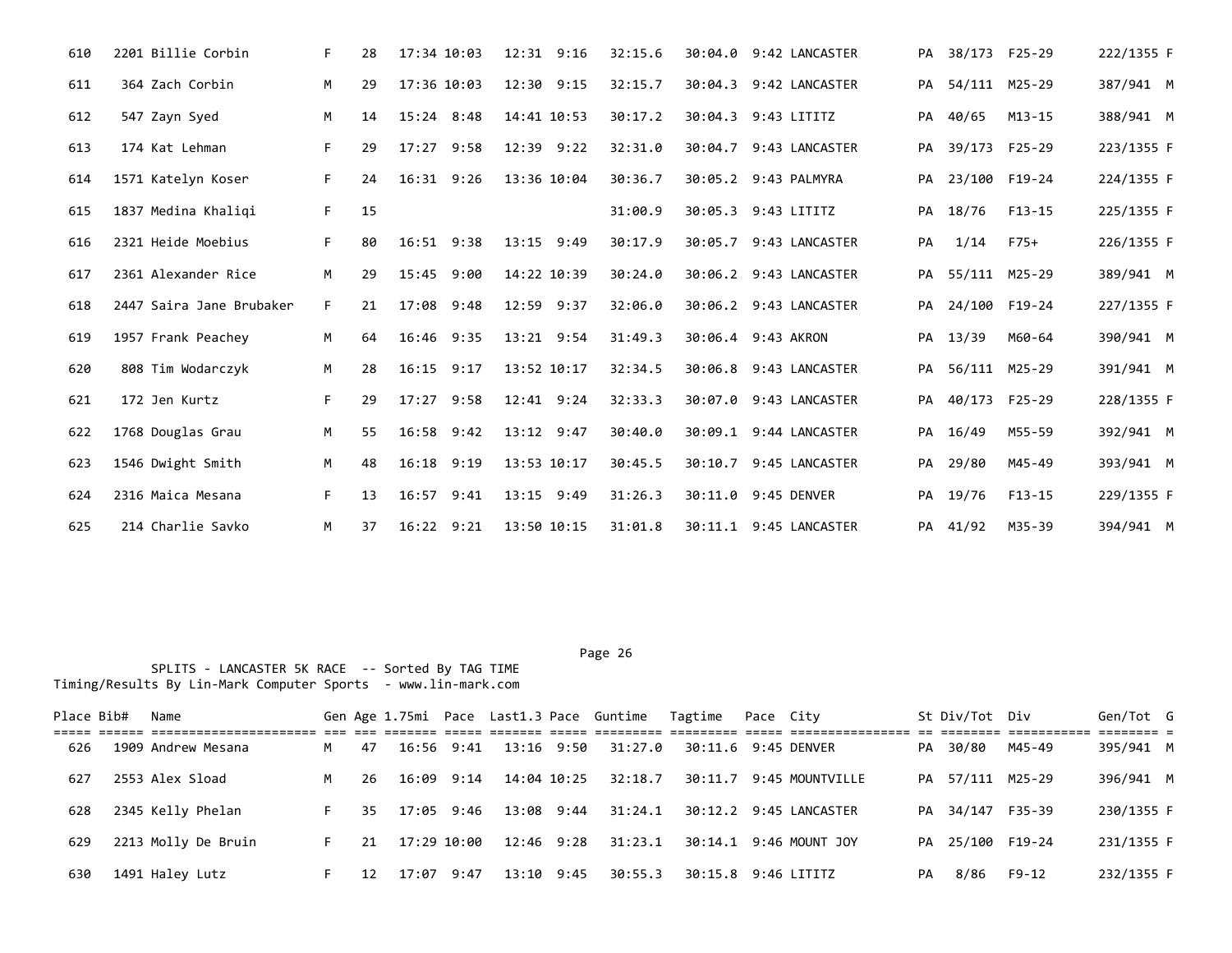| Place | Bib# | Name | Gen | Age | 1.75mi | Pace | Last1.3 | Pace | Guntime | Tagtime | Pace | City | St | Div/Tot | Div | Gen/Tot | G |
|---|---|---|---|---|---|---|---|---|---|---|---|---|---|---|---|---|---|
| 610 | 2201 | Billie Corbin | F | 28 | 17:34 | 10:03 | 12:31 | 9:16 | 32:15.6 | 30:04.0 | 9:42 | LANCASTER | PA | 38/173 | F25-29 | 222/1355 | F |
| 611 | 364 | Zach Corbin | M | 29 | 17:36 | 10:03 | 12:30 | 9:15 | 32:15.7 | 30:04.3 | 9:42 | LANCASTER | PA | 54/111 | M25-29 | 387/941 | M |
| 612 | 547 | Zayn Syed | M | 14 | 15:24 | 8:48 | 14:41 | 10:53 | 30:17.2 | 30:04.3 | 9:43 | LITITZ | PA | 40/65 | M13-15 | 388/941 | M |
| 613 | 174 | Kat Lehman | F | 29 | 17:27 | 9:58 | 12:39 | 9:22 | 32:31.0 | 30:04.7 | 9:43 | LANCASTER | PA | 39/173 | F25-29 | 223/1355 | F |
| 614 | 1571 | Katelyn Koser | F | 24 | 16:31 | 9:26 | 13:36 | 10:04 | 30:36.7 | 30:05.2 | 9:43 | PALMYRA | PA | 23/100 | F19-24 | 224/1355 | F |
| 615 | 1837 | Medina Khaliqi | F | 15 | | | | | 31:00.9 | 30:05.3 | 9:43 | LITITZ | PA | 18/76 | F13-15 | 225/1355 | F |
| 616 | 2321 | Heide Moebius | F | 80 | 16:51 | 9:38 | 13:15 | 9:49 | 30:17.9 | 30:05.7 | 9:43 | LANCASTER | PA | 1/14 | F75+ | 226/1355 | F |
| 617 | 2361 | Alexander Rice | M | 29 | 15:45 | 9:00 | 14:22 | 10:39 | 30:24.0 | 30:06.2 | 9:43 | LANCASTER | PA | 55/111 | M25-29 | 389/941 | M |
| 618 | 2447 | Saira Jane Brubaker | F | 21 | 17:08 | 9:48 | 12:59 | 9:37 | 32:06.0 | 30:06.2 | 9:43 | LANCASTER | PA | 24/100 | F19-24 | 227/1355 | F |
| 619 | 1957 | Frank Peachey | M | 64 | 16:46 | 9:35 | 13:21 | 9:54 | 31:49.3 | 30:06.4 | 9:43 | AKRON | PA | 13/39 | M60-64 | 390/941 | M |
| 620 | 808 | Tim Wodarczyk | M | 28 | 16:15 | 9:17 | 13:52 | 10:17 | 32:34.5 | 30:06.8 | 9:43 | LANCASTER | PA | 56/111 | M25-29 | 391/941 | M |
| 621 | 172 | Jen Kurtz | F | 29 | 17:27 | 9:58 | 12:41 | 9:24 | 32:33.3 | 30:07.0 | 9:43 | LANCASTER | PA | 40/173 | F25-29 | 228/1355 | F |
| 622 | 1768 | Douglas Grau | M | 55 | 16:58 | 9:42 | 13:12 | 9:47 | 30:40.0 | 30:09.1 | 9:44 | LANCASTER | PA | 16/49 | M55-59 | 392/941 | M |
| 623 | 1546 | Dwight Smith | M | 48 | 16:18 | 9:19 | 13:53 | 10:17 | 30:45.5 | 30:10.7 | 9:45 | LANCASTER | PA | 29/80 | M45-49 | 393/941 | M |
| 624 | 2316 | Maica Mesana | F | 13 | 16:57 | 9:41 | 13:15 | 9:49 | 31:26.3 | 30:11.0 | 9:45 | DENVER | PA | 19/76 | F13-15 | 229/1355 | F |
| 625 | 214 | Charlie Savko | M | 37 | 16:22 | 9:21 | 13:50 | 10:15 | 31:01.8 | 30:11.1 | 9:45 | LANCASTER | PA | 41/92 | M35-39 | 394/941 | M |

SPLITS - LANCASTER 5K RACE -- Sorted By TAG TIME
Timing/Results By Lin-Mark Computer Sports - www.lin-mark.com

| Place | Bib# | Name | Gen | Age | 1.75mi | Pace | Last1.3 | Pace | Guntime | Tagtime | Pace | City | St | Div/Tot | Div | Gen/Tot | G |
|---|---|---|---|---|---|---|---|---|---|---|---|---|---|---|---|---|---|
| 626 | 1909 | Andrew Mesana | M | 47 | 16:56 | 9:41 | 13:16 | 9:50 | 31:27.0 | 30:11.6 | 9:45 | DENVER | PA | 30/80 | M45-49 | 395/941 | M |
| 627 | 2553 | Alex Sload | M | 26 | 16:09 | 9:14 | 14:04 | 10:25 | 32:18.7 | 30:11.7 | 9:45 | MOUNTVILLE | PA | 57/111 | M25-29 | 396/941 | M |
| 628 | 2345 | Kelly Phelan | F | 35 | 17:05 | 9:46 | 13:08 | 9:44 | 31:24.1 | 30:12.2 | 9:45 | LANCASTER | PA | 34/147 | F35-39 | 230/1355 | F |
| 629 | 2213 | Molly De Bruin | F | 21 | 17:29 | 10:00 | 12:46 | 9:28 | 31:23.1 | 30:14.1 | 9:46 | MOUNT JOY | PA | 25/100 | F19-24 | 231/1355 | F |
| 630 | 1491 | Haley Lutz | F | 12 | 17:07 | 9:47 | 13:10 | 9:45 | 30:55.3 | 30:15.8 | 9:46 | LITITZ | PA | 8/86 | F9-12 | 232/1355 | F |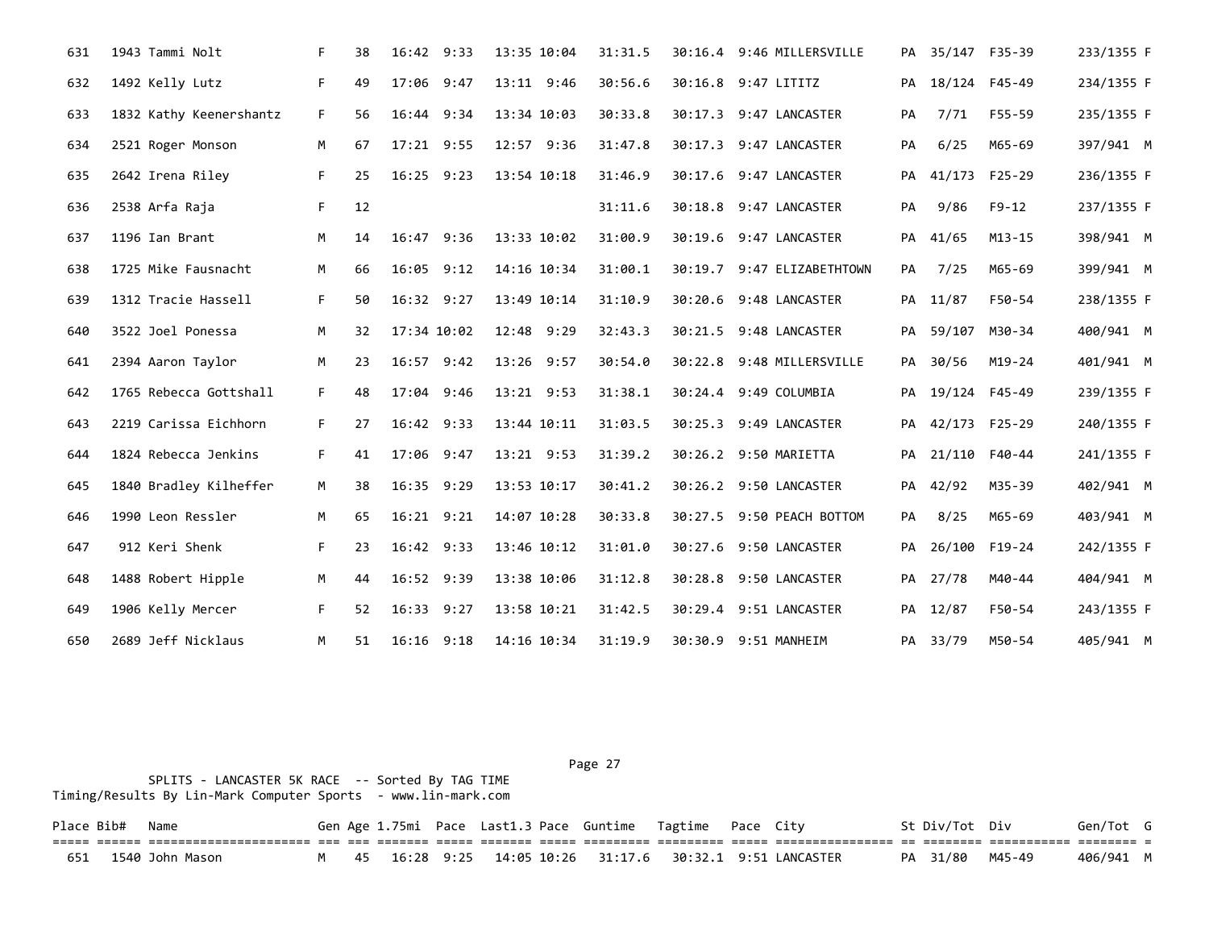| Place | Bib# | Name | Gen | Age | 1.75mi | Pace | Last1.3 | Pace | Guntime | Tagtime | Pace | City | St | Div/Tot | Div | Gen/Tot | G |
|---|---|---|---|---|---|---|---|---|---|---|---|---|---|---|---|---|---|
| 631 | 1943 | Tammi Nolt | F | 38 | 16:42 | 9:33 | 13:35 | 10:04 | 31:31.5 | 30:16.4 | 9:46 | MILLERSVILLE | PA | 35/147 | F35-39 | 233/1355 | F |
| 632 | 1492 | Kelly Lutz | F | 49 | 17:06 | 9:47 | 13:11 | 9:46 | 30:56.6 | 30:16.8 | 9:47 | LITITZ | PA | 18/124 | F45-49 | 234/1355 | F |
| 633 | 1832 | Kathy Keenershantz | F | 56 | 16:44 | 9:34 | 13:34 | 10:03 | 30:33.8 | 30:17.3 | 9:47 | LANCASTER | PA | 7/71 | F55-59 | 235/1355 | F |
| 634 | 2521 | Roger Monson | M | 67 | 17:21 | 9:55 | 12:57 | 9:36 | 31:47.8 | 30:17.3 | 9:47 | LANCASTER | PA | 6/25 | M65-69 | 397/941 | M |
| 635 | 2642 | Irena Riley | F | 25 | 16:25 | 9:23 | 13:54 | 10:18 | 31:46.9 | 30:17.6 | 9:47 | LANCASTER | PA | 41/173 | F25-29 | 236/1355 | F |
| 636 | 2538 | Arfa Raja | F | 12 | | | | | 31:11.6 | 30:18.8 | 9:47 | LANCASTER | PA | 9/86 | F9-12 | 237/1355 | F |
| 637 | 1196 | Ian Brant | M | 14 | 16:47 | 9:36 | 13:33 | 10:02 | 31:00.9 | 30:19.6 | 9:47 | LANCASTER | PA | 41/65 | M13-15 | 398/941 | M |
| 638 | 1725 | Mike Fausnacht | M | 66 | 16:05 | 9:12 | 14:16 | 10:34 | 31:00.1 | 30:19.7 | 9:47 | ELIZABETHTOWN | PA | 7/25 | M65-69 | 399/941 | M |
| 639 | 1312 | Tracie Hassell | F | 50 | 16:32 | 9:27 | 13:49 | 10:14 | 31:10.9 | 30:20.6 | 9:48 | LANCASTER | PA | 11/87 | F50-54 | 238/1355 | F |
| 640 | 3522 | Joel Ponessa | M | 32 | 17:34 | 10:02 | 12:48 | 9:29 | 32:43.3 | 30:21.5 | 9:48 | LANCASTER | PA | 59/107 | M30-34 | 400/941 | M |
| 641 | 2394 | Aaron Taylor | M | 23 | 16:57 | 9:42 | 13:26 | 9:57 | 30:54.0 | 30:22.8 | 9:48 | MILLERSVILLE | PA | 30/56 | M19-24 | 401/941 | M |
| 642 | 1765 | Rebecca Gottshall | F | 48 | 17:04 | 9:46 | 13:21 | 9:53 | 31:38.1 | 30:24.4 | 9:49 | COLUMBIA | PA | 19/124 | F45-49 | 239/1355 | F |
| 643 | 2219 | Carissa Eichhorn | F | 27 | 16:42 | 9:33 | 13:44 | 10:11 | 31:03.5 | 30:25.3 | 9:49 | LANCASTER | PA | 42/173 | F25-29 | 240/1355 | F |
| 644 | 1824 | Rebecca Jenkins | F | 41 | 17:06 | 9:47 | 13:21 | 9:53 | 31:39.2 | 30:26.2 | 9:50 | MARIETTA | PA | 21/110 | F40-44 | 241/1355 | F |
| 645 | 1840 | Bradley Kilheffer | M | 38 | 16:35 | 9:29 | 13:53 | 10:17 | 30:41.2 | 30:26.2 | 9:50 | LANCASTER | PA | 42/92 | M35-39 | 402/941 | M |
| 646 | 1990 | Leon Ressler | M | 65 | 16:21 | 9:21 | 14:07 | 10:28 | 30:33.8 | 30:27.5 | 9:50 | PEACH BOTTOM | PA | 8/25 | M65-69 | 403/941 | M |
| 647 | 912 | Keri Shenk | F | 23 | 16:42 | 9:33 | 13:46 | 10:12 | 31:01.0 | 30:27.6 | 9:50 | LANCASTER | PA | 26/100 | F19-24 | 242/1355 | F |
| 648 | 1488 | Robert Hipple | M | 44 | 16:52 | 9:39 | 13:38 | 10:06 | 31:12.8 | 30:28.8 | 9:50 | LANCASTER | PA | 27/78 | M40-44 | 404/941 | M |
| 649 | 1906 | Kelly Mercer | F | 52 | 16:33 | 9:27 | 13:58 | 10:21 | 31:42.5 | 30:29.4 | 9:51 | LANCASTER | PA | 12/87 | F50-54 | 243/1355 | F |
| 650 | 2689 | Jeff Nicklaus | M | 51 | 16:16 | 9:18 | 14:16 | 10:34 | 31:19.9 | 30:30.9 | 9:51 | MANHEIM | PA | 33/79 | M50-54 | 405/941 | M |

SPLITS - LANCASTER 5K RACE -- Sorted By TAG TIME
Timing/Results By Lin-Mark Computer Sports - www.lin-mark.com

| Place | Bib# | Name | Gen | Age | 1.75mi | Pace | Last1.3 | Pace | Guntime | Tagtime | Pace | City | St | Div/Tot | Div | Gen/Tot | G |
|---|---|---|---|---|---|---|---|---|---|---|---|---|---|---|---|---|---|
| 651 | 1540 | John Mason | M | 45 | 16:28 | 9:25 | 14:05 | 10:26 | 31:17.6 | 30:32.1 | 9:51 | LANCASTER | PA | 31/80 | M45-49 | 406/941 | M |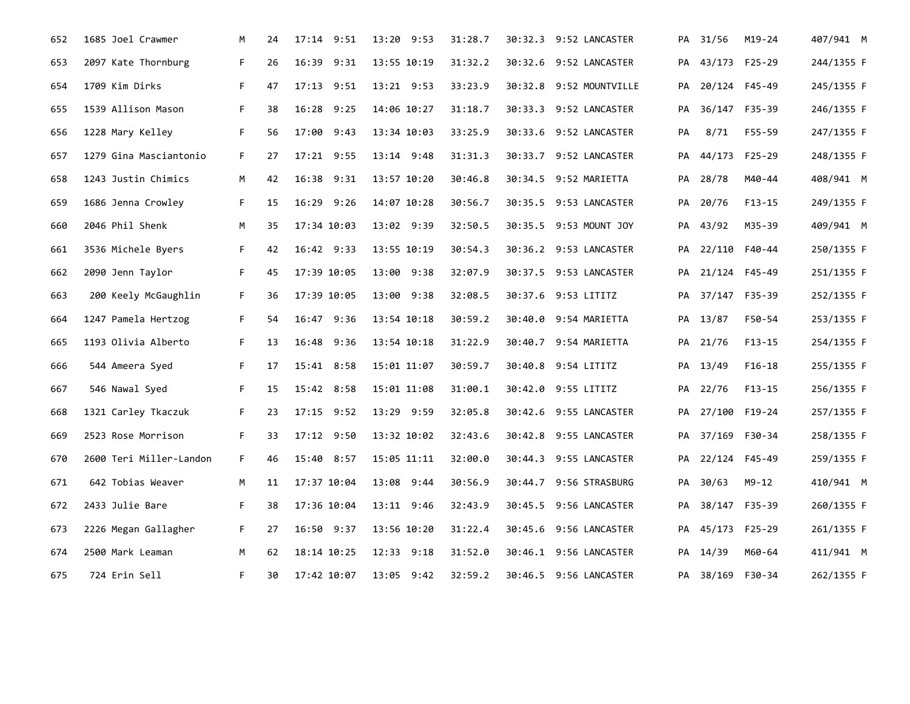| | | | | | | | | | | | | | | |
|---|---|---|---|---|---|---|---|---|---|---|---|---|---|---|
| 652 | 1685 | Joel Crawmer | M | 24 | 17:14 | 9:51 | 13:20 9:53 | 31:28.7 | 30:32.3 | 9:52 | LANCASTER | PA | 31/56 M19-24 | 407/941 M |
| 653 | 2097 | Kate Thornburg | F | 26 | 16:39 | 9:31 | 13:55 10:19 | 31:32.2 | 30:32.6 | 9:52 | LANCASTER | PA | 43/173 F25-29 | 244/1355 F |
| 654 | 1709 | Kim Dirks | F | 47 | 17:13 | 9:51 | 13:21 9:53 | 33:23.9 | 30:32.8 | 9:52 | MOUNTVILLE | PA | 20/124 F45-49 | 245/1355 F |
| 655 | 1539 | Allison Mason | F | 38 | 16:28 | 9:25 | 14:06 10:27 | 31:18.7 | 30:33.3 | 9:52 | LANCASTER | PA | 36/147 F35-39 | 246/1355 F |
| 656 | 1228 | Mary Kelley | F | 56 | 17:00 | 9:43 | 13:34 10:03 | 33:25.9 | 30:33.6 | 9:52 | LANCASTER | PA | 8/71 F55-59 | 247/1355 F |
| 657 | 1279 | Gina Masciantonio | F | 27 | 17:21 | 9:55 | 13:14 9:48 | 31:31.3 | 30:33.7 | 9:52 | LANCASTER | PA | 44/173 F25-29 | 248/1355 F |
| 658 | 1243 | Justin Chimics | M | 42 | 16:38 | 9:31 | 13:57 10:20 | 30:46.8 | 30:34.5 | 9:52 | MARIETTA | PA | 28/78 M40-44 | 408/941 M |
| 659 | 1686 | Jenna Crowley | F | 15 | 16:29 | 9:26 | 14:07 10:28 | 30:56.7 | 30:35.5 | 9:53 | LANCASTER | PA | 20/76 F13-15 | 249/1355 F |
| 660 | 2046 | Phil Shenk | M | 35 | 17:34 | 10:03 | 13:02 9:39 | 32:50.5 | 30:35.5 | 9:53 | MOUNT JOY | PA | 43/92 M35-39 | 409/941 M |
| 661 | 3536 | Michele Byers | F | 42 | 16:42 | 9:33 | 13:55 10:19 | 30:54.3 | 30:36.2 | 9:53 | LANCASTER | PA | 22/110 F40-44 | 250/1355 F |
| 662 | 2090 | Jenn Taylor | F | 45 | 17:39 | 10:05 | 13:00 9:38 | 32:07.9 | 30:37.5 | 9:53 | LANCASTER | PA | 21/124 F45-49 | 251/1355 F |
| 663 | 200 | Keely McGaughlin | F | 36 | 17:39 | 10:05 | 13:00 9:38 | 32:08.5 | 30:37.6 | 9:53 | LITITZ | PA | 37/147 F35-39 | 252/1355 F |
| 664 | 1247 | Pamela Hertzog | F | 54 | 16:47 | 9:36 | 13:54 10:18 | 30:59.2 | 30:40.0 | 9:54 | MARIETTA | PA | 13/87 F50-54 | 253/1355 F |
| 665 | 1193 | Olivia Alberto | F | 13 | 16:48 | 9:36 | 13:54 10:18 | 31:22.9 | 30:40.7 | 9:54 | MARIETTA | PA | 21/76 F13-15 | 254/1355 F |
| 666 | 544 | Ameera Syed | F | 17 | 15:41 | 8:58 | 15:01 11:07 | 30:59.7 | 30:40.8 | 9:54 | LITITZ | PA | 13/49 F16-18 | 255/1355 F |
| 667 | 546 | Nawal Syed | F | 15 | 15:42 | 8:58 | 15:01 11:08 | 31:00.1 | 30:42.0 | 9:55 | LITITZ | PA | 22/76 F13-15 | 256/1355 F |
| 668 | 1321 | Carley Tkaczuk | F | 23 | 17:15 | 9:52 | 13:29 9:59 | 32:05.8 | 30:42.6 | 9:55 | LANCASTER | PA | 27/100 F19-24 | 257/1355 F |
| 669 | 2523 | Rose Morrison | F | 33 | 17:12 | 9:50 | 13:32 10:02 | 32:43.6 | 30:42.8 | 9:55 | LANCASTER | PA | 37/169 F30-34 | 258/1355 F |
| 670 | 2600 | Teri Miller-Landon | F | 46 | 15:40 | 8:57 | 15:05 11:11 | 32:00.0 | 30:44.3 | 9:55 | LANCASTER | PA | 22/124 F45-49 | 259/1355 F |
| 671 | 642 | Tobias Weaver | M | 11 | 17:37 | 10:04 | 13:08 9:44 | 30:56.9 | 30:44.7 | 9:56 | STRASBURG | PA | 30/63 M9-12 | 410/941 M |
| 672 | 2433 | Julie Bare | F | 38 | 17:36 | 10:04 | 13:11 9:46 | 32:43.9 | 30:45.5 | 9:56 | LANCASTER | PA | 38/147 F35-39 | 260/1355 F |
| 673 | 2226 | Megan Gallagher | F | 27 | 16:50 | 9:37 | 13:56 10:20 | 31:22.4 | 30:45.6 | 9:56 | LANCASTER | PA | 45/173 F25-29 | 261/1355 F |
| 674 | 2500 | Mark Leaman | M | 62 | 18:14 | 10:25 | 12:33 9:18 | 31:52.0 | 30:46.1 | 9:56 | LANCASTER | PA | 14/39 M60-64 | 411/941 M |
| 675 | 724 | Erin Sell | F | 30 | 17:42 | 10:07 | 13:05 9:42 | 32:59.2 | 30:46.5 | 9:56 | LANCASTER | PA | 38/169 F30-34 | 262/1355 F |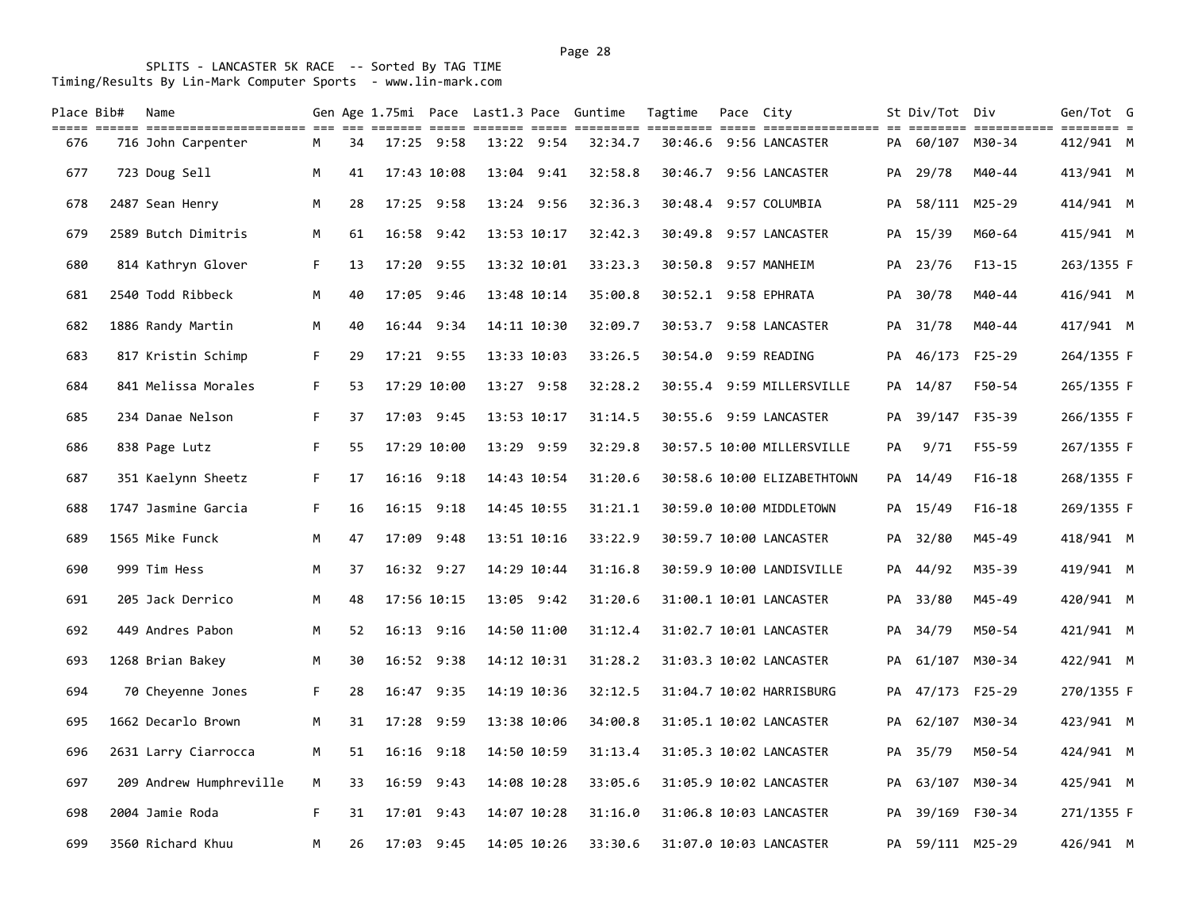SPLITS - LANCASTER 5K RACE -- Sorted By TAG TIME
Timing/Results By Lin-Mark Computer Sports - www.lin-mark.com

| Place | Bib# | Name | Gen | Age | 1.75mi | Pace | Last1.3 | Pace | Guntime | Tagtime | Pace | City | St | Div/Tot | Div | Gen/Tot | G |
|---|---|---|---|---|---|---|---|---|---|---|---|---|---|---|---|---|---|
| 676 | 716 | John Carpenter | M | 34 | 17:25 | 9:58 | 13:22 | 9:54 | 32:34.7 | 30:46.6 | 9:56 | LANCASTER | PA | 60/107 | M30-34 | 412/941 | M |
| 677 | 723 | Doug Sell | M | 41 | 17:43 | 10:08 | 13:04 | 9:41 | 32:58.8 | 30:46.7 | 9:56 | LANCASTER | PA | 29/78 | M40-44 | 413/941 | M |
| 678 | 2487 | Sean Henry | M | 28 | 17:25 | 9:58 | 13:24 | 9:56 | 32:36.3 | 30:48.4 | 9:57 | COLUMBIA | PA | 58/111 | M25-29 | 414/941 | M |
| 679 | 2589 | Butch Dimitris | M | 61 | 16:58 | 9:42 | 13:53 | 10:17 | 32:42.3 | 30:49.8 | 9:57 | LANCASTER | PA | 15/39 | M60-64 | 415/941 | M |
| 680 | 814 | Kathryn Glover | F | 13 | 17:20 | 9:55 | 13:32 | 10:01 | 33:23.3 | 30:50.8 | 9:57 | MANHEIM | PA | 23/76 | F13-15 | 263/1355 | F |
| 681 | 2540 | Todd Ribbeck | M | 40 | 17:05 | 9:46 | 13:48 | 10:14 | 35:00.8 | 30:52.1 | 9:58 | EPHRATA | PA | 30/78 | M40-44 | 416/941 | M |
| 682 | 1886 | Randy Martin | M | 40 | 16:44 | 9:34 | 14:11 | 10:30 | 32:09.7 | 30:53.7 | 9:58 | LANCASTER | PA | 31/78 | M40-44 | 417/941 | M |
| 683 | 817 | Kristin Schimp | F | 29 | 17:21 | 9:55 | 13:33 | 10:03 | 33:26.5 | 30:54.0 | 9:59 | READING | PA | 46/173 | F25-29 | 264/1355 | F |
| 684 | 841 | Melissa Morales | F | 53 | 17:29 | 10:00 | 13:27 | 9:58 | 32:28.2 | 30:55.4 | 9:59 | MILLERSVILLE | PA | 14/87 | F50-54 | 265/1355 | F |
| 685 | 234 | Danae Nelson | F | 37 | 17:03 | 9:45 | 13:53 | 10:17 | 31:14.5 | 30:55.6 | 9:59 | LANCASTER | PA | 39/147 | F35-39 | 266/1355 | F |
| 686 | 838 | Page Lutz | F | 55 | 17:29 | 10:00 | 13:29 | 9:59 | 32:29.8 | 30:57.5 | 10:00 | MILLERSVILLE | PA | 9/71 | F55-59 | 267/1355 | F |
| 687 | 351 | Kaelynn Sheetz | F | 17 | 16:16 | 9:18 | 14:43 | 10:54 | 31:20.6 | 30:58.6 | 10:00 | ELIZABETHTOWN | PA | 14/49 | F16-18 | 268/1355 | F |
| 688 | 1747 | Jasmine Garcia | F | 16 | 16:15 | 9:18 | 14:45 | 10:55 | 31:21.1 | 30:59.0 | 10:00 | MIDDLETOWN | PA | 15/49 | F16-18 | 269/1355 | F |
| 689 | 1565 | Mike Funck | M | 47 | 17:09 | 9:48 | 13:51 | 10:16 | 33:22.9 | 30:59.7 | 10:00 | LANCASTER | PA | 32/80 | M45-49 | 418/941 | M |
| 690 | 999 | Tim Hess | M | 37 | 16:32 | 9:27 | 14:29 | 10:44 | 31:16.8 | 30:59.9 | 10:00 | LANDISVILLE | PA | 44/92 | M35-39 | 419/941 | M |
| 691 | 205 | Jack Derrico | M | 48 | 17:56 | 10:15 | 13:05 | 9:42 | 31:20.6 | 31:00.1 | 10:01 | LANCASTER | PA | 33/80 | M45-49 | 420/941 | M |
| 692 | 449 | Andres Pabon | M | 52 | 16:13 | 9:16 | 14:50 | 11:00 | 31:12.4 | 31:02.7 | 10:01 | LANCASTER | PA | 34/79 | M50-54 | 421/941 | M |
| 693 | 1268 | Brian Bakey | M | 30 | 16:52 | 9:38 | 14:12 | 10:31 | 31:28.2 | 31:03.3 | 10:02 | LANCASTER | PA | 61/107 | M30-34 | 422/941 | M |
| 694 | 70 | Cheyenne Jones | F | 28 | 16:47 | 9:35 | 14:19 | 10:36 | 32:12.5 | 31:04.7 | 10:02 | HARRISBURG | PA | 47/173 | F25-29 | 270/1355 | F |
| 695 | 1662 | Decarlo Brown | M | 31 | 17:28 | 9:59 | 13:38 | 10:06 | 34:00.8 | 31:05.1 | 10:02 | LANCASTER | PA | 62/107 | M30-34 | 423/941 | M |
| 696 | 2631 | Larry Ciarrocca | M | 51 | 16:16 | 9:18 | 14:50 | 10:59 | 31:13.4 | 31:05.3 | 10:02 | LANCASTER | PA | 35/79 | M50-54 | 424/941 | M |
| 697 | 209 | Andrew Humphreville | M | 33 | 16:59 | 9:43 | 14:08 | 10:28 | 33:05.6 | 31:05.9 | 10:02 | LANCASTER | PA | 63/107 | M30-34 | 425/941 | M |
| 698 | 2004 | Jamie Roda | F | 31 | 17:01 | 9:43 | 14:07 | 10:28 | 31:16.0 | 31:06.8 | 10:03 | LANCASTER | PA | 39/169 | F30-34 | 271/1355 | F |
| 699 | 3560 | Richard Khuu | M | 26 | 17:03 | 9:45 | 14:05 | 10:26 | 33:30.6 | 31:07.0 | 10:03 | LANCASTER | PA | 59/111 | M25-29 | 426/941 | M |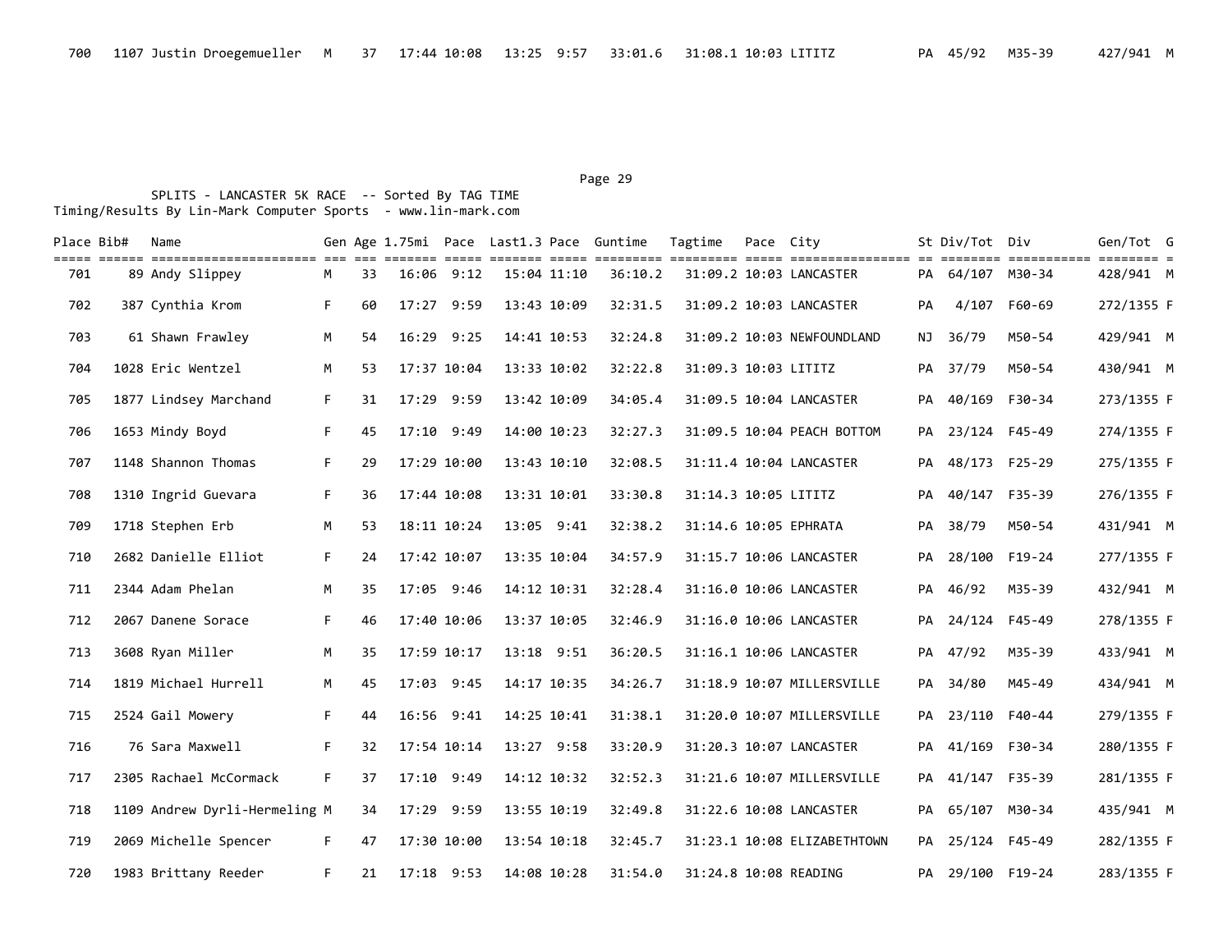| 700 | 1107 | Justin Droegemueller | M | 37 | 17:44 | 10:08 | 13:25 | 9:57 | 33:01.6 | 31:08.1 | 10:03 | LITITZ | PA | 45/92 | M35-39 | 427/941 | M |
|---|---|---|---|---|---|---|---|---|---|---|---|---|---|---|---|---|---|

SPLITS - LANCASTER 5K RACE -- Sorted By TAG TIME
Timing/Results By Lin-Mark Computer Sports - www.lin-mark.com

| Place | Bib# | Name | Gen | Age | 1.75mi | Pace | Last1.3 | Pace | Guntime | Tagtime | Pace | City | St | Div/Tot | Div | Gen/Tot | G |
|---|---|---|---|---|---|---|---|---|---|---|---|---|---|---|---|---|---|
| 701 | 89 | Andy Slippey | M | 33 | 16:06 | 9:12 | 15:04 | 11:10 | 36:10.2 | 31:09.2 | 10:03 | LANCASTER | PA | 64/107 | M30-34 | 428/941 | M |
| 702 | 387 | Cynthia Krom | F | 60 | 17:27 | 9:59 | 13:43 | 10:09 | 32:31.5 | 31:09.2 | 10:03 | LANCASTER | PA | 4/107 | F60-69 | 272/1355 | F |
| 703 | 61 | Shawn Frawley | M | 54 | 16:29 | 9:25 | 14:41 | 10:53 | 32:24.8 | 31:09.2 | 10:03 | NEWFOUNDLAND | NJ | 36/79 | M50-54 | 429/941 | M |
| 704 | 1028 | Eric Wentzel | M | 53 | 17:37 | 10:04 | 13:33 | 10:02 | 32:22.8 | 31:09.3 | 10:03 | LITITZ | PA | 37/79 | M50-54 | 430/941 | M |
| 705 | 1877 | Lindsey Marchand | F | 31 | 17:29 | 9:59 | 13:42 | 10:09 | 34:05.4 | 31:09.5 | 10:04 | LANCASTER | PA | 40/169 | F30-34 | 273/1355 | F |
| 706 | 1653 | Mindy Boyd | F | 45 | 17:10 | 9:49 | 14:00 | 10:23 | 32:27.3 | 31:09.5 | 10:04 | PEACH BOTTOM | PA | 23/124 | F45-49 | 274/1355 | F |
| 707 | 1148 | Shannon Thomas | F | 29 | 17:29 | 10:00 | 13:43 | 10:10 | 32:08.5 | 31:11.4 | 10:04 | LANCASTER | PA | 48/173 | F25-29 | 275/1355 | F |
| 708 | 1310 | Ingrid Guevara | F | 36 | 17:44 | 10:08 | 13:31 | 10:01 | 33:30.8 | 31:14.3 | 10:05 | LITITZ | PA | 40/147 | F35-39 | 276/1355 | F |
| 709 | 1718 | Stephen Erb | M | 53 | 18:11 | 10:24 | 13:05 | 9:41 | 32:38.2 | 31:14.6 | 10:05 | EPHRATA | PA | 38/79 | M50-54 | 431/941 | M |
| 710 | 2682 | Danielle Elliot | F | 24 | 17:42 | 10:07 | 13:35 | 10:04 | 34:57.9 | 31:15.7 | 10:06 | LANCASTER | PA | 28/100 | F19-24 | 277/1355 | F |
| 711 | 2344 | Adam Phelan | M | 35 | 17:05 | 9:46 | 14:12 | 10:31 | 32:28.4 | 31:16.0 | 10:06 | LANCASTER | PA | 46/92 | M35-39 | 432/941 | M |
| 712 | 2067 | Danene Sorace | F | 46 | 17:40 | 10:06 | 13:37 | 10:05 | 32:46.9 | 31:16.0 | 10:06 | LANCASTER | PA | 24/124 | F45-49 | 278/1355 | F |
| 713 | 3608 | Ryan Miller | M | 35 | 17:59 | 10:17 | 13:18 | 9:51 | 36:20.5 | 31:16.1 | 10:06 | LANCASTER | PA | 47/92 | M35-39 | 433/941 | M |
| 714 | 1819 | Michael Hurrell | M | 45 | 17:03 | 9:45 | 14:17 | 10:35 | 34:26.7 | 31:18.9 | 10:07 | MILLERSVILLE | PA | 34/80 | M45-49 | 434/941 | M |
| 715 | 2524 | Gail Mowery | F | 44 | 16:56 | 9:41 | 14:25 | 10:41 | 31:38.1 | 31:20.0 | 10:07 | MILLERSVILLE | PA | 23/110 | F40-44 | 279/1355 | F |
| 716 | 76 | Sara Maxwell | F | 32 | 17:54 | 10:14 | 13:27 | 9:58 | 33:20.9 | 31:20.3 | 10:07 | LANCASTER | PA | 41/169 | F30-34 | 280/1355 | F |
| 717 | 2305 | Rachael McCormack | F | 37 | 17:10 | 9:49 | 14:12 | 10:32 | 32:52.3 | 31:21.6 | 10:07 | MILLERSVILLE | PA | 41/147 | F35-39 | 281/1355 | F |
| 718 | 1109 | Andrew Dyrli-Hermeling | M | 34 | 17:29 | 9:59 | 13:55 | 10:19 | 32:49.8 | 31:22.6 | 10:08 | LANCASTER | PA | 65/107 | M30-34 | 435/941 | M |
| 719 | 2069 | Michelle Spencer | F | 47 | 17:30 | 10:00 | 13:54 | 10:18 | 32:45.7 | 31:23.1 | 10:08 | ELIZABETHTOWN | PA | 25/124 | F45-49 | 282/1355 | F |
| 720 | 1983 | Brittany Reeder | F | 21 | 17:18 | 9:53 | 14:08 | 10:28 | 31:54.0 | 31:24.8 | 10:08 | READING | PA | 29/100 | F19-24 | 283/1355 | F |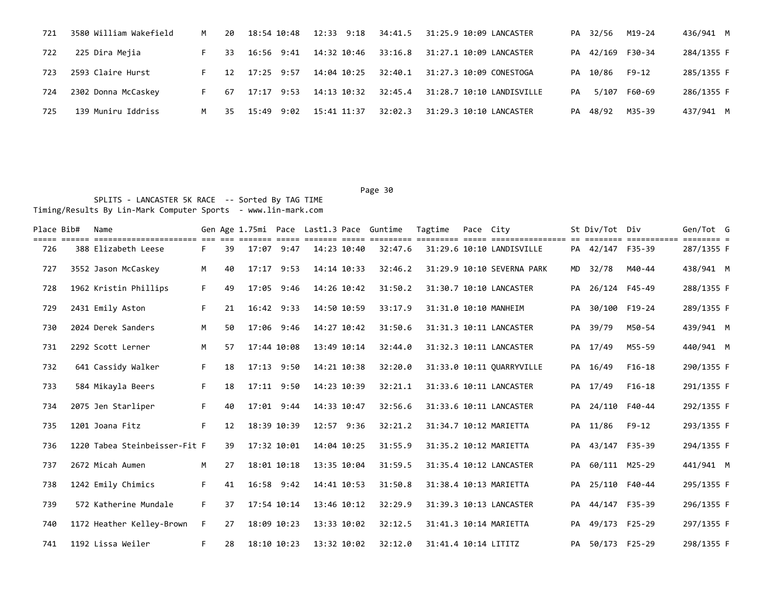| Place | Bib# | Name | Gen | Age | 1.75mi | Pace | Last1.3 | Pace | Guntime | Tagtime | Pace | City | St | Div/Tot | Div | Gen/Tot | G |
|---|---|---|---|---|---|---|---|---|---|---|---|---|---|---|---|---|---|
| 721 | 3580 | William Wakefield | M | 20 | 18:54 | 10:48 | 12:33 | 9:18 | 34:41.5 | 31:25.9 | 10:09 | LANCASTER | PA | 32/56 | M19-24 | 436/941 | M |
| 722 | 225 | Dira Mejia | F | 33 | 16:56 | 9:41 | 14:32 | 10:46 | 33:16.8 | 31:27.1 | 10:09 | LANCASTER | PA | 42/169 | F30-34 | 284/1355 | F |
| 723 | 2593 | Claire Hurst | F | 12 | 17:25 | 9:57 | 14:04 | 10:25 | 32:40.1 | 31:27.3 | 10:09 | CONESTOGA | PA | 10/86 | F9-12 | 285/1355 | F |
| 724 | 2302 | Donna McCaskey | F | 67 | 17:17 | 9:53 | 14:13 | 10:32 | 32:45.4 | 31:28.7 | 10:10 | LANDISVILLE | PA | 5/107 | F60-69 | 286/1355 | F |
| 725 | 139 | Muniru Iddriss | M | 35 | 15:49 | 9:02 | 15:41 | 11:37 | 32:02.3 | 31:29.3 | 10:10 | LANCASTER | PA | 48/92 | M35-39 | 437/941 | M |

SPLITS - LANCASTER 5K RACE -- Sorted By TAG TIME
Timing/Results By Lin-Mark Computer Sports - www.lin-mark.com

| Place | Bib# | Name | Gen | Age | 1.75mi | Pace | Last1.3 | Pace | Guntime | Tagtime | Pace | City | St | Div/Tot | Div | Gen/Tot | G |
|---|---|---|---|---|---|---|---|---|---|---|---|---|---|---|---|---|---|
| 726 | 388 | Elizabeth Leese | F | 39 | 17:07 | 9:47 | 14:23 | 10:40 | 32:47.6 | 31:29.6 | 10:10 | LANDISVILLE | PA | 42/147 | F35-39 | 287/1355 | F |
| 727 | 3552 | Jason McCaskey | M | 40 | 17:17 | 9:53 | 14:14 | 10:33 | 32:46.2 | 31:29.9 | 10:10 | SEVERNA PARK | MD | 32/78 | M40-44 | 438/941 | M |
| 728 | 1962 | Kristin Phillips | F | 49 | 17:05 | 9:46 | 14:26 | 10:42 | 31:50.2 | 31:30.7 | 10:10 | LANCASTER | PA | 26/124 | F45-49 | 288/1355 | F |
| 729 | 2431 | Emily Aston | F | 21 | 16:42 | 9:33 | 14:50 | 10:59 | 33:17.9 | 31:31.0 | 10:10 | MANHEIM | PA | 30/100 | F19-24 | 289/1355 | F |
| 730 | 2024 | Derek Sanders | M | 50 | 17:06 | 9:46 | 14:27 | 10:42 | 31:50.6 | 31:31.3 | 10:11 | LANCASTER | PA | 39/79 | M50-54 | 439/941 | M |
| 731 | 2292 | Scott Lerner | M | 57 | 17:44 | 10:08 | 13:49 | 10:14 | 32:44.0 | 31:32.3 | 10:11 | LANCASTER | PA | 17/49 | M55-59 | 440/941 | M |
| 732 | 641 | Cassidy Walker | F | 18 | 17:13 | 9:50 | 14:21 | 10:38 | 32:20.0 | 31:33.0 | 10:11 | QUARRYVILLE | PA | 16/49 | F16-18 | 290/1355 | F |
| 733 | 584 | Mikayla Beers | F | 18 | 17:11 | 9:50 | 14:23 | 10:39 | 32:21.1 | 31:33.6 | 10:11 | LANCASTER | PA | 17/49 | F16-18 | 291/1355 | F |
| 734 | 2075 | Jen Starliper | F | 40 | 17:01 | 9:44 | 14:33 | 10:47 | 32:56.6 | 31:33.6 | 10:11 | LANCASTER | PA | 24/110 | F40-44 | 292/1355 | F |
| 735 | 1201 | Joana Fitz | F | 12 | 18:39 | 10:39 | 12:57 | 9:36 | 32:21.2 | 31:34.7 | 10:12 | MARIETTA | PA | 11/86 | F9-12 | 293/1355 | F |
| 736 | 1220 | Tabea Steinbeisser-Fit | F | 39 | 17:32 | 10:01 | 14:04 | 10:25 | 31:55.9 | 31:35.2 | 10:12 | MARIETTA | PA | 43/147 | F35-39 | 294/1355 | F |
| 737 | 2672 | Micah Aumen | M | 27 | 18:01 | 10:18 | 13:35 | 10:04 | 31:59.5 | 31:35.4 | 10:12 | LANCASTER | PA | 60/111 | M25-29 | 441/941 | M |
| 738 | 1242 | Emily Chimics | F | 41 | 16:58 | 9:42 | 14:41 | 10:53 | 31:50.8 | 31:38.4 | 10:13 | MARIETTA | PA | 25/110 | F40-44 | 295/1355 | F |
| 739 | 572 | Katherine Mundale | F | 37 | 17:54 | 10:14 | 13:46 | 10:12 | 32:29.9 | 31:39.3 | 10:13 | LANCASTER | PA | 44/147 | F35-39 | 296/1355 | F |
| 740 | 1172 | Heather Kelley-Brown | F | 27 | 18:09 | 10:23 | 13:33 | 10:02 | 32:12.5 | 31:41.3 | 10:14 | MARIETTA | PA | 49/173 | F25-29 | 297/1355 | F |
| 741 | 1192 | Lissa Weiler | F | 28 | 18:10 | 10:23 | 13:32 | 10:02 | 32:12.0 | 31:41.4 | 10:14 | LITITZ | PA | 50/173 | F25-29 | 298/1355 | F |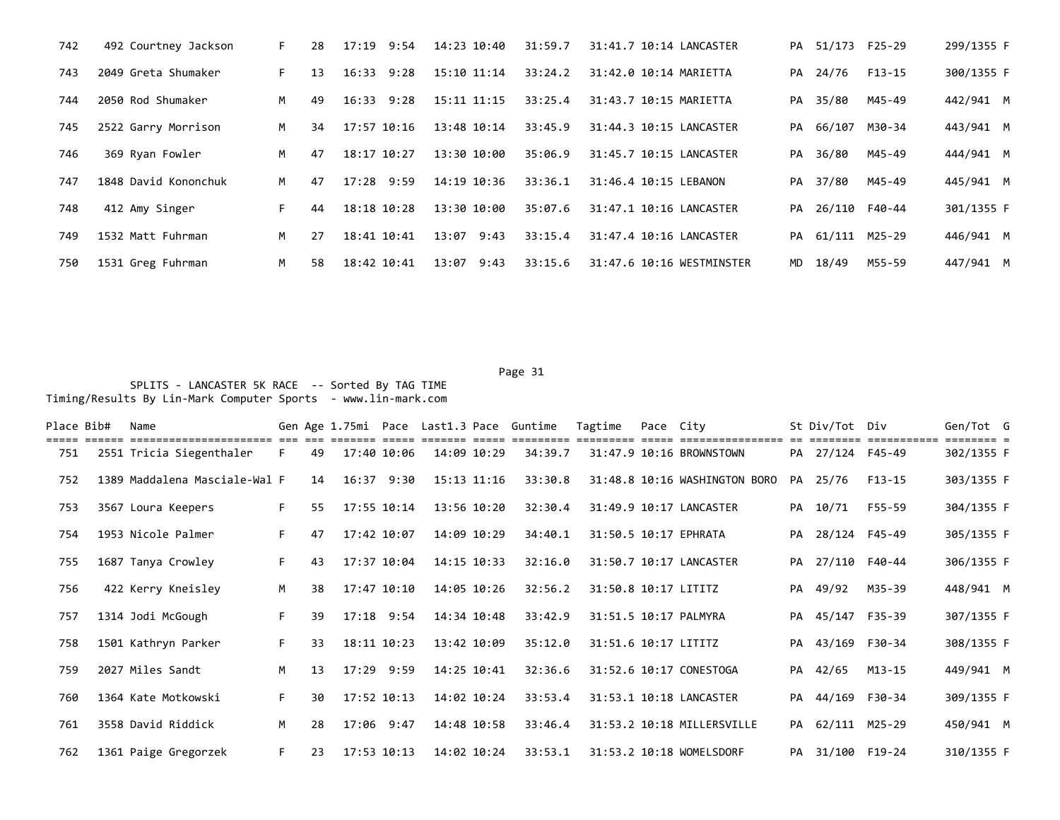| Place | Bib# | Name | Gen | Age | 1.75mi | Pace | Last1.3 | Pace | Guntime | Tagtime | Pace | City | St | Div/Tot | Div | Gen/Tot | G |
|---|---|---|---|---|---|---|---|---|---|---|---|---|---|---|---|---|---|
| 742 | 492 | Courtney Jackson | F | 28 | 17:19 | 9:54 | 14:23 | 10:40 | 31:59.7 | 31:41.7 | 10:14 | LANCASTER | PA | 51/173 | F25-29 | 299/1355 | F |
| 743 | 2049 | Greta Shumaker | F | 13 | 16:33 | 9:28 | 15:10 | 11:14 | 33:24.2 | 31:42.0 | 10:14 | MARIETTA | PA | 24/76 | F13-15 | 300/1355 | F |
| 744 | 2050 | Rod Shumaker | M | 49 | 16:33 | 9:28 | 15:11 | 11:15 | 33:25.4 | 31:43.7 | 10:15 | MARIETTA | PA | 35/80 | M45-49 | 442/941 | M |
| 745 | 2522 | Garry Morrison | M | 34 | 17:57 | 10:16 | 13:48 | 10:14 | 33:45.9 | 31:44.3 | 10:15 | LANCASTER | PA | 66/107 | M30-34 | 443/941 | M |
| 746 | 369 | Ryan Fowler | M | 47 | 18:17 | 10:27 | 13:30 | 10:00 | 35:06.9 | 31:45.7 | 10:15 | LANCASTER | PA | 36/80 | M45-49 | 444/941 | M |
| 747 | 1848 | David Kononchuk | M | 47 | 17:28 | 9:59 | 14:19 | 10:36 | 33:36.1 | 31:46.4 | 10:15 | LEBANON | PA | 37/80 | M45-49 | 445/941 | M |
| 748 | 412 | Amy Singer | F | 44 | 18:18 | 10:28 | 13:30 | 10:00 | 35:07.6 | 31:47.1 | 10:16 | LANCASTER | PA | 26/110 | F40-44 | 301/1355 | F |
| 749 | 1532 | Matt Fuhrman | M | 27 | 18:41 | 10:41 | 13:07 | 9:43 | 33:15.4 | 31:47.4 | 10:16 | LANCASTER | PA | 61/111 | M25-29 | 446/941 | M |
| 750 | 1531 | Greg Fuhrman | M | 58 | 18:42 | 10:41 | 13:07 | 9:43 | 33:15.6 | 31:47.6 | 10:16 | WESTMINSTER | MD | 18/49 | M55-59 | 447/941 | M |

SPLITS - LANCASTER 5K RACE -- Sorted By TAG TIME
Timing/Results By Lin-Mark Computer Sports - www.lin-mark.com

| Place | Bib# | Name | Gen | Age | 1.75mi | Pace | Last1.3 | Pace | Guntime | Tagtime | Pace | City | St | Div/Tot | Div | Gen/Tot | G |
|---|---|---|---|---|---|---|---|---|---|---|---|---|---|---|---|---|---|
| 751 | 2551 | Tricia Siegenthaler | F | 49 | 17:40 | 10:06 | 14:09 | 10:29 | 34:39.7 | 31:47.9 | 10:16 | BROWNSTOWN | PA | 27/124 | F45-49 | 302/1355 | F |
| 752 | 1389 | Maddalena Masciale-Wal | F | 14 | 16:37 | 9:30 | 15:13 | 11:16 | 33:30.8 | 31:48.8 | 10:16 | WASHINGTON BORO | PA | 25/76 | F13-15 | 303/1355 | F |
| 753 | 3567 | Loura Keepers | F | 55 | 17:55 | 10:14 | 13:56 | 10:20 | 32:30.4 | 31:49.9 | 10:17 | LANCASTER | PA | 10/71 | F55-59 | 304/1355 | F |
| 754 | 1953 | Nicole Palmer | F | 47 | 17:42 | 10:07 | 14:09 | 10:29 | 34:40.1 | 31:50.5 | 10:17 | EPHRATA | PA | 28/124 | F45-49 | 305/1355 | F |
| 755 | 1687 | Tanya Crowley | F | 43 | 17:37 | 10:04 | 14:15 | 10:33 | 32:16.0 | 31:50.7 | 10:17 | LANCASTER | PA | 27/110 | F40-44 | 306/1355 | F |
| 756 | 422 | Kerry Kneisley | M | 38 | 17:47 | 10:10 | 14:05 | 10:26 | 32:56.2 | 31:50.8 | 10:17 | LITITZ | PA | 49/92 | M35-39 | 448/941 | M |
| 757 | 1314 | Jodi McGough | F | 39 | 17:18 | 9:54 | 14:34 | 10:48 | 33:42.9 | 31:51.5 | 10:17 | PALMYRA | PA | 45/147 | F35-39 | 307/1355 | F |
| 758 | 1501 | Kathryn Parker | F | 33 | 18:11 | 10:23 | 13:42 | 10:09 | 35:12.0 | 31:51.6 | 10:17 | LITITZ | PA | 43/169 | F30-34 | 308/1355 | F |
| 759 | 2027 | Miles Sandt | M | 13 | 17:29 | 9:59 | 14:25 | 10:41 | 32:36.6 | 31:52.6 | 10:17 | CONESTOGA | PA | 42/65 | M13-15 | 449/941 | M |
| 760 | 1364 | Kate Motkowski | F | 30 | 17:52 | 10:13 | 14:02 | 10:24 | 33:53.4 | 31:53.1 | 10:18 | LANCASTER | PA | 44/169 | F30-34 | 309/1355 | F |
| 761 | 3558 | David Riddick | M | 28 | 17:06 | 9:47 | 14:48 | 10:58 | 33:46.4 | 31:53.2 | 10:18 | MILLERSVILLE | PA | 62/111 | M25-29 | 450/941 | M |
| 762 | 1361 | Paige Gregorzek | F | 23 | 17:53 | 10:13 | 14:02 | 10:24 | 33:53.1 | 31:53.2 | 10:18 | WOMELSDORF | PA | 31/100 | F19-24 | 310/1355 | F |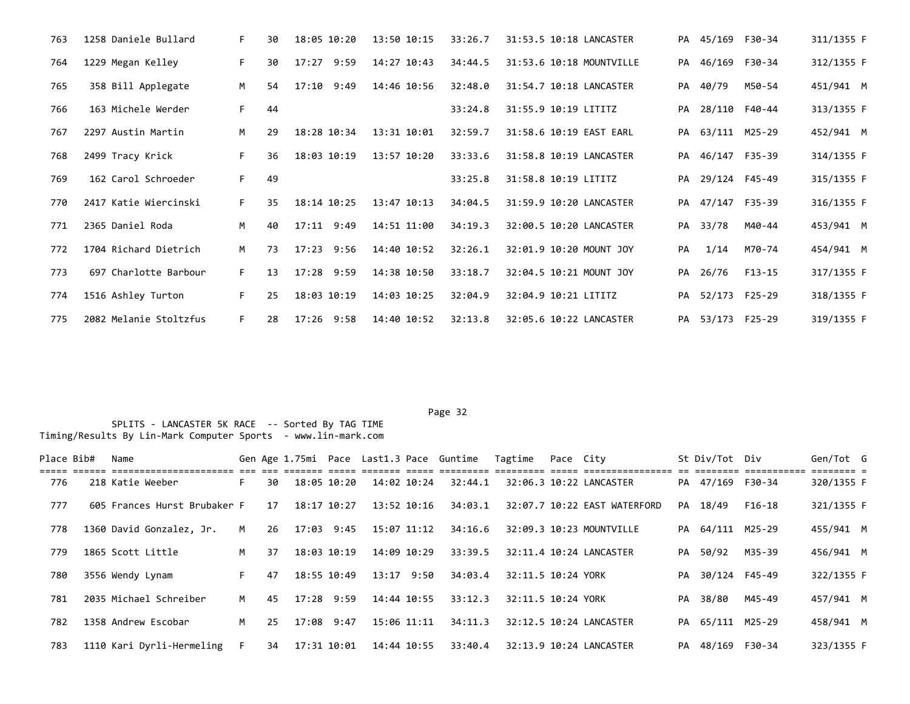| Place | Bib# | Name | Gen | Age | 1.75mi | Pace | Last1.3 | Pace | Guntime | Tagtime | Pace | City | St | Div/Tot | Div | Gen/Tot | G |
|---|---|---|---|---|---|---|---|---|---|---|---|---|---|---|---|---|---|
| 763 | 1258 | Daniele Bullard | F | 30 | 18:05 | 10:20 | 13:50 | 10:15 | 33:26.7 | 31:53.5 | 10:18 | LANCASTER | PA | 45/169 | F30-34 | 311/1355 | F |
| 764 | 1229 | Megan Kelley | F | 30 | 17:27 | 9:59 | 14:27 | 10:43 | 34:44.5 | 31:53.6 | 10:18 | MOUNTVILLE | PA | 46/169 | F30-34 | 312/1355 | F |
| 765 | 358 | Bill Applegate | M | 54 | 17:10 | 9:49 | 14:46 | 10:56 | 32:48.0 | 31:54.7 | 10:18 | LANCASTER | PA | 40/79 | M50-54 | 451/941 | M |
| 766 | 163 | Michele Werder | F | 44 | | | | | 33:24.8 | 31:55.9 | 10:19 | LITITZ | PA | 28/110 | F40-44 | 313/1355 | F |
| 767 | 2297 | Austin Martin | M | 29 | 18:28 | 10:34 | 13:31 | 10:01 | 32:59.7 | 31:58.6 | 10:19 | EAST EARL | PA | 63/111 | M25-29 | 452/941 | M |
| 768 | 2499 | Tracy Krick | F | 36 | 18:03 | 10:19 | 13:57 | 10:20 | 33:33.6 | 31:58.8 | 10:19 | LANCASTER | PA | 46/147 | F35-39 | 314/1355 | F |
| 769 | 162 | Carol Schroeder | F | 49 | | | | | 33:25.8 | 31:58.8 | 10:19 | LITITZ | PA | 29/124 | F45-49 | 315/1355 | F |
| 770 | 2417 | Katie Wiercinski | F | 35 | 18:14 | 10:25 | 13:47 | 10:13 | 34:04.5 | 31:59.9 | 10:20 | LANCASTER | PA | 47/147 | F35-39 | 316/1355 | F |
| 771 | 2365 | Daniel Roda | M | 40 | 17:11 | 9:49 | 14:51 | 11:00 | 34:19.3 | 32:00.5 | 10:20 | LANCASTER | PA | 33/78 | M40-44 | 453/941 | M |
| 772 | 1704 | Richard Dietrich | M | 73 | 17:23 | 9:56 | 14:40 | 10:52 | 32:26.1 | 32:01.9 | 10:20 | MOUNT JOY | PA | 1/14 | M70-74 | 454/941 | M |
| 773 | 697 | Charlotte Barbour | F | 13 | 17:28 | 9:59 | 14:38 | 10:50 | 33:18.7 | 32:04.5 | 10:21 | MOUNT JOY | PA | 26/76 | F13-15 | 317/1355 | F |
| 774 | 1516 | Ashley Turton | F | 25 | 18:03 | 10:19 | 14:03 | 10:25 | 32:04.9 | 32:04.9 | 10:21 | LITITZ | PA | 52/173 | F25-29 | 318/1355 | F |
| 775 | 2082 | Melanie Stoltzfus | F | 28 | 17:26 | 9:58 | 14:40 | 10:52 | 32:13.8 | 32:05.6 | 10:22 | LANCASTER | PA | 53/173 | F25-29 | 319/1355 | F |

SPLITS - LANCASTER 5K RACE -- Sorted By TAG TIME
Timing/Results By Lin-Mark Computer Sports - www.lin-mark.com

| Place | Bib# | Name | Gen | Age | 1.75mi | Pace | Last1.3 | Pace | Guntime | Tagtime | Pace | City | St | Div/Tot | Div | Gen/Tot | G |
|---|---|---|---|---|---|---|---|---|---|---|---|---|---|---|---|---|---|
| 776 | 218 | Katie Weeber | F | 30 | 18:05 | 10:20 | 14:02 | 10:24 | 32:44.1 | 32:06.3 | 10:22 | LANCASTER | PA | 47/169 | F30-34 | 320/1355 | F |
| 777 | 605 | Frances Hurst Brubaker | F | 17 | 18:17 | 10:27 | 13:52 | 10:16 | 34:03.1 | 32:07.7 | 10:22 | EAST WATERFORD | PA | 18/49 | F16-18 | 321/1355 | F |
| 778 | 1360 | David Gonzalez, Jr. | M | 26 | 17:03 | 9:45 | 15:07 | 11:12 | 34:16.6 | 32:09.3 | 10:23 | MOUNTVILLE | PA | 64/111 | M25-29 | 455/941 | M |
| 779 | 1865 | Scott Little | M | 37 | 18:03 | 10:19 | 14:09 | 10:29 | 33:39.5 | 32:11.4 | 10:24 | LANCASTER | PA | 50/92 | M35-39 | 456/941 | M |
| 780 | 3556 | Wendy Lynam | F | 47 | 18:55 | 10:49 | 13:17 | 9:50 | 34:03.4 | 32:11.5 | 10:24 | YORK | PA | 30/124 | F45-49 | 322/1355 | F |
| 781 | 2035 | Michael Schreiber | M | 45 | 17:28 | 9:59 | 14:44 | 10:55 | 33:12.3 | 32:11.5 | 10:24 | YORK | PA | 38/80 | M45-49 | 457/941 | M |
| 782 | 1358 | Andrew Escobar | M | 25 | 17:08 | 9:47 | 15:06 | 11:11 | 34:11.3 | 32:12.5 | 10:24 | LANCASTER | PA | 65/111 | M25-29 | 458/941 | M |
| 783 | 1110 | Kari Dyrli-Hermeling | F | 34 | 17:31 | 10:01 | 14:44 | 10:55 | 33:40.4 | 32:13.9 | 10:24 | LANCASTER | PA | 48/169 | F30-34 | 323/1355 | F |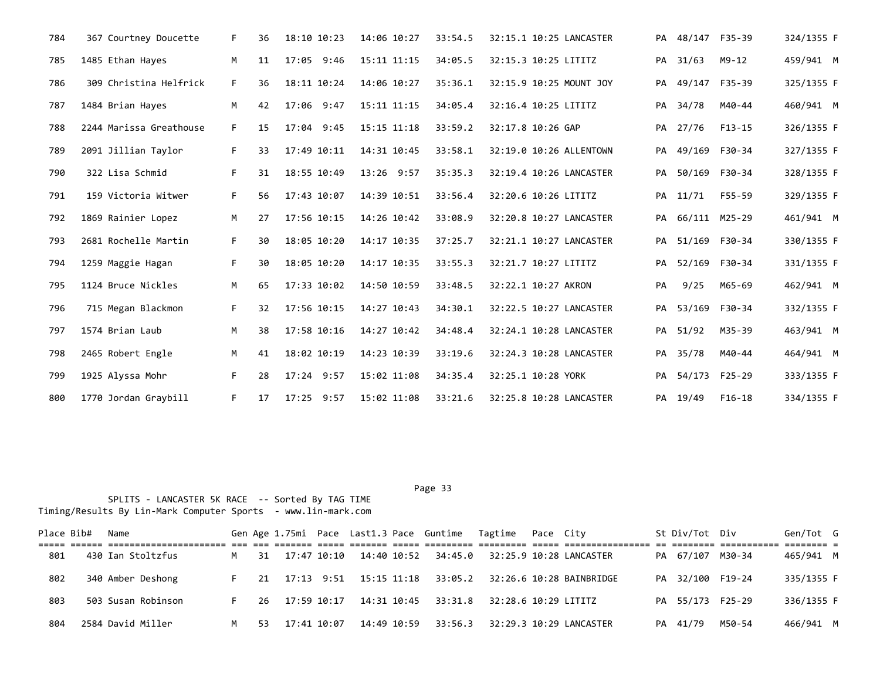| Place | Bib# | Name | Gen | Age | 1.75mi | Pace | Last1.3 | Pace | Guntime | Tagtime | Pace | City | St | Div/Tot | Div | Gen/Tot | G |
|---|---|---|---|---|---|---|---|---|---|---|---|---|---|---|---|---|---|
| 784 | 367 | Courtney Doucette | F | 36 | 18:10 | 10:23 | 14:06 | 10:27 | 33:54.5 | 32:15.1 | 10:25 | LANCASTER | PA | 48/147 | F35-39 | 324/1355 | F |
| 785 | 1485 | Ethan Hayes | M | 11 | 17:05 | 9:46 | 15:11 | 11:15 | 34:05.5 | 32:15.3 | 10:25 | LITITZ | PA | 31/63 | M9-12 | 459/941 | M |
| 786 | 309 | Christina Helfrick | F | 36 | 18:11 | 10:24 | 14:06 | 10:27 | 35:36.1 | 32:15.9 | 10:25 | MOUNT JOY | PA | 49/147 | F35-39 | 325/1355 | F |
| 787 | 1484 | Brian Hayes | M | 42 | 17:06 | 9:47 | 15:11 | 11:15 | 34:05.4 | 32:16.4 | 10:25 | LITITZ | PA | 34/78 | M40-44 | 460/941 | M |
| 788 | 2244 | Marissa Greathouse | F | 15 | 17:04 | 9:45 | 15:15 | 11:18 | 33:59.2 | 32:17.8 | 10:26 | GAP | PA | 27/76 | F13-15 | 326/1355 | F |
| 789 | 2091 | Jillian Taylor | F | 33 | 17:49 | 10:11 | 14:31 | 10:45 | 33:58.1 | 32:19.0 | 10:26 | ALLENTOWN | PA | 49/169 | F30-34 | 327/1355 | F |
| 790 | 322 | Lisa Schmid | F | 31 | 18:55 | 10:49 | 13:26 | 9:57 | 35:35.3 | 32:19.4 | 10:26 | LANCASTER | PA | 50/169 | F30-34 | 328/1355 | F |
| 791 | 159 | Victoria Witwer | F | 56 | 17:43 | 10:07 | 14:39 | 10:51 | 33:56.4 | 32:20.6 | 10:26 | LITITZ | PA | 11/71 | F55-59 | 329/1355 | F |
| 792 | 1869 | Rainier Lopez | M | 27 | 17:56 | 10:15 | 14:26 | 10:42 | 33:08.9 | 32:20.8 | 10:27 | LANCASTER | PA | 66/111 | M25-29 | 461/941 | M |
| 793 | 2681 | Rochelle Martin | F | 30 | 18:05 | 10:20 | 14:17 | 10:35 | 37:25.7 | 32:21.1 | 10:27 | LANCASTER | PA | 51/169 | F30-34 | 330/1355 | F |
| 794 | 1259 | Maggie Hagan | F | 30 | 18:05 | 10:20 | 14:17 | 10:35 | 33:55.3 | 32:21.7 | 10:27 | LITITZ | PA | 52/169 | F30-34 | 331/1355 | F |
| 795 | 1124 | Bruce Nickles | M | 65 | 17:33 | 10:02 | 14:50 | 10:59 | 33:48.5 | 32:22.1 | 10:27 | AKRON | PA | 9/25 | M65-69 | 462/941 | M |
| 796 | 715 | Megan Blackmon | F | 32 | 17:56 | 10:15 | 14:27 | 10:43 | 34:30.1 | 32:22.5 | 10:27 | LANCASTER | PA | 53/169 | F30-34 | 332/1355 | F |
| 797 | 1574 | Brian Laub | M | 38 | 17:58 | 10:16 | 14:27 | 10:42 | 34:48.4 | 32:24.1 | 10:28 | LANCASTER | PA | 51/92 | M35-39 | 463/941 | M |
| 798 | 2465 | Robert Engle | M | 41 | 18:02 | 10:19 | 14:23 | 10:39 | 33:19.6 | 32:24.3 | 10:28 | LANCASTER | PA | 35/78 | M40-44 | 464/941 | M |
| 799 | 1925 | Alyssa Mohr | F | 28 | 17:24 | 9:57 | 15:02 | 11:08 | 34:35.4 | 32:25.1 | 10:28 | YORK | PA | 54/173 | F25-29 | 333/1355 | F |
| 800 | 1770 | Jordan Graybill | F | 17 | 17:25 | 9:57 | 15:02 | 11:08 | 33:21.6 | 32:25.8 | 10:28 | LANCASTER | PA | 19/49 | F16-18 | 334/1355 | F |

SPLITS - LANCASTER 5K RACE -- Sorted By TAG TIME
Timing/Results By Lin-Mark Computer Sports - www.lin-mark.com

| Place | Bib# | Name | Gen | Age | 1.75mi | Pace | Last1.3 | Pace | Guntime | Tagtime | Pace | City | St | Div/Tot | Div | Gen/Tot | G |
|---|---|---|---|---|---|---|---|---|---|---|---|---|---|---|---|---|---|
| 801 | 430 | Ian Stoltzfus | M | 31 | 17:47 | 10:10 | 14:40 | 10:52 | 34:45.0 | 32:25.9 | 10:28 | LANCASTER | PA | 67/107 | M30-34 | 465/941 | M |
| 802 | 340 | Amber Deshong | F | 21 | 17:13 | 9:51 | 15:15 | 11:18 | 33:05.2 | 32:26.6 | 10:28 | BAINBRIDGE | PA | 32/100 | F19-24 | 335/1355 | F |
| 803 | 503 | Susan Robinson | F | 26 | 17:59 | 10:17 | 14:31 | 10:45 | 33:31.8 | 32:28.6 | 10:29 | LITITZ | PA | 55/173 | F25-29 | 336/1355 | F |
| 804 | 2584 | David Miller | M | 53 | 17:41 | 10:07 | 14:49 | 10:59 | 33:56.3 | 32:29.3 | 10:29 | LANCASTER | PA | 41/79 | M50-54 | 466/941 | M |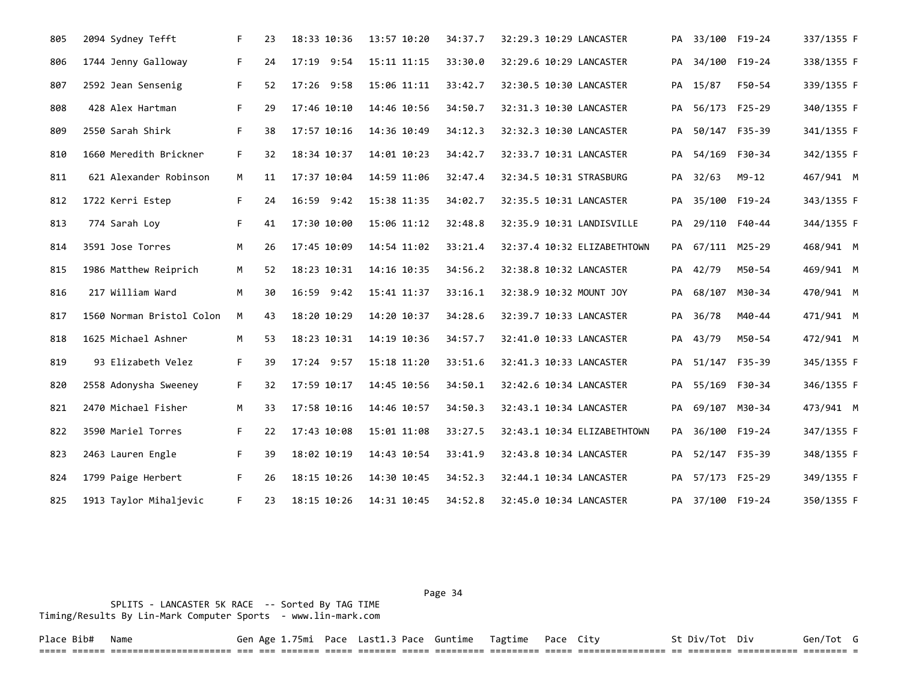| Place | Bib# | Name | Gen | Age | 1.75mi | Pace | Last1.3 | Pace | Guntime | Tagtime | Pace | City | St | Div/Tot | Div | Gen/Tot | G |
|---|---|---|---|---|---|---|---|---|---|---|---|---|---|---|---|---|---|
| 805 | 2094 | Sydney Tefft | F | 23 | 18:33 | 10:36 | 13:57 | 10:20 | 34:37.7 | 32:29.3 | 10:29 | LANCASTER | PA | 33/100 | F19-24 | 337/1355 | F |
| 806 | 1744 | Jenny Galloway | F | 24 | 17:19 | 9:54 | 15:11 | 11:15 | 33:30.0 | 32:29.6 | 10:29 | LANCASTER | PA | 34/100 | F19-24 | 338/1355 | F |
| 807 | 2592 | Jean Sensenig | F | 52 | 17:26 | 9:58 | 15:06 | 11:11 | 33:42.7 | 32:30.5 | 10:30 | LANCASTER | PA | 15/87 | F50-54 | 339/1355 | F |
| 808 | 428 | Alex Hartman | F | 29 | 17:46 | 10:10 | 14:46 | 10:56 | 34:50.7 | 32:31.3 | 10:30 | LANCASTER | PA | 56/173 | F25-29 | 340/1355 | F |
| 809 | 2550 | Sarah Shirk | F | 38 | 17:57 | 10:16 | 14:36 | 10:49 | 34:12.3 | 32:32.3 | 10:30 | LANCASTER | PA | 50/147 | F35-39 | 341/1355 | F |
| 810 | 1660 | Meredith Brickner | F | 32 | 18:34 | 10:37 | 14:01 | 10:23 | 34:42.7 | 32:33.7 | 10:31 | LANCASTER | PA | 54/169 | F30-34 | 342/1355 | F |
| 811 | 621 | Alexander Robinson | M | 11 | 17:37 | 10:04 | 14:59 | 11:06 | 32:47.4 | 32:34.5 | 10:31 | STRASBURG | PA | 32/63 | M9-12 | 467/941 | M |
| 812 | 1722 | Kerri Estep | F | 24 | 16:59 | 9:42 | 15:38 | 11:35 | 34:02.7 | 32:35.5 | 10:31 | LANCASTER | PA | 35/100 | F19-24 | 343/1355 | F |
| 813 | 774 | Sarah Loy | F | 41 | 17:30 | 10:00 | 15:06 | 11:12 | 32:48.8 | 32:35.9 | 10:31 | LANDISVILLE | PA | 29/110 | F40-44 | 344/1355 | F |
| 814 | 3591 | Jose Torres | M | 26 | 17:45 | 10:09 | 14:54 | 11:02 | 33:21.4 | 32:37.4 | 10:32 | ELIZABETHTOWN | PA | 67/111 | M25-29 | 468/941 | M |
| 815 | 1986 | Matthew Reiprich | M | 52 | 18:23 | 10:31 | 14:16 | 10:35 | 34:56.2 | 32:38.8 | 10:32 | LANCASTER | PA | 42/79 | M50-54 | 469/941 | M |
| 816 | 217 | William Ward | M | 30 | 16:59 | 9:42 | 15:41 | 11:37 | 33:16.1 | 32:38.9 | 10:32 | MOUNT JOY | PA | 68/107 | M30-34 | 470/941 | M |
| 817 | 1560 | Norman Bristol Colon | M | 43 | 18:20 | 10:29 | 14:20 | 10:37 | 34:28.6 | 32:39.7 | 10:33 | LANCASTER | PA | 36/78 | M40-44 | 471/941 | M |
| 818 | 1625 | Michael Ashner | M | 53 | 18:23 | 10:31 | 14:19 | 10:36 | 34:57.7 | 32:41.0 | 10:33 | LANCASTER | PA | 43/79 | M50-54 | 472/941 | M |
| 819 | 93 | Elizabeth Velez | F | 39 | 17:24 | 9:57 | 15:18 | 11:20 | 33:51.6 | 32:41.3 | 10:33 | LANCASTER | PA | 51/147 | F35-39 | 345/1355 | F |
| 820 | 2558 | Adonysha Sweeney | F | 32 | 17:59 | 10:17 | 14:45 | 10:56 | 34:50.1 | 32:42.6 | 10:34 | LANCASTER | PA | 55/169 | F30-34 | 346/1355 | F |
| 821 | 2470 | Michael Fisher | M | 33 | 17:58 | 10:16 | 14:46 | 10:57 | 34:50.3 | 32:43.1 | 10:34 | LANCASTER | PA | 69/107 | M30-34 | 473/941 | M |
| 822 | 3590 | Mariel Torres | F | 22 | 17:43 | 10:08 | 15:01 | 11:08 | 33:27.5 | 32:43.1 | 10:34 | ELIZABETHTOWN | PA | 36/100 | F19-24 | 347/1355 | F |
| 823 | 2463 | Lauren Engle | F | 39 | 18:02 | 10:19 | 14:43 | 10:54 | 33:41.9 | 32:43.8 | 10:34 | LANCASTER | PA | 52/147 | F35-39 | 348/1355 | F |
| 824 | 1799 | Paige Herbert | F | 26 | 18:15 | 10:26 | 14:30 | 10:45 | 34:52.3 | 32:44.1 | 10:34 | LANCASTER | PA | 57/173 | F25-29 | 349/1355 | F |
| 825 | 1913 | Taylor Mihaljevic | F | 23 | 18:15 | 10:26 | 14:31 | 10:45 | 34:52.8 | 32:45.0 | 10:34 | LANCASTER | PA | 37/100 | F19-24 | 350/1355 | F |

SPLITS - LANCASTER 5K RACE -- Sorted By TAG TIME
Timing/Results By Lin-Mark Computer Sports - www.lin-mark.com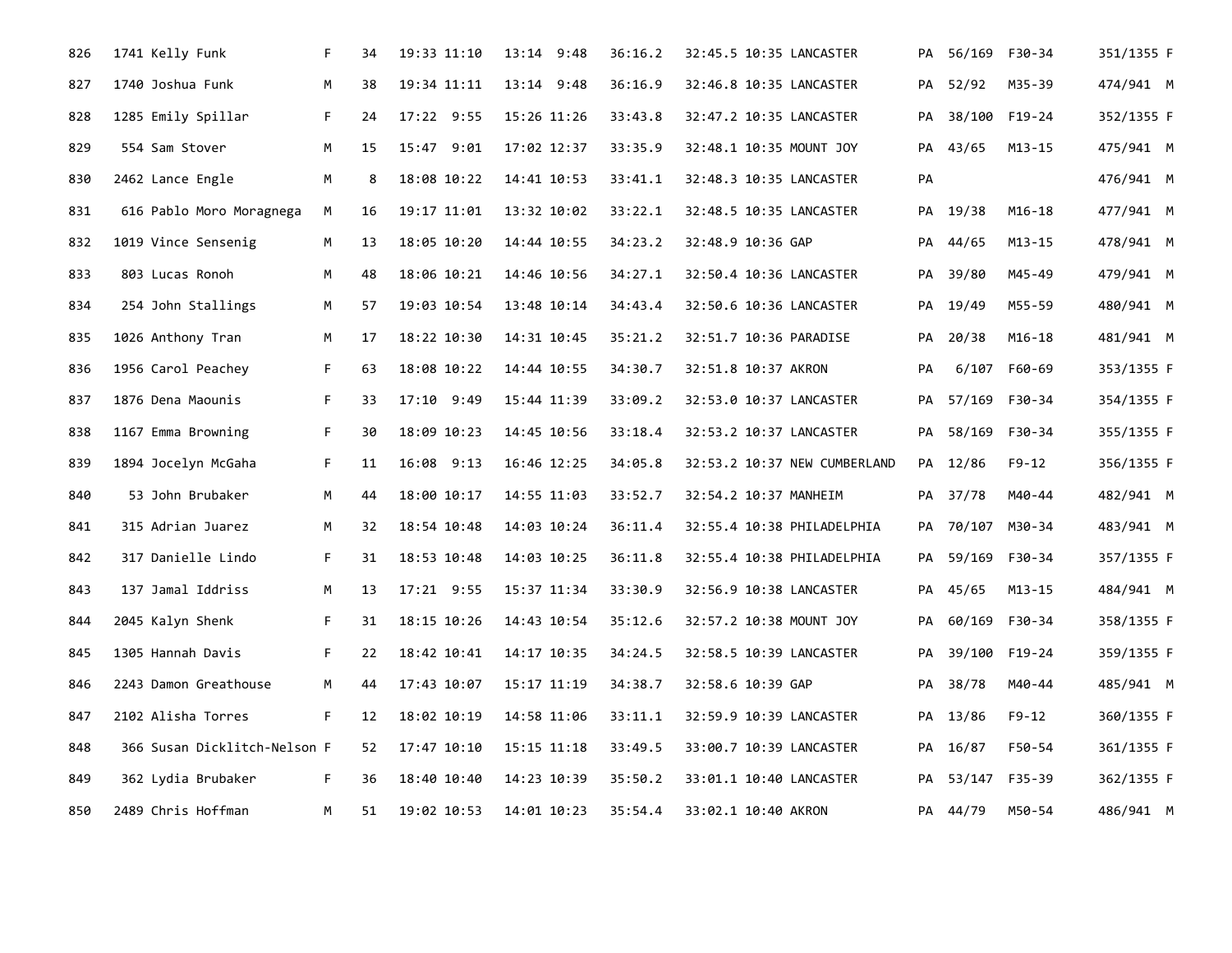| 826 | 1741 | Kelly Funk | F | 34 | 19:33 | 11:10 | 13:14 | 9:48 | 36:16.2 | 32:45.5 | 10:35 | LANCASTER | PA | 56/169 | F30-34 | 351/1355 | F |
|---|---|---|---|---|---|---|---|---|---|---|---|---|---|---|---|---|---|
| 827 | 1740 | Joshua Funk | M | 38 | 19:34 | 11:11 | 13:14 | 9:48 | 36:16.9 | 32:46.8 | 10:35 | LANCASTER | PA | 52/92 | M35-39 | 474/941 | M |
| 828 | 1285 | Emily Spillar | F | 24 | 17:22 | 9:55 | 15:26 | 11:26 | 33:43.8 | 32:47.2 | 10:35 | LANCASTER | PA | 38/100 | F19-24 | 352/1355 | F |
| 829 | 554 | Sam Stover | M | 15 | 15:47 | 9:01 | 17:02 | 12:37 | 33:35.9 | 32:48.1 | 10:35 | MOUNT JOY | PA | 43/65 | M13-15 | 475/941 | M |
| 830 | 2462 | Lance Engle | M | 8 | 18:08 | 10:22 | 14:41 | 10:53 | 33:41.1 | 32:48.3 | 10:35 | LANCASTER | PA | | | 476/941 | M |
| 831 | 616 | Pablo Moro Moragnega | M | 16 | 19:17 | 11:01 | 13:32 | 10:02 | 33:22.1 | 32:48.5 | 10:35 | LANCASTER | PA | 19/38 | M16-18 | 477/941 | M |
| 832 | 1019 | Vince Sensenig | M | 13 | 18:05 | 10:20 | 14:44 | 10:55 | 34:23.2 | 32:48.9 | 10:36 | GAP | PA | 44/65 | M13-15 | 478/941 | M |
| 833 | 803 | Lucas Ronoh | M | 48 | 18:06 | 10:21 | 14:46 | 10:56 | 34:27.1 | 32:50.4 | 10:36 | LANCASTER | PA | 39/80 | M45-49 | 479/941 | M |
| 834 | 254 | John Stallings | M | 57 | 19:03 | 10:54 | 13:48 | 10:14 | 34:43.4 | 32:50.6 | 10:36 | LANCASTER | PA | 19/49 | M55-59 | 480/941 | M |
| 835 | 1026 | Anthony Tran | M | 17 | 18:22 | 10:30 | 14:31 | 10:45 | 35:21.2 | 32:51.7 | 10:36 | PARADISE | PA | 20/38 | M16-18 | 481/941 | M |
| 836 | 1956 | Carol Peachey | F | 63 | 18:08 | 10:22 | 14:44 | 10:55 | 34:30.7 | 32:51.8 | 10:37 | AKRON | PA | 6/107 | F60-69 | 353/1355 | F |
| 837 | 1876 | Dena Maounis | F | 33 | 17:10 | 9:49 | 15:44 | 11:39 | 33:09.2 | 32:53.0 | 10:37 | LANCASTER | PA | 57/169 | F30-34 | 354/1355 | F |
| 838 | 1167 | Emma Browning | F | 30 | 18:09 | 10:23 | 14:45 | 10:56 | 33:18.4 | 32:53.2 | 10:37 | LANCASTER | PA | 58/169 | F30-34 | 355/1355 | F |
| 839 | 1894 | Jocelyn McGaha | F | 11 | 16:08 | 9:13 | 16:46 | 12:25 | 34:05.8 | 32:53.2 | 10:37 | NEW CUMBERLAND | PA | 12/86 | F9-12 | 356/1355 | F |
| 840 | 53 | John Brubaker | M | 44 | 18:00 | 10:17 | 14:55 | 11:03 | 33:52.7 | 32:54.2 | 10:37 | MANHEIM | PA | 37/78 | M40-44 | 482/941 | M |
| 841 | 315 | Adrian Juarez | M | 32 | 18:54 | 10:48 | 14:03 | 10:24 | 36:11.4 | 32:55.4 | 10:38 | PHILADELPHIA | PA | 70/107 | M30-34 | 483/941 | M |
| 842 | 317 | Danielle Lindo | F | 31 | 18:53 | 10:48 | 14:03 | 10:25 | 36:11.8 | 32:55.4 | 10:38 | PHILADELPHIA | PA | 59/169 | F30-34 | 357/1355 | F |
| 843 | 137 | Jamal Iddriss | M | 13 | 17:21 | 9:55 | 15:37 | 11:34 | 33:30.9 | 32:56.9 | 10:38 | LANCASTER | PA | 45/65 | M13-15 | 484/941 | M |
| 844 | 2045 | Kalyn Shenk | F | 31 | 18:15 | 10:26 | 14:43 | 10:54 | 35:12.6 | 32:57.2 | 10:38 | MOUNT JOY | PA | 60/169 | F30-34 | 358/1355 | F |
| 845 | 1305 | Hannah Davis | F | 22 | 18:42 | 10:41 | 14:17 | 10:35 | 34:24.5 | 32:58.5 | 10:39 | LANCASTER | PA | 39/100 | F19-24 | 359/1355 | F |
| 846 | 2243 | Damon Greathouse | M | 44 | 17:43 | 10:07 | 15:17 | 11:19 | 34:38.7 | 32:58.6 | 10:39 | GAP | PA | 38/78 | M40-44 | 485/941 | M |
| 847 | 2102 | Alisha Torres | F | 12 | 18:02 | 10:19 | 14:58 | 11:06 | 33:11.1 | 32:59.9 | 10:39 | LANCASTER | PA | 13/86 | F9-12 | 360/1355 | F |
| 848 | 366 | Susan Dicklitch-Nelson | F | 52 | 17:47 | 10:10 | 15:15 | 11:18 | 33:49.5 | 33:00.7 | 10:39 | LANCASTER | PA | 16/87 | F50-54 | 361/1355 | F |
| 849 | 362 | Lydia Brubaker | F | 36 | 18:40 | 10:40 | 14:23 | 10:39 | 35:50.2 | 33:01.1 | 10:40 | LANCASTER | PA | 53/147 | F35-39 | 362/1355 | F |
| 850 | 2489 | Chris Hoffman | M | 51 | 19:02 | 10:53 | 14:01 | 10:23 | 35:54.4 | 33:02.1 | 10:40 | AKRON | PA | 44/79 | M50-54 | 486/941 | M |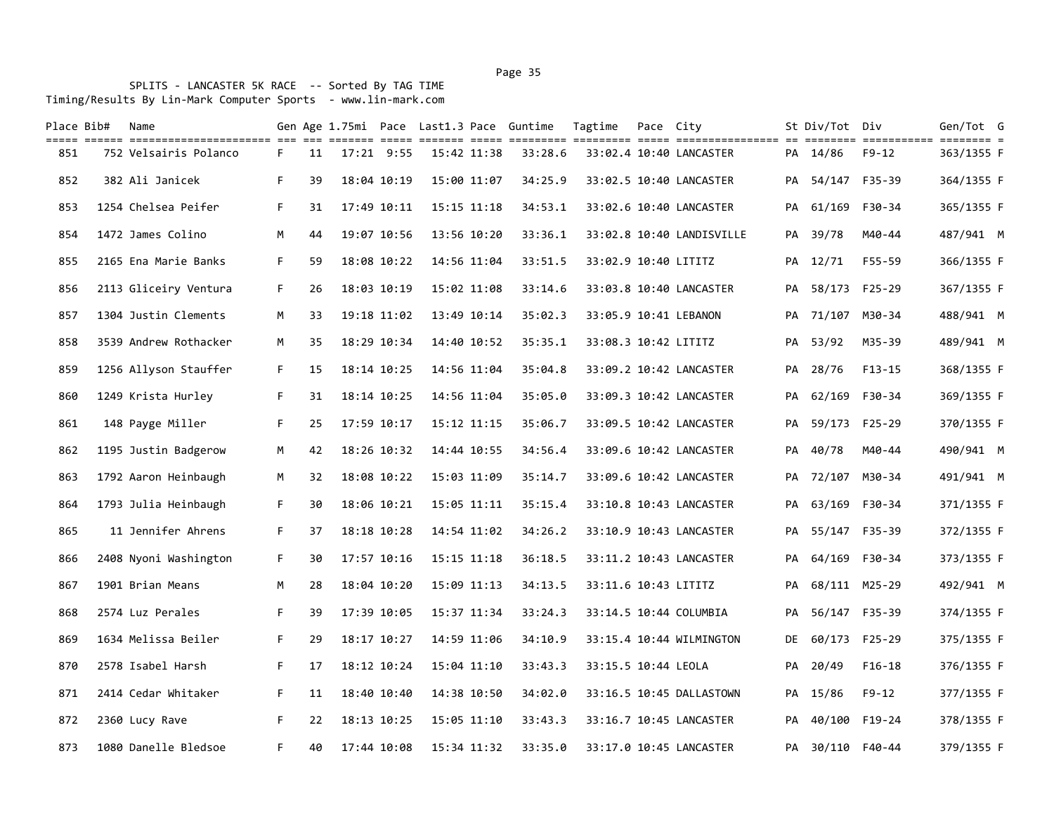SPLITS - LANCASTER 5K RACE -- Sorted By TAG TIME
Timing/Results By Lin-Mark Computer Sports - www.lin-mark.com

| Place | Bib# | Name | Gen | Age | 1.75mi | Pace | Last1.3 | Pace | Guntime | Tagtime | Pace | City | St | Div/Tot | Div | Gen/Tot | G |
|---|---|---|---|---|---|---|---|---|---|---|---|---|---|---|---|---|---|
| 851 | 752 | Velsairis Polanco | F | 11 | 17:21 | 9:55 | 15:42 | 11:38 | 33:28.6 | 33:02.4 | 10:40 | LANCASTER | PA | 14/86 | F9-12 | 363/1355 | F |
| 852 | 382 | Ali Janicek | F | 39 | 18:04 | 10:19 | 15:00 | 11:07 | 34:25.9 | 33:02.5 | 10:40 | LANCASTER | PA | 54/147 | F35-39 | 364/1355 | F |
| 853 | 1254 | Chelsea Peifer | F | 31 | 17:49 | 10:11 | 15:15 | 11:18 | 34:53.1 | 33:02.6 | 10:40 | LANCASTER | PA | 61/169 | F30-34 | 365/1355 | F |
| 854 | 1472 | James Colino | M | 44 | 19:07 | 10:56 | 13:56 | 10:20 | 33:36.1 | 33:02.8 | 10:40 | LANDISVILLE | PA | 39/78 | M40-44 | 487/941 | M |
| 855 | 2165 | Ena Marie Banks | F | 59 | 18:08 | 10:22 | 14:56 | 11:04 | 33:51.5 | 33:02.9 | 10:40 | LITITZ | PA | 12/71 | F55-59 | 366/1355 | F |
| 856 | 2113 | Gliceiry Ventura | F | 26 | 18:03 | 10:19 | 15:02 | 11:08 | 33:14.6 | 33:03.8 | 10:40 | LANCASTER | PA | 58/173 | F25-29 | 367/1355 | F |
| 857 | 1304 | Justin Clements | M | 33 | 19:18 | 11:02 | 13:49 | 10:14 | 35:02.3 | 33:05.9 | 10:41 | LEBANON | PA | 71/107 | M30-34 | 488/941 | M |
| 858 | 3539 | Andrew Rothacker | M | 35 | 18:29 | 10:34 | 14:40 | 10:52 | 35:35.1 | 33:08.3 | 10:42 | LITITZ | PA | 53/92 | M35-39 | 489/941 | M |
| 859 | 1256 | Allyson Stauffer | F | 15 | 18:14 | 10:25 | 14:56 | 11:04 | 35:04.8 | 33:09.2 | 10:42 | LANCASTER | PA | 28/76 | F13-15 | 368/1355 | F |
| 860 | 1249 | Krista Hurley | F | 31 | 18:14 | 10:25 | 14:56 | 11:04 | 35:05.0 | 33:09.3 | 10:42 | LANCASTER | PA | 62/169 | F30-34 | 369/1355 | F |
| 861 | 148 | Payge Miller | F | 25 | 17:59 | 10:17 | 15:12 | 11:15 | 35:06.7 | 33:09.5 | 10:42 | LANCASTER | PA | 59/173 | F25-29 | 370/1355 | F |
| 862 | 1195 | Justin Badgerow | M | 42 | 18:26 | 10:32 | 14:44 | 10:55 | 34:56.4 | 33:09.6 | 10:42 | LANCASTER | PA | 40/78 | M40-44 | 490/941 | M |
| 863 | 1792 | Aaron Heinbaugh | M | 32 | 18:08 | 10:22 | 15:03 | 11:09 | 35:14.7 | 33:09.6 | 10:42 | LANCASTER | PA | 72/107 | M30-34 | 491/941 | M |
| 864 | 1793 | Julia Heinbaugh | F | 30 | 18:06 | 10:21 | 15:05 | 11:11 | 35:15.4 | 33:10.8 | 10:43 | LANCASTER | PA | 63/169 | F30-34 | 371/1355 | F |
| 865 | 11 | Jennifer Ahrens | F | 37 | 18:18 | 10:28 | 14:54 | 11:02 | 34:26.2 | 33:10.9 | 10:43 | LANCASTER | PA | 55/147 | F35-39 | 372/1355 | F |
| 866 | 2408 | Nyoni Washington | F | 30 | 17:57 | 10:16 | 15:15 | 11:18 | 36:18.5 | 33:11.2 | 10:43 | LANCASTER | PA | 64/169 | F30-34 | 373/1355 | F |
| 867 | 1901 | Brian Means | M | 28 | 18:04 | 10:20 | 15:09 | 11:13 | 34:13.5 | 33:11.6 | 10:43 | LITITZ | PA | 68/111 | M25-29 | 492/941 | M |
| 868 | 2574 | Luz Perales | F | 39 | 17:39 | 10:05 | 15:37 | 11:34 | 33:24.3 | 33:14.5 | 10:44 | COLUMBIA | PA | 56/147 | F35-39 | 374/1355 | F |
| 869 | 1634 | Melissa Beiler | F | 29 | 18:17 | 10:27 | 14:59 | 11:06 | 34:10.9 | 33:15.4 | 10:44 | WILMINGTON | DE | 60/173 | F25-29 | 375/1355 | F |
| 870 | 2578 | Isabel Harsh | F | 17 | 18:12 | 10:24 | 15:04 | 11:10 | 33:43.3 | 33:15.5 | 10:44 | LEOLA | PA | 20/49 | F16-18 | 376/1355 | F |
| 871 | 2414 | Cedar Whitaker | F | 11 | 18:40 | 10:40 | 14:38 | 10:50 | 34:02.0 | 33:16.5 | 10:45 | DALLASTOWN | PA | 15/86 | F9-12 | 377/1355 | F |
| 872 | 2360 | Lucy Rave | F | 22 | 18:13 | 10:25 | 15:05 | 11:10 | 33:43.3 | 33:16.7 | 10:45 | LANCASTER | PA | 40/100 | F19-24 | 378/1355 | F |
| 873 | 1080 | Danelle Bledsoe | F | 40 | 17:44 | 10:08 | 15:34 | 11:32 | 33:35.0 | 33:17.0 | 10:45 | LANCASTER | PA | 30/110 | F40-44 | 379/1355 | F |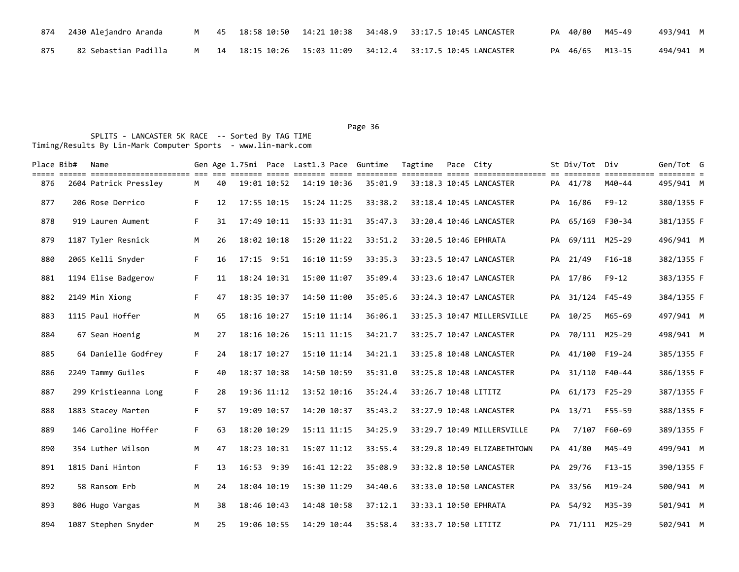| Place | Bib# | Name | Gen | Age | 1.75mi | Pace | Last1.3 | Pace | Guntime | Tagtime | Pace | City | St | Div/Tot | Div | Gen/Tot | G |
|---|---|---|---|---|---|---|---|---|---|---|---|---|---|---|---|---|---|
| 874 | 2430 | Alejandro Aranda | M | 45 | 18:58 | 10:50 | 14:21 | 10:38 | 34:48.9 | 33:17.5 | 10:45 | LANCASTER | PA | 40/80 | M45-49 | 493/941 | M |
| 875 | 82 | Sebastian Padilla | M | 14 | 18:15 | 10:26 | 15:03 | 11:09 | 34:12.4 | 33:17.5 | 10:45 | LANCASTER | PA | 46/65 | M13-15 | 494/941 | M |

SPLITS - LANCASTER 5K RACE -- Sorted By TAG TIME
Timing/Results By Lin-Mark Computer Sports - www.lin-mark.com

| Place | Bib# | Name | Gen | Age | 1.75mi | Pace | Last1.3 | Pace | Guntime | Tagtime | Pace | City | St | Div/Tot | Div | Gen/Tot | G |
|---|---|---|---|---|---|---|---|---|---|---|---|---|---|---|---|---|---|
| 876 | 2604 | Patrick Pressley | M | 40 | 19:01 | 10:52 | 14:19 | 10:36 | 35:01.9 | 33:18.3 | 10:45 | LANCASTER | PA | 41/78 | M40-44 | 495/941 | M |
| 877 | 206 | Rose Derrico | F | 12 | 17:55 | 10:15 | 15:24 | 11:25 | 33:38.2 | 33:18.4 | 10:45 | LANCASTER | PA | 16/86 | F9-12 | 380/1355 | F |
| 878 | 919 | Lauren Aument | F | 31 | 17:49 | 10:11 | 15:33 | 11:31 | 35:47.3 | 33:20.4 | 10:46 | LANCASTER | PA | 65/169 | F30-34 | 381/1355 | F |
| 879 | 1187 | Tyler Resnick | M | 26 | 18:02 | 10:18 | 15:20 | 11:22 | 33:51.2 | 33:20.5 | 10:46 | EPHRATA | PA | 69/111 | M25-29 | 496/941 | M |
| 880 | 2065 | Kelli Snyder | F | 16 | 17:15 | 9:51 | 16:10 | 11:59 | 33:35.3 | 33:23.5 | 10:47 | LANCASTER | PA | 21/49 | F16-18 | 382/1355 | F |
| 881 | 1194 | Elise Badgerow | F | 11 | 18:24 | 10:31 | 15:00 | 11:07 | 35:09.4 | 33:23.6 | 10:47 | LANCASTER | PA | 17/86 | F9-12 | 383/1355 | F |
| 882 | 2149 | Min Xiong | F | 47 | 18:35 | 10:37 | 14:50 | 11:00 | 35:05.6 | 33:24.3 | 10:47 | LANCASTER | PA | 31/124 | F45-49 | 384/1355 | F |
| 883 | 1115 | Paul Hoffer | M | 65 | 18:16 | 10:27 | 15:10 | 11:14 | 36:06.1 | 33:25.3 | 10:47 | MILLERSVILLE | PA | 10/25 | M65-69 | 497/941 | M |
| 884 | 67 | Sean Hoenig | M | 27 | 18:16 | 10:26 | 15:11 | 11:15 | 34:21.7 | 33:25.7 | 10:47 | LANCASTER | PA | 70/111 | M25-29 | 498/941 | M |
| 885 | 64 | Danielle Godfrey | F | 24 | 18:17 | 10:27 | 15:10 | 11:14 | 34:21.1 | 33:25.8 | 10:48 | LANCASTER | PA | 41/100 | F19-24 | 385/1355 | F |
| 886 | 2249 | Tammy Guiles | F | 40 | 18:37 | 10:38 | 14:50 | 10:59 | 35:31.0 | 33:25.8 | 10:48 | LANCASTER | PA | 31/110 | F40-44 | 386/1355 | F |
| 887 | 299 | Kristieanna Long | F | 28 | 19:36 | 11:12 | 13:52 | 10:16 | 35:24.4 | 33:26.7 | 10:48 | LITITZ | PA | 61/173 | F25-29 | 387/1355 | F |
| 888 | 1883 | Stacey Marten | F | 57 | 19:09 | 10:57 | 14:20 | 10:37 | 35:43.2 | 33:27.9 | 10:48 | LANCASTER | PA | 13/71 | F55-59 | 388/1355 | F |
| 889 | 146 | Caroline Hoffer | F | 63 | 18:20 | 10:29 | 15:11 | 11:15 | 34:25.9 | 33:29.7 | 10:49 | MILLERSVILLE | PA | 7/107 | F60-69 | 389/1355 | F |
| 890 | 354 | Luther Wilson | M | 47 | 18:23 | 10:31 | 15:07 | 11:12 | 33:55.4 | 33:29.8 | 10:49 | ELIZABETHTOWN | PA | 41/80 | M45-49 | 499/941 | M |
| 891 | 1815 | Dani Hinton | F | 13 | 16:53 | 9:39 | 16:41 | 12:22 | 35:08.9 | 33:32.8 | 10:50 | LANCASTER | PA | 29/76 | F13-15 | 390/1355 | F |
| 892 | 58 | Ransom Erb | M | 24 | 18:04 | 10:19 | 15:30 | 11:29 | 34:40.6 | 33:33.0 | 10:50 | LANCASTER | PA | 33/56 | M19-24 | 500/941 | M |
| 893 | 806 | Hugo Vargas | M | 38 | 18:46 | 10:43 | 14:48 | 10:58 | 37:12.1 | 33:33.1 | 10:50 | EPHRATA | PA | 54/92 | M35-39 | 501/941 | M |
| 894 | 1087 | Stephen Snyder | M | 25 | 19:06 | 10:55 | 14:29 | 10:44 | 35:58.4 | 33:33.7 | 10:50 | LITITZ | PA | 71/111 | M25-29 | 502/941 | M |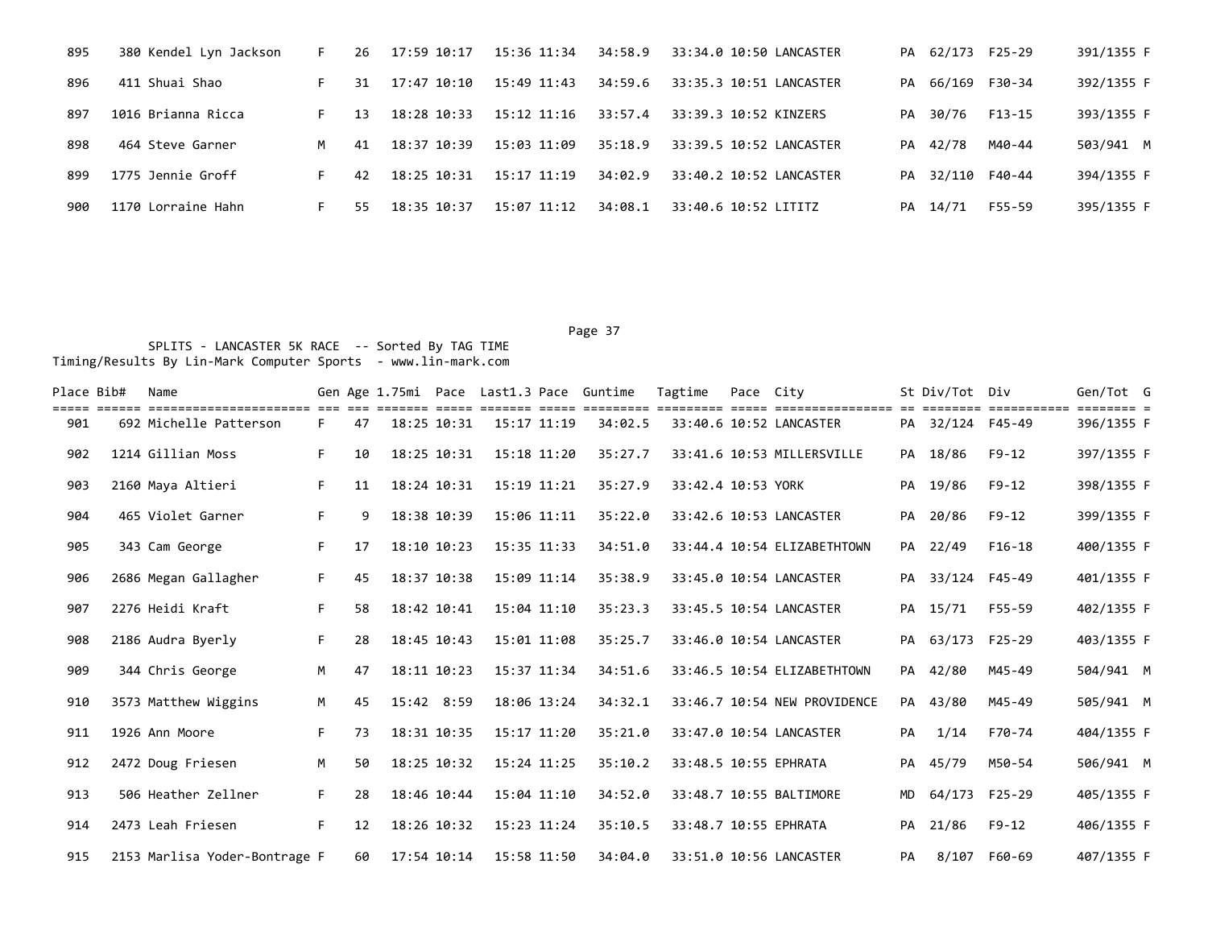| Place | Bib# | Name | Gen | Age | 1.75mi | Pace | Last1.3 | Pace | Guntime | Tagtime | Pace | City | St | Div/Tot | Div | Gen/Tot | G |
|---|---|---|---|---|---|---|---|---|---|---|---|---|---|---|---|---|---|
| 895 | 380 | Kendel Lyn Jackson | F | 26 | 17:59 | 10:17 | 15:36 | 11:34 | 34:58.9 | 33:34.0 | 10:50 | LANCASTER | PA | 62/173 | F25-29 | 391/1355 | F |
| 896 | 411 | Shuai Shao | F | 31 | 17:47 | 10:10 | 15:49 | 11:43 | 34:59.6 | 33:35.3 | 10:51 | LANCASTER | PA | 66/169 | F30-34 | 392/1355 | F |
| 897 | 1016 | Brianna Ricca | F | 13 | 18:28 | 10:33 | 15:12 | 11:16 | 33:57.4 | 33:39.3 | 10:52 | KINZERS | PA | 30/76 | F13-15 | 393/1355 | F |
| 898 | 464 | Steve Garner | M | 41 | 18:37 | 10:39 | 15:03 | 11:09 | 35:18.9 | 33:39.5 | 10:52 | LANCASTER | PA | 42/78 | M40-44 | 503/941 | M |
| 899 | 1775 | Jennie Groff | F | 42 | 18:25 | 10:31 | 15:17 | 11:19 | 34:02.9 | 33:40.2 | 10:52 | LANCASTER | PA | 32/110 | F40-44 | 394/1355 | F |
| 900 | 1170 | Lorraine Hahn | F | 55 | 18:35 | 10:37 | 15:07 | 11:12 | 34:08.1 | 33:40.6 | 10:52 | LITITZ | PA | 14/71 | F55-59 | 395/1355 | F |

SPLITS - LANCASTER 5K RACE -- Sorted By TAG TIME
Timing/Results By Lin-Mark Computer Sports - www.lin-mark.com

| Place | Bib# | Name | Gen | Age | 1.75mi | Pace | Last1.3 | Pace | Guntime | Tagtime | Pace | City | St | Div/Tot | Div | Gen/Tot | G |
|---|---|---|---|---|---|---|---|---|---|---|---|---|---|---|---|---|---|
| 901 | 692 | Michelle Patterson | F | 47 | 18:25 | 10:31 | 15:17 | 11:19 | 34:02.5 | 33:40.6 | 10:52 | LANCASTER | PA | 32/124 | F45-49 | 396/1355 | F |
| 902 | 1214 | Gillian Moss | F | 10 | 18:25 | 10:31 | 15:18 | 11:20 | 35:27.7 | 33:41.6 | 10:53 | MILLERSVILLE | PA | 18/86 | F9-12 | 397/1355 | F |
| 903 | 2160 | Maya Altieri | F | 11 | 18:24 | 10:31 | 15:19 | 11:21 | 35:27.9 | 33:42.4 | 10:53 | YORK | PA | 19/86 | F9-12 | 398/1355 | F |
| 904 | 465 | Violet Garner | F | 9 | 18:38 | 10:39 | 15:06 | 11:11 | 35:22.0 | 33:42.6 | 10:53 | LANCASTER | PA | 20/86 | F9-12 | 399/1355 | F |
| 905 | 343 | Cam George | F | 17 | 18:10 | 10:23 | 15:35 | 11:33 | 34:51.0 | 33:44.4 | 10:54 | ELIZABETHTOWN | PA | 22/49 | F16-18 | 400/1355 | F |
| 906 | 2686 | Megan Gallagher | F | 45 | 18:37 | 10:38 | 15:09 | 11:14 | 35:38.9 | 33:45.0 | 10:54 | LANCASTER | PA | 33/124 | F45-49 | 401/1355 | F |
| 907 | 2276 | Heidi Kraft | F | 58 | 18:42 | 10:41 | 15:04 | 11:10 | 35:23.3 | 33:45.5 | 10:54 | LANCASTER | PA | 15/71 | F55-59 | 402/1355 | F |
| 908 | 2186 | Audra Byerly | F | 28 | 18:45 | 10:43 | 15:01 | 11:08 | 35:25.7 | 33:46.0 | 10:54 | LANCASTER | PA | 63/173 | F25-29 | 403/1355 | F |
| 909 | 344 | Chris George | M | 47 | 18:11 | 10:23 | 15:37 | 11:34 | 34:51.6 | 33:46.5 | 10:54 | ELIZABETHTOWN | PA | 42/80 | M45-49 | 504/941 | M |
| 910 | 3573 | Matthew Wiggins | M | 45 | 15:42 | 8:59 | 18:06 | 13:24 | 34:32.1 | 33:46.7 | 10:54 | NEW PROVIDENCE | PA | 43/80 | M45-49 | 505/941 | M |
| 911 | 1926 | Ann Moore | F | 73 | 18:31 | 10:35 | 15:17 | 11:20 | 35:21.0 | 33:47.0 | 10:54 | LANCASTER | PA | 1/14 | F70-74 | 404/1355 | F |
| 912 | 2472 | Doug Friesen | M | 50 | 18:25 | 10:32 | 15:24 | 11:25 | 35:10.2 | 33:48.5 | 10:55 | EPHRATA | PA | 45/79 | M50-54 | 506/941 | M |
| 913 | 506 | Heather Zellner | F | 28 | 18:46 | 10:44 | 15:04 | 11:10 | 34:52.0 | 33:48.7 | 10:55 | BALTIMORE | MD | 64/173 | F25-29 | 405/1355 | F |
| 914 | 2473 | Leah Friesen | F | 12 | 18:26 | 10:32 | 15:23 | 11:24 | 35:10.5 | 33:48.7 | 10:55 | EPHRATA | PA | 21/86 | F9-12 | 406/1355 | F |
| 915 | 2153 | Marlisa Yoder-Bontrage | F | 60 | 17:54 | 10:14 | 15:58 | 11:50 | 34:04.0 | 33:51.0 | 10:56 | LANCASTER | PA | 8/107 | F60-69 | 407/1355 | F |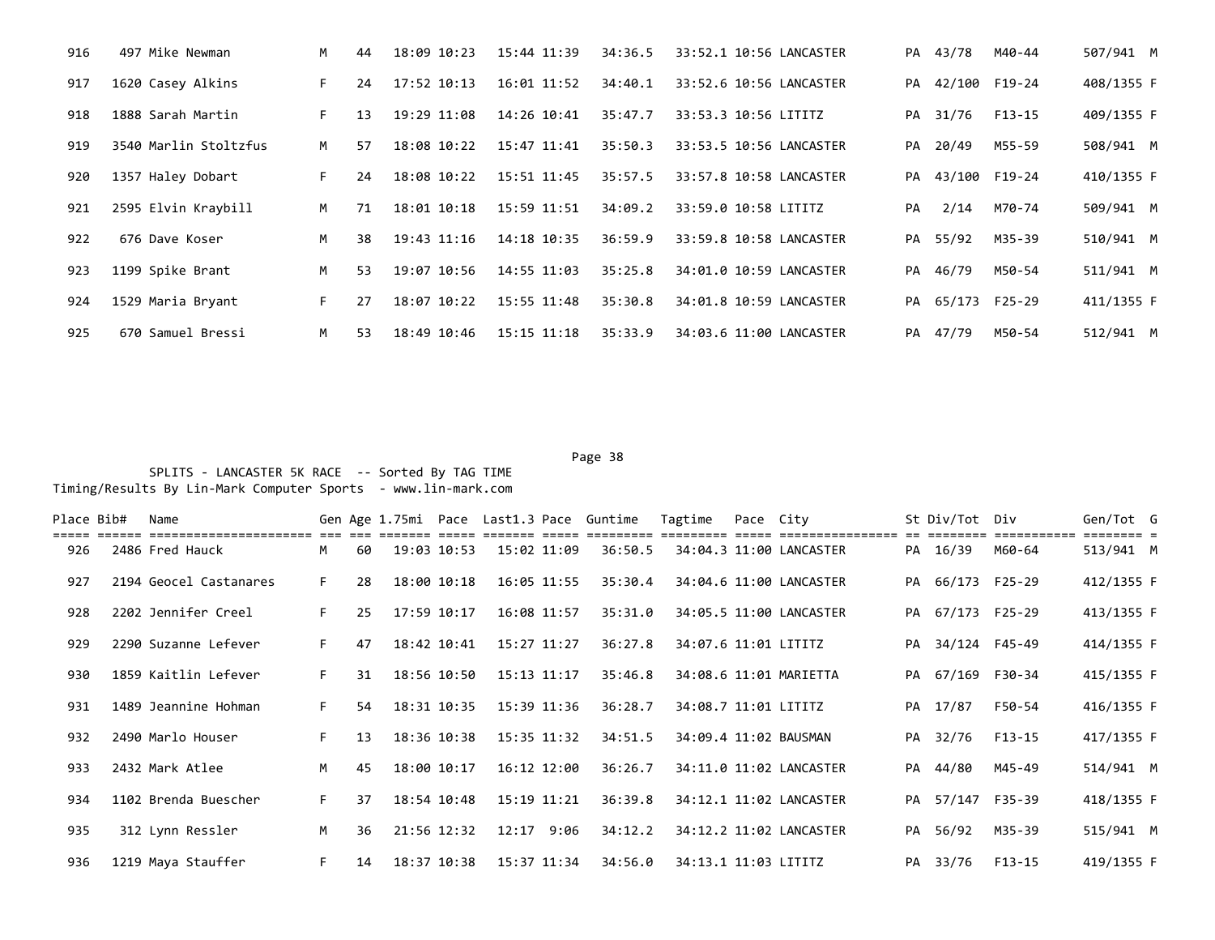| Place | Bib# | Name | Gen | Age | 1.75mi | Pace | Last1.3 | Pace | Guntime | Tagtime | Pace | City | St | Div/Tot | Div | Gen/Tot | G |
|---|---|---|---|---|---|---|---|---|---|---|---|---|---|---|---|---|---|
| 916 | 497 | Mike Newman | M | 44 | 18:09 | 10:23 | 15:44 | 11:39 | 34:36.5 | 33:52.1 | 10:56 | LANCASTER | PA | 43/78 | M40-44 | 507/941 | M |
| 917 | 1620 | Casey Alkins | F | 24 | 17:52 | 10:13 | 16:01 | 11:52 | 34:40.1 | 33:52.6 | 10:56 | LANCASTER | PA | 42/100 | F19-24 | 408/1355 | F |
| 918 | 1888 | Sarah Martin | F | 13 | 19:29 | 11:08 | 14:26 | 10:41 | 35:47.7 | 33:53.3 | 10:56 | LITITZ | PA | 31/76 | F13-15 | 409/1355 | F |
| 919 | 3540 | Marlin Stoltzfus | M | 57 | 18:08 | 10:22 | 15:47 | 11:41 | 35:50.3 | 33:53.5 | 10:56 | LANCASTER | PA | 20/49 | M55-59 | 508/941 | M |
| 920 | 1357 | Haley Dobart | F | 24 | 18:08 | 10:22 | 15:51 | 11:45 | 35:57.5 | 33:57.8 | 10:58 | LANCASTER | PA | 43/100 | F19-24 | 410/1355 | F |
| 921 | 2595 | Elvin Kraybill | M | 71 | 18:01 | 10:18 | 15:59 | 11:51 | 34:09.2 | 33:59.0 | 10:58 | LITITZ | PA | 2/14 | M70-74 | 509/941 | M |
| 922 | 676 | Dave Koser | M | 38 | 19:43 | 11:16 | 14:18 | 10:35 | 36:59.9 | 33:59.8 | 10:58 | LANCASTER | PA | 55/92 | M35-39 | 510/941 | M |
| 923 | 1199 | Spike Brant | M | 53 | 19:07 | 10:56 | 14:55 | 11:03 | 35:25.8 | 34:01.0 | 10:59 | LANCASTER | PA | 46/79 | M50-54 | 511/941 | M |
| 924 | 1529 | Maria Bryant | F | 27 | 18:07 | 10:22 | 15:55 | 11:48 | 35:30.8 | 34:01.8 | 10:59 | LANCASTER | PA | 65/173 | F25-29 | 411/1355 | F |
| 925 | 670 | Samuel Bressi | M | 53 | 18:49 | 10:46 | 15:15 | 11:18 | 35:33.9 | 34:03.6 | 11:00 | LANCASTER | PA | 47/79 | M50-54 | 512/941 | M |

SPLITS - LANCASTER 5K RACE -- Sorted By TAG TIME
Timing/Results By Lin-Mark Computer Sports - www.lin-mark.com

| Place | Bib# | Name | Gen | Age | 1.75mi | Pace | Last1.3 | Pace | Guntime | Tagtime | Pace | City | St | Div/Tot | Div | Gen/Tot | G |
|---|---|---|---|---|---|---|---|---|---|---|---|---|---|---|---|---|---|
| 926 | 2486 | Fred Hauck | M | 60 | 19:03 | 10:53 | 15:02 | 11:09 | 36:50.5 | 34:04.3 | 11:00 | LANCASTER | PA | 16/39 | M60-64 | 513/941 | M |
| 927 | 2194 | Geocel Castanares | F | 28 | 18:00 | 10:18 | 16:05 | 11:55 | 35:30.4 | 34:04.6 | 11:00 | LANCASTER | PA | 66/173 | F25-29 | 412/1355 | F |
| 928 | 2202 | Jennifer Creel | F | 25 | 17:59 | 10:17 | 16:08 | 11:57 | 35:31.0 | 34:05.5 | 11:00 | LANCASTER | PA | 67/173 | F25-29 | 413/1355 | F |
| 929 | 2290 | Suzanne Lefever | F | 47 | 18:42 | 10:41 | 15:27 | 11:27 | 36:27.8 | 34:07.6 | 11:01 | LITITZ | PA | 34/124 | F45-49 | 414/1355 | F |
| 930 | 1859 | Kaitlin Lefever | F | 31 | 18:56 | 10:50 | 15:13 | 11:17 | 35:46.8 | 34:08.6 | 11:01 | MARIETTA | PA | 67/169 | F30-34 | 415/1355 | F |
| 931 | 1489 | Jeannine Hohman | F | 54 | 18:31 | 10:35 | 15:39 | 11:36 | 36:28.7 | 34:08.7 | 11:01 | LITITZ | PA | 17/87 | F50-54 | 416/1355 | F |
| 932 | 2490 | Marlo Houser | F | 13 | 18:36 | 10:38 | 15:35 | 11:32 | 34:51.5 | 34:09.4 | 11:02 | BAUSMAN | PA | 32/76 | F13-15 | 417/1355 | F |
| 933 | 2432 | Mark Atlee | M | 45 | 18:00 | 10:17 | 16:12 | 12:00 | 36:26.7 | 34:11.0 | 11:02 | LANCASTER | PA | 44/80 | M45-49 | 514/941 | M |
| 934 | 1102 | Brenda Buescher | F | 37 | 18:54 | 10:48 | 15:19 | 11:21 | 36:39.8 | 34:12.1 | 11:02 | LANCASTER | PA | 57/147 | F35-39 | 418/1355 | F |
| 935 | 312 | Lynn Ressler | M | 36 | 21:56 | 12:32 | 12:17 | 9:06 | 34:12.2 | 34:12.2 | 11:02 | LANCASTER | PA | 56/92 | M35-39 | 515/941 | M |
| 936 | 1219 | Maya Stauffer | F | 14 | 18:37 | 10:38 | 15:37 | 11:34 | 34:56.0 | 34:13.1 | 11:03 | LITITZ | PA | 33/76 | F13-15 | 419/1355 | F |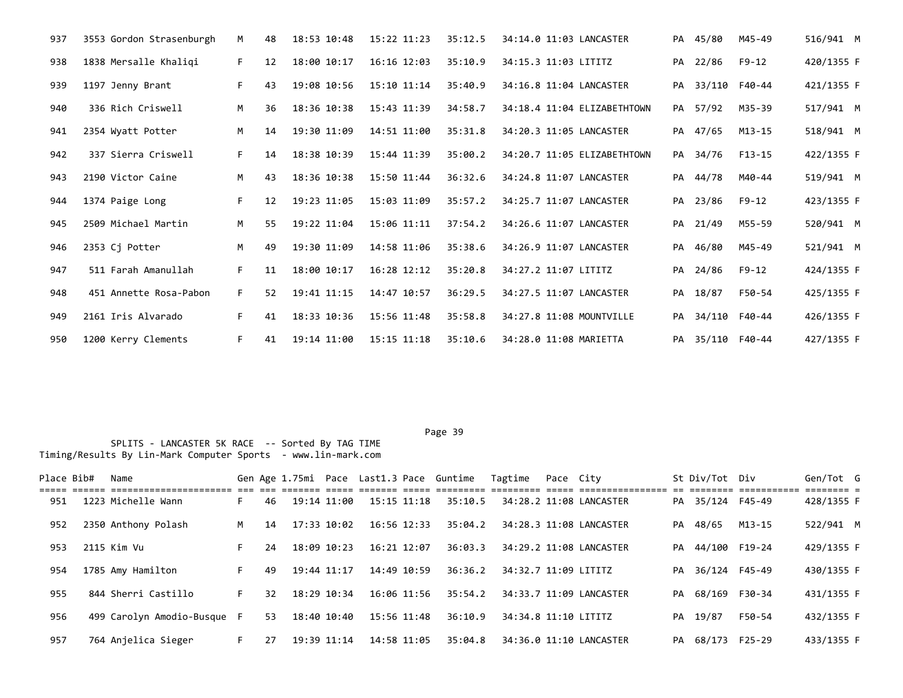| Place | Bib# | Name | Gen | Age | 1.75mi | Pace | Last1.3 | Pace | Guntime | Tagtime | Pace | City | St | Div/Tot | Div | Gen/Tot | G |
|---|---|---|---|---|---|---|---|---|---|---|---|---|---|---|---|---|---|
| 937 | 3553 | Gordon Strasenburgh | M | 48 | 18:53 | 10:48 | 15:22 | 11:23 | 35:12.5 | 34:14.0 | 11:03 | LANCASTER | PA | 45/80 | M45-49 | 516/941 | M |
| 938 | 1838 | Mersalle Khaliqi | F | 12 | 18:00 | 10:17 | 16:16 | 12:03 | 35:10.9 | 34:15.3 | 11:03 | LITITZ | PA | 22/86 | F9-12 | 420/1355 | F |
| 939 | 1197 | Jenny Brant | F | 43 | 19:08 | 10:56 | 15:10 | 11:14 | 35:40.9 | 34:16.8 | 11:04 | LANCASTER | PA | 33/110 | F40-44 | 421/1355 | F |
| 940 | 336 | Rich Criswell | M | 36 | 18:36 | 10:38 | 15:43 | 11:39 | 34:58.7 | 34:18.4 | 11:04 | ELIZABETHTOWN | PA | 57/92 | M35-39 | 517/941 | M |
| 941 | 2354 | Wyatt Potter | M | 14 | 19:30 | 11:09 | 14:51 | 11:00 | 35:31.8 | 34:20.3 | 11:05 | LANCASTER | PA | 47/65 | M13-15 | 518/941 | M |
| 942 | 337 | Sierra Criswell | F | 14 | 18:38 | 10:39 | 15:44 | 11:39 | 35:00.2 | 34:20.7 | 11:05 | ELIZABETHTOWN | PA | 34/76 | F13-15 | 422/1355 | F |
| 943 | 2190 | Victor Caine | M | 43 | 18:36 | 10:38 | 15:50 | 11:44 | 36:32.6 | 34:24.8 | 11:07 | LANCASTER | PA | 44/78 | M40-44 | 519/941 | M |
| 944 | 1374 | Paige Long | F | 12 | 19:23 | 11:05 | 15:03 | 11:09 | 35:57.2 | 34:25.7 | 11:07 | LANCASTER | PA | 23/86 | F9-12 | 423/1355 | F |
| 945 | 2509 | Michael Martin | M | 55 | 19:22 | 11:04 | 15:06 | 11:11 | 37:54.2 | 34:26.6 | 11:07 | LANCASTER | PA | 21/49 | M55-59 | 520/941 | M |
| 946 | 2353 | Cj Potter | M | 49 | 19:30 | 11:09 | 14:58 | 11:06 | 35:38.6 | 34:26.9 | 11:07 | LANCASTER | PA | 46/80 | M45-49 | 521/941 | M |
| 947 | 511 | Farah Amanullah | F | 11 | 18:00 | 10:17 | 16:28 | 12:12 | 35:20.8 | 34:27.2 | 11:07 | LITITZ | PA | 24/86 | F9-12 | 424/1355 | F |
| 948 | 451 | Annette Rosa-Pabon | F | 52 | 19:41 | 11:15 | 14:47 | 10:57 | 36:29.5 | 34:27.5 | 11:07 | LANCASTER | PA | 18/87 | F50-54 | 425/1355 | F |
| 949 | 2161 | Iris Alvarado | F | 41 | 18:33 | 10:36 | 15:56 | 11:48 | 35:58.8 | 34:27.8 | 11:08 | MOUNTVILLE | PA | 34/110 | F40-44 | 426/1355 | F |
| 950 | 1200 | Kerry Clements | F | 41 | 19:14 | 11:00 | 15:15 | 11:18 | 35:10.6 | 34:28.0 | 11:08 | MARIETTA | PA | 35/110 | F40-44 | 427/1355 | F |

SPLITS - LANCASTER 5K RACE -- Sorted By TAG TIME
Timing/Results By Lin-Mark Computer Sports - www.lin-mark.com

| Place | Bib# | Name | Gen | Age | 1.75mi | Pace | Last1.3 | Pace | Guntime | Tagtime | Pace | City | St | Div/Tot | Div | Gen/Tot | G |
|---|---|---|---|---|---|---|---|---|---|---|---|---|---|---|---|---|---|
| 951 | 1223 | Michelle Wann | F | 46 | 19:14 | 11:00 | 15:15 | 11:18 | 35:10.5 | 34:28.2 | 11:08 | LANCASTER | PA | 35/124 | F45-49 | 428/1355 | F |
| 952 | 2350 | Anthony Polash | M | 14 | 17:33 | 10:02 | 16:56 | 12:33 | 35:04.2 | 34:28.3 | 11:08 | LANCASTER | PA | 48/65 | M13-15 | 522/941 | M |
| 953 | 2115 | Kim Vu | F | 24 | 18:09 | 10:23 | 16:21 | 12:07 | 36:03.3 | 34:29.2 | 11:08 | LANCASTER | PA | 44/100 | F19-24 | 429/1355 | F |
| 954 | 1785 | Amy Hamilton | F | 49 | 19:44 | 11:17 | 14:49 | 10:59 | 36:36.2 | 34:32.7 | 11:09 | LITITZ | PA | 36/124 | F45-49 | 430/1355 | F |
| 955 | 844 | Sherri Castillo | F | 32 | 18:29 | 10:34 | 16:06 | 11:56 | 35:54.2 | 34:33.7 | 11:09 | LANCASTER | PA | 68/169 | F30-34 | 431/1355 | F |
| 956 | 499 | Carolyn Amodio-Busque | F | 53 | 18:40 | 10:40 | 15:56 | 11:48 | 36:10.9 | 34:34.8 | 11:10 | LITITZ | PA | 19/87 | F50-54 | 432/1355 | F |
| 957 | 764 | Anjelica Sieger | F | 27 | 19:39 | 11:14 | 14:58 | 11:05 | 35:04.8 | 34:36.0 | 11:10 | LANCASTER | PA | 68/173 | F25-29 | 433/1355 | F |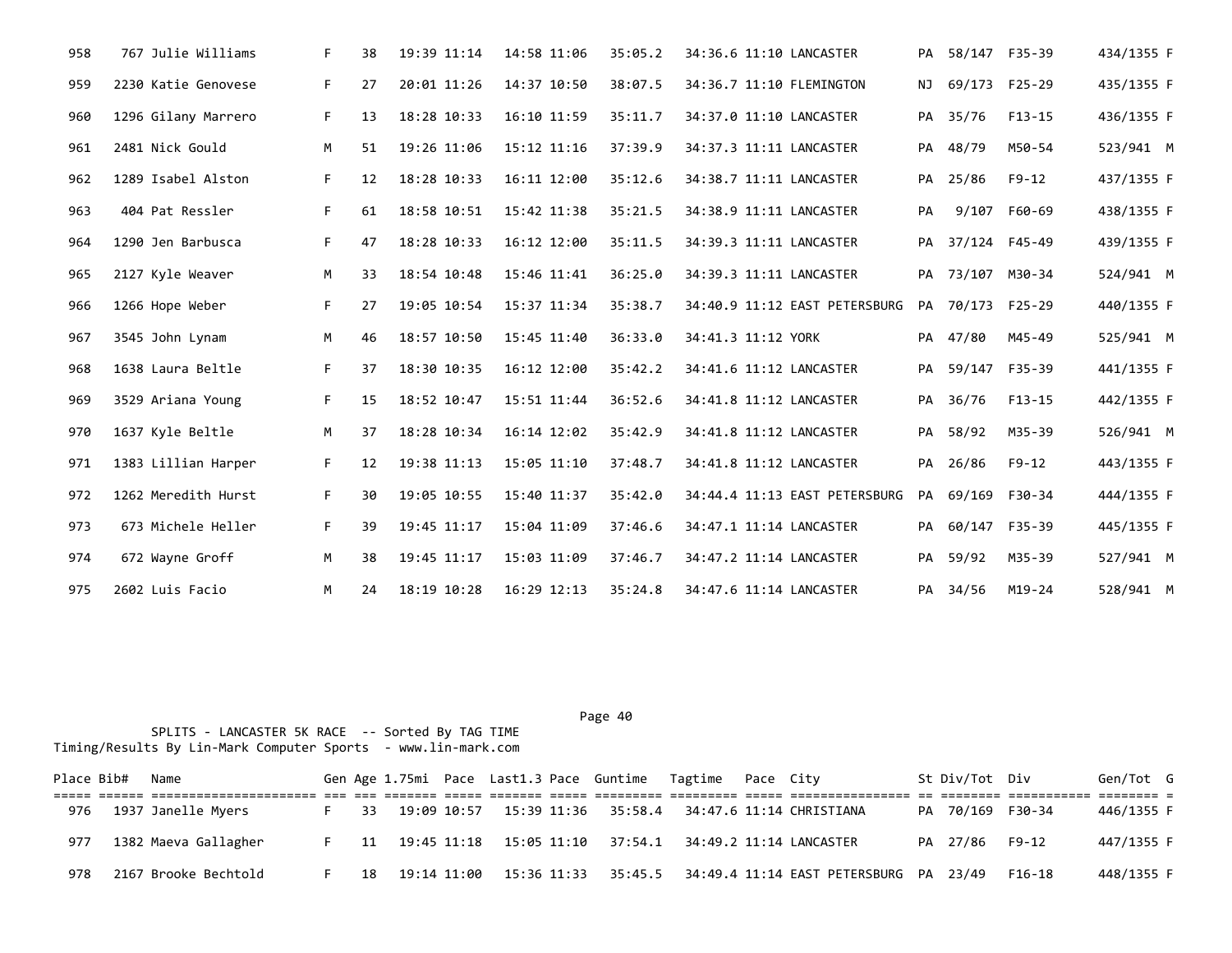| Place | Bib# | Name | Gen | Age | 1.75mi | Pace | Last1.3 | Pace | Guntime | Tagtime | Pace | City | St | Div/Tot | Div | Gen/Tot | G |
|---|---|---|---|---|---|---|---|---|---|---|---|---|---|---|---|---|---|
| 958 | 767 | Julie Williams | F | 38 | 19:39 | 11:14 | 14:58 | 11:06 | 35:05.2 | 34:36.6 | 11:10 | LANCASTER | PA | 58/147 | F35-39 | 434/1355 | F |
| 959 | 2230 | Katie Genovese | F | 27 | 20:01 | 11:26 | 14:37 | 10:50 | 38:07.5 | 34:36.7 | 11:10 | FLEMINGTON | NJ | 69/173 | F25-29 | 435/1355 | F |
| 960 | 1296 | Gilany Marrero | F | 13 | 18:28 | 10:33 | 16:10 | 11:59 | 35:11.7 | 34:37.0 | 11:10 | LANCASTER | PA | 35/76 | F13-15 | 436/1355 | F |
| 961 | 2481 | Nick Gould | M | 51 | 19:26 | 11:06 | 15:12 | 11:16 | 37:39.9 | 34:37.3 | 11:11 | LANCASTER | PA | 48/79 | M50-54 | 523/941 | M |
| 962 | 1289 | Isabel Alston | F | 12 | 18:28 | 10:33 | 16:11 | 12:00 | 35:12.6 | 34:38.7 | 11:11 | LANCASTER | PA | 25/86 | F9-12 | 437/1355 | F |
| 963 | 404 | Pat Ressler | F | 61 | 18:58 | 10:51 | 15:42 | 11:38 | 35:21.5 | 34:38.9 | 11:11 | LANCASTER | PA | 9/107 | F60-69 | 438/1355 | F |
| 964 | 1290 | Jen Barbusca | F | 47 | 18:28 | 10:33 | 16:12 | 12:00 | 35:11.5 | 34:39.3 | 11:11 | LANCASTER | PA | 37/124 | F45-49 | 439/1355 | F |
| 965 | 2127 | Kyle Weaver | M | 33 | 18:54 | 10:48 | 15:46 | 11:41 | 36:25.0 | 34:39.3 | 11:11 | LANCASTER | PA | 73/107 | M30-34 | 524/941 | M |
| 966 | 1266 | Hope Weber | F | 27 | 19:05 | 10:54 | 15:37 | 11:34 | 35:38.7 | 34:40.9 | 11:12 | EAST PETERSBURG | PA | 70/173 | F25-29 | 440/1355 | F |
| 967 | 3545 | John Lynam | M | 46 | 18:57 | 10:50 | 15:45 | 11:40 | 36:33.0 | 34:41.3 | 11:12 | YORK | PA | 47/80 | M45-49 | 525/941 | M |
| 968 | 1638 | Laura Beltle | F | 37 | 18:30 | 10:35 | 16:12 | 12:00 | 35:42.2 | 34:41.6 | 11:12 | LANCASTER | PA | 59/147 | F35-39 | 441/1355 | F |
| 969 | 3529 | Ariana Young | F | 15 | 18:52 | 10:47 | 15:51 | 11:44 | 36:52.6 | 34:41.8 | 11:12 | LANCASTER | PA | 36/76 | F13-15 | 442/1355 | F |
| 970 | 1637 | Kyle Beltle | M | 37 | 18:28 | 10:34 | 16:14 | 12:02 | 35:42.9 | 34:41.8 | 11:12 | LANCASTER | PA | 58/92 | M35-39 | 526/941 | M |
| 971 | 1383 | Lillian Harper | F | 12 | 19:38 | 11:13 | 15:05 | 11:10 | 37:48.7 | 34:41.8 | 11:12 | LANCASTER | PA | 26/86 | F9-12 | 443/1355 | F |
| 972 | 1262 | Meredith Hurst | F | 30 | 19:05 | 10:55 | 15:40 | 11:37 | 35:42.0 | 34:44.4 | 11:13 | EAST PETERSBURG | PA | 69/169 | F30-34 | 444/1355 | F |
| 973 | 673 | Michele Heller | F | 39 | 19:45 | 11:17 | 15:04 | 11:09 | 37:46.6 | 34:47.1 | 11:14 | LANCASTER | PA | 60/147 | F35-39 | 445/1355 | F |
| 974 | 672 | Wayne Groff | M | 38 | 19:45 | 11:17 | 15:03 | 11:09 | 37:46.7 | 34:47.2 | 11:14 | LANCASTER | PA | 59/92 | M35-39 | 527/941 | M |
| 975 | 2602 | Luis Facio | M | 24 | 18:19 | 10:28 | 16:29 | 12:13 | 35:24.8 | 34:47.6 | 11:14 | LANCASTER | PA | 34/56 | M19-24 | 528/941 | M |

SPLITS - LANCASTER 5K RACE -- Sorted By TAG TIME
Timing/Results By Lin-Mark Computer Sports - www.lin-mark.com

| Place | Bib# | Name | Gen | Age | 1.75mi | Pace | Last1.3 | Pace | Guntime | Tagtime | Pace | City | St | Div/Tot | Div | Gen/Tot | G |
|---|---|---|---|---|---|---|---|---|---|---|---|---|---|---|---|---|---|
| 976 | 1937 | Janelle Myers | F | 33 | 19:09 | 10:57 | 15:39 | 11:36 | 35:58.4 | 34:47.6 | 11:14 | CHRISTIANA | PA | 70/169 | F30-34 | 446/1355 | F |
| 977 | 1382 | Maeva Gallagher | F | 11 | 19:45 | 11:18 | 15:05 | 11:10 | 37:54.1 | 34:49.2 | 11:14 | LANCASTER | PA | 27/86 | F9-12 | 447/1355 | F |
| 978 | 2167 | Brooke Bechtold | F | 18 | 19:14 | 11:00 | 15:36 | 11:33 | 35:45.5 | 34:49.4 | 11:14 | EAST PETERSBURG | PA | 23/49 | F16-18 | 448/1355 | F |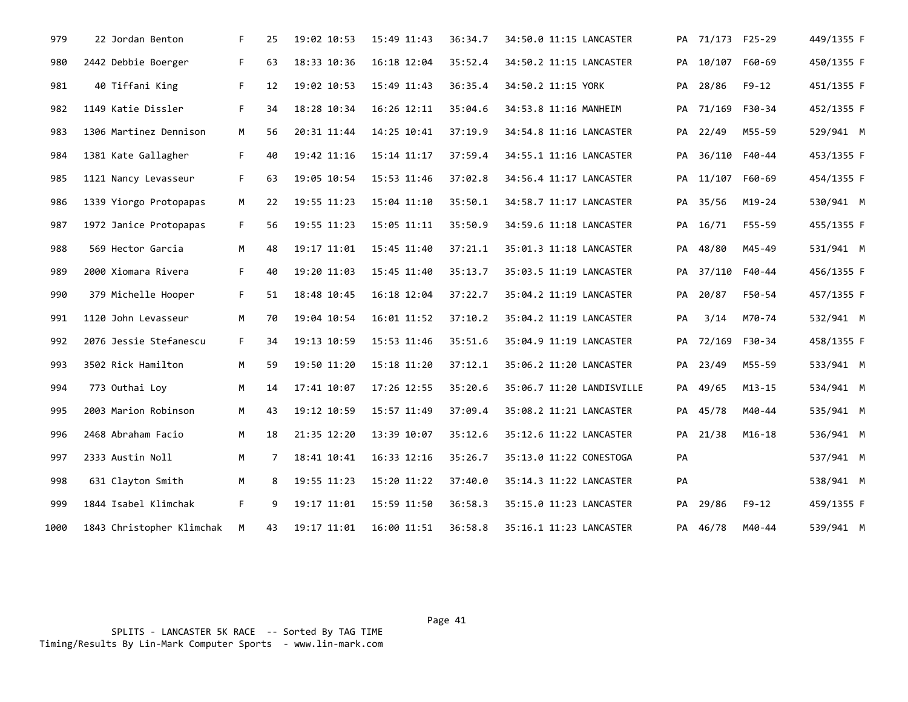| Place | Bib | Name | Sex | Age | Split 1 | Pace | Split 2 | Pace | Gun Time | Tag Time | Pace | City | State | Div Place | Division | Sex Place |
|---|---|---|---|---|---|---|---|---|---|---|---|---|---|---|---|---|
| 979 | 22 | Jordan Benton | F | 25 | 19:02 | 10:53 | 15:49 | 11:43 | 36:34.7 | 34:50.0 | 11:15 | LANCASTER | PA | 71/173 | F25-29 | 449/1355 F |
| 980 | 2442 | Debbie Boerger | F | 63 | 18:33 | 10:36 | 16:18 | 12:04 | 35:52.4 | 34:50.2 | 11:15 | LANCASTER | PA | 10/107 | F60-69 | 450/1355 F |
| 981 | 40 | Tiffani King | F | 12 | 19:02 | 10:53 | 15:49 | 11:43 | 36:35.4 | 34:50.2 | 11:15 | YORK | PA | 28/86 | F9-12 | 451/1355 F |
| 982 | 1149 | Katie Dissler | F | 34 | 18:28 | 10:34 | 16:26 | 12:11 | 35:04.6 | 34:53.8 | 11:16 | MANHEIM | PA | 71/169 | F30-34 | 452/1355 F |
| 983 | 1306 | Martinez Dennison | M | 56 | 20:31 | 11:44 | 14:25 | 10:41 | 37:19.9 | 34:54.8 | 11:16 | LANCASTER | PA | 22/49 | M55-59 | 529/941 M |
| 984 | 1381 | Kate Gallagher | F | 40 | 19:42 | 11:16 | 15:14 | 11:17 | 37:59.4 | 34:55.1 | 11:16 | LANCASTER | PA | 36/110 | F40-44 | 453/1355 F |
| 985 | 1121 | Nancy Levasseur | F | 63 | 19:05 | 10:54 | 15:53 | 11:46 | 37:02.8 | 34:56.4 | 11:17 | LANCASTER | PA | 11/107 | F60-69 | 454/1355 F |
| 986 | 1339 | Yiorgo Protopapas | M | 22 | 19:55 | 11:23 | 15:04 | 11:10 | 35:50.1 | 34:58.7 | 11:17 | LANCASTER | PA | 35/56 | M19-24 | 530/941 M |
| 987 | 1972 | Janice Protopapas | F | 56 | 19:55 | 11:23 | 15:05 | 11:11 | 35:50.9 | 34:59.6 | 11:18 | LANCASTER | PA | 16/71 | F55-59 | 455/1355 F |
| 988 | 569 | Hector Garcia | M | 48 | 19:17 | 11:01 | 15:45 | 11:40 | 37:21.1 | 35:01.3 | 11:18 | LANCASTER | PA | 48/80 | M45-49 | 531/941 M |
| 989 | 2000 | Xiomara Rivera | F | 40 | 19:20 | 11:03 | 15:45 | 11:40 | 35:13.7 | 35:03.5 | 11:19 | LANCASTER | PA | 37/110 | F40-44 | 456/1355 F |
| 990 | 379 | Michelle Hooper | F | 51 | 18:48 | 10:45 | 16:18 | 12:04 | 37:22.7 | 35:04.2 | 11:19 | LANCASTER | PA | 20/87 | F50-54 | 457/1355 F |
| 991 | 1120 | John Levasseur | M | 70 | 19:04 | 10:54 | 16:01 | 11:52 | 37:10.2 | 35:04.2 | 11:19 | LANCASTER | PA | 3/14 | M70-74 | 532/941 M |
| 992 | 2076 | Jessie Stefanescu | F | 34 | 19:13 | 10:59 | 15:53 | 11:46 | 35:51.6 | 35:04.9 | 11:19 | LANCASTER | PA | 72/169 | F30-34 | 458/1355 F |
| 993 | 3502 | Rick Hamilton | M | 59 | 19:50 | 11:20 | 15:18 | 11:20 | 37:12.1 | 35:06.2 | 11:20 | LANCASTER | PA | 23/49 | M55-59 | 533/941 M |
| 994 | 773 | Outhai Loy | M | 14 | 17:41 | 10:07 | 17:26 | 12:55 | 35:20.6 | 35:06.7 | 11:20 | LANDISVILLE | PA | 49/65 | M13-15 | 534/941 M |
| 995 | 2003 | Marion Robinson | M | 43 | 19:12 | 10:59 | 15:57 | 11:49 | 37:09.4 | 35:08.2 | 11:21 | LANCASTER | PA | 45/78 | M40-44 | 535/941 M |
| 996 | 2468 | Abraham Facio | M | 18 | 21:35 | 12:20 | 13:39 | 10:07 | 35:12.6 | 35:12.6 | 11:22 | LANCASTER | PA | 21/38 | M16-18 | 536/941 M |
| 997 | 2333 | Austin Noll | M | 7 | 18:41 | 10:41 | 16:33 | 12:16 | 35:26.7 | 35:13.0 | 11:22 | CONESTOGA | PA | | | 537/941 M |
| 998 | 631 | Clayton Smith | M | 8 | 19:55 | 11:23 | 15:20 | 11:22 | 37:40.0 | 35:14.3 | 11:22 | LANCASTER | PA | | | 538/941 M |
| 999 | 1844 | Isabel Klimchak | F | 9 | 19:17 | 11:01 | 15:59 | 11:50 | 36:58.3 | 35:15.0 | 11:23 | LANCASTER | PA | 29/86 | F9-12 | 459/1355 F |
| 1000 | 1843 | Christopher Klimchak | M | 43 | 19:17 | 11:01 | 16:00 | 11:51 | 36:58.8 | 35:16.1 | 11:23 | LANCASTER | PA | 46/78 | M40-44 | 539/941 M |

SPLITS - LANCASTER 5K RACE -- Sorted By TAG TIME
Timing/Results By Lin-Mark Computer Sports - www.lin-mark.com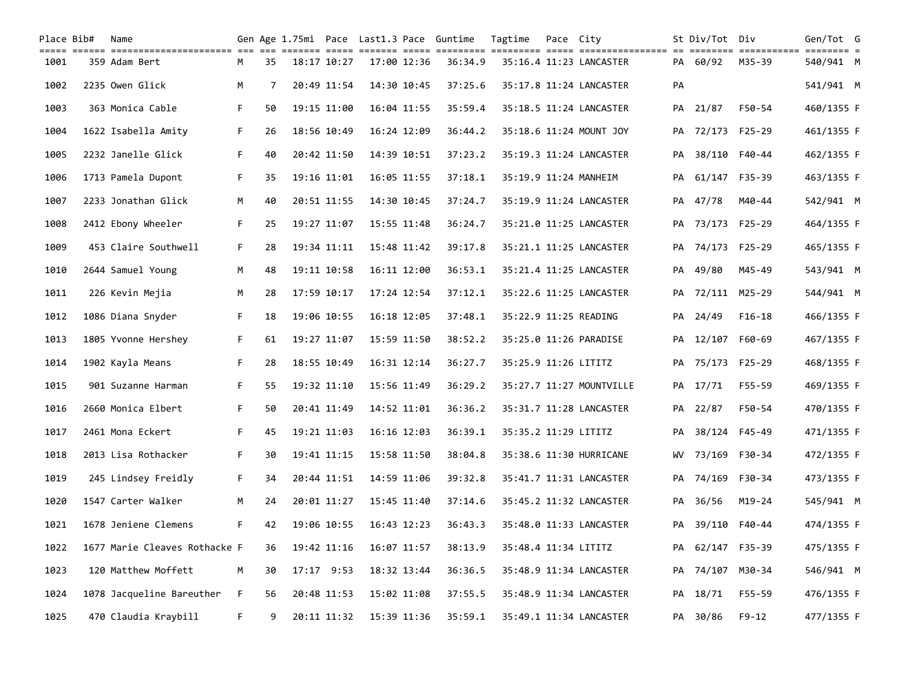| Place | Bib# | Name | Gen | Age | 1.75mi | Pace | Last1.3 | Pace | Guntime | Tagtime | Pace | City | St | Div/Tot | Div | Gen/Tot | G |
|---|---|---|---|---|---|---|---|---|---|---|---|---|---|---|---|---|---|
| 1001 | 359 | Adam Bert | M | 35 | 18:17 | 10:27 | 17:00 | 12:36 | 36:34.9 | 35:16.4 | 11:23 | LANCASTER | PA | 60/92 | M35-39 | 540/941 | M |
| 1002 | 2235 | Owen Glick | M | 7 | 20:49 | 11:54 | 14:30 | 10:45 | 37:25.6 | 35:17.8 | 11:24 | LANCASTER | PA | | | 541/941 | M |
| 1003 | 363 | Monica Cable | F | 50 | 19:15 | 11:00 | 16:04 | 11:55 | 35:59.4 | 35:18.5 | 11:24 | LANCASTER | PA | 21/87 | F50-54 | 460/1355 | F |
| 1004 | 1622 | Isabella Amity | F | 26 | 18:56 | 10:49 | 16:24 | 12:09 | 36:44.2 | 35:18.6 | 11:24 | MOUNT JOY | PA | 72/173 | F25-29 | 461/1355 | F |
| 1005 | 2232 | Janelle Glick | F | 40 | 20:42 | 11:50 | 14:39 | 10:51 | 37:23.2 | 35:19.3 | 11:24 | LANCASTER | PA | 38/110 | F40-44 | 462/1355 | F |
| 1006 | 1713 | Pamela Dupont | F | 35 | 19:16 | 11:01 | 16:05 | 11:55 | 37:18.1 | 35:19.9 | 11:24 | MANHEIM | PA | 61/147 | F35-39 | 463/1355 | F |
| 1007 | 2233 | Jonathan Glick | M | 40 | 20:51 | 11:55 | 14:30 | 10:45 | 37:24.7 | 35:19.9 | 11:24 | LANCASTER | PA | 47/78 | M40-44 | 542/941 | M |
| 1008 | 2412 | Ebony Wheeler | F | 25 | 19:27 | 11:07 | 15:55 | 11:48 | 36:24.7 | 35:21.0 | 11:25 | LANCASTER | PA | 73/173 | F25-29 | 464/1355 | F |
| 1009 | 453 | Claire Southwell | F | 28 | 19:34 | 11:11 | 15:48 | 11:42 | 39:17.8 | 35:21.1 | 11:25 | LANCASTER | PA | 74/173 | F25-29 | 465/1355 | F |
| 1010 | 2644 | Samuel Young | M | 48 | 19:11 | 10:58 | 16:11 | 12:00 | 36:53.1 | 35:21.4 | 11:25 | LANCASTER | PA | 49/80 | M45-49 | 543/941 | M |
| 1011 | 226 | Kevin Mejia | M | 28 | 17:59 | 10:17 | 17:24 | 12:54 | 37:12.1 | 35:22.6 | 11:25 | LANCASTER | PA | 72/111 | M25-29 | 544/941 | M |
| 1012 | 1086 | Diana Snyder | F | 18 | 19:06 | 10:55 | 16:18 | 12:05 | 37:48.1 | 35:22.9 | 11:25 | READING | PA | 24/49 | F16-18 | 466/1355 | F |
| 1013 | 1805 | Yvonne Hershey | F | 61 | 19:27 | 11:07 | 15:59 | 11:50 | 38:52.2 | 35:25.0 | 11:26 | PARADISE | PA | 12/107 | F60-69 | 467/1355 | F |
| 1014 | 1902 | Kayla Means | F | 28 | 18:55 | 10:49 | 16:31 | 12:14 | 36:27.7 | 35:25.9 | 11:26 | LITITZ | PA | 75/173 | F25-29 | 468/1355 | F |
| 1015 | 901 | Suzanne Harman | F | 55 | 19:32 | 11:10 | 15:56 | 11:49 | 36:29.2 | 35:27.7 | 11:27 | MOUNTVILLE | PA | 17/71 | F55-59 | 469/1355 | F |
| 1016 | 2660 | Monica Elbert | F | 50 | 20:41 | 11:49 | 14:52 | 11:01 | 36:36.2 | 35:31.7 | 11:28 | LANCASTER | PA | 22/87 | F50-54 | 470/1355 | F |
| 1017 | 2461 | Mona Eckert | F | 45 | 19:21 | 11:03 | 16:16 | 12:03 | 36:39.1 | 35:35.2 | 11:29 | LITITZ | PA | 38/124 | F45-49 | 471/1355 | F |
| 1018 | 2013 | Lisa Rothacker | F | 30 | 19:41 | 11:15 | 15:58 | 11:50 | 38:04.8 | 35:38.6 | 11:30 | HURRICANE | WV | 73/169 | F30-34 | 472/1355 | F |
| 1019 | 245 | Lindsey Freidly | F | 34 | 20:44 | 11:51 | 14:59 | 11:06 | 39:32.8 | 35:41.7 | 11:31 | LANCASTER | PA | 74/169 | F30-34 | 473/1355 | F |
| 1020 | 1547 | Carter Walker | M | 24 | 20:01 | 11:27 | 15:45 | 11:40 | 37:14.6 | 35:45.2 | 11:32 | LANCASTER | PA | 36/56 | M19-24 | 545/941 | M |
| 1021 | 1678 | Jeniene Clemens | F | 42 | 19:06 | 10:55 | 16:43 | 12:23 | 36:43.3 | 35:48.0 | 11:33 | LANCASTER | PA | 39/110 | F40-44 | 474/1355 | F |
| 1022 | 1677 | Marie Cleaves Rothacke | F | 36 | 19:42 | 11:16 | 16:07 | 11:57 | 38:13.9 | 35:48.4 | 11:34 | LITITZ | PA | 62/147 | F35-39 | 475/1355 | F |
| 1023 | 120 | Matthew Moffett | M | 30 | 17:17 | 9:53 | 18:32 | 13:44 | 36:36.5 | 35:48.9 | 11:34 | LANCASTER | PA | 74/107 | M30-34 | 546/941 | M |
| 1024 | 1078 | Jacqueline Bareuther | F | 56 | 20:48 | 11:53 | 15:02 | 11:08 | 37:55.5 | 35:48.9 | 11:34 | LANCASTER | PA | 18/71 | F55-59 | 476/1355 | F |
| 1025 | 470 | Claudia Kraybill | F | 9 | 20:11 | 11:32 | 15:39 | 11:36 | 35:59.1 | 35:49.1 | 11:34 | LANCASTER | PA | 30/86 | F9-12 | 477/1355 | F |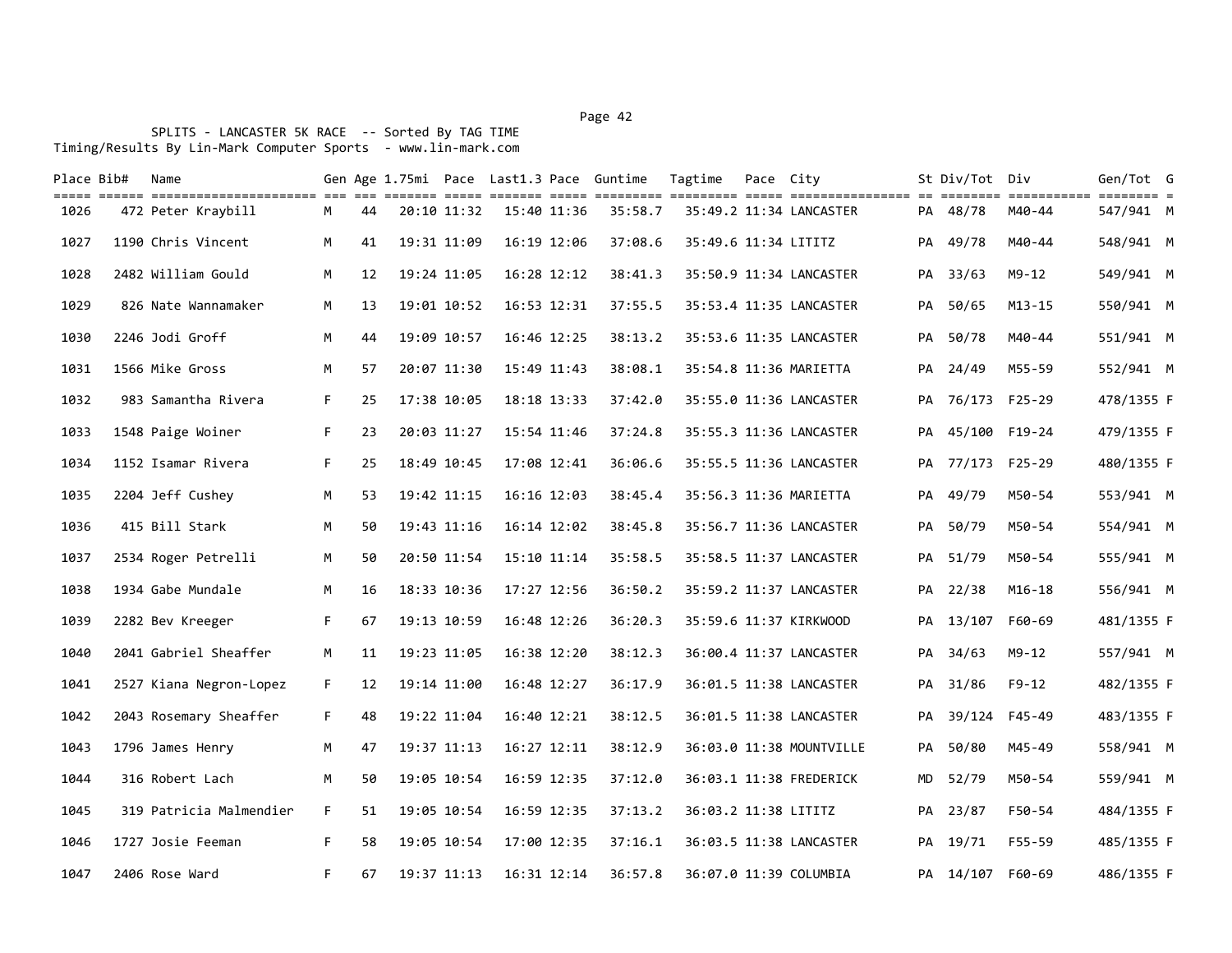SPLITS - LANCASTER 5K RACE -- Sorted By TAG TIME
Timing/Results By Lin-Mark Computer Sports - www.lin-mark.com

| Place | Bib# | Name | Gen | Age | 1.75mi | Pace | Last1.3 | Pace | Guntime | Tagtime | Pace | City | St | Div/Tot | Div | Gen/Tot | G |
|---|---|---|---|---|---|---|---|---|---|---|---|---|---|---|---|---|---|
| 1026 | 472 | Peter Kraybill | M | 44 | 20:10 | 11:32 | 15:40 | 11:36 | 35:58.7 | 35:49.2 | 11:34 | LANCASTER | PA | 48/78 | M40-44 | 547/941 | M |
| 1027 | 1190 | Chris Vincent | M | 41 | 19:31 | 11:09 | 16:19 | 12:06 | 37:08.6 | 35:49.6 | 11:34 | LITITZ | PA | 49/78 | M40-44 | 548/941 | M |
| 1028 | 2482 | William Gould | M | 12 | 19:24 | 11:05 | 16:28 | 12:12 | 38:41.3 | 35:50.9 | 11:34 | LANCASTER | PA | 33/63 | M9-12 | 549/941 | M |
| 1029 | 826 | Nate Wannamaker | M | 13 | 19:01 | 10:52 | 16:53 | 12:31 | 37:55.5 | 35:53.4 | 11:35 | LANCASTER | PA | 50/65 | M13-15 | 550/941 | M |
| 1030 | 2246 | Jodi Groff | M | 44 | 19:09 | 10:57 | 16:46 | 12:25 | 38:13.2 | 35:53.6 | 11:35 | LANCASTER | PA | 50/78 | M40-44 | 551/941 | M |
| 1031 | 1566 | Mike Gross | M | 57 | 20:07 | 11:30 | 15:49 | 11:43 | 38:08.1 | 35:54.8 | 11:36 | MARIETTA | PA | 24/49 | M55-59 | 552/941 | M |
| 1032 | 983 | Samantha Rivera | F | 25 | 17:38 | 10:05 | 18:18 | 13:33 | 37:42.0 | 35:55.0 | 11:36 | LANCASTER | PA | 76/173 | F25-29 | 478/1355 | F |
| 1033 | 1548 | Paige Woiner | F | 23 | 20:03 | 11:27 | 15:54 | 11:46 | 37:24.8 | 35:55.3 | 11:36 | LANCASTER | PA | 45/100 | F19-24 | 479/1355 | F |
| 1034 | 1152 | Isamar Rivera | F | 25 | 18:49 | 10:45 | 17:08 | 12:41 | 36:06.6 | 35:55.5 | 11:36 | LANCASTER | PA | 77/173 | F25-29 | 480/1355 | F |
| 1035 | 2204 | Jeff Cushey | M | 53 | 19:42 | 11:15 | 16:16 | 12:03 | 38:45.4 | 35:56.3 | 11:36 | MARIETTA | PA | 49/79 | M50-54 | 553/941 | M |
| 1036 | 415 | Bill Stark | M | 50 | 19:43 | 11:16 | 16:14 | 12:02 | 38:45.8 | 35:56.7 | 11:36 | LANCASTER | PA | 50/79 | M50-54 | 554/941 | M |
| 1037 | 2534 | Roger Petrelli | M | 50 | 20:50 | 11:54 | 15:10 | 11:14 | 35:58.5 | 35:58.5 | 11:37 | LANCASTER | PA | 51/79 | M50-54 | 555/941 | M |
| 1038 | 1934 | Gabe Mundale | M | 16 | 18:33 | 10:36 | 17:27 | 12:56 | 36:50.2 | 35:59.2 | 11:37 | LANCASTER | PA | 22/38 | M16-18 | 556/941 | M |
| 1039 | 2282 | Bev Kreeger | F | 67 | 19:13 | 10:59 | 16:48 | 12:26 | 36:20.3 | 35:59.6 | 11:37 | KIRKWOOD | PA | 13/107 | F60-69 | 481/1355 | F |
| 1040 | 2041 | Gabriel Sheaffer | M | 11 | 19:23 | 11:05 | 16:38 | 12:20 | 38:12.3 | 36:00.4 | 11:37 | LANCASTER | PA | 34/63 | M9-12 | 557/941 | M |
| 1041 | 2527 | Kiana Negron-Lopez | F | 12 | 19:14 | 11:00 | 16:48 | 12:27 | 36:17.9 | 36:01.5 | 11:38 | LANCASTER | PA | 31/86 | F9-12 | 482/1355 | F |
| 1042 | 2043 | Rosemary Sheaffer | F | 48 | 19:22 | 11:04 | 16:40 | 12:21 | 38:12.5 | 36:01.5 | 11:38 | LANCASTER | PA | 39/124 | F45-49 | 483/1355 | F |
| 1043 | 1796 | James Henry | M | 47 | 19:37 | 11:13 | 16:27 | 12:11 | 38:12.9 | 36:03.0 | 11:38 | MOUNTVILLE | PA | 50/80 | M45-49 | 558/941 | M |
| 1044 | 316 | Robert Lach | M | 50 | 19:05 | 10:54 | 16:59 | 12:35 | 37:12.0 | 36:03.1 | 11:38 | FREDERICK | MD | 52/79 | M50-54 | 559/941 | M |
| 1045 | 319 | Patricia Malmendier | F | 51 | 19:05 | 10:54 | 16:59 | 12:35 | 37:13.2 | 36:03.2 | 11:38 | LITITZ | PA | 23/87 | F50-54 | 484/1355 | F |
| 1046 | 1727 | Josie Feeman | F | 58 | 19:05 | 10:54 | 17:00 | 12:35 | 37:16.1 | 36:03.5 | 11:38 | LANCASTER | PA | 19/71 | F55-59 | 485/1355 | F |
| 1047 | 2406 | Rose Ward | F | 67 | 19:37 | 11:13 | 16:31 | 12:14 | 36:57.8 | 36:07.0 | 11:39 | COLUMBIA | PA | 14/107 | F60-69 | 486/1355 | F |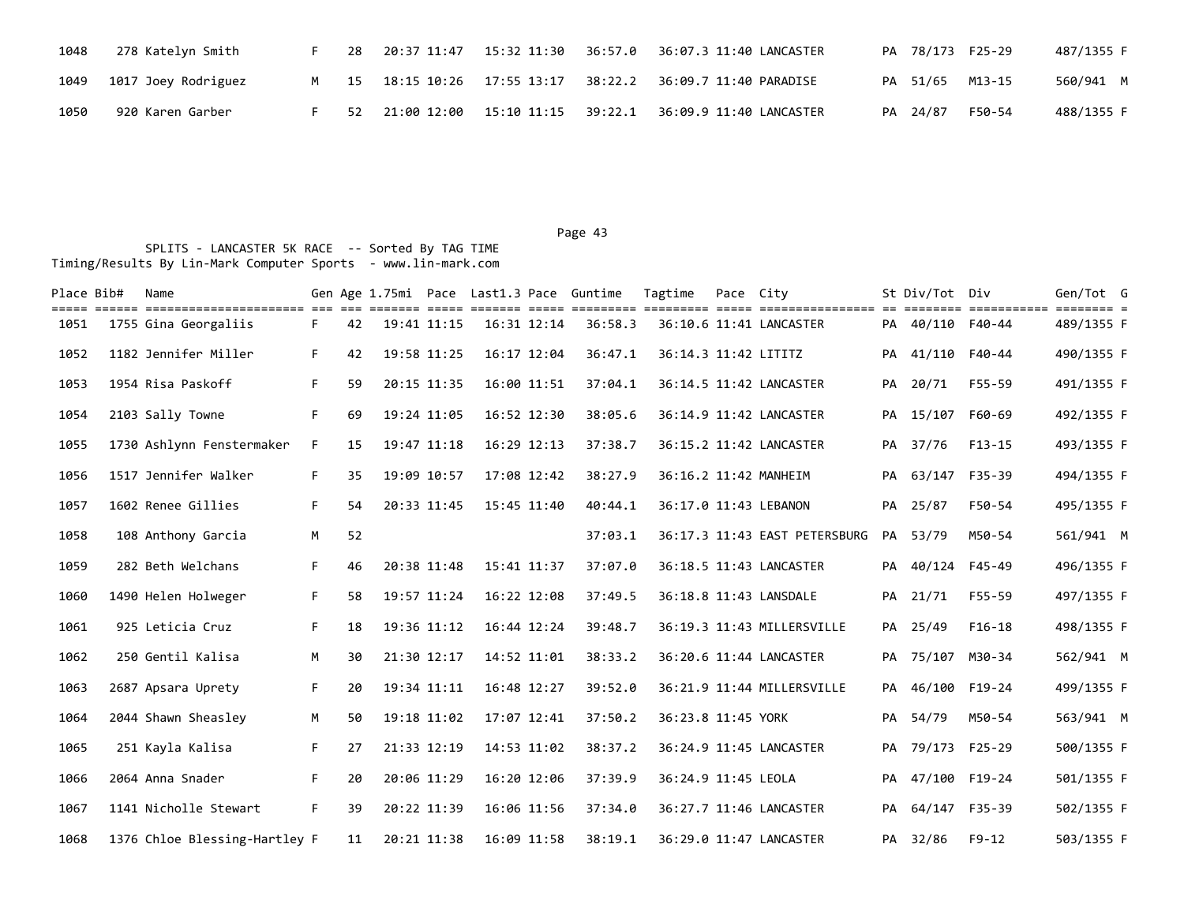| Place | Bib# | Name | Gen | Age | 1.75mi | Pace | Last1.3 | Pace | Guntime | Tagtime | Pace | City | St | Div/Tot | Div | Gen/Tot | G |
|---|---|---|---|---|---|---|---|---|---|---|---|---|---|---|---|---|---|
| 1048 | 278 | Katelyn Smith | F | 28 | 20:37 | 11:47 | 15:32 | 11:30 | 36:57.0 | 36:07.3 | 11:40 | LANCASTER | PA | 78/173 | F25-29 | 487/1355 | F |
| 1049 | 1017 | Joey Rodriguez | M | 15 | 18:15 | 10:26 | 17:55 | 13:17 | 38:22.2 | 36:09.7 | 11:40 | PARADISE | PA | 51/65 | M13-15 | 560/941 | M |
| 1050 | 920 | Karen Garber | F | 52 | 21:00 | 12:00 | 15:10 | 11:15 | 39:22.1 | 36:09.9 | 11:40 | LANCASTER | PA | 24/87 | F50-54 | 488/1355 | F |

SPLITS - LANCASTER 5K RACE -- Sorted By TAG TIME
Timing/Results By Lin-Mark Computer Sports - www.lin-mark.com

| Place | Bib# | Name | Gen | Age | 1.75mi | Pace | Last1.3 | Pace | Guntime | Tagtime | Pace | City | St | Div/Tot | Div | Gen/Tot | G |
|---|---|---|---|---|---|---|---|---|---|---|---|---|---|---|---|---|---|
| 1051 | 1755 | Gina Georgaliis | F | 42 | 19:41 | 11:15 | 16:31 | 12:14 | 36:58.3 | 36:10.6 | 11:41 | LANCASTER | PA | 40/110 | F40-44 | 489/1355 | F |
| 1052 | 1182 | Jennifer Miller | F | 42 | 19:58 | 11:25 | 16:17 | 12:04 | 36:47.1 | 36:14.3 | 11:42 | LITITZ | PA | 41/110 | F40-44 | 490/1355 | F |
| 1053 | 1954 | Risa Paskoff | F | 59 | 20:15 | 11:35 | 16:00 | 11:51 | 37:04.1 | 36:14.5 | 11:42 | LANCASTER | PA | 20/71 | F55-59 | 491/1355 | F |
| 1054 | 2103 | Sally Towne | F | 69 | 19:24 | 11:05 | 16:52 | 12:30 | 38:05.6 | 36:14.9 | 11:42 | LANCASTER | PA | 15/107 | F60-69 | 492/1355 | F |
| 1055 | 1730 | Ashlynn Fenstermaker | F | 15 | 19:47 | 11:18 | 16:29 | 12:13 | 37:38.7 | 36:15.2 | 11:42 | LANCASTER | PA | 37/76 | F13-15 | 493/1355 | F |
| 1056 | 1517 | Jennifer Walker | F | 35 | 19:09 | 10:57 | 17:08 | 12:42 | 38:27.9 | 36:16.2 | 11:42 | MANHEIM | PA | 63/147 | F35-39 | 494/1355 | F |
| 1057 | 1602 | Renee Gillies | F | 54 | 20:33 | 11:45 | 15:45 | 11:40 | 40:44.1 | 36:17.0 | 11:43 | LEBANON | PA | 25/87 | F50-54 | 495/1355 | F |
| 1058 | 108 | Anthony Garcia | M | 52 | | | | | 37:03.1 | 36:17.3 | 11:43 | EAST PETERSBURG | PA | 53/79 | M50-54 | 561/941 | M |
| 1059 | 282 | Beth Welchans | F | 46 | 20:38 | 11:48 | 15:41 | 11:37 | 37:07.0 | 36:18.5 | 11:43 | LANCASTER | PA | 40/124 | F45-49 | 496/1355 | F |
| 1060 | 1490 | Helen Holweger | F | 58 | 19:57 | 11:24 | 16:22 | 12:08 | 37:49.5 | 36:18.8 | 11:43 | LANSDALE | PA | 21/71 | F55-59 | 497/1355 | F |
| 1061 | 925 | Leticia Cruz | F | 18 | 19:36 | 11:12 | 16:44 | 12:24 | 39:48.7 | 36:19.3 | 11:43 | MILLERSVILLE | PA | 25/49 | F16-18 | 498/1355 | F |
| 1062 | 250 | Gentil Kalisa | M | 30 | 21:30 | 12:17 | 14:52 | 11:01 | 38:33.2 | 36:20.6 | 11:44 | LANCASTER | PA | 75/107 | M30-34 | 562/941 | M |
| 1063 | 2687 | Apsara Uprety | F | 20 | 19:34 | 11:11 | 16:48 | 12:27 | 39:52.0 | 36:21.9 | 11:44 | MILLERSVILLE | PA | 46/100 | F19-24 | 499/1355 | F |
| 1064 | 2044 | Shawn Sheasley | M | 50 | 19:18 | 11:02 | 17:07 | 12:41 | 37:50.2 | 36:23.8 | 11:45 | YORK | PA | 54/79 | M50-54 | 563/941 | M |
| 1065 | 251 | Kayla Kalisa | F | 27 | 21:33 | 12:19 | 14:53 | 11:02 | 38:37.2 | 36:24.9 | 11:45 | LANCASTER | PA | 79/173 | F25-29 | 500/1355 | F |
| 1066 | 2064 | Anna Snader | F | 20 | 20:06 | 11:29 | 16:20 | 12:06 | 37:39.9 | 36:24.9 | 11:45 | LEOLA | PA | 47/100 | F19-24 | 501/1355 | F |
| 1067 | 1141 | Nicholle Stewart | F | 39 | 20:22 | 11:39 | 16:06 | 11:56 | 37:34.0 | 36:27.7 | 11:46 | LANCASTER | PA | 64/147 | F35-39 | 502/1355 | F |
| 1068 | 1376 | Chloe Blessing-Hartley | F | 11 | 20:21 | 11:38 | 16:09 | 11:58 | 38:19.1 | 36:29.0 | 11:47 | LANCASTER | PA | 32/86 | F9-12 | 503/1355 | F |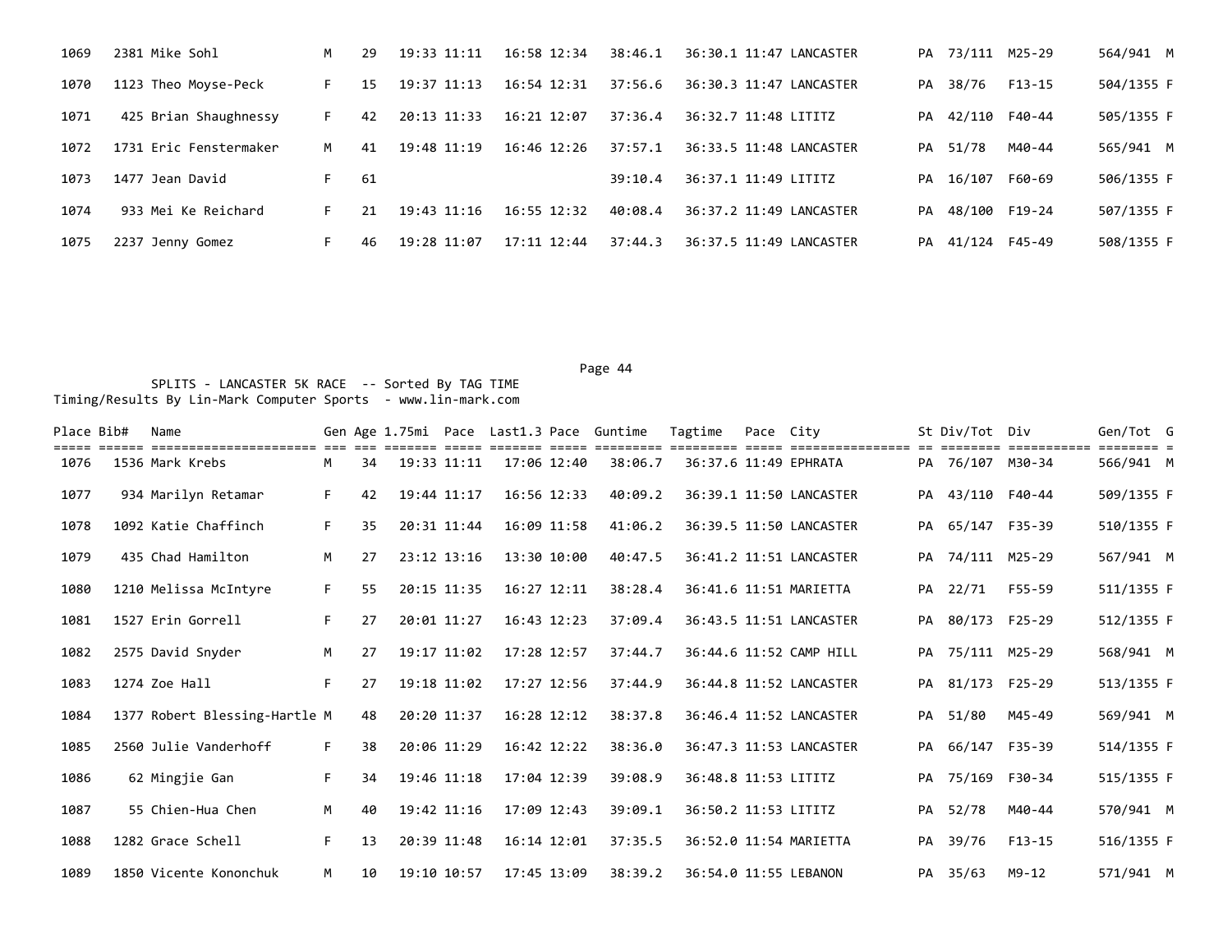| Place | Bib# | Name | Gen | Age | 1.75mi | Pace | Last1.3 | Pace | Guntime | Tagtime | Pace | City | St | Div/Tot | Div | Gen/Tot | G |
|---|---|---|---|---|---|---|---|---|---|---|---|---|---|---|---|---|---|
| 1069 | 2381 | Mike Sohl | M | 29 | 19:33 | 11:11 | 16:58 | 12:34 | 38:46.1 | 36:30.1 | 11:47 | LANCASTER | PA | 73/111 | M25-29 | 564/941 | M |
| 1070 | 1123 | Theo Moyse-Peck | F | 15 | 19:37 | 11:13 | 16:54 | 12:31 | 37:56.6 | 36:30.3 | 11:47 | LANCASTER | PA | 38/76 | F13-15 | 504/1355 | F |
| 1071 | 425 | Brian Shaughnessy | F | 42 | 20:13 | 11:33 | 16:21 | 12:07 | 37:36.4 | 36:32.7 | 11:48 | LITITZ | PA | 42/110 | F40-44 | 505/1355 | F |
| 1072 | 1731 | Eric Fenstermaker | M | 41 | 19:48 | 11:19 | 16:46 | 12:26 | 37:57.1 | 36:33.5 | 11:48 | LANCASTER | PA | 51/78 | M40-44 | 565/941 | M |
| 1073 | 1477 | Jean David | F | 61 | | | | | 39:10.4 | 36:37.1 | 11:49 | LITITZ | PA | 16/107 | F60-69 | 506/1355 | F |
| 1074 | 933 | Mei Ke Reichard | F | 21 | 19:43 | 11:16 | 16:55 | 12:32 | 40:08.4 | 36:37.2 | 11:49 | LANCASTER | PA | 48/100 | F19-24 | 507/1355 | F |
| 1075 | 2237 | Jenny Gomez | F | 46 | 19:28 | 11:07 | 17:11 | 12:44 | 37:44.3 | 36:37.5 | 11:49 | LANCASTER | PA | 41/124 | F45-49 | 508/1355 | F |

SPLITS - LANCASTER 5K RACE -- Sorted By TAG TIME
Timing/Results By Lin-Mark Computer Sports - www.lin-mark.com

| Place | Bib# | Name | Gen | Age | 1.75mi | Pace | Last1.3 | Pace | Guntime | Tagtime | Pace | City | St | Div/Tot | Div | Gen/Tot | G |
|---|---|---|---|---|---|---|---|---|---|---|---|---|---|---|---|---|---|
| 1076 | 1536 | Mark Krebs | M | 34 | 19:33 | 11:11 | 17:06 | 12:40 | 38:06.7 | 36:37.6 | 11:49 | EPHRATA | PA | 76/107 | M30-34 | 566/941 | M |
| 1077 | 934 | Marilyn Retamar | F | 42 | 19:44 | 11:17 | 16:56 | 12:33 | 40:09.2 | 36:39.1 | 11:50 | LANCASTER | PA | 43/110 | F40-44 | 509/1355 | F |
| 1078 | 1092 | Katie Chaffinch | F | 35 | 20:31 | 11:44 | 16:09 | 11:58 | 41:06.2 | 36:39.5 | 11:50 | LANCASTER | PA | 65/147 | F35-39 | 510/1355 | F |
| 1079 | 435 | Chad Hamilton | M | 27 | 23:12 | 13:16 | 13:30 | 10:00 | 40:47.5 | 36:41.2 | 11:51 | LANCASTER | PA | 74/111 | M25-29 | 567/941 | M |
| 1080 | 1210 | Melissa McIntyre | F | 55 | 20:15 | 11:35 | 16:27 | 12:11 | 38:28.4 | 36:41.6 | 11:51 | MARIETTA | PA | 22/71 | F55-59 | 511/1355 | F |
| 1081 | 1527 | Erin Gorrell | F | 27 | 20:01 | 11:27 | 16:43 | 12:23 | 37:09.4 | 36:43.5 | 11:51 | LANCASTER | PA | 80/173 | F25-29 | 512/1355 | F |
| 1082 | 2575 | David Snyder | M | 27 | 19:17 | 11:02 | 17:28 | 12:57 | 37:44.7 | 36:44.6 | 11:52 | CAMP HILL | PA | 75/111 | M25-29 | 568/941 | M |
| 1083 | 1274 | Zoe Hall | F | 27 | 19:18 | 11:02 | 17:27 | 12:56 | 37:44.9 | 36:44.8 | 11:52 | LANCASTER | PA | 81/173 | F25-29 | 513/1355 | F |
| 1084 | 1377 | Robert Blessing-Hartle | M | 48 | 20:20 | 11:37 | 16:28 | 12:12 | 38:37.8 | 36:46.4 | 11:52 | LANCASTER | PA | 51/80 | M45-49 | 569/941 | M |
| 1085 | 2560 | Julie Vanderhoff | F | 38 | 20:06 | 11:29 | 16:42 | 12:22 | 38:36.0 | 36:47.3 | 11:53 | LANCASTER | PA | 66/147 | F35-39 | 514/1355 | F |
| 1086 | 62 | Mingjie Gan | F | 34 | 19:46 | 11:18 | 17:04 | 12:39 | 39:08.9 | 36:48.8 | 11:53 | LITITZ | PA | 75/169 | F30-34 | 515/1355 | F |
| 1087 | 55 | Chien-Hua Chen | M | 40 | 19:42 | 11:16 | 17:09 | 12:43 | 39:09.1 | 36:50.2 | 11:53 | LITITZ | PA | 52/78 | M40-44 | 570/941 | M |
| 1088 | 1282 | Grace Schell | F | 13 | 20:39 | 11:48 | 16:14 | 12:01 | 37:35.5 | 36:52.0 | 11:54 | MARIETTA | PA | 39/76 | F13-15 | 516/1355 | F |
| 1089 | 1850 | Vicente Kononchuk | M | 10 | 19:10 | 10:57 | 17:45 | 13:09 | 38:39.2 | 36:54.0 | 11:55 | LEBANON | PA | 35/63 | M9-12 | 571/941 | M |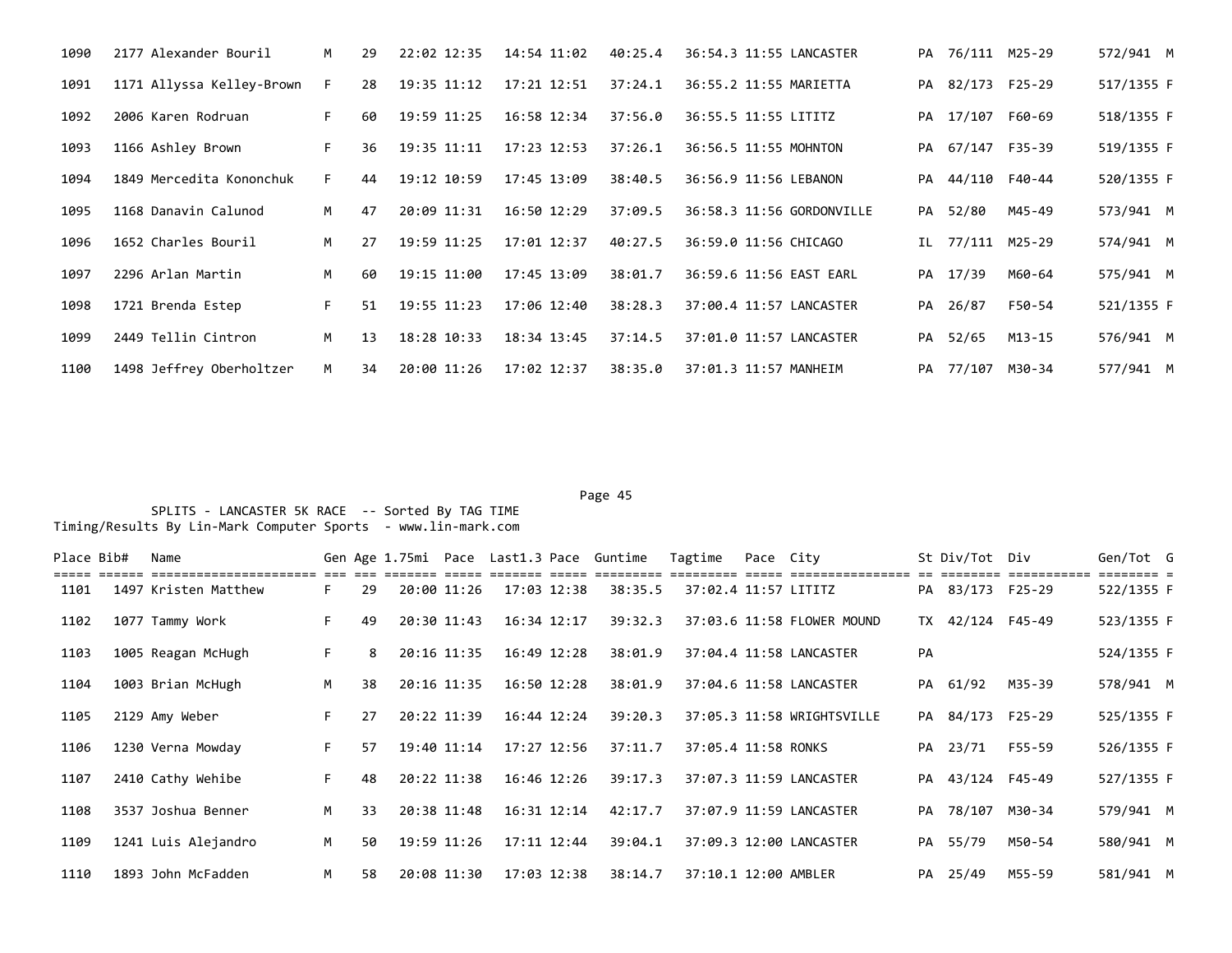| Place | Bib# | Name | Gen | Age | 1.75mi | Pace | Last1.3 | Pace | Guntime | Tagtime | Pace | City | St | Div/Tot | Div | Gen/Tot | G |
|---|---|---|---|---|---|---|---|---|---|---|---|---|---|---|---|---|---|
| 1090 | 2177 | Alexander Bouril | M | 29 | 22:02 | 12:35 | 14:54 | 11:02 | 40:25.4 | 36:54.3 | 11:55 | LANCASTER | PA | 76/111 | M25-29 | 572/941 | M |
| 1091 | 1171 | Allyssa Kelley-Brown | F | 28 | 19:35 | 11:12 | 17:21 | 12:51 | 37:24.1 | 36:55.2 | 11:55 | MARIETTA | PA | 82/173 | F25-29 | 517/1355 | F |
| 1092 | 2006 | Karen Rodruan | F | 60 | 19:59 | 11:25 | 16:58 | 12:34 | 37:56.0 | 36:55.5 | 11:55 | LITITZ | PA | 17/107 | F60-69 | 518/1355 | F |
| 1093 | 1166 | Ashley Brown | F | 36 | 19:35 | 11:11 | 17:23 | 12:53 | 37:26.1 | 36:56.5 | 11:55 | MOHNTON | PA | 67/147 | F35-39 | 519/1355 | F |
| 1094 | 1849 | Mercedita Kononchuk | F | 44 | 19:12 | 10:59 | 17:45 | 13:09 | 38:40.5 | 36:56.9 | 11:56 | LEBANON | PA | 44/110 | F40-44 | 520/1355 | F |
| 1095 | 1168 | Danavin Calunod | M | 47 | 20:09 | 11:31 | 16:50 | 12:29 | 37:09.5 | 36:58.3 | 11:56 | GORDONVILLE | PA | 52/80 | M45-49 | 573/941 | M |
| 1096 | 1652 | Charles Bouril | M | 27 | 19:59 | 11:25 | 17:01 | 12:37 | 40:27.5 | 36:59.0 | 11:56 | CHICAGO | IL | 77/111 | M25-29 | 574/941 | M |
| 1097 | 2296 | Arlan Martin | M | 60 | 19:15 | 11:00 | 17:45 | 13:09 | 38:01.7 | 36:59.6 | 11:56 | EAST EARL | PA | 17/39 | M60-64 | 575/941 | M |
| 1098 | 1721 | Brenda Estep | F | 51 | 19:55 | 11:23 | 17:06 | 12:40 | 38:28.3 | 37:00.4 | 11:57 | LANCASTER | PA | 26/87 | F50-54 | 521/1355 | F |
| 1099 | 2449 | Tellin Cintron | M | 13 | 18:28 | 10:33 | 18:34 | 13:45 | 37:14.5 | 37:01.0 | 11:57 | LANCASTER | PA | 52/65 | M13-15 | 576/941 | M |
| 1100 | 1498 | Jeffrey Oberholtzer | M | 34 | 20:00 | 11:26 | 17:02 | 12:37 | 38:35.0 | 37:01.3 | 11:57 | MANHEIM | PA | 77/107 | M30-34 | 577/941 | M |

SPLITS - LANCASTER 5K RACE -- Sorted By TAG TIME
Timing/Results By Lin-Mark Computer Sports - www.lin-mark.com

| Place | Bib# | Name | Gen | Age | 1.75mi | Pace | Last1.3 | Pace | Guntime | Tagtime | Pace | City | St | Div/Tot | Div | Gen/Tot | G |
|---|---|---|---|---|---|---|---|---|---|---|---|---|---|---|---|---|---|
| 1101 | 1497 | Kristen Matthew | F | 29 | 20:00 | 11:26 | 17:03 | 12:38 | 38:35.5 | 37:02.4 | 11:57 | LITITZ | PA | 83/173 | F25-29 | 522/1355 | F |
| 1102 | 1077 | Tammy Work | F | 49 | 20:30 | 11:43 | 16:34 | 12:17 | 39:32.3 | 37:03.6 | 11:58 | FLOWER MOUND | TX | 42/124 | F45-49 | 523/1355 | F |
| 1103 | 1005 | Reagan McHugh | F | 8 | 20:16 | 11:35 | 16:49 | 12:28 | 38:01.9 | 37:04.4 | 11:58 | LANCASTER | PA | | | 524/1355 | F |
| 1104 | 1003 | Brian McHugh | M | 38 | 20:16 | 11:35 | 16:50 | 12:28 | 38:01.9 | 37:04.6 | 11:58 | LANCASTER | PA | 61/92 | M35-39 | 578/941 | M |
| 1105 | 2129 | Amy Weber | F | 27 | 20:22 | 11:39 | 16:44 | 12:24 | 39:20.3 | 37:05.3 | 11:58 | WRIGHTSVILLE | PA | 84/173 | F25-29 | 525/1355 | F |
| 1106 | 1230 | Verna Mowday | F | 57 | 19:40 | 11:14 | 17:27 | 12:56 | 37:11.7 | 37:05.4 | 11:58 | RONKS | PA | 23/71 | F55-59 | 526/1355 | F |
| 1107 | 2410 | Cathy Wehibe | F | 48 | 20:22 | 11:38 | 16:46 | 12:26 | 39:17.3 | 37:07.3 | 11:59 | LANCASTER | PA | 43/124 | F45-49 | 527/1355 | F |
| 1108 | 3537 | Joshua Benner | M | 33 | 20:38 | 11:48 | 16:31 | 12:14 | 42:17.7 | 37:07.9 | 11:59 | LANCASTER | PA | 78/107 | M30-34 | 579/941 | M |
| 1109 | 1241 | Luis Alejandro | M | 50 | 19:59 | 11:26 | 17:11 | 12:44 | 39:04.1 | 37:09.3 | 12:00 | LANCASTER | PA | 55/79 | M50-54 | 580/941 | M |
| 1110 | 1893 | John McFadden | M | 58 | 20:08 | 11:30 | 17:03 | 12:38 | 38:14.7 | 37:10.1 | 12:00 | AMBLER | PA | 25/49 | M55-59 | 581/941 | M |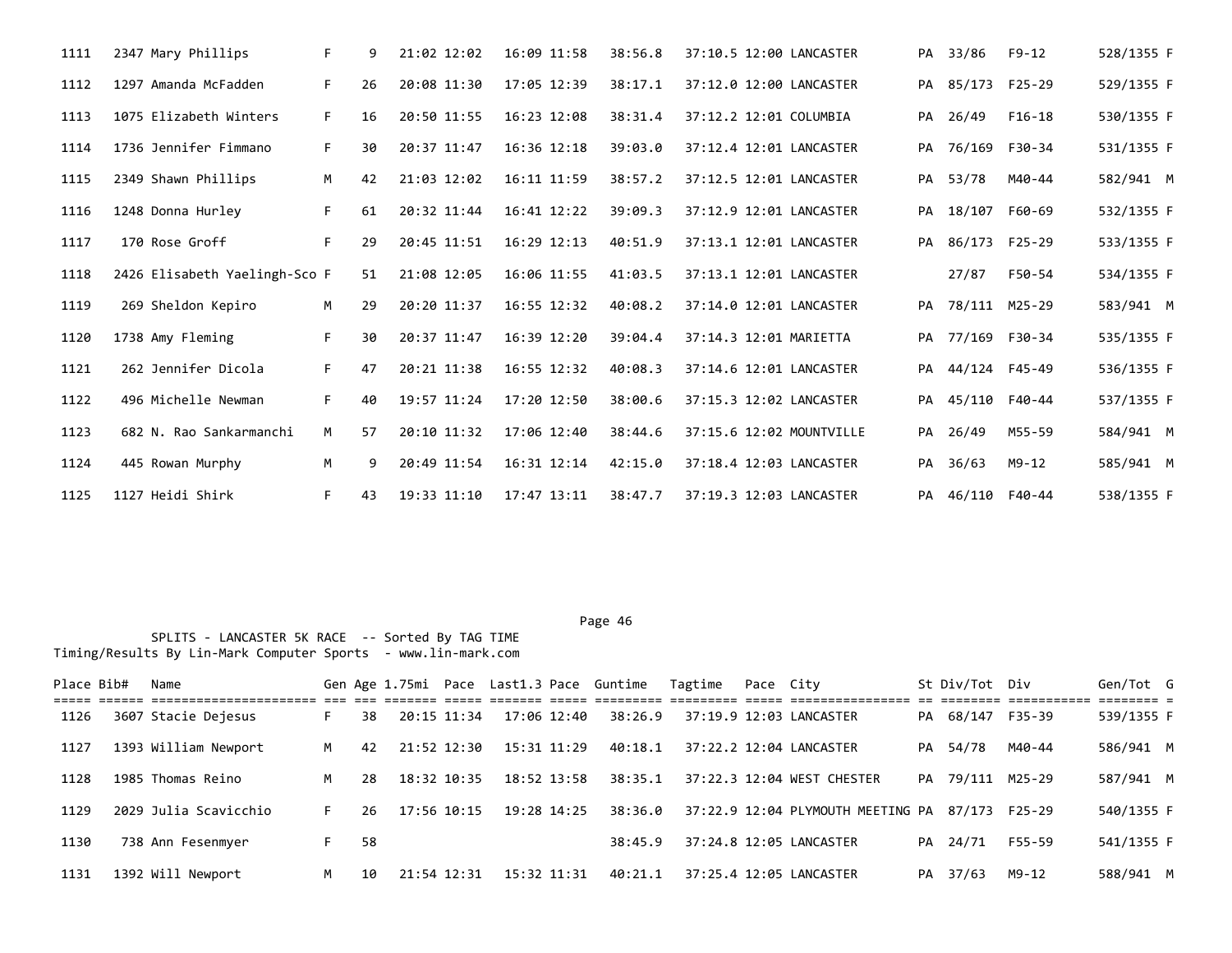| Place | Bib# | Name | Gen | Age | 1.75mi | Pace | Last1.3 | Pace | Guntime | Tagtime | Pace | City | St | Div/Tot | Div | Gen/Tot | G |
|---|---|---|---|---|---|---|---|---|---|---|---|---|---|---|---|---|---|
| 1111 | 2347 | Mary Phillips | F | 9 | 21:02 | 12:02 | 16:09 | 11:58 | 38:56.8 | 37:10.5 | 12:00 | LANCASTER | PA | 33/86 | F9-12 | 528/1355 | F |
| 1112 | 1297 | Amanda McFadden | F | 26 | 20:08 | 11:30 | 17:05 | 12:39 | 38:17.1 | 37:12.0 | 12:00 | LANCASTER | PA | 85/173 | F25-29 | 529/1355 | F |
| 1113 | 1075 | Elizabeth Winters | F | 16 | 20:50 | 11:55 | 16:23 | 12:08 | 38:31.4 | 37:12.2 | 12:01 | COLUMBIA | PA | 26/49 | F16-18 | 530/1355 | F |
| 1114 | 1736 | Jennifer Fimmano | F | 30 | 20:37 | 11:47 | 16:36 | 12:18 | 39:03.0 | 37:12.4 | 12:01 | LANCASTER | PA | 76/169 | F30-34 | 531/1355 | F |
| 1115 | 2349 | Shawn Phillips | M | 42 | 21:03 | 12:02 | 16:11 | 11:59 | 38:57.2 | 37:12.5 | 12:01 | LANCASTER | PA | 53/78 | M40-44 | 582/941 | M |
| 1116 | 1248 | Donna Hurley | F | 61 | 20:32 | 11:44 | 16:41 | 12:22 | 39:09.3 | 37:12.9 | 12:01 | LANCASTER | PA | 18/107 | F60-69 | 532/1355 | F |
| 1117 | 170 | Rose Groff | F | 29 | 20:45 | 11:51 | 16:29 | 12:13 | 40:51.9 | 37:13.1 | 12:01 | LANCASTER | PA | 86/173 | F25-29 | 533/1355 | F |
| 1118 | 2426 | Elisabeth Yaelingh-Sco | F | 51 | 21:08 | 12:05 | 16:06 | 11:55 | 41:03.5 | 37:13.1 | 12:01 | LANCASTER | | 27/87 | F50-54 | 534/1355 | F |
| 1119 | 269 | Sheldon Kepiro | M | 29 | 20:20 | 11:37 | 16:55 | 12:32 | 40:08.2 | 37:14.0 | 12:01 | LANCASTER | PA | 78/111 | M25-29 | 583/941 | M |
| 1120 | 1738 | Amy Fleming | F | 30 | 20:37 | 11:47 | 16:39 | 12:20 | 39:04.4 | 37:14.3 | 12:01 | MARIETTA | PA | 77/169 | F30-34 | 535/1355 | F |
| 1121 | 262 | Jennifer Dicola | F | 47 | 20:21 | 11:38 | 16:55 | 12:32 | 40:08.3 | 37:14.6 | 12:01 | LANCASTER | PA | 44/124 | F45-49 | 536/1355 | F |
| 1122 | 496 | Michelle Newman | F | 40 | 19:57 | 11:24 | 17:20 | 12:50 | 38:00.6 | 37:15.3 | 12:02 | LANCASTER | PA | 45/110 | F40-44 | 537/1355 | F |
| 1123 | 682 | N. Rao Sankarmanchi | M | 57 | 20:10 | 11:32 | 17:06 | 12:40 | 38:44.6 | 37:15.6 | 12:02 | MOUNTVILLE | PA | 26/49 | M55-59 | 584/941 | M |
| 1124 | 445 | Rowan Murphy | M | 9 | 20:49 | 11:54 | 16:31 | 12:14 | 42:15.0 | 37:18.4 | 12:03 | LANCASTER | PA | 36/63 | M9-12 | 585/941 | M |
| 1125 | 1127 | Heidi Shirk | F | 43 | 19:33 | 11:10 | 17:47 | 13:11 | 38:47.7 | 37:19.3 | 12:03 | LANCASTER | PA | 46/110 | F40-44 | 538/1355 | F |

SPLITS - LANCASTER 5K RACE -- Sorted By TAG TIME
Timing/Results By Lin-Mark Computer Sports - www.lin-mark.com

| Place | Bib# | Name | Gen | Age | 1.75mi | Pace | Last1.3 | Pace | Guntime | Tagtime | Pace | City | St | Div/Tot | Div | Gen/Tot | G |
|---|---|---|---|---|---|---|---|---|---|---|---|---|---|---|---|---|---|
| 1126 | 3607 | Stacie Dejesus | F | 38 | 20:15 | 11:34 | 17:06 | 12:40 | 38:26.9 | 37:19.9 | 12:03 | LANCASTER | PA | 68/147 | F35-39 | 539/1355 | F |
| 1127 | 1393 | William Newport | M | 42 | 21:52 | 12:30 | 15:31 | 11:29 | 40:18.1 | 37:22.2 | 12:04 | LANCASTER | PA | 54/78 | M40-44 | 586/941 | M |
| 1128 | 1985 | Thomas Reino | M | 28 | 18:32 | 10:35 | 18:52 | 13:58 | 38:35.1 | 37:22.3 | 12:04 | WEST CHESTER | PA | 79/111 | M25-29 | 587/941 | M |
| 1129 | 2029 | Julia Scavicchio | F | 26 | 17:56 | 10:15 | 19:28 | 14:25 | 38:36.0 | 37:22.9 | 12:04 | PLYMOUTH MEETING | PA | 87/173 | F25-29 | 540/1355 | F |
| 1130 | 738 | Ann Fesenmyer | F | 58 | | | | | 38:45.9 | 37:24.8 | 12:05 | LANCASTER | PA | 24/71 | F55-59 | 541/1355 | F |
| 1131 | 1392 | Will Newport | M | 10 | 21:54 | 12:31 | 15:32 | 11:31 | 40:21.1 | 37:25.4 | 12:05 | LANCASTER | PA | 37/63 | M9-12 | 588/941 | M |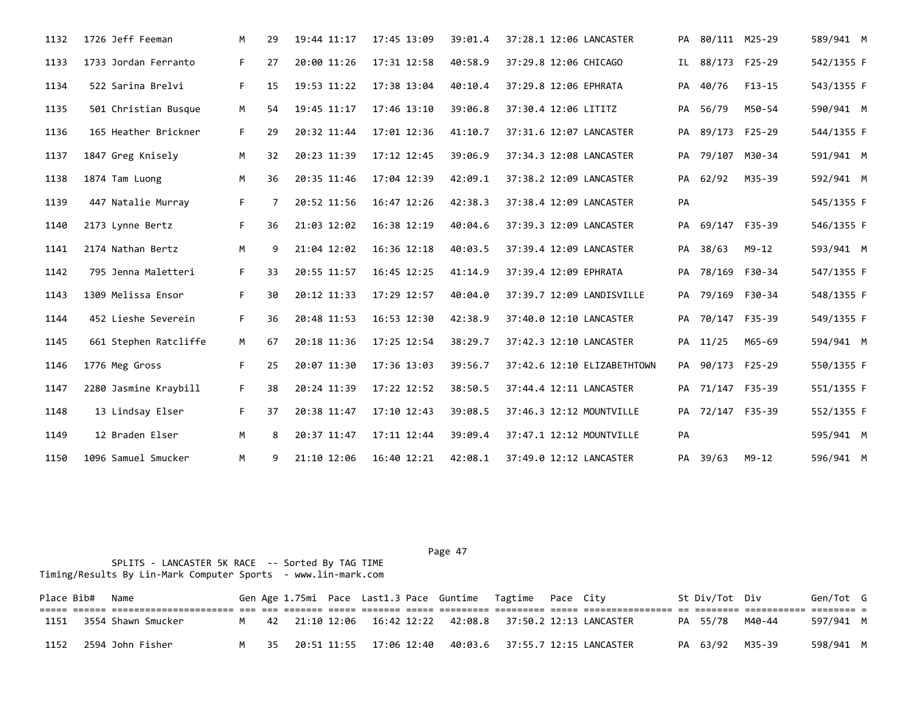| Place | Bib# | Name | Gen | Age | 1.75mi | Pace | Last1.3 | Pace | Guntime | Tagtime | Pace | City | St | Div/Tot | Div | Gen/Tot | G |
|---|---|---|---|---|---|---|---|---|---|---|---|---|---|---|---|---|---|
| 1132 | 1726 | Jeff Feeman | M | 29 | 19:44 | 11:17 | 17:45 | 13:09 | 39:01.4 | 37:28.1 | 12:06 | LANCASTER | PA | 80/111 | M25-29 | 589/941 | M |
| 1133 | 1733 | Jordan Ferranto | F | 27 | 20:00 | 11:26 | 17:31 | 12:58 | 40:58.9 | 37:29.8 | 12:06 | CHICAGO | IL | 88/173 | F25-29 | 542/1355 | F |
| 1134 | 522 | Sarina Brelvi | F | 15 | 19:53 | 11:22 | 17:38 | 13:04 | 40:10.4 | 37:29.8 | 12:06 | EPHRATA | PA | 40/76 | F13-15 | 543/1355 | F |
| 1135 | 501 | Christian Busque | M | 54 | 19:45 | 11:17 | 17:46 | 13:10 | 39:06.8 | 37:30.4 | 12:06 | LITITZ | PA | 56/79 | M50-54 | 590/941 | M |
| 1136 | 165 | Heather Brickner | F | 29 | 20:32 | 11:44 | 17:01 | 12:36 | 41:10.7 | 37:31.6 | 12:07 | LANCASTER | PA | 89/173 | F25-29 | 544/1355 | F |
| 1137 | 1847 | Greg Knisely | M | 32 | 20:23 | 11:39 | 17:12 | 12:45 | 39:06.9 | 37:34.3 | 12:08 | LANCASTER | PA | 79/107 | M30-34 | 591/941 | M |
| 1138 | 1874 | Tam Luong | M | 36 | 20:35 | 11:46 | 17:04 | 12:39 | 42:09.1 | 37:38.2 | 12:09 | LANCASTER | PA | 62/92 | M35-39 | 592/941 | M |
| 1139 | 447 | Natalie Murray | F | 7 | 20:52 | 11:56 | 16:47 | 12:26 | 42:38.3 | 37:38.4 | 12:09 | LANCASTER | PA | | | 545/1355 | F |
| 1140 | 2173 | Lynne Bertz | F | 36 | 21:03 | 12:02 | 16:38 | 12:19 | 40:04.6 | 37:39.3 | 12:09 | LANCASTER | PA | 69/147 | F35-39 | 546/1355 | F |
| 1141 | 2174 | Nathan Bertz | M | 9 | 21:04 | 12:02 | 16:36 | 12:18 | 40:03.5 | 37:39.4 | 12:09 | LANCASTER | PA | 38/63 | M9-12 | 593/941 | M |
| 1142 | 795 | Jenna Maletteri | F | 33 | 20:55 | 11:57 | 16:45 | 12:25 | 41:14.9 | 37:39.4 | 12:09 | EPHRATA | PA | 78/169 | F30-34 | 547/1355 | F |
| 1143 | 1309 | Melissa Ensor | F | 30 | 20:12 | 11:33 | 17:29 | 12:57 | 40:04.0 | 37:39.7 | 12:09 | LANDISVILLE | PA | 79/169 | F30-34 | 548/1355 | F |
| 1144 | 452 | Lieshe Severein | F | 36 | 20:48 | 11:53 | 16:53 | 12:30 | 42:38.9 | 37:40.0 | 12:10 | LANCASTER | PA | 70/147 | F35-39 | 549/1355 | F |
| 1145 | 661 | Stephen Ratcliffe | M | 67 | 20:18 | 11:36 | 17:25 | 12:54 | 38:29.7 | 37:42.3 | 12:10 | LANCASTER | PA | 11/25 | M65-69 | 594/941 | M |
| 1146 | 1776 | Meg Gross | F | 25 | 20:07 | 11:30 | 17:36 | 13:03 | 39:56.7 | 37:42.6 | 12:10 | ELIZABETHTOWN | PA | 90/173 | F25-29 | 550/1355 | F |
| 1147 | 2280 | Jasmine Kraybill | F | 38 | 20:24 | 11:39 | 17:22 | 12:52 | 38:50.5 | 37:44.4 | 12:11 | LANCASTER | PA | 71/147 | F35-39 | 551/1355 | F |
| 1148 | 13 | Lindsay Elser | F | 37 | 20:38 | 11:47 | 17:10 | 12:43 | 39:08.5 | 37:46.3 | 12:12 | MOUNTVILLE | PA | 72/147 | F35-39 | 552/1355 | F |
| 1149 | 12 | Braden Elser | M | 8 | 20:37 | 11:47 | 17:11 | 12:44 | 39:09.4 | 37:47.1 | 12:12 | MOUNTVILLE | PA | | | 595/941 | M |
| 1150 | 1096 | Samuel Smucker | M | 9 | 21:10 | 12:06 | 16:40 | 12:21 | 42:08.1 | 37:49.0 | 12:12 | LANCASTER | PA | 39/63 | M9-12 | 596/941 | M |

SPLITS - LANCASTER 5K RACE -- Sorted By TAG TIME
Timing/Results By Lin-Mark Computer Sports - www.lin-mark.com

| Place | Bib# | Name | Gen | Age | 1.75mi | Pace | Last1.3 | Pace | Guntime | Tagtime | Pace | City | St | Div/Tot | Div | Gen/Tot | G |
|---|---|---|---|---|---|---|---|---|---|---|---|---|---|---|---|---|---|
| 1151 | 3554 | Shawn Smucker | M | 42 | 21:10 | 12:06 | 16:42 | 12:22 | 42:08.8 | 37:50.2 | 12:13 | LANCASTER | PA | 55/78 | M40-44 | 597/941 | M |
| 1152 | 2594 | John Fisher | M | 35 | 20:51 | 11:55 | 17:06 | 12:40 | 40:03.6 | 37:55.7 | 12:15 | LANCASTER | PA | 63/92 | M35-39 | 598/941 | M |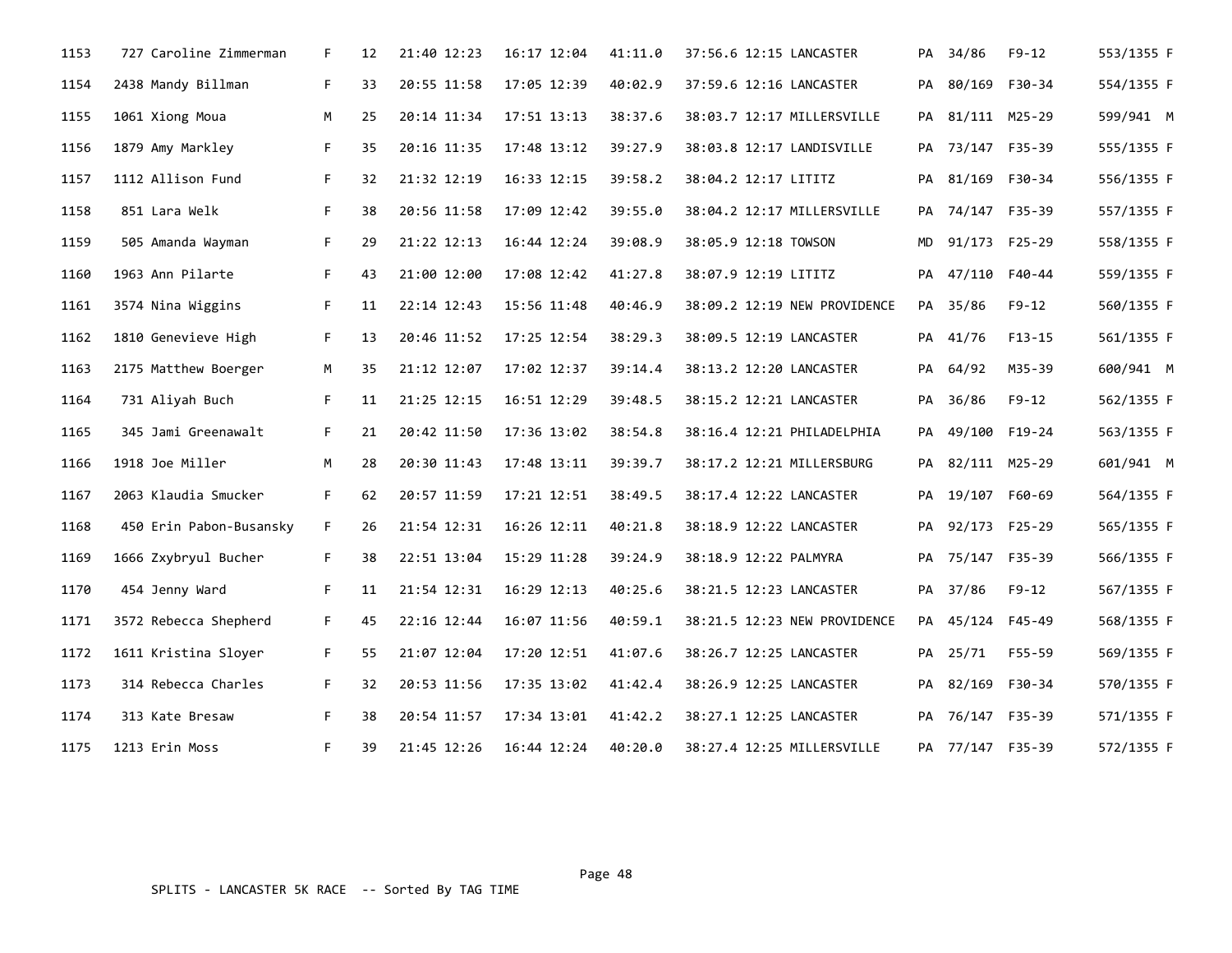| | | | | | | | | | | | | | | |
|---|---|---|---|---|---|---|---|---|---|---|---|---|---|---|
| 1153 | 727 | Caroline Zimmerman | F | 12 | 21:40 12:23 | 16:17 12:04 | 41:11.0 | 37:56.6 | 12:15 | LANCASTER | PA | 34/86 | F9-12 | 553/1355 F |
| 1154 | 2438 | Mandy Billman | F | 33 | 20:55 11:58 | 17:05 12:39 | 40:02.9 | 37:59.6 | 12:16 | LANCASTER | PA | 80/169 | F30-34 | 554/1355 F |
| 1155 | 1061 | Xiong Moua | M | 25 | 20:14 11:34 | 17:51 13:13 | 38:37.6 | 38:03.7 | 12:17 | MILLERSVILLE | PA | 81/111 | M25-29 | 599/941 M |
| 1156 | 1879 | Amy Markley | F | 35 | 20:16 11:35 | 17:48 13:12 | 39:27.9 | 38:03.8 | 12:17 | LANDISVILLE | PA | 73/147 | F35-39 | 555/1355 F |
| 1157 | 1112 | Allison Fund | F | 32 | 21:32 12:19 | 16:33 12:15 | 39:58.2 | 38:04.2 | 12:17 | LITITZ | PA | 81/169 | F30-34 | 556/1355 F |
| 1158 | 851 | Lara Welk | F | 38 | 20:56 11:58 | 17:09 12:42 | 39:55.0 | 38:04.2 | 12:17 | MILLERSVILLE | PA | 74/147 | F35-39 | 557/1355 F |
| 1159 | 505 | Amanda Wayman | F | 29 | 21:22 12:13 | 16:44 12:24 | 39:08.9 | 38:05.9 | 12:18 | TOWSON | MD | 91/173 | F25-29 | 558/1355 F |
| 1160 | 1963 | Ann Pilarte | F | 43 | 21:00 12:00 | 17:08 12:42 | 41:27.8 | 38:07.9 | 12:19 | LITITZ | PA | 47/110 | F40-44 | 559/1355 F |
| 1161 | 3574 | Nina Wiggins | F | 11 | 22:14 12:43 | 15:56 11:48 | 40:46.9 | 38:09.2 | 12:19 | NEW PROVIDENCE | PA | 35/86 | F9-12 | 560/1355 F |
| 1162 | 1810 | Genevieve High | F | 13 | 20:46 11:52 | 17:25 12:54 | 38:29.3 | 38:09.5 | 12:19 | LANCASTER | PA | 41/76 | F13-15 | 561/1355 F |
| 1163 | 2175 | Matthew Boerger | M | 35 | 21:12 12:07 | 17:02 12:37 | 39:14.4 | 38:13.2 | 12:20 | LANCASTER | PA | 64/92 | M35-39 | 600/941 M |
| 1164 | 731 | Aliyah Buch | F | 11 | 21:25 12:15 | 16:51 12:29 | 39:48.5 | 38:15.2 | 12:21 | LANCASTER | PA | 36/86 | F9-12 | 562/1355 F |
| 1165 | 345 | Jami Greenawalt | F | 21 | 20:42 11:50 | 17:36 13:02 | 38:54.8 | 38:16.4 | 12:21 | PHILADELPHIA | PA | 49/100 | F19-24 | 563/1355 F |
| 1166 | 1918 | Joe Miller | M | 28 | 20:30 11:43 | 17:48 13:11 | 39:39.7 | 38:17.2 | 12:21 | MILLERSBURG | PA | 82/111 | M25-29 | 601/941 M |
| 1167 | 2063 | Klaudia Smucker | F | 62 | 20:57 11:59 | 17:21 12:51 | 38:49.5 | 38:17.4 | 12:22 | LANCASTER | PA | 19/107 | F60-69 | 564/1355 F |
| 1168 | 450 | Erin Pabon-Busansky | F | 26 | 21:54 12:31 | 16:26 12:11 | 40:21.8 | 38:18.9 | 12:22 | LANCASTER | PA | 92/173 | F25-29 | 565/1355 F |
| 1169 | 1666 | Zxybryul Bucher | F | 38 | 22:51 13:04 | 15:29 11:28 | 39:24.9 | 38:18.9 | 12:22 | PALMYRA | PA | 75/147 | F35-39 | 566/1355 F |
| 1170 | 454 | Jenny Ward | F | 11 | 21:54 12:31 | 16:29 12:13 | 40:25.6 | 38:21.5 | 12:23 | LANCASTER | PA | 37/86 | F9-12 | 567/1355 F |
| 1171 | 3572 | Rebecca Shepherd | F | 45 | 22:16 12:44 | 16:07 11:56 | 40:59.1 | 38:21.5 | 12:23 | NEW PROVIDENCE | PA | 45/124 | F45-49 | 568/1355 F |
| 1172 | 1611 | Kristina Sloyer | F | 55 | 21:07 12:04 | 17:20 12:51 | 41:07.6 | 38:26.7 | 12:25 | LANCASTER | PA | 25/71 | F55-59 | 569/1355 F |
| 1173 | 314 | Rebecca Charles | F | 32 | 20:53 11:56 | 17:35 13:02 | 41:42.4 | 38:26.9 | 12:25 | LANCASTER | PA | 82/169 | F30-34 | 570/1355 F |
| 1174 | 313 | Kate Bresaw | F | 38 | 20:54 11:57 | 17:34 13:01 | 41:42.2 | 38:27.1 | 12:25 | LANCASTER | PA | 76/147 | F35-39 | 571/1355 F |
| 1175 | 1213 | Erin Moss | F | 39 | 21:45 12:26 | 16:44 12:24 | 40:20.0 | 38:27.4 | 12:25 | MILLERSVILLE | PA | 77/147 | F35-39 | 572/1355 F |

SPLITS - LANCASTER 5K RACE -- Sorted By TAG TIME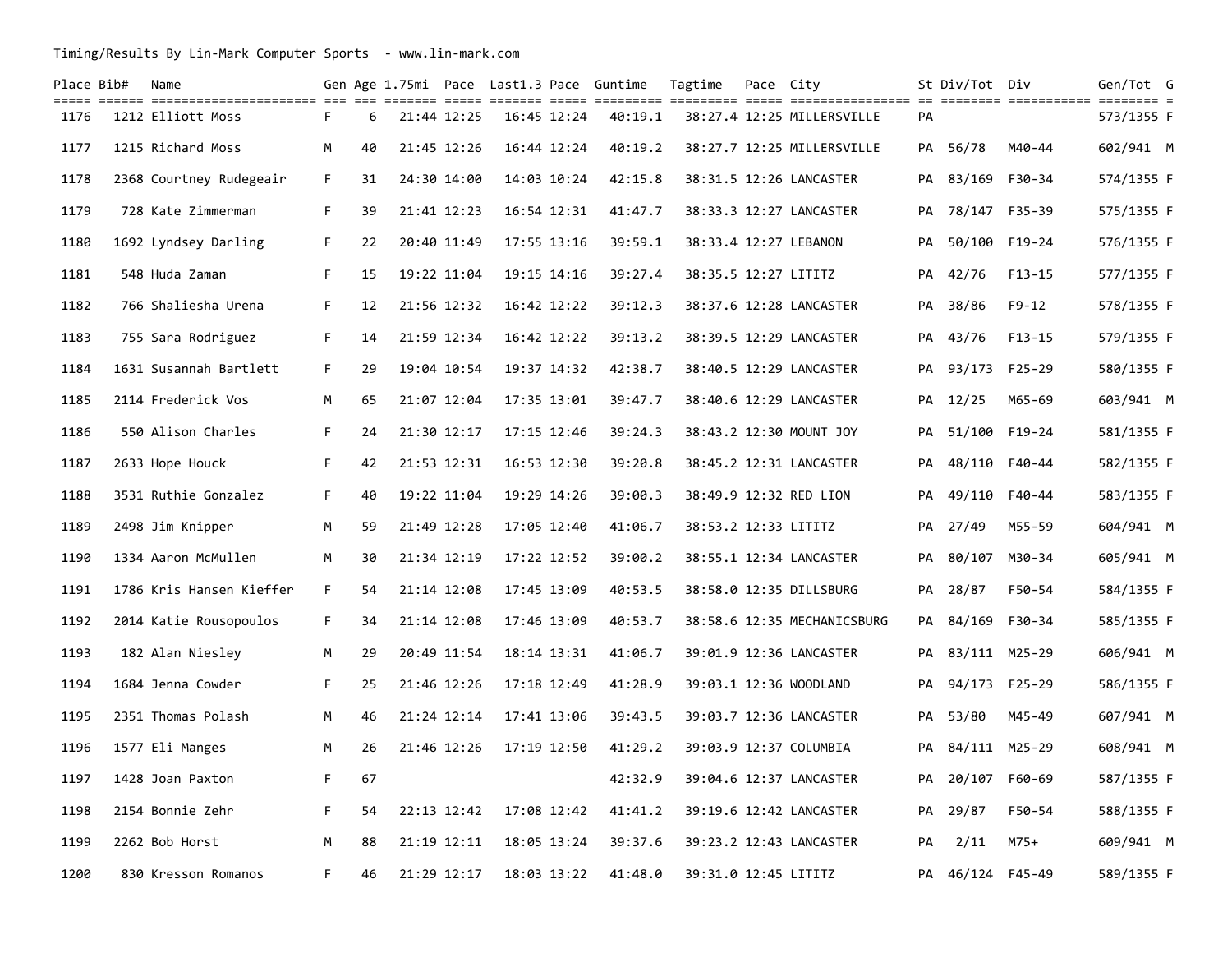Timing/Results By Lin-Mark Computer Sports - www.lin-mark.com

| Place | Bib# | Name | Gen | Age | 1.75mi | Pace | Last1.3 | Pace | Guntime | Tagtime | Pace | City | St | Div/Tot | Div | Gen/Tot | G |
|---|---|---|---|---|---|---|---|---|---|---|---|---|---|---|---|---|---|
| 1176 | 1212 | Elliott Moss | F | 6 | 21:44 | 12:25 | 16:45 | 12:24 | 40:19.1 | 38:27.4 | 12:25 | MILLERSVILLE | PA | | | 573/1355 | F |
| 1177 | 1215 | Richard Moss | M | 40 | 21:45 | 12:26 | 16:44 | 12:24 | 40:19.2 | 38:27.7 | 12:25 | MILLERSVILLE | PA | 56/78 | M40-44 | 602/941 | M |
| 1178 | 2368 | Courtney Rudegeair | F | 31 | 24:30 | 14:00 | 14:03 | 10:24 | 42:15.8 | 38:31.5 | 12:26 | LANCASTER | PA | 83/169 | F30-34 | 574/1355 | F |
| 1179 | 728 | Kate Zimmerman | F | 39 | 21:41 | 12:23 | 16:54 | 12:31 | 41:47.7 | 38:33.3 | 12:27 | LANCASTER | PA | 78/147 | F35-39 | 575/1355 | F |
| 1180 | 1692 | Lyndsey Darling | F | 22 | 20:40 | 11:49 | 17:55 | 13:16 | 39:59.1 | 38:33.4 | 12:27 | LEBANON | PA | 50/100 | F19-24 | 576/1355 | F |
| 1181 | 548 | Huda Zaman | F | 15 | 19:22 | 11:04 | 19:15 | 14:16 | 39:27.4 | 38:35.5 | 12:27 | LITITZ | PA | 42/76 | F13-15 | 577/1355 | F |
| 1182 | 766 | Shaliesha Urena | F | 12 | 21:56 | 12:32 | 16:42 | 12:22 | 39:12.3 | 38:37.6 | 12:28 | LANCASTER | PA | 38/86 | F9-12 | 578/1355 | F |
| 1183 | 755 | Sara Rodriguez | F | 14 | 21:59 | 12:34 | 16:42 | 12:22 | 39:13.2 | 38:39.5 | 12:29 | LANCASTER | PA | 43/76 | F13-15 | 579/1355 | F |
| 1184 | 1631 | Susannah Bartlett | F | 29 | 19:04 | 10:54 | 19:37 | 14:32 | 42:38.7 | 38:40.5 | 12:29 | LANCASTER | PA | 93/173 | F25-29 | 580/1355 | F |
| 1185 | 2114 | Frederick Vos | M | 65 | 21:07 | 12:04 | 17:35 | 13:01 | 39:47.7 | 38:40.6 | 12:29 | LANCASTER | PA | 12/25 | M65-69 | 603/941 | M |
| 1186 | 550 | Alison Charles | F | 24 | 21:30 | 12:17 | 17:15 | 12:46 | 39:24.3 | 38:43.2 | 12:30 | MOUNT JOY | PA | 51/100 | F19-24 | 581/1355 | F |
| 1187 | 2633 | Hope Houck | F | 42 | 21:53 | 12:31 | 16:53 | 12:30 | 39:20.8 | 38:45.2 | 12:31 | LANCASTER | PA | 48/110 | F40-44 | 582/1355 | F |
| 1188 | 3531 | Ruthie Gonzalez | F | 40 | 19:22 | 11:04 | 19:29 | 14:26 | 39:00.3 | 38:49.9 | 12:32 | RED LION | PA | 49/110 | F40-44 | 583/1355 | F |
| 1189 | 2498 | Jim Knipper | M | 59 | 21:49 | 12:28 | 17:05 | 12:40 | 41:06.7 | 38:53.2 | 12:33 | LITITZ | PA | 27/49 | M55-59 | 604/941 | M |
| 1190 | 1334 | Aaron McMullen | M | 30 | 21:34 | 12:19 | 17:22 | 12:52 | 39:00.2 | 38:55.1 | 12:34 | LANCASTER | PA | 80/107 | M30-34 | 605/941 | M |
| 1191 | 1786 | Kris Hansen Kieffer | F | 54 | 21:14 | 12:08 | 17:45 | 13:09 | 40:53.5 | 38:58.0 | 12:35 | DILLSBURG | PA | 28/87 | F50-54 | 584/1355 | F |
| 1192 | 2014 | Katie Rousopoulos | F | 34 | 21:14 | 12:08 | 17:46 | 13:09 | 40:53.7 | 38:58.6 | 12:35 | MECHANICSBURG | PA | 84/169 | F30-34 | 585/1355 | F |
| 1193 | 182 | Alan Niesley | M | 29 | 20:49 | 11:54 | 18:14 | 13:31 | 41:06.7 | 39:01.9 | 12:36 | LANCASTER | PA | 83/111 | M25-29 | 606/941 | M |
| 1194 | 1684 | Jenna Cowder | F | 25 | 21:46 | 12:26 | 17:18 | 12:49 | 41:28.9 | 39:03.1 | 12:36 | WOODLAND | PA | 94/173 | F25-29 | 586/1355 | F |
| 1195 | 2351 | Thomas Polash | M | 46 | 21:24 | 12:14 | 17:41 | 13:06 | 39:43.5 | 39:03.7 | 12:36 | LANCASTER | PA | 53/80 | M45-49 | 607/941 | M |
| 1196 | 1577 | Eli Manges | M | 26 | 21:46 | 12:26 | 17:19 | 12:50 | 41:29.2 | 39:03.9 | 12:37 | COLUMBIA | PA | 84/111 | M25-29 | 608/941 | M |
| 1197 | 1428 | Joan Paxton | F | 67 | | | | | 42:32.9 | 39:04.6 | 12:37 | LANCASTER | PA | 20/107 | F60-69 | 587/1355 | F |
| 1198 | 2154 | Bonnie Zehr | F | 54 | 22:13 | 12:42 | 17:08 | 12:42 | 41:41.2 | 39:19.6 | 12:42 | LANCASTER | PA | 29/87 | F50-54 | 588/1355 | F |
| 1199 | 2262 | Bob Horst | M | 88 | 21:19 | 12:11 | 18:05 | 13:24 | 39:37.6 | 39:23.2 | 12:43 | LANCASTER | PA | 2/11 | M75+ | 609/941 | M |
| 1200 | 830 | Kresson Romanos | F | 46 | 21:29 | 12:17 | 18:03 | 13:22 | 41:48.0 | 39:31.0 | 12:45 | LITITZ | PA | 46/124 | F45-49 | 589/1355 | F |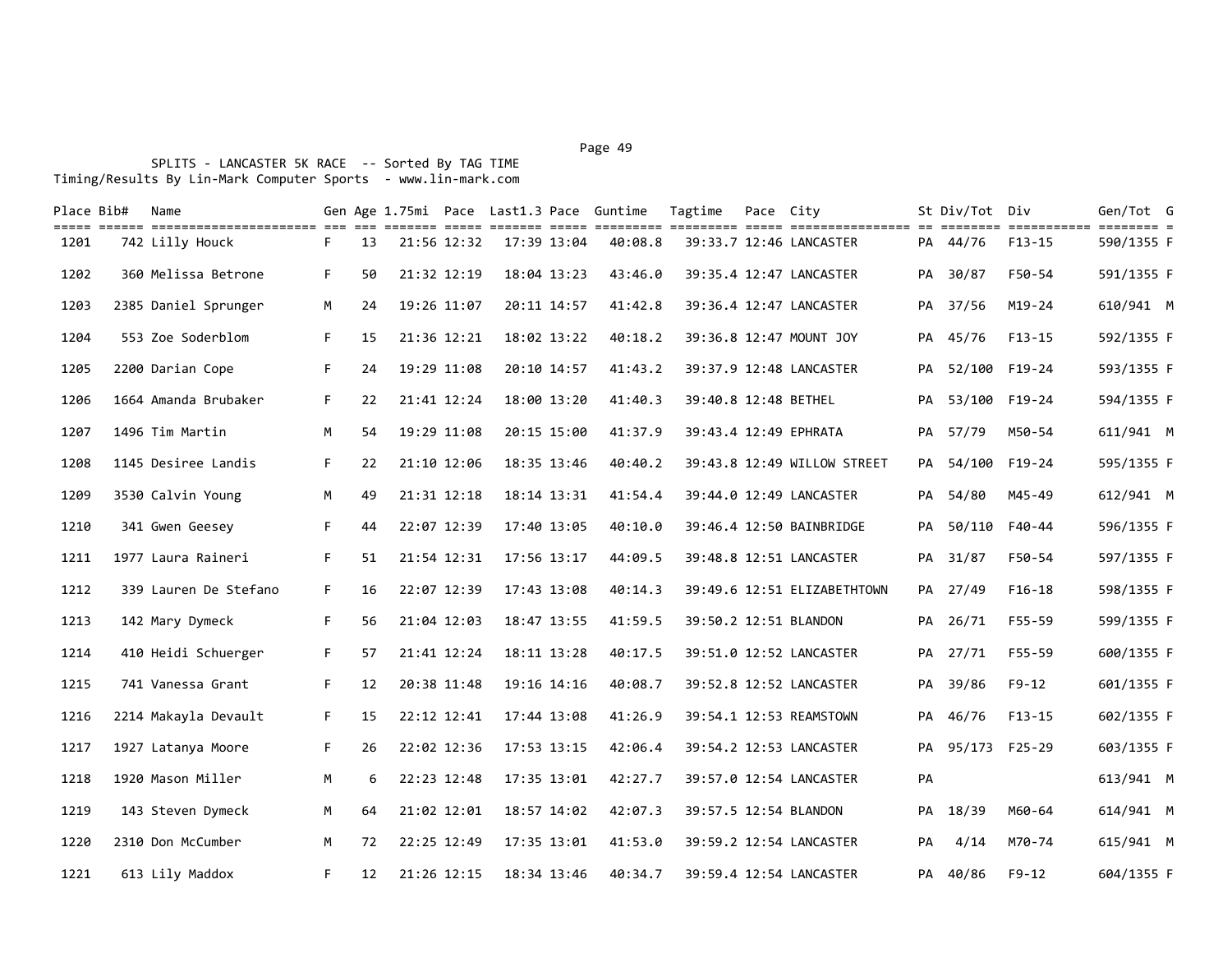SPLITS - LANCASTER 5K RACE -- Sorted By TAG TIME
Timing/Results By Lin-Mark Computer Sports - www.lin-mark.com

| Place | Bib# | Name | Gen | Age | 1.75mi | Pace | Last1.3 | Pace | Guntime | Tagtime | Pace | City | St | Div/Tot | Div | Gen/Tot | G |
|---|---|---|---|---|---|---|---|---|---|---|---|---|---|---|---|---|---|
| 1201 | 742 | Lilly Houck | F | 13 | 21:56 | 12:32 | 17:39 | 13:04 | 40:08.8 | 39:33.7 | 12:46 | LANCASTER | PA | 44/76 | F13-15 | 590/1355 | F |
| 1202 | 360 | Melissa Betrone | F | 50 | 21:32 | 12:19 | 18:04 | 13:23 | 43:46.0 | 39:35.4 | 12:47 | LANCASTER | PA | 30/87 | F50-54 | 591/1355 | F |
| 1203 | 2385 | Daniel Sprunger | M | 24 | 19:26 | 11:07 | 20:11 | 14:57 | 41:42.8 | 39:36.4 | 12:47 | LANCASTER | PA | 37/56 | M19-24 | 610/941 | M |
| 1204 | 553 | Zoe Soderblom | F | 15 | 21:36 | 12:21 | 18:02 | 13:22 | 40:18.2 | 39:36.8 | 12:47 | MOUNT JOY | PA | 45/76 | F13-15 | 592/1355 | F |
| 1205 | 2200 | Darian Cope | F | 24 | 19:29 | 11:08 | 20:10 | 14:57 | 41:43.2 | 39:37.9 | 12:48 | LANCASTER | PA | 52/100 | F19-24 | 593/1355 | F |
| 1206 | 1664 | Amanda Brubaker | F | 22 | 21:41 | 12:24 | 18:00 | 13:20 | 41:40.3 | 39:40.8 | 12:48 | BETHEL | PA | 53/100 | F19-24 | 594/1355 | F |
| 1207 | 1496 | Tim Martin | M | 54 | 19:29 | 11:08 | 20:15 | 15:00 | 41:37.9 | 39:43.4 | 12:49 | EPHRATA | PA | 57/79 | M50-54 | 611/941 | M |
| 1208 | 1145 | Desiree Landis | F | 22 | 21:10 | 12:06 | 18:35 | 13:46 | 40:40.2 | 39:43.8 | 12:49 | WILLOW STREET | PA | 54/100 | F19-24 | 595/1355 | F |
| 1209 | 3530 | Calvin Young | M | 49 | 21:31 | 12:18 | 18:14 | 13:31 | 41:54.4 | 39:44.0 | 12:49 | LANCASTER | PA | 54/80 | M45-49 | 612/941 | M |
| 1210 | 341 | Gwen Geesey | F | 44 | 22:07 | 12:39 | 17:40 | 13:05 | 40:10.0 | 39:46.4 | 12:50 | BAINBRIDGE | PA | 50/110 | F40-44 | 596/1355 | F |
| 1211 | 1977 | Laura Raineri | F | 51 | 21:54 | 12:31 | 17:56 | 13:17 | 44:09.5 | 39:48.8 | 12:51 | LANCASTER | PA | 31/87 | F50-54 | 597/1355 | F |
| 1212 | 339 | Lauren De Stefano | F | 16 | 22:07 | 12:39 | 17:43 | 13:08 | 40:14.3 | 39:49.6 | 12:51 | ELIZABETHTOWN | PA | 27/49 | F16-18 | 598/1355 | F |
| 1213 | 142 | Mary Dymeck | F | 56 | 21:04 | 12:03 | 18:47 | 13:55 | 41:59.5 | 39:50.2 | 12:51 | BLANDON | PA | 26/71 | F55-59 | 599/1355 | F |
| 1214 | 410 | Heidi Schuerger | F | 57 | 21:41 | 12:24 | 18:11 | 13:28 | 40:17.5 | 39:51.0 | 12:52 | LANCASTER | PA | 27/71 | F55-59 | 600/1355 | F |
| 1215 | 741 | Vanessa Grant | F | 12 | 20:38 | 11:48 | 19:16 | 14:16 | 40:08.7 | 39:52.8 | 12:52 | LANCASTER | PA | 39/86 | F9-12 | 601/1355 | F |
| 1216 | 2214 | Makayla Devault | F | 15 | 22:12 | 12:41 | 17:44 | 13:08 | 41:26.9 | 39:54.1 | 12:53 | REAMSTOWN | PA | 46/76 | F13-15 | 602/1355 | F |
| 1217 | 1927 | Latanya Moore | F | 26 | 22:02 | 12:36 | 17:53 | 13:15 | 42:06.4 | 39:54.2 | 12:53 | LANCASTER | PA | 95/173 | F25-29 | 603/1355 | F |
| 1218 | 1920 | Mason Miller | M | 6 | 22:23 | 12:48 | 17:35 | 13:01 | 42:27.7 | 39:57.0 | 12:54 | LANCASTER | PA | | | 613/941 | M |
| 1219 | 143 | Steven Dymeck | M | 64 | 21:02 | 12:01 | 18:57 | 14:02 | 42:07.3 | 39:57.5 | 12:54 | BLANDON | PA | 18/39 | M60-64 | 614/941 | M |
| 1220 | 2310 | Don McCumber | M | 72 | 22:25 | 12:49 | 17:35 | 13:01 | 41:53.0 | 39:59.2 | 12:54 | LANCASTER | PA | 4/14 | M70-74 | 615/941 | M |
| 1221 | 613 | Lily Maddox | F | 12 | 21:26 | 12:15 | 18:34 | 13:46 | 40:34.7 | 39:59.4 | 12:54 | LANCASTER | PA | 40/86 | F9-12 | 604/1355 | F |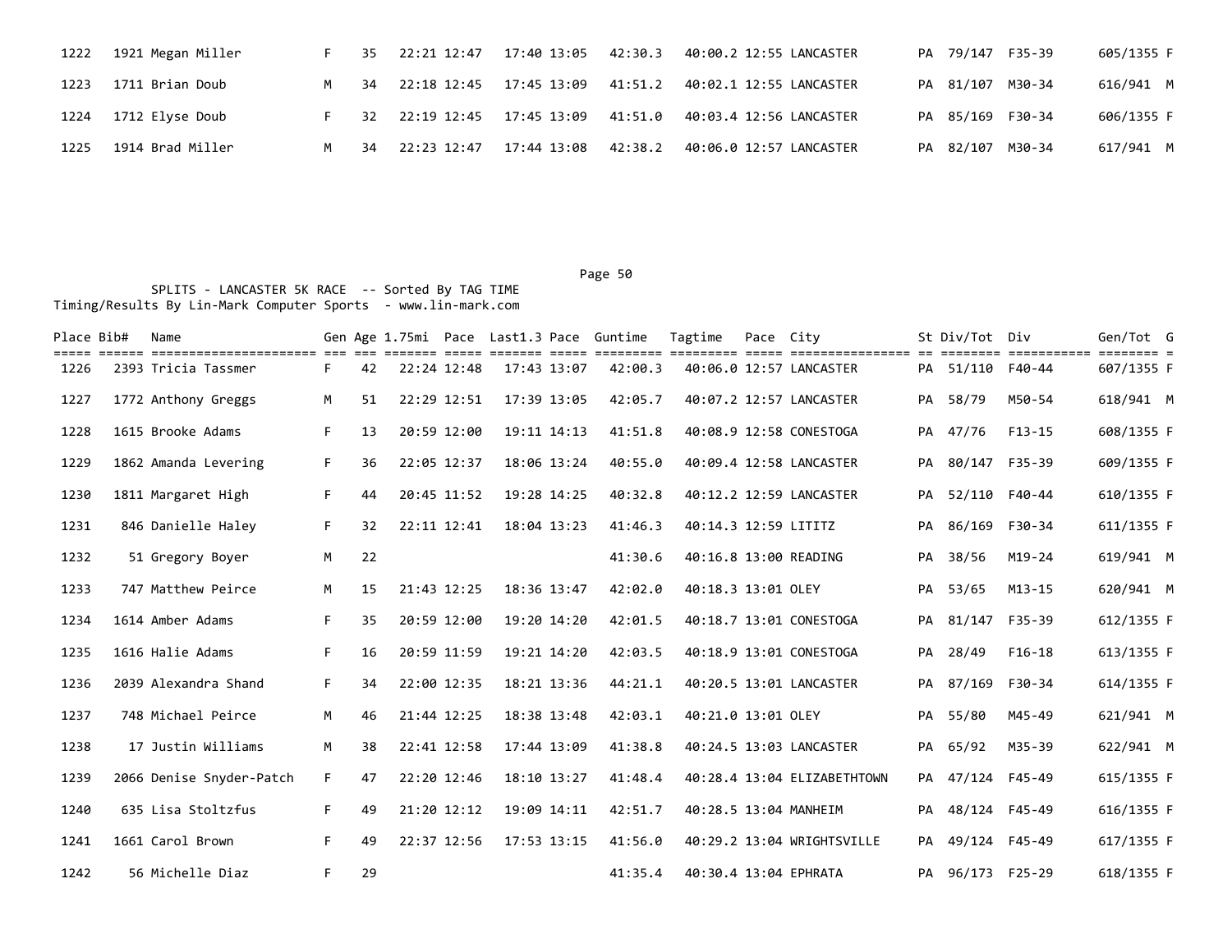| 1222 | 1921 | Megan Miller | F | 35 | 22:21 | 12:47 | 17:40 | 13:05 | 42:30.3 | 40:00.2 | 12:55 | LANCASTER | PA | 79/147 | F35-39 | 605/1355 | F |
|---|---|---|---|---|---|---|---|---|---|---|---|---|---|---|---|---|---|
| 1223 | 1711 | Brian Doub | M | 34 | 22:18 | 12:45 | 17:45 | 13:09 | 41:51.2 | 40:02.1 | 12:55 | LANCASTER | PA | 81/107 | M30-34 | 616/941 | M |
| 1224 | 1712 | Elyse Doub | F | 32 | 22:19 | 12:45 | 17:45 | 13:09 | 41:51.0 | 40:03.4 | 12:56 | LANCASTER | PA | 85/169 | F30-34 | 606/1355 | F |
| 1225 | 1914 | Brad Miller | M | 34 | 22:23 | 12:47 | 17:44 | 13:08 | 42:38.2 | 40:06.0 | 12:57 | LANCASTER | PA | 82/107 | M30-34 | 617/941 | M |

SPLITS - LANCASTER 5K RACE -- Sorted By TAG TIME
Timing/Results By Lin-Mark Computer Sports - www.lin-mark.com

| Place | Bib# | Name | Gen | Age | 1.75mi | Pace | Last1.3 | Pace | Guntime | Tagtime | Pace | City | St | Div/Tot | Div | Gen/Tot | G |
|---|---|---|---|---|---|---|---|---|---|---|---|---|---|---|---|---|---|
| 1226 | 2393 | Tricia Tassmer | F | 42 | 22:24 | 12:48 | 17:43 | 13:07 | 42:00.3 | 40:06.0 | 12:57 | LANCASTER | PA | 51/110 | F40-44 | 607/1355 | F |
| 1227 | 1772 | Anthony Greggs | M | 51 | 22:29 | 12:51 | 17:39 | 13:05 | 42:05.7 | 40:07.2 | 12:57 | LANCASTER | PA | 58/79 | M50-54 | 618/941 | M |
| 1228 | 1615 | Brooke Adams | F | 13 | 20:59 | 12:00 | 19:11 | 14:13 | 41:51.8 | 40:08.9 | 12:58 | CONESTOGA | PA | 47/76 | F13-15 | 608/1355 | F |
| 1229 | 1862 | Amanda Levering | F | 36 | 22:05 | 12:37 | 18:06 | 13:24 | 40:55.0 | 40:09.4 | 12:58 | LANCASTER | PA | 80/147 | F35-39 | 609/1355 | F |
| 1230 | 1811 | Margaret High | F | 44 | 20:45 | 11:52 | 19:28 | 14:25 | 40:32.8 | 40:12.2 | 12:59 | LANCASTER | PA | 52/110 | F40-44 | 610/1355 | F |
| 1231 | 846 | Danielle Haley | F | 32 | 22:11 | 12:41 | 18:04 | 13:23 | 41:46.3 | 40:14.3 | 12:59 | LITITZ | PA | 86/169 | F30-34 | 611/1355 | F |
| 1232 | 51 | Gregory Boyer | M | 22 | | | | | 41:30.6 | 40:16.8 | 13:00 | READING | PA | 38/56 | M19-24 | 619/941 | M |
| 1233 | 747 | Matthew Peirce | M | 15 | 21:43 | 12:25 | 18:36 | 13:47 | 42:02.0 | 40:18.3 | 13:01 | OLEY | PA | 53/65 | M13-15 | 620/941 | M |
| 1234 | 1614 | Amber Adams | F | 35 | 20:59 | 12:00 | 19:20 | 14:20 | 42:01.5 | 40:18.7 | 13:01 | CONESTOGA | PA | 81/147 | F35-39 | 612/1355 | F |
| 1235 | 1616 | Halie Adams | F | 16 | 20:59 | 11:59 | 19:21 | 14:20 | 42:03.5 | 40:18.9 | 13:01 | CONESTOGA | PA | 28/49 | F16-18 | 613/1355 | F |
| 1236 | 2039 | Alexandra Shand | F | 34 | 22:00 | 12:35 | 18:21 | 13:36 | 44:21.1 | 40:20.5 | 13:01 | LANCASTER | PA | 87/169 | F30-34 | 614/1355 | F |
| 1237 | 748 | Michael Peirce | M | 46 | 21:44 | 12:25 | 18:38 | 13:48 | 42:03.1 | 40:21.0 | 13:01 | OLEY | PA | 55/80 | M45-49 | 621/941 | M |
| 1238 | 17 | Justin Williams | M | 38 | 22:41 | 12:58 | 17:44 | 13:09 | 41:38.8 | 40:24.5 | 13:03 | LANCASTER | PA | 65/92 | M35-39 | 622/941 | M |
| 1239 | 2066 | Denise Snyder-Patch | F | 47 | 22:20 | 12:46 | 18:10 | 13:27 | 41:48.4 | 40:28.4 | 13:04 | ELIZABETHTOWN | PA | 47/124 | F45-49 | 615/1355 | F |
| 1240 | 635 | Lisa Stoltzfus | F | 49 | 21:20 | 12:12 | 19:09 | 14:11 | 42:51.7 | 40:28.5 | 13:04 | MANHEIM | PA | 48/124 | F45-49 | 616/1355 | F |
| 1241 | 1661 | Carol Brown | F | 49 | 22:37 | 12:56 | 17:53 | 13:15 | 41:56.0 | 40:29.2 | 13:04 | WRIGHTSVILLE | PA | 49/124 | F45-49 | 617/1355 | F |
| 1242 | 56 | Michelle Diaz | F | 29 | | | | | 41:35.4 | 40:30.4 | 13:04 | EPHRATA | PA | 96/173 | F25-29 | 618/1355 | F |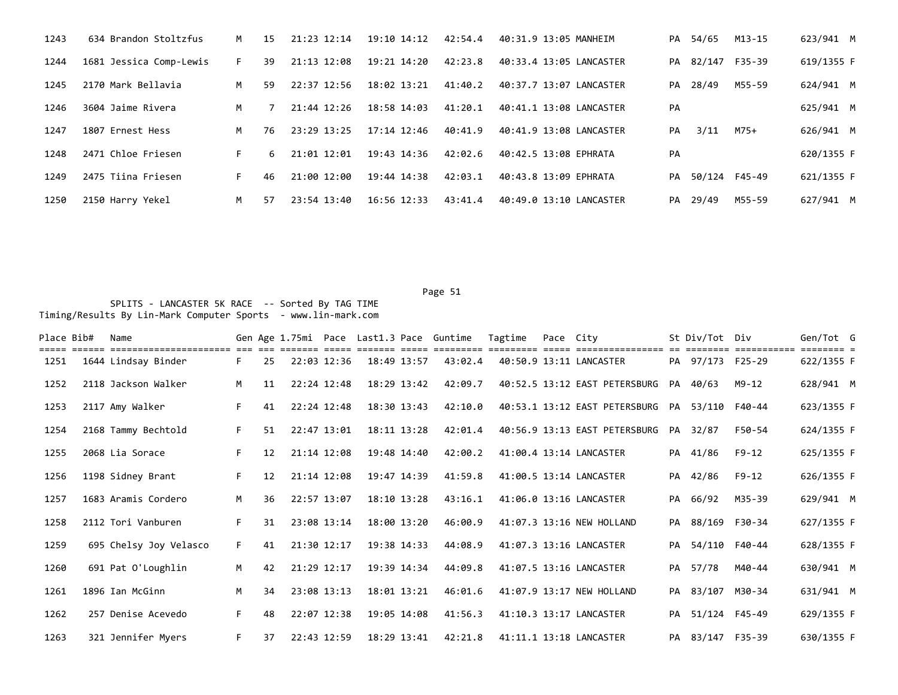| Place | Bib# | Name | Gen | Age | 1.75mi | Pace | Last1.3 | Pace | Guntime | Tagtime | Pace | City | St | Div/Tot | Div | Gen/Tot | G |
|---|---|---|---|---|---|---|---|---|---|---|---|---|---|---|---|---|---|
| 1243 | 634 | Brandon Stoltzfus | M | 15 | 21:23 | 12:14 | 19:10 | 14:12 | 42:54.4 | 40:31.9 | 13:05 | MANHEIM | PA | 54/65 | M13-15 | 623/941 | M |
| 1244 | 1681 | Jessica Comp-Lewis | F | 39 | 21:13 | 12:08 | 19:21 | 14:20 | 42:23.8 | 40:33.4 | 13:05 | LANCASTER | PA | 82/147 | F35-39 | 619/1355 | F |
| 1245 | 2170 | Mark Bellavia | M | 59 | 22:37 | 12:56 | 18:02 | 13:21 | 41:40.2 | 40:37.7 | 13:07 | LANCASTER | PA | 28/49 | M55-59 | 624/941 | M |
| 1246 | 3604 | Jaime Rivera | M | 7 | 21:44 | 12:26 | 18:58 | 14:03 | 41:20.1 | 40:41.1 | 13:08 | LANCASTER | PA | | | 625/941 | M |
| 1247 | 1807 | Ernest Hess | M | 76 | 23:29 | 13:25 | 17:14 | 12:46 | 40:41.9 | 40:41.9 | 13:08 | LANCASTER | PA | 3/11 | M75+ | 626/941 | M |
| 1248 | 2471 | Chloe Friesen | F | 6 | 21:01 | 12:01 | 19:43 | 14:36 | 42:02.6 | 40:42.5 | 13:08 | EPHRATA | PA | | | 620/1355 | F |
| 1249 | 2475 | Tiina Friesen | F | 46 | 21:00 | 12:00 | 19:44 | 14:38 | 42:03.1 | 40:43.8 | 13:09 | EPHRATA | PA | 50/124 | F45-49 | 621/1355 | F |
| 1250 | 2150 | Harry Yekel | M | 57 | 23:54 | 13:40 | 16:56 | 12:33 | 43:41.4 | 40:49.0 | 13:10 | LANCASTER | PA | 29/49 | M55-59 | 627/941 | M |

SPLITS - LANCASTER 5K RACE -- Sorted By TAG TIME
Timing/Results By Lin-Mark Computer Sports - www.lin-mark.com

| Place | Bib# | Name | Gen | Age | 1.75mi | Pace | Last1.3 | Pace | Guntime | Tagtime | Pace | City | St | Div/Tot | Div | Gen/Tot | G |
|---|---|---|---|---|---|---|---|---|---|---|---|---|---|---|---|---|---|
| 1251 | 1644 | Lindsay Binder | F | 25 | 22:03 | 12:36 | 18:49 | 13:57 | 43:02.4 | 40:50.9 | 13:11 | LANCASTER | PA | 97/173 | F25-29 | 622/1355 | F |
| 1252 | 2118 | Jackson Walker | M | 11 | 22:24 | 12:48 | 18:29 | 13:42 | 42:09.7 | 40:52.5 | 13:12 | EAST PETERSBURG | PA | 40/63 | M9-12 | 628/941 | M |
| 1253 | 2117 | Amy Walker | F | 41 | 22:24 | 12:48 | 18:30 | 13:43 | 42:10.0 | 40:53.1 | 13:12 | EAST PETERSBURG | PA | 53/110 | F40-44 | 623/1355 | F |
| 1254 | 2168 | Tammy Bechtold | F | 51 | 22:47 | 13:01 | 18:11 | 13:28 | 42:01.4 | 40:56.9 | 13:13 | EAST PETERSBURG | PA | 32/87 | F50-54 | 624/1355 | F |
| 1255 | 2068 | Lia Sorace | F | 12 | 21:14 | 12:08 | 19:48 | 14:40 | 42:00.2 | 41:00.4 | 13:14 | LANCASTER | PA | 41/86 | F9-12 | 625/1355 | F |
| 1256 | 1198 | Sidney Brant | F | 12 | 21:14 | 12:08 | 19:47 | 14:39 | 41:59.8 | 41:00.5 | 13:14 | LANCASTER | PA | 42/86 | F9-12 | 626/1355 | F |
| 1257 | 1683 | Aramis Cordero | M | 36 | 22:57 | 13:07 | 18:10 | 13:28 | 43:16.1 | 41:06.0 | 13:16 | LANCASTER | PA | 66/92 | M35-39 | 629/941 | M |
| 1258 | 2112 | Tori Vanburen | F | 31 | 23:08 | 13:14 | 18:00 | 13:20 | 46:00.9 | 41:07.3 | 13:16 | NEW HOLLAND | PA | 88/169 | F30-34 | 627/1355 | F |
| 1259 | 695 | Chelsy Joy Velasco | F | 41 | 21:30 | 12:17 | 19:38 | 14:33 | 44:08.9 | 41:07.3 | 13:16 | LANCASTER | PA | 54/110 | F40-44 | 628/1355 | F |
| 1260 | 691 | Pat O'Loughlin | M | 42 | 21:29 | 12:17 | 19:39 | 14:34 | 44:09.8 | 41:07.5 | 13:16 | LANCASTER | PA | 57/78 | M40-44 | 630/941 | M |
| 1261 | 1896 | Ian McGinn | M | 34 | 23:08 | 13:13 | 18:01 | 13:21 | 46:01.6 | 41:07.9 | 13:17 | NEW HOLLAND | PA | 83/107 | M30-34 | 631/941 | M |
| 1262 | 257 | Denise Acevedo | F | 48 | 22:07 | 12:38 | 19:05 | 14:08 | 41:56.3 | 41:10.3 | 13:17 | LANCASTER | PA | 51/124 | F45-49 | 629/1355 | F |
| 1263 | 321 | Jennifer Myers | F | 37 | 22:43 | 12:59 | 18:29 | 13:41 | 42:21.8 | 41:11.1 | 13:18 | LANCASTER | PA | 83/147 | F35-39 | 630/1355 | F |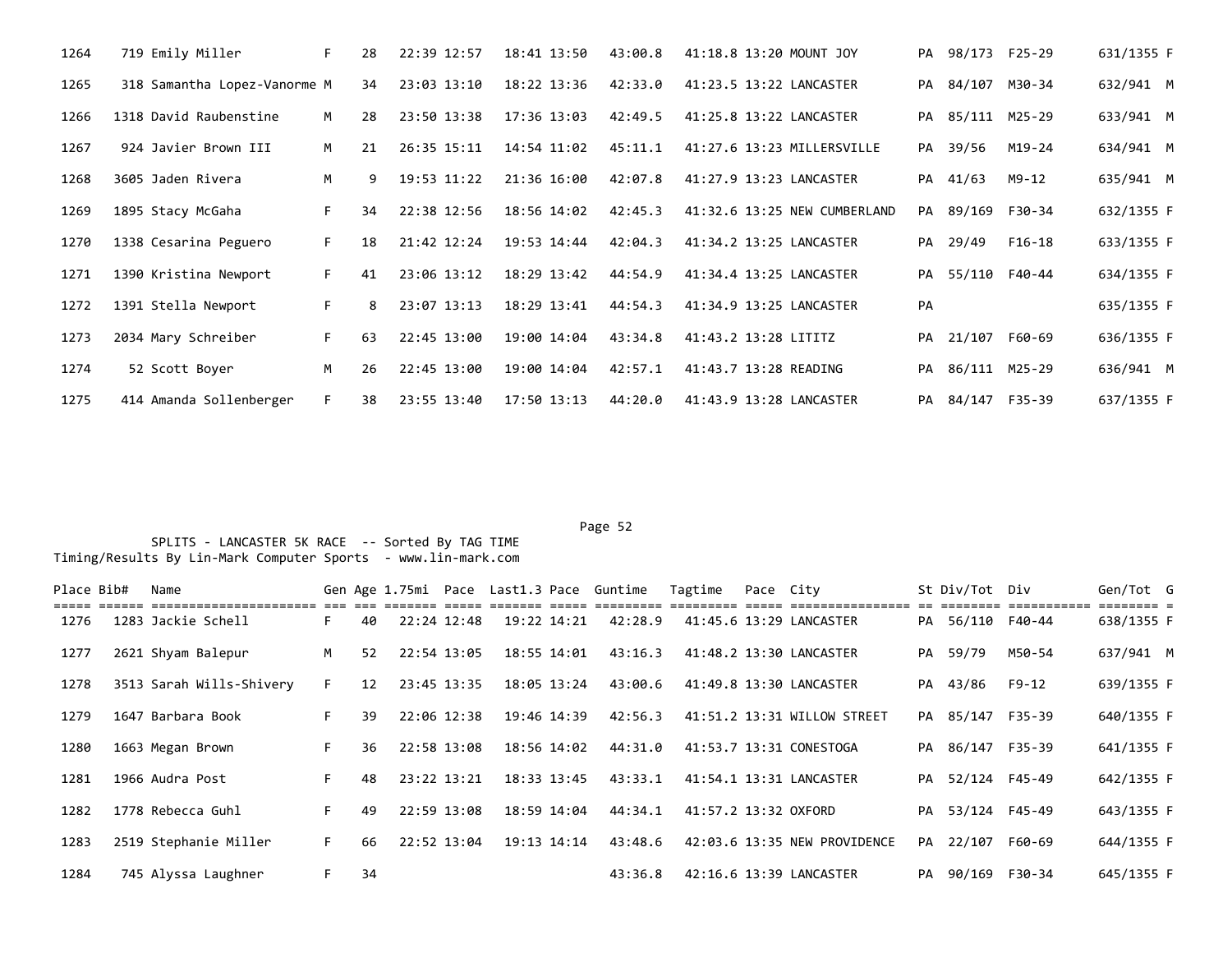| Place | Bib# | Name | Gen | Age | 1.75mi | Pace | Last1.3 | Pace | Guntime | Tagtime | Pace | City | St | Div/Tot | Div | Gen/Tot | G |
|---|---|---|---|---|---|---|---|---|---|---|---|---|---|---|---|---|---|
| 1264 | 719 | Emily Miller | F | 28 | 22:39 | 12:57 | 18:41 | 13:50 | 43:00.8 | 41:18.8 | 13:20 | MOUNT JOY | PA | 98/173 | F25-29 | 631/1355 | F |
| 1265 | 318 | Samantha Lopez-Vanorme | M | 34 | 23:03 | 13:10 | 18:22 | 13:36 | 42:33.0 | 41:23.5 | 13:22 | LANCASTER | PA | 84/107 | M30-34 | 632/941 | M |
| 1266 | 1318 | David Raubenstine | M | 28 | 23:50 | 13:38 | 17:36 | 13:03 | 42:49.5 | 41:25.8 | 13:22 | LANCASTER | PA | 85/111 | M25-29 | 633/941 | M |
| 1267 | 924 | Javier Brown III | M | 21 | 26:35 | 15:11 | 14:54 | 11:02 | 45:11.1 | 41:27.6 | 13:23 | MILLERSVILLE | PA | 39/56 | M19-24 | 634/941 | M |
| 1268 | 3605 | Jaden Rivera | M | 9 | 19:53 | 11:22 | 21:36 | 16:00 | 42:07.8 | 41:27.9 | 13:23 | LANCASTER | PA | 41/63 | M9-12 | 635/941 | M |
| 1269 | 1895 | Stacy McGaha | F | 34 | 22:38 | 12:56 | 18:56 | 14:02 | 42:45.3 | 41:32.6 | 13:25 | NEW CUMBERLAND | PA | 89/169 | F30-34 | 632/1355 | F |
| 1270 | 1338 | Cesarina Peguero | F | 18 | 21:42 | 12:24 | 19:53 | 14:44 | 42:04.3 | 41:34.2 | 13:25 | LANCASTER | PA | 29/49 | F16-18 | 633/1355 | F |
| 1271 | 1390 | Kristina Newport | F | 41 | 23:06 | 13:12 | 18:29 | 13:42 | 44:54.9 | 41:34.4 | 13:25 | LANCASTER | PA | 55/110 | F40-44 | 634/1355 | F |
| 1272 | 1391 | Stella Newport | F | 8 | 23:07 | 13:13 | 18:29 | 13:41 | 44:54.3 | 41:34.9 | 13:25 | LANCASTER | PA | | | 635/1355 | F |
| 1273 | 2034 | Mary Schreiber | F | 63 | 22:45 | 13:00 | 19:00 | 14:04 | 43:34.8 | 41:43.2 | 13:28 | LITITZ | PA | 21/107 | F60-69 | 636/1355 | F |
| 1274 | 52 | Scott Boyer | M | 26 | 22:45 | 13:00 | 19:00 | 14:04 | 42:57.1 | 41:43.7 | 13:28 | READING | PA | 86/111 | M25-29 | 636/941 | M |
| 1275 | 414 | Amanda Sollenberger | F | 38 | 23:55 | 13:40 | 17:50 | 13:13 | 44:20.0 | 41:43.9 | 13:28 | LANCASTER | PA | 84/147 | F35-39 | 637/1355 | F |

SPLITS - LANCASTER 5K RACE -- Sorted By TAG TIME
Timing/Results By Lin-Mark Computer Sports - www.lin-mark.com

| Place | Bib# | Name | Gen | Age | 1.75mi | Pace | Last1.3 | Pace | Guntime | Tagtime | Pace | City | St | Div/Tot | Div | Gen/Tot | G |
|---|---|---|---|---|---|---|---|---|---|---|---|---|---|---|---|---|---|
| 1276 | 1283 | Jackie Schell | F | 40 | 22:24 | 12:48 | 19:22 | 14:21 | 42:28.9 | 41:45.6 | 13:29 | LANCASTER | PA | 56/110 | F40-44 | 638/1355 | F |
| 1277 | 2621 | Shyam Balepur | M | 52 | 22:54 | 13:05 | 18:55 | 14:01 | 43:16.3 | 41:48.2 | 13:30 | LANCASTER | PA | 59/79 | M50-54 | 637/941 | M |
| 1278 | 3513 | Sarah Wills-Shivery | F | 12 | 23:45 | 13:35 | 18:05 | 13:24 | 43:00.6 | 41:49.8 | 13:30 | LANCASTER | PA | 43/86 | F9-12 | 639/1355 | F |
| 1279 | 1647 | Barbara Book | F | 39 | 22:06 | 12:38 | 19:46 | 14:39 | 42:56.3 | 41:51.2 | 13:31 | WILLOW STREET | PA | 85/147 | F35-39 | 640/1355 | F |
| 1280 | 1663 | Megan Brown | F | 36 | 22:58 | 13:08 | 18:56 | 14:02 | 44:31.0 | 41:53.7 | 13:31 | CONESTOGA | PA | 86/147 | F35-39 | 641/1355 | F |
| 1281 | 1966 | Audra Post | F | 48 | 23:22 | 13:21 | 18:33 | 13:45 | 43:33.1 | 41:54.1 | 13:31 | LANCASTER | PA | 52/124 | F45-49 | 642/1355 | F |
| 1282 | 1778 | Rebecca Guhl | F | 49 | 22:59 | 13:08 | 18:59 | 14:04 | 44:34.1 | 41:57.2 | 13:32 | OXFORD | PA | 53/124 | F45-49 | 643/1355 | F |
| 1283 | 2519 | Stephanie Miller | F | 66 | 22:52 | 13:04 | 19:13 | 14:14 | 43:48.6 | 42:03.6 | 13:35 | NEW PROVIDENCE | PA | 22/107 | F60-69 | 644/1355 | F |
| 1284 | 745 | Alyssa Laughner | F | 34 | | | | | 43:36.8 | 42:16.6 | 13:39 | LANCASTER | PA | 90/169 | F30-34 | 645/1355 | F |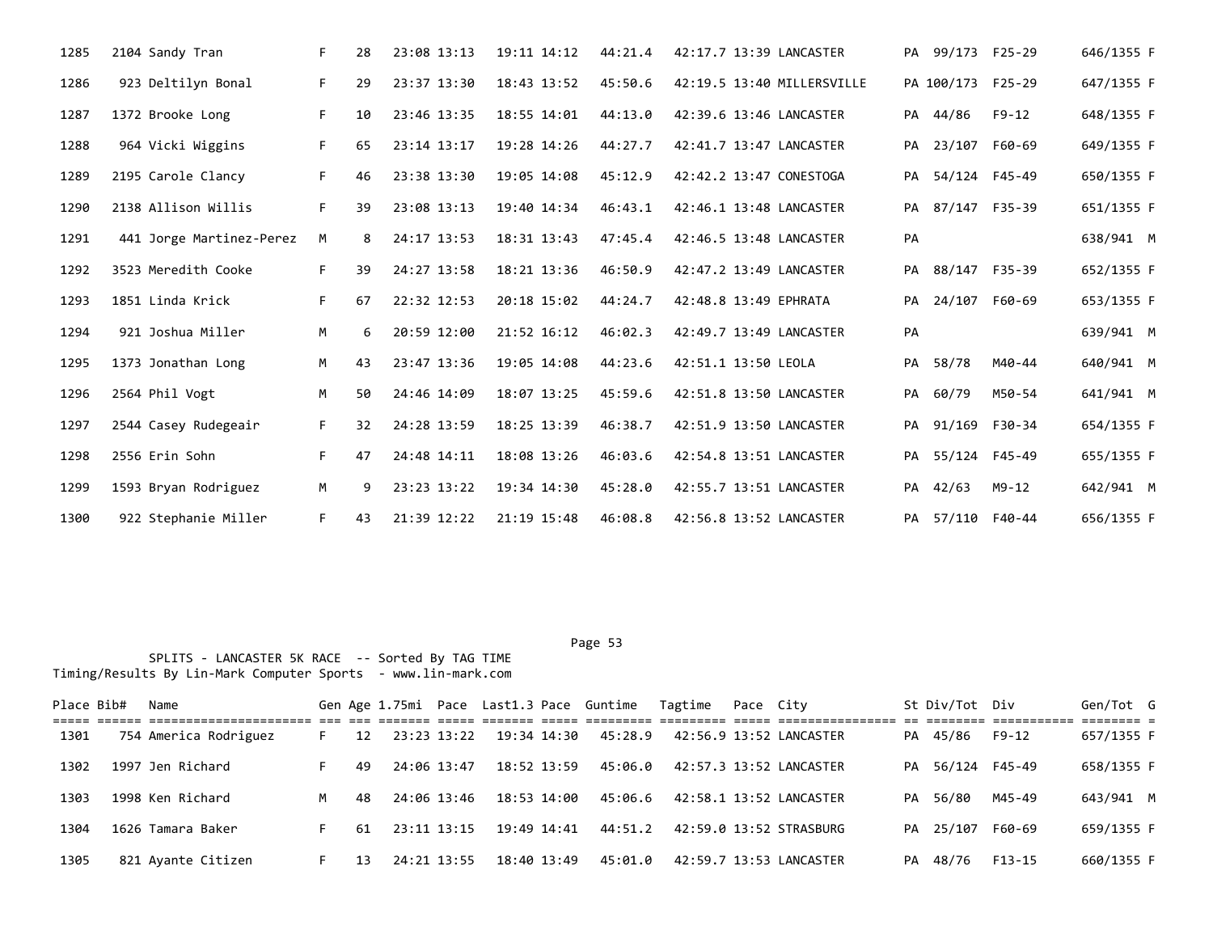| Place | Bib# | Name | Gen | Age | 1.75mi | Pace | Last1.3 | Pace | Guntime | Tagtime | Pace | City | St | Div/Tot | Div | Gen/Tot | G |
|---|---|---|---|---|---|---|---|---|---|---|---|---|---|---|---|---|---|
| 1285 | 2104 | Sandy Tran | F | 28 | 23:08 | 13:13 | 19:11 | 14:12 | 44:21.4 | 42:17.7 | 13:39 | LANCASTER | PA | 99/173 | F25-29 | 646/1355 | F |
| 1286 | 923 | Deltilyn Bonal | F | 29 | 23:37 | 13:30 | 18:43 | 13:52 | 45:50.6 | 42:19.5 | 13:40 | MILLERSVILLE | PA | 100/173 | F25-29 | 647/1355 | F |
| 1287 | 1372 | Brooke Long | F | 10 | 23:46 | 13:35 | 18:55 | 14:01 | 44:13.0 | 42:39.6 | 13:46 | LANCASTER | PA | 44/86 | F9-12 | 648/1355 | F |
| 1288 | 964 | Vicki Wiggins | F | 65 | 23:14 | 13:17 | 19:28 | 14:26 | 44:27.7 | 42:41.7 | 13:47 | LANCASTER | PA | 23/107 | F60-69 | 649/1355 | F |
| 1289 | 2195 | Carole Clancy | F | 46 | 23:38 | 13:30 | 19:05 | 14:08 | 45:12.9 | 42:42.2 | 13:47 | CONESTOGA | PA | 54/124 | F45-49 | 650/1355 | F |
| 1290 | 2138 | Allison Willis | F | 39 | 23:08 | 13:13 | 19:40 | 14:34 | 46:43.1 | 42:46.1 | 13:48 | LANCASTER | PA | 87/147 | F35-39 | 651/1355 | F |
| 1291 | 441 | Jorge Martinez-Perez | M | 8 | 24:17 | 13:53 | 18:31 | 13:43 | 47:45.4 | 42:46.5 | 13:48 | LANCASTER | PA | | | 638/941 | M |
| 1292 | 3523 | Meredith Cooke | F | 39 | 24:27 | 13:58 | 18:21 | 13:36 | 46:50.9 | 42:47.2 | 13:49 | LANCASTER | PA | 88/147 | F35-39 | 652/1355 | F |
| 1293 | 1851 | Linda Krick | F | 67 | 22:32 | 12:53 | 20:18 | 15:02 | 44:24.7 | 42:48.8 | 13:49 | EPHRATA | PA | 24/107 | F60-69 | 653/1355 | F |
| 1294 | 921 | Joshua Miller | M | 6 | 20:59 | 12:00 | 21:52 | 16:12 | 46:02.3 | 42:49.7 | 13:49 | LANCASTER | PA | | | 639/941 | M |
| 1295 | 1373 | Jonathan Long | M | 43 | 23:47 | 13:36 | 19:05 | 14:08 | 44:23.6 | 42:51.1 | 13:50 | LEOLA | PA | 58/78 | M40-44 | 640/941 | M |
| 1296 | 2564 | Phil Vogt | M | 50 | 24:46 | 14:09 | 18:07 | 13:25 | 45:59.6 | 42:51.8 | 13:50 | LANCASTER | PA | 60/79 | M50-54 | 641/941 | M |
| 1297 | 2544 | Casey Rudegeair | F | 32 | 24:28 | 13:59 | 18:25 | 13:39 | 46:38.7 | 42:51.9 | 13:50 | LANCASTER | PA | 91/169 | F30-34 | 654/1355 | F |
| 1298 | 2556 | Erin Sohn | F | 47 | 24:48 | 14:11 | 18:08 | 13:26 | 46:03.6 | 42:54.8 | 13:51 | LANCASTER | PA | 55/124 | F45-49 | 655/1355 | F |
| 1299 | 1593 | Bryan Rodriguez | M | 9 | 23:23 | 13:22 | 19:34 | 14:30 | 45:28.0 | 42:55.7 | 13:51 | LANCASTER | PA | 42/63 | M9-12 | 642/941 | M |
| 1300 | 922 | Stephanie Miller | F | 43 | 21:39 | 12:22 | 21:19 | 15:48 | 46:08.8 | 42:56.8 | 13:52 | LANCASTER | PA | 57/110 | F40-44 | 656/1355 | F |

SPLITS - LANCASTER 5K RACE -- Sorted By TAG TIME
Timing/Results By Lin-Mark Computer Sports - www.lin-mark.com

| Place | Bib# | Name | Gen | Age | 1.75mi | Pace | Last1.3 | Pace | Guntime | Tagtime | Pace | City | St | Div/Tot | Div | Gen/Tot | G |
|---|---|---|---|---|---|---|---|---|---|---|---|---|---|---|---|---|---|
| 1301 | 754 | America Rodriguez | F | 12 | 23:23 | 13:22 | 19:34 | 14:30 | 45:28.9 | 42:56.9 | 13:52 | LANCASTER | PA | 45/86 | F9-12 | 657/1355 | F |
| 1302 | 1997 | Jen Richard | F | 49 | 24:06 | 13:47 | 18:52 | 13:59 | 45:06.0 | 42:57.3 | 13:52 | LANCASTER | PA | 56/124 | F45-49 | 658/1355 | F |
| 1303 | 1998 | Ken Richard | M | 48 | 24:06 | 13:46 | 18:53 | 14:00 | 45:06.6 | 42:58.1 | 13:52 | LANCASTER | PA | 56/80 | M45-49 | 643/941 | M |
| 1304 | 1626 | Tamara Baker | F | 61 | 23:11 | 13:15 | 19:49 | 14:41 | 44:51.2 | 42:59.0 | 13:52 | STRASBURG | PA | 25/107 | F60-69 | 659/1355 | F |
| 1305 | 821 | Ayante Citizen | F | 13 | 24:21 | 13:55 | 18:40 | 13:49 | 45:01.0 | 42:59.7 | 13:53 | LANCASTER | PA | 48/76 | F13-15 | 660/1355 | F |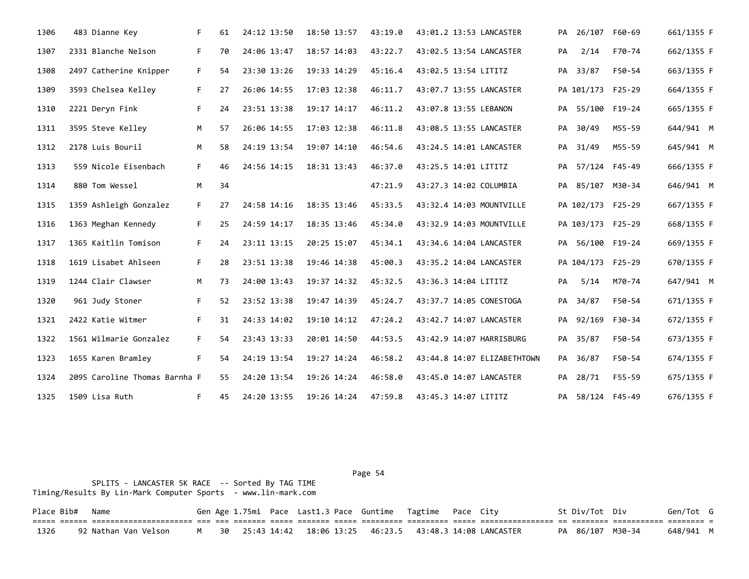| Place | Bib# | Name | Gen | Age | 1.75mi | Pace | Last1.3 | Pace | Guntime | Tagtime | Pace | City | St | Div/Tot | Div | Gen/Tot | G |
|---|---|---|---|---|---|---|---|---|---|---|---|---|---|---|---|---|---|
| 1306 | 483 | Dianne Key | F | 61 | 24:12 | 13:50 | 18:50 | 13:57 | 43:19.0 | 43:01.2 | 13:53 | LANCASTER | PA | 26/107 | F60-69 | 661/1355 | F |
| 1307 | 2331 | Blanche Nelson | F | 70 | 24:06 | 13:47 | 18:57 | 14:03 | 43:22.7 | 43:02.5 | 13:54 | LANCASTER | PA | 2/14 | F70-74 | 662/1355 | F |
| 1308 | 2497 | Catherine Knipper | F | 54 | 23:30 | 13:26 | 19:33 | 14:29 | 45:16.4 | 43:02.5 | 13:54 | LITITZ | PA | 33/87 | F50-54 | 663/1355 | F |
| 1309 | 3593 | Chelsea Kelley | F | 27 | 26:06 | 14:55 | 17:03 | 12:38 | 46:11.7 | 43:07.7 | 13:55 | LANCASTER | PA | 101/173 | F25-29 | 664/1355 | F |
| 1310 | 2221 | Deryn Fink | F | 24 | 23:51 | 13:38 | 19:17 | 14:17 | 46:11.2 | 43:07.8 | 13:55 | LEBANON | PA | 55/100 | F19-24 | 665/1355 | F |
| 1311 | 3595 | Steve Kelley | M | 57 | 26:06 | 14:55 | 17:03 | 12:38 | 46:11.8 | 43:08.5 | 13:55 | LANCASTER | PA | 30/49 | M55-59 | 644/941 | M |
| 1312 | 2178 | Luis Bouril | M | 58 | 24:19 | 13:54 | 19:07 | 14:10 | 46:54.6 | 43:24.5 | 14:01 | LANCASTER | PA | 31/49 | M55-59 | 645/941 | M |
| 1313 | 559 | Nicole Eisenbach | F | 46 | 24:56 | 14:15 | 18:31 | 13:43 | 46:37.0 | 43:25.5 | 14:01 | LITITZ | PA | 57/124 | F45-49 | 666/1355 | F |
| 1314 | 880 | Tom Wessel | M | 34 | | | | | 47:21.9 | 43:27.3 | 14:02 | COLUMBIA | PA | 85/107 | M30-34 | 646/941 | M |
| 1315 | 1359 | Ashleigh Gonzalez | F | 27 | 24:58 | 14:16 | 18:35 | 13:46 | 45:33.5 | 43:32.4 | 14:03 | MOUNTVILLE | PA | 102/173 | F25-29 | 667/1355 | F |
| 1316 | 1363 | Meghan Kennedy | F | 25 | 24:59 | 14:17 | 18:35 | 13:46 | 45:34.0 | 43:32.9 | 14:03 | MOUNTVILLE | PA | 103/173 | F25-29 | 668/1355 | F |
| 1317 | 1365 | Kaitlin Tomison | F | 24 | 23:11 | 13:15 | 20:25 | 15:07 | 45:34.1 | 43:34.6 | 14:04 | LANCASTER | PA | 56/100 | F19-24 | 669/1355 | F |
| 1318 | 1619 | Lisabet Ahlseen | F | 28 | 23:51 | 13:38 | 19:46 | 14:38 | 45:00.3 | 43:35.2 | 14:04 | LANCASTER | PA | 104/173 | F25-29 | 670/1355 | F |
| 1319 | 1244 | Clair Clawser | M | 73 | 24:00 | 13:43 | 19:37 | 14:32 | 45:32.5 | 43:36.3 | 14:04 | LITITZ | PA | 5/14 | M70-74 | 647/941 | M |
| 1320 | 961 | Judy Stoner | F | 52 | 23:52 | 13:38 | 19:47 | 14:39 | 45:24.7 | 43:37.7 | 14:05 | CONESTOGA | PA | 34/87 | F50-54 | 671/1355 | F |
| 1321 | 2422 | Katie Witmer | F | 31 | 24:33 | 14:02 | 19:10 | 14:12 | 47:24.2 | 43:42.7 | 14:07 | LANCASTER | PA | 92/169 | F30-34 | 672/1355 | F |
| 1322 | 1561 | Wilmarie Gonzalez | F | 54 | 23:43 | 13:33 | 20:01 | 14:50 | 44:53.5 | 43:42.9 | 14:07 | HARRISBURG | PA | 35/87 | F50-54 | 673/1355 | F |
| 1323 | 1655 | Karen Bramley | F | 54 | 24:19 | 13:54 | 19:27 | 14:24 | 46:58.2 | 43:44.8 | 14:07 | ELIZABETHTOWN | PA | 36/87 | F50-54 | 674/1355 | F |
| 1324 | 2095 | Caroline Thomas Barnha | F | 55 | 24:20 | 13:54 | 19:26 | 14:24 | 46:58.0 | 43:45.0 | 14:07 | LANCASTER | PA | 28/71 | F55-59 | 675/1355 | F |
| 1325 | 1509 | Lisa Ruth | F | 45 | 24:20 | 13:55 | 19:26 | 14:24 | 47:59.8 | 43:45.3 | 14:07 | LITITZ | PA | 58/124 | F45-49 | 676/1355 | F |

SPLITS - LANCASTER 5K RACE -- Sorted By TAG TIME
Timing/Results By Lin-Mark Computer Sports - www.lin-mark.com

| Place | Bib# | Name | Gen | Age | 1.75mi | Pace | Last1.3 | Pace | Guntime | Tagtime | Pace | City | St | Div/Tot | Div | Gen/Tot | G |
|---|---|---|---|---|---|---|---|---|---|---|---|---|---|---|---|---|---|
| 1326 | 92 | Nathan Van Velson | M | 30 | 25:43 | 14:42 | 18:06 | 13:25 | 46:23.5 | 43:48.3 | 14:08 | LANCASTER | PA | 86/107 | M30-34 | 648/941 | M |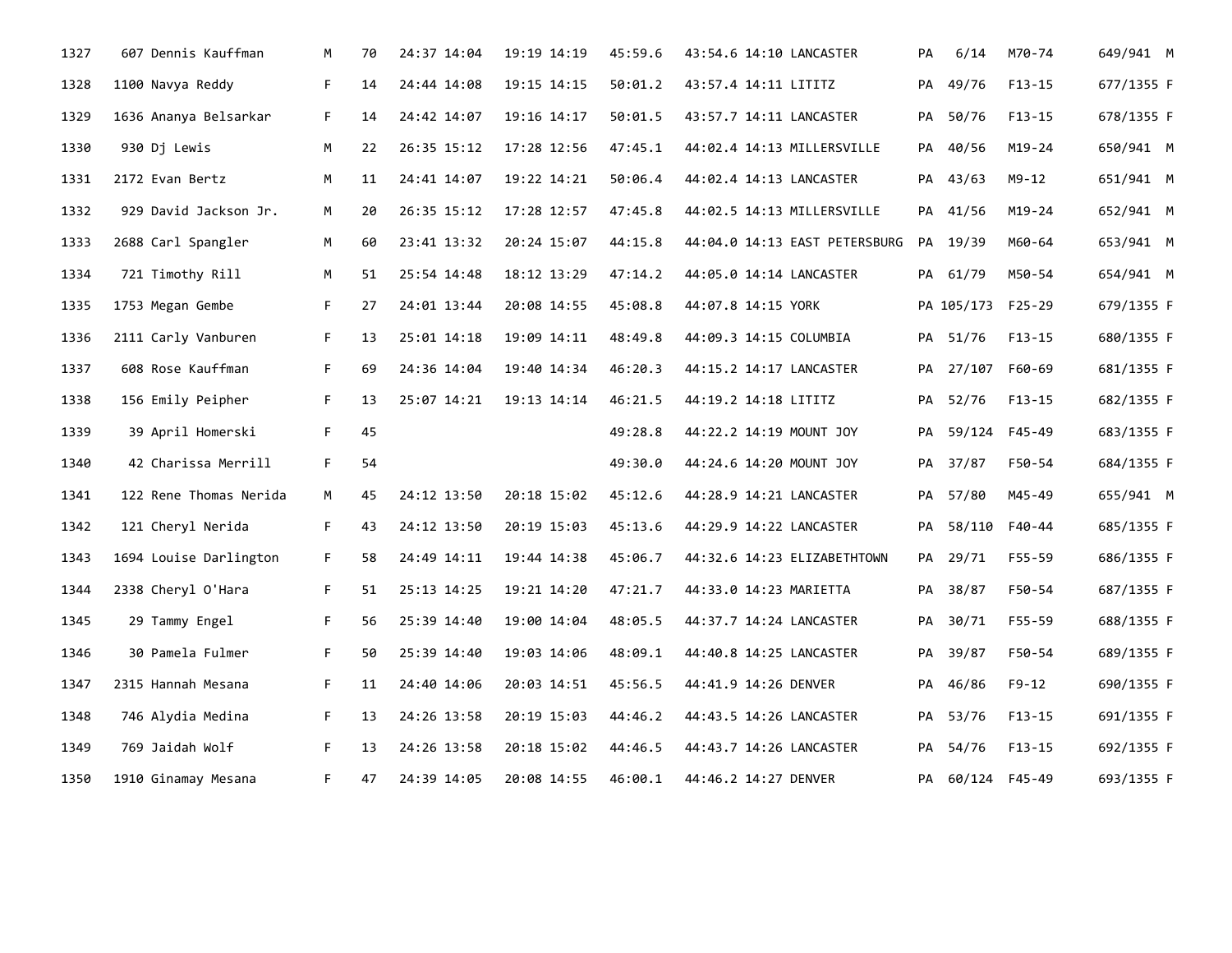| 1327 | 607 Dennis Kauffman | M | 70 | 24:37 14:04 | 19:19 14:19 | 45:59.6 | 43:54.6 14:10 LANCASTER | PA | 6/14 | M70-74 | 649/941 M |
|---|---|---|---|---|---|---|---|---|---|---|---|
| 1328 | 1100 Navya Reddy | F | 14 | 24:44 14:08 | 19:15 14:15 | 50:01.2 | 43:57.4 14:11 LITITZ | PA | 49/76 | F13-15 | 677/1355 F |
| 1329 | 1636 Ananya Belsarkar | F | 14 | 24:42 14:07 | 19:16 14:17 | 50:01.5 | 43:57.7 14:11 LANCASTER | PA | 50/76 | F13-15 | 678/1355 F |
| 1330 | 930 Dj Lewis | M | 22 | 26:35 15:12 | 17:28 12:56 | 47:45.1 | 44:02.4 14:13 MILLERSVILLE | PA | 40/56 | M19-24 | 650/941 M |
| 1331 | 2172 Evan Bertz | M | 11 | 24:41 14:07 | 19:22 14:21 | 50:06.4 | 44:02.4 14:13 LANCASTER | PA | 43/63 | M9-12 | 651/941 M |
| 1332 | 929 David Jackson Jr. | M | 20 | 26:35 15:12 | 17:28 12:57 | 47:45.8 | 44:02.5 14:13 MILLERSVILLE | PA | 41/56 | M19-24 | 652/941 M |
| 1333 | 2688 Carl Spangler | M | 60 | 23:41 13:32 | 20:24 15:07 | 44:15.8 | 44:04.0 14:13 EAST PETERSBURG | PA | 19/39 | M60-64 | 653/941 M |
| 1334 | 721 Timothy Rill | M | 51 | 25:54 14:48 | 18:12 13:29 | 47:14.2 | 44:05.0 14:14 LANCASTER | PA | 61/79 | M50-54 | 654/941 M |
| 1335 | 1753 Megan Gembe | F | 27 | 24:01 13:44 | 20:08 14:55 | 45:08.8 | 44:07.8 14:15 YORK | PA | 105/173 | F25-29 | 679/1355 F |
| 1336 | 2111 Carly Vanburen | F | 13 | 25:01 14:18 | 19:09 14:11 | 48:49.8 | 44:09.3 14:15 COLUMBIA | PA | 51/76 | F13-15 | 680/1355 F |
| 1337 | 608 Rose Kauffman | F | 69 | 24:36 14:04 | 19:40 14:34 | 46:20.3 | 44:15.2 14:17 LANCASTER | PA | 27/107 | F60-69 | 681/1355 F |
| 1338 | 156 Emily Peipher | F | 13 | 25:07 14:21 | 19:13 14:14 | 46:21.5 | 44:19.2 14:18 LITITZ | PA | 52/76 | F13-15 | 682/1355 F |
| 1339 | 39 April Homerski | F | 45 | | | 49:28.8 | 44:22.2 14:19 MOUNT JOY | PA | 59/124 | F45-49 | 683/1355 F |
| 1340 | 42 Charissa Merrill | F | 54 | | | 49:30.0 | 44:24.6 14:20 MOUNT JOY | PA | 37/87 | F50-54 | 684/1355 F |
| 1341 | 122 Rene Thomas Nerida | M | 45 | 24:12 13:50 | 20:18 15:02 | 45:12.6 | 44:28.9 14:21 LANCASTER | PA | 57/80 | M45-49 | 655/941 M |
| 1342 | 121 Cheryl Nerida | F | 43 | 24:12 13:50 | 20:19 15:03 | 45:13.6 | 44:29.9 14:22 LANCASTER | PA | 58/110 | F40-44 | 685/1355 F |
| 1343 | 1694 Louise Darlington | F | 58 | 24:49 14:11 | 19:44 14:38 | 45:06.7 | 44:32.6 14:23 ELIZABETHTOWN | PA | 29/71 | F55-59 | 686/1355 F |
| 1344 | 2338 Cheryl O'Hara | F | 51 | 25:13 14:25 | 19:21 14:20 | 47:21.7 | 44:33.0 14:23 MARIETTA | PA | 38/87 | F50-54 | 687/1355 F |
| 1345 | 29 Tammy Engel | F | 56 | 25:39 14:40 | 19:00 14:04 | 48:05.5 | 44:37.7 14:24 LANCASTER | PA | 30/71 | F55-59 | 688/1355 F |
| 1346 | 30 Pamela Fulmer | F | 50 | 25:39 14:40 | 19:03 14:06 | 48:09.1 | 44:40.8 14:25 LANCASTER | PA | 39/87 | F50-54 | 689/1355 F |
| 1347 | 2315 Hannah Mesana | F | 11 | 24:40 14:06 | 20:03 14:51 | 45:56.5 | 44:41.9 14:26 DENVER | PA | 46/86 | F9-12 | 690/1355 F |
| 1348 | 746 Alydia Medina | F | 13 | 24:26 13:58 | 20:19 15:03 | 44:46.2 | 44:43.5 14:26 LANCASTER | PA | 53/76 | F13-15 | 691/1355 F |
| 1349 | 769 Jaidah Wolf | F | 13 | 24:26 13:58 | 20:18 15:02 | 44:46.5 | 44:43.7 14:26 LANCASTER | PA | 54/76 | F13-15 | 692/1355 F |
| 1350 | 1910 Ginamay Mesana | F | 47 | 24:39 14:05 | 20:08 14:55 | 46:00.1 | 44:46.2 14:27 DENVER | PA | 60/124 | F45-49 | 693/1355 F |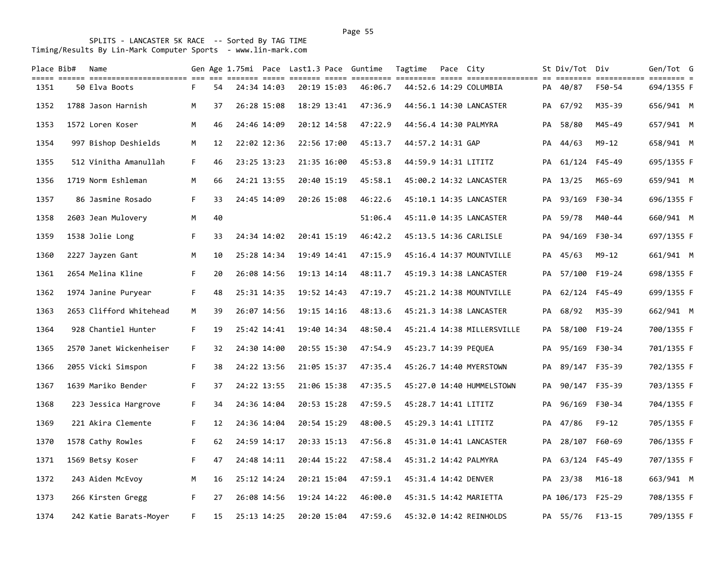SPLITS - LANCASTER 5K RACE -- Sorted By TAG TIME
Timing/Results By Lin-Mark Computer Sports - www.lin-mark.com

| Place | Bib# | Name | Gen | Age | 1.75mi | Pace | Last1.3 | Pace | Guntime | Tagtime | Pace | City | St | Div/Tot | Div | Gen/Tot | G |
|---|---|---|---|---|---|---|---|---|---|---|---|---|---|---|---|---|---|
| 1351 | 50 | Elva Boots | F | 54 | 24:34 | 14:03 | 20:19 | 15:03 | 46:06.7 | 44:52.6 | 14:29 | COLUMBIA | PA | 40/87 | F50-54 | 694/1355 | F |
| 1352 | 1788 | Jason Harnish | M | 37 | 26:28 | 15:08 | 18:29 | 13:41 | 47:36.9 | 44:56.1 | 14:30 | LANCASTER | PA | 67/92 | M35-39 | 656/941 | M |
| 1353 | 1572 | Loren Koser | M | 46 | 24:46 | 14:09 | 20:12 | 14:58 | 47:22.9 | 44:56.4 | 14:30 | PALMYRA | PA | 58/80 | M45-49 | 657/941 | M |
| 1354 | 997 | Bishop Deshields | M | 12 | 22:02 | 12:36 | 22:56 | 17:00 | 45:13.7 | 44:57.2 | 14:31 | GAP | PA | 44/63 | M9-12 | 658/941 | M |
| 1355 | 512 | Vinitha Amanullah | F | 46 | 23:25 | 13:23 | 21:35 | 16:00 | 45:53.8 | 44:59.9 | 14:31 | LITITZ | PA | 61/124 | F45-49 | 695/1355 | F |
| 1356 | 1719 | Norm Eshleman | M | 66 | 24:21 | 13:55 | 20:40 | 15:19 | 45:58.1 | 45:00.2 | 14:32 | LANCASTER | PA | 13/25 | M65-69 | 659/941 | M |
| 1357 | 86 | Jasmine Rosado | F | 33 | 24:45 | 14:09 | 20:26 | 15:08 | 46:22.6 | 45:10.1 | 14:35 | LANCASTER | PA | 93/169 | F30-34 | 696/1355 | F |
| 1358 | 2603 | Jean Mulovery | M | 40 | | | | | 51:06.4 | 45:11.0 | 14:35 | LANCASTER | PA | 59/78 | M40-44 | 660/941 | M |
| 1359 | 1538 | Jolie Long | F | 33 | 24:34 | 14:02 | 20:41 | 15:19 | 46:42.2 | 45:13.5 | 14:36 | CARLISLE | PA | 94/169 | F30-34 | 697/1355 | F |
| 1360 | 2227 | Jayzen Gant | M | 10 | 25:28 | 14:34 | 19:49 | 14:41 | 47:15.9 | 45:16.4 | 14:37 | MOUNTVILLE | PA | 45/63 | M9-12 | 661/941 | M |
| 1361 | 2654 | Melina Kline | F | 20 | 26:08 | 14:56 | 19:13 | 14:14 | 48:11.7 | 45:19.3 | 14:38 | LANCASTER | PA | 57/100 | F19-24 | 698/1355 | F |
| 1362 | 1974 | Janine Puryear | F | 48 | 25:31 | 14:35 | 19:52 | 14:43 | 47:19.7 | 45:21.2 | 14:38 | MOUNTVILLE | PA | 62/124 | F45-49 | 699/1355 | F |
| 1363 | 2653 | Clifford Whitehead | M | 39 | 26:07 | 14:56 | 19:15 | 14:16 | 48:13.6 | 45:21.3 | 14:38 | LANCASTER | PA | 68/92 | M35-39 | 662/941 | M |
| 1364 | 928 | Chantiel Hunter | F | 19 | 25:42 | 14:41 | 19:40 | 14:34 | 48:50.4 | 45:21.4 | 14:38 | MILLERSVILLE | PA | 58/100 | F19-24 | 700/1355 | F |
| 1365 | 2570 | Janet Wickenheiser | F | 32 | 24:30 | 14:00 | 20:55 | 15:30 | 47:54.9 | 45:23.7 | 14:39 | PEQUEA | PA | 95/169 | F30-34 | 701/1355 | F |
| 1366 | 2055 | Vicki Simspon | F | 38 | 24:22 | 13:56 | 21:05 | 15:37 | 47:35.4 | 45:26.7 | 14:40 | MYERSTOWN | PA | 89/147 | F35-39 | 702/1355 | F |
| 1367 | 1639 | Mariko Bender | F | 37 | 24:22 | 13:55 | 21:06 | 15:38 | 47:35.5 | 45:27.0 | 14:40 | HUMMELSTOWN | PA | 90/147 | F35-39 | 703/1355 | F |
| 1368 | 223 | Jessica Hargrove | F | 34 | 24:36 | 14:04 | 20:53 | 15:28 | 47:59.5 | 45:28.7 | 14:41 | LITITZ | PA | 96/169 | F30-34 | 704/1355 | F |
| 1369 | 221 | Akira Clemente | F | 12 | 24:36 | 14:04 | 20:54 | 15:29 | 48:00.5 | 45:29.3 | 14:41 | LITITZ | PA | 47/86 | F9-12 | 705/1355 | F |
| 1370 | 1578 | Cathy Rowles | F | 62 | 24:59 | 14:17 | 20:33 | 15:13 | 47:56.8 | 45:31.0 | 14:41 | LANCASTER | PA | 28/107 | F60-69 | 706/1355 | F |
| 1371 | 1569 | Betsy Koser | F | 47 | 24:48 | 14:11 | 20:44 | 15:22 | 47:58.4 | 45:31.2 | 14:42 | PALMYRA | PA | 63/124 | F45-49 | 707/1355 | F |
| 1372 | 243 | Aiden McEvoy | M | 16 | 25:12 | 14:24 | 20:21 | 15:04 | 47:59.1 | 45:31.4 | 14:42 | DENVER | PA | 23/38 | M16-18 | 663/941 | M |
| 1373 | 266 | Kirsten Gregg | F | 27 | 26:08 | 14:56 | 19:24 | 14:22 | 46:00.0 | 45:31.5 | 14:42 | MARIETTA | PA | 106/173 | F25-29 | 708/1355 | F |
| 1374 | 242 | Katie Barats-Moyer | F | 15 | 25:13 | 14:25 | 20:20 | 15:04 | 47:59.6 | 45:32.0 | 14:42 | REINHOLDS | PA | 55/76 | F13-15 | 709/1355 | F |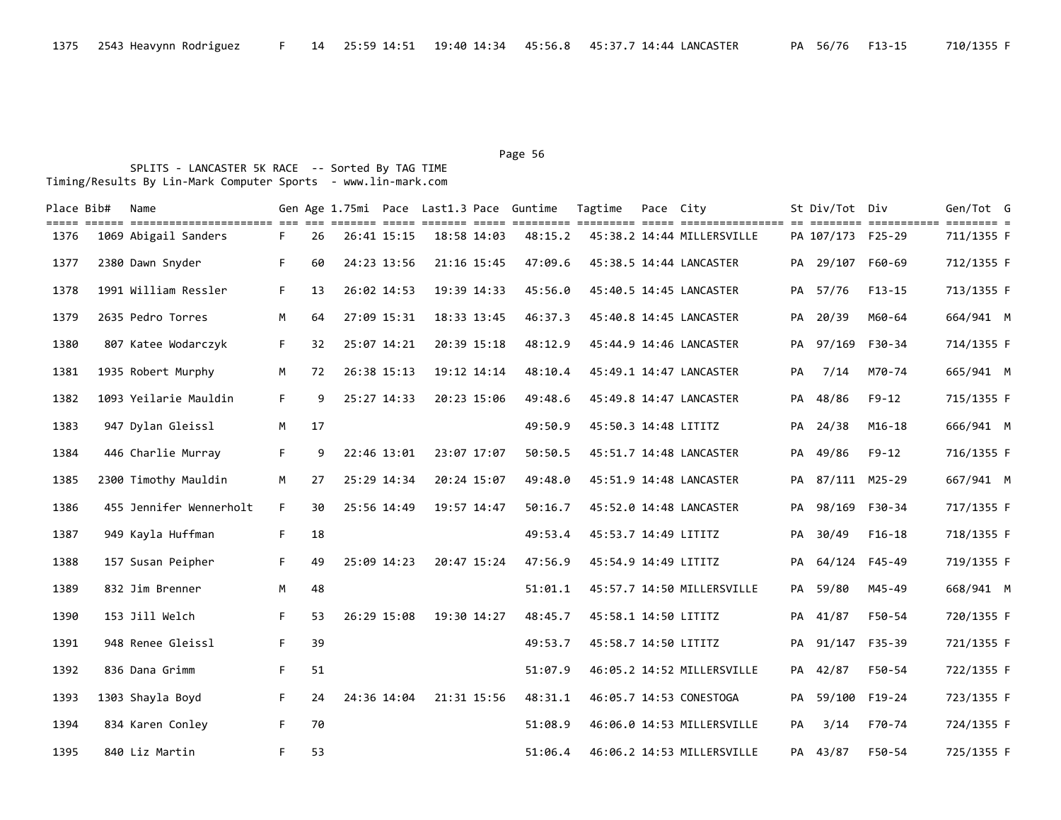| 1375 | 2543 | Heavynn Rodriguez | F | 14 | 25:59 | 14:51 | 19:40 | 14:34 | 45:56.8 | 45:37.7 | 14:44 | LANCASTER | PA | 56/76 | F13-15 | 710/1355 | F |
|---|---|---|---|---|---|---|---|---|---|---|---|---|---|---|---|---|---|

SPLITS - LANCASTER 5K RACE -- Sorted By TAG TIME
Timing/Results By Lin-Mark Computer Sports - www.lin-mark.com

| Place | Bib# | Name | Gen | Age | 1.75mi | Pace | Last1.3 | Pace | Guntime | Tagtime | Pace | City | St | Div/Tot | Div | Gen/Tot | G |
|---|---|---|---|---|---|---|---|---|---|---|---|---|---|---|---|---|---|
| 1376 | 1069 | Abigail Sanders | F | 26 | 26:41 | 15:15 | 18:58 | 14:03 | 48:15.2 | 45:38.2 | 14:44 | MILLERSVILLE | PA | 107/173 | F25-29 | 711/1355 | F |
| 1377 | 2380 | Dawn Snyder | F | 60 | 24:23 | 13:56 | 21:16 | 15:45 | 47:09.6 | 45:38.5 | 14:44 | LANCASTER | PA | 29/107 | F60-69 | 712/1355 | F |
| 1378 | 1991 | William Ressler | F | 13 | 26:02 | 14:53 | 19:39 | 14:33 | 45:56.0 | 45:40.5 | 14:45 | LANCASTER | PA | 57/76 | F13-15 | 713/1355 | F |
| 1379 | 2635 | Pedro Torres | M | 64 | 27:09 | 15:31 | 18:33 | 13:45 | 46:37.3 | 45:40.8 | 14:45 | LANCASTER | PA | 20/39 | M60-64 | 664/941 | M |
| 1380 | 807 | Katee Wodarczyk | F | 32 | 25:07 | 14:21 | 20:39 | 15:18 | 48:12.9 | 45:44.9 | 14:46 | LANCASTER | PA | 97/169 | F30-34 | 714/1355 | F |
| 1381 | 1935 | Robert Murphy | M | 72 | 26:38 | 15:13 | 19:12 | 14:14 | 48:10.4 | 45:49.1 | 14:47 | LANCASTER | PA | 7/14 | M70-74 | 665/941 | M |
| 1382 | 1093 | Yeilarie Mauldin | F | 9 | 25:27 | 14:33 | 20:23 | 15:06 | 49:48.6 | 45:49.8 | 14:47 | LANCASTER | PA | 48/86 | F9-12 | 715/1355 | F |
| 1383 | 947 | Dylan Gleissl | M | 17 | | | | | 49:50.9 | 45:50.3 | 14:48 | LITITZ | PA | 24/38 | M16-18 | 666/941 | M |
| 1384 | 446 | Charlie Murray | F | 9 | 22:46 | 13:01 | 23:07 | 17:07 | 50:50.5 | 45:51.7 | 14:48 | LANCASTER | PA | 49/86 | F9-12 | 716/1355 | F |
| 1385 | 2300 | Timothy Mauldin | M | 27 | 25:29 | 14:34 | 20:24 | 15:07 | 49:48.0 | 45:51.9 | 14:48 | LANCASTER | PA | 87/111 | M25-29 | 667/941 | M |
| 1386 | 455 | Jennifer Wennerholt | F | 30 | 25:56 | 14:49 | 19:57 | 14:47 | 50:16.7 | 45:52.0 | 14:48 | LANCASTER | PA | 98/169 | F30-34 | 717/1355 | F |
| 1387 | 949 | Kayla Huffman | F | 18 | | | | | 49:53.4 | 45:53.7 | 14:49 | LITITZ | PA | 30/49 | F16-18 | 718/1355 | F |
| 1388 | 157 | Susan Peipher | F | 49 | 25:09 | 14:23 | 20:47 | 15:24 | 47:56.9 | 45:54.9 | 14:49 | LITITZ | PA | 64/124 | F45-49 | 719/1355 | F |
| 1389 | 832 | Jim Brenner | M | 48 | | | | | 51:01.1 | 45:57.7 | 14:50 | MILLERSVILLE | PA | 59/80 | M45-49 | 668/941 | M |
| 1390 | 153 | Jill Welch | F | 53 | 26:29 | 15:08 | 19:30 | 14:27 | 48:45.7 | 45:58.1 | 14:50 | LITITZ | PA | 41/87 | F50-54 | 720/1355 | F |
| 1391 | 948 | Renee Gleissl | F | 39 | | | | | 49:53.7 | 45:58.7 | 14:50 | LITITZ | PA | 91/147 | F35-39 | 721/1355 | F |
| 1392 | 836 | Dana Grimm | F | 51 | | | | | 51:07.9 | 46:05.2 | 14:52 | MILLERSVILLE | PA | 42/87 | F50-54 | 722/1355 | F |
| 1393 | 1303 | Shayla Boyd | F | 24 | 24:36 | 14:04 | 21:31 | 15:56 | 48:31.1 | 46:05.7 | 14:53 | CONESTOGA | PA | 59/100 | F19-24 | 723/1355 | F |
| 1394 | 834 | Karen Conley | F | 70 | | | | | 51:08.9 | 46:06.0 | 14:53 | MILLERSVILLE | PA | 3/14 | F70-74 | 724/1355 | F |
| 1395 | 840 | Liz Martin | F | 53 | | | | | 51:06.4 | 46:06.2 | 14:53 | MILLERSVILLE | PA | 43/87 | F50-54 | 725/1355 | F |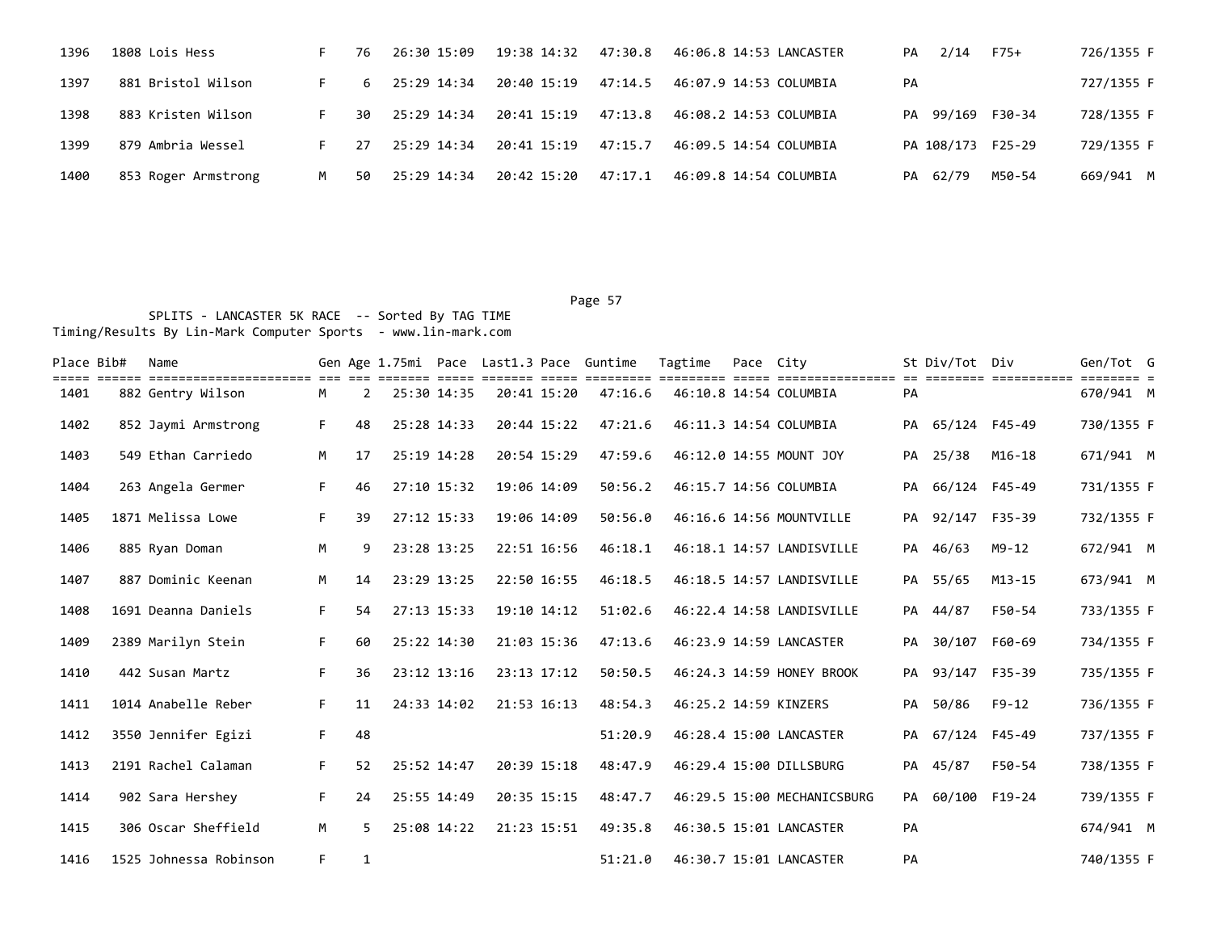| Place | Bib# | Name | Gen | Age | 1.75mi | Pace | Last1.3 | Pace | Guntime | Tagtime | Pace | City | St | Div/Tot | Div | Gen/Tot | G |
|---|---|---|---|---|---|---|---|---|---|---|---|---|---|---|---|---|---|
| 1396 | 1808 | Lois Hess | F | 76 | 26:30 | 15:09 | 19:38 | 14:32 | 47:30.8 | 46:06.8 | 14:53 | LANCASTER | PA | 2/14 | F75+ | 726/1355 | F |
| 1397 | 881 | Bristol Wilson | F | 6 | 25:29 | 14:34 | 20:40 | 15:19 | 47:14.5 | 46:07.9 | 14:53 | COLUMBIA | PA | | | 727/1355 | F |
| 1398 | 883 | Kristen Wilson | F | 30 | 25:29 | 14:34 | 20:41 | 15:19 | 47:13.8 | 46:08.2 | 14:53 | COLUMBIA | PA | 99/169 | F30-34 | 728/1355 | F |
| 1399 | 879 | Ambria Wessel | F | 27 | 25:29 | 14:34 | 20:41 | 15:19 | 47:15.7 | 46:09.5 | 14:54 | COLUMBIA | PA | 108/173 | F25-29 | 729/1355 | F |
| 1400 | 853 | Roger Armstrong | M | 50 | 25:29 | 14:34 | 20:42 | 15:20 | 47:17.1 | 46:09.8 | 14:54 | COLUMBIA | PA | 62/79 | M50-54 | 669/941 | M |

SPLITS - LANCASTER 5K RACE -- Sorted By TAG TIME
Timing/Results By Lin-Mark Computer Sports - www.lin-mark.com

| Place | Bib# | Name | Gen | Age | 1.75mi | Pace | Last1.3 | Pace | Guntime | Tagtime | Pace | City | St | Div/Tot | Div | Gen/Tot | G |
|---|---|---|---|---|---|---|---|---|---|---|---|---|---|---|---|---|---|
| 1401 | 882 | Gentry Wilson | M | 2 | 25:30 | 14:35 | 20:41 | 15:20 | 47:16.6 | 46:10.8 | 14:54 | COLUMBIA | PA | | | 670/941 | M |
| 1402 | 852 | Jaymi Armstrong | F | 48 | 25:28 | 14:33 | 20:44 | 15:22 | 47:21.6 | 46:11.3 | 14:54 | COLUMBIA | PA | 65/124 | F45-49 | 730/1355 | F |
| 1403 | 549 | Ethan Carriedo | M | 17 | 25:19 | 14:28 | 20:54 | 15:29 | 47:59.6 | 46:12.0 | 14:55 | MOUNT JOY | PA | 25/38 | M16-18 | 671/941 | M |
| 1404 | 263 | Angela Germer | F | 46 | 27:10 | 15:32 | 19:06 | 14:09 | 50:56.2 | 46:15.7 | 14:56 | COLUMBIA | PA | 66/124 | F45-49 | 731/1355 | F |
| 1405 | 1871 | Melissa Lowe | F | 39 | 27:12 | 15:33 | 19:06 | 14:09 | 50:56.0 | 46:16.6 | 14:56 | MOUNTVILLE | PA | 92/147 | F35-39 | 732/1355 | F |
| 1406 | 885 | Ryan Doman | M | 9 | 23:28 | 13:25 | 22:51 | 16:56 | 46:18.1 | 46:18.1 | 14:57 | LANDISVILLE | PA | 46/63 | M9-12 | 672/941 | M |
| 1407 | 887 | Dominic Keenan | M | 14 | 23:29 | 13:25 | 22:50 | 16:55 | 46:18.5 | 46:18.5 | 14:57 | LANDISVILLE | PA | 55/65 | M13-15 | 673/941 | M |
| 1408 | 1691 | Deanna Daniels | F | 54 | 27:13 | 15:33 | 19:10 | 14:12 | 51:02.6 | 46:22.4 | 14:58 | LANDISVILLE | PA | 44/87 | F50-54 | 733/1355 | F |
| 1409 | 2389 | Marilyn Stein | F | 60 | 25:22 | 14:30 | 21:03 | 15:36 | 47:13.6 | 46:23.9 | 14:59 | LANCASTER | PA | 30/107 | F60-69 | 734/1355 | F |
| 1410 | 442 | Susan Martz | F | 36 | 23:12 | 13:16 | 23:13 | 17:12 | 50:50.5 | 46:24.3 | 14:59 | HONEY BROOK | PA | 93/147 | F35-39 | 735/1355 | F |
| 1411 | 1014 | Anabelle Reber | F | 11 | 24:33 | 14:02 | 21:53 | 16:13 | 48:54.3 | 46:25.2 | 14:59 | KINZERS | PA | 50/86 | F9-12 | 736/1355 | F |
| 1412 | 3550 | Jennifer Egizi | F | 48 | | | | | 51:20.9 | 46:28.4 | 15:00 | LANCASTER | PA | 67/124 | F45-49 | 737/1355 | F |
| 1413 | 2191 | Rachel Calaman | F | 52 | 25:52 | 14:47 | 20:39 | 15:18 | 48:47.9 | 46:29.4 | 15:00 | DILLSBURG | PA | 45/87 | F50-54 | 738/1355 | F |
| 1414 | 902 | Sara Hershey | F | 24 | 25:55 | 14:49 | 20:35 | 15:15 | 48:47.7 | 46:29.5 | 15:00 | MECHANICSBURG | PA | 60/100 | F19-24 | 739/1355 | F |
| 1415 | 306 | Oscar Sheffield | M | 5 | 25:08 | 14:22 | 21:23 | 15:51 | 49:35.8 | 46:30.5 | 15:01 | LANCASTER | PA | | | 674/941 | M |
| 1416 | 1525 | Johnessa Robinson | F | 1 | | | | | 51:21.0 | 46:30.7 | 15:01 | LANCASTER | PA | | | 740/1355 | F |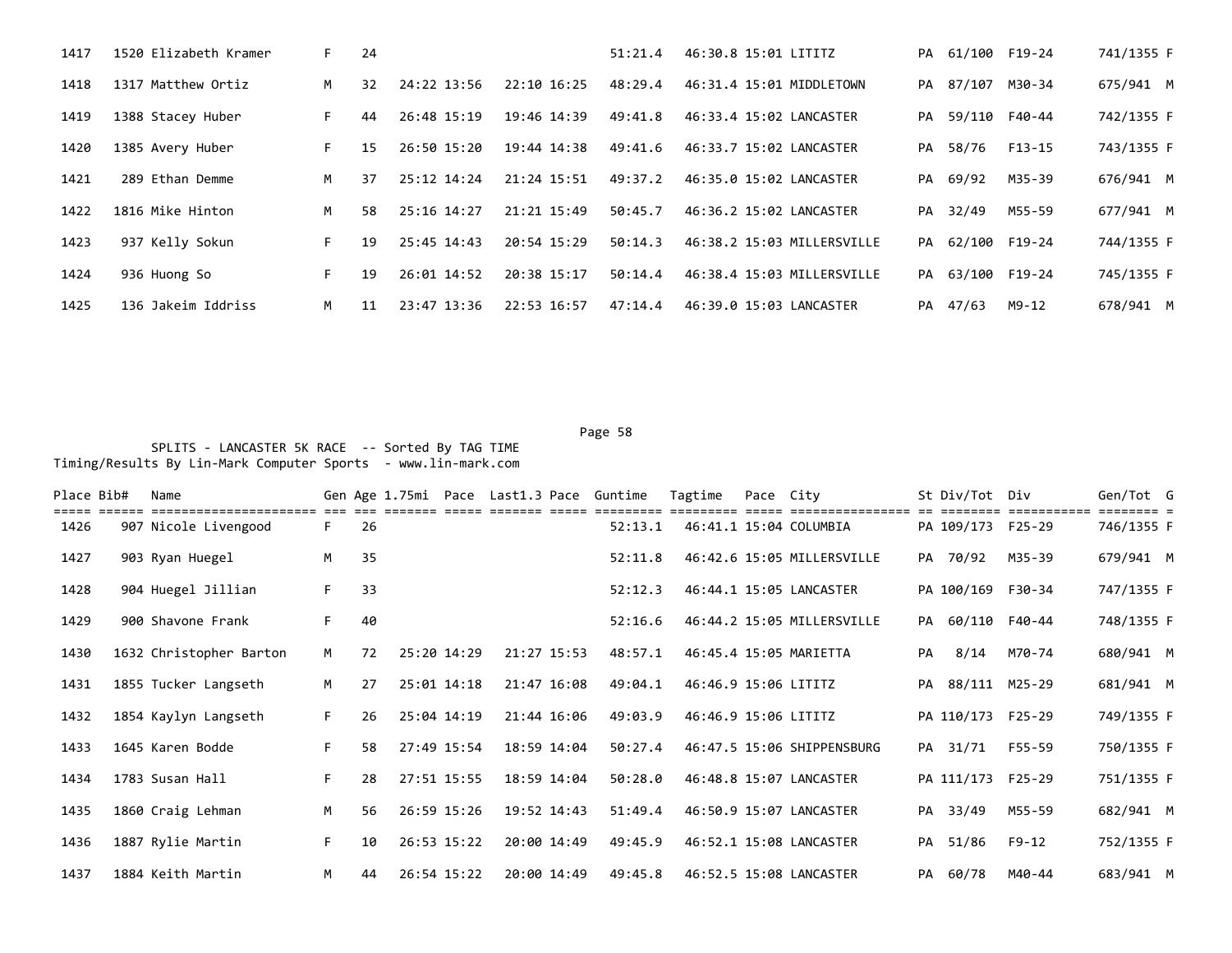| Place | Bib# | Name | Gen | Age | 1.75mi | Pace | Last1.3 | Pace | Guntime | Tagtime | Pace | City | St | Div/Tot | Div | Gen/Tot | G |
|---|---|---|---|---|---|---|---|---|---|---|---|---|---|---|---|---|---|
| 1417 | 1520 | Elizabeth Kramer | F | 24 | | | | | 51:21.4 | 46:30.8 | 15:01 | LITITZ | PA | 61/100 | F19-24 | 741/1355 | F |
| 1418 | 1317 | Matthew Ortiz | M | 32 | 24:22 | 13:56 | 22:10 | 16:25 | 48:29.4 | 46:31.4 | 15:01 | MIDDLETOWN | PA | 87/107 | M30-34 | 675/941 | M |
| 1419 | 1388 | Stacey Huber | F | 44 | 26:48 | 15:19 | 19:46 | 14:39 | 49:41.8 | 46:33.4 | 15:02 | LANCASTER | PA | 59/110 | F40-44 | 742/1355 | F |
| 1420 | 1385 | Avery Huber | F | 15 | 26:50 | 15:20 | 19:44 | 14:38 | 49:41.6 | 46:33.7 | 15:02 | LANCASTER | PA | 58/76 | F13-15 | 743/1355 | F |
| 1421 | 289 | Ethan Demme | M | 37 | 25:12 | 14:24 | 21:24 | 15:51 | 49:37.2 | 46:35.0 | 15:02 | LANCASTER | PA | 69/92 | M35-39 | 676/941 | M |
| 1422 | 1816 | Mike Hinton | M | 58 | 25:16 | 14:27 | 21:21 | 15:49 | 50:45.7 | 46:36.2 | 15:02 | LANCASTER | PA | 32/49 | M55-59 | 677/941 | M |
| 1423 | 937 | Kelly Sokun | F | 19 | 25:45 | 14:43 | 20:54 | 15:29 | 50:14.3 | 46:38.2 | 15:03 | MILLERSVILLE | PA | 62/100 | F19-24 | 744/1355 | F |
| 1424 | 936 | Huong So | F | 19 | 26:01 | 14:52 | 20:38 | 15:17 | 50:14.4 | 46:38.4 | 15:03 | MILLERSVILLE | PA | 63/100 | F19-24 | 745/1355 | F |
| 1425 | 136 | Jakeim Iddriss | M | 11 | 23:47 | 13:36 | 22:53 | 16:57 | 47:14.4 | 46:39.0 | 15:03 | LANCASTER | PA | 47/63 | M9-12 | 678/941 | M |

SPLITS - LANCASTER 5K RACE -- Sorted By TAG TIME
Timing/Results By Lin-Mark Computer Sports - www.lin-mark.com

| Place | Bib# | Name | Gen | Age | 1.75mi | Pace | Last1.3 | Pace | Guntime | Tagtime | Pace | City | St | Div/Tot | Div | Gen/Tot | G |
|---|---|---|---|---|---|---|---|---|---|---|---|---|---|---|---|---|---|
| 1426 | 907 | Nicole Livengood | F | 26 | | | | | 52:13.1 | 46:41.1 | 15:04 | COLUMBIA | PA | 109/173 | F25-29 | 746/1355 | F |
| 1427 | 903 | Ryan Huegel | M | 35 | | | | | 52:11.8 | 46:42.6 | 15:05 | MILLERSVILLE | PA | 70/92 | M35-39 | 679/941 | M |
| 1428 | 904 | Huegel Jillian | F | 33 | | | | | 52:12.3 | 46:44.1 | 15:05 | LANCASTER | PA | 100/169 | F30-34 | 747/1355 | F |
| 1429 | 900 | Shavone Frank | F | 40 | | | | | 52:16.6 | 46:44.2 | 15:05 | MILLERSVILLE | PA | 60/110 | F40-44 | 748/1355 | F |
| 1430 | 1632 | Christopher Barton | M | 72 | 25:20 | 14:29 | 21:27 | 15:53 | 48:57.1 | 46:45.4 | 15:05 | MARIETTA | PA | 8/14 | M70-74 | 680/941 | M |
| 1431 | 1855 | Tucker Langseth | M | 27 | 25:01 | 14:18 | 21:47 | 16:08 | 49:04.1 | 46:46.9 | 15:06 | LITITZ | PA | 88/111 | M25-29 | 681/941 | M |
| 1432 | 1854 | Kaylyn Langseth | F | 26 | 25:04 | 14:19 | 21:44 | 16:06 | 49:03.9 | 46:46.9 | 15:06 | LITITZ | PA | 110/173 | F25-29 | 749/1355 | F |
| 1433 | 1645 | Karen Bodde | F | 58 | 27:49 | 15:54 | 18:59 | 14:04 | 50:27.4 | 46:47.5 | 15:06 | SHIPPENSBURG | PA | 31/71 | F55-59 | 750/1355 | F |
| 1434 | 1783 | Susan Hall | F | 28 | 27:51 | 15:55 | 18:59 | 14:04 | 50:28.0 | 46:48.8 | 15:07 | LANCASTER | PA | 111/173 | F25-29 | 751/1355 | F |
| 1435 | 1860 | Craig Lehman | M | 56 | 26:59 | 15:26 | 19:52 | 14:43 | 51:49.4 | 46:50.9 | 15:07 | LANCASTER | PA | 33/49 | M55-59 | 682/941 | M |
| 1436 | 1887 | Rylie Martin | F | 10 | 26:53 | 15:22 | 20:00 | 14:49 | 49:45.9 | 46:52.1 | 15:08 | LANCASTER | PA | 51/86 | F9-12 | 752/1355 | F |
| 1437 | 1884 | Keith Martin | M | 44 | 26:54 | 15:22 | 20:00 | 14:49 | 49:45.8 | 46:52.5 | 15:08 | LANCASTER | PA | 60/78 | M40-44 | 683/941 | M |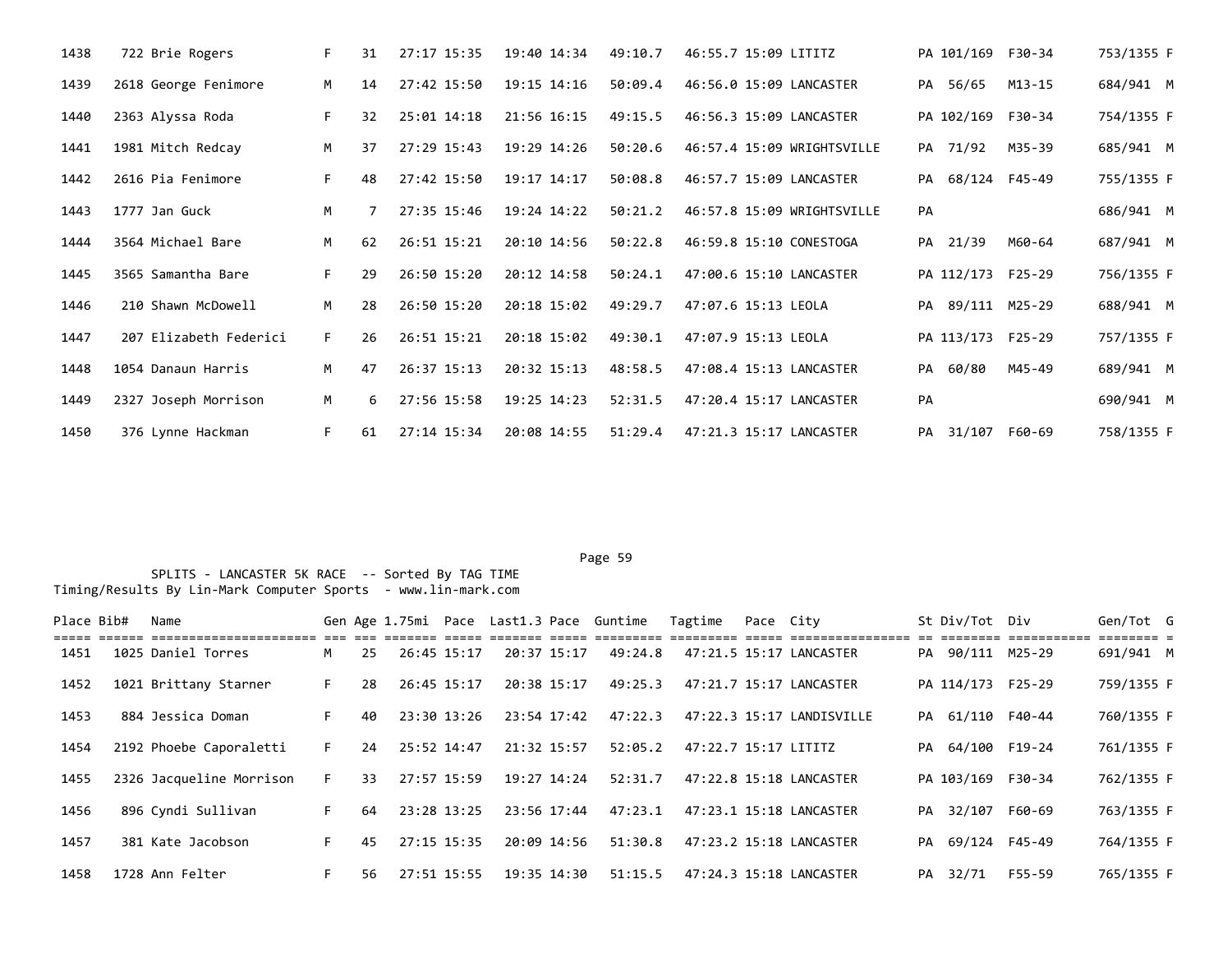| Place | Bib# | Name | Gen | Age | 1.75mi | Pace | Last1.3 | Pace | Guntime | Tagtime | Pace | City | St | Div/Tot | Div | Gen/Tot | G |
|---|---|---|---|---|---|---|---|---|---|---|---|---|---|---|---|---|---|
| 1438 | 722 | Brie Rogers | F | 31 | 27:17 | 15:35 | 19:40 | 14:34 | 49:10.7 | 46:55.7 | 15:09 | LITITZ | PA | 101/169 | F30-34 | 753/1355 | F |
| 1439 | 2618 | George Fenimore | M | 14 | 27:42 | 15:50 | 19:15 | 14:16 | 50:09.4 | 46:56.0 | 15:09 | LANCASTER | PA | 56/65 | M13-15 | 684/941 | M |
| 1440 | 2363 | Alyssa Roda | F | 32 | 25:01 | 14:18 | 21:56 | 16:15 | 49:15.5 | 46:56.3 | 15:09 | LANCASTER | PA | 102/169 | F30-34 | 754/1355 | F |
| 1441 | 1981 | Mitch Redcay | M | 37 | 27:29 | 15:43 | 19:29 | 14:26 | 50:20.6 | 46:57.4 | 15:09 | WRIGHTSVILLE | PA | 71/92 | M35-39 | 685/941 | M |
| 1442 | 2616 | Pia Fenimore | F | 48 | 27:42 | 15:50 | 19:17 | 14:17 | 50:08.8 | 46:57.7 | 15:09 | LANCASTER | PA | 68/124 | F45-49 | 755/1355 | F |
| 1443 | 1777 | Jan Guck | M | 7 | 27:35 | 15:46 | 19:24 | 14:22 | 50:21.2 | 46:57.8 | 15:09 | WRIGHTSVILLE | PA | | | 686/941 | M |
| 1444 | 3564 | Michael Bare | M | 62 | 26:51 | 15:21 | 20:10 | 14:56 | 50:22.8 | 46:59.8 | 15:10 | CONESTOGA | PA | 21/39 | M60-64 | 687/941 | M |
| 1445 | 3565 | Samantha Bare | F | 29 | 26:50 | 15:20 | 20:12 | 14:58 | 50:24.1 | 47:00.6 | 15:10 | LANCASTER | PA | 112/173 | F25-29 | 756/1355 | F |
| 1446 | 210 | Shawn McDowell | M | 28 | 26:50 | 15:20 | 20:18 | 15:02 | 49:29.7 | 47:07.6 | 15:13 | LEOLA | PA | 89/111 | M25-29 | 688/941 | M |
| 1447 | 207 | Elizabeth Federici | F | 26 | 26:51 | 15:21 | 20:18 | 15:02 | 49:30.1 | 47:07.9 | 15:13 | LEOLA | PA | 113/173 | F25-29 | 757/1355 | F |
| 1448 | 1054 | Danaun Harris | M | 47 | 26:37 | 15:13 | 20:32 | 15:13 | 48:58.5 | 47:08.4 | 15:13 | LANCASTER | PA | 60/80 | M45-49 | 689/941 | M |
| 1449 | 2327 | Joseph Morrison | M | 6 | 27:56 | 15:58 | 19:25 | 14:23 | 52:31.5 | 47:20.4 | 15:17 | LANCASTER | PA | | | 690/941 | M |
| 1450 | 376 | Lynne Hackman | F | 61 | 27:14 | 15:34 | 20:08 | 14:55 | 51:29.4 | 47:21.3 | 15:17 | LANCASTER | PA | 31/107 | F60-69 | 758/1355 | F |

SPLITS - LANCASTER 5K RACE -- Sorted By TAG TIME
Timing/Results By Lin-Mark Computer Sports - www.lin-mark.com

| Place | Bib# | Name | Gen | Age | 1.75mi | Pace | Last1.3 | Pace | Guntime | Tagtime | Pace | City | St | Div/Tot | Div | Gen/Tot | G |
|---|---|---|---|---|---|---|---|---|---|---|---|---|---|---|---|---|---|
| 1451 | 1025 | Daniel Torres | M | 25 | 26:45 | 15:17 | 20:37 | 15:17 | 49:24.8 | 47:21.5 | 15:17 | LANCASTER | PA | 90/111 | M25-29 | 691/941 | M |
| 1452 | 1021 | Brittany Starner | F | 28 | 26:45 | 15:17 | 20:38 | 15:17 | 49:25.3 | 47:21.7 | 15:17 | LANCASTER | PA | 114/173 | F25-29 | 759/1355 | F |
| 1453 | 884 | Jessica Doman | F | 40 | 23:30 | 13:26 | 23:54 | 17:42 | 47:22.3 | 47:22.3 | 15:17 | LANDISVILLE | PA | 61/110 | F40-44 | 760/1355 | F |
| 1454 | 2192 | Phoebe Caporaletti | F | 24 | 25:52 | 14:47 | 21:32 | 15:57 | 52:05.2 | 47:22.7 | 15:17 | LITITZ | PA | 64/100 | F19-24 | 761/1355 | F |
| 1455 | 2326 | Jacqueline Morrison | F | 33 | 27:57 | 15:59 | 19:27 | 14:24 | 52:31.7 | 47:22.8 | 15:18 | LANCASTER | PA | 103/169 | F30-34 | 762/1355 | F |
| 1456 | 896 | Cyndi Sullivan | F | 64 | 23:28 | 13:25 | 23:56 | 17:44 | 47:23.1 | 47:23.1 | 15:18 | LANCASTER | PA | 32/107 | F60-69 | 763/1355 | F |
| 1457 | 381 | Kate Jacobson | F | 45 | 27:15 | 15:35 | 20:09 | 14:56 | 51:30.8 | 47:23.2 | 15:18 | LANCASTER | PA | 69/124 | F45-49 | 764/1355 | F |
| 1458 | 1728 | Ann Felter | F | 56 | 27:51 | 15:55 | 19:35 | 14:30 | 51:15.5 | 47:24.3 | 15:18 | LANCASTER | PA | 32/71 | F55-59 | 765/1355 | F |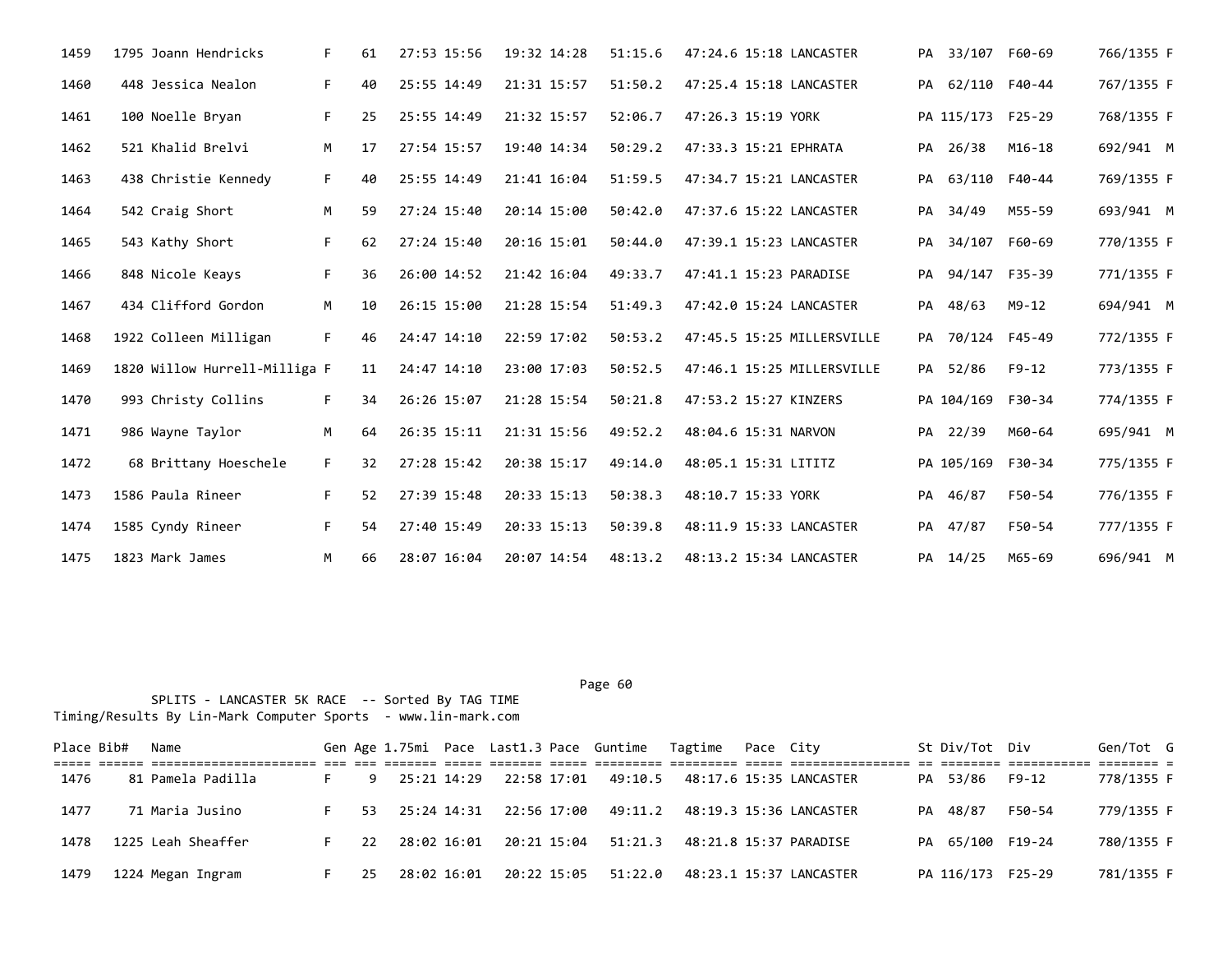| Place | Bib# | Name | Gen | Age | 1.75mi | Pace | Last1.3 | Pace | Guntime | Tagtime | Pace | City | St | Div/Tot | Div | Gen/Tot | G |
|---|---|---|---|---|---|---|---|---|---|---|---|---|---|---|---|---|---|
| 1459 | 1795 | Joann Hendricks | F | 61 | 27:53 | 15:56 | 19:32 | 14:28 | 51:15.6 | 47:24.6 | 15:18 | LANCASTER | PA | 33/107 | F60-69 | 766/1355 | F |
| 1460 | 448 | Jessica Nealon | F | 40 | 25:55 | 14:49 | 21:31 | 15:57 | 51:50.2 | 47:25.4 | 15:18 | LANCASTER | PA | 62/110 | F40-44 | 767/1355 | F |
| 1461 | 100 | Noelle Bryan | F | 25 | 25:55 | 14:49 | 21:32 | 15:57 | 52:06.7 | 47:26.3 | 15:19 | YORK | PA | 115/173 | F25-29 | 768/1355 | F |
| 1462 | 521 | Khalid Brelvi | M | 17 | 27:54 | 15:57 | 19:40 | 14:34 | 50:29.2 | 47:33.3 | 15:21 | EPHRATA | PA | 26/38 | M16-18 | 692/941 | M |
| 1463 | 438 | Christie Kennedy | F | 40 | 25:55 | 14:49 | 21:41 | 16:04 | 51:59.5 | 47:34.7 | 15:21 | LANCASTER | PA | 63/110 | F40-44 | 769/1355 | F |
| 1464 | 542 | Craig Short | M | 59 | 27:24 | 15:40 | 20:14 | 15:00 | 50:42.0 | 47:37.6 | 15:22 | LANCASTER | PA | 34/49 | M55-59 | 693/941 | M |
| 1465 | 543 | Kathy Short | F | 62 | 27:24 | 15:40 | 20:16 | 15:01 | 50:44.0 | 47:39.1 | 15:23 | LANCASTER | PA | 34/107 | F60-69 | 770/1355 | F |
| 1466 | 848 | Nicole Keays | F | 36 | 26:00 | 14:52 | 21:42 | 16:04 | 49:33.7 | 47:41.1 | 15:23 | PARADISE | PA | 94/147 | F35-39 | 771/1355 | F |
| 1467 | 434 | Clifford Gordon | M | 10 | 26:15 | 15:00 | 21:28 | 15:54 | 51:49.3 | 47:42.0 | 15:24 | LANCASTER | PA | 48/63 | M9-12 | 694/941 | M |
| 1468 | 1922 | Colleen Milligan | F | 46 | 24:47 | 14:10 | 22:59 | 17:02 | 50:53.2 | 47:45.5 | 15:25 | MILLERSVILLE | PA | 70/124 | F45-49 | 772/1355 | F |
| 1469 | 1820 | Willow Hurrell-Milliga | F | 11 | 24:47 | 14:10 | 23:00 | 17:03 | 50:52.5 | 47:46.1 | 15:25 | MILLERSVILLE | PA | 52/86 | F9-12 | 773/1355 | F |
| 1470 | 993 | Christy Collins | F | 34 | 26:26 | 15:07 | 21:28 | 15:54 | 50:21.8 | 47:53.2 | 15:27 | KINZERS | PA | 104/169 | F30-34 | 774/1355 | F |
| 1471 | 986 | Wayne Taylor | M | 64 | 26:35 | 15:11 | 21:31 | 15:56 | 49:52.2 | 48:04.6 | 15:31 | NARVON | PA | 22/39 | M60-64 | 695/941 | M |
| 1472 | 68 | Brittany Hoeschele | F | 32 | 27:28 | 15:42 | 20:38 | 15:17 | 49:14.0 | 48:05.1 | 15:31 | LITITZ | PA | 105/169 | F30-34 | 775/1355 | F |
| 1473 | 1586 | Paula Rineer | F | 52 | 27:39 | 15:48 | 20:33 | 15:13 | 50:38.3 | 48:10.7 | 15:33 | YORK | PA | 46/87 | F50-54 | 776/1355 | F |
| 1474 | 1585 | Cyndy Rineer | F | 54 | 27:40 | 15:49 | 20:33 | 15:13 | 50:39.8 | 48:11.9 | 15:33 | LANCASTER | PA | 47/87 | F50-54 | 777/1355 | F |
| 1475 | 1823 | Mark James | M | 66 | 28:07 | 16:04 | 20:07 | 14:54 | 48:13.2 | 48:13.2 | 15:34 | LANCASTER | PA | 14/25 | M65-69 | 696/941 | M |

SPLITS - LANCASTER 5K RACE -- Sorted By TAG TIME
Timing/Results By Lin-Mark Computer Sports - www.lin-mark.com

| Place | Bib# | Name | Gen | Age | 1.75mi | Pace | Last1.3 | Pace | Guntime | Tagtime | Pace | City | St | Div/Tot | Div | Gen/Tot | G |
|---|---|---|---|---|---|---|---|---|---|---|---|---|---|---|---|---|---|
| 1476 | 81 | Pamela Padilla | F | 9 | 25:21 | 14:29 | 22:58 | 17:01 | 49:10.5 | 48:17.6 | 15:35 | LANCASTER | PA | 53/86 | F9-12 | 778/1355 | F |
| 1477 | 71 | Maria Jusino | F | 53 | 25:24 | 14:31 | 22:56 | 17:00 | 49:11.2 | 48:19.3 | 15:36 | LANCASTER | PA | 48/87 | F50-54 | 779/1355 | F |
| 1478 | 1225 | Leah Sheaffer | F | 22 | 28:02 | 16:01 | 20:21 | 15:04 | 51:21.3 | 48:21.8 | 15:37 | PARADISE | PA | 65/100 | F19-24 | 780/1355 | F |
| 1479 | 1224 | Megan Ingram | F | 25 | 28:02 | 16:01 | 20:22 | 15:05 | 51:22.0 | 48:23.1 | 15:37 | LANCASTER | PA | 116/173 | F25-29 | 781/1355 | F |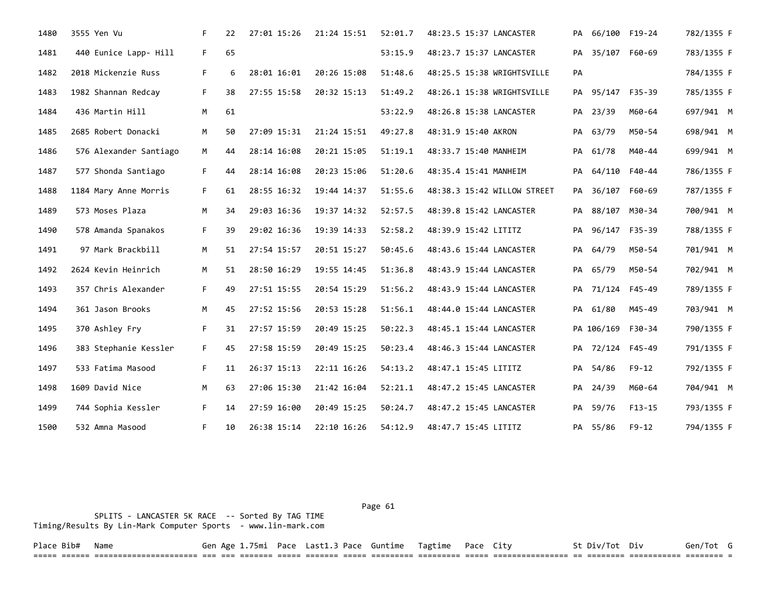| Place | Bib# | Name | Gen | Age | 1.75mi | Pace | Last1.3 | Pace | Guntime | Tagtime | Pace | City | St | Div/Tot | Div | Gen/Tot | G |
|---|---|---|---|---|---|---|---|---|---|---|---|---|---|---|---|---|---|
| 1480 | 3555 | Yen Vu | F | 22 | 27:01 | 15:26 | 21:24 | 15:51 | 52:01.7 | 48:23.5 | 15:37 | LANCASTER | PA | 66/100 | F19-24 | 782/1355 | F |
| 1481 | 440 | Eunice Lapp- Hill | F | 65 | | | | | 53:15.9 | 48:23.7 | 15:37 | LANCASTER | PA | 35/107 | F60-69 | 783/1355 | F |
| 1482 | 2018 | Mickenzie Russ | F | 6 | 28:01 | 16:01 | 20:26 | 15:08 | 51:48.6 | 48:25.5 | 15:38 | WRIGHTSVILLE | PA | | | 784/1355 | F |
| 1483 | 1982 | Shannan Redcay | F | 38 | 27:55 | 15:58 | 20:32 | 15:13 | 51:49.2 | 48:26.1 | 15:38 | WRIGHTSVILLE | PA | 95/147 | F35-39 | 785/1355 | F |
| 1484 | 436 | Martin Hill | M | 61 | | | | | 53:22.9 | 48:26.8 | 15:38 | LANCASTER | PA | 23/39 | M60-64 | 697/941 | M |
| 1485 | 2685 | Robert Donacki | M | 50 | 27:09 | 15:31 | 21:24 | 15:51 | 49:27.8 | 48:31.9 | 15:40 | AKRON | PA | 63/79 | M50-54 | 698/941 | M |
| 1486 | 576 | Alexander Santiago | M | 44 | 28:14 | 16:08 | 20:21 | 15:05 | 51:19.1 | 48:33.7 | 15:40 | MANHEIM | PA | 61/78 | M40-44 | 699/941 | M |
| 1487 | 577 | Shonda Santiago | F | 44 | 28:14 | 16:08 | 20:23 | 15:06 | 51:20.6 | 48:35.4 | 15:41 | MANHEIM | PA | 64/110 | F40-44 | 786/1355 | F |
| 1488 | 1184 | Mary Anne Morris | F | 61 | 28:55 | 16:32 | 19:44 | 14:37 | 51:55.6 | 48:38.3 | 15:42 | WILLOW STREET | PA | 36/107 | F60-69 | 787/1355 | F |
| 1489 | 573 | Moses Plaza | M | 34 | 29:03 | 16:36 | 19:37 | 14:32 | 52:57.5 | 48:39.8 | 15:42 | LANCASTER | PA | 88/107 | M30-34 | 700/941 | M |
| 1490 | 578 | Amanda Spanakos | F | 39 | 29:02 | 16:36 | 19:39 | 14:33 | 52:58.2 | 48:39.9 | 15:42 | LITITZ | PA | 96/147 | F35-39 | 788/1355 | F |
| 1491 | 97 | Mark Brackbill | M | 51 | 27:54 | 15:57 | 20:51 | 15:27 | 50:45.6 | 48:43.6 | 15:44 | LANCASTER | PA | 64/79 | M50-54 | 701/941 | M |
| 1492 | 2624 | Kevin Heinrich | M | 51 | 28:50 | 16:29 | 19:55 | 14:45 | 51:36.8 | 48:43.9 | 15:44 | LANCASTER | PA | 65/79 | M50-54 | 702/941 | M |
| 1493 | 357 | Chris Alexander | F | 49 | 27:51 | 15:55 | 20:54 | 15:29 | 51:56.2 | 48:43.9 | 15:44 | LANCASTER | PA | 71/124 | F45-49 | 789/1355 | F |
| 1494 | 361 | Jason Brooks | M | 45 | 27:52 | 15:56 | 20:53 | 15:28 | 51:56.1 | 48:44.0 | 15:44 | LANCASTER | PA | 61/80 | M45-49 | 703/941 | M |
| 1495 | 370 | Ashley Fry | F | 31 | 27:57 | 15:59 | 20:49 | 15:25 | 50:22.3 | 48:45.1 | 15:44 | LANCASTER | PA | 106/169 | F30-34 | 790/1355 | F |
| 1496 | 383 | Stephanie Kessler | F | 45 | 27:58 | 15:59 | 20:49 | 15:25 | 50:23.4 | 48:46.3 | 15:44 | LANCASTER | PA | 72/124 | F45-49 | 791/1355 | F |
| 1497 | 533 | Fatima Masood | F | 11 | 26:37 | 15:13 | 22:11 | 16:26 | 54:13.2 | 48:47.1 | 15:45 | LITITZ | PA | 54/86 | F9-12 | 792/1355 | F |
| 1498 | 1609 | David Nice | M | 63 | 27:06 | 15:30 | 21:42 | 16:04 | 52:21.1 | 48:47.2 | 15:45 | LANCASTER | PA | 24/39 | M60-64 | 704/941 | M |
| 1499 | 744 | Sophia Kessler | F | 14 | 27:59 | 16:00 | 20:49 | 15:25 | 50:24.7 | 48:47.2 | 15:45 | LANCASTER | PA | 59/76 | F13-15 | 793/1355 | F |
| 1500 | 532 | Amna Masood | F | 10 | 26:38 | 15:14 | 22:10 | 16:26 | 54:12.9 | 48:47.7 | 15:45 | LITITZ | PA | 55/86 | F9-12 | 794/1355 | F |

SPLITS - LANCASTER 5K RACE -- Sorted By TAG TIME
Timing/Results By Lin-Mark Computer Sports - www.lin-mark.com

| Place | Bib# | Name | Gen | Age | 1.75mi | Pace | Last1.3 | Pace | Guntime | Tagtime | Pace | City | St | Div/Tot | Div | Gen/Tot | G |
|---|---|---|---|---|---|---|---|---|---|---|---|---|---|---|---|---|---|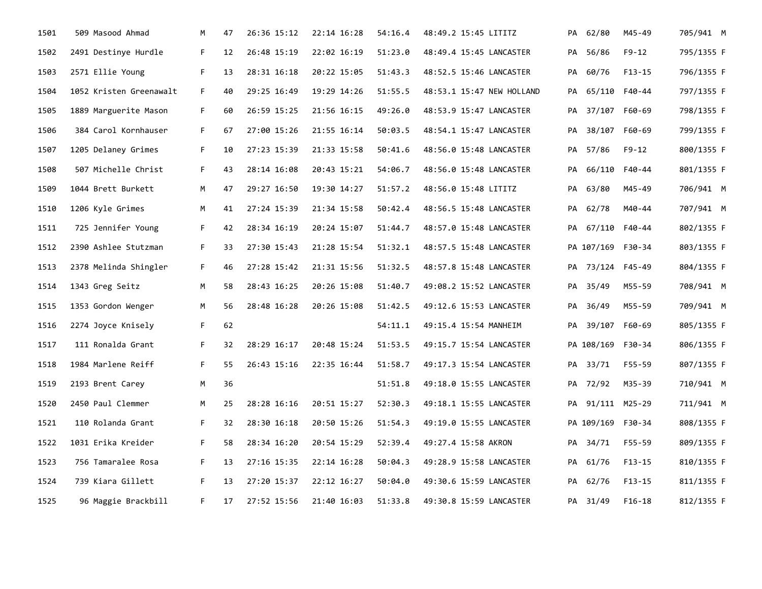| | | | | | | | | | | | | | |
|---|---|---|---|---|---|---|---|---|---|---|---|---|---|
| 1501 | 509 | Masood Ahmad | M | 47 | 26:36 15:12 | 22:14 16:28 | 54:16.4 | 48:49.2 15:45 | LITITZ | PA | 62/80 | M45-49 | 705/941 M |
| 1502 | 2491 | Destinye Hurdle | F | 12 | 26:48 15:19 | 22:02 16:19 | 51:23.0 | 48:49.4 15:45 | LANCASTER | PA | 56/86 | F9-12 | 795/1355 F |
| 1503 | 2571 | Ellie Young | F | 13 | 28:31 16:18 | 20:22 15:05 | 51:43.3 | 48:52.5 15:46 | LANCASTER | PA | 60/76 | F13-15 | 796/1355 F |
| 1504 | 1052 | Kristen Greenawalt | F | 40 | 29:25 16:49 | 19:29 14:26 | 51:55.5 | 48:53.1 15:47 | NEW HOLLAND | PA | 65/110 | F40-44 | 797/1355 F |
| 1505 | 1889 | Marguerite Mason | F | 60 | 26:59 15:25 | 21:56 16:15 | 49:26.0 | 48:53.9 15:47 | LANCASTER | PA | 37/107 | F60-69 | 798/1355 F |
| 1506 | 384 | Carol Kornhauser | F | 67 | 27:00 15:26 | 21:55 16:14 | 50:03.5 | 48:54.1 15:47 | LANCASTER | PA | 38/107 | F60-69 | 799/1355 F |
| 1507 | 1205 | Delaney Grimes | F | 10 | 27:23 15:39 | 21:33 15:58 | 50:41.6 | 48:56.0 15:48 | LANCASTER | PA | 57/86 | F9-12 | 800/1355 F |
| 1508 | 507 | Michelle Christ | F | 43 | 28:14 16:08 | 20:43 15:21 | 54:06.7 | 48:56.0 15:48 | LANCASTER | PA | 66/110 | F40-44 | 801/1355 F |
| 1509 | 1044 | Brett Burkett | M | 47 | 29:27 16:50 | 19:30 14:27 | 51:57.2 | 48:56.0 15:48 | LITITZ | PA | 63/80 | M45-49 | 706/941 M |
| 1510 | 1206 | Kyle Grimes | M | 41 | 27:24 15:39 | 21:34 15:58 | 50:42.4 | 48:56.5 15:48 | LANCASTER | PA | 62/78 | M40-44 | 707/941 M |
| 1511 | 725 | Jennifer Young | F | 42 | 28:34 16:19 | 20:24 15:07 | 51:44.7 | 48:57.0 15:48 | LANCASTER | PA | 67/110 | F40-44 | 802/1355 F |
| 1512 | 2390 | Ashlee Stutzman | F | 33 | 27:30 15:43 | 21:28 15:54 | 51:32.1 | 48:57.5 15:48 | LANCASTER | PA | 107/169 | F30-34 | 803/1355 F |
| 1513 | 2378 | Melinda Shingler | F | 46 | 27:28 15:42 | 21:31 15:56 | 51:32.5 | 48:57.8 15:48 | LANCASTER | PA | 73/124 | F45-49 | 804/1355 F |
| 1514 | 1343 | Greg Seitz | M | 58 | 28:43 16:25 | 20:26 15:08 | 51:40.7 | 49:08.2 15:52 | LANCASTER | PA | 35/49 | M55-59 | 708/941 M |
| 1515 | 1353 | Gordon Wenger | M | 56 | 28:48 16:28 | 20:26 15:08 | 51:42.5 | 49:12.6 15:53 | LANCASTER | PA | 36/49 | M55-59 | 709/941 M |
| 1516 | 2274 | Joyce Knisely | F | 62 | | | 54:11.1 | 49:15.4 15:54 | MANHEIM | PA | 39/107 | F60-69 | 805/1355 F |
| 1517 | 111 | Ronalda Grant | F | 32 | 28:29 16:17 | 20:48 15:24 | 51:53.5 | 49:15.7 15:54 | LANCASTER | PA | 108/169 | F30-34 | 806/1355 F |
| 1518 | 1984 | Marlene Reiff | F | 55 | 26:43 15:16 | 22:35 16:44 | 51:58.7 | 49:17.3 15:54 | LANCASTER | PA | 33/71 | F55-59 | 807/1355 F |
| 1519 | 2193 | Brent Carey | M | 36 | | | 51:51.8 | 49:18.0 15:55 | LANCASTER | PA | 72/92 | M35-39 | 710/941 M |
| 1520 | 2450 | Paul Clemmer | M | 25 | 28:28 16:16 | 20:51 15:27 | 52:30.3 | 49:18.1 15:55 | LANCASTER | PA | 91/111 | M25-29 | 711/941 M |
| 1521 | 110 | Rolanda Grant | F | 32 | 28:30 16:18 | 20:50 15:26 | 51:54.3 | 49:19.0 15:55 | LANCASTER | PA | 109/169 | F30-34 | 808/1355 F |
| 1522 | 1031 | Erika Kreider | F | 58 | 28:34 16:20 | 20:54 15:29 | 52:39.4 | 49:27.4 15:58 | AKRON | PA | 34/71 | F55-59 | 809/1355 F |
| 1523 | 756 | Tamaralee Rosa | F | 13 | 27:16 15:35 | 22:14 16:28 | 50:04.3 | 49:28.9 15:58 | LANCASTER | PA | 61/76 | F13-15 | 810/1355 F |
| 1524 | 739 | Kiara Gillett | F | 13 | 27:20 15:37 | 22:12 16:27 | 50:04.0 | 49:30.6 15:59 | LANCASTER | PA | 62/76 | F13-15 | 811/1355 F |
| 1525 | 96 | Maggie Brackbill | F | 17 | 27:52 15:56 | 21:40 16:03 | 51:33.8 | 49:30.8 15:59 | LANCASTER | PA | 31/49 | F16-18 | 812/1355 F |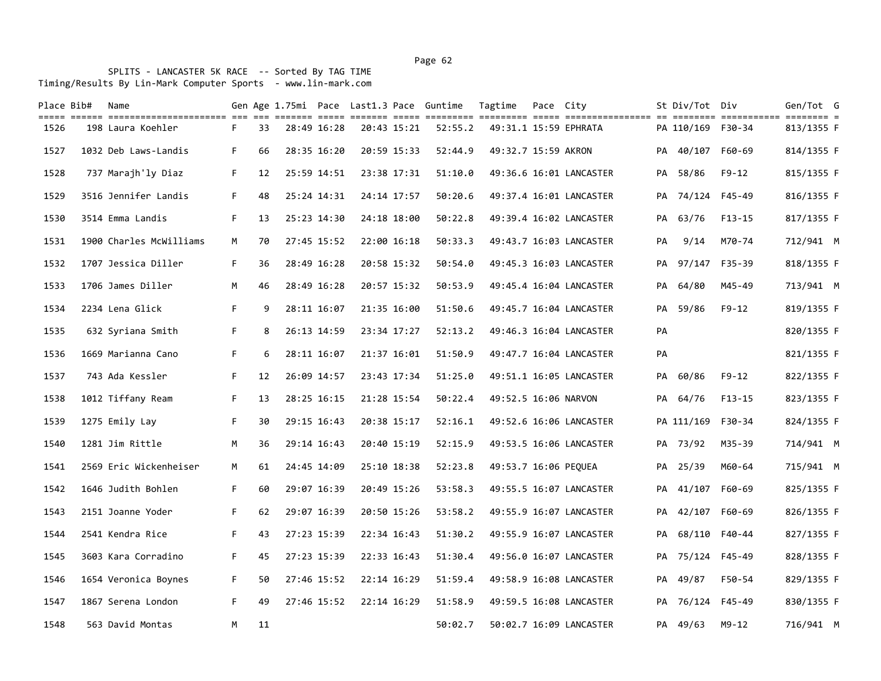SPLITS - LANCASTER 5K RACE -- Sorted By TAG TIME
Timing/Results By Lin-Mark Computer Sports - www.lin-mark.com

| Place | Bib# | Name | Gen | Age | 1.75mi | Pace | Last1.3 | Pace | Guntime | Tagtime | Pace | City | St | Div/Tot | Div | Gen/Tot | G |
|---|---|---|---|---|---|---|---|---|---|---|---|---|---|---|---|---|---|
| 1526 | 198 | Laura Koehler | F | 33 | 28:49 | 16:28 | 20:43 | 15:21 | 52:55.2 | 49:31.1 | 15:59 | EPHRATA | PA | 110/169 | F30-34 | 813/1355 | F |
| 1527 | 1032 | Deb Laws-Landis | F | 66 | 28:35 | 16:20 | 20:59 | 15:33 | 52:44.9 | 49:32.7 | 15:59 | AKRON | PA | 40/107 | F60-69 | 814/1355 | F |
| 1528 | 737 | Marajh'ly Diaz | F | 12 | 25:59 | 14:51 | 23:38 | 17:31 | 51:10.0 | 49:36.6 | 16:01 | LANCASTER | PA | 58/86 | F9-12 | 815/1355 | F |
| 1529 | 3516 | Jennifer Landis | F | 48 | 25:24 | 14:31 | 24:14 | 17:57 | 50:20.6 | 49:37.4 | 16:01 | LANCASTER | PA | 74/124 | F45-49 | 816/1355 | F |
| 1530 | 3514 | Emma Landis | F | 13 | 25:23 | 14:30 | 24:18 | 18:00 | 50:22.8 | 49:39.4 | 16:02 | LANCASTER | PA | 63/76 | F13-15 | 817/1355 | F |
| 1531 | 1900 | Charles McWilliams | M | 70 | 27:45 | 15:52 | 22:00 | 16:18 | 50:33.3 | 49:43.7 | 16:03 | LANCASTER | PA | 9/14 | M70-74 | 712/941 | M |
| 1532 | 1707 | Jessica Diller | F | 36 | 28:49 | 16:28 | 20:58 | 15:32 | 50:54.0 | 49:45.3 | 16:03 | LANCASTER | PA | 97/147 | F35-39 | 818/1355 | F |
| 1533 | 1706 | James Diller | M | 46 | 28:49 | 16:28 | 20:57 | 15:32 | 50:53.9 | 49:45.4 | 16:04 | LANCASTER | PA | 64/80 | M45-49 | 713/941 | M |
| 1534 | 2234 | Lena Glick | F | 9 | 28:11 | 16:07 | 21:35 | 16:00 | 51:50.6 | 49:45.7 | 16:04 | LANCASTER | PA | 59/86 | F9-12 | 819/1355 | F |
| 1535 | 632 | Syriana Smith | F | 8 | 26:13 | 14:59 | 23:34 | 17:27 | 52:13.2 | 49:46.3 | 16:04 | LANCASTER | PA | | | 820/1355 | F |
| 1536 | 1669 | Marianna Cano | F | 6 | 28:11 | 16:07 | 21:37 | 16:01 | 51:50.9 | 49:47.7 | 16:04 | LANCASTER | PA | | | 821/1355 | F |
| 1537 | 743 | Ada Kessler | F | 12 | 26:09 | 14:57 | 23:43 | 17:34 | 51:25.0 | 49:51.1 | 16:05 | LANCASTER | PA | 60/86 | F9-12 | 822/1355 | F |
| 1538 | 1012 | Tiffany Ream | F | 13 | 28:25 | 16:15 | 21:28 | 15:54 | 50:22.4 | 49:52.5 | 16:06 | NARVON | PA | 64/76 | F13-15 | 823/1355 | F |
| 1539 | 1275 | Emily Lay | F | 30 | 29:15 | 16:43 | 20:38 | 15:17 | 52:16.1 | 49:52.6 | 16:06 | LANCASTER | PA | 111/169 | F30-34 | 824/1355 | F |
| 1540 | 1281 | Jim Rittle | M | 36 | 29:14 | 16:43 | 20:40 | 15:19 | 52:15.9 | 49:53.5 | 16:06 | LANCASTER | PA | 73/92 | M35-39 | 714/941 | M |
| 1541 | 2569 | Eric Wickenheiser | M | 61 | 24:45 | 14:09 | 25:10 | 18:38 | 52:23.8 | 49:53.7 | 16:06 | PEQUEA | PA | 25/39 | M60-64 | 715/941 | M |
| 1542 | 1646 | Judith Bohlen | F | 60 | 29:07 | 16:39 | 20:49 | 15:26 | 53:58.3 | 49:55.5 | 16:07 | LANCASTER | PA | 41/107 | F60-69 | 825/1355 | F |
| 1543 | 2151 | Joanne Yoder | F | 62 | 29:07 | 16:39 | 20:50 | 15:26 | 53:58.2 | 49:55.9 | 16:07 | LANCASTER | PA | 42/107 | F60-69 | 826/1355 | F |
| 1544 | 2541 | Kendra Rice | F | 43 | 27:23 | 15:39 | 22:34 | 16:43 | 51:30.2 | 49:55.9 | 16:07 | LANCASTER | PA | 68/110 | F40-44 | 827/1355 | F |
| 1545 | 3603 | Kara Corradino | F | 45 | 27:23 | 15:39 | 22:33 | 16:43 | 51:30.4 | 49:56.0 | 16:07 | LANCASTER | PA | 75/124 | F45-49 | 828/1355 | F |
| 1546 | 1654 | Veronica Boynes | F | 50 | 27:46 | 15:52 | 22:14 | 16:29 | 51:59.4 | 49:58.9 | 16:08 | LANCASTER | PA | 49/87 | F50-54 | 829/1355 | F |
| 1547 | 1867 | Serena London | F | 49 | 27:46 | 15:52 | 22:14 | 16:29 | 51:58.9 | 49:59.5 | 16:08 | LANCASTER | PA | 76/124 | F45-49 | 830/1355 | F |
| 1548 | 563 | David Montas | M | 11 | | | | | 50:02.7 | 50:02.7 | 16:09 | LANCASTER | PA | 49/63 | M9-12 | 716/941 | M |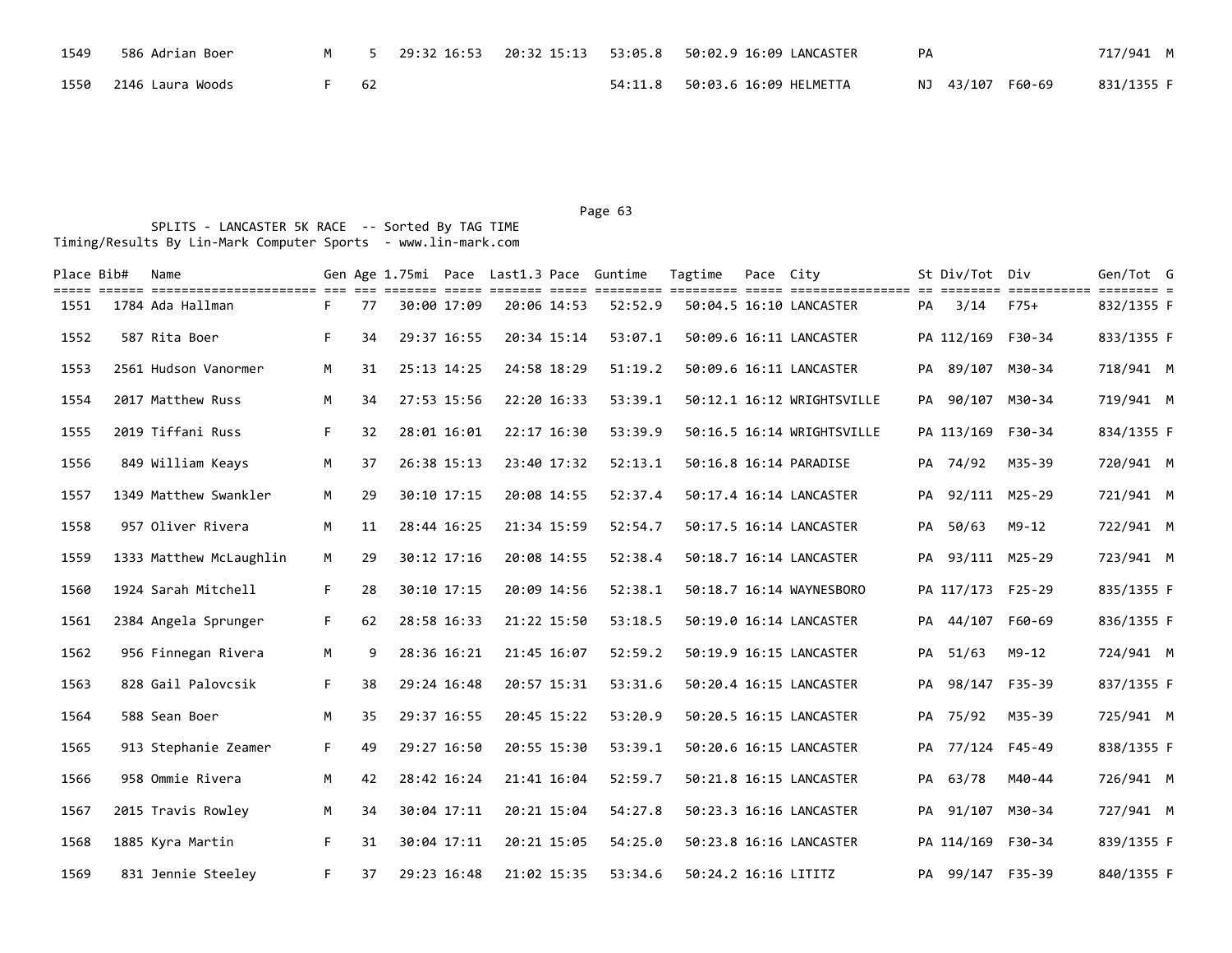| Place | Bib# | Name | Gen | Age | 1.75mi | Pace | Last1.3 | Pace | Guntime | Tagtime | Pace | City | St | Div/Tot | Div | Gen/Tot | G |
|---|---|---|---|---|---|---|---|---|---|---|---|---|---|---|---|---|---|
| 1549 | 586 | Adrian Boer | M | 5 | 29:32 | 16:53 | 20:32 | 15:13 | 53:05.8 | 50:02.9 | 16:09 | LANCASTER | PA | | | 717/941 | M |
| 1550 | 2146 | Laura Woods | F | 62 | | | | | 54:11.8 | 50:03.6 | 16:09 | HELMETTA | NJ | 43/107 | F60-69 | 831/1355 | F |

SPLITS - LANCASTER 5K RACE -- Sorted By TAG TIME
Timing/Results By Lin-Mark Computer Sports - www.lin-mark.com

| Place | Bib# | Name | Gen | Age | 1.75mi | Pace | Last1.3 | Pace | Guntime | Tagtime | Pace | City | St | Div/Tot | Div | Gen/Tot | G |
|---|---|---|---|---|---|---|---|---|---|---|---|---|---|---|---|---|---|
| 1551 | 1784 | Ada Hallman | F | 77 | 30:00 | 17:09 | 20:06 | 14:53 | 52:52.9 | 50:04.5 | 16:10 | LANCASTER | PA | 3/14 | F75+ | 832/1355 | F |
| 1552 | 587 | Rita Boer | F | 34 | 29:37 | 16:55 | 20:34 | 15:14 | 53:07.1 | 50:09.6 | 16:11 | LANCASTER | PA | 112/169 | F30-34 | 833/1355 | F |
| 1553 | 2561 | Hudson Vanormer | M | 31 | 25:13 | 14:25 | 24:58 | 18:29 | 51:19.2 | 50:09.6 | 16:11 | LANCASTER | PA | 89/107 | M30-34 | 718/941 | M |
| 1554 | 2017 | Matthew Russ | M | 34 | 27:53 | 15:56 | 22:20 | 16:33 | 53:39.1 | 50:12.1 | 16:12 | WRIGHTSVILLE | PA | 90/107 | M30-34 | 719/941 | M |
| 1555 | 2019 | Tiffani Russ | F | 32 | 28:01 | 16:01 | 22:17 | 16:30 | 53:39.9 | 50:16.5 | 16:14 | WRIGHTSVILLE | PA | 113/169 | F30-34 | 834/1355 | F |
| 1556 | 849 | William Keays | M | 37 | 26:38 | 15:13 | 23:40 | 17:32 | 52:13.1 | 50:16.8 | 16:14 | PARADISE | PA | 74/92 | M35-39 | 720/941 | M |
| 1557 | 1349 | Matthew Swankler | M | 29 | 30:10 | 17:15 | 20:08 | 14:55 | 52:37.4 | 50:17.4 | 16:14 | LANCASTER | PA | 92/111 | M25-29 | 721/941 | M |
| 1558 | 957 | Oliver Rivera | M | 11 | 28:44 | 16:25 | 21:34 | 15:59 | 52:54.7 | 50:17.5 | 16:14 | LANCASTER | PA | 50/63 | M9-12 | 722/941 | M |
| 1559 | 1333 | Matthew McLaughlin | M | 29 | 30:12 | 17:16 | 20:08 | 14:55 | 52:38.4 | 50:18.7 | 16:14 | LANCASTER | PA | 93/111 | M25-29 | 723/941 | M |
| 1560 | 1924 | Sarah Mitchell | F | 28 | 30:10 | 17:15 | 20:09 | 14:56 | 52:38.1 | 50:18.7 | 16:14 | WAYNESBORO | PA | 117/173 | F25-29 | 835/1355 | F |
| 1561 | 2384 | Angela Sprunger | F | 62 | 28:58 | 16:33 | 21:22 | 15:50 | 53:18.5 | 50:19.0 | 16:14 | LANCASTER | PA | 44/107 | F60-69 | 836/1355 | F |
| 1562 | 956 | Finnegan Rivera | M | 9 | 28:36 | 16:21 | 21:45 | 16:07 | 52:59.2 | 50:19.9 | 16:15 | LANCASTER | PA | 51/63 | M9-12 | 724/941 | M |
| 1563 | 828 | Gail Palovcsik | F | 38 | 29:24 | 16:48 | 20:57 | 15:31 | 53:31.6 | 50:20.4 | 16:15 | LANCASTER | PA | 98/147 | F35-39 | 837/1355 | F |
| 1564 | 588 | Sean Boer | M | 35 | 29:37 | 16:55 | 20:45 | 15:22 | 53:20.9 | 50:20.5 | 16:15 | LANCASTER | PA | 75/92 | M35-39 | 725/941 | M |
| 1565 | 913 | Stephanie Zeamer | F | 49 | 29:27 | 16:50 | 20:55 | 15:30 | 53:39.1 | 50:20.6 | 16:15 | LANCASTER | PA | 77/124 | F45-49 | 838/1355 | F |
| 1566 | 958 | Ommie Rivera | M | 42 | 28:42 | 16:24 | 21:41 | 16:04 | 52:59.7 | 50:21.8 | 16:15 | LANCASTER | PA | 63/78 | M40-44 | 726/941 | M |
| 1567 | 2015 | Travis Rowley | M | 34 | 30:04 | 17:11 | 20:21 | 15:04 | 54:27.8 | 50:23.3 | 16:16 | LANCASTER | PA | 91/107 | M30-34 | 727/941 | M |
| 1568 | 1885 | Kyra Martin | F | 31 | 30:04 | 17:11 | 20:21 | 15:05 | 54:25.0 | 50:23.8 | 16:16 | LANCASTER | PA | 114/169 | F30-34 | 839/1355 | F |
| 1569 | 831 | Jennie Steeley | F | 37 | 29:23 | 16:48 | 21:02 | 15:35 | 53:34.6 | 50:24.2 | 16:16 | LITITZ | PA | 99/147 | F35-39 | 840/1355 | F |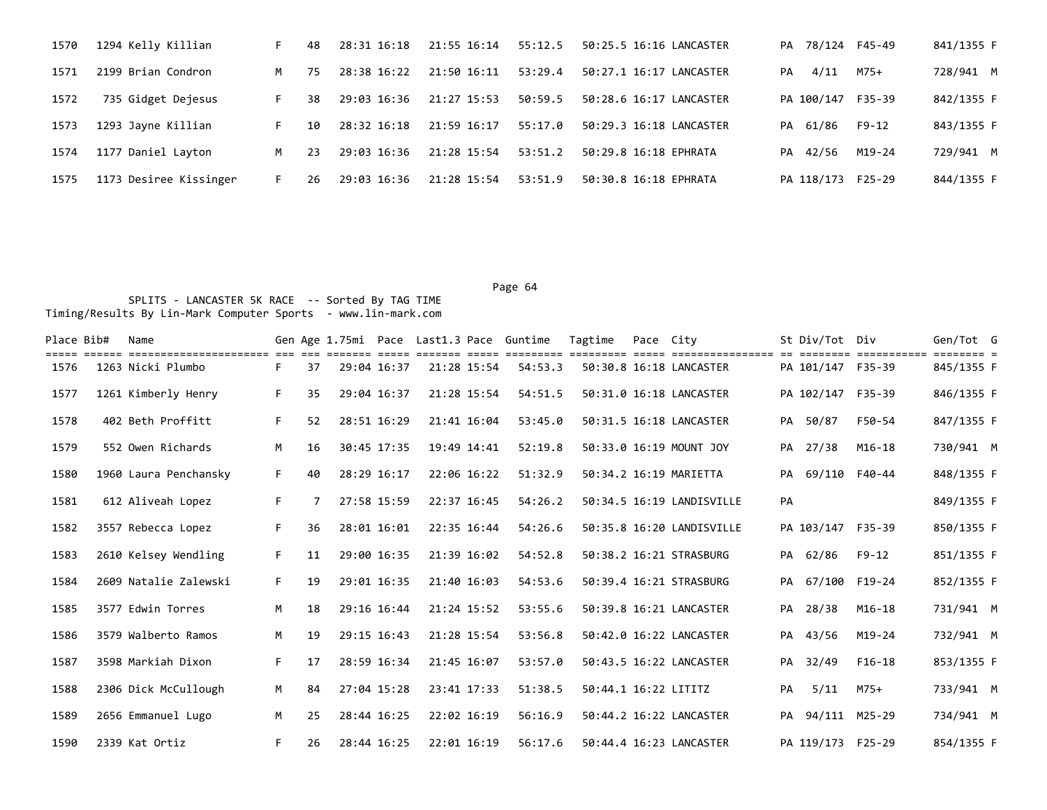| Place | Bib# | Name | Gen | Age | 1.75mi | Pace | Last1.3 | Pace | Guntime | Tagtime | Pace | City | St | Div/Tot | Div | Gen/Tot | G |
|---|---|---|---|---|---|---|---|---|---|---|---|---|---|---|---|---|---|
| 1570 | 1294 | Kelly Killian | F | 48 | 28:31 | 16:18 | 21:55 | 16:14 | 55:12.5 | 50:25.5 | 16:16 | LANCASTER | PA | 78/124 | F45-49 | 841/1355 | F |
| 1571 | 2199 | Brian Condron | M | 75 | 28:38 | 16:22 | 21:50 | 16:11 | 53:29.4 | 50:27.1 | 16:17 | LANCASTER | PA | 4/11 | M75+ | 728/941 | M |
| 1572 | 735 | Gidget Dejesus | F | 38 | 29:03 | 16:36 | 21:27 | 15:53 | 50:59.5 | 50:28.6 | 16:17 | LANCASTER | PA | 100/147 | F35-39 | 842/1355 | F |
| 1573 | 1293 | Jayne Killian | F | 10 | 28:32 | 16:18 | 21:59 | 16:17 | 55:17.0 | 50:29.3 | 16:18 | LANCASTER | PA | 61/86 | F9-12 | 843/1355 | F |
| 1574 | 1177 | Daniel Layton | M | 23 | 29:03 | 16:36 | 21:28 | 15:54 | 53:51.2 | 50:29.8 | 16:18 | EPHRATA | PA | 42/56 | M19-24 | 729/941 | M |
| 1575 | 1173 | Desiree Kissinger | F | 26 | 29:03 | 16:36 | 21:28 | 15:54 | 53:51.9 | 50:30.8 | 16:18 | EPHRATA | PA | 118/173 | F25-29 | 844/1355 | F |

SPLITS - LANCASTER 5K RACE -- Sorted By TAG TIME
Timing/Results By Lin-Mark Computer Sports - www.lin-mark.com

| Place | Bib# | Name | Gen | Age | 1.75mi | Pace | Last1.3 | Pace | Guntime | Tagtime | Pace | City | St | Div/Tot | Div | Gen/Tot | G |
|---|---|---|---|---|---|---|---|---|---|---|---|---|---|---|---|---|---|
| 1576 | 1263 | Nicki Plumbo | F | 37 | 29:04 | 16:37 | 21:28 | 15:54 | 54:53.3 | 50:30.8 | 16:18 | LANCASTER | PA | 101/147 | F35-39 | 845/1355 | F |
| 1577 | 1261 | Kimberly Henry | F | 35 | 29:04 | 16:37 | 21:28 | 15:54 | 54:51.5 | 50:31.0 | 16:18 | LANCASTER | PA | 102/147 | F35-39 | 846/1355 | F |
| 1578 | 402 | Beth Proffitt | F | 52 | 28:51 | 16:29 | 21:41 | 16:04 | 53:45.0 | 50:31.5 | 16:18 | LANCASTER | PA | 50/87 | F50-54 | 847/1355 | F |
| 1579 | 552 | Owen Richards | M | 16 | 30:45 | 17:35 | 19:49 | 14:41 | 52:19.8 | 50:33.0 | 16:19 | MOUNT JOY | PA | 27/38 | M16-18 | 730/941 | M |
| 1580 | 1960 | Laura Penchansky | F | 40 | 28:29 | 16:17 | 22:06 | 16:22 | 51:32.9 | 50:34.2 | 16:19 | MARIETTA | PA | 69/110 | F40-44 | 848/1355 | F |
| 1581 | 612 | Aliveah Lopez | F | 7 | 27:58 | 15:59 | 22:37 | 16:45 | 54:26.2 | 50:34.5 | 16:19 | LANDISVILLE | PA | | | 849/1355 | F |
| 1582 | 3557 | Rebecca Lopez | F | 36 | 28:01 | 16:01 | 22:35 | 16:44 | 54:26.6 | 50:35.8 | 16:20 | LANDISVILLE | PA | 103/147 | F35-39 | 850/1355 | F |
| 1583 | 2610 | Kelsey Wendling | F | 11 | 29:00 | 16:35 | 21:39 | 16:02 | 54:52.8 | 50:38.2 | 16:21 | STRASBURG | PA | 62/86 | F9-12 | 851/1355 | F |
| 1584 | 2609 | Natalie Zalewski | F | 19 | 29:01 | 16:35 | 21:40 | 16:03 | 54:53.6 | 50:39.4 | 16:21 | STRASBURG | PA | 67/100 | F19-24 | 852/1355 | F |
| 1585 | 3577 | Edwin Torres | M | 18 | 29:16 | 16:44 | 21:24 | 15:52 | 53:55.6 | 50:39.8 | 16:21 | LANCASTER | PA | 28/38 | M16-18 | 731/941 | M |
| 1586 | 3579 | Walberto Ramos | M | 19 | 29:15 | 16:43 | 21:28 | 15:54 | 53:56.8 | 50:42.0 | 16:22 | LANCASTER | PA | 43/56 | M19-24 | 732/941 | M |
| 1587 | 3598 | Markiah Dixon | F | 17 | 28:59 | 16:34 | 21:45 | 16:07 | 53:57.0 | 50:43.5 | 16:22 | LANCASTER | PA | 32/49 | F16-18 | 853/1355 | F |
| 1588 | 2306 | Dick McCullough | M | 84 | 27:04 | 15:28 | 23:41 | 17:33 | 51:38.5 | 50:44.1 | 16:22 | LITITZ | PA | 5/11 | M75+ | 733/941 | M |
| 1589 | 2656 | Emmanuel Lugo | M | 25 | 28:44 | 16:25 | 22:02 | 16:19 | 56:16.9 | 50:44.2 | 16:22 | LANCASTER | PA | 94/111 | M25-29 | 734/941 | M |
| 1590 | 2339 | Kat Ortiz | F | 26 | 28:44 | 16:25 | 22:01 | 16:19 | 56:17.6 | 50:44.4 | 16:23 | LANCASTER | PA | 119/173 | F25-29 | 854/1355 | F |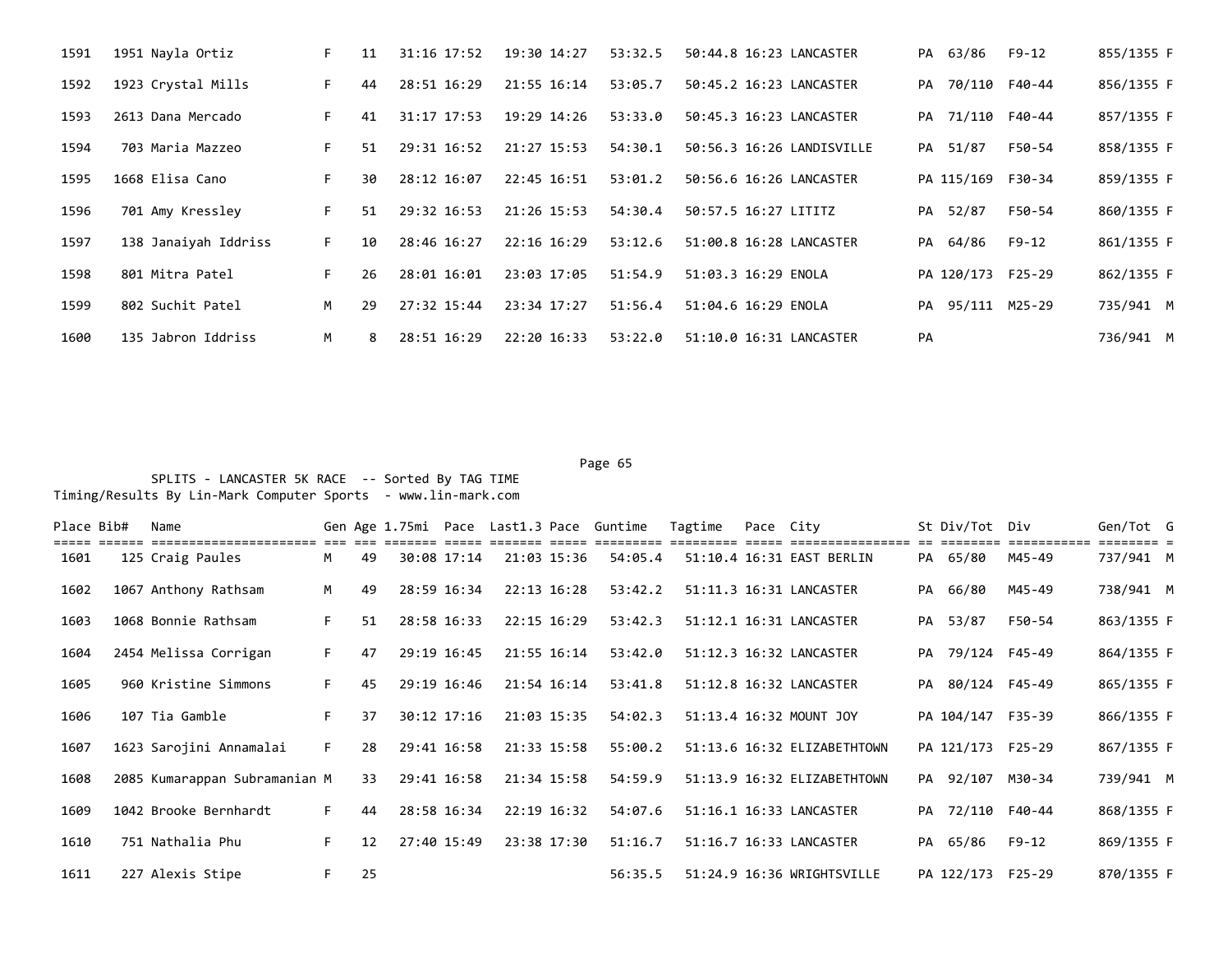| Place | Bib# | Name | Gen | Age | 1.75mi | Pace | Last1.3 | Pace | Guntime | Tagtime | Pace | City | St | Div/Tot | Div | Gen/Tot | G |
|---|---|---|---|---|---|---|---|---|---|---|---|---|---|---|---|---|---|
| 1591 | 1951 | Nayla Ortiz | F | 11 | 31:16 | 17:52 | 19:30 | 14:27 | 53:32.5 | 50:44.8 | 16:23 | LANCASTER | PA | 63/86 | F9-12 | 855/1355 | F |
| 1592 | 1923 | Crystal Mills | F | 44 | 28:51 | 16:29 | 21:55 | 16:14 | 53:05.7 | 50:45.2 | 16:23 | LANCASTER | PA | 70/110 | F40-44 | 856/1355 | F |
| 1593 | 2613 | Dana Mercado | F | 41 | 31:17 | 17:53 | 19:29 | 14:26 | 53:33.0 | 50:45.3 | 16:23 | LANCASTER | PA | 71/110 | F40-44 | 857/1355 | F |
| 1594 | 703 | Maria Mazzeo | F | 51 | 29:31 | 16:52 | 21:27 | 15:53 | 54:30.1 | 50:56.3 | 16:26 | LANDISVILLE | PA | 51/87 | F50-54 | 858/1355 | F |
| 1595 | 1668 | Elisa Cano | F | 30 | 28:12 | 16:07 | 22:45 | 16:51 | 53:01.2 | 50:56.6 | 16:26 | LANCASTER | PA | 115/169 | F30-34 | 859/1355 | F |
| 1596 | 701 | Amy Kressley | F | 51 | 29:32 | 16:53 | 21:26 | 15:53 | 54:30.4 | 50:57.5 | 16:27 | LITITZ | PA | 52/87 | F50-54 | 860/1355 | F |
| 1597 | 138 | Janaiyah Iddriss | F | 10 | 28:46 | 16:27 | 22:16 | 16:29 | 53:12.6 | 51:00.8 | 16:28 | LANCASTER | PA | 64/86 | F9-12 | 861/1355 | F |
| 1598 | 801 | Mitra Patel | F | 26 | 28:01 | 16:01 | 23:03 | 17:05 | 51:54.9 | 51:03.3 | 16:29 | ENOLA | PA | 120/173 | F25-29 | 862/1355 | F |
| 1599 | 802 | Suchit Patel | M | 29 | 27:32 | 15:44 | 23:34 | 17:27 | 51:56.4 | 51:04.6 | 16:29 | ENOLA | PA | 95/111 | M25-29 | 735/941 | M |
| 1600 | 135 | Jabron Iddriss | M | 8 | 28:51 | 16:29 | 22:20 | 16:33 | 53:22.0 | 51:10.0 | 16:31 | LANCASTER | PA | | | 736/941 | M |

SPLITS - LANCASTER 5K RACE -- Sorted By TAG TIME
Timing/Results By Lin-Mark Computer Sports - www.lin-mark.com

| Place | Bib# | Name | Gen | Age | 1.75mi | Pace | Last1.3 | Pace | Guntime | Tagtime | Pace | City | St | Div/Tot | Div | Gen/Tot | G |
|---|---|---|---|---|---|---|---|---|---|---|---|---|---|---|---|---|---|
| 1601 | 125 | Craig Paules | M | 49 | 30:08 | 17:14 | 21:03 | 15:36 | 54:05.4 | 51:10.4 | 16:31 | EAST BERLIN | PA | 65/80 | M45-49 | 737/941 | M |
| 1602 | 1067 | Anthony Rathsam | M | 49 | 28:59 | 16:34 | 22:13 | 16:28 | 53:42.2 | 51:11.3 | 16:31 | LANCASTER | PA | 66/80 | M45-49 | 738/941 | M |
| 1603 | 1068 | Bonnie Rathsam | F | 51 | 28:58 | 16:33 | 22:15 | 16:29 | 53:42.3 | 51:12.1 | 16:31 | LANCASTER | PA | 53/87 | F50-54 | 863/1355 | F |
| 1604 | 2454 | Melissa Corrigan | F | 47 | 29:19 | 16:45 | 21:55 | 16:14 | 53:42.0 | 51:12.3 | 16:32 | LANCASTER | PA | 79/124 | F45-49 | 864/1355 | F |
| 1605 | 960 | Kristine Simmons | F | 45 | 29:19 | 16:46 | 21:54 | 16:14 | 53:41.8 | 51:12.8 | 16:32 | LANCASTER | PA | 80/124 | F45-49 | 865/1355 | F |
| 1606 | 107 | Tia Gamble | F | 37 | 30:12 | 17:16 | 21:03 | 15:35 | 54:02.3 | 51:13.4 | 16:32 | MOUNT JOY | PA | 104/147 | F35-39 | 866/1355 | F |
| 1607 | 1623 | Sarojini Annamalai | F | 28 | 29:41 | 16:58 | 21:33 | 15:58 | 55:00.2 | 51:13.6 | 16:32 | ELIZABETHTOWN | PA | 121/173 | F25-29 | 867/1355 | F |
| 1608 | 2085 | Kumarappan Subramanian | M | 33 | 29:41 | 16:58 | 21:34 | 15:58 | 54:59.9 | 51:13.9 | 16:32 | ELIZABETHTOWN | PA | 92/107 | M30-34 | 739/941 | M |
| 1609 | 1042 | Brooke Bernhardt | F | 44 | 28:58 | 16:34 | 22:19 | 16:32 | 54:07.6 | 51:16.1 | 16:33 | LANCASTER | PA | 72/110 | F40-44 | 868/1355 | F |
| 1610 | 751 | Nathalia Phu | F | 12 | 27:40 | 15:49 | 23:38 | 17:30 | 51:16.7 | 51:16.7 | 16:33 | LANCASTER | PA | 65/86 | F9-12 | 869/1355 | F |
| 1611 | 227 | Alexis Stipe | F | 25 | | | | | 56:35.5 | 51:24.9 | 16:36 | WRIGHTSVILLE | PA | 122/173 | F25-29 | 870/1355 | F |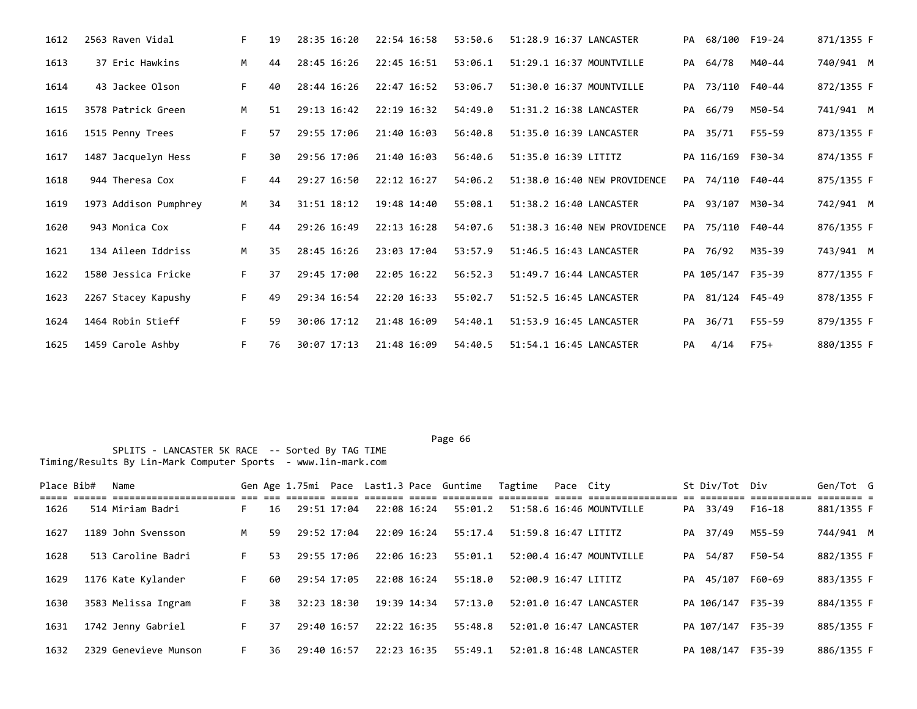| Place | Bib# | Name | Gen | Age | 1.75mi | Pace | Last1.3 | Pace | Guntime | Tagtime | Pace | City | St | Div/Tot | Div | Gen/Tot | G |
|---|---|---|---|---|---|---|---|---|---|---|---|---|---|---|---|---|---|
| 1612 | 2563 | Raven Vidal | F | 19 | 28:35 | 16:20 | 22:54 | 16:58 | 53:50.6 | 51:28.9 | 16:37 | LANCASTER | PA | 68/100 | F19-24 | 871/1355 | F |
| 1613 | 37 | Eric Hawkins | M | 44 | 28:45 | 16:26 | 22:45 | 16:51 | 53:06.1 | 51:29.1 | 16:37 | MOUNTVILLE | PA | 64/78 | M40-44 | 740/941 | M |
| 1614 | 43 | Jackee Olson | F | 40 | 28:44 | 16:26 | 22:47 | 16:52 | 53:06.7 | 51:30.0 | 16:37 | MOUNTVILLE | PA | 73/110 | F40-44 | 872/1355 | F |
| 1615 | 3578 | Patrick Green | M | 51 | 29:13 | 16:42 | 22:19 | 16:32 | 54:49.0 | 51:31.2 | 16:38 | LANCASTER | PA | 66/79 | M50-54 | 741/941 | M |
| 1616 | 1515 | Penny Trees | F | 57 | 29:55 | 17:06 | 21:40 | 16:03 | 56:40.8 | 51:35.0 | 16:39 | LANCASTER | PA | 35/71 | F55-59 | 873/1355 | F |
| 1617 | 1487 | Jacquelyn Hess | F | 30 | 29:56 | 17:06 | 21:40 | 16:03 | 56:40.6 | 51:35.0 | 16:39 | LITITZ | PA | 116/169 | F30-34 | 874/1355 | F |
| 1618 | 944 | Theresa Cox | F | 44 | 29:27 | 16:50 | 22:12 | 16:27 | 54:06.2 | 51:38.0 | 16:40 | NEW PROVIDENCE | PA | 74/110 | F40-44 | 875/1355 | F |
| 1619 | 1973 | Addison Pumphrey | M | 34 | 31:51 | 18:12 | 19:48 | 14:40 | 55:08.1 | 51:38.2 | 16:40 | LANCASTER | PA | 93/107 | M30-34 | 742/941 | M |
| 1620 | 943 | Monica Cox | F | 44 | 29:26 | 16:49 | 22:13 | 16:28 | 54:07.6 | 51:38.3 | 16:40 | NEW PROVIDENCE | PA | 75/110 | F40-44 | 876/1355 | F |
| 1621 | 134 | Aileen Iddriss | M | 35 | 28:45 | 16:26 | 23:03 | 17:04 | 53:57.9 | 51:46.5 | 16:43 | LANCASTER | PA | 76/92 | M35-39 | 743/941 | M |
| 1622 | 1580 | Jessica Fricke | F | 37 | 29:45 | 17:00 | 22:05 | 16:22 | 56:52.3 | 51:49.7 | 16:44 | LANCASTER | PA | 105/147 | F35-39 | 877/1355 | F |
| 1623 | 2267 | Stacey Kapushy | F | 49 | 29:34 | 16:54 | 22:20 | 16:33 | 55:02.7 | 51:52.5 | 16:45 | LANCASTER | PA | 81/124 | F45-49 | 878/1355 | F |
| 1624 | 1464 | Robin Stieff | F | 59 | 30:06 | 17:12 | 21:48 | 16:09 | 54:40.1 | 51:53.9 | 16:45 | LANCASTER | PA | 36/71 | F55-59 | 879/1355 | F |
| 1625 | 1459 | Carole Ashby | F | 76 | 30:07 | 17:13 | 21:48 | 16:09 | 54:40.5 | 51:54.1 | 16:45 | LANCASTER | PA | 4/14 | F75+ | 880/1355 | F |

SPLITS - LANCASTER 5K RACE -- Sorted By TAG TIME
Timing/Results By Lin-Mark Computer Sports - www.lin-mark.com

| Place | Bib# | Name | Gen | Age | 1.75mi | Pace | Last1.3 | Pace | Guntime | Tagtime | Pace | City | St | Div/Tot | Div | Gen/Tot | G |
|---|---|---|---|---|---|---|---|---|---|---|---|---|---|---|---|---|---|
| 1626 | 514 | Miriam Badri | F | 16 | 29:51 | 17:04 | 22:08 | 16:24 | 55:01.2 | 51:58.6 | 16:46 | MOUNTVILLE | PA | 33/49 | F16-18 | 881/1355 | F |
| 1627 | 1189 | John Svensson | M | 59 | 29:52 | 17:04 | 22:09 | 16:24 | 55:17.4 | 51:59.8 | 16:47 | LITITZ | PA | 37/49 | M55-59 | 744/941 | M |
| 1628 | 513 | Caroline Badri | F | 53 | 29:55 | 17:06 | 22:06 | 16:23 | 55:01.1 | 52:00.4 | 16:47 | MOUNTVILLE | PA | 54/87 | F50-54 | 882/1355 | F |
| 1629 | 1176 | Kate Kylander | F | 60 | 29:54 | 17:05 | 22:08 | 16:24 | 55:18.0 | 52:00.9 | 16:47 | LITITZ | PA | 45/107 | F60-69 | 883/1355 | F |
| 1630 | 3583 | Melissa Ingram | F | 38 | 32:23 | 18:30 | 19:39 | 14:34 | 57:13.0 | 52:01.0 | 16:47 | LANCASTER | PA | 106/147 | F35-39 | 884/1355 | F |
| 1631 | 1742 | Jenny Gabriel | F | 37 | 29:40 | 16:57 | 22:22 | 16:35 | 55:48.8 | 52:01.0 | 16:47 | LANCASTER | PA | 107/147 | F35-39 | 885/1355 | F |
| 1632 | 2329 | Genevieve Munson | F | 36 | 29:40 | 16:57 | 22:23 | 16:35 | 55:49.1 | 52:01.8 | 16:48 | LANCASTER | PA | 108/147 | F35-39 | 886/1355 | F |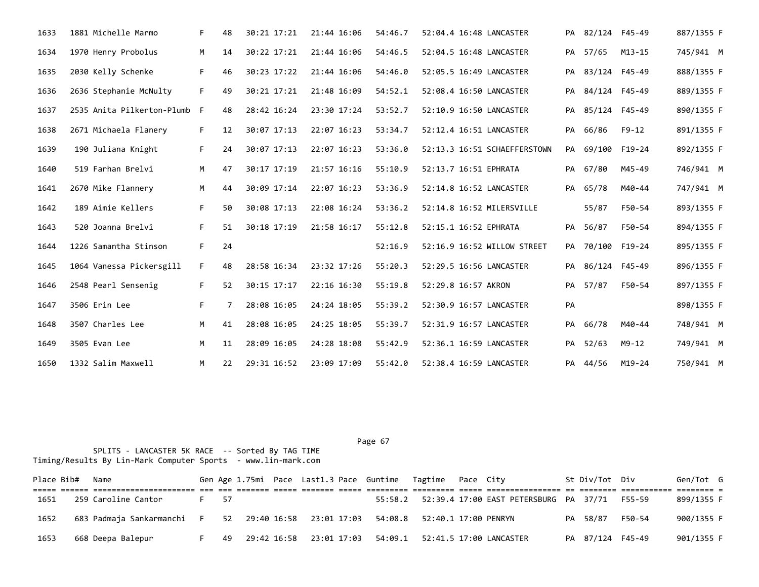| Place | Bib# | Name | Gen | Age | 1.75mi | Pace | Last1.3 | Pace | Guntime | Tagtime | Pace | City | St | Div/Tot | Div | Gen/Tot | G |
|---|---|---|---|---|---|---|---|---|---|---|---|---|---|---|---|---|---|
| 1633 | 1881 | Michelle Marmo | F | 48 | 30:21 | 17:21 | 21:44 | 16:06 | 54:46.7 | 52:04.4 | 16:48 | LANCASTER | PA | 82/124 | F45-49 | 887/1355 | F |
| 1634 | 1970 | Henry Probolus | M | 14 | 30:22 | 17:21 | 21:44 | 16:06 | 54:46.5 | 52:04.5 | 16:48 | LANCASTER | PA | 57/65 | M13-15 | 745/941 | M |
| 1635 | 2030 | Kelly Schenke | F | 46 | 30:23 | 17:22 | 21:44 | 16:06 | 54:46.0 | 52:05.5 | 16:49 | LANCASTER | PA | 83/124 | F45-49 | 888/1355 | F |
| 1636 | 2636 | Stephanie McNulty | F | 49 | 30:21 | 17:21 | 21:48 | 16:09 | 54:52.1 | 52:08.4 | 16:50 | LANCASTER | PA | 84/124 | F45-49 | 889/1355 | F |
| 1637 | 2535 | Anita Pilkerton-Plumb | F | 48 | 28:42 | 16:24 | 23:30 | 17:24 | 53:52.7 | 52:10.9 | 16:50 | LANCASTER | PA | 85/124 | F45-49 | 890/1355 | F |
| 1638 | 2671 | Michaela Flanery | F | 12 | 30:07 | 17:13 | 22:07 | 16:23 | 53:34.7 | 52:12.4 | 16:51 | LANCASTER | PA | 66/86 | F9-12 | 891/1355 | F |
| 1639 | 190 | Juliana Knight | F | 24 | 30:07 | 17:13 | 22:07 | 16:23 | 53:36.0 | 52:13.3 | 16:51 | SCHAEFFERSTOWN | PA | 69/100 | F19-24 | 892/1355 | F |
| 1640 | 519 | Farhan Brelvi | M | 47 | 30:17 | 17:19 | 21:57 | 16:16 | 55:10.9 | 52:13.7 | 16:51 | EPHRATA | PA | 67/80 | M45-49 | 746/941 | M |
| 1641 | 2670 | Mike Flannery | M | 44 | 30:09 | 17:14 | 22:07 | 16:23 | 53:36.9 | 52:14.8 | 16:52 | LANCASTER | PA | 65/78 | M40-44 | 747/941 | M |
| 1642 | 189 | Aimie Kellers | F | 50 | 30:08 | 17:13 | 22:08 | 16:24 | 53:36.2 | 52:14.8 | 16:52 | MILERSVILLE | | 55/87 | F50-54 | 893/1355 | F |
| 1643 | 520 | Joanna Brelvi | F | 51 | 30:18 | 17:19 | 21:58 | 16:17 | 55:12.8 | 52:15.1 | 16:52 | EPHRATA | PA | 56/87 | F50-54 | 894/1355 | F |
| 1644 | 1226 | Samantha Stinson | F | 24 | | | | | 52:16.9 | 52:16.9 | 16:52 | WILLOW STREET | PA | 70/100 | F19-24 | 895/1355 | F |
| 1645 | 1064 | Vanessa Pickersgill | F | 48 | 28:58 | 16:34 | 23:32 | 17:26 | 55:20.3 | 52:29.5 | 16:56 | LANCASTER | PA | 86/124 | F45-49 | 896/1355 | F |
| 1646 | 2548 | Pearl Sensenig | F | 52 | 30:15 | 17:17 | 22:16 | 16:30 | 55:19.8 | 52:29.8 | 16:57 | AKRON | PA | 57/87 | F50-54 | 897/1355 | F |
| 1647 | 3506 | Erin Lee | F | 7 | 28:08 | 16:05 | 24:24 | 18:05 | 55:39.2 | 52:30.9 | 16:57 | LANCASTER | PA | | | 898/1355 | F |
| 1648 | 3507 | Charles Lee | M | 41 | 28:08 | 16:05 | 24:25 | 18:05 | 55:39.7 | 52:31.9 | 16:57 | LANCASTER | PA | 66/78 | M40-44 | 748/941 | M |
| 1649 | 3505 | Evan Lee | M | 11 | 28:09 | 16:05 | 24:28 | 18:08 | 55:42.9 | 52:36.1 | 16:59 | LANCASTER | PA | 52/63 | M9-12 | 749/941 | M |
| 1650 | 1332 | Salim Maxwell | M | 22 | 29:31 | 16:52 | 23:09 | 17:09 | 55:42.0 | 52:38.4 | 16:59 | LANCASTER | PA | 44/56 | M19-24 | 750/941 | M |

SPLITS - LANCASTER 5K RACE -- Sorted By TAG TIME
Timing/Results By Lin-Mark Computer Sports - www.lin-mark.com

| Place | Bib# | Name | Gen | Age | 1.75mi | Pace | Last1.3 | Pace | Guntime | Tagtime | Pace | City | St | Div/Tot | Div | Gen/Tot | G |
|---|---|---|---|---|---|---|---|---|---|---|---|---|---|---|---|---|---|
| 1651 | 259 | Caroline Cantor | F | 57 | | | | | 55:58.2 | 52:39.4 | 17:00 | EAST PETERSBURG | PA | 37/71 | F55-59 | 899/1355 | F |
| 1652 | 683 | Padmaja Sankarmanchi | F | 52 | 29:40 | 16:58 | 23:01 | 17:03 | 54:08.8 | 52:40.1 | 17:00 | PENRYN | PA | 58/87 | F50-54 | 900/1355 | F |
| 1653 | 668 | Deepa Balepur | F | 49 | 29:42 | 16:58 | 23:01 | 17:03 | 54:09.1 | 52:41.5 | 17:00 | LANCASTER | PA | 87/124 | F45-49 | 901/1355 | F |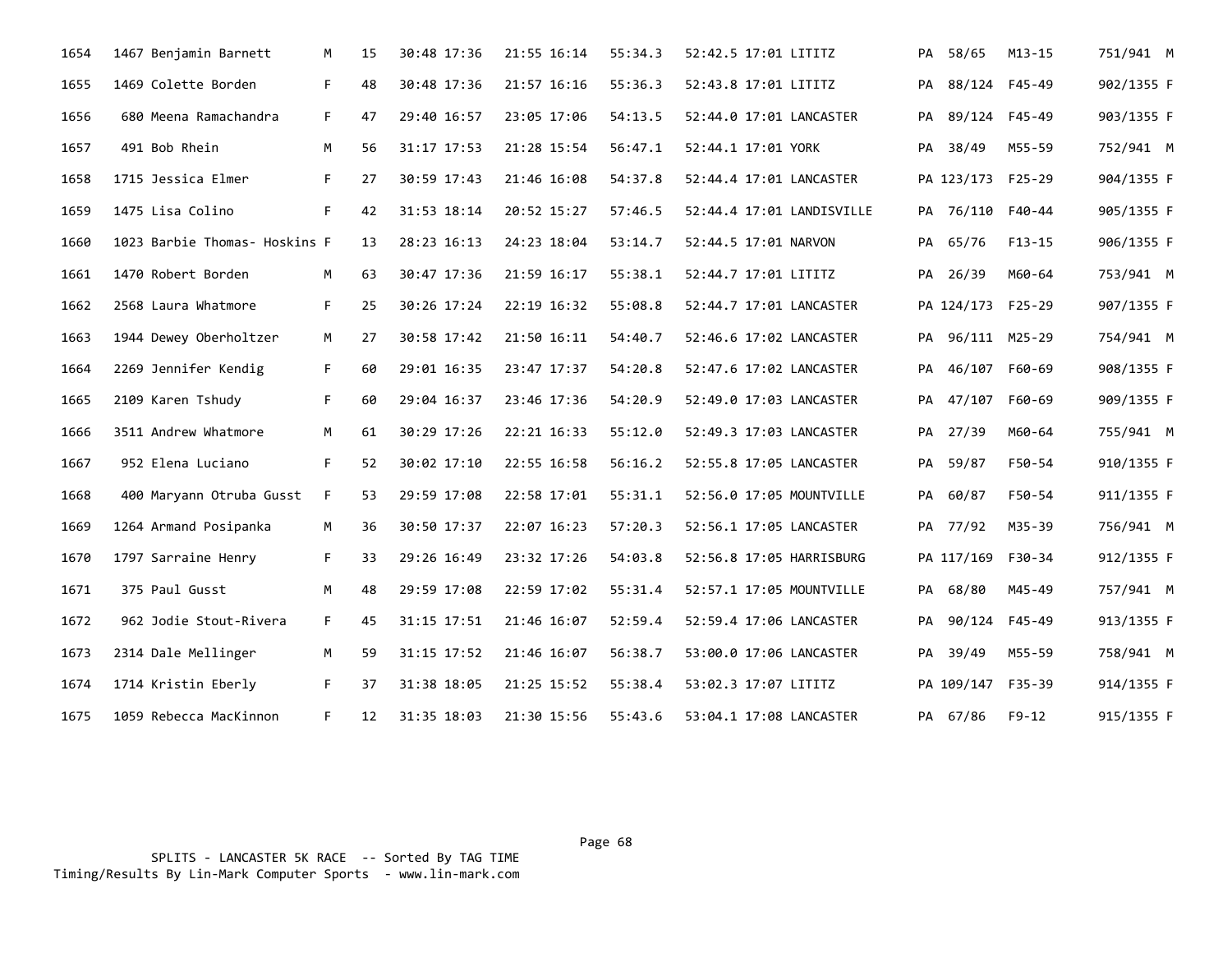| Place | Bib | Name | Sex | Age | Split 1 | Pace | Split 2 | Pace | Chip | Tag Time | Pace | City | State | Div Place | Div | Sex Place |
|---|---|---|---|---|---|---|---|---|---|---|---|---|---|---|---|---|
| 1654 | 1467 | Benjamin Barnett | M | 15 | 30:48 | 17:36 | 21:55 | 16:14 | 55:34.3 | 52:42.5 | 17:01 | LITITZ | PA | 58/65 | M13-15 | 751/941 M |
| 1655 | 1469 | Colette Borden | F | 48 | 30:48 | 17:36 | 21:57 | 16:16 | 55:36.3 | 52:43.8 | 17:01 | LITITZ | PA | 88/124 | F45-49 | 902/1355 F |
| 1656 | 680 | Meena Ramachandra | F | 47 | 29:40 | 16:57 | 23:05 | 17:06 | 54:13.5 | 52:44.0 | 17:01 | LANCASTER | PA | 89/124 | F45-49 | 903/1355 F |
| 1657 | 491 | Bob Rhein | M | 56 | 31:17 | 17:53 | 21:28 | 15:54 | 56:47.1 | 52:44.1 | 17:01 | YORK | PA | 38/49 | M55-59 | 752/941 M |
| 1658 | 1715 | Jessica Elmer | F | 27 | 30:59 | 17:43 | 21:46 | 16:08 | 54:37.8 | 52:44.4 | 17:01 | LANCASTER | PA | 123/173 | F25-29 | 904/1355 F |
| 1659 | 1475 | Lisa Colino | F | 42 | 31:53 | 18:14 | 20:52 | 15:27 | 57:46.5 | 52:44.4 | 17:01 | LANDISVILLE | PA | 76/110 | F40-44 | 905/1355 F |
| 1660 | 1023 | Barbie Thomas- Hoskins | F | 13 | 28:23 | 16:13 | 24:23 | 18:04 | 53:14.7 | 52:44.5 | 17:01 | NARVON | PA | 65/76 | F13-15 | 906/1355 F |
| 1661 | 1470 | Robert Borden | M | 63 | 30:47 | 17:36 | 21:59 | 16:17 | 55:38.1 | 52:44.7 | 17:01 | LITITZ | PA | 26/39 | M60-64 | 753/941 M |
| 1662 | 2568 | Laura Whatmore | F | 25 | 30:26 | 17:24 | 22:19 | 16:32 | 55:08.8 | 52:44.7 | 17:01 | LANCASTER | PA | 124/173 | F25-29 | 907/1355 F |
| 1663 | 1944 | Dewey Oberholtzer | M | 27 | 30:58 | 17:42 | 21:50 | 16:11 | 54:40.7 | 52:46.6 | 17:02 | LANCASTER | PA | 96/111 | M25-29 | 754/941 M |
| 1664 | 2269 | Jennifer Kendig | F | 60 | 29:01 | 16:35 | 23:47 | 17:37 | 54:20.8 | 52:47.6 | 17:02 | LANCASTER | PA | 46/107 | F60-69 | 908/1355 F |
| 1665 | 2109 | Karen Tshudy | F | 60 | 29:04 | 16:37 | 23:46 | 17:36 | 54:20.9 | 52:49.0 | 17:03 | LANCASTER | PA | 47/107 | F60-69 | 909/1355 F |
| 1666 | 3511 | Andrew Whatmore | M | 61 | 30:29 | 17:26 | 22:21 | 16:33 | 55:12.0 | 52:49.3 | 17:03 | LANCASTER | PA | 27/39 | M60-64 | 755/941 M |
| 1667 | 952 | Elena Luciano | F | 52 | 30:02 | 17:10 | 22:55 | 16:58 | 56:16.2 | 52:55.8 | 17:05 | LANCASTER | PA | 59/87 | F50-54 | 910/1355 F |
| 1668 | 400 | Maryann Otruba Gusst | F | 53 | 29:59 | 17:08 | 22:58 | 17:01 | 55:31.1 | 52:56.0 | 17:05 | MOUNTVILLE | PA | 60/87 | F50-54 | 911/1355 F |
| 1669 | 1264 | Armand Posipanka | M | 36 | 30:50 | 17:37 | 22:07 | 16:23 | 57:20.3 | 52:56.1 | 17:05 | LANCASTER | PA | 77/92 | M35-39 | 756/941 M |
| 1670 | 1797 | Sarraine Henry | F | 33 | 29:26 | 16:49 | 23:32 | 17:26 | 54:03.8 | 52:56.8 | 17:05 | HARRISBURG | PA | 117/169 | F30-34 | 912/1355 F |
| 1671 | 375 | Paul Gusst | M | 48 | 29:59 | 17:08 | 22:59 | 17:02 | 55:31.4 | 52:57.1 | 17:05 | MOUNTVILLE | PA | 68/80 | M45-49 | 757/941 M |
| 1672 | 962 | Jodie Stout-Rivera | F | 45 | 31:15 | 17:51 | 21:46 | 16:07 | 52:59.4 | 52:59.4 | 17:06 | LANCASTER | PA | 90/124 | F45-49 | 913/1355 F |
| 1673 | 2314 | Dale Mellinger | M | 59 | 31:15 | 17:52 | 21:46 | 16:07 | 56:38.7 | 53:00.0 | 17:06 | LANCASTER | PA | 39/49 | M55-59 | 758/941 M |
| 1674 | 1714 | Kristin Eberly | F | 37 | 31:38 | 18:05 | 21:25 | 15:52 | 55:38.4 | 53:02.3 | 17:07 | LITITZ | PA | 109/147 | F35-39 | 914/1355 F |
| 1675 | 1059 | Rebecca MacKinnon | F | 12 | 31:35 | 18:03 | 21:30 | 15:56 | 55:43.6 | 53:04.1 | 17:08 | LANCASTER | PA | 67/86 | F9-12 | 915/1355 F |

SPLITS - LANCASTER 5K RACE -- Sorted By TAG TIME
Timing/Results By Lin-Mark Computer Sports - www.lin-mark.com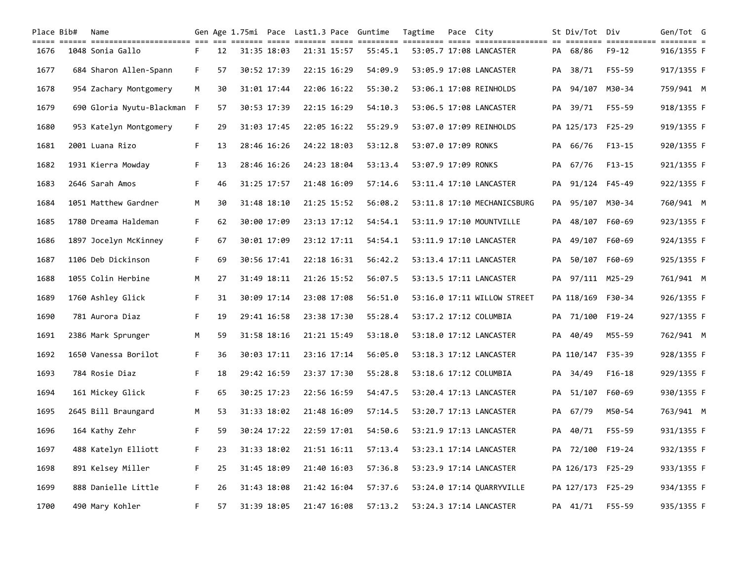| Place | Bib# | Name | Gen | Age | 1.75mi | Pace | Last1.3 | Pace | Guntime | Tagtime | Pace | City | St | Div/Tot | Div | Gen/Tot | G |
|---|---|---|---|---|---|---|---|---|---|---|---|---|---|---|---|---|---|
| 1676 | 1048 | Sonia Gallo | F | 12 | 31:35 | 18:03 | 21:31 | 15:57 | 55:45.1 | 53:05.7 | 17:08 | LANCASTER | PA | 68/86 | F9-12 | 916/1355 | F |
| 1677 | 684 | Sharon Allen-Spann | F | 57 | 30:52 | 17:39 | 22:15 | 16:29 | 54:09.9 | 53:05.9 | 17:08 | LANCASTER | PA | 38/71 | F55-59 | 917/1355 | F |
| 1678 | 954 | Zachary Montgomery | M | 30 | 31:01 | 17:44 | 22:06 | 16:22 | 55:30.2 | 53:06.1 | 17:08 | REINHOLDS | PA | 94/107 | M30-34 | 759/941 | M |
| 1679 | 690 | Gloria Nyutu-Blackman | F | 57 | 30:53 | 17:39 | 22:15 | 16:29 | 54:10.3 | 53:06.5 | 17:08 | LANCASTER | PA | 39/71 | F55-59 | 918/1355 | F |
| 1680 | 953 | Katelyn Montgomery | F | 29 | 31:03 | 17:45 | 22:05 | 16:22 | 55:29.9 | 53:07.0 | 17:09 | REINHOLDS | PA | 125/173 | F25-29 | 919/1355 | F |
| 1681 | 2001 | Luana Rizo | F | 13 | 28:46 | 16:26 | 24:22 | 18:03 | 53:12.8 | 53:07.0 | 17:09 | RONKS | PA | 66/76 | F13-15 | 920/1355 | F |
| 1682 | 1931 | Kierra Mowday | F | 13 | 28:46 | 16:26 | 24:23 | 18:04 | 53:13.4 | 53:07.9 | 17:09 | RONKS | PA | 67/76 | F13-15 | 921/1355 | F |
| 1683 | 2646 | Sarah Amos | F | 46 | 31:25 | 17:57 | 21:48 | 16:09 | 57:14.6 | 53:11.4 | 17:10 | LANCASTER | PA | 91/124 | F45-49 | 922/1355 | F |
| 1684 | 1051 | Matthew Gardner | M | 30 | 31:48 | 18:10 | 21:25 | 15:52 | 56:08.2 | 53:11.8 | 17:10 | MECHANICSBURG | PA | 95/107 | M30-34 | 760/941 | M |
| 1685 | 1780 | Dreama Haldeman | F | 62 | 30:00 | 17:09 | 23:13 | 17:12 | 54:54.1 | 53:11.9 | 17:10 | MOUNTVILLE | PA | 48/107 | F60-69 | 923/1355 | F |
| 1686 | 1897 | Jocelyn McKinney | F | 67 | 30:01 | 17:09 | 23:12 | 17:11 | 54:54.1 | 53:11.9 | 17:10 | LANCASTER | PA | 49/107 | F60-69 | 924/1355 | F |
| 1687 | 1106 | Deb Dickinson | F | 69 | 30:56 | 17:41 | 22:18 | 16:31 | 56:42.2 | 53:13.4 | 17:11 | LANCASTER | PA | 50/107 | F60-69 | 925/1355 | F |
| 1688 | 1055 | Colin Herbine | M | 27 | 31:49 | 18:11 | 21:26 | 15:52 | 56:07.5 | 53:13.5 | 17:11 | LANCASTER | PA | 97/111 | M25-29 | 761/941 | M |
| 1689 | 1760 | Ashley Glick | F | 31 | 30:09 | 17:14 | 23:08 | 17:08 | 56:51.0 | 53:16.0 | 17:11 | WILLOW STREET | PA | 118/169 | F30-34 | 926/1355 | F |
| 1690 | 781 | Aurora Diaz | F | 19 | 29:41 | 16:58 | 23:38 | 17:30 | 55:28.4 | 53:17.2 | 17:12 | COLUMBIA | PA | 71/100 | F19-24 | 927/1355 | F |
| 1691 | 2386 | Mark Sprunger | M | 59 | 31:58 | 18:16 | 21:21 | 15:49 | 53:18.0 | 53:18.0 | 17:12 | LANCASTER | PA | 40/49 | M55-59 | 762/941 | M |
| 1692 | 1650 | Vanessa Borilot | F | 36 | 30:03 | 17:11 | 23:16 | 17:14 | 56:05.0 | 53:18.3 | 17:12 | LANCASTER | PA | 110/147 | F35-39 | 928/1355 | F |
| 1693 | 784 | Rosie Diaz | F | 18 | 29:42 | 16:59 | 23:37 | 17:30 | 55:28.8 | 53:18.6 | 17:12 | COLUMBIA | PA | 34/49 | F16-18 | 929/1355 | F |
| 1694 | 161 | Mickey Glick | F | 65 | 30:25 | 17:23 | 22:56 | 16:59 | 54:47.5 | 53:20.4 | 17:13 | LANCASTER | PA | 51/107 | F60-69 | 930/1355 | F |
| 1695 | 2645 | Bill Braungard | M | 53 | 31:33 | 18:02 | 21:48 | 16:09 | 57:14.5 | 53:20.7 | 17:13 | LANCASTER | PA | 67/79 | M50-54 | 763/941 | M |
| 1696 | 164 | Kathy Zehr | F | 59 | 30:24 | 17:22 | 22:59 | 17:01 | 54:50.6 | 53:21.9 | 17:13 | LANCASTER | PA | 40/71 | F55-59 | 931/1355 | F |
| 1697 | 488 | Katelyn Elliott | F | 23 | 31:33 | 18:02 | 21:51 | 16:11 | 57:13.4 | 53:23.1 | 17:14 | LANCASTER | PA | 72/100 | F19-24 | 932/1355 | F |
| 1698 | 891 | Kelsey Miller | F | 25 | 31:45 | 18:09 | 21:40 | 16:03 | 57:36.8 | 53:23.9 | 17:14 | LANCASTER | PA | 126/173 | F25-29 | 933/1355 | F |
| 1699 | 888 | Danielle Little | F | 26 | 31:43 | 18:08 | 21:42 | 16:04 | 57:37.6 | 53:24.0 | 17:14 | QUARRYVILLE | PA | 127/173 | F25-29 | 934/1355 | F |
| 1700 | 490 | Mary Kohler | F | 57 | 31:39 | 18:05 | 21:47 | 16:08 | 57:13.2 | 53:24.3 | 17:14 | LANCASTER | PA | 41/71 | F55-59 | 935/1355 | F |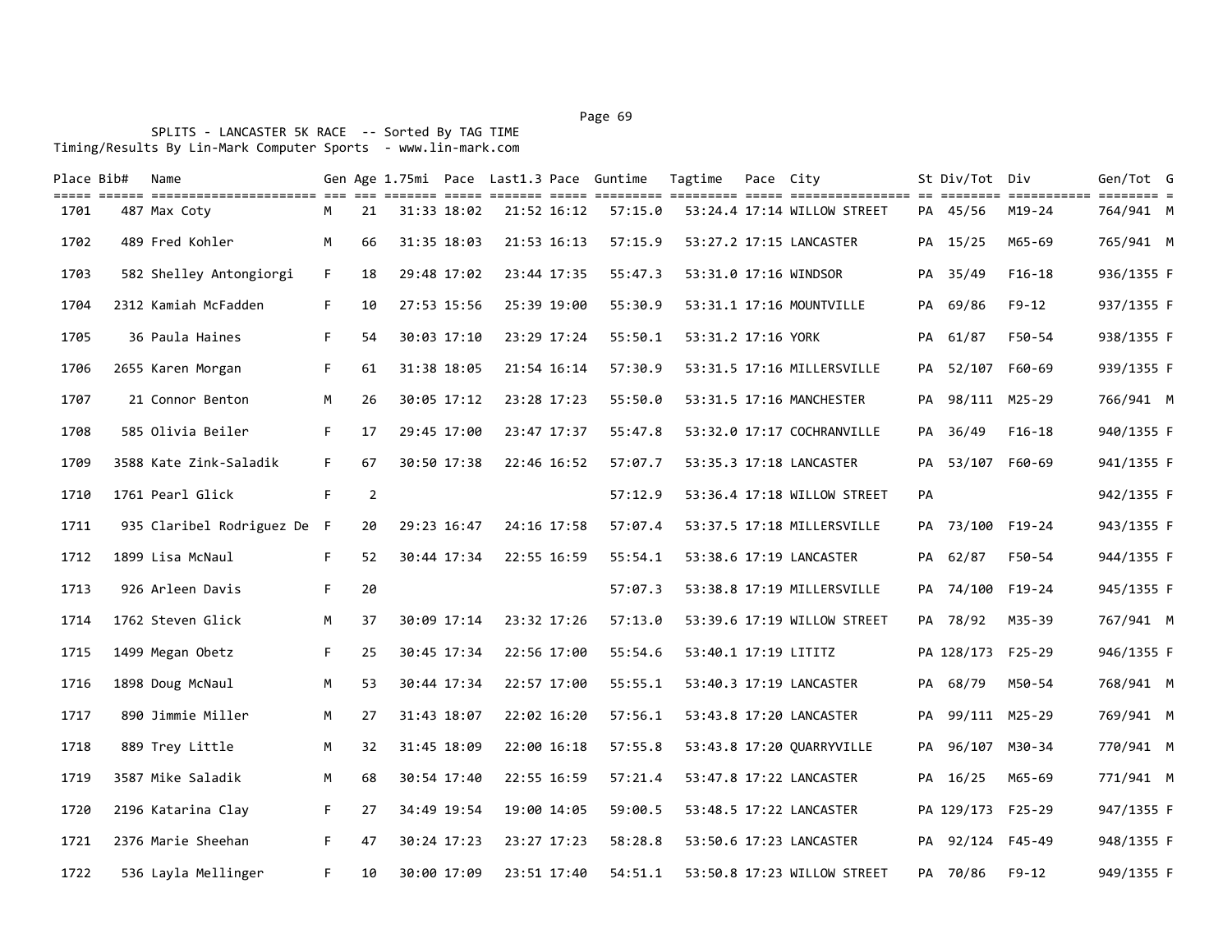SPLITS - LANCASTER 5K RACE -- Sorted By TAG TIME
Timing/Results By Lin-Mark Computer Sports - www.lin-mark.com

| Place | Bib# | Name | Gen | Age | 1.75mi | Pace | Last1.3 | Pace | Guntime | Tagtime | Pace | City | St | Div/Tot | Div | Gen/Tot | G |
|---|---|---|---|---|---|---|---|---|---|---|---|---|---|---|---|---|---|
| 1701 | 487 | Max Coty | M | 21 | 31:33 | 18:02 | 21:52 | 16:12 | 57:15.0 | 53:24.4 | 17:14 | WILLOW STREET | PA | 45/56 | M19-24 | 764/941 | M |
| 1702 | 489 | Fred Kohler | M | 66 | 31:35 | 18:03 | 21:53 | 16:13 | 57:15.9 | 53:27.2 | 17:15 | LANCASTER | PA | 15/25 | M65-69 | 765/941 | M |
| 1703 | 582 | Shelley Antongiorgi | F | 18 | 29:48 | 17:02 | 23:44 | 17:35 | 55:47.3 | 53:31.0 | 17:16 | WINDSOR | PA | 35/49 | F16-18 | 936/1355 | F |
| 1704 | 2312 | Kamiah McFadden | F | 10 | 27:53 | 15:56 | 25:39 | 19:00 | 55:30.9 | 53:31.1 | 17:16 | MOUNTVILLE | PA | 69/86 | F9-12 | 937/1355 | F |
| 1705 | 36 | Paula Haines | F | 54 | 30:03 | 17:10 | 23:29 | 17:24 | 55:50.1 | 53:31.2 | 17:16 | YORK | PA | 61/87 | F50-54 | 938/1355 | F |
| 1706 | 2655 | Karen Morgan | F | 61 | 31:38 | 18:05 | 21:54 | 16:14 | 57:30.9 | 53:31.5 | 17:16 | MILLERSVILLE | PA | 52/107 | F60-69 | 939/1355 | F |
| 1707 | 21 | Connor Benton | M | 26 | 30:05 | 17:12 | 23:28 | 17:23 | 55:50.0 | 53:31.5 | 17:16 | MANCHESTER | PA | 98/111 | M25-29 | 766/941 | M |
| 1708 | 585 | Olivia Beiler | F | 17 | 29:45 | 17:00 | 23:47 | 17:37 | 55:47.8 | 53:32.0 | 17:17 | COCHRANVILLE | PA | 36/49 | F16-18 | 940/1355 | F |
| 1709 | 3588 | Kate Zink-Saladik | F | 67 | 30:50 | 17:38 | 22:46 | 16:52 | 57:07.7 | 53:35.3 | 17:18 | LANCASTER | PA | 53/107 | F60-69 | 941/1355 | F |
| 1710 | 1761 | Pearl Glick | F | 2 | | | | | 57:12.9 | 53:36.4 | 17:18 | WILLOW STREET | PA | | | 942/1355 | F |
| 1711 | 935 | Claribel Rodriguez De | F | 20 | 29:23 | 16:47 | 24:16 | 17:58 | 57:07.4 | 53:37.5 | 17:18 | MILLERSVILLE | PA | 73/100 | F19-24 | 943/1355 | F |
| 1712 | 1899 | Lisa McNaul | F | 52 | 30:44 | 17:34 | 22:55 | 16:59 | 55:54.1 | 53:38.6 | 17:19 | LANCASTER | PA | 62/87 | F50-54 | 944/1355 | F |
| 1713 | 926 | Arleen Davis | F | 20 | | | | | 57:07.3 | 53:38.8 | 17:19 | MILLERSVILLE | PA | 74/100 | F19-24 | 945/1355 | F |
| 1714 | 1762 | Steven Glick | M | 37 | 30:09 | 17:14 | 23:32 | 17:26 | 57:13.0 | 53:39.6 | 17:19 | WILLOW STREET | PA | 78/92 | M35-39 | 767/941 | M |
| 1715 | 1499 | Megan Obetz | F | 25 | 30:45 | 17:34 | 22:56 | 17:00 | 55:54.6 | 53:40.1 | 17:19 | LITITZ | PA | 128/173 | F25-29 | 946/1355 | F |
| 1716 | 1898 | Doug McNaul | M | 53 | 30:44 | 17:34 | 22:57 | 17:00 | 55:55.1 | 53:40.3 | 17:19 | LANCASTER | PA | 68/79 | M50-54 | 768/941 | M |
| 1717 | 890 | Jimmie Miller | M | 27 | 31:43 | 18:07 | 22:02 | 16:20 | 57:56.1 | 53:43.8 | 17:20 | LANCASTER | PA | 99/111 | M25-29 | 769/941 | M |
| 1718 | 889 | Trey Little | M | 32 | 31:45 | 18:09 | 22:00 | 16:18 | 57:55.8 | 53:43.8 | 17:20 | QUARRYVILLE | PA | 96/107 | M30-34 | 770/941 | M |
| 1719 | 3587 | Mike Saladik | M | 68 | 30:54 | 17:40 | 22:55 | 16:59 | 57:21.4 | 53:47.8 | 17:22 | LANCASTER | PA | 16/25 | M65-69 | 771/941 | M |
| 1720 | 2196 | Katarina Clay | F | 27 | 34:49 | 19:54 | 19:00 | 14:05 | 59:00.5 | 53:48.5 | 17:22 | LANCASTER | PA | 129/173 | F25-29 | 947/1355 | F |
| 1721 | 2376 | Marie Sheehan | F | 47 | 30:24 | 17:23 | 23:27 | 17:23 | 58:28.8 | 53:50.6 | 17:23 | LANCASTER | PA | 92/124 | F45-49 | 948/1355 | F |
| 1722 | 536 | Layla Mellinger | F | 10 | 30:00 | 17:09 | 23:51 | 17:40 | 54:51.1 | 53:50.8 | 17:23 | WILLOW STREET | PA | 70/86 | F9-12 | 949/1355 | F |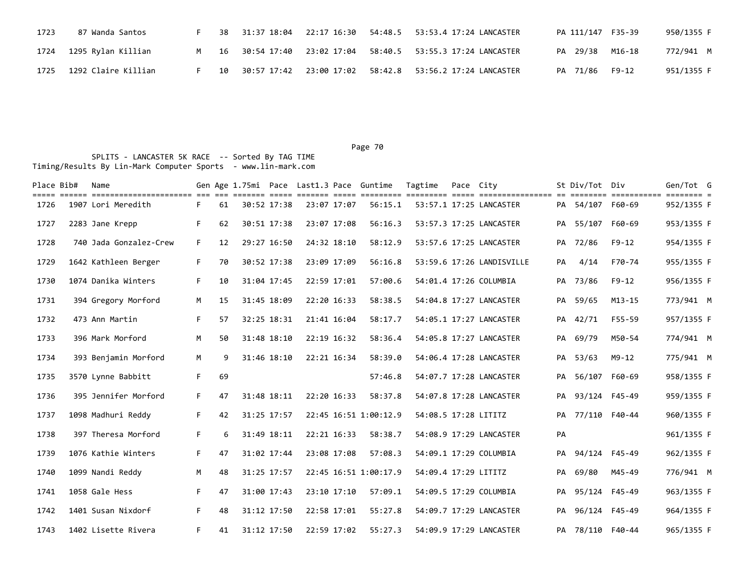| 1723 | 87 Wanda Santos | F | 38 | 31:37 18:04 | 22:17 16:30 | 54:48.5 | 53:53.4 17:24 LANCASTER | PA 111/147 | F35-39 | 950/1355 F |
|---|---|---|---|---|---|---|---|---|---|---|
| 1724 | 1295 Rylan Killian | M | 16 | 30:54 17:40 | 23:02 17:04 | 58:40.5 | 53:55.3 17:24 LANCASTER | PA 29/38 | M16-18 | 772/941 M |
| 1725 | 1292 Claire Killian | F | 10 | 30:57 17:42 | 23:00 17:02 | 58:42.8 | 53:56.2 17:24 LANCASTER | PA 71/86 | F9-12 | 951/1355 F |

SPLITS - LANCASTER 5K RACE -- Sorted By TAG TIME
Timing/Results By Lin-Mark Computer Sports - www.lin-mark.com

| Place | Bib# | Name | Gen | Age | 1.75mi | Pace | Last1.3 | Pace | Guntime | Tagtime | Pace | City | St | Div/Tot | Div | Gen/Tot | G |
|---|---|---|---|---|---|---|---|---|---|---|---|---|---|---|---|---|---|
| 1726 | 1907 | Lori Meredith | F | 61 | 30:52 | 17:38 | 23:07 | 17:07 | 56:15.1 | 53:57.1 | 17:25 | LANCASTER | PA | 54/107 | F60-69 | 952/1355 | F |
| 1727 | 2283 | Jane Krepp | F | 62 | 30:51 | 17:38 | 23:07 | 17:08 | 56:16.3 | 53:57.3 | 17:25 | LANCASTER | PA | 55/107 | F60-69 | 953/1355 | F |
| 1728 | 740 | Jada Gonzalez-Crew | F | 12 | 29:27 | 16:50 | 24:32 | 18:10 | 58:12.9 | 53:57.6 | 17:25 | LANCASTER | PA | 72/86 | F9-12 | 954/1355 | F |
| 1729 | 1642 | Kathleen Berger | F | 70 | 30:52 | 17:38 | 23:09 | 17:09 | 56:16.8 | 53:59.6 | 17:26 | LANDISVILLE | PA | 4/14 | F70-74 | 955/1355 | F |
| 1730 | 1074 | Danika Winters | F | 10 | 31:04 | 17:45 | 22:59 | 17:01 | 57:00.6 | 54:01.4 | 17:26 | COLUMBIA | PA | 73/86 | F9-12 | 956/1355 | F |
| 1731 | 394 | Gregory Morford | M | 15 | 31:45 | 18:09 | 22:20 | 16:33 | 58:38.5 | 54:04.8 | 17:27 | LANCASTER | PA | 59/65 | M13-15 | 773/941 | M |
| 1732 | 473 | Ann Martin | F | 57 | 32:25 | 18:31 | 21:41 | 16:04 | 58:17.7 | 54:05.1 | 17:27 | LANCASTER | PA | 42/71 | F55-59 | 957/1355 | F |
| 1733 | 396 | Mark Morford | M | 50 | 31:48 | 18:10 | 22:19 | 16:32 | 58:36.4 | 54:05.8 | 17:27 | LANCASTER | PA | 69/79 | M50-54 | 774/941 | M |
| 1734 | 393 | Benjamin Morford | M | 9 | 31:46 | 18:10 | 22:21 | 16:34 | 58:39.0 | 54:06.4 | 17:28 | LANCASTER | PA | 53/63 | M9-12 | 775/941 | M |
| 1735 | 3570 | Lynne Babbitt | F | 69 | | | | | 57:46.8 | 54:07.7 | 17:28 | LANCASTER | PA | 56/107 | F60-69 | 958/1355 | F |
| 1736 | 395 | Jennifer Morford | F | 47 | 31:48 | 18:11 | 22:20 | 16:33 | 58:37.8 | 54:07.8 | 17:28 | LANCASTER | PA | 93/124 | F45-49 | 959/1355 | F |
| 1737 | 1098 | Madhuri Reddy | F | 42 | 31:25 | 17:57 | 22:45 | 16:51 | 1:00:12.9 | 54:08.5 | 17:28 | LITITZ | PA | 77/110 | F40-44 | 960/1355 | F |
| 1738 | 397 | Theresa Morford | F | 6 | 31:49 | 18:11 | 22:21 | 16:33 | 58:38.7 | 54:08.9 | 17:29 | LANCASTER | PA | | | 961/1355 | F |
| 1739 | 1076 | Kathie Winters | F | 47 | 31:02 | 17:44 | 23:08 | 17:08 | 57:08.3 | 54:09.1 | 17:29 | COLUMBIA | PA | 94/124 | F45-49 | 962/1355 | F |
| 1740 | 1099 | Nandi Reddy | M | 48 | 31:25 | 17:57 | 22:45 | 16:51 | 1:00:17.9 | 54:09.4 | 17:29 | LITITZ | PA | 69/80 | M45-49 | 776/941 | M |
| 1741 | 1058 | Gale Hess | F | 47 | 31:00 | 17:43 | 23:10 | 17:10 | 57:09.1 | 54:09.5 | 17:29 | COLUMBIA | PA | 95/124 | F45-49 | 963/1355 | F |
| 1742 | 1401 | Susan Nixdorf | F | 48 | 31:12 | 17:50 | 22:58 | 17:01 | 55:27.8 | 54:09.7 | 17:29 | LANCASTER | PA | 96/124 | F45-49 | 964/1355 | F |
| 1743 | 1402 | Lisette Rivera | F | 41 | 31:12 | 17:50 | 22:59 | 17:02 | 55:27.3 | 54:09.9 | 17:29 | LANCASTER | PA | 78/110 | F40-44 | 965/1355 | F |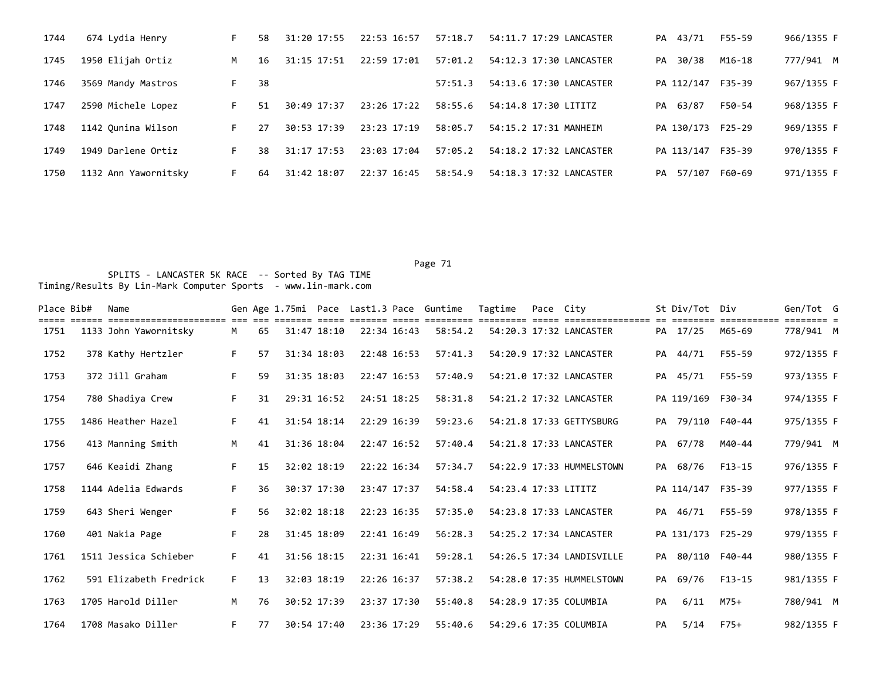| Place | Bib# | Name | Gen | Age | 1.75mi | Pace | Last1.3 | Pace | Guntime | Tagtime | Pace | City | St | Div/Tot | Div | Gen/Tot | G |
|---|---|---|---|---|---|---|---|---|---|---|---|---|---|---|---|---|---|
| 1744 | 674 | Lydia Henry | F | 58 | 31:20 | 17:55 | 22:53 | 16:57 | 57:18.7 | 54:11.7 | 17:29 | LANCASTER | PA | 43/71 | F55-59 | 966/1355 | F |
| 1745 | 1950 | Elijah Ortiz | M | 16 | 31:15 | 17:51 | 22:59 | 17:01 | 57:01.2 | 54:12.3 | 17:30 | LANCASTER | PA | 30/38 | M16-18 | 777/941 | M |
| 1746 | 3569 | Mandy Mastros | F | 38 | | | | | 57:51.3 | 54:13.6 | 17:30 | LANCASTER | PA | 112/147 | F35-39 | 967/1355 | F |
| 1747 | 2590 | Michele Lopez | F | 51 | 30:49 | 17:37 | 23:26 | 17:22 | 58:55.6 | 54:14.8 | 17:30 | LITITZ | PA | 63/87 | F50-54 | 968/1355 | F |
| 1748 | 1142 | Qunina Wilson | F | 27 | 30:53 | 17:39 | 23:23 | 17:19 | 58:05.7 | 54:15.2 | 17:31 | MANHEIM | PA | 130/173 | F25-29 | 969/1355 | F |
| 1749 | 1949 | Darlene Ortiz | F | 38 | 31:17 | 17:53 | 23:03 | 17:04 | 57:05.2 | 54:18.2 | 17:32 | LANCASTER | PA | 113/147 | F35-39 | 970/1355 | F |
| 1750 | 1132 | Ann Yawornitsky | F | 64 | 31:42 | 18:07 | 22:37 | 16:45 | 58:54.9 | 54:18.3 | 17:32 | LANCASTER | PA | 57/107 | F60-69 | 971/1355 | F |

SPLITS - LANCASTER 5K RACE -- Sorted By TAG TIME
Timing/Results By Lin-Mark Computer Sports - www.lin-mark.com

| Place | Bib# | Name | Gen | Age | 1.75mi | Pace | Last1.3 | Pace | Guntime | Tagtime | Pace | City | St | Div/Tot | Div | Gen/Tot | G |
|---|---|---|---|---|---|---|---|---|---|---|---|---|---|---|---|---|---|
| 1751 | 1133 | John Yawornitsky | M | 65 | 31:47 | 18:10 | 22:34 | 16:43 | 58:54.2 | 54:20.3 | 17:32 | LANCASTER | PA | 17/25 | M65-69 | 778/941 | M |
| 1752 | 378 | Kathy Hertzler | F | 57 | 31:34 | 18:03 | 22:48 | 16:53 | 57:41.3 | 54:20.9 | 17:32 | LANCASTER | PA | 44/71 | F55-59 | 972/1355 | F |
| 1753 | 372 | Jill Graham | F | 59 | 31:35 | 18:03 | 22:47 | 16:53 | 57:40.9 | 54:21.0 | 17:32 | LANCASTER | PA | 45/71 | F55-59 | 973/1355 | F |
| 1754 | 780 | Shadiya Crew | F | 31 | 29:31 | 16:52 | 24:51 | 18:25 | 58:31.8 | 54:21.2 | 17:32 | LANCASTER | PA | 119/169 | F30-34 | 974/1355 | F |
| 1755 | 1486 | Heather Hazel | F | 41 | 31:54 | 18:14 | 22:29 | 16:39 | 59:23.6 | 54:21.8 | 17:33 | GETTYSBURG | PA | 79/110 | F40-44 | 975/1355 | F |
| 1756 | 413 | Manning Smith | M | 41 | 31:36 | 18:04 | 22:47 | 16:52 | 57:40.4 | 54:21.8 | 17:33 | LANCASTER | PA | 67/78 | M40-44 | 779/941 | M |
| 1757 | 646 | Keaidi Zhang | F | 15 | 32:02 | 18:19 | 22:22 | 16:34 | 57:34.7 | 54:22.9 | 17:33 | HUMMELSTOWN | PA | 68/76 | F13-15 | 976/1355 | F |
| 1758 | 1144 | Adelia Edwards | F | 36 | 30:37 | 17:30 | 23:47 | 17:37 | 54:58.4 | 54:23.4 | 17:33 | LITITZ | PA | 114/147 | F35-39 | 977/1355 | F |
| 1759 | 643 | Sheri Wenger | F | 56 | 32:02 | 18:18 | 22:23 | 16:35 | 57:35.0 | 54:23.8 | 17:33 | LANCASTER | PA | 46/71 | F55-59 | 978/1355 | F |
| 1760 | 401 | Nakia Page | F | 28 | 31:45 | 18:09 | 22:41 | 16:49 | 56:28.3 | 54:25.2 | 17:34 | LANCASTER | PA | 131/173 | F25-29 | 979/1355 | F |
| 1761 | 1511 | Jessica Schieber | F | 41 | 31:56 | 18:15 | 22:31 | 16:41 | 59:28.1 | 54:26.5 | 17:34 | LANDISVILLE | PA | 80/110 | F40-44 | 980/1355 | F |
| 1762 | 591 | Elizabeth Fredrick | F | 13 | 32:03 | 18:19 | 22:26 | 16:37 | 57:38.2 | 54:28.0 | 17:35 | HUMMELSTOWN | PA | 69/76 | F13-15 | 981/1355 | F |
| 1763 | 1705 | Harold Diller | M | 76 | 30:52 | 17:39 | 23:37 | 17:30 | 55:40.8 | 54:28.9 | 17:35 | COLUMBIA | PA | 6/11 | M75+ | 780/941 | M |
| 1764 | 1708 | Masako Diller | F | 77 | 30:54 | 17:40 | 23:36 | 17:29 | 55:40.6 | 54:29.6 | 17:35 | COLUMBIA | PA | 5/14 | F75+ | 982/1355 | F |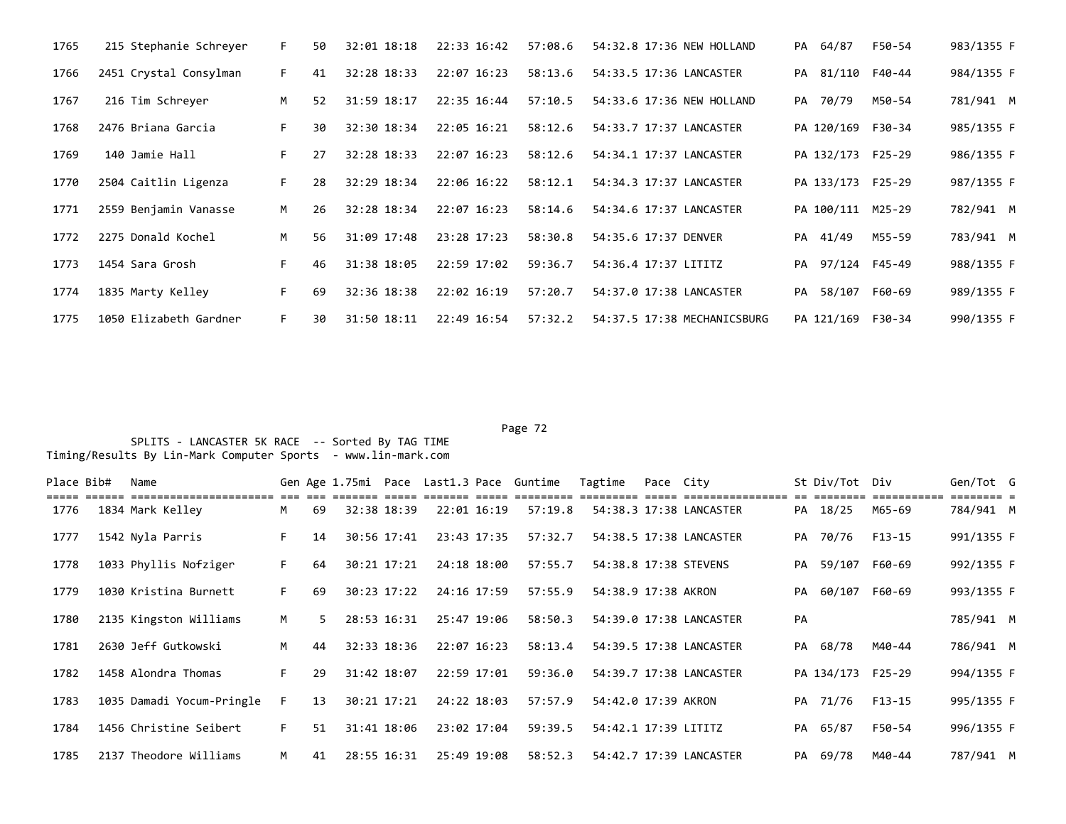| Place | Bib# | Name | Gen | Age | 1.75mi | Pace | Last1.3 | Pace | Guntime | Tagtime | Pace | City | St | Div/Tot | Div | Gen/Tot | G |
|---|---|---|---|---|---|---|---|---|---|---|---|---|---|---|---|---|---|
| 1765 | 215 | Stephanie Schreyer | F | 50 | 32:01 | 18:18 | 22:33 | 16:42 | 57:08.6 | 54:32.8 | 17:36 | NEW HOLLAND | PA | 64/87 | F50-54 | 983/1355 | F |
| 1766 | 2451 | Crystal Consylman | F | 41 | 32:28 | 18:33 | 22:07 | 16:23 | 58:13.6 | 54:33.5 | 17:36 | LANCASTER | PA | 81/110 | F40-44 | 984/1355 | F |
| 1767 | 216 | Tim Schreyer | M | 52 | 31:59 | 18:17 | 22:35 | 16:44 | 57:10.5 | 54:33.6 | 17:36 | NEW HOLLAND | PA | 70/79 | M50-54 | 781/941 | M |
| 1768 | 2476 | Briana Garcia | F | 30 | 32:30 | 18:34 | 22:05 | 16:21 | 58:12.6 | 54:33.7 | 17:37 | LANCASTER | PA | 120/169 | F30-34 | 985/1355 | F |
| 1769 | 140 | Jamie Hall | F | 27 | 32:28 | 18:33 | 22:07 | 16:23 | 58:12.6 | 54:34.1 | 17:37 | LANCASTER | PA | 132/173 | F25-29 | 986/1355 | F |
| 1770 | 2504 | Caitlin Ligenza | F | 28 | 32:29 | 18:34 | 22:06 | 16:22 | 58:12.1 | 54:34.3 | 17:37 | LANCASTER | PA | 133/173 | F25-29 | 987/1355 | F |
| 1771 | 2559 | Benjamin Vanasse | M | 26 | 32:28 | 18:34 | 22:07 | 16:23 | 58:14.6 | 54:34.6 | 17:37 | LANCASTER | PA | 100/111 | M25-29 | 782/941 | M |
| 1772 | 2275 | Donald Kochel | M | 56 | 31:09 | 17:48 | 23:28 | 17:23 | 58:30.8 | 54:35.6 | 17:37 | DENVER | PA | 41/49 | M55-59 | 783/941 | M |
| 1773 | 1454 | Sara Grosh | F | 46 | 31:38 | 18:05 | 22:59 | 17:02 | 59:36.7 | 54:36.4 | 17:37 | LITITZ | PA | 97/124 | F45-49 | 988/1355 | F |
| 1774 | 1835 | Marty Kelley | F | 69 | 32:36 | 18:38 | 22:02 | 16:19 | 57:20.7 | 54:37.0 | 17:38 | LANCASTER | PA | 58/107 | F60-69 | 989/1355 | F |
| 1775 | 1050 | Elizabeth Gardner | F | 30 | 31:50 | 18:11 | 22:49 | 16:54 | 57:32.2 | 54:37.5 | 17:38 | MECHANICSBURG | PA | 121/169 | F30-34 | 990/1355 | F |

SPLITS - LANCASTER 5K RACE -- Sorted By TAG TIME
Timing/Results By Lin-Mark Computer Sports - www.lin-mark.com

| Place | Bib# | Name | Gen | Age | 1.75mi | Pace | Last1.3 | Pace | Guntime | Tagtime | Pace | City | St | Div/Tot | Div | Gen/Tot | G |
|---|---|---|---|---|---|---|---|---|---|---|---|---|---|---|---|---|---|
| 1776 | 1834 | Mark Kelley | M | 69 | 32:38 | 18:39 | 22:01 | 16:19 | 57:19.8 | 54:38.3 | 17:38 | LANCASTER | PA | 18/25 | M65-69 | 784/941 | M |
| 1777 | 1542 | Nyla Parris | F | 14 | 30:56 | 17:41 | 23:43 | 17:35 | 57:32.7 | 54:38.5 | 17:38 | LANCASTER | PA | 70/76 | F13-15 | 991/1355 | F |
| 1778 | 1033 | Phyllis Nofziger | F | 64 | 30:21 | 17:21 | 24:18 | 18:00 | 57:55.7 | 54:38.8 | 17:38 | STEVENS | PA | 59/107 | F60-69 | 992/1355 | F |
| 1779 | 1030 | Kristina Burnett | F | 69 | 30:23 | 17:22 | 24:16 | 17:59 | 57:55.9 | 54:38.9 | 17:38 | AKRON | PA | 60/107 | F60-69 | 993/1355 | F |
| 1780 | 2135 | Kingston Williams | M | 5 | 28:53 | 16:31 | 25:47 | 19:06 | 58:50.3 | 54:39.0 | 17:38 | LANCASTER | PA | | | 785/941 | M |
| 1781 | 2630 | Jeff Gutkowski | M | 44 | 32:33 | 18:36 | 22:07 | 16:23 | 58:13.4 | 54:39.5 | 17:38 | LANCASTER | PA | 68/78 | M40-44 | 786/941 | M |
| 1782 | 1458 | Alondra Thomas | F | 29 | 31:42 | 18:07 | 22:59 | 17:01 | 59:36.0 | 54:39.7 | 17:38 | LANCASTER | PA | 134/173 | F25-29 | 994/1355 | F |
| 1783 | 1035 | Damadi Yocum-Pringle | F | 13 | 30:21 | 17:21 | 24:22 | 18:03 | 57:57.9 | 54:42.0 | 17:39 | AKRON | PA | 71/76 | F13-15 | 995/1355 | F |
| 1784 | 1456 | Christine Seibert | F | 51 | 31:41 | 18:06 | 23:02 | 17:04 | 59:39.5 | 54:42.1 | 17:39 | LITITZ | PA | 65/87 | F50-54 | 996/1355 | F |
| 1785 | 2137 | Theodore Williams | M | 41 | 28:55 | 16:31 | 25:49 | 19:08 | 58:52.3 | 54:42.7 | 17:39 | LANCASTER | PA | 69/78 | M40-44 | 787/941 | M |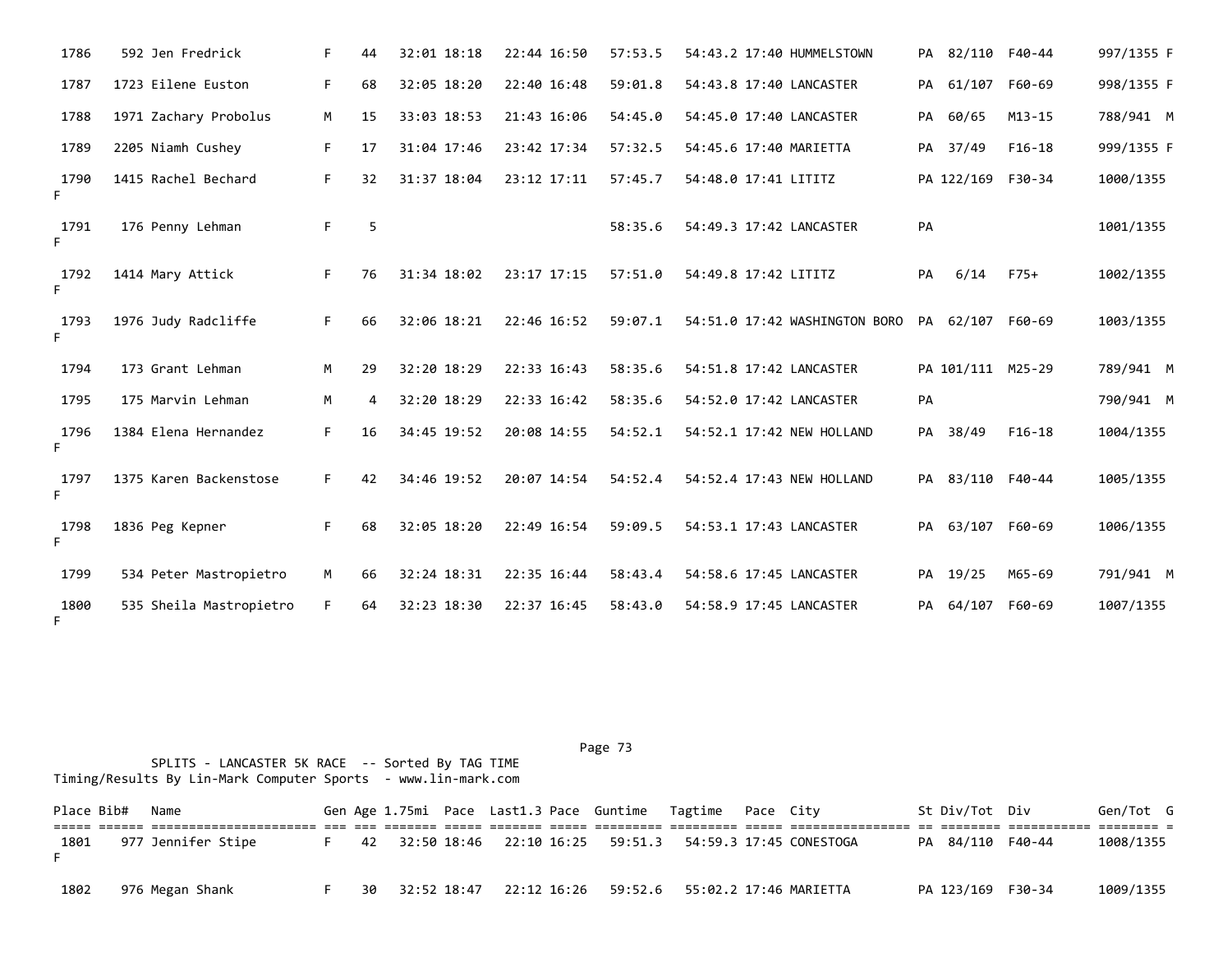| Place | Bib# | Name | Gen | Age | 1.75mi | Pace | Last1.3 | Pace | Guntime | Tagtime | Pace | City | St | Div/Tot | Div | Gen/Tot | G |
|---|---|---|---|---|---|---|---|---|---|---|---|---|---|---|---|---|---|
| 1786 | 592 | Jen Fredrick | F | 44 | 32:01 | 18:18 | 22:44 | 16:50 | 57:53.5 | 54:43.2 | 17:40 | HUMMELSTOWN | PA | 82/110 | F40-44 | 997/1355 | F |
| 1787 | 1723 | Eilene Euston | F | 68 | 32:05 | 18:20 | 22:40 | 16:48 | 59:01.8 | 54:43.8 | 17:40 | LANCASTER | PA | 61/107 | F60-69 | 998/1355 | F |
| 1788 | 1971 | Zachary Probolus | M | 15 | 33:03 | 18:53 | 21:43 | 16:06 | 54:45.0 | 54:45.0 | 17:40 | LANCASTER | PA | 60/65 | M13-15 | 788/941 | M |
| 1789 | 2205 | Niamh Cushey | F | 17 | 31:04 | 17:46 | 23:42 | 17:34 | 57:32.5 | 54:45.6 | 17:40 | MARIETTA | PA | 37/49 | F16-18 | 999/1355 | F |
| 1790 | 1415 | Rachel Bechard | F | 32 | 31:37 | 18:04 | 23:12 | 17:11 | 57:45.7 | 54:48.0 | 17:41 | LITITZ | PA | 122/169 | F30-34 | 1000/1355 | F |
| 1791 | 176 | Penny Lehman | F | 5 | | | | | 58:35.6 | 54:49.3 | 17:42 | LANCASTER | PA | | | 1001/1355 | F |
| 1792 | 1414 | Mary Attick | F | 76 | 31:34 | 18:02 | 23:17 | 17:15 | 57:51.0 | 54:49.8 | 17:42 | LITITZ | PA | 6/14 | F75+ | 1002/1355 | F |
| 1793 | 1976 | Judy Radcliffe | F | 66 | 32:06 | 18:21 | 22:46 | 16:52 | 59:07.1 | 54:51.0 | 17:42 | WASHINGTON BORO | PA | 62/107 | F60-69 | 1003/1355 | F |
| 1794 | 173 | Grant Lehman | M | 29 | 32:20 | 18:29 | 22:33 | 16:43 | 58:35.6 | 54:51.8 | 17:42 | LANCASTER | PA | 101/111 | M25-29 | 789/941 | M |
| 1795 | 175 | Marvin Lehman | M | 4 | 32:20 | 18:29 | 22:33 | 16:42 | 58:35.6 | 54:52.0 | 17:42 | LANCASTER | PA | | | 790/941 | M |
| 1796 | 1384 | Elena Hernandez | F | 16 | 34:45 | 19:52 | 20:08 | 14:55 | 54:52.1 | 54:52.1 | 17:42 | NEW HOLLAND | PA | 38/49 | F16-18 | 1004/1355 | F |
| 1797 | 1375 | Karen Backenstose | F | 42 | 34:46 | 19:52 | 20:07 | 14:54 | 54:52.4 | 54:52.4 | 17:43 | NEW HOLLAND | PA | 83/110 | F40-44 | 1005/1355 | F |
| 1798 | 1836 | Peg Kepner | F | 68 | 32:05 | 18:20 | 22:49 | 16:54 | 59:09.5 | 54:53.1 | 17:43 | LANCASTER | PA | 63/107 | F60-69 | 1006/1355 | F |
| 1799 | 534 | Peter Mastropietro | M | 66 | 32:24 | 18:31 | 22:35 | 16:44 | 58:43.4 | 54:58.6 | 17:45 | LANCASTER | PA | 19/25 | M65-69 | 791/941 | M |
| 1800 | 535 | Sheila Mastropietro | F | 64 | 32:23 | 18:30 | 22:37 | 16:45 | 58:43.0 | 54:58.9 | 17:45 | LANCASTER | PA | 64/107 | F60-69 | 1007/1355 | F |

SPLITS - LANCASTER 5K RACE -- Sorted By TAG TIME
Timing/Results By Lin-Mark Computer Sports - www.lin-mark.com

| Place | Bib# | Name | Gen | Age | 1.75mi | Pace | Last1.3 | Pace | Guntime | Tagtime | Pace | City | St | Div/Tot | Div | Gen/Tot | G |
|---|---|---|---|---|---|---|---|---|---|---|---|---|---|---|---|---|---|
| 1801 | 977 | Jennifer Stipe | F | 42 | 32:50 | 18:46 | 22:10 | 16:25 | 59:51.3 | 54:59.3 | 17:45 | CONESTOGA | PA | 84/110 | F40-44 | 1008/1355 | F |
| 1802 | 976 | Megan Shank | F | 30 | 32:52 | 18:47 | 22:12 | 16:26 | 59:52.6 | 55:02.2 | 17:46 | MARIETTA | PA | 123/169 | F30-34 | 1009/1355 | |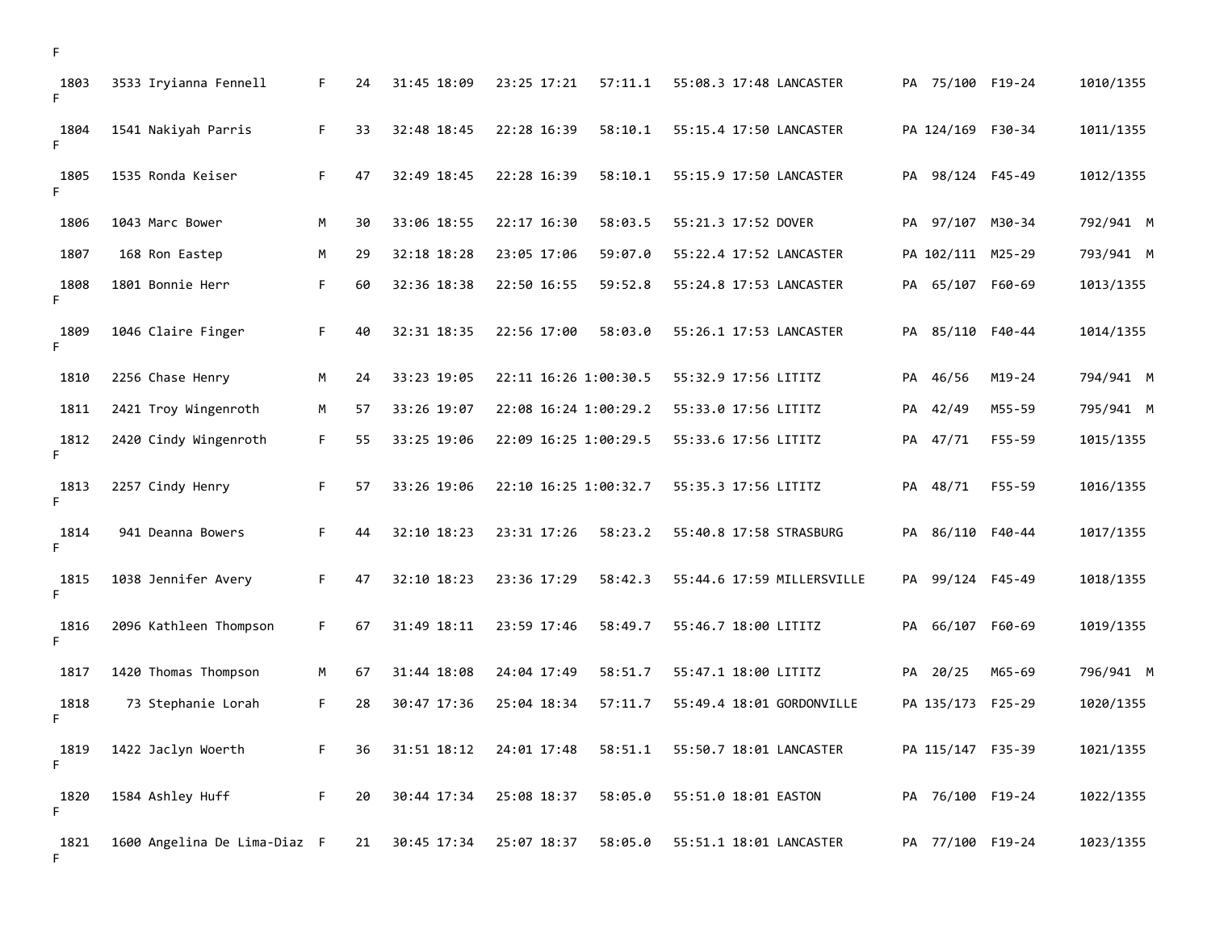F

| | | | | | | | | | | | | | | | |
|---|---|---|---|---|---|---|---|---|---|---|---|---|---|---|---|
| 1803 | 3533 | Iryianna Fennell | F | 24 | 31:45 | 18:09 | 23:25 | 17:21 | 57:11.1 | 55:08.3 | 17:48 | LANCASTER | PA | 75/100 F19-24 | 1010/1355 F |
| 1804 | 1541 | Nakiyah Parris | F | 33 | 32:48 | 18:45 | 22:28 | 16:39 | 58:10.1 | 55:15.4 | 17:50 | LANCASTER | PA | 124/169 F30-34 | 1011/1355 F |
| 1805 | 1535 | Ronda Keiser | F | 47 | 32:49 | 18:45 | 22:28 | 16:39 | 58:10.1 | 55:15.9 | 17:50 | LANCASTER | PA | 98/124 F45-49 | 1012/1355 F |
| 1806 | 1043 | Marc Bower | M | 30 | 33:06 | 18:55 | 22:17 | 16:30 | 58:03.5 | 55:21.3 | 17:52 | DOVER | PA | 97/107 M30-34 | 792/941 M |
| 1807 | 168 | Ron Eastep | M | 29 | 32:18 | 18:28 | 23:05 | 17:06 | 59:07.0 | 55:22.4 | 17:52 | LANCASTER | PA | 102/111 M25-29 | 793/941 M |
| 1808 | 1801 | Bonnie Herr | F | 60 | 32:36 | 18:38 | 22:50 | 16:55 | 59:52.8 | 55:24.8 | 17:53 | LANCASTER | PA | 65/107 F60-69 | 1013/1355 F |
| 1809 | 1046 | Claire Finger | F | 40 | 32:31 | 18:35 | 22:56 | 17:00 | 58:03.0 | 55:26.1 | 17:53 | LANCASTER | PA | 85/110 F40-44 | 1014/1355 F |
| 1810 | 2256 | Chase Henry | M | 24 | 33:23 | 19:05 | 22:11 | 16:26 | 1:00:30.5 | 55:32.9 | 17:56 | LITITZ | PA | 46/56 M19-24 | 794/941 M |
| 1811 | 2421 | Troy Wingenroth | M | 57 | 33:26 | 19:07 | 22:08 | 16:24 | 1:00:29.2 | 55:33.0 | 17:56 | LITITZ | PA | 42/49 M55-59 | 795/941 M |
| 1812 | 2420 | Cindy Wingenroth | F | 55 | 33:25 | 19:06 | 22:09 | 16:25 | 1:00:29.5 | 55:33.6 | 17:56 | LITITZ | PA | 47/71 F55-59 | 1015/1355 F |
| 1813 | 2257 | Cindy Henry | F | 57 | 33:26 | 19:06 | 22:10 | 16:25 | 1:00:32.7 | 55:35.3 | 17:56 | LITITZ | PA | 48/71 F55-59 | 1016/1355 F |
| 1814 | 941 | Deanna Bowers | F | 44 | 32:10 | 18:23 | 23:31 | 17:26 | 58:23.2 | 55:40.8 | 17:58 | STRASBURG | PA | 86/110 F40-44 | 1017/1355 F |
| 1815 | 1038 | Jennifer Avery | F | 47 | 32:10 | 18:23 | 23:36 | 17:29 | 58:42.3 | 55:44.6 | 17:59 | MILLERSVILLE | PA | 99/124 F45-49 | 1018/1355 F |
| 1816 | 2096 | Kathleen Thompson | F | 67 | 31:49 | 18:11 | 23:59 | 17:46 | 58:49.7 | 55:46.7 | 18:00 | LITITZ | PA | 66/107 F60-69 | 1019/1355 F |
| 1817 | 1420 | Thomas Thompson | M | 67 | 31:44 | 18:08 | 24:04 | 17:49 | 58:51.7 | 55:47.1 | 18:00 | LITITZ | PA | 20/25 M65-69 | 796/941 M |
| 1818 | 73 | Stephanie Lorah | F | 28 | 30:47 | 17:36 | 25:04 | 18:34 | 57:11.7 | 55:49.4 | 18:01 | GORDONVILLE | PA | 135/173 F25-29 | 1020/1355 F |
| 1819 | 1422 | Jaclyn Woerth | F | 36 | 31:51 | 18:12 | 24:01 | 17:48 | 58:51.1 | 55:50.7 | 18:01 | LANCASTER | PA | 115/147 F35-39 | 1021/1355 F |
| 1820 | 1584 | Ashley Huff | F | 20 | 30:44 | 17:34 | 25:08 | 18:37 | 58:05.0 | 55:51.0 | 18:01 | EASTON | PA | 76/100 F19-24 | 1022/1355 F |
| 1821 | 1600 | Angelina De Lima-Diaz | F | 21 | 30:45 | 17:34 | 25:07 | 18:37 | 58:05.0 | 55:51.1 | 18:01 | LANCASTER | PA | 77/100 F19-24 | 1023/1355 F |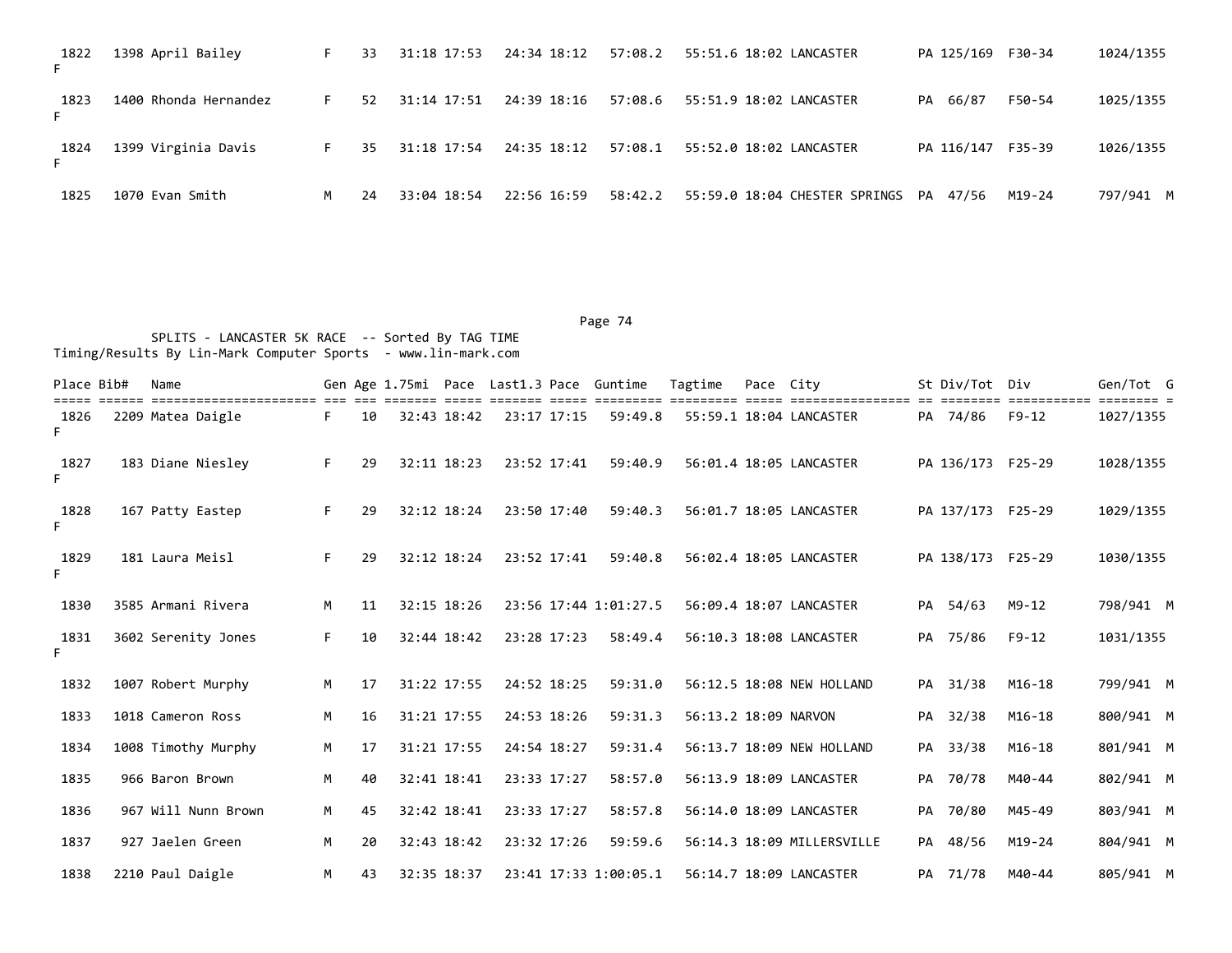| Place | Bib# | Name | Gen | Age | 1.75mi | Pace | Last1.3 | Pace | Guntime | Tagtime | Pace | City | St | Div/Tot | Div | Gen/Tot | G |
|---|---|---|---|---|---|---|---|---|---|---|---|---|---|---|---|---|---|
| 1822 | 1398 | April Bailey | F | 33 | 31:18 | 17:53 | 24:34 | 18:12 | 57:08.2 | 55:51.6 | 18:02 | LANCASTER | PA | 125/169 | F30-34 | 1024/1355 | F |
| 1823 | 1400 | Rhonda Hernandez | F | 52 | 31:14 | 17:51 | 24:39 | 18:16 | 57:08.6 | 55:51.9 | 18:02 | LANCASTER | PA | 66/87 | F50-54 | 1025/1355 | F |
| 1824 | 1399 | Virginia Davis | F | 35 | 31:18 | 17:54 | 24:35 | 18:12 | 57:08.1 | 55:52.0 | 18:02 | LANCASTER | PA | 116/147 | F35-39 | 1026/1355 | F |
| 1825 | 1070 | Evan Smith | M | 24 | 33:04 | 18:54 | 22:56 | 16:59 | 58:42.2 | 55:59.0 | 18:04 | CHESTER SPRINGS | PA | 47/56 | M19-24 | 797/941 | M |

SPLITS - LANCASTER 5K RACE -- Sorted By TAG TIME
Timing/Results By Lin-Mark Computer Sports - www.lin-mark.com

| Place | Bib# | Name | Gen | Age | 1.75mi | Pace | Last1.3 | Pace | Guntime | Tagtime | Pace | City | St | Div/Tot | Div | Gen/Tot | G |
|---|---|---|---|---|---|---|---|---|---|---|---|---|---|---|---|---|---|
| 1826 | 2209 | Matea Daigle | F | 10 | 32:43 | 18:42 | 23:17 | 17:15 | 59:49.8 | 55:59.1 | 18:04 | LANCASTER | PA | 74/86 | F9-12 | 1027/1355 | F |
| 1827 | 183 | Diane Niesley | F | 29 | 32:11 | 18:23 | 23:52 | 17:41 | 59:40.9 | 56:01.4 | 18:05 | LANCASTER | PA | 136/173 | F25-29 | 1028/1355 | F |
| 1828 | 167 | Patty Eastep | F | 29 | 32:12 | 18:24 | 23:50 | 17:40 | 59:40.3 | 56:01.7 | 18:05 | LANCASTER | PA | 137/173 | F25-29 | 1029/1355 | F |
| 1829 | 181 | Laura Meisl | F | 29 | 32:12 | 18:24 | 23:52 | 17:41 | 59:40.8 | 56:02.4 | 18:05 | LANCASTER | PA | 138/173 | F25-29 | 1030/1355 | F |
| 1830 | 3585 | Armani Rivera | M | 11 | 32:15 | 18:26 | 23:56 | 17:44 | 1:01:27.5 | 56:09.4 | 18:07 | LANCASTER | PA | 54/63 | M9-12 | 798/941 | M |
| 1831 | 3602 | Serenity Jones | F | 10 | 32:44 | 18:42 | 23:28 | 17:23 | 58:49.4 | 56:10.3 | 18:08 | LANCASTER | PA | 75/86 | F9-12 | 1031/1355 | F |
| 1832 | 1007 | Robert Murphy | M | 17 | 31:22 | 17:55 | 24:52 | 18:25 | 59:31.0 | 56:12.5 | 18:08 | NEW HOLLAND | PA | 31/38 | M16-18 | 799/941 | M |
| 1833 | 1018 | Cameron Ross | M | 16 | 31:21 | 17:55 | 24:53 | 18:26 | 59:31.3 | 56:13.2 | 18:09 | NARVON | PA | 32/38 | M16-18 | 800/941 | M |
| 1834 | 1008 | Timothy Murphy | M | 17 | 31:21 | 17:55 | 24:54 | 18:27 | 59:31.4 | 56:13.7 | 18:09 | NEW HOLLAND | PA | 33/38 | M16-18 | 801/941 | M |
| 1835 | 966 | Baron Brown | M | 40 | 32:41 | 18:41 | 23:33 | 17:27 | 58:57.0 | 56:13.9 | 18:09 | LANCASTER | PA | 70/78 | M40-44 | 802/941 | M |
| 1836 | 967 | Will Nunn Brown | M | 45 | 32:42 | 18:41 | 23:33 | 17:27 | 58:57.8 | 56:14.0 | 18:09 | LANCASTER | PA | 70/80 | M45-49 | 803/941 | M |
| 1837 | 927 | Jaelen Green | M | 20 | 32:43 | 18:42 | 23:32 | 17:26 | 59:59.6 | 56:14.3 | 18:09 | MILLERSVILLE | PA | 48/56 | M19-24 | 804/941 | M |
| 1838 | 2210 | Paul Daigle | M | 43 | 32:35 | 18:37 | 23:41 | 17:33 | 1:00:05.1 | 56:14.7 | 18:09 | LANCASTER | PA | 71/78 | M40-44 | 805/941 | M |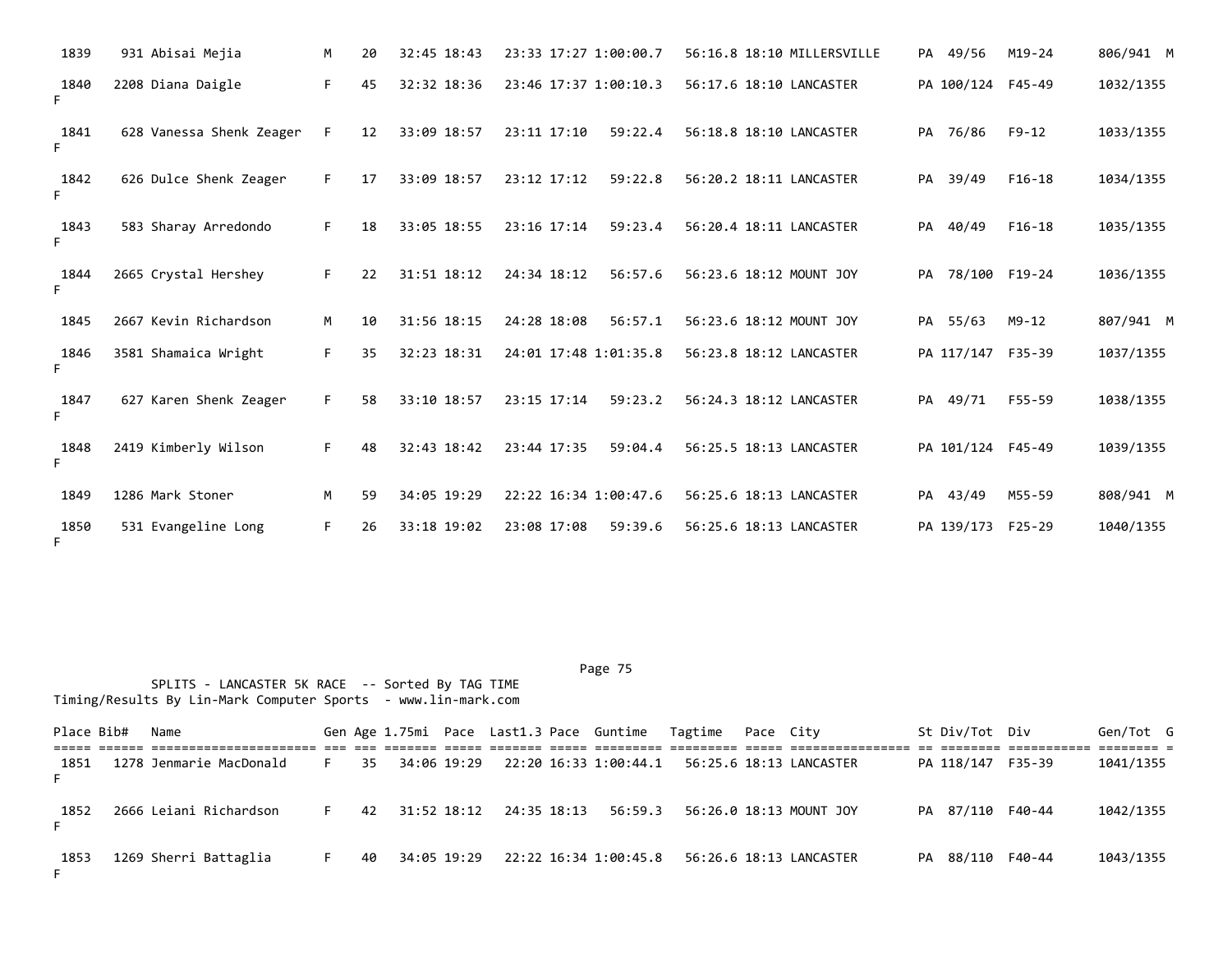| Place | Bib# | Name | Gen | Age | 1.75mi | Pace | Last1.3 | Pace | Guntime | Tagtime | Pace | City | St | Div/Tot | Div | Gen/Tot | G |
|---|---|---|---|---|---|---|---|---|---|---|---|---|---|---|---|---|---|
| 1839 | 931 | Abisai Mejia | M | 20 | 32:45 | 18:43 | 23:33 | 17:27 | 1:00:00.7 | 56:16.8 | 18:10 | MILLERSVILLE | PA | 49/56 | M19-24 | 806/941 | M |
| 1840 | 2208 | Diana Daigle | F | 45 | 32:32 | 18:36 | 23:46 | 17:37 | 1:00:10.3 | 56:17.6 | 18:10 | LANCASTER | PA | 100/124 | F45-49 | 1032/1355 | F |
| 1841 | 628 | Vanessa Shenk Zeager | F | 12 | 33:09 | 18:57 | 23:11 | 17:10 | 59:22.4 | 56:18.8 | 18:10 | LANCASTER | PA | 76/86 | F9-12 | 1033/1355 | F |
| 1842 | 626 | Dulce Shenk Zeager | F | 17 | 33:09 | 18:57 | 23:12 | 17:12 | 59:22.8 | 56:20.2 | 18:11 | LANCASTER | PA | 39/49 | F16-18 | 1034/1355 | F |
| 1843 | 583 | Sharay Arredondo | F | 18 | 33:05 | 18:55 | 23:16 | 17:14 | 59:23.4 | 56:20.4 | 18:11 | LANCASTER | PA | 40/49 | F16-18 | 1035/1355 | F |
| 1844 | 2665 | Crystal Hershey | F | 22 | 31:51 | 18:12 | 24:34 | 18:12 | 56:57.6 | 56:23.6 | 18:12 | MOUNT JOY | PA | 78/100 | F19-24 | 1036/1355 | F |
| 1845 | 2667 | Kevin Richardson | M | 10 | 31:56 | 18:15 | 24:28 | 18:08 | 56:57.1 | 56:23.6 | 18:12 | MOUNT JOY | PA | 55/63 | M9-12 | 807/941 | M |
| 1846 | 3581 | Shamaica Wright | F | 35 | 32:23 | 18:31 | 24:01 | 17:48 | 1:01:35.8 | 56:23.8 | 18:12 | LANCASTER | PA | 117/147 | F35-39 | 1037/1355 | F |
| 1847 | 627 | Karen Shenk Zeager | F | 58 | 33:10 | 18:57 | 23:15 | 17:14 | 59:23.2 | 56:24.3 | 18:12 | LANCASTER | PA | 49/71 | F55-59 | 1038/1355 | F |
| 1848 | 2419 | Kimberly Wilson | F | 48 | 32:43 | 18:42 | 23:44 | 17:35 | 59:04.4 | 56:25.5 | 18:13 | LANCASTER | PA | 101/124 | F45-49 | 1039/1355 | F |
| 1849 | 1286 | Mark Stoner | M | 59 | 34:05 | 19:29 | 22:22 | 16:34 | 1:00:47.6 | 56:25.6 | 18:13 | LANCASTER | PA | 43/49 | M55-59 | 808/941 | M |
| 1850 | 531 | Evangeline Long | F | 26 | 33:18 | 19:02 | 23:08 | 17:08 | 59:39.6 | 56:25.6 | 18:13 | LANCASTER | PA | 139/173 | F25-29 | 1040/1355 | F |

SPLITS - LANCASTER 5K RACE -- Sorted By TAG TIME
Timing/Results By Lin-Mark Computer Sports - www.lin-mark.com

| Place | Bib# | Name | Gen | Age | 1.75mi | Pace | Last1.3 | Pace | Guntime | Tagtime | Pace | City | St | Div/Tot | Div | Gen/Tot | G |
|---|---|---|---|---|---|---|---|---|---|---|---|---|---|---|---|---|---|
| 1851 | 1278 | Jenmarie MacDonald | F | 35 | 34:06 | 19:29 | 22:20 | 16:33 | 1:00:44.1 | 56:25.6 | 18:13 | LANCASTER | PA | 118/147 | F35-39 | 1041/1355 | F |
| 1852 | 2666 | Leiani Richardson | F | 42 | 31:52 | 18:12 | 24:35 | 18:13 | 56:59.3 | 56:26.0 | 18:13 | MOUNT JOY | PA | 87/110 | F40-44 | 1042/1355 | F |
| 1853 | 1269 | Sherri Battaglia | F | 40 | 34:05 | 19:29 | 22:22 | 16:34 | 1:00:45.8 | 56:26.6 | 18:13 | LANCASTER | PA | 88/110 | F40-44 | 1043/1355 | F |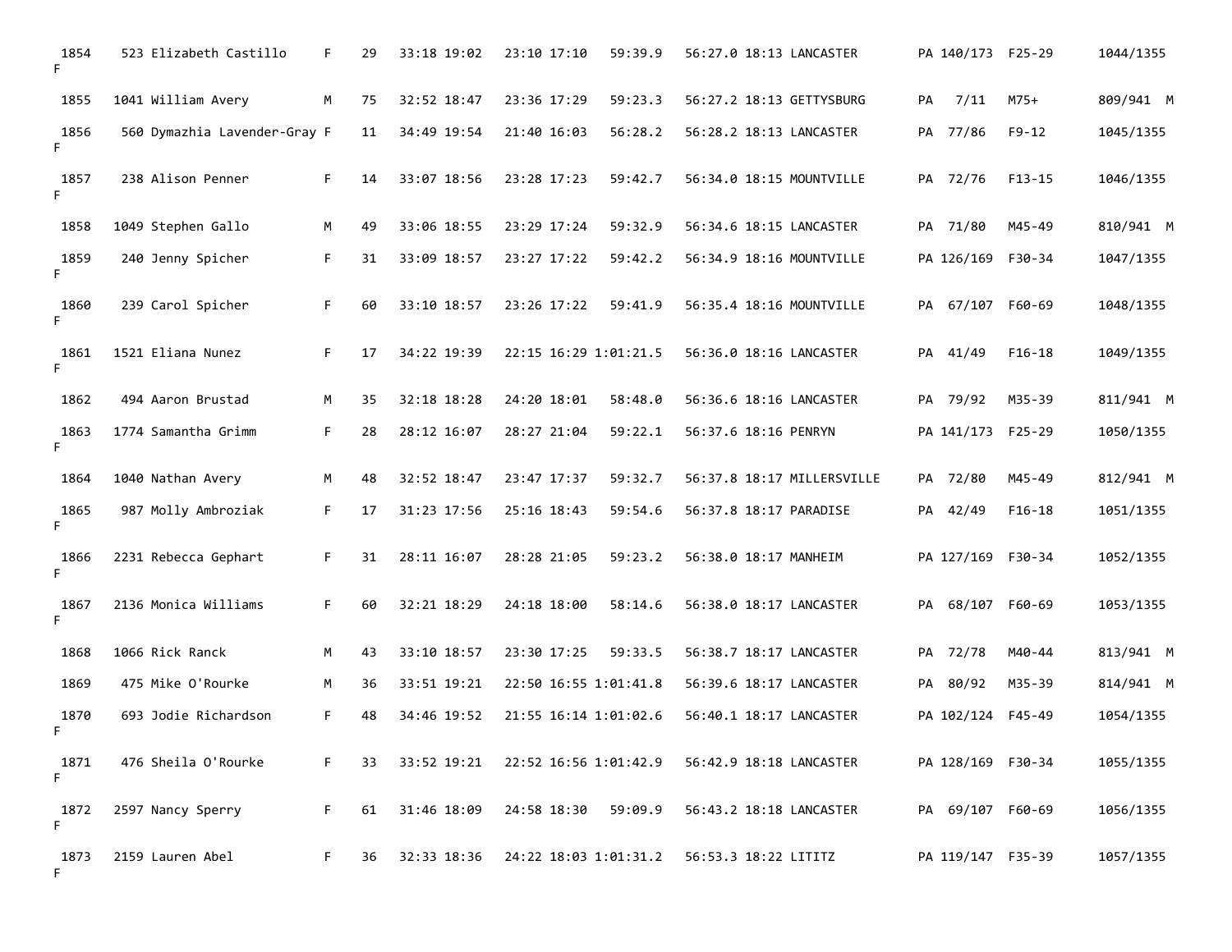| | | | | | | | | | | | | | |
|---|---|---|---|---|---|---|---|---|---|---|---|---|---|
| 1854 | 523 Elizabeth Castillo | F | 29 | 33:18 19:02 | 23:10 17:10 | 59:39.9 | 56:27.0 18:13 | LANCASTER | PA | 140/173 | F25-29 | 1044/1355 F |
| 1855 | 1041 William Avery | M | 75 | 32:52 18:47 | 23:36 17:29 | 59:23.3 | 56:27.2 18:13 | GETTYSBURG | PA | 7/11 | M75+ | 809/941 M |
| 1856 | 560 Dymazhia Lavender-Gray | F | 11 | 34:49 19:54 | 21:40 16:03 | 56:28.2 | 56:28.2 18:13 | LANCASTER | PA | 77/86 | F9-12 | 1045/1355 F |
| 1857 | 238 Alison Penner | F | 14 | 33:07 18:56 | 23:28 17:23 | 59:42.7 | 56:34.0 18:15 | MOUNTVILLE | PA | 72/76 | F13-15 | 1046/1355 F |
| 1858 | 1049 Stephen Gallo | M | 49 | 33:06 18:55 | 23:29 17:24 | 59:32.9 | 56:34.6 18:15 | LANCASTER | PA | 71/80 | M45-49 | 810/941 M |
| 1859 | 240 Jenny Spicher | F | 31 | 33:09 18:57 | 23:27 17:22 | 59:42.2 | 56:34.9 18:16 | MOUNTVILLE | PA | 126/169 | F30-34 | 1047/1355 F |
| 1860 | 239 Carol Spicher | F | 60 | 33:10 18:57 | 23:26 17:22 | 59:41.9 | 56:35.4 18:16 | MOUNTVILLE | PA | 67/107 | F60-69 | 1048/1355 F |
| 1861 | 1521 Eliana Nunez | F | 17 | 34:22 19:39 | 22:15 16:29 | 1:01:21.5 | 56:36.0 18:16 | LANCASTER | PA | 41/49 | F16-18 | 1049/1355 F |
| 1862 | 494 Aaron Brustad | M | 35 | 32:18 18:28 | 24:20 18:01 | 58:48.0 | 56:36.6 18:16 | LANCASTER | PA | 79/92 | M35-39 | 811/941 M |
| 1863 | 1774 Samantha Grimm | F | 28 | 28:12 16:07 | 28:27 21:04 | 59:22.1 | 56:37.6 18:16 | PENRYN | PA | 141/173 | F25-29 | 1050/1355 F |
| 1864 | 1040 Nathan Avery | M | 48 | 32:52 18:47 | 23:47 17:37 | 59:32.7 | 56:37.8 18:17 | MILLERSVILLE | PA | 72/80 | M45-49 | 812/941 M |
| 1865 | 987 Molly Ambroziak | F | 17 | 31:23 17:56 | 25:16 18:43 | 59:54.6 | 56:37.8 18:17 | PARADISE | PA | 42/49 | F16-18 | 1051/1355 F |
| 1866 | 2231 Rebecca Gephart | F | 31 | 28:11 16:07 | 28:28 21:05 | 59:23.2 | 56:38.0 18:17 | MANHEIM | PA | 127/169 | F30-34 | 1052/1355 F |
| 1867 | 2136 Monica Williams | F | 60 | 32:21 18:29 | 24:18 18:00 | 58:14.6 | 56:38.0 18:17 | LANCASTER | PA | 68/107 | F60-69 | 1053/1355 F |
| 1868 | 1066 Rick Ranck | M | 43 | 33:10 18:57 | 23:30 17:25 | 59:33.5 | 56:38.7 18:17 | LANCASTER | PA | 72/78 | M40-44 | 813/941 M |
| 1869 | 475 Mike O'Rourke | M | 36 | 33:51 19:21 | 22:50 16:55 | 1:01:41.8 | 56:39.6 18:17 | LANCASTER | PA | 80/92 | M35-39 | 814/941 M |
| 1870 | 693 Jodie Richardson | F | 48 | 34:46 19:52 | 21:55 16:14 | 1:01:02.6 | 56:40.1 18:17 | LANCASTER | PA | 102/124 | F45-49 | 1054/1355 F |
| 1871 | 476 Sheila O'Rourke | F | 33 | 33:52 19:21 | 22:52 16:56 | 1:01:42.9 | 56:42.9 18:18 | LANCASTER | PA | 128/169 | F30-34 | 1055/1355 F |
| 1872 | 2597 Nancy Sperry | F | 61 | 31:46 18:09 | 24:58 18:30 | 59:09.9 | 56:43.2 18:18 | LANCASTER | PA | 69/107 | F60-69 | 1056/1355 F |
| 1873 | 2159 Lauren Abel | F | 36 | 32:33 18:36 | 24:22 18:03 | 1:01:31.2 | 56:53.3 18:22 | LITITZ | PA | 119/147 | F35-39 | 1057/1355 F |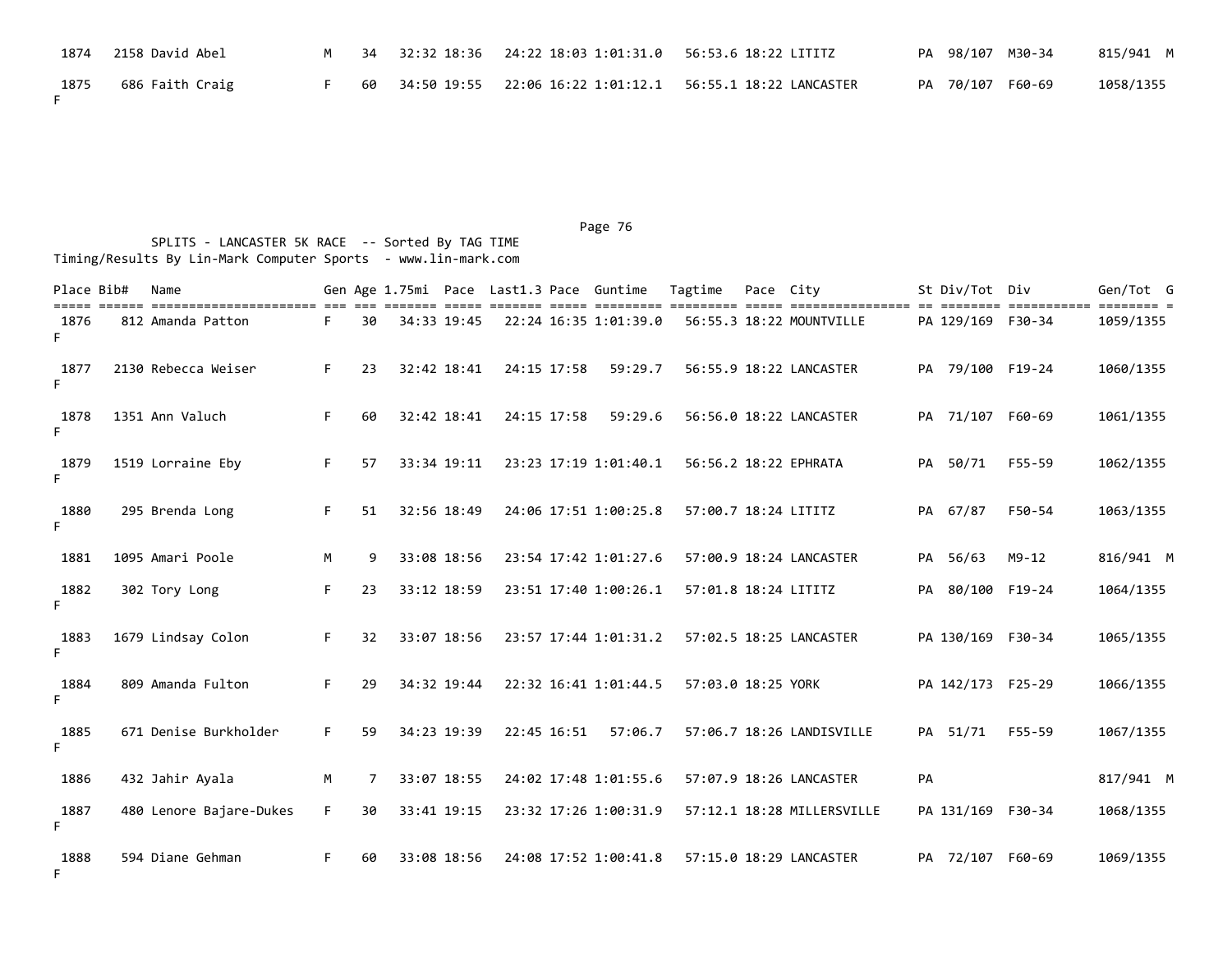| Place | Bib# | Name | Gen | Age | 1.75mi | Pace | Last1.3 | Pace | Guntime | Tagtime | Pace | City | St | Div/Tot | Div | Gen/Tot | G |
|---|---|---|---|---|---|---|---|---|---|---|---|---|---|---|---|---|---|
| 1874 | 2158 | David Abel | M | 34 | 32:32 | 18:36 | 24:22 | 18:03 | 1:01:31.0 | 56:53.6 | 18:22 | LITITZ | PA | 98/107 | M30-34 | 815/941 | M |
| 1875 | 686 | Faith Craig | F | 60 | 34:50 | 19:55 | 22:06 | 16:22 | 1:01:12.1 | 56:55.1 | 18:22 | LANCASTER | PA | 70/107 | F60-69 | 1058/1355 | F |

SPLITS - LANCASTER 5K RACE -- Sorted By TAG TIME
Timing/Results By Lin-Mark Computer Sports - www.lin-mark.com

| Place | Bib# | Name | Gen | Age | 1.75mi | Pace | Last1.3 | Pace | Guntime | Tagtime | Pace | City | St | Div/Tot | Div | Gen/Tot | G |
|---|---|---|---|---|---|---|---|---|---|---|---|---|---|---|---|---|---|
| 1876 | 812 | Amanda Patton | F | 30 | 34:33 | 19:45 | 22:24 | 16:35 | 1:01:39.0 | 56:55.3 | 18:22 | MOUNTVILLE | PA | 129/169 | F30-34 | 1059/1355 | F |
| 1877 | 2130 | Rebecca Weiser | F | 23 | 32:42 | 18:41 | 24:15 | 17:58 | 59:29.7 | 56:55.9 | 18:22 | LANCASTER | PA | 79/100 | F19-24 | 1060/1355 | F |
| 1878 | 1351 | Ann Valuch | F | 60 | 32:42 | 18:41 | 24:15 | 17:58 | 59:29.6 | 56:56.0 | 18:22 | LANCASTER | PA | 71/107 | F60-69 | 1061/1355 | F |
| 1879 | 1519 | Lorraine Eby | F | 57 | 33:34 | 19:11 | 23:23 | 17:19 | 1:01:40.1 | 56:56.2 | 18:22 | EPHRATA | PA | 50/71 | F55-59 | 1062/1355 | F |
| 1880 | 295 | Brenda Long | F | 51 | 32:56 | 18:49 | 24:06 | 17:51 | 1:00:25.8 | 57:00.7 | 18:24 | LITITZ | PA | 67/87 | F50-54 | 1063/1355 | F |
| 1881 | 1095 | Amari Poole | M | 9 | 33:08 | 18:56 | 23:54 | 17:42 | 1:01:27.6 | 57:00.9 | 18:24 | LANCASTER | PA | 56/63 | M9-12 | 816/941 | M |
| 1882 | 302 | Tory Long | F | 23 | 33:12 | 18:59 | 23:51 | 17:40 | 1:00:26.1 | 57:01.8 | 18:24 | LITITZ | PA | 80/100 | F19-24 | 1064/1355 | F |
| 1883 | 1679 | Lindsay Colon | F | 32 | 33:07 | 18:56 | 23:57 | 17:44 | 1:01:31.2 | 57:02.5 | 18:25 | LANCASTER | PA | 130/169 | F30-34 | 1065/1355 | F |
| 1884 | 809 | Amanda Fulton | F | 29 | 34:32 | 19:44 | 22:32 | 16:41 | 1:01:44.5 | 57:03.0 | 18:25 | YORK | PA | 142/173 | F25-29 | 1066/1355 | F |
| 1885 | 671 | Denise Burkholder | F | 59 | 34:23 | 19:39 | 22:45 | 16:51 | 57:06.7 | 57:06.7 | 18:26 | LANDISVILLE | PA | 51/71 | F55-59 | 1067/1355 | F |
| 1886 | 432 | Jahir Ayala | M | 7 | 33:07 | 18:55 | 24:02 | 17:48 | 1:01:55.6 | 57:07.9 | 18:26 | LANCASTER | PA | | | 817/941 | M |
| 1887 | 480 | Lenore Bajare-Dukes | F | 30 | 33:41 | 19:15 | 23:32 | 17:26 | 1:00:31.9 | 57:12.1 | 18:28 | MILLERSVILLE | PA | 131/169 | F30-34 | 1068/1355 | F |
| 1888 | 594 | Diane Gehman | F | 60 | 33:08 | 18:56 | 24:08 | 17:52 | 1:00:41.8 | 57:15.0 | 18:29 | LANCASTER | PA | 72/107 | F60-69 | 1069/1355 | F |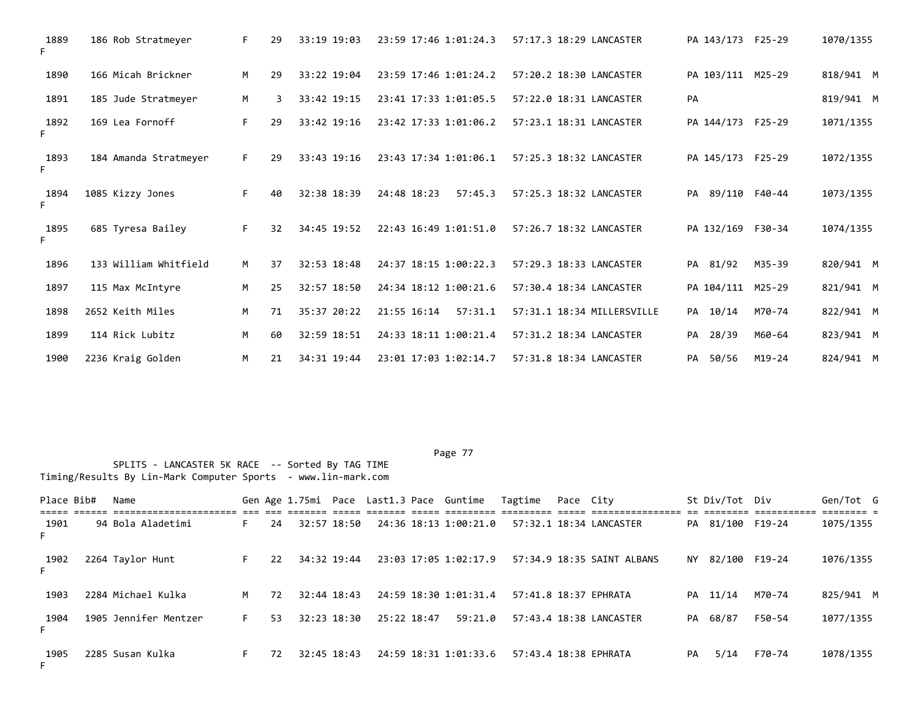| Place | Bib# | Name | Gen | Age | 1.75mi | Pace | Last1.3 | Pace | Guntime | Tagtime | Pace | City | St | Div/Tot | Div | Gen/Tot | G |
|---|---|---|---|---|---|---|---|---|---|---|---|---|---|---|---|---|---|
| 1889 | 186 | Rob Stratmeyer | F | 29 | 33:19 | 19:03 | 23:59 | 17:46 | 1:01:24.3 | 57:17.3 | 18:29 | LANCASTER | PA | 143/173 | F25-29 | 1070/1355 | F |
| 1890 | 166 | Micah Brickner | M | 29 | 33:22 | 19:04 | 23:59 | 17:46 | 1:01:24.2 | 57:20.2 | 18:30 | LANCASTER | PA | 103/111 | M25-29 | 818/941 | M |
| 1891 | 185 | Jude Stratmeyer | M | 3 | 33:42 | 19:15 | 23:41 | 17:33 | 1:01:05.5 | 57:22.0 | 18:31 | LANCASTER | PA | | | 819/941 | M |
| 1892 | 169 | Lea Fornoff | F | 29 | 33:42 | 19:16 | 23:42 | 17:33 | 1:01:06.2 | 57:23.1 | 18:31 | LANCASTER | PA | 144/173 | F25-29 | 1071/1355 | F |
| 1893 | 184 | Amanda Stratmeyer | F | 29 | 33:43 | 19:16 | 23:43 | 17:34 | 1:01:06.1 | 57:25.3 | 18:32 | LANCASTER | PA | 145/173 | F25-29 | 1072/1355 | F |
| 1894 | 1085 | Kizzy Jones | F | 40 | 32:38 | 18:39 | 24:48 | 18:23 | 57:45.3 | 57:25.3 | 18:32 | LANCASTER | PA | 89/110 | F40-44 | 1073/1355 | F |
| 1895 | 685 | Tyresa Bailey | F | 32 | 34:45 | 19:52 | 22:43 | 16:49 | 1:01:51.0 | 57:26.7 | 18:32 | LANCASTER | PA | 132/169 | F30-34 | 1074/1355 | F |
| 1896 | 133 | William Whitfield | M | 37 | 32:53 | 18:48 | 24:37 | 18:15 | 1:00:22.3 | 57:29.3 | 18:33 | LANCASTER | PA | 81/92 | M35-39 | 820/941 | M |
| 1897 | 115 | Max McIntyre | M | 25 | 32:57 | 18:50 | 24:34 | 18:12 | 1:00:21.6 | 57:30.4 | 18:34 | LANCASTER | PA | 104/111 | M25-29 | 821/941 | M |
| 1898 | 2652 | Keith Miles | M | 71 | 35:37 | 20:22 | 21:55 | 16:14 | 57:31.1 | 57:31.1 | 18:34 | MILLERSVILLE | PA | 10/14 | M70-74 | 822/941 | M |
| 1899 | 114 | Rick Lubitz | M | 60 | 32:59 | 18:51 | 24:33 | 18:11 | 1:00:21.4 | 57:31.2 | 18:34 | LANCASTER | PA | 28/39 | M60-64 | 823/941 | M |
| 1900 | 2236 | Kraig Golden | M | 21 | 34:31 | 19:44 | 23:01 | 17:03 | 1:02:14.7 | 57:31.8 | 18:34 | LANCASTER | PA | 50/56 | M19-24 | 824/941 | M |

SPLITS - LANCASTER 5K RACE -- Sorted By TAG TIME
Timing/Results By Lin-Mark Computer Sports - www.lin-mark.com

| Place | Bib# | Name | Gen | Age | 1.75mi | Pace | Last1.3 | Pace | Guntime | Tagtime | Pace | City | St | Div/Tot | Div | Gen/Tot | G |
|---|---|---|---|---|---|---|---|---|---|---|---|---|---|---|---|---|---|
| 1901 | 94 | Bola Aladetimi | F | 24 | 32:57 | 18:50 | 24:36 | 18:13 | 1:00:21.0 | 57:32.1 | 18:34 | LANCASTER | PA | 81/100 | F19-24 | 1075/1355 | F |
| 1902 | 2264 | Taylor Hunt | F | 22 | 34:32 | 19:44 | 23:03 | 17:05 | 1:02:17.9 | 57:34.9 | 18:35 | SAINT ALBANS | NY | 82/100 | F19-24 | 1076/1355 | F |
| 1903 | 2284 | Michael Kulka | M | 72 | 32:44 | 18:43 | 24:59 | 18:30 | 1:01:31.4 | 57:41.8 | 18:37 | EPHRATA | PA | 11/14 | M70-74 | 825/941 | M |
| 1904 | 1905 | Jennifer Mentzer | F | 53 | 32:23 | 18:30 | 25:22 | 18:47 | 59:21.0 | 57:43.4 | 18:38 | LANCASTER | PA | 68/87 | F50-54 | 1077/1355 | F |
| 1905 | 2285 | Susan Kulka | F | 72 | 32:45 | 18:43 | 24:59 | 18:31 | 1:01:33.6 | 57:43.4 | 18:38 | EPHRATA | PA | 5/14 | F70-74 | 1078/1355 | F |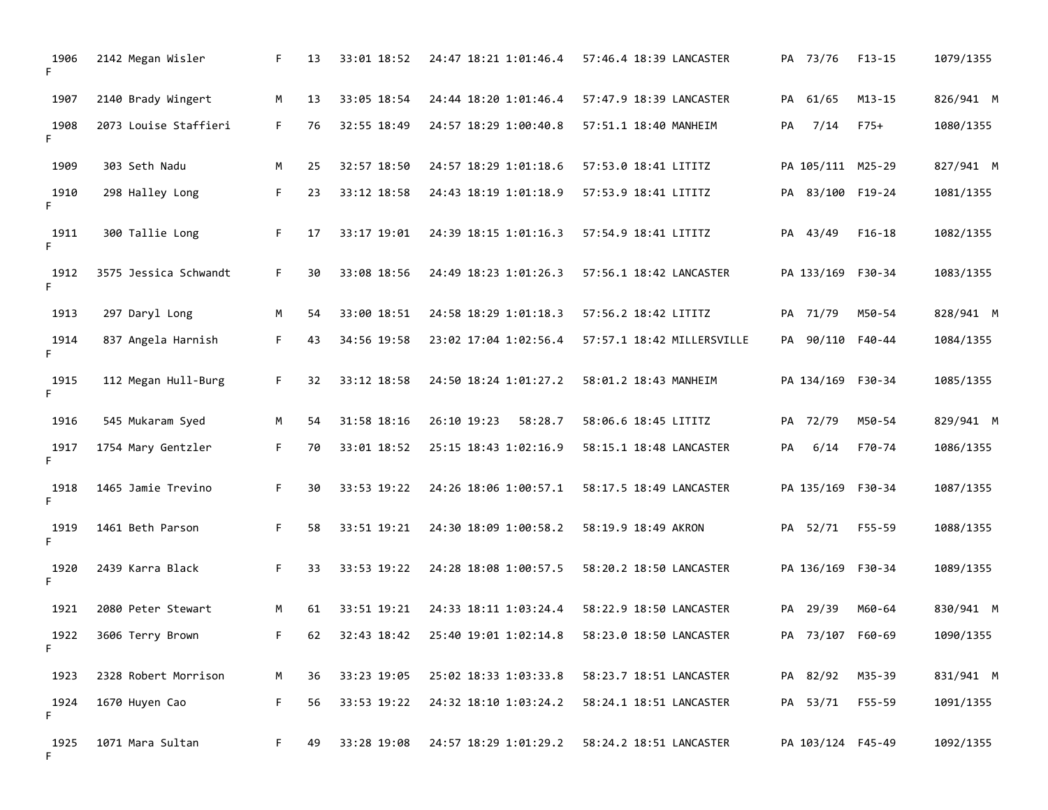| | | | | | | | | | | | | | | | |
|---|---|---|---|---|---|---|---|---|---|---|---|---|---|---|---|
| 1906 F | 2142 | Megan Wisler | F | 13 | 33:01 | 18:52 | 24:47 | 18:21 | 1:01:46.4 | 57:46.4 | 18:39 | LANCASTER | PA | 73/76 | F13-15 | 1079/1355 |
| 1907 | 2140 | Brady Wingert | M | 13 | 33:05 | 18:54 | 24:44 | 18:20 | 1:01:46.4 | 57:47.9 | 18:39 | LANCASTER | PA | 61/65 | M13-15 | 826/941 M |
| 1908 F | 2073 | Louise Staffieri | F | 76 | 32:55 | 18:49 | 24:57 | 18:29 | 1:00:40.8 | 57:51.1 | 18:40 | MANHEIM | PA | 7/14 | F75+ | 1080/1355 |
| 1909 | 303 | Seth Nadu | M | 25 | 32:57 | 18:50 | 24:57 | 18:29 | 1:01:18.6 | 57:53.0 | 18:41 | LITITZ | PA | 105/111 | M25-29 | 827/941 M |
| 1910 F | 298 | Halley Long | F | 23 | 33:12 | 18:58 | 24:43 | 18:19 | 1:01:18.9 | 57:53.9 | 18:41 | LITITZ | PA | 83/100 | F19-24 | 1081/1355 |
| 1911 F | 300 | Tallie Long | F | 17 | 33:17 | 19:01 | 24:39 | 18:15 | 1:01:16.3 | 57:54.9 | 18:41 | LITITZ | PA | 43/49 | F16-18 | 1082/1355 |
| 1912 F | 3575 | Jessica Schwandt | F | 30 | 33:08 | 18:56 | 24:49 | 18:23 | 1:01:26.3 | 57:56.1 | 18:42 | LANCASTER | PA | 133/169 | F30-34 | 1083/1355 |
| 1913 | 297 | Daryl Long | M | 54 | 33:00 | 18:51 | 24:58 | 18:29 | 1:01:18.3 | 57:56.2 | 18:42 | LITITZ | PA | 71/79 | M50-54 | 828/941 M |
| 1914 F | 837 | Angela Harnish | F | 43 | 34:56 | 19:58 | 23:02 | 17:04 | 1:02:56.4 | 57:57.1 | 18:42 | MILLERSVILLE | PA | 90/110 | F40-44 | 1084/1355 |
| 1915 F | 112 | Megan Hull-Burg | F | 32 | 33:12 | 18:58 | 24:50 | 18:24 | 1:01:27.2 | 58:01.2 | 18:43 | MANHEIM | PA | 134/169 | F30-34 | 1085/1355 |
| 1916 | 545 | Mukaram Syed | M | 54 | 31:58 | 18:16 | 26:10 | 19:23 | 58:28.7 | 58:06.6 | 18:45 | LITITZ | PA | 72/79 | M50-54 | 829/941 M |
| 1917 F | 1754 | Mary Gentzler | F | 70 | 33:01 | 18:52 | 25:15 | 18:43 | 1:02:16.9 | 58:15.1 | 18:48 | LANCASTER | PA | 6/14 | F70-74 | 1086/1355 |
| 1918 F | 1465 | Jamie Trevino | F | 30 | 33:53 | 19:22 | 24:26 | 18:06 | 1:00:57.1 | 58:17.5 | 18:49 | LANCASTER | PA | 135/169 | F30-34 | 1087/1355 |
| 1919 F | 1461 | Beth Parson | F | 58 | 33:51 | 19:21 | 24:30 | 18:09 | 1:00:58.2 | 58:19.9 | 18:49 | AKRON | PA | 52/71 | F55-59 | 1088/1355 |
| 1920 F | 2439 | Karra Black | F | 33 | 33:53 | 19:22 | 24:28 | 18:08 | 1:00:57.5 | 58:20.2 | 18:50 | LANCASTER | PA | 136/169 | F30-34 | 1089/1355 |
| 1921 | 2080 | Peter Stewart | M | 61 | 33:51 | 19:21 | 24:33 | 18:11 | 1:03:24.4 | 58:22.9 | 18:50 | LANCASTER | PA | 29/39 | M60-64 | 830/941 M |
| 1922 F | 3606 | Terry Brown | F | 62 | 32:43 | 18:42 | 25:40 | 19:01 | 1:02:14.8 | 58:23.0 | 18:50 | LANCASTER | PA | 73/107 | F60-69 | 1090/1355 |
| 1923 | 2328 | Robert Morrison | M | 36 | 33:23 | 19:05 | 25:02 | 18:33 | 1:03:33.8 | 58:23.7 | 18:51 | LANCASTER | PA | 82/92 | M35-39 | 831/941 M |
| 1924 F | 1670 | Huyen Cao | F | 56 | 33:53 | 19:22 | 24:32 | 18:10 | 1:03:24.2 | 58:24.1 | 18:51 | LANCASTER | PA | 53/71 | F55-59 | 1091/1355 |
| 1925 F | 1071 | Mara Sultan | F | 49 | 33:28 | 19:08 | 24:57 | 18:29 | 1:01:29.2 | 58:24.2 | 18:51 | LANCASTER | PA | 103/124 | F45-49 | 1092/1355 |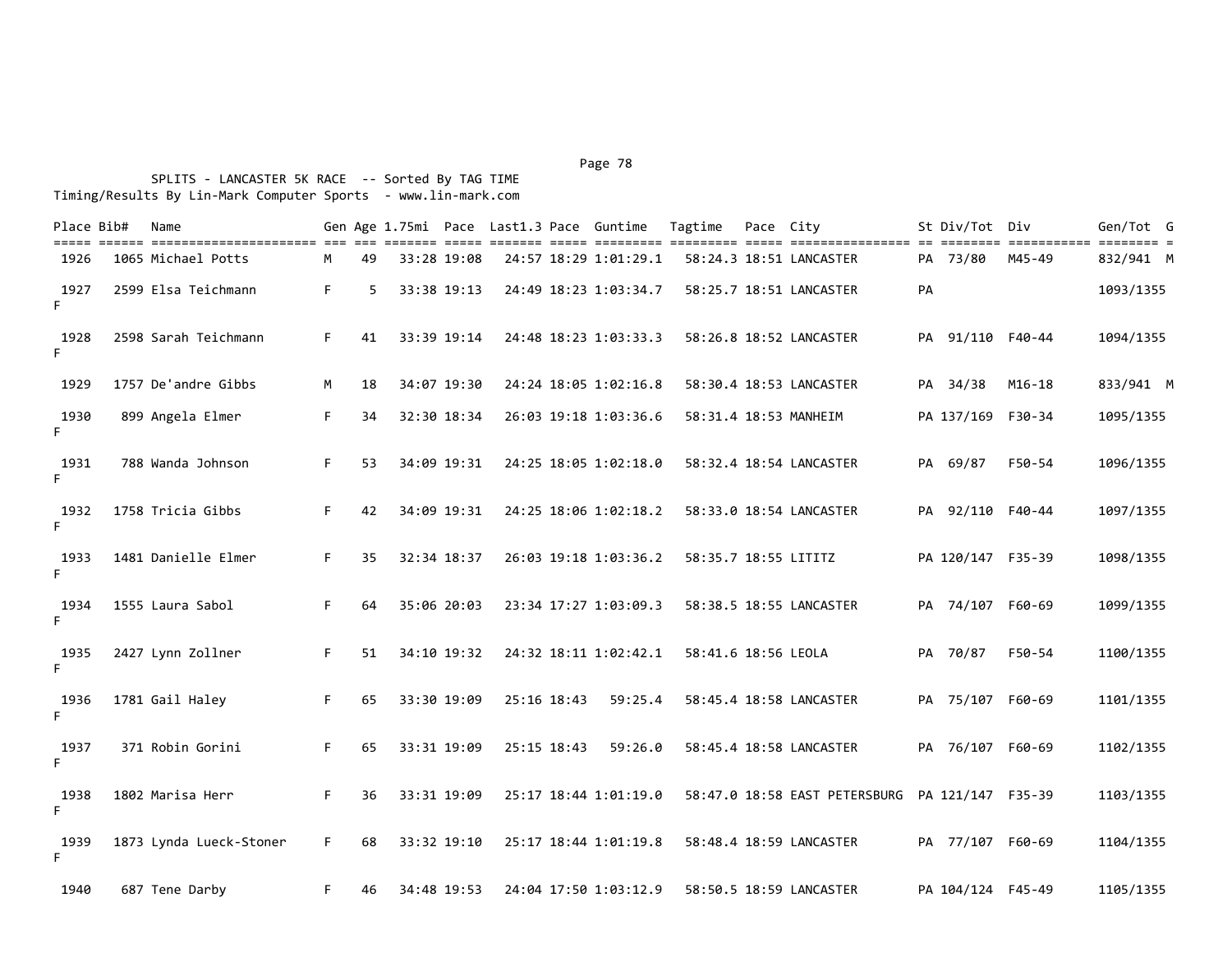SPLITS - LANCASTER 5K RACE -- Sorted By TAG TIME
Timing/Results By Lin-Mark Computer Sports - www.lin-mark.com

| Place | Bib# | Name | Gen | Age | 1.75mi | Pace | Last1.3 | Pace | Guntime | Tagtime | Pace | City | St | Div/Tot | Div | Gen/Tot | G |
|---|---|---|---|---|---|---|---|---|---|---|---|---|---|---|---|---|---|
| 1926 | 1065 | Michael Potts | M | 49 | 33:28 | 19:08 | 24:57 | 18:29 | 1:01:29.1 | 58:24.3 | 18:51 | LANCASTER | PA | 73/80 | M45-49 | 832/941 | M |
| 1927 | 2599 | Elsa Teichmann | F | 5 | 33:38 | 19:13 | 24:49 | 18:23 | 1:03:34.7 | 58:25.7 | 18:51 | LANCASTER | PA | | | 1093/1355 | F |
| 1928 | 2598 | Sarah Teichmann | F | 41 | 33:39 | 19:14 | 24:48 | 18:23 | 1:03:33.3 | 58:26.8 | 18:52 | LANCASTER | PA | 91/110 | F40-44 | 1094/1355 | F |
| 1929 | 1757 | De'andre Gibbs | M | 18 | 34:07 | 19:30 | 24:24 | 18:05 | 1:02:16.8 | 58:30.4 | 18:53 | LANCASTER | PA | 34/38 | M16-18 | 833/941 | M |
| 1930 | 899 | Angela Elmer | F | 34 | 32:30 | 18:34 | 26:03 | 19:18 | 1:03:36.6 | 58:31.4 | 18:53 | MANHEIM | PA | 137/169 | F30-34 | 1095/1355 | F |
| 1931 | 788 | Wanda Johnson | F | 53 | 34:09 | 19:31 | 24:25 | 18:05 | 1:02:18.0 | 58:32.4 | 18:54 | LANCASTER | PA | 69/87 | F50-54 | 1096/1355 | F |
| 1932 | 1758 | Tricia Gibbs | F | 42 | 34:09 | 19:31 | 24:25 | 18:06 | 1:02:18.2 | 58:33.0 | 18:54 | LANCASTER | PA | 92/110 | F40-44 | 1097/1355 | F |
| 1933 | 1481 | Danielle Elmer | F | 35 | 32:34 | 18:37 | 26:03 | 19:18 | 1:03:36.2 | 58:35.7 | 18:55 | LITITZ | PA | 120/147 | F35-39 | 1098/1355 | F |
| 1934 | 1555 | Laura Sabol | F | 64 | 35:06 | 20:03 | 23:34 | 17:27 | 1:03:09.3 | 58:38.5 | 18:55 | LANCASTER | PA | 74/107 | F60-69 | 1099/1355 | F |
| 1935 | 2427 | Lynn Zollner | F | 51 | 34:10 | 19:32 | 24:32 | 18:11 | 1:02:42.1 | 58:41.6 | 18:56 | LEOLA | PA | 70/87 | F50-54 | 1100/1355 | F |
| 1936 | 1781 | Gail Haley | F | 65 | 33:30 | 19:09 | 25:16 | 18:43 | 59:25.4 | 58:45.4 | 18:58 | LANCASTER | PA | 75/107 | F60-69 | 1101/1355 | F |
| 1937 | 371 | Robin Gorini | F | 65 | 33:31 | 19:09 | 25:15 | 18:43 | 59:26.0 | 58:45.4 | 18:58 | LANCASTER | PA | 76/107 | F60-69 | 1102/1355 | F |
| 1938 | 1802 | Marisa Herr | F | 36 | 33:31 | 19:09 | 25:17 | 18:44 | 1:01:19.0 | 58:47.0 | 18:58 | EAST PETERSBURG | PA | 121/147 | F35-39 | 1103/1355 | F |
| 1939 | 1873 | Lynda Lueck-Stoner | F | 68 | 33:32 | 19:10 | 25:17 | 18:44 | 1:01:19.8 | 58:48.4 | 18:59 | LANCASTER | PA | 77/107 | F60-69 | 1104/1355 | F |
| 1940 | 687 | Tene Darby | F | 46 | 34:48 | 19:53 | 24:04 | 17:50 | 1:03:12.9 | 58:50.5 | 18:59 | LANCASTER | PA | 104/124 | F45-49 | 1105/1355 | |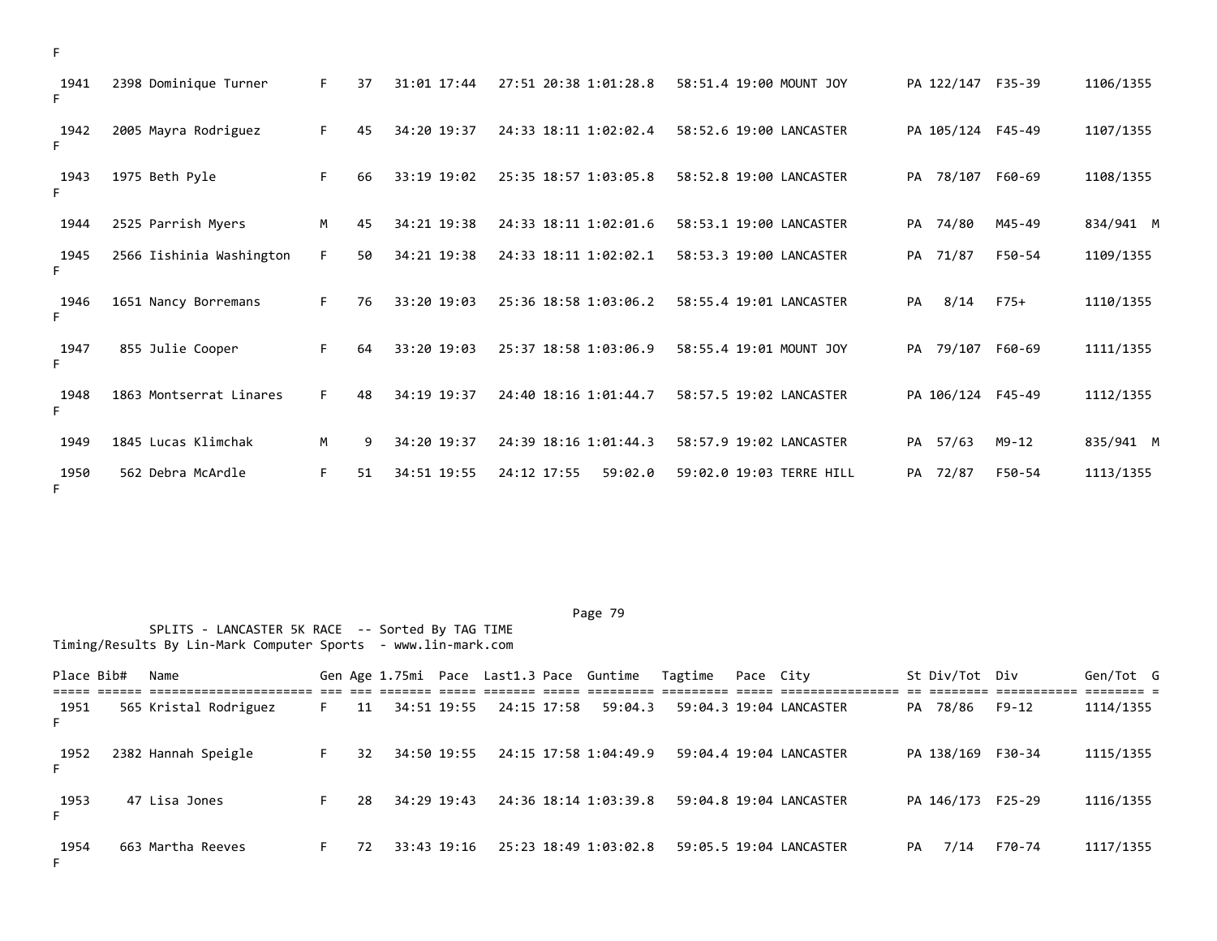F

| Place | Bib# | Name | Gen | Age | 1.75mi | Pace | Last1.3 | Pace | Guntime | Tagtime | Pace | City | St | Div/Tot | Div | Gen/Tot | G |
|---|---|---|---|---|---|---|---|---|---|---|---|---|---|---|---|---|---|
| 1941 | 2398 | Dominique Turner | F | 37 | 31:01 | 17:44 | 27:51 | 20:38 | 1:01:28.8 | 58:51.4 | 19:00 | MOUNT JOY | PA | 122/147 | F35-39 | 1106/1355 | F |
| 1942 | 2005 | Mayra Rodriguez | F | 45 | 34:20 | 19:37 | 24:33 | 18:11 | 1:02:02.4 | 58:52.6 | 19:00 | LANCASTER | PA | 105/124 | F45-49 | 1107/1355 | F |
| 1943 | 1975 | Beth Pyle | F | 66 | 33:19 | 19:02 | 25:35 | 18:57 | 1:03:05.8 | 58:52.8 | 19:00 | LANCASTER | PA | 78/107 | F60-69 | 1108/1355 | F |
| 1944 | 2525 | Parrish Myers | M | 45 | 34:21 | 19:38 | 24:33 | 18:11 | 1:02:01.6 | 58:53.1 | 19:00 | LANCASTER | PA | 74/80 | M45-49 | 834/941 | M |
| 1945 | 2566 | Iishinia Washington | F | 50 | 34:21 | 19:38 | 24:33 | 18:11 | 1:02:02.1 | 58:53.3 | 19:00 | LANCASTER | PA | 71/87 | F50-54 | 1109/1355 | F |
| 1946 | 1651 | Nancy Borremans | F | 76 | 33:20 | 19:03 | 25:36 | 18:58 | 1:03:06.2 | 58:55.4 | 19:01 | LANCASTER | PA | 8/14 | F75+ | 1110/1355 | F |
| 1947 | 855 | Julie Cooper | F | 64 | 33:20 | 19:03 | 25:37 | 18:58 | 1:03:06.9 | 58:55.4 | 19:01 | MOUNT JOY | PA | 79/107 | F60-69 | 1111/1355 | F |
| 1948 | 1863 | Montserrat Linares | F | 48 | 34:19 | 19:37 | 24:40 | 18:16 | 1:01:44.7 | 58:57.5 | 19:02 | LANCASTER | PA | 106/124 | F45-49 | 1112/1355 | F |
| 1949 | 1845 | Lucas Klimchak | M | 9 | 34:20 | 19:37 | 24:39 | 18:16 | 1:01:44.3 | 58:57.9 | 19:02 | LANCASTER | PA | 57/63 | M9-12 | 835/941 | M |
| 1950 | 562 | Debra McArdle | F | 51 | 34:51 | 19:55 | 24:12 | 17:55 | 59:02.0 | 59:02.0 | 19:03 | TERRE HILL | PA | 72/87 | F50-54 | 1113/1355 | F |

SPLITS - LANCASTER 5K RACE -- Sorted By TAG TIME
Timing/Results By Lin-Mark Computer Sports - www.lin-mark.com

| Place | Bib# | Name | Gen | Age | 1.75mi | Pace | Last1.3 | Pace | Guntime | Tagtime | Pace | City | St | Div/Tot | Div | Gen/Tot | G |
|---|---|---|---|---|---|---|---|---|---|---|---|---|---|---|---|---|---|
| 1951 | 565 | Kristal Rodriguez | F | 11 | 34:51 | 19:55 | 24:15 | 17:58 | 59:04.3 | 59:04.3 | 19:04 | LANCASTER | PA | 78/86 | F9-12 | 1114/1355 | F |
| 1952 | 2382 | Hannah Speigle | F | 32 | 34:50 | 19:55 | 24:15 | 17:58 | 1:04:49.9 | 59:04.4 | 19:04 | LANCASTER | PA | 138/169 | F30-34 | 1115/1355 | F |
| 1953 | 47 | Lisa Jones | F | 28 | 34:29 | 19:43 | 24:36 | 18:14 | 1:03:39.8 | 59:04.8 | 19:04 | LANCASTER | PA | 146/173 | F25-29 | 1116/1355 | F |
| 1954 | 663 | Martha Reeves | F | 72 | 33:43 | 19:16 | 25:23 | 18:49 | 1:03:02.8 | 59:05.5 | 19:04 | LANCASTER | PA | 7/14 | F70-74 | 1117/1355 | F |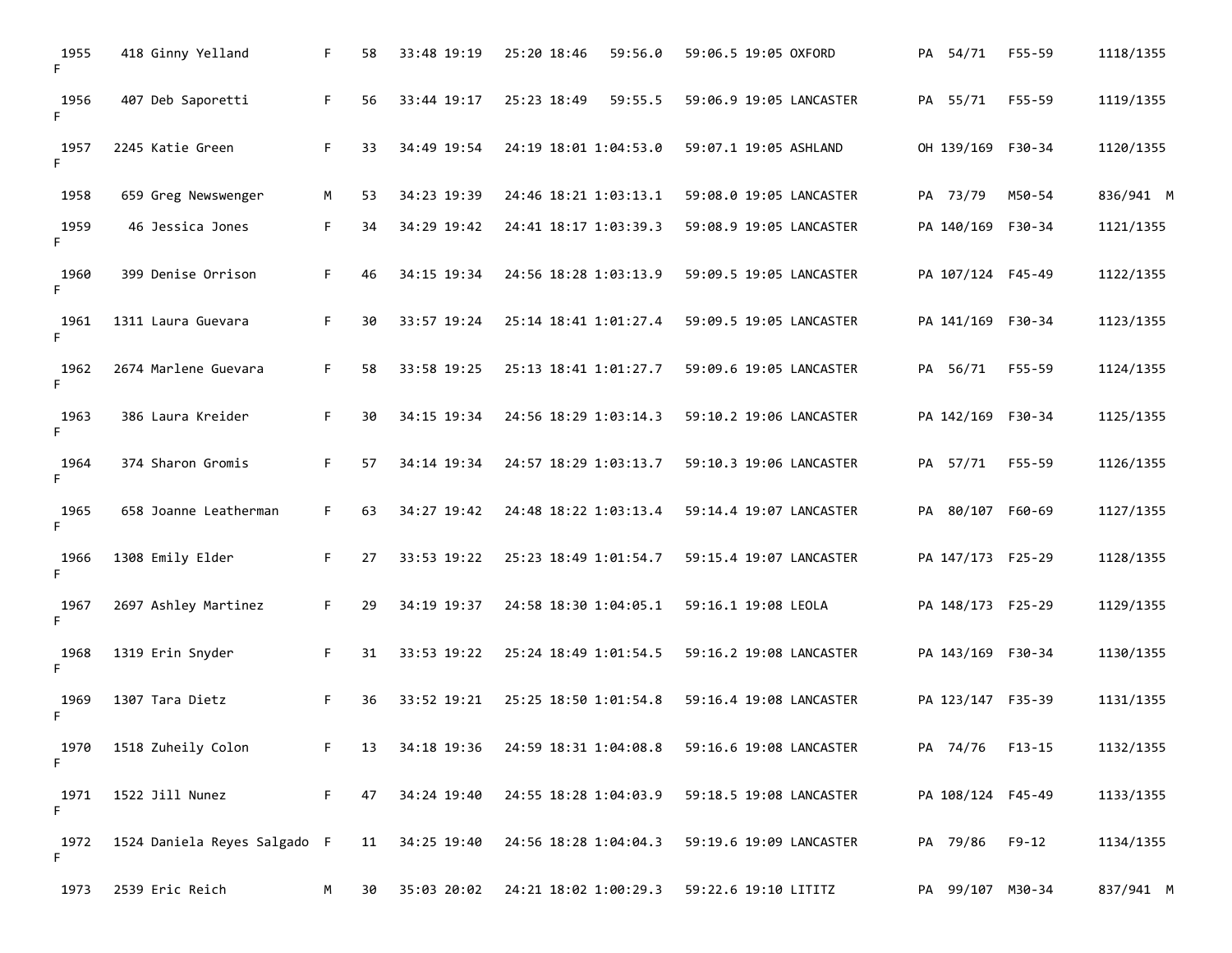| | | | | | | | | | | | | | | |
|---|---|---|---|---|---|---|---|---|---|---|---|---|---|---|
| 1955 F | 418 | Ginny Yelland | F | 58 | 33:48 | 19:19 | 25:20 | 18:46 | 59:56.0 | 59:06.5 | 19:05 | OXFORD | PA 54/71 | F55-59 | 1118/1355 |
| 1956 F | 407 | Deb Saporetti | F | 56 | 33:44 | 19:17 | 25:23 | 18:49 | 59:55.5 | 59:06.9 | 19:05 | LANCASTER | PA 55/71 | F55-59 | 1119/1355 |
| 1957 F | 2245 | Katie Green | F | 33 | 34:49 | 19:54 | 24:19 | 18:01 | 1:04:53.0 | 59:07.1 | 19:05 | ASHLAND | OH 139/169 | F30-34 | 1120/1355 |
| 1958 | 659 | Greg Newswenger | M | 53 | 34:23 | 19:39 | 24:46 | 18:21 | 1:03:13.1 | 59:08.0 | 19:05 | LANCASTER | PA 73/79 | M50-54 | 836/941 M |
| 1959 F | 46 | Jessica Jones | F | 34 | 34:29 | 19:42 | 24:41 | 18:17 | 1:03:39.3 | 59:08.9 | 19:05 | LANCASTER | PA 140/169 | F30-34 | 1121/1355 |
| 1960 F | 399 | Denise Orrison | F | 46 | 34:15 | 19:34 | 24:56 | 18:28 | 1:03:13.9 | 59:09.5 | 19:05 | LANCASTER | PA 107/124 | F45-49 | 1122/1355 |
| 1961 F | 1311 | Laura Guevara | F | 30 | 33:57 | 19:24 | 25:14 | 18:41 | 1:01:27.4 | 59:09.5 | 19:05 | LANCASTER | PA 141/169 | F30-34 | 1123/1355 |
| 1962 F | 2674 | Marlene Guevara | F | 58 | 33:58 | 19:25 | 25:13 | 18:41 | 1:01:27.7 | 59:09.6 | 19:05 | LANCASTER | PA 56/71 | F55-59 | 1124/1355 |
| 1963 F | 386 | Laura Kreider | F | 30 | 34:15 | 19:34 | 24:56 | 18:29 | 1:03:14.3 | 59:10.2 | 19:06 | LANCASTER | PA 142/169 | F30-34 | 1125/1355 |
| 1964 F | 374 | Sharon Gromis | F | 57 | 34:14 | 19:34 | 24:57 | 18:29 | 1:03:13.7 | 59:10.3 | 19:06 | LANCASTER | PA 57/71 | F55-59 | 1126/1355 |
| 1965 F | 658 | Joanne Leatherman | F | 63 | 34:27 | 19:42 | 24:48 | 18:22 | 1:03:13.4 | 59:14.4 | 19:07 | LANCASTER | PA 80/107 | F60-69 | 1127/1355 |
| 1966 F | 1308 | Emily Elder | F | 27 | 33:53 | 19:22 | 25:23 | 18:49 | 1:01:54.7 | 59:15.4 | 19:07 | LANCASTER | PA 147/173 | F25-29 | 1128/1355 |
| 1967 F | 2697 | Ashley Martinez | F | 29 | 34:19 | 19:37 | 24:58 | 18:30 | 1:04:05.1 | 59:16.1 | 19:08 | LEOLA | PA 148/173 | F25-29 | 1129/1355 |
| 1968 F | 1319 | Erin Snyder | F | 31 | 33:53 | 19:22 | 25:24 | 18:49 | 1:01:54.5 | 59:16.2 | 19:08 | LANCASTER | PA 143/169 | F30-34 | 1130/1355 |
| 1969 F | 1307 | Tara Dietz | F | 36 | 33:52 | 19:21 | 25:25 | 18:50 | 1:01:54.8 | 59:16.4 | 19:08 | LANCASTER | PA 123/147 | F35-39 | 1131/1355 |
| 1970 F | 1518 | Zuheily Colon | F | 13 | 34:18 | 19:36 | 24:59 | 18:31 | 1:04:08.8 | 59:16.6 | 19:08 | LANCASTER | PA 74/76 | F13-15 | 1132/1355 |
| 1971 F | 1522 | Jill Nunez | F | 47 | 34:24 | 19:40 | 24:55 | 18:28 | 1:04:03.9 | 59:18.5 | 19:08 | LANCASTER | PA 108/124 | F45-49 | 1133/1355 |
| 1972 F | 1524 | Daniela Reyes Salgado | F | 11 | 34:25 | 19:40 | 24:56 | 18:28 | 1:04:04.3 | 59:19.6 | 19:09 | LANCASTER | PA 79/86 | F9-12 | 1134/1355 |
| 1973 | 2539 | Eric Reich | M | 30 | 35:03 | 20:02 | 24:21 | 18:02 | 1:00:29.3 | 59:22.6 | 19:10 | LITITZ | PA 99/107 | M30-34 | 837/941 M |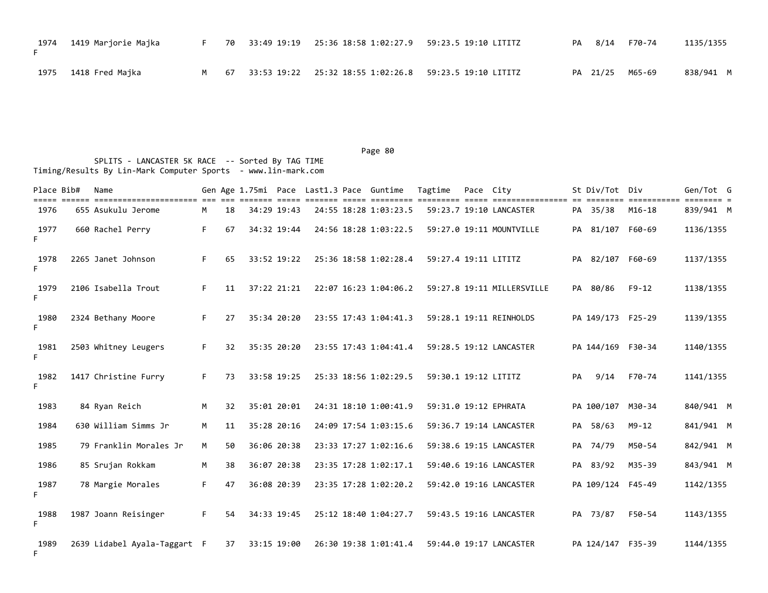| Place | Bib# | Name | Gen | Age | 1.75mi | Pace | Last1.3 | Pace | Guntime | Tagtime | Pace | City | St | Div/Tot | Div | Gen/Tot | G |
|---|---|---|---|---|---|---|---|---|---|---|---|---|---|---|---|---|---|
| 1974 | 1419 | Marjorie Majka | F | 70 | 33:49 | 19:19 | 25:36 | 18:58 | 1:02:27.9 | 59:23.5 | 19:10 | LITITZ | PA | 8/14 | F70-74 | 1135/1355 | F |
| 1975 | 1418 | Fred Majka | M | 67 | 33:53 | 19:22 | 25:32 | 18:55 | 1:02:26.8 | 59:23.5 | 19:10 | LITITZ | PA | 21/25 | M65-69 | 838/941 | M |

SPLITS - LANCASTER 5K RACE -- Sorted By TAG TIME
Timing/Results By Lin-Mark Computer Sports - www.lin-mark.com

| Place | Bib# | Name | Gen | Age | 1.75mi | Pace | Last1.3 | Pace | Guntime | Tagtime | Pace | City | St | Div/Tot | Div | Gen/Tot | G |
|---|---|---|---|---|---|---|---|---|---|---|---|---|---|---|---|---|---|
| 1976 | 655 | Asukulu Jerome | M | 18 | 34:29 | 19:43 | 24:55 | 18:28 | 1:03:23.5 | 59:23.7 | 19:10 | LANCASTER | PA | 35/38 | M16-18 | 839/941 | M |
| 1977 | 660 | Rachel Perry | F | 67 | 34:32 | 19:44 | 24:56 | 18:28 | 1:03:22.5 | 59:27.0 | 19:11 | MOUNTVILLE | PA | 81/107 | F60-69 | 1136/1355 | F |
| 1978 | 2265 | Janet Johnson | F | 65 | 33:52 | 19:22 | 25:36 | 18:58 | 1:02:28.4 | 59:27.4 | 19:11 | LITITZ | PA | 82/107 | F60-69 | 1137/1355 | F |
| 1979 | 2106 | Isabella Trout | F | 11 | 37:22 | 21:21 | 22:07 | 16:23 | 1:04:06.2 | 59:27.8 | 19:11 | MILLERSVILLE | PA | 80/86 | F9-12 | 1138/1355 | F |
| 1980 | 2324 | Bethany Moore | F | 27 | 35:34 | 20:20 | 23:55 | 17:43 | 1:04:41.3 | 59:28.1 | 19:11 | REINHOLDS | PA | 149/173 | F25-29 | 1139/1355 | F |
| 1981 | 2503 | Whitney Leugers | F | 32 | 35:35 | 20:20 | 23:55 | 17:43 | 1:04:41.4 | 59:28.5 | 19:12 | LANCASTER | PA | 144/169 | F30-34 | 1140/1355 | F |
| 1982 | 1417 | Christine Furry | F | 73 | 33:58 | 19:25 | 25:33 | 18:56 | 1:02:29.5 | 59:30.1 | 19:12 | LITITZ | PA | 9/14 | F70-74 | 1141/1355 | F |
| 1983 | 84 | Ryan Reich | M | 32 | 35:01 | 20:01 | 24:31 | 18:10 | 1:00:41.9 | 59:31.0 | 19:12 | EPHRATA | PA | 100/107 | M30-34 | 840/941 | M |
| 1984 | 630 | William Simms Jr | M | 11 | 35:28 | 20:16 | 24:09 | 17:54 | 1:03:15.6 | 59:36.7 | 19:14 | LANCASTER | PA | 58/63 | M9-12 | 841/941 | M |
| 1985 | 79 | Franklin Morales Jr | M | 50 | 36:06 | 20:38 | 23:33 | 17:27 | 1:02:16.6 | 59:38.6 | 19:15 | LANCASTER | PA | 74/79 | M50-54 | 842/941 | M |
| 1986 | 85 | Srujan Rokkam | M | 38 | 36:07 | 20:38 | 23:35 | 17:28 | 1:02:17.1 | 59:40.6 | 19:16 | LANCASTER | PA | 83/92 | M35-39 | 843/941 | M |
| 1987 | 78 | Margie Morales | F | 47 | 36:08 | 20:39 | 23:35 | 17:28 | 1:02:20.2 | 59:42.0 | 19:16 | LANCASTER | PA | 109/124 | F45-49 | 1142/1355 | F |
| 1988 | 1987 | Joann Reisinger | F | 54 | 34:33 | 19:45 | 25:12 | 18:40 | 1:04:27.7 | 59:43.5 | 19:16 | LANCASTER | PA | 73/87 | F50-54 | 1143/1355 | F |
| 1989 | 2639 | Lidabel Ayala-Taggart | F | 37 | 33:15 | 19:00 | 26:30 | 19:38 | 1:01:41.4 | 59:44.0 | 19:17 | LANCASTER | PA | 124/147 | F35-39 | 1144/1355 | F |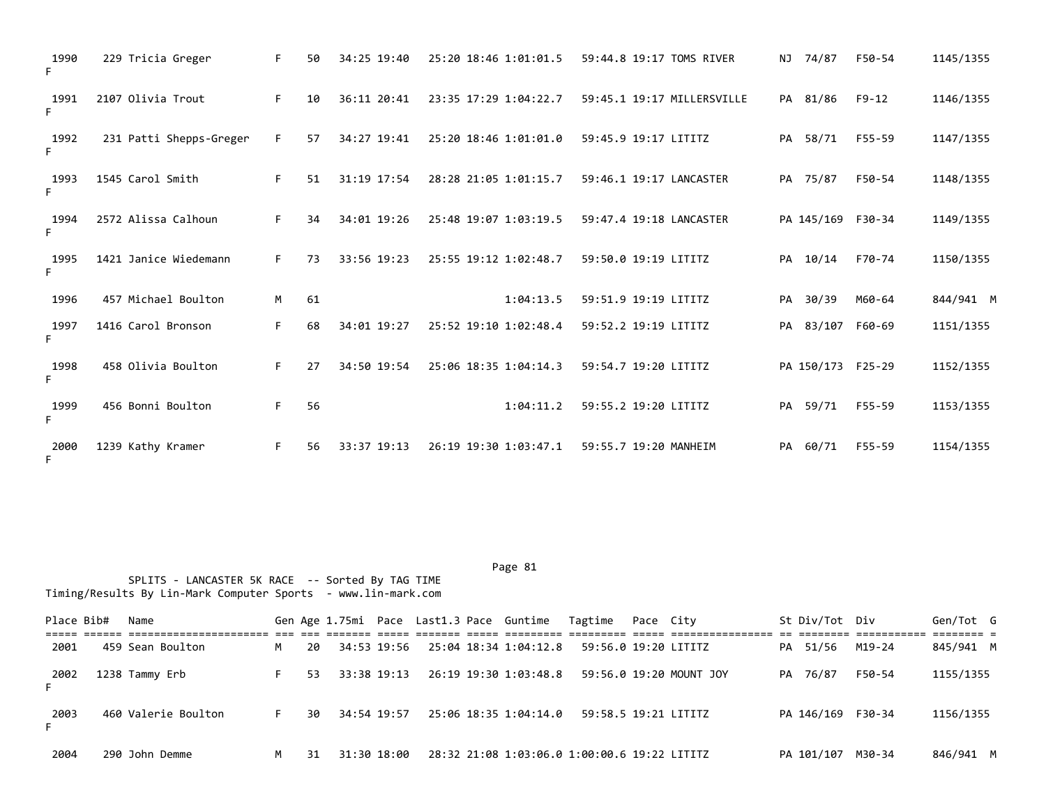| Place | Bib# | Name | Gen | Age | 1.75mi | Pace | Last1.3 | Pace | Guntime | Tagtime | Pace | City | St | Div/Tot | Div | Gen/Tot | G |
|---|---|---|---|---|---|---|---|---|---|---|---|---|---|---|---|---|---|
| 1990 | 229 | Tricia Greger | F | 50 | 34:25 | 19:40 | 25:20 | 18:46 | 1:01:01.5 | 59:44.8 | 19:17 | TOMS RIVER | NJ | 74/87 | F50-54 | 1145/1355 | F |
| 1991 | 2107 | Olivia Trout | F | 10 | 36:11 | 20:41 | 23:35 | 17:29 | 1:04:22.7 | 59:45.1 | 19:17 | MILLERSVILLE | PA | 81/86 | F9-12 | 1146/1355 | F |
| 1992 | 231 | Patti Shepps-Greger | F | 57 | 34:27 | 19:41 | 25:20 | 18:46 | 1:01:01.0 | 59:45.9 | 19:17 | LITITZ | PA | 58/71 | F55-59 | 1147/1355 | F |
| 1993 | 1545 | Carol Smith | F | 51 | 31:19 | 17:54 | 28:28 | 21:05 | 1:01:15.7 | 59:46.1 | 19:17 | LANCASTER | PA | 75/87 | F50-54 | 1148/1355 | F |
| 1994 | 2572 | Alissa Calhoun | F | 34 | 34:01 | 19:26 | 25:48 | 19:07 | 1:03:19.5 | 59:47.4 | 19:18 | LANCASTER | PA | 145/169 | F30-34 | 1149/1355 | F |
| 1995 | 1421 | Janice Wiedemann | F | 73 | 33:56 | 19:23 | 25:55 | 19:12 | 1:02:48.7 | 59:50.0 | 19:19 | LITITZ | PA | 10/14 | F70-74 | 1150/1355 | F |
| 1996 | 457 | Michael Boulton | M | 61 | | | | | 1:04:13.5 | 59:51.9 | 19:19 | LITITZ | PA | 30/39 | M60-64 | 844/941 | M |
| 1997 | 1416 | Carol Bronson | F | 68 | 34:01 | 19:27 | 25:52 | 19:10 | 1:02:48.4 | 59:52.2 | 19:19 | LITITZ | PA | 83/107 | F60-69 | 1151/1355 | F |
| 1998 | 458 | Olivia Boulton | F | 27 | 34:50 | 19:54 | 25:06 | 18:35 | 1:04:14.3 | 59:54.7 | 19:20 | LITITZ | PA | 150/173 | F25-29 | 1152/1355 | F |
| 1999 | 456 | Bonni Boulton | F | 56 | | | | | 1:04:11.2 | 59:55.2 | 19:20 | LITITZ | PA | 59/71 | F55-59 | 1153/1355 | F |
| 2000 | 1239 | Kathy Kramer | F | 56 | 33:37 | 19:13 | 26:19 | 19:30 | 1:03:47.1 | 59:55.7 | 19:20 | MANHEIM | PA | 60/71 | F55-59 | 1154/1355 | F |

SPLITS - LANCASTER 5K RACE -- Sorted By TAG TIME
Timing/Results By Lin-Mark Computer Sports - www.lin-mark.com

| Place | Bib# | Name | Gen | Age | 1.75mi | Pace | Last1.3 | Pace | Guntime | Tagtime | Pace | City | St | Div/Tot | Div | Gen/Tot | G |
|---|---|---|---|---|---|---|---|---|---|---|---|---|---|---|---|---|---|
| 2001 | 459 | Sean Boulton | M | 20 | 34:53 | 19:56 | 25:04 | 18:34 | 1:04:12.8 | 59:56.0 | 19:20 | LITITZ | PA | 51/56 | M19-24 | 845/941 | M |
| 2002 | 1238 | Tammy Erb | F | 53 | 33:38 | 19:13 | 26:19 | 19:30 | 1:03:48.8 | 59:56.0 | 19:20 | MOUNT JOY | PA | 76/87 | F50-54 | 1155/1355 | F |
| 2003 | 460 | Valerie Boulton | F | 30 | 34:54 | 19:57 | 25:06 | 18:35 | 1:04:14.0 | 59:58.5 | 19:21 | LITITZ | PA | 146/169 | F30-34 | 1156/1355 | F |
| 2004 | 290 | John Demme | M | 31 | 31:30 | 18:00 | 28:32 | 21:08 | 1:03:06.0 | 1:00:00.6 | 19:22 | LITITZ | PA | 101/107 | M30-34 | 846/941 | M |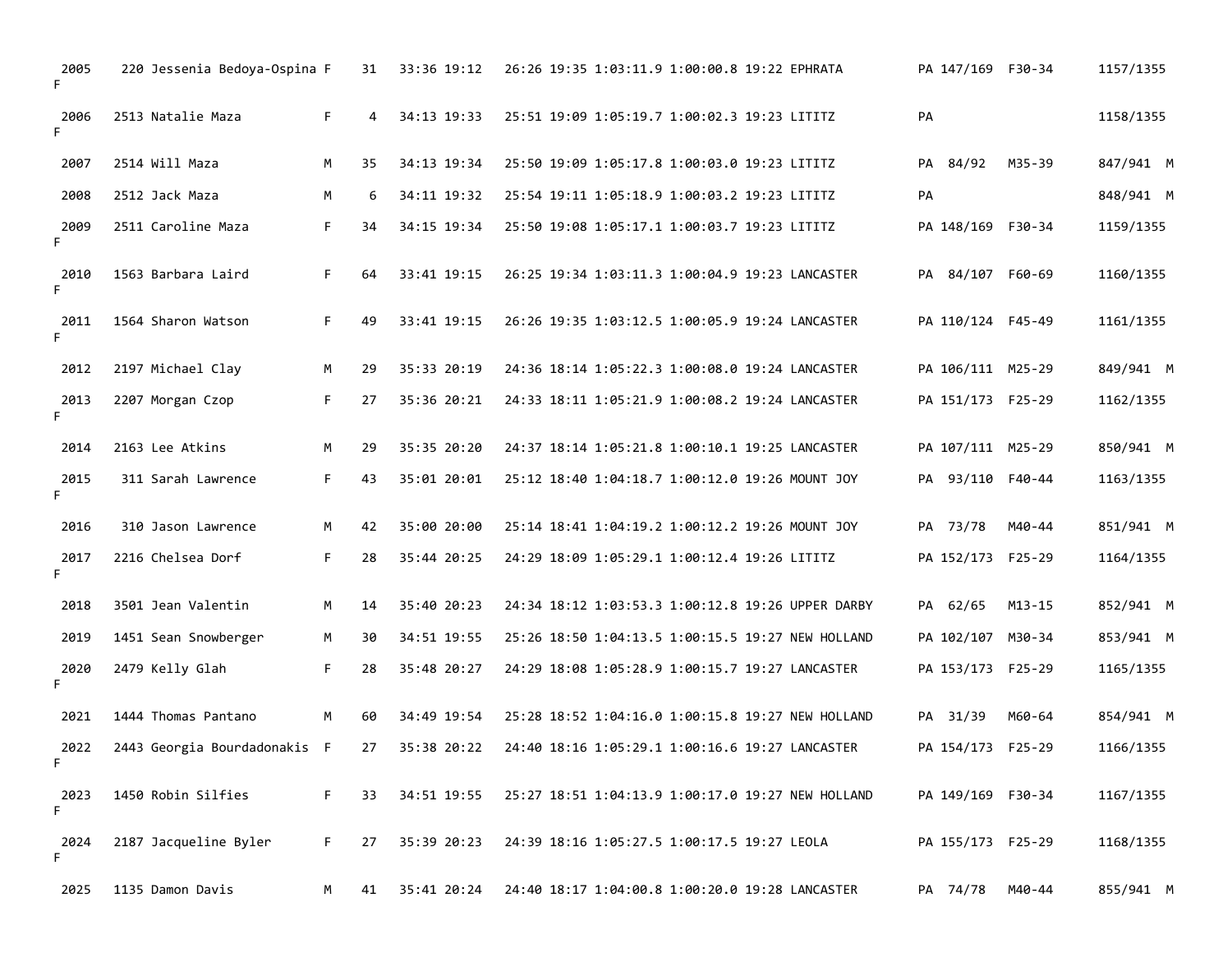```
 2005    220 Jessenia Bedoya-Ospina F    31   33:36 19:12   26:26 19:35 1:03:11.9 1:00:00.8 19:22 EPHRATA          PA 147/169  F30-34      1157/1355
F

 2006   2513 Natalie Maza           F     4   34:13 19:33   25:51 19:09 1:05:19.7 1:00:02.3 19:23 LITITZ           PA                      1158/1355
F

 2007   2514 Will Maza              M    35   34:13 19:34   25:50 19:09 1:05:17.8 1:00:03.0 19:23 LITITZ           PA  84/92   M35-39      847/941  M

 2008   2512 Jack Maza              M     6   34:11 19:32   25:54 19:11 1:05:18.9 1:00:03.2 19:23 LITITZ           PA                      848/941  M

 2009   2511 Caroline Maza          F    34   34:15 19:34   25:50 19:08 1:05:17.1 1:00:03.7 19:23 LITITZ           PA 148/169  F30-34      1159/1355
F

 2010   1563 Barbara Laird          F    64   33:41 19:15   26:25 19:34 1:03:11.3 1:00:04.9 19:23 LANCASTER        PA  84/107  F60-69      1160/1355
F

 2011   1564 Sharon Watson          F    49   33:41 19:15   26:26 19:35 1:03:12.5 1:00:05.9 19:24 LANCASTER        PA 110/124  F45-49      1161/1355
F

 2012   2197 Michael Clay           M    29   35:33 20:19   24:36 18:14 1:05:22.3 1:00:08.0 19:24 LANCASTER        PA 106/111  M25-29      849/941  M

 2013   2207 Morgan Czop            F    27   35:36 20:21   24:33 18:11 1:05:21.9 1:00:08.2 19:24 LANCASTER        PA 151/173  F25-29      1162/1355
F

 2014   2163 Lee Atkins             M    29   35:35 20:20   24:37 18:14 1:05:21.8 1:00:10.1 19:25 LANCASTER        PA 107/111  M25-29      850/941  M

 2015    311 Sarah Lawrence         F    43   35:01 20:01   25:12 18:40 1:04:18.7 1:00:12.0 19:26 MOUNT JOY        PA  93/110  F40-44      1163/1355
F

 2016    310 Jason Lawrence         M    42   35:00 20:00   25:14 18:41 1:04:19.2 1:00:12.2 19:26 MOUNT JOY        PA  73/78   M40-44      851/941  M

 2017   2216 Chelsea Dorf           F    28   35:44 20:25   24:29 18:09 1:05:29.1 1:00:12.4 19:26 LITITZ           PA 152/173  F25-29      1164/1355
F

 2018   3501 Jean Valentin          M    14   35:40 20:23   24:34 18:12 1:03:53.3 1:00:12.8 19:26 UPPER DARBY      PA  62/65   M13-15      852/941  M

 2019   1451 Sean Snowberger        M    30   34:51 19:55   25:26 18:50 1:04:13.5 1:00:15.5 19:27 NEW HOLLAND      PA 102/107  M30-34      853/941  M

 2020   2479 Kelly Glah             F    28   35:48 20:27   24:29 18:08 1:05:28.9 1:00:15.7 19:27 LANCASTER        PA 153/173  F25-29      1165/1355
F

 2021   1444 Thomas Pantano         M    60   34:49 19:54   25:28 18:52 1:04:16.0 1:00:15.8 19:27 NEW HOLLAND      PA  31/39   M60-64      854/941  M

 2022   2443 Georgia Bourdadonakis  F    27   35:38 20:22   24:40 18:16 1:05:29.1 1:00:16.6 19:27 LANCASTER        PA 154/173  F25-29      1166/1355
F

 2023   1450 Robin Silfies          F    33   34:51 19:55   25:27 18:51 1:04:13.9 1:00:17.0 19:27 NEW HOLLAND      PA 149/169  F30-34      1167/1355
F

 2024   2187 Jacqueline Byler       F    27   35:39 20:23   24:39 18:16 1:05:27.5 1:00:17.5 19:27 LEOLA            PA 155/173  F25-29      1168/1355
F

 2025   1135 Damon Davis            M    41   35:41 20:24   24:40 18:17 1:04:00.8 1:00:20.0 19:28 LANCASTER        PA  74/78   M40-44      855/941  M
```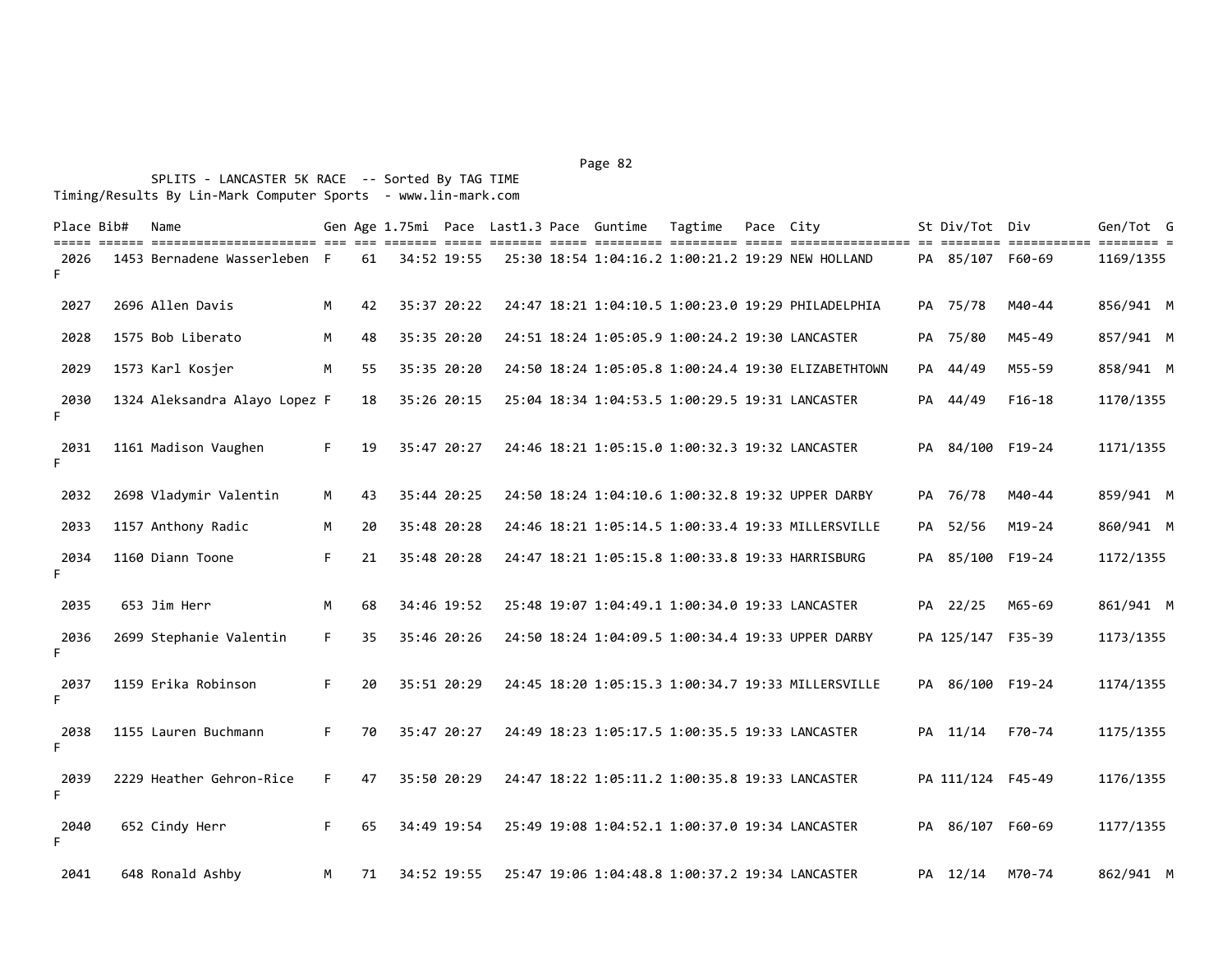SPLITS - LANCASTER 5K RACE -- Sorted By TAG TIME
Timing/Results By Lin-Mark Computer Sports - www.lin-mark.com

| Place | Bib# | Name | Gen | Age | 1.75mi | Pace | Last1.3 | Pace | Guntime | Tagtime | Pace | City | St | Div/Tot | Div | Gen/Tot | G |
|---|---|---|---|---|---|---|---|---|---|---|---|---|---|---|---|---|---|
| 2026 | 1453 | Bernadene Wasserleben | F | 61 | 34:52 | 19:55 | 25:30 | 18:54 | 1:04:16.2 | 1:00:21.2 | 19:29 | NEW HOLLAND | PA | 85/107 | F60-69 | 1169/1355 | F |
| 2027 | 2696 | Allen Davis | M | 42 | 35:37 | 20:22 | 24:47 | 18:21 | 1:04:10.5 | 1:00:23.0 | 19:29 | PHILADELPHIA | PA | 75/78 | M40-44 | 856/941 | M |
| 2028 | 1575 | Bob Liberato | M | 48 | 35:35 | 20:20 | 24:51 | 18:24 | 1:05:05.9 | 1:00:24.2 | 19:30 | LANCASTER | PA | 75/80 | M45-49 | 857/941 | M |
| 2029 | 1573 | Karl Kosjer | M | 55 | 35:35 | 20:20 | 24:50 | 18:24 | 1:05:05.8 | 1:00:24.4 | 19:30 | ELIZABETHTOWN | PA | 44/49 | M55-59 | 858/941 | M |
| 2030 | 1324 | Aleksandra Alayo Lopez | F | 18 | 35:26 | 20:15 | 25:04 | 18:34 | 1:04:53.5 | 1:00:29.5 | 19:31 | LANCASTER | PA | 44/49 | F16-18 | 1170/1355 | F |
| 2031 | 1161 | Madison Vaughen | F | 19 | 35:47 | 20:27 | 24:46 | 18:21 | 1:05:15.0 | 1:00:32.3 | 19:32 | LANCASTER | PA | 84/100 | F19-24 | 1171/1355 | F |
| 2032 | 2698 | Vladymir Valentin | M | 43 | 35:44 | 20:25 | 24:50 | 18:24 | 1:04:10.6 | 1:00:32.8 | 19:32 | UPPER DARBY | PA | 76/78 | M40-44 | 859/941 | M |
| 2033 | 1157 | Anthony Radic | M | 20 | 35:48 | 20:28 | 24:46 | 18:21 | 1:05:14.5 | 1:00:33.4 | 19:33 | MILLERSVILLE | PA | 52/56 | M19-24 | 860/941 | M |
| 2034 | 1160 | Diann Toone | F | 21 | 35:48 | 20:28 | 24:47 | 18:21 | 1:05:15.8 | 1:00:33.8 | 19:33 | HARRISBURG | PA | 85/100 | F19-24 | 1172/1355 | F |
| 2035 | 653 | Jim Herr | M | 68 | 34:46 | 19:52 | 25:48 | 19:07 | 1:04:49.1 | 1:00:34.0 | 19:33 | LANCASTER | PA | 22/25 | M65-69 | 861/941 | M |
| 2036 | 2699 | Stephanie Valentin | F | 35 | 35:46 | 20:26 | 24:50 | 18:24 | 1:04:09.5 | 1:00:34.4 | 19:33 | UPPER DARBY | PA | 125/147 | F35-39 | 1173/1355 | F |
| 2037 | 1159 | Erika Robinson | F | 20 | 35:51 | 20:29 | 24:45 | 18:20 | 1:05:15.3 | 1:00:34.7 | 19:33 | MILLERSVILLE | PA | 86/100 | F19-24 | 1174/1355 | F |
| 2038 | 1155 | Lauren Buchmann | F | 70 | 35:47 | 20:27 | 24:49 | 18:23 | 1:05:17.5 | 1:00:35.5 | 19:33 | LANCASTER | PA | 11/14 | F70-74 | 1175/1355 | F |
| 2039 | 2229 | Heather Gehron-Rice | F | 47 | 35:50 | 20:29 | 24:47 | 18:22 | 1:05:11.2 | 1:00:35.8 | 19:33 | LANCASTER | PA | 111/124 | F45-49 | 1176/1355 | F |
| 2040 | 652 | Cindy Herr | F | 65 | 34:49 | 19:54 | 25:49 | 19:08 | 1:04:52.1 | 1:00:37.0 | 19:34 | LANCASTER | PA | 86/107 | F60-69 | 1177/1355 | F |
| 2041 | 648 | Ronald Ashby | M | 71 | 34:52 | 19:55 | 25:47 | 19:06 | 1:04:48.8 | 1:00:37.2 | 19:34 | LANCASTER | PA | 12/14 | M70-74 | 862/941 | M |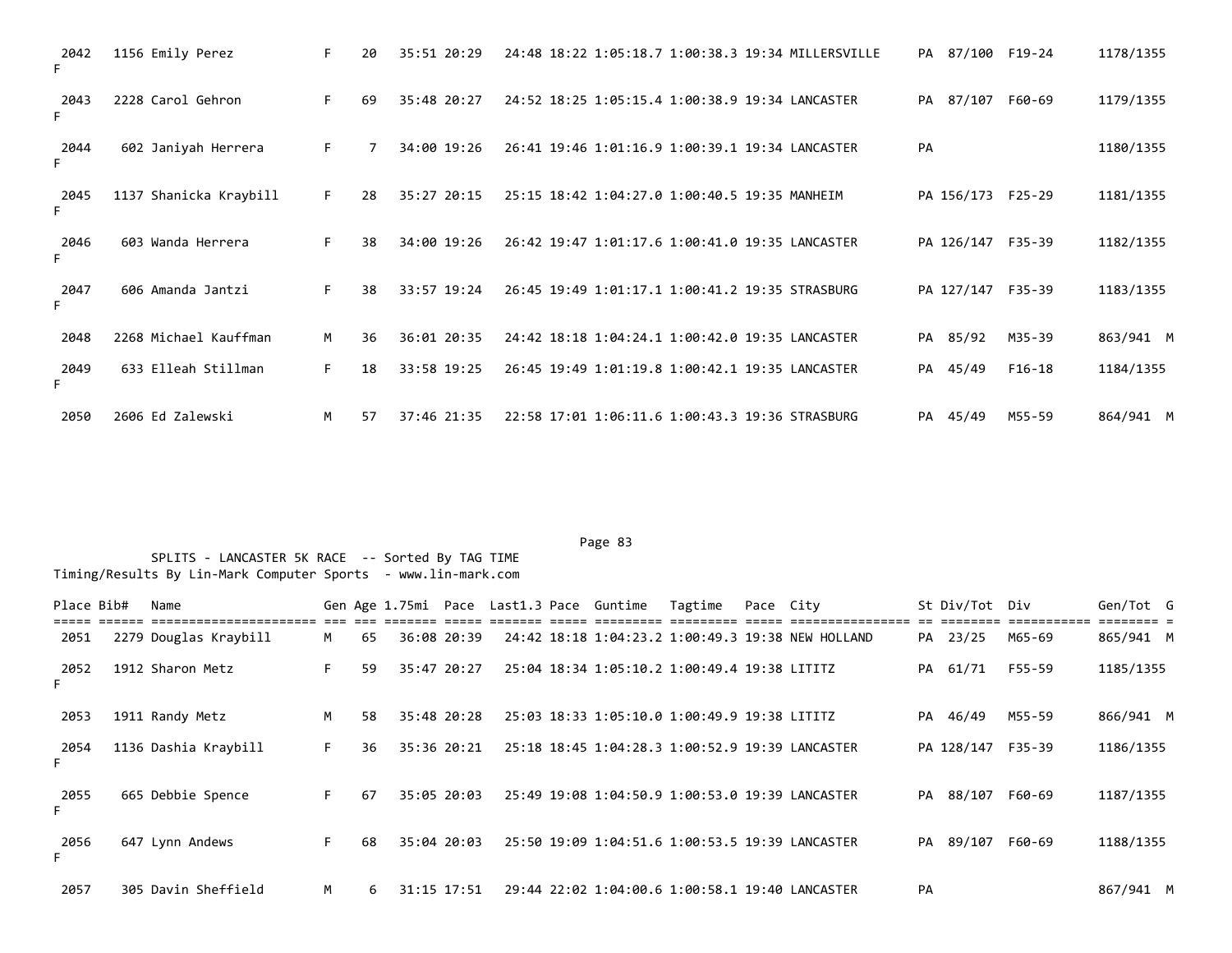| Place | Bib# | Name | Gen | Age | 1.75mi | Pace | Last1.3 | Pace | Guntime | Tagtime | Pace | City | St | Div/Tot | Div | Gen/Tot | G |
|---|---|---|---|---|---|---|---|---|---|---|---|---|---|---|---|---|---|
| 2042 | 1156 | Emily Perez | F | 20 | 35:51 | 20:29 | 24:48 | 18:22 | 1:05:18.7 | 1:00:38.3 | 19:34 | MILLERSVILLE | PA | 87/100 | F19-24 | 1178/1355 | F |
| 2043 | 2228 | Carol Gehron | F | 69 | 35:48 | 20:27 | 24:52 | 18:25 | 1:05:15.4 | 1:00:38.9 | 19:34 | LANCASTER | PA | 87/107 | F60-69 | 1179/1355 | F |
| 2044 | 602 | Janiyah Herrera | F | 7 | 34:00 | 19:26 | 26:41 | 19:46 | 1:01:16.9 | 1:00:39.1 | 19:34 | LANCASTER | PA | | | 1180/1355 | F |
| 2045 | 1137 | Shanicka Kraybill | F | 28 | 35:27 | 20:15 | 25:15 | 18:42 | 1:04:27.0 | 1:00:40.5 | 19:35 | MANHEIM | PA | 156/173 | F25-29 | 1181/1355 | F |
| 2046 | 603 | Wanda Herrera | F | 38 | 34:00 | 19:26 | 26:42 | 19:47 | 1:01:17.6 | 1:00:41.0 | 19:35 | LANCASTER | PA | 126/147 | F35-39 | 1182/1355 | F |
| 2047 | 606 | Amanda Jantzi | F | 38 | 33:57 | 19:24 | 26:45 | 19:49 | 1:01:17.1 | 1:00:41.2 | 19:35 | STRASBURG | PA | 127/147 | F35-39 | 1183/1355 | F |
| 2048 | 2268 | Michael Kauffman | M | 36 | 36:01 | 20:35 | 24:42 | 18:18 | 1:04:24.1 | 1:00:42.0 | 19:35 | LANCASTER | PA | 85/92 | M35-39 | 863/941 | M |
| 2049 | 633 | Elleah Stillman | F | 18 | 33:58 | 19:25 | 26:45 | 19:49 | 1:01:19.8 | 1:00:42.1 | 19:35 | LANCASTER | PA | 45/49 | F16-18 | 1184/1355 | F |
| 2050 | 2606 | Ed Zalewski | M | 57 | 37:46 | 21:35 | 22:58 | 17:01 | 1:06:11.6 | 1:00:43.3 | 19:36 | STRASBURG | PA | 45/49 | M55-59 | 864/941 | M |

SPLITS - LANCASTER 5K RACE -- Sorted By TAG TIME
Timing/Results By Lin-Mark Computer Sports - www.lin-mark.com

| Place | Bib# | Name | Gen | Age | 1.75mi | Pace | Last1.3 | Pace | Guntime | Tagtime | Pace | City | St | Div/Tot | Div | Gen/Tot | G |
|---|---|---|---|---|---|---|---|---|---|---|---|---|---|---|---|---|---|
| 2051 | 2279 | Douglas Kraybill | M | 65 | 36:08 | 20:39 | 24:42 | 18:18 | 1:04:23.2 | 1:00:49.3 | 19:38 | NEW HOLLAND | PA | 23/25 | M65-69 | 865/941 | M |
| 2052 | 1912 | Sharon Metz | F | 59 | 35:47 | 20:27 | 25:04 | 18:34 | 1:05:10.2 | 1:00:49.4 | 19:38 | LITITZ | PA | 61/71 | F55-59 | 1185/1355 | F |
| 2053 | 1911 | Randy Metz | M | 58 | 35:48 | 20:28 | 25:03 | 18:33 | 1:05:10.0 | 1:00:49.9 | 19:38 | LITITZ | PA | 46/49 | M55-59 | 866/941 | M |
| 2054 | 1136 | Dashia Kraybill | F | 36 | 35:36 | 20:21 | 25:18 | 18:45 | 1:04:28.3 | 1:00:52.9 | 19:39 | LANCASTER | PA | 128/147 | F35-39 | 1186/1355 | F |
| 2055 | 665 | Debbie Spence | F | 67 | 35:05 | 20:03 | 25:49 | 19:08 | 1:04:50.9 | 1:00:53.0 | 19:39 | LANCASTER | PA | 88/107 | F60-69 | 1187/1355 | F |
| 2056 | 647 | Lynn Andews | F | 68 | 35:04 | 20:03 | 25:50 | 19:09 | 1:04:51.6 | 1:00:53.5 | 19:39 | LANCASTER | PA | 89/107 | F60-69 | 1188/1355 | F |
| 2057 | 305 | Davin Sheffield | M | 6 | 31:15 | 17:51 | 29:44 | 22:02 | 1:04:00.6 | 1:00:58.1 | 19:40 | LANCASTER | PA | | | 867/941 | M |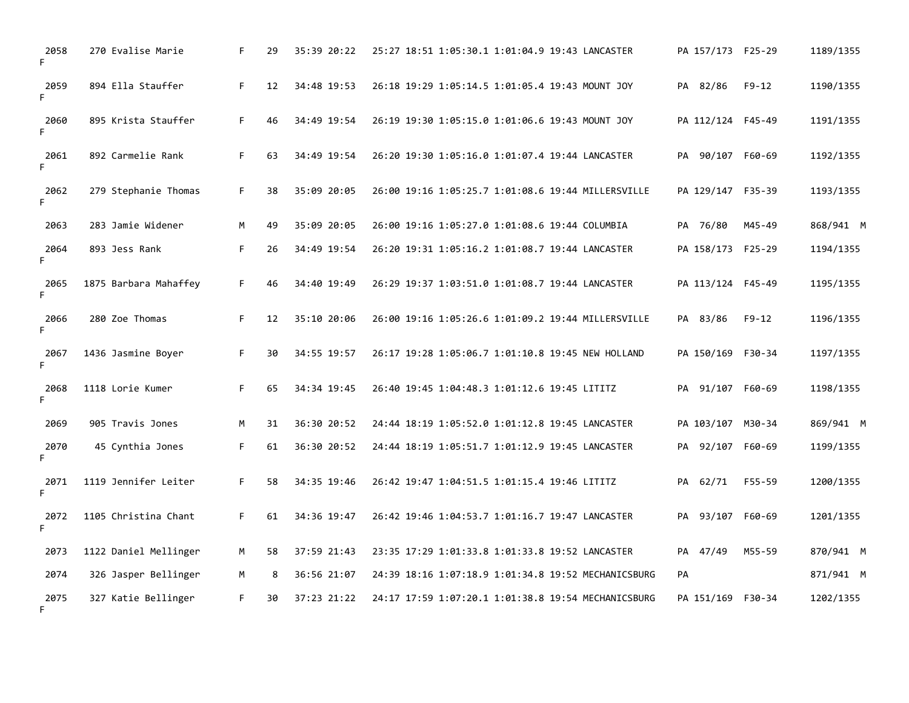| Place | Bib | Name | Sex | Age | | | | | | | | City | State | Div Place | Division | Sex Place |
|---|---|---|---|---|---|---|---|---|---|---|---|---|---|---|---|---|
| 2058 F | 270 | Evalise Marie | F | 29 | 35:39 | 20:22 | 25:27 | 18:51 | 1:05:30.1 | 1:01:04.9 | 19:43 | LANCASTER | PA | 157/173 | F25-29 | 1189/1355 |
| 2059 F | 894 | Ella Stauffer | F | 12 | 34:48 | 19:53 | 26:18 | 19:29 | 1:05:14.5 | 1:01:05.4 | 19:43 | MOUNT JOY | PA | 82/86 | F9-12 | 1190/1355 |
| 2060 F | 895 | Krista Stauffer | F | 46 | 34:49 | 19:54 | 26:19 | 19:30 | 1:05:15.0 | 1:01:06.6 | 19:43 | MOUNT JOY | PA | 112/124 | F45-49 | 1191/1355 |
| 2061 F | 892 | Carmelie Rank | F | 63 | 34:49 | 19:54 | 26:20 | 19:30 | 1:05:16.0 | 1:01:07.4 | 19:44 | LANCASTER | PA | 90/107 | F60-69 | 1192/1355 |
| 2062 F | 279 | Stephanie Thomas | F | 38 | 35:09 | 20:05 | 26:00 | 19:16 | 1:05:25.7 | 1:01:08.6 | 19:44 | MILLERSVILLE | PA | 129/147 | F35-39 | 1193/1355 |
| 2063 | 283 | Jamie Widener | M | 49 | 35:09 | 20:05 | 26:00 | 19:16 | 1:05:27.0 | 1:01:08.6 | 19:44 | COLUMBIA | PA | 76/80 | M45-49 | 868/941 M |
| 2064 F | 893 | Jess Rank | F | 26 | 34:49 | 19:54 | 26:20 | 19:31 | 1:05:16.2 | 1:01:08.7 | 19:44 | LANCASTER | PA | 158/173 | F25-29 | 1194/1355 |
| 2065 F | 1875 | Barbara Mahaffey | F | 46 | 34:40 | 19:49 | 26:29 | 19:37 | 1:03:51.0 | 1:01:08.7 | 19:44 | LANCASTER | PA | 113/124 | F45-49 | 1195/1355 |
| 2066 F | 280 | Zoe Thomas | F | 12 | 35:10 | 20:06 | 26:00 | 19:16 | 1:05:26.6 | 1:01:09.2 | 19:44 | MILLERSVILLE | PA | 83/86 | F9-12 | 1196/1355 |
| 2067 F | 1436 | Jasmine Boyer | F | 30 | 34:55 | 19:57 | 26:17 | 19:28 | 1:05:06.7 | 1:01:10.8 | 19:45 | NEW HOLLAND | PA | 150/169 | F30-34 | 1197/1355 |
| 2068 F | 1118 | Lorie Kumer | F | 65 | 34:34 | 19:45 | 26:40 | 19:45 | 1:04:48.3 | 1:01:12.6 | 19:45 | LITITZ | PA | 91/107 | F60-69 | 1198/1355 |
| 2069 | 905 | Travis Jones | M | 31 | 36:30 | 20:52 | 24:44 | 18:19 | 1:05:52.0 | 1:01:12.8 | 19:45 | LANCASTER | PA | 103/107 | M30-34 | 869/941 M |
| 2070 F | 45 | Cynthia Jones | F | 61 | 36:30 | 20:52 | 24:44 | 18:19 | 1:05:51.7 | 1:01:12.9 | 19:45 | LANCASTER | PA | 92/107 | F60-69 | 1199/1355 |
| 2071 F | 1119 | Jennifer Leiter | F | 58 | 34:35 | 19:46 | 26:42 | 19:47 | 1:04:51.5 | 1:01:15.4 | 19:46 | LITITZ | PA | 62/71 | F55-59 | 1200/1355 |
| 2072 F | 1105 | Christina Chant | F | 61 | 34:36 | 19:47 | 26:42 | 19:46 | 1:04:53.7 | 1:01:16.7 | 19:47 | LANCASTER | PA | 93/107 | F60-69 | 1201/1355 |
| 2073 | 1122 | Daniel Mellinger | M | 58 | 37:59 | 21:43 | 23:35 | 17:29 | 1:01:33.8 | 1:01:33.8 | 19:52 | LANCASTER | PA | 47/49 | M55-59 | 870/941 M |
| 2074 | 326 | Jasper Bellinger | M | 8 | 36:56 | 21:07 | 24:39 | 18:16 | 1:07:18.9 | 1:01:34.8 | 19:52 | MECHANICSBURG | PA | | | 871/941 M |
| 2075 F | 327 | Katie Bellinger | F | 30 | 37:23 | 21:22 | 24:17 | 17:59 | 1:07:20.1 | 1:01:38.8 | 19:54 | MECHANICSBURG | PA | 151/169 | F30-34 | 1202/1355 |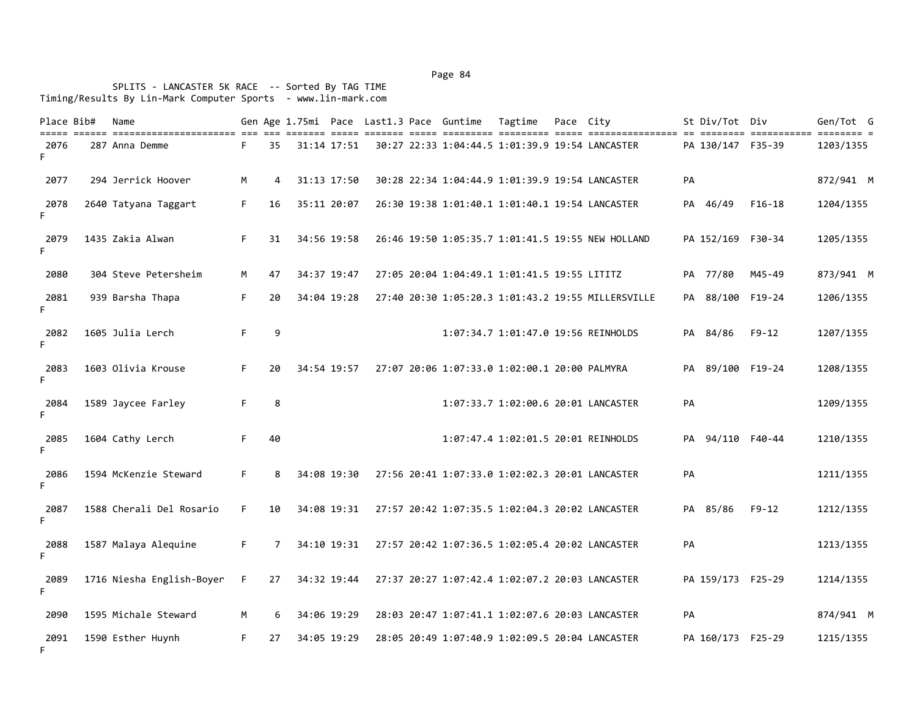SPLITS - LANCASTER 5K RACE -- Sorted By TAG TIME
Timing/Results By Lin-Mark Computer Sports - www.lin-mark.com

| Place | Bib# | Name | Gen | Age | 1.75mi | Pace | Last1.3 | Pace | Guntime | Tagtime | Pace | City | St | Div/Tot | Div | Gen/Tot | G |
|---|---|---|---|---|---|---|---|---|---|---|---|---|---|---|---|---|---|
| 2076 | 287 | Anna Demme | F | 35 | 31:14 | 17:51 | 30:27 | 22:33 | 1:04:44.5 | 1:01:39.9 | 19:54 | LANCASTER | PA | 130/147 | F35-39 | 1203/1355 | F |
| 2077 | 294 | Jerrick Hoover | M | 4 | 31:13 | 17:50 | 30:28 | 22:34 | 1:04:44.9 | 1:01:39.9 | 19:54 | LANCASTER | PA | | | 872/941 | M |
| 2078 | 2640 | Tatyana Taggart | F | 16 | 35:11 | 20:07 | 26:30 | 19:38 | 1:01:40.1 | 1:01:40.1 | 19:54 | LANCASTER | PA | 46/49 | F16-18 | 1204/1355 | F |
| 2079 | 1435 | Zakia Alwan | F | 31 | 34:56 | 19:58 | 26:46 | 19:50 | 1:05:35.7 | 1:01:41.5 | 19:55 | NEW HOLLAND | PA | 152/169 | F30-34 | 1205/1355 | F |
| 2080 | 304 | Steve Petersheim | M | 47 | 34:37 | 19:47 | 27:05 | 20:04 | 1:04:49.1 | 1:01:41.5 | 19:55 | LITITZ | PA | 77/80 | M45-49 | 873/941 | M |
| 2081 | 939 | Barsha Thapa | F | 20 | 34:04 | 19:28 | 27:40 | 20:30 | 1:05:20.3 | 1:01:43.2 | 19:55 | MILLERSVILLE | PA | 88/100 | F19-24 | 1206/1355 | F |
| 2082 | 1605 | Julia Lerch | F | 9 | | | | | 1:07:34.7 | 1:01:47.0 | 19:56 | REINHOLDS | PA | 84/86 | F9-12 | 1207/1355 | F |
| 2083 | 1603 | Olivia Krouse | F | 20 | 34:54 | 19:57 | 27:07 | 20:06 | 1:07:33.0 | 1:02:00.1 | 20:00 | PALMYRA | PA | 89/100 | F19-24 | 1208/1355 | F |
| 2084 | 1589 | Jaycee Farley | F | 8 | | | | | 1:07:33.7 | 1:02:00.6 | 20:01 | LANCASTER | PA | | | 1209/1355 | F |
| 2085 | 1604 | Cathy Lerch | F | 40 | | | | | 1:07:47.4 | 1:02:01.5 | 20:01 | REINHOLDS | PA | 94/110 | F40-44 | 1210/1355 | F |
| 2086 | 1594 | McKenzie Steward | F | 8 | 34:08 | 19:30 | 27:56 | 20:41 | 1:07:33.0 | 1:02:02.3 | 20:01 | LANCASTER | PA | | | 1211/1355 | F |
| 2087 | 1588 | Cherali Del Rosario | F | 10 | 34:08 | 19:31 | 27:57 | 20:42 | 1:07:35.5 | 1:02:04.3 | 20:02 | LANCASTER | PA | 85/86 | F9-12 | 1212/1355 | F |
| 2088 | 1587 | Malaya Alequine | F | 7 | 34:10 | 19:31 | 27:57 | 20:42 | 1:07:36.5 | 1:02:05.4 | 20:02 | LANCASTER | PA | | | 1213/1355 | F |
| 2089 | 1716 | Niesha English-Boyer | F | 27 | 34:32 | 19:44 | 27:37 | 20:27 | 1:07:42.4 | 1:02:07.2 | 20:03 | LANCASTER | PA | 159/173 | F25-29 | 1214/1355 | F |
| 2090 | 1595 | Michale Steward | M | 6 | 34:06 | 19:29 | 28:03 | 20:47 | 1:07:41.1 | 1:02:07.6 | 20:03 | LANCASTER | PA | | | 874/941 | M |
| 2091 | 1590 | Esther Huynh | F | 27 | 34:05 | 19:29 | 28:05 | 20:49 | 1:07:40.9 | 1:02:09.5 | 20:04 | LANCASTER | PA | 160/173 | F25-29 | 1215/1355 | F |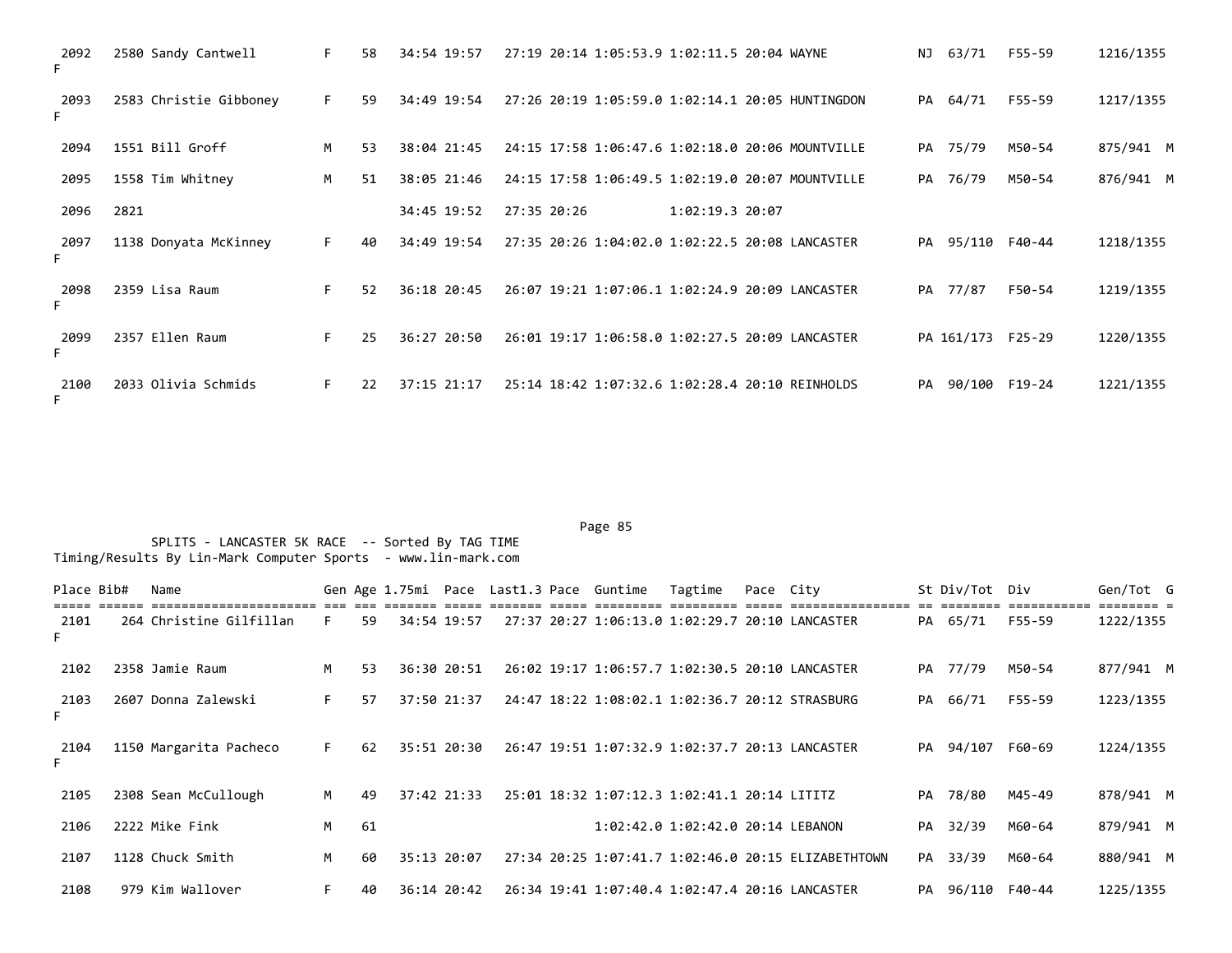| Place | Bib# | Name | Gen | Age | 1.75mi | Pace | Last1.3 | Pace | Guntime | Tagtime | Pace | City | St | Div/Tot | Div | Gen/Tot | G |
|---|---|---|---|---|---|---|---|---|---|---|---|---|---|---|---|---|---|
| 2092 | 2580 | Sandy Cantwell | F | 58 | 34:54 | 19:57 | 27:19 | 20:14 | 1:05:53.9 | 1:02:11.5 | 20:04 | WAYNE | NJ | 63/71 | F55-59 | 1216/1355 | F |
| 2093 | 2583 | Christie Gibboney | F | 59 | 34:49 | 19:54 | 27:26 | 20:19 | 1:05:59.0 | 1:02:14.1 | 20:05 | HUNTINGDON | PA | 64/71 | F55-59 | 1217/1355 | F |
| 2094 | 1551 | Bill Groff | M | 53 | 38:04 | 21:45 | 24:15 | 17:58 | 1:06:47.6 | 1:02:18.0 | 20:06 | MOUNTVILLE | PA | 75/79 | M50-54 | 875/941 | M |
| 2095 | 1558 | Tim Whitney | M | 51 | 38:05 | 21:46 | 24:15 | 17:58 | 1:06:49.5 | 1:02:19.0 | 20:07 | MOUNTVILLE | PA | 76/79 | M50-54 | 876/941 | M |
| 2096 | 2821 | | | | 34:45 | 19:52 | 27:35 | 20:26 | | 1:02:19.3 | 20:07 | | | | | | |
| 2097 | 1138 | Donyata McKinney | F | 40 | 34:49 | 19:54 | 27:35 | 20:26 | 1:04:02.0 | 1:02:22.5 | 20:08 | LANCASTER | PA | 95/110 | F40-44 | 1218/1355 | F |
| 2098 | 2359 | Lisa Raum | F | 52 | 36:18 | 20:45 | 26:07 | 19:21 | 1:07:06.1 | 1:02:24.9 | 20:09 | LANCASTER | PA | 77/87 | F50-54 | 1219/1355 | F |
| 2099 | 2357 | Ellen Raum | F | 25 | 36:27 | 20:50 | 26:01 | 19:17 | 1:06:58.0 | 1:02:27.5 | 20:09 | LANCASTER | PA | 161/173 | F25-29 | 1220/1355 | F |
| 2100 | 2033 | Olivia Schmids | F | 22 | 37:15 | 21:17 | 25:14 | 18:42 | 1:07:32.6 | 1:02:28.4 | 20:10 | REINHOLDS | PA | 90/100 | F19-24 | 1221/1355 | F |

SPLITS - LANCASTER 5K RACE -- Sorted By TAG TIME
Timing/Results By Lin-Mark Computer Sports - www.lin-mark.com

| Place | Bib# | Name | Gen | Age | 1.75mi | Pace | Last1.3 | Pace | Guntime | Tagtime | Pace | City | St | Div/Tot | Div | Gen/Tot | G |
|---|---|---|---|---|---|---|---|---|---|---|---|---|---|---|---|---|---|
| 2101 | 264 | Christine Gilfillan | F | 59 | 34:54 | 19:57 | 27:37 | 20:27 | 1:06:13.0 | 1:02:29.7 | 20:10 | LANCASTER | PA | 65/71 | F55-59 | 1222/1355 | F |
| 2102 | 2358 | Jamie Raum | M | 53 | 36:30 | 20:51 | 26:02 | 19:17 | 1:06:57.7 | 1:02:30.5 | 20:10 | LANCASTER | PA | 77/79 | M50-54 | 877/941 | M |
| 2103 | 2607 | Donna Zalewski | F | 57 | 37:50 | 21:37 | 24:47 | 18:22 | 1:08:02.1 | 1:02:36.7 | 20:12 | STRASBURG | PA | 66/71 | F55-59 | 1223/1355 | F |
| 2104 | 1150 | Margarita Pacheco | F | 62 | 35:51 | 20:30 | 26:47 | 19:51 | 1:07:32.9 | 1:02:37.7 | 20:13 | LANCASTER | PA | 94/107 | F60-69 | 1224/1355 | F |
| 2105 | 2308 | Sean McCullough | M | 49 | 37:42 | 21:33 | 25:01 | 18:32 | 1:07:12.3 | 1:02:41.1 | 20:14 | LITITZ | PA | 78/80 | M45-49 | 878/941 | M |
| 2106 | 2222 | Mike Fink | M | 61 | | | | | 1:02:42.0 | 1:02:42.0 | 20:14 | LEBANON | PA | 32/39 | M60-64 | 879/941 | M |
| 2107 | 1128 | Chuck Smith | M | 60 | 35:13 | 20:07 | 27:34 | 20:25 | 1:07:41.7 | 1:02:46.0 | 20:15 | ELIZABETHTOWN | PA | 33/39 | M60-64 | 880/941 | M |
| 2108 | 979 | Kim Wallover | F | 40 | 36:14 | 20:42 | 26:34 | 19:41 | 1:07:40.4 | 1:02:47.4 | 20:16 | LANCASTER | PA | 96/110 | F40-44 | 1225/1355 | |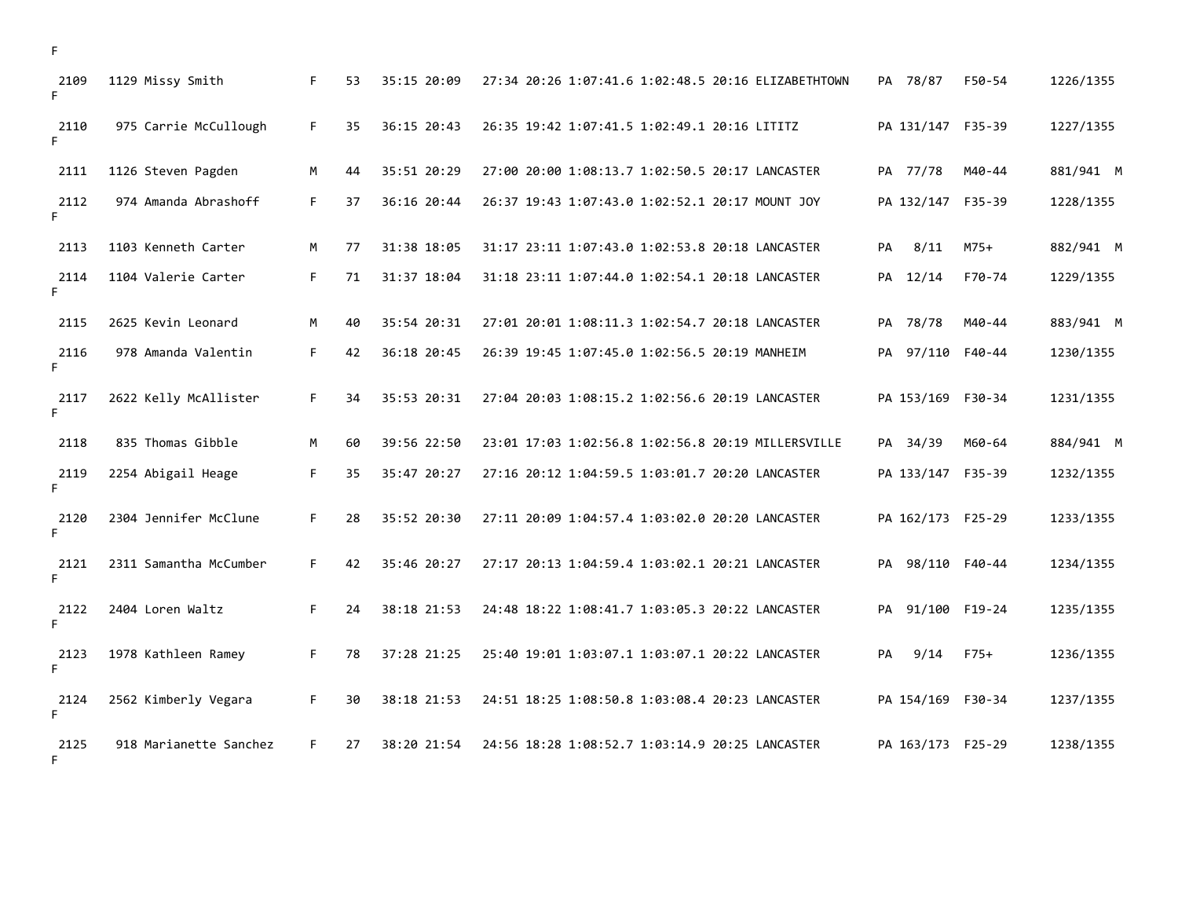```
F

 2109   1129 Missy Smith          F   53   35:15 20:09   27:34 20:26 1:07:41.6 1:02:48.5 20:16 ELIZABETHTOWN    PA  78/87   F50-54      1226/1355
F

 2110    975 Carrie McCullough    F   35   36:15 20:43   26:35 19:42 1:07:41.5 1:02:49.1 20:16 LITITZ           PA 131/147  F35-39      1227/1355
F

 2111   1126 Steven Pagden        M   44   35:51 20:29   27:00 20:00 1:08:13.7 1:02:50.5 20:17 LANCASTER        PA  77/78   M40-44      881/941  M

 2112    974 Amanda Abrashoff     F   37   36:16 20:44   26:37 19:43 1:07:43.0 1:02:52.1 20:17 MOUNT JOY        PA 132/147  F35-39      1228/1355
F

 2113   1103 Kenneth Carter       M   77   31:38 18:05   31:17 23:11 1:07:43.0 1:02:53.8 20:18 LANCASTER        PA    8/11  M75+        882/941  M

 2114   1104 Valerie Carter       F   71   31:37 18:04   31:18 23:11 1:07:44.0 1:02:54.1 20:18 LANCASTER        PA  12/14   F70-74      1229/1355
F

 2115   2625 Kevin Leonard        M   40   35:54 20:31   27:01 20:01 1:08:11.3 1:02:54.7 20:18 LANCASTER        PA  78/78   M40-44      883/941  M

 2116    978 Amanda Valentin      F   42   36:18 20:45   26:39 19:45 1:07:45.0 1:02:56.5 20:19 MANHEIM          PA  97/110  F40-44      1230/1355
F

 2117   2622 Kelly McAllister     F   34   35:53 20:31   27:04 20:03 1:08:15.2 1:02:56.6 20:19 LANCASTER        PA 153/169  F30-34      1231/1355
F

 2118    835 Thomas Gibble        M   60   39:56 22:50   23:01 17:03 1:02:56.8 1:02:56.8 20:19 MILLERSVILLE     PA  34/39   M60-64      884/941  M

 2119   2254 Abigail Heage        F   35   35:47 20:27   27:16 20:12 1:04:59.5 1:03:01.7 20:20 LANCASTER        PA 133/147  F35-39      1232/1355
F

 2120   2304 Jennifer McClune     F   28   35:52 20:30   27:11 20:09 1:04:57.4 1:03:02.0 20:20 LANCASTER        PA 162/173  F25-29      1233/1355
F

 2121   2311 Samantha McCumber    F   42   35:46 20:27   27:17 20:13 1:04:59.4 1:03:02.1 20:21 LANCASTER        PA  98/110  F40-44      1234/1355
F

 2122   2404 Loren Waltz          F   24   38:18 21:53   24:48 18:22 1:08:41.7 1:03:05.3 20:22 LANCASTER        PA  91/100  F19-24      1235/1355
F

 2123   1978 Kathleen Ramey       F   78   37:28 21:25   25:40 19:01 1:03:07.1 1:03:07.1 20:22 LANCASTER        PA    9/14  F75+        1236/1355
F

 2124   2562 Kimberly Vegara      F   30   38:18 21:53   24:51 18:25 1:08:50.8 1:03:08.4 20:23 LANCASTER        PA 154/169  F30-34      1237/1355
F

 2125    918 Marianette Sanchez   F   27   38:20 21:54   24:56 18:28 1:08:52.7 1:03:14.9 20:25 LANCASTER        PA 163/173  F25-29      1238/1355
F
```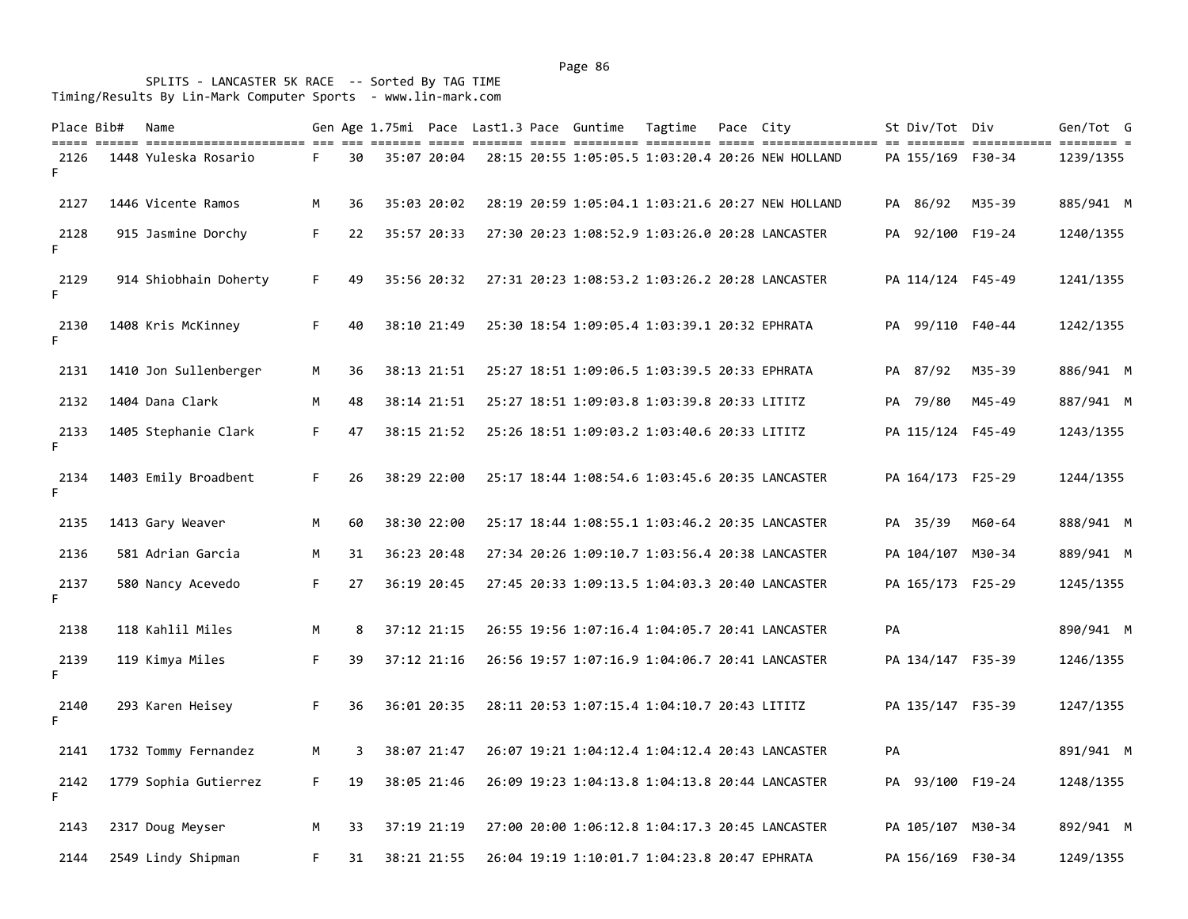SPLITS - LANCASTER 5K RACE -- Sorted By TAG TIME
Timing/Results By Lin-Mark Computer Sports - www.lin-mark.com

| Place | Bib# | Name | Gen | Age | 1.75mi | Pace | Last1.3 | Pace | Guntime | Tagtime | Pace | City | St | Div/Tot | Div | Gen/Tot | G |
|---|---|---|---|---|---|---|---|---|---|---|---|---|---|---|---|---|---|
| 2126 | 1448 | Yuleska Rosario | F | 30 | 35:07 | 20:04 | 28:15 | 20:55 | 1:05:05.5 | 1:03:20.4 | 20:26 | NEW HOLLAND | PA | 155/169 | F30-34 | 1239/1355 | F |
| 2127 | 1446 | Vicente Ramos | M | 36 | 35:03 | 20:02 | 28:19 | 20:59 | 1:05:04.1 | 1:03:21.6 | 20:27 | NEW HOLLAND | PA | 86/92 | M35-39 | 885/941 | M |
| 2128 | 915 | Jasmine Dorchy | F | 22 | 35:57 | 20:33 | 27:30 | 20:23 | 1:08:52.9 | 1:03:26.0 | 20:28 | LANCASTER | PA | 92/100 | F19-24 | 1240/1355 | F |
| 2129 | 914 | Shiobhain Doherty | F | 49 | 35:56 | 20:32 | 27:31 | 20:23 | 1:08:53.2 | 1:03:26.2 | 20:28 | LANCASTER | PA | 114/124 | F45-49 | 1241/1355 | F |
| 2130 | 1408 | Kris McKinney | F | 40 | 38:10 | 21:49 | 25:30 | 18:54 | 1:09:05.4 | 1:03:39.1 | 20:32 | EPHRATA | PA | 99/110 | F40-44 | 1242/1355 | F |
| 2131 | 1410 | Jon Sullenberger | M | 36 | 38:13 | 21:51 | 25:27 | 18:51 | 1:09:06.5 | 1:03:39.5 | 20:33 | EPHRATA | PA | 87/92 | M35-39 | 886/941 | M |
| 2132 | 1404 | Dana Clark | M | 48 | 38:14 | 21:51 | 25:27 | 18:51 | 1:09:03.8 | 1:03:39.8 | 20:33 | LITITZ | PA | 79/80 | M45-49 | 887/941 | M |
| 2133 | 1405 | Stephanie Clark | F | 47 | 38:15 | 21:52 | 25:26 | 18:51 | 1:09:03.2 | 1:03:40.6 | 20:33 | LITITZ | PA | 115/124 | F45-49 | 1243/1355 | F |
| 2134 | 1403 | Emily Broadbent | F | 26 | 38:29 | 22:00 | 25:17 | 18:44 | 1:08:54.6 | 1:03:45.6 | 20:35 | LANCASTER | PA | 164/173 | F25-29 | 1244/1355 | F |
| 2135 | 1413 | Gary Weaver | M | 60 | 38:30 | 22:00 | 25:17 | 18:44 | 1:08:55.1 | 1:03:46.2 | 20:35 | LANCASTER | PA | 35/39 | M60-64 | 888/941 | M |
| 2136 | 581 | Adrian Garcia | M | 31 | 36:23 | 20:48 | 27:34 | 20:26 | 1:09:10.7 | 1:03:56.4 | 20:38 | LANCASTER | PA | 104/107 | M30-34 | 889/941 | M |
| 2137 | 580 | Nancy Acevedo | F | 27 | 36:19 | 20:45 | 27:45 | 20:33 | 1:09:13.5 | 1:04:03.3 | 20:40 | LANCASTER | PA | 165/173 | F25-29 | 1245/1355 | F |
| 2138 | 118 | Kahlil Miles | M | 8 | 37:12 | 21:15 | 26:55 | 19:56 | 1:07:16.4 | 1:04:05.7 | 20:41 | LANCASTER | PA | | | 890/941 | M |
| 2139 | 119 | Kimya Miles | F | 39 | 37:12 | 21:16 | 26:56 | 19:57 | 1:07:16.9 | 1:04:06.7 | 20:41 | LANCASTER | PA | 134/147 | F35-39 | 1246/1355 | F |
| 2140 | 293 | Karen Heisey | F | 36 | 36:01 | 20:35 | 28:11 | 20:53 | 1:07:15.4 | 1:04:10.7 | 20:43 | LITITZ | PA | 135/147 | F35-39 | 1247/1355 | F |
| 2141 | 1732 | Tommy Fernandez | M | 3 | 38:07 | 21:47 | 26:07 | 19:21 | 1:04:12.4 | 1:04:12.4 | 20:43 | LANCASTER | PA | | | 891/941 | M |
| 2142 | 1779 | Sophia Gutierrez | F | 19 | 38:05 | 21:46 | 26:09 | 19:23 | 1:04:13.8 | 1:04:13.8 | 20:44 | LANCASTER | PA | 93/100 | F19-24 | 1248/1355 | F |
| 2143 | 2317 | Doug Meyser | M | 33 | 37:19 | 21:19 | 27:00 | 20:00 | 1:06:12.8 | 1:04:17.3 | 20:45 | LANCASTER | PA | 105/107 | M30-34 | 892/941 | M |
| 2144 | 2549 | Lindy Shipman | F | 31 | 38:21 | 21:55 | 26:04 | 19:19 | 1:10:01.7 | 1:04:23.8 | 20:47 | EPHRATA | PA | 156/169 | F30-34 | 1249/1355 | |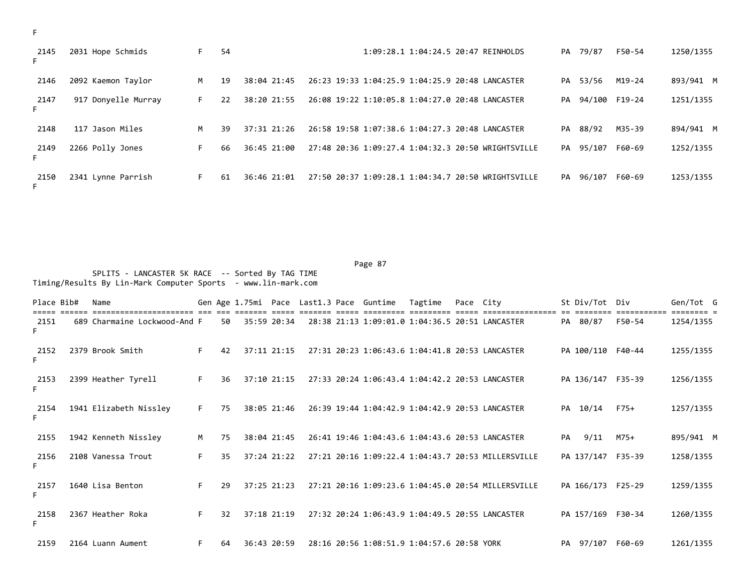F

| Place | Bib# | Name | Gen | Age | 1.75mi | Pace | Last1.3 | Pace | Guntime | Tagtime | Pace | City | St | Div/Tot | Div | Gen/Tot | G |
|---|---|---|---|---|---|---|---|---|---|---|---|---|---|---|---|---|---|
| 2145 | 2031 | Hope Schmids | F | 54 | | | | | 1:09:28.1 | 1:04:24.5 | 20:47 | REINHOLDS | PA | 79/87 | F50-54 | 1250/1355 | F |
| 2146 | 2092 | Kaemon Taylor | M | 19 | 38:04 | 21:45 | 26:23 | 19:33 | 1:04:25.9 | 1:04:25.9 | 20:48 | LANCASTER | PA | 53/56 | M19-24 | 893/941 | M |
| 2147 | 917 | Donyelle Murray | F | 22 | 38:20 | 21:55 | 26:08 | 19:22 | 1:10:05.8 | 1:04:27.0 | 20:48 | LANCASTER | PA | 94/100 | F19-24 | 1251/1355 | F |
| 2148 | 117 | Jason Miles | M | 39 | 37:31 | 21:26 | 26:58 | 19:58 | 1:07:38.6 | 1:04:27.3 | 20:48 | LANCASTER | PA | 88/92 | M35-39 | 894/941 | M |
| 2149 | 2266 | Polly Jones | F | 66 | 36:45 | 21:00 | 27:48 | 20:36 | 1:09:27.4 | 1:04:32.3 | 20:50 | WRIGHTSVILLE | PA | 95/107 | F60-69 | 1252/1355 | F |
| 2150 | 2341 | Lynne Parrish | F | 61 | 36:46 | 21:01 | 27:50 | 20:37 | 1:09:28.1 | 1:04:34.7 | 20:50 | WRIGHTSVILLE | PA | 96/107 | F60-69 | 1253/1355 | F |

SPLITS - LANCASTER 5K RACE -- Sorted By TAG TIME
Timing/Results By Lin-Mark Computer Sports - www.lin-mark.com

| Place | Bib# | Name | Gen | Age | 1.75mi | Pace | Last1.3 | Pace | Guntime | Tagtime | Pace | City | St | Div/Tot | Div | Gen/Tot | G |
|---|---|---|---|---|---|---|---|---|---|---|---|---|---|---|---|---|---|
| 2151 | 689 | Charmaine Lockwood-And | F | 50 | 35:59 | 20:34 | 28:38 | 21:13 | 1:09:01.0 | 1:04:36.5 | 20:51 | LANCASTER | PA | 80/87 | F50-54 | 1254/1355 | F |
| 2152 | 2379 | Brook Smith | F | 42 | 37:11 | 21:15 | 27:31 | 20:23 | 1:06:43.6 | 1:04:41.8 | 20:53 | LANCASTER | PA | 100/110 | F40-44 | 1255/1355 | F |
| 2153 | 2399 | Heather Tyrell | F | 36 | 37:10 | 21:15 | 27:33 | 20:24 | 1:06:43.4 | 1:04:42.2 | 20:53 | LANCASTER | PA | 136/147 | F35-39 | 1256/1355 | F |
| 2154 | 1941 | Elizabeth Nissley | F | 75 | 38:05 | 21:46 | 26:39 | 19:44 | 1:04:42.9 | 1:04:42.9 | 20:53 | LANCASTER | PA | 10/14 | F75+ | 1257/1355 | F |
| 2155 | 1942 | Kenneth Nissley | M | 75 | 38:04 | 21:45 | 26:41 | 19:46 | 1:04:43.6 | 1:04:43.6 | 20:53 | LANCASTER | PA | 9/11 | M75+ | 895/941 | M |
| 2156 | 2108 | Vanessa Trout | F | 35 | 37:24 | 21:22 | 27:21 | 20:16 | 1:09:22.4 | 1:04:43.7 | 20:53 | MILLERSVILLE | PA | 137/147 | F35-39 | 1258/1355 | F |
| 2157 | 1640 | Lisa Benton | F | 29 | 37:25 | 21:23 | 27:21 | 20:16 | 1:09:23.6 | 1:04:45.0 | 20:54 | MILLERSVILLE | PA | 166/173 | F25-29 | 1259/1355 | F |
| 2158 | 2367 | Heather Roka | F | 32 | 37:18 | 21:19 | 27:32 | 20:24 | 1:06:43.9 | 1:04:49.5 | 20:55 | LANCASTER | PA | 157/169 | F30-34 | 1260/1355 | F |
| 2159 | 2164 | Luann Aument | F | 64 | 36:43 | 20:59 | 28:16 | 20:56 | 1:08:51.9 | 1:04:57.6 | 20:58 | YORK | PA | 97/107 | F60-69 | 1261/1355 | |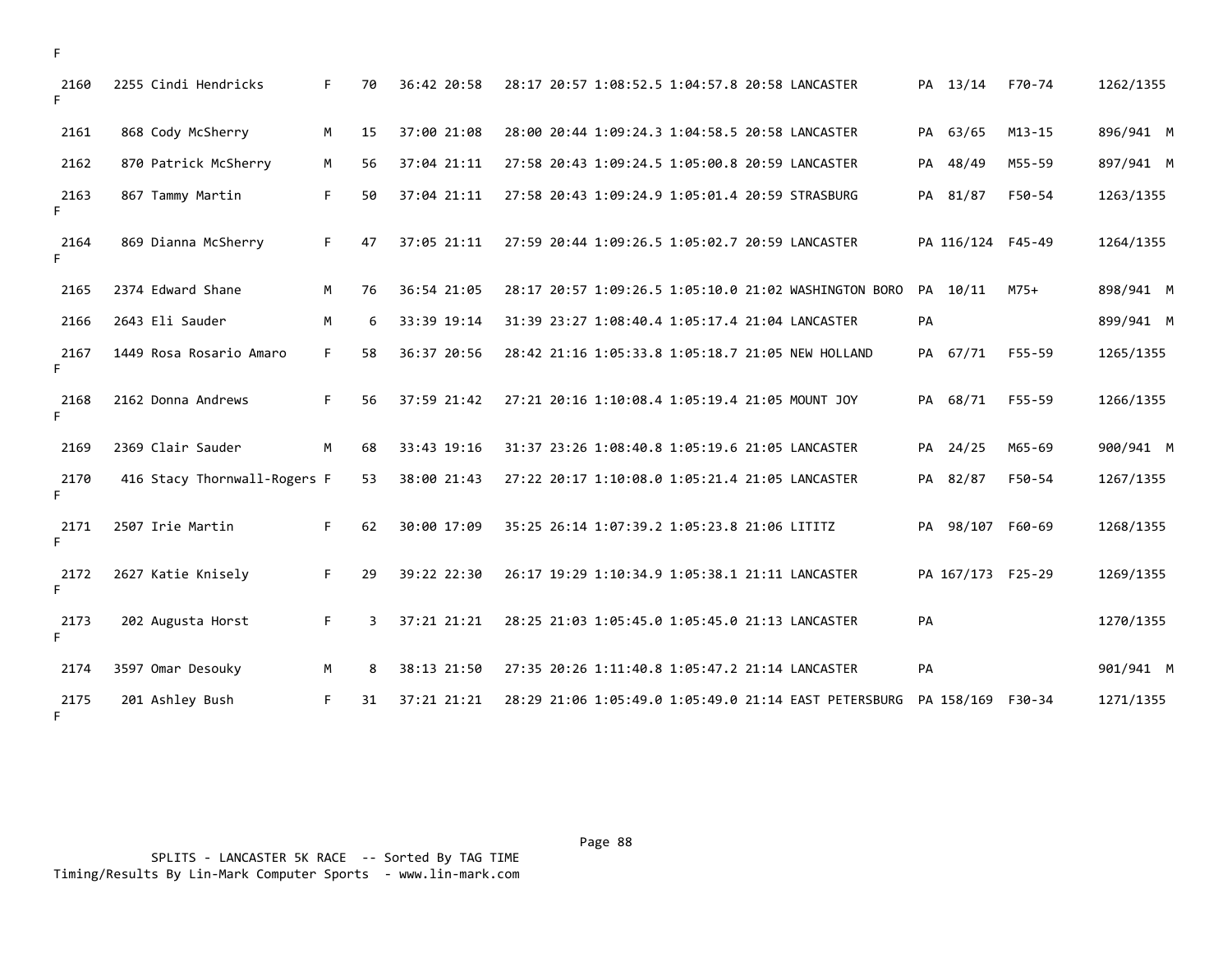F

| | | | | | | | | | | | | | | | |
|---|---|---|---|---|---|---|---|---|---|---|---|---|---|---|---|
| 2160 F | 2255 | Cindi Hendricks | F | 70 | 36:42 | 20:58 | 28:17 | 20:57 | 1:08:52.5 | 1:04:57.8 | 20:58 | LANCASTER | PA | 13/14 | F70-74 | 1262/1355 |
| 2161 | 868 | Cody McSherry | M | 15 | 37:00 | 21:08 | 28:00 | 20:44 | 1:09:24.3 | 1:04:58.5 | 20:58 | LANCASTER | PA | 63/65 | M13-15 | 896/941 M |
| 2162 | 870 | Patrick McSherry | M | 56 | 37:04 | 21:11 | 27:58 | 20:43 | 1:09:24.5 | 1:05:00.8 | 20:59 | LANCASTER | PA | 48/49 | M55-59 | 897/941 M |
| 2163 F | 867 | Tammy Martin | F | 50 | 37:04 | 21:11 | 27:58 | 20:43 | 1:09:24.9 | 1:05:01.4 | 20:59 | STRASBURG | PA | 81/87 | F50-54 | 1263/1355 |
| 2164 F | 869 | Dianna McSherry | F | 47 | 37:05 | 21:11 | 27:59 | 20:44 | 1:09:26.5 | 1:05:02.7 | 20:59 | LANCASTER | PA | 116/124 | F45-49 | 1264/1355 |
| 2165 | 2374 | Edward Shane | M | 76 | 36:54 | 21:05 | 28:17 | 20:57 | 1:09:26.5 | 1:05:10.0 | 21:02 | WASHINGTON BORO | PA | 10/11 | M75+ | 898/941 M |
| 2166 | 2643 | Eli Sauder | M | 6 | 33:39 | 19:14 | 31:39 | 23:27 | 1:08:40.4 | 1:05:17.4 | 21:04 | LANCASTER | PA | | | 899/941 M |
| 2167 F | 1449 | Rosa Rosario Amaro | F | 58 | 36:37 | 20:56 | 28:42 | 21:16 | 1:05:33.8 | 1:05:18.7 | 21:05 | NEW HOLLAND | PA | 67/71 | F55-59 | 1265/1355 |
| 2168 F | 2162 | Donna Andrews | F | 56 | 37:59 | 21:42 | 27:21 | 20:16 | 1:10:08.4 | 1:05:19.4 | 21:05 | MOUNT JOY | PA | 68/71 | F55-59 | 1266/1355 |
| 2169 | 2369 | Clair Sauder | M | 68 | 33:43 | 19:16 | 31:37 | 23:26 | 1:08:40.8 | 1:05:19.6 | 21:05 | LANCASTER | PA | 24/25 | M65-69 | 900/941 M |
| 2170 F | 416 | Stacy Thornwall-Rogers | F | 53 | 38:00 | 21:43 | 27:22 | 20:17 | 1:10:08.0 | 1:05:21.4 | 21:05 | LANCASTER | PA | 82/87 | F50-54 | 1267/1355 |
| 2171 F | 2507 | Irie Martin | F | 62 | 30:00 | 17:09 | 35:25 | 26:14 | 1:07:39.2 | 1:05:23.8 | 21:06 | LITITZ | PA | 98/107 | F60-69 | 1268/1355 |
| 2172 F | 2627 | Katie Knisely | F | 29 | 39:22 | 22:30 | 26:17 | 19:29 | 1:10:34.9 | 1:05:38.1 | 21:11 | LANCASTER | PA | 167/173 | F25-29 | 1269/1355 |
| 2173 F | 202 | Augusta Horst | F | 3 | 37:21 | 21:21 | 28:25 | 21:03 | 1:05:45.0 | 1:05:45.0 | 21:13 | LANCASTER | PA | | | 1270/1355 |
| 2174 | 3597 | Omar Desouky | M | 8 | 38:13 | 21:50 | 27:35 | 20:26 | 1:11:40.8 | 1:05:47.2 | 21:14 | LANCASTER | PA | | | 901/941 M |
| 2175 F | 201 | Ashley Bush | F | 31 | 37:21 | 21:21 | 28:29 | 21:06 | 1:05:49.0 | 1:05:49.0 | 21:14 | EAST PETERSBURG | PA | 158/169 | F30-34 | 1271/1355 |

SPLITS - LANCASTER 5K RACE -- Sorted By TAG TIME
Timing/Results By Lin-Mark Computer Sports - www.lin-mark.com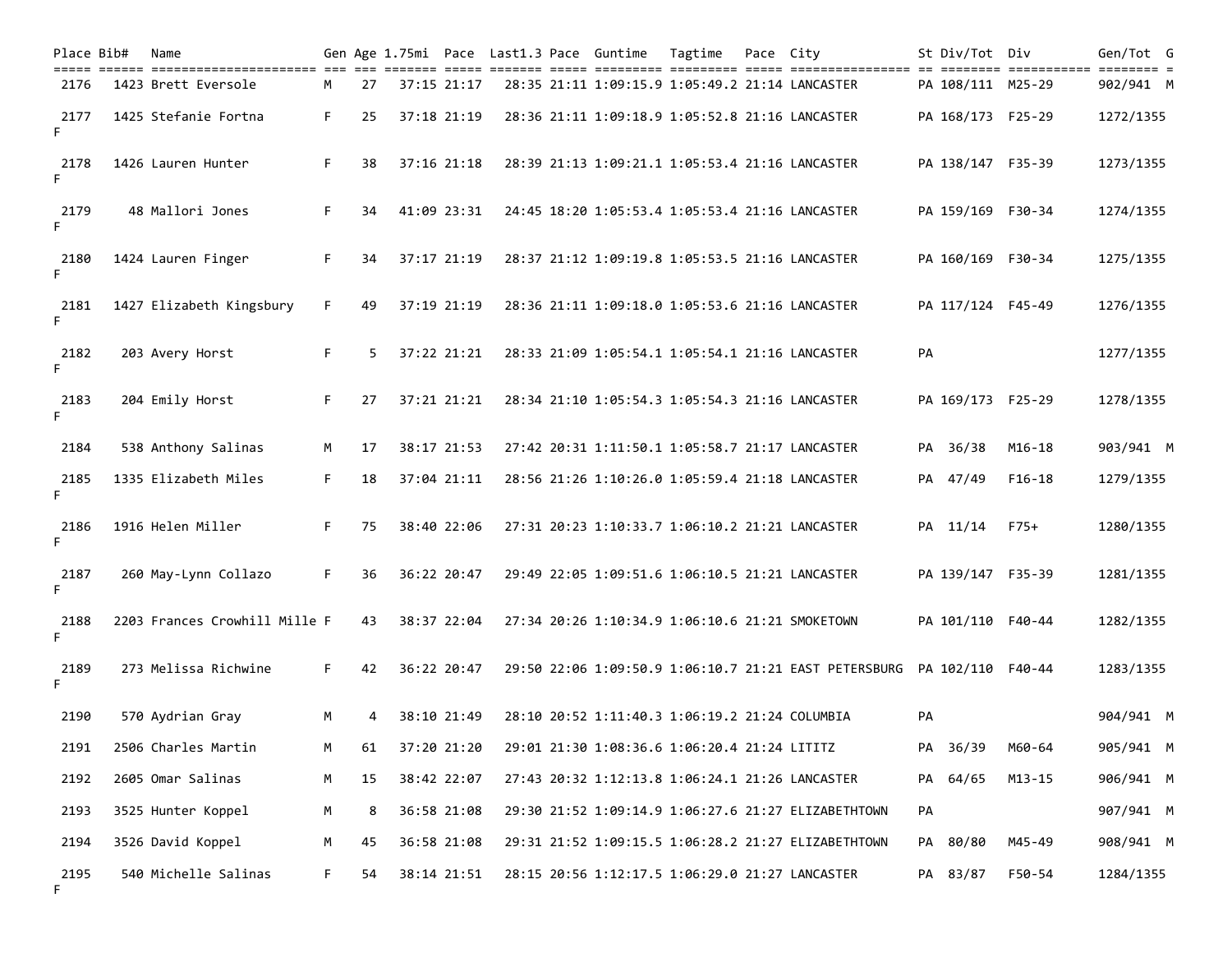| Place | Bib# | Name | Gen | Age | 1.75mi | Pace | Last1.3 | Pace | Guntime | Tagtime | Pace | City | St | Div/Tot | Div | Gen/Tot | G |
|---|---|---|---|---|---|---|---|---|---|---|---|---|---|---|---|---|---|
| 2176 | 1423 | Brett Eversole | M | 27 | 37:15 | 21:17 | 28:35 | 21:11 | 1:09:15.9 | 1:05:49.2 | 21:14 | LANCASTER | PA | 108/111 | M25-29 | 902/941 | M |
| 2177 | 1425 | Stefanie Fortna | F | 25 | 37:18 | 21:19 | 28:36 | 21:11 | 1:09:18.9 | 1:05:52.8 | 21:16 | LANCASTER | PA | 168/173 | F25-29 | 1272/1355 | F |
| 2178 | 1426 | Lauren Hunter | F | 38 | 37:16 | 21:18 | 28:39 | 21:13 | 1:09:21.1 | 1:05:53.4 | 21:16 | LANCASTER | PA | 138/147 | F35-39 | 1273/1355 | F |
| 2179 | 48 | Mallori Jones | F | 34 | 41:09 | 23:31 | 24:45 | 18:20 | 1:05:53.4 | 1:05:53.4 | 21:16 | LANCASTER | PA | 159/169 | F30-34 | 1274/1355 | F |
| 2180 | 1424 | Lauren Finger | F | 34 | 37:17 | 21:19 | 28:37 | 21:12 | 1:09:19.8 | 1:05:53.5 | 21:16 | LANCASTER | PA | 160/169 | F30-34 | 1275/1355 | F |
| 2181 | 1427 | Elizabeth Kingsbury | F | 49 | 37:19 | 21:19 | 28:36 | 21:11 | 1:09:18.0 | 1:05:53.6 | 21:16 | LANCASTER | PA | 117/124 | F45-49 | 1276/1355 | F |
| 2182 | 203 | Avery Horst | F | 5 | 37:22 | 21:21 | 28:33 | 21:09 | 1:05:54.1 | 1:05:54.1 | 21:16 | LANCASTER | PA | | | 1277/1355 | F |
| 2183 | 204 | Emily Horst | F | 27 | 37:21 | 21:21 | 28:34 | 21:10 | 1:05:54.3 | 1:05:54.3 | 21:16 | LANCASTER | PA | 169/173 | F25-29 | 1278/1355 | F |
| 2184 | 538 | Anthony Salinas | M | 17 | 38:17 | 21:53 | 27:42 | 20:31 | 1:11:50.1 | 1:05:58.7 | 21:17 | LANCASTER | PA | 36/38 | M16-18 | 903/941 | M |
| 2185 | 1335 | Elizabeth Miles | F | 18 | 37:04 | 21:11 | 28:56 | 21:26 | 1:10:26.0 | 1:05:59.4 | 21:18 | LANCASTER | PA | 47/49 | F16-18 | 1279/1355 | F |
| 2186 | 1916 | Helen Miller | F | 75 | 38:40 | 22:06 | 27:31 | 20:23 | 1:10:33.7 | 1:06:10.2 | 21:21 | LANCASTER | PA | 11/14 | F75+ | 1280/1355 | F |
| 2187 | 260 | May-Lynn Collazo | F | 36 | 36:22 | 20:47 | 29:49 | 22:05 | 1:09:51.6 | 1:06:10.5 | 21:21 | LANCASTER | PA | 139/147 | F35-39 | 1281/1355 | F |
| 2188 | 2203 | Frances Crowhill Mille | F | 43 | 38:37 | 22:04 | 27:34 | 20:26 | 1:10:34.9 | 1:06:10.6 | 21:21 | SMOKETOWN | PA | 101/110 | F40-44 | 1282/1355 | F |
| 2189 | 273 | Melissa Richwine | F | 42 | 36:22 | 20:47 | 29:50 | 22:06 | 1:09:50.9 | 1:06:10.7 | 21:21 | EAST PETERSBURG | PA | 102/110 | F40-44 | 1283/1355 | F |
| 2190 | 570 | Aydrian Gray | M | 4 | 38:10 | 21:49 | 28:10 | 20:52 | 1:11:40.3 | 1:06:19.2 | 21:24 | COLUMBIA | PA | | | 904/941 | M |
| 2191 | 2506 | Charles Martin | M | 61 | 37:20 | 21:20 | 29:01 | 21:30 | 1:08:36.6 | 1:06:20.4 | 21:24 | LITITZ | PA | 36/39 | M60-64 | 905/941 | M |
| 2192 | 2605 | Omar Salinas | M | 15 | 38:42 | 22:07 | 27:43 | 20:32 | 1:12:13.8 | 1:06:24.1 | 21:26 | LANCASTER | PA | 64/65 | M13-15 | 906/941 | M |
| 2193 | 3525 | Hunter Koppel | M | 8 | 36:58 | 21:08 | 29:30 | 21:52 | 1:09:14.9 | 1:06:27.6 | 21:27 | ELIZABETHTOWN | PA | | | 907/941 | M |
| 2194 | 3526 | David Koppel | M | 45 | 36:58 | 21:08 | 29:31 | 21:52 | 1:09:15.5 | 1:06:28.2 | 21:27 | ELIZABETHTOWN | PA | 80/80 | M45-49 | 908/941 | M |
| 2195 | 540 | Michelle Salinas | F | 54 | 38:14 | 21:51 | 28:15 | 20:56 | 1:12:17.5 | 1:06:29.0 | 21:27 | LANCASTER | PA | 83/87 | F50-54 | 1284/1355 | F |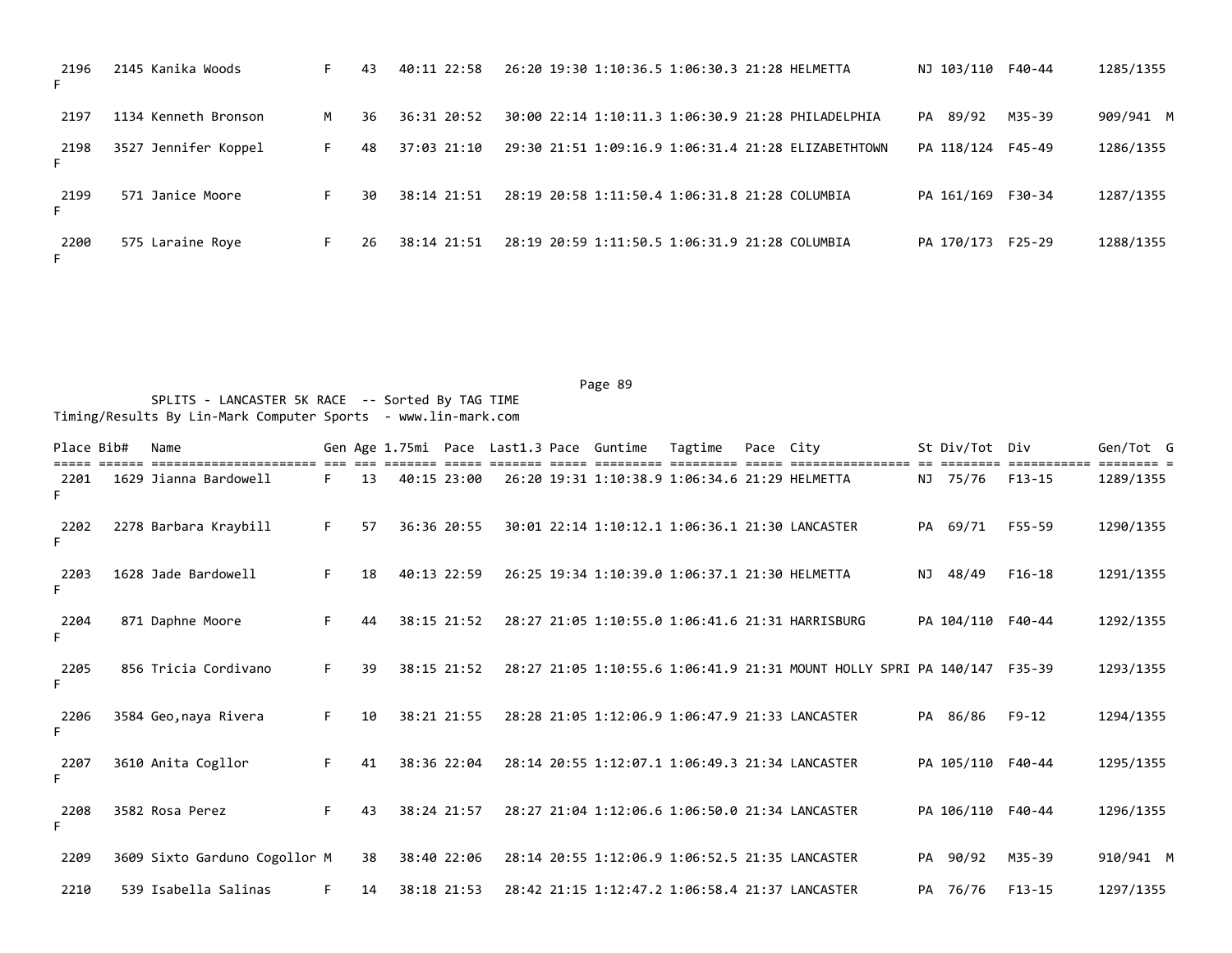| Place | Bib# | Name | Gen | Age | 1.75mi | Pace | Last1.3 | Pace | Guntime | Tagtime | Pace | City | St | Div/Tot | Div | Gen/Tot | G |
|---|---|---|---|---|---|---|---|---|---|---|---|---|---|---|---|---|---|
| 2196 | 2145 | Kanika Woods | F | 43 | 40:11 | 22:58 | 26:20 | 19:30 | 1:10:36.5 | 1:06:30.3 | 21:28 | HELMETTA | NJ | 103/110 | F40-44 | 1285/1355 | F |
| 2197 | 1134 | Kenneth Bronson | M | 36 | 36:31 | 20:52 | 30:00 | 22:14 | 1:10:11.3 | 1:06:30.9 | 21:28 | PHILADELPHIA | PA | 89/92 | M35-39 | 909/941 | M |
| 2198 | 3527 | Jennifer Koppel | F | 48 | 37:03 | 21:10 | 29:30 | 21:51 | 1:09:16.9 | 1:06:31.4 | 21:28 | ELIZABETHTOWN | PA | 118/124 | F45-49 | 1286/1355 | F |
| 2199 | 571 | Janice Moore | F | 30 | 38:14 | 21:51 | 28:19 | 20:58 | 1:11:50.4 | 1:06:31.8 | 21:28 | COLUMBIA | PA | 161/169 | F30-34 | 1287/1355 | F |
| 2200 | 575 | Laraine Roye | F | 26 | 38:14 | 21:51 | 28:19 | 20:59 | 1:11:50.5 | 1:06:31.9 | 21:28 | COLUMBIA | PA | 170/173 | F25-29 | 1288/1355 | F |

SPLITS - LANCASTER 5K RACE -- Sorted By TAG TIME
Timing/Results By Lin-Mark Computer Sports - www.lin-mark.com

| Place | Bib# | Name | Gen | Age | 1.75mi | Pace | Last1.3 | Pace | Guntime | Tagtime | Pace | City | St | Div/Tot | Div | Gen/Tot | G |
|---|---|---|---|---|---|---|---|---|---|---|---|---|---|---|---|---|---|
| 2201 | 1629 | Jianna Bardowell | F | 13 | 40:15 | 23:00 | 26:20 | 19:31 | 1:10:38.9 | 1:06:34.6 | 21:29 | HELMETTA | NJ | 75/76 | F13-15 | 1289/1355 | F |
| 2202 | 2278 | Barbara Kraybill | F | 57 | 36:36 | 20:55 | 30:01 | 22:14 | 1:10:12.1 | 1:06:36.1 | 21:30 | LANCASTER | PA | 69/71 | F55-59 | 1290/1355 | F |
| 2203 | 1628 | Jade Bardowell | F | 18 | 40:13 | 22:59 | 26:25 | 19:34 | 1:10:39.0 | 1:06:37.1 | 21:30 | HELMETTA | NJ | 48/49 | F16-18 | 1291/1355 | F |
| 2204 | 871 | Daphne Moore | F | 44 | 38:15 | 21:52 | 28:27 | 21:05 | 1:10:55.0 | 1:06:41.6 | 21:31 | HARRISBURG | PA | 104/110 | F40-44 | 1292/1355 | F |
| 2205 | 856 | Tricia Cordivano | F | 39 | 38:15 | 21:52 | 28:27 | 21:05 | 1:10:55.6 | 1:06:41.9 | 21:31 | MOUNT HOLLY SPRI | PA | 140/147 | F35-39 | 1293/1355 | F |
| 2206 | 3584 | Geo,naya Rivera | F | 10 | 38:21 | 21:55 | 28:28 | 21:05 | 1:12:06.9 | 1:06:47.9 | 21:33 | LANCASTER | PA | 86/86 | F9-12 | 1294/1355 | F |
| 2207 | 3610 | Anita Cogllor | F | 41 | 38:36 | 22:04 | 28:14 | 20:55 | 1:12:07.1 | 1:06:49.3 | 21:34 | LANCASTER | PA | 105/110 | F40-44 | 1295/1355 | F |
| 2208 | 3582 | Rosa Perez | F | 43 | 38:24 | 21:57 | 28:27 | 21:04 | 1:12:06.6 | 1:06:50.0 | 21:34 | LANCASTER | PA | 106/110 | F40-44 | 1296/1355 | F |
| 2209 | 3609 | Sixto Garduno Cogollor | M | 38 | 38:40 | 22:06 | 28:14 | 20:55 | 1:12:06.9 | 1:06:52.5 | 21:35 | LANCASTER | PA | 90/92 | M35-39 | 910/941 | M |
| 2210 | 539 | Isabella Salinas | F | 14 | 38:18 | 21:53 | 28:42 | 21:15 | 1:12:47.2 | 1:06:58.4 | 21:37 | LANCASTER | PA | 76/76 | F13-15 | 1297/1355 | |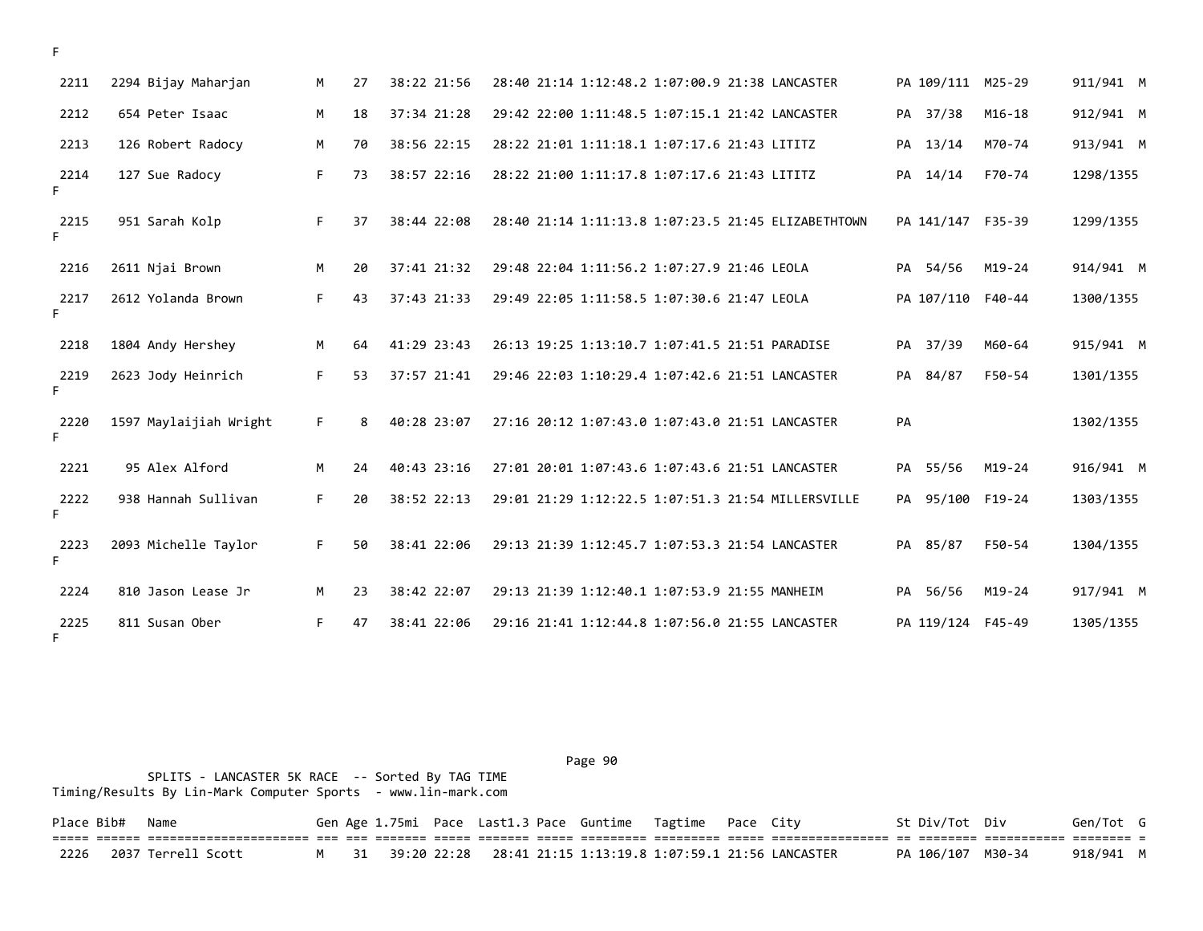F

| Place | Bib# | Name | Gen | Age | 1.75mi | Pace | Last1.3 | Pace | Guntime | Tagtime | Pace | City | St | Div/Tot | Div | Gen/Tot | G |
|---|---|---|---|---|---|---|---|---|---|---|---|---|---|---|---|---|---|
| 2211 | 2294 | Bijay Maharjan | M | 27 | 38:22 | 21:56 | 28:40 | 21:14 | 1:12:48.2 | 1:07:00.9 | 21:38 | LANCASTER | PA | 109/111 | M25-29 | 911/941 | M |
| 2212 | 654 | Peter Isaac | M | 18 | 37:34 | 21:28 | 29:42 | 22:00 | 1:11:48.5 | 1:07:15.1 | 21:42 | LANCASTER | PA | 37/38 | M16-18 | 912/941 | M |
| 2213 | 126 | Robert Radocy | M | 70 | 38:56 | 22:15 | 28:22 | 21:01 | 1:11:18.1 | 1:07:17.6 | 21:43 | LITITZ | PA | 13/14 | M70-74 | 913/941 | M |
| 2214 | 127 | Sue Radocy | F | 73 | 38:57 | 22:16 | 28:22 | 21:00 | 1:11:17.8 | 1:07:17.6 | 21:43 | LITITZ | PA | 14/14 | F70-74 | 1298/1355 | F |
| 2215 | 951 | Sarah Kolp | F | 37 | 38:44 | 22:08 | 28:40 | 21:14 | 1:11:13.8 | 1:07:23.5 | 21:45 | ELIZABETHTOWN | PA | 141/147 | F35-39 | 1299/1355 | F |
| 2216 | 2611 | Njai Brown | M | 20 | 37:41 | 21:32 | 29:48 | 22:04 | 1:11:56.2 | 1:07:27.9 | 21:46 | LEOLA | PA | 54/56 | M19-24 | 914/941 | M |
| 2217 | 2612 | Yolanda Brown | F | 43 | 37:43 | 21:33 | 29:49 | 22:05 | 1:11:58.5 | 1:07:30.6 | 21:47 | LEOLA | PA | 107/110 | F40-44 | 1300/1355 | F |
| 2218 | 1804 | Andy Hershey | M | 64 | 41:29 | 23:43 | 26:13 | 19:25 | 1:13:10.7 | 1:07:41.5 | 21:51 | PARADISE | PA | 37/39 | M60-64 | 915/941 | M |
| 2219 | 2623 | Jody Heinrich | F | 53 | 37:57 | 21:41 | 29:46 | 22:03 | 1:10:29.4 | 1:07:42.6 | 21:51 | LANCASTER | PA | 84/87 | F50-54 | 1301/1355 | F |
| 2220 | 1597 | Maylaijiah Wright | F | 8 | 40:28 | 23:07 | 27:16 | 20:12 | 1:07:43.0 | 1:07:43.0 | 21:51 | LANCASTER | PA | | | 1302/1355 | F |
| 2221 | 95 | Alex Alford | M | 24 | 40:43 | 23:16 | 27:01 | 20:01 | 1:07:43.6 | 1:07:43.6 | 21:51 | LANCASTER | PA | 55/56 | M19-24 | 916/941 | M |
| 2222 | 938 | Hannah Sullivan | F | 20 | 38:52 | 22:13 | 29:01 | 21:29 | 1:12:22.5 | 1:07:51.3 | 21:54 | MILLERSVILLE | PA | 95/100 | F19-24 | 1303/1355 | F |
| 2223 | 2093 | Michelle Taylor | F | 50 | 38:41 | 22:06 | 29:13 | 21:39 | 1:12:45.7 | 1:07:53.3 | 21:54 | LANCASTER | PA | 85/87 | F50-54 | 1304/1355 | F |
| 2224 | 810 | Jason Lease Jr | M | 23 | 38:42 | 22:07 | 29:13 | 21:39 | 1:12:40.1 | 1:07:53.9 | 21:55 | MANHEIM | PA | 56/56 | M19-24 | 917/941 | M |
| 2225 | 811 | Susan Ober | F | 47 | 38:41 | 22:06 | 29:16 | 21:41 | 1:12:44.8 | 1:07:56.0 | 21:55 | LANCASTER | PA | 119/124 | F45-49 | 1305/1355 | F |

SPLITS - LANCASTER 5K RACE -- Sorted By TAG TIME
Timing/Results By Lin-Mark Computer Sports - www.lin-mark.com

| Place | Bib# | Name | Gen | Age | 1.75mi | Pace | Last1.3 | Pace | Guntime | Tagtime | Pace | City | St | Div/Tot | Div | Gen/Tot | G |
|---|---|---|---|---|---|---|---|---|---|---|---|---|---|---|---|---|---|
| 2226 | 2037 | Terrell Scott | M | 31 | 39:20 | 22:28 | 28:41 | 21:15 | 1:13:19.8 | 1:07:59.1 | 21:56 | LANCASTER | PA | 106/107 | M30-34 | 918/941 | M |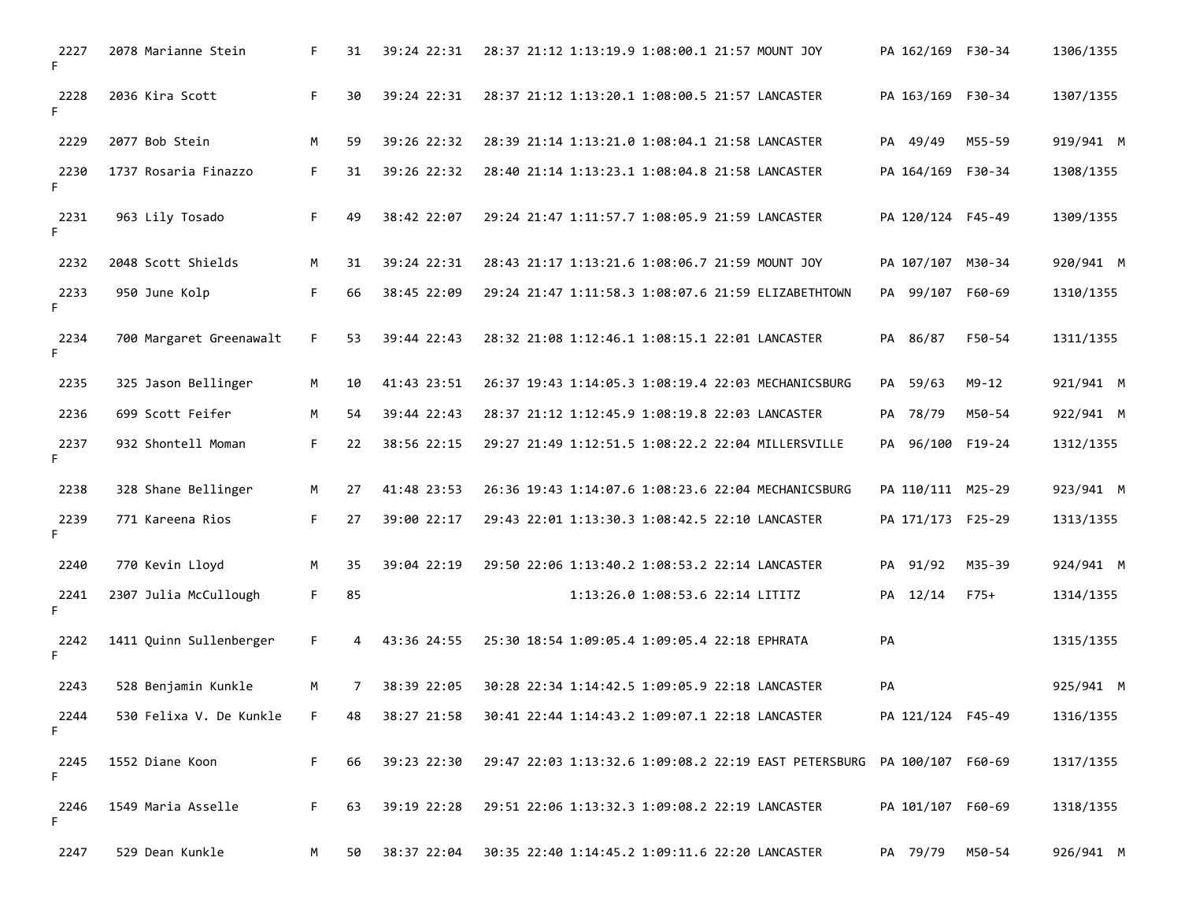| Place | Bib | Name | Sex | Age | Split 1 | Split 2 | Split 3 | Split 4 | Gun Time | Chip Time | Pace | City | State | Div Place | Division | Sex Place |
|---|---|---|---|---|---|---|---|---|---|---|---|---|---|---|---|---|
| 2227 | 2078 | Marianne Stein | F | 31 | 39:24 | 22:31 | 28:37 | 21:12 | 1:13:19.9 | 1:08:00.1 | 21:57 | MOUNT JOY | PA | 162/169 | F30-34 | 1306/1355 F |
| 2228 | 2036 | Kira Scott | F | 30 | 39:24 | 22:31 | 28:37 | 21:12 | 1:13:20.1 | 1:08:00.5 | 21:57 | LANCASTER | PA | 163/169 | F30-34 | 1307/1355 F |
| 2229 | 2077 | Bob Stein | M | 59 | 39:26 | 22:32 | 28:39 | 21:14 | 1:13:21.0 | 1:08:04.1 | 21:58 | LANCASTER | PA | 49/49 | M55-59 | 919/941 M |
| 2230 | 1737 | Rosaria Finazzo | F | 31 | 39:26 | 22:32 | 28:40 | 21:14 | 1:13:23.1 | 1:08:04.8 | 21:58 | LANCASTER | PA | 164/169 | F30-34 | 1308/1355 F |
| 2231 | 963 | Lily Tosado | F | 49 | 38:42 | 22:07 | 29:24 | 21:47 | 1:11:57.7 | 1:08:05.9 | 21:59 | LANCASTER | PA | 120/124 | F45-49 | 1309/1355 F |
| 2232 | 2048 | Scott Shields | M | 31 | 39:24 | 22:31 | 28:43 | 21:17 | 1:13:21.6 | 1:08:06.7 | 21:59 | MOUNT JOY | PA | 107/107 | M30-34 | 920/941 M |
| 2233 | 950 | June Kolp | F | 66 | 38:45 | 22:09 | 29:24 | 21:47 | 1:11:58.3 | 1:08:07.6 | 21:59 | ELIZABETHTOWN | PA | 99/107 | F60-69 | 1310/1355 F |
| 2234 | 700 | Margaret Greenawalt | F | 53 | 39:44 | 22:43 | 28:32 | 21:08 | 1:12:46.1 | 1:08:15.1 | 22:01 | LANCASTER | PA | 86/87 | F50-54 | 1311/1355 F |
| 2235 | 325 | Jason Bellinger | M | 10 | 41:43 | 23:51 | 26:37 | 19:43 | 1:14:05.3 | 1:08:19.4 | 22:03 | MECHANICSBURG | PA | 59/63 | M9-12 | 921/941 M |
| 2236 | 699 | Scott Feifer | M | 54 | 39:44 | 22:43 | 28:37 | 21:12 | 1:12:45.9 | 1:08:19.8 | 22:03 | LANCASTER | PA | 78/79 | M50-54 | 922/941 M |
| 2237 | 932 | Shontell Moman | F | 22 | 38:56 | 22:15 | 29:27 | 21:49 | 1:12:51.5 | 1:08:22.2 | 22:04 | MILLERSVILLE | PA | 96/100 | F19-24 | 1312/1355 F |
| 2238 | 328 | Shane Bellinger | M | 27 | 41:48 | 23:53 | 26:36 | 19:43 | 1:14:07.6 | 1:08:23.6 | 22:04 | MECHANICSBURG | PA | 110/111 | M25-29 | 923/941 M |
| 2239 | 771 | Kareena Rios | F | 27 | 39:00 | 22:17 | 29:43 | 22:01 | 1:13:30.3 | 1:08:42.5 | 22:10 | LANCASTER | PA | 171/173 | F25-29 | 1313/1355 F |
| 2240 | 770 | Kevin Lloyd | M | 35 | 39:04 | 22:19 | 29:50 | 22:06 | 1:13:40.2 | 1:08:53.2 | 22:14 | LANCASTER | PA | 91/92 | M35-39 | 924/941 M |
| 2241 | 2307 | Julia McCullough | F | 85 | | | | | 1:13:26.0 | 1:08:53.6 | 22:14 | LITITZ | PA | 12/14 | F75+ | 1314/1355 F |
| 2242 | 1411 | Quinn Sullenberger | F | 4 | 43:36 | 24:55 | 25:30 | 18:54 | 1:09:05.4 | 1:09:05.4 | 22:18 | EPHRATA | PA | | | 1315/1355 F |
| 2243 | 528 | Benjamin Kunkle | M | 7 | 38:39 | 22:05 | 30:28 | 22:34 | 1:14:42.5 | 1:09:05.9 | 22:18 | LANCASTER | PA | | | 925/941 M |
| 2244 | 530 | Felixa V. De Kunkle | F | 48 | 38:27 | 21:58 | 30:41 | 22:44 | 1:14:43.2 | 1:09:07.1 | 22:18 | LANCASTER | PA | 121/124 | F45-49 | 1316/1355 F |
| 2245 | 1552 | Diane Koon | F | 66 | 39:23 | 22:30 | 29:47 | 22:03 | 1:13:32.6 | 1:09:08.2 | 22:19 | EAST PETERSBURG | PA | 100/107 | F60-69 | 1317/1355 F |
| 2246 | 1549 | Maria Asselle | F | 63 | 39:19 | 22:28 | 29:51 | 22:06 | 1:13:32.3 | 1:09:08.2 | 22:19 | LANCASTER | PA | 101/107 | F60-69 | 1318/1355 F |
| 2247 | 529 | Dean Kunkle | M | 50 | 38:37 | 22:04 | 30:35 | 22:40 | 1:14:45.2 | 1:09:11.6 | 22:20 | LANCASTER | PA | 79/79 | M50-54 | 926/941 M |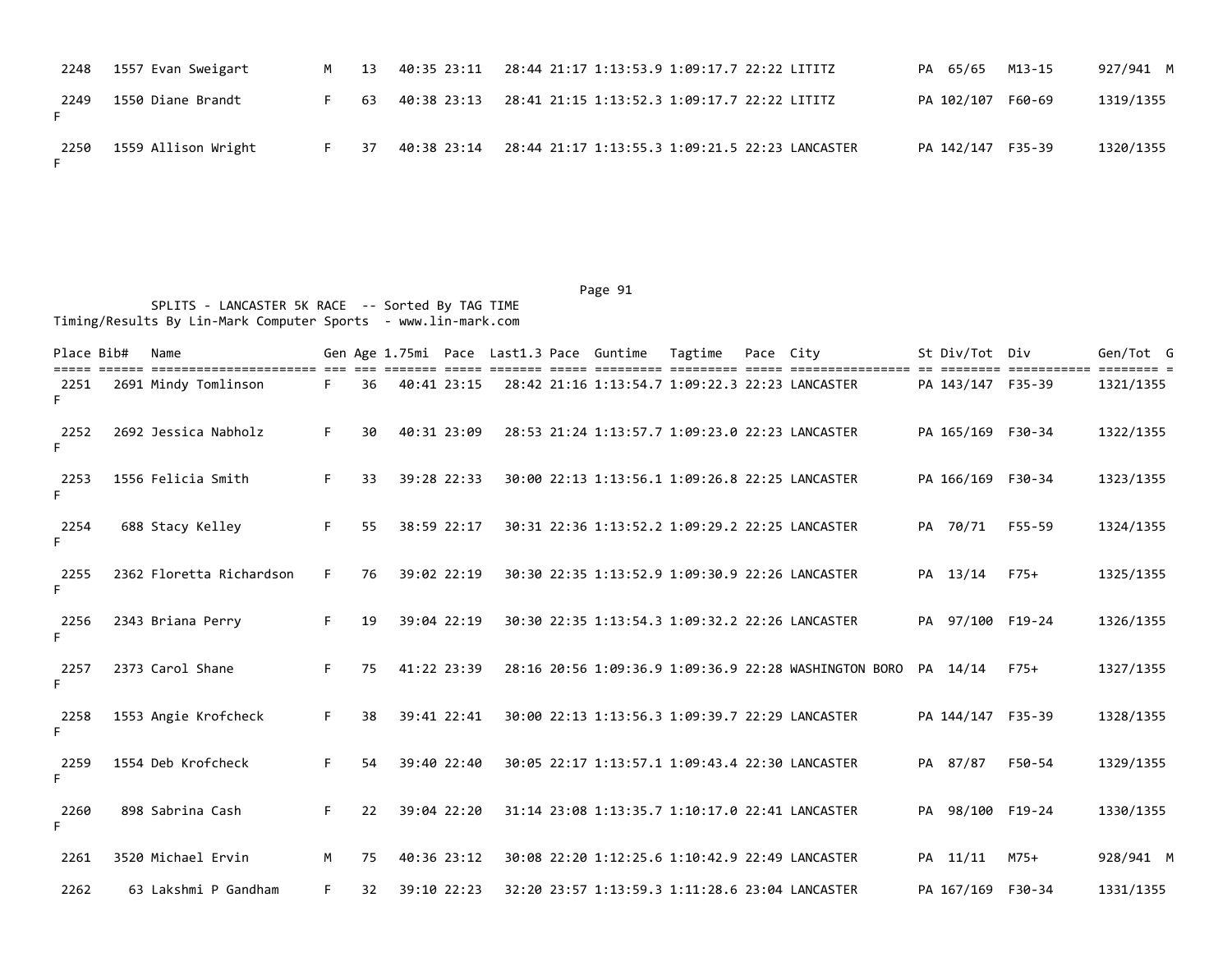| Place | Bib# | Name | Gen | Age | 1.75mi | Pace | Last1.3 | Pace | Guntime | Tagtime | Pace | City | St | Div/Tot | Div | Gen/Tot | G |
|---|---|---|---|---|---|---|---|---|---|---|---|---|---|---|---|---|---|
| 2248 | 1557 | Evan Sweigart | M | 13 | 40:35 | 23:11 | 28:44 | 21:17 | 1:13:53.9 | 1:09:17.7 | 22:22 | LITITZ | PA | 65/65 | M13-15 | 927/941 | M |
| 2249 | 1550 | Diane Brandt | F | 63 | 40:38 | 23:13 | 28:41 | 21:15 | 1:13:52.3 | 1:09:17.7 | 22:22 | LITITZ | PA | 102/107 | F60-69 | 1319/1355 | F |
| 2250 | 1559 | Allison Wright | F | 37 | 40:38 | 23:14 | 28:44 | 21:17 | 1:13:55.3 | 1:09:21.5 | 22:23 | LANCASTER | PA | 142/147 | F35-39 | 1320/1355 | F |

SPLITS - LANCASTER 5K RACE -- Sorted By TAG TIME
Timing/Results By Lin-Mark Computer Sports - www.lin-mark.com

| Place | Bib# | Name | Gen | Age | 1.75mi | Pace | Last1.3 | Pace | Guntime | Tagtime | Pace | City | St | Div/Tot | Div | Gen/Tot | G |
|---|---|---|---|---|---|---|---|---|---|---|---|---|---|---|---|---|---|
| 2251 | 2691 | Mindy Tomlinson | F | 36 | 40:41 | 23:15 | 28:42 | 21:16 | 1:13:54.7 | 1:09:22.3 | 22:23 | LANCASTER | PA | 143/147 | F35-39 | 1321/1355 | F |
| 2252 | 2692 | Jessica Nabholz | F | 30 | 40:31 | 23:09 | 28:53 | 21:24 | 1:13:57.7 | 1:09:23.0 | 22:23 | LANCASTER | PA | 165/169 | F30-34 | 1322/1355 | F |
| 2253 | 1556 | Felicia Smith | F | 33 | 39:28 | 22:33 | 30:00 | 22:13 | 1:13:56.1 | 1:09:26.8 | 22:25 | LANCASTER | PA | 166/169 | F30-34 | 1323/1355 | F |
| 2254 | 688 | Stacy Kelley | F | 55 | 38:59 | 22:17 | 30:31 | 22:36 | 1:13:52.2 | 1:09:29.2 | 22:25 | LANCASTER | PA | 70/71 | F55-59 | 1324/1355 | F |
| 2255 | 2362 | Floretta Richardson | F | 76 | 39:02 | 22:19 | 30:30 | 22:35 | 1:13:52.9 | 1:09:30.9 | 22:26 | LANCASTER | PA | 13/14 | F75+ | 1325/1355 | F |
| 2256 | 2343 | Briana Perry | F | 19 | 39:04 | 22:19 | 30:30 | 22:35 | 1:13:54.3 | 1:09:32.2 | 22:26 | LANCASTER | PA | 97/100 | F19-24 | 1326/1355 | F |
| 2257 | 2373 | Carol Shane | F | 75 | 41:22 | 23:39 | 28:16 | 20:56 | 1:09:36.9 | 1:09:36.9 | 22:28 | WASHINGTON BORO | PA | 14/14 | F75+ | 1327/1355 | F |
| 2258 | 1553 | Angie Krofcheck | F | 38 | 39:41 | 22:41 | 30:00 | 22:13 | 1:13:56.3 | 1:09:39.7 | 22:29 | LANCASTER | PA | 144/147 | F35-39 | 1328/1355 | F |
| 2259 | 1554 | Deb Krofcheck | F | 54 | 39:40 | 22:40 | 30:05 | 22:17 | 1:13:57.1 | 1:09:43.4 | 22:30 | LANCASTER | PA | 87/87 | F50-54 | 1329/1355 | F |
| 2260 | 898 | Sabrina Cash | F | 22 | 39:04 | 22:20 | 31:14 | 23:08 | 1:13:35.7 | 1:10:17.0 | 22:41 | LANCASTER | PA | 98/100 | F19-24 | 1330/1355 | F |
| 2261 | 3520 | Michael Ervin | M | 75 | 40:36 | 23:12 | 30:08 | 22:20 | 1:12:25.6 | 1:10:42.9 | 22:49 | LANCASTER | PA | 11/11 | M75+ | 928/941 | M |
| 2262 | 63 | Lakshmi P Gandham | F | 32 | 39:10 | 22:23 | 32:20 | 23:57 | 1:13:59.3 | 1:11:28.6 | 23:04 | LANCASTER | PA | 167/169 | F30-34 | 1331/1355 | |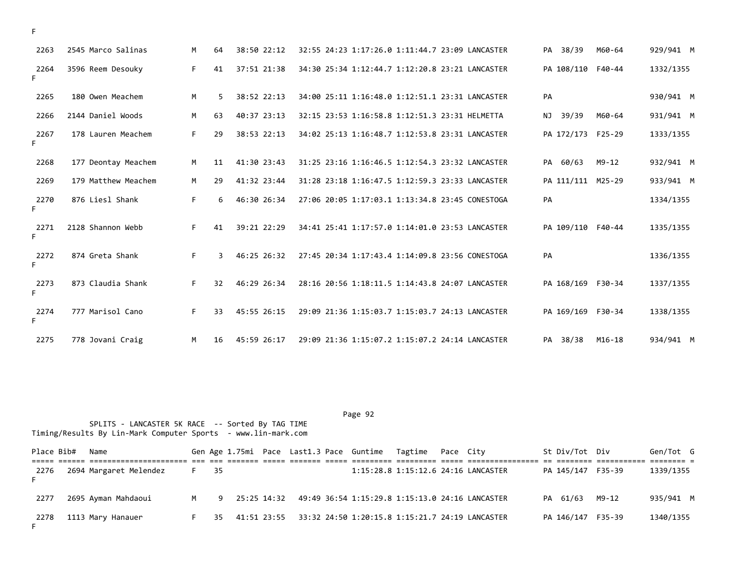| Place | Bib# | Name | Gen | Age | 1.75mi | Pace | Last1.3 | Pace | Guntime | Tagtime | Pace | City | St | Div/Tot | Div | Gen/Tot | G |
|---|---|---|---|---|---|---|---|---|---|---|---|---|---|---|---|---|---|
| | | | | | | | | | | | | | | | | | F |
| 2263 | 2545 | Marco Salinas | M | 64 | 38:50 | 22:12 | 32:55 | 24:23 | 1:17:26.0 | 1:11:44.7 | 23:09 | LANCASTER | PA | 38/39 | M60-64 | 929/941 | M |
| 2264 | 3596 | Reem Desouky | F | 41 | 37:51 | 21:38 | 34:30 | 25:34 | 1:12:44.7 | 1:12:20.8 | 23:21 | LANCASTER | PA | 108/110 | F40-44 | 1332/1355 | F |
| 2265 | 180 | Owen Meachem | M | 5 | 38:52 | 22:13 | 34:00 | 25:11 | 1:16:48.0 | 1:12:51.1 | 23:31 | LANCASTER | PA | | | 930/941 | M |
| 2266 | 2144 | Daniel Woods | M | 63 | 40:37 | 23:13 | 32:15 | 23:53 | 1:16:58.8 | 1:12:51.3 | 23:31 | HELMETTA | NJ | 39/39 | M60-64 | 931/941 | M |
| 2267 | 178 | Lauren Meachem | F | 29 | 38:53 | 22:13 | 34:02 | 25:13 | 1:16:48.7 | 1:12:53.8 | 23:31 | LANCASTER | PA | 172/173 | F25-29 | 1333/1355 | F |
| 2268 | 177 | Deontay Meachem | M | 11 | 41:30 | 23:43 | 31:25 | 23:16 | 1:16:46.5 | 1:12:54.3 | 23:32 | LANCASTER | PA | 60/63 | M9-12 | 932/941 | M |
| 2269 | 179 | Matthew Meachem | M | 29 | 41:32 | 23:44 | 31:28 | 23:18 | 1:16:47.5 | 1:12:59.3 | 23:33 | LANCASTER | PA | 111/111 | M25-29 | 933/941 | M |
| 2270 | 876 | Liesl Shank | F | 6 | 46:30 | 26:34 | 27:06 | 20:05 | 1:17:03.1 | 1:13:34.8 | 23:45 | CONESTOGA | PA | | | 1334/1355 | F |
| 2271 | 2128 | Shannon Webb | F | 41 | 39:21 | 22:29 | 34:41 | 25:41 | 1:17:57.0 | 1:14:01.0 | 23:53 | LANCASTER | PA | 109/110 | F40-44 | 1335/1355 | F |
| 2272 | 874 | Greta Shank | F | 3 | 46:25 | 26:32 | 27:45 | 20:34 | 1:17:43.4 | 1:14:09.8 | 23:56 | CONESTOGA | PA | | | 1336/1355 | F |
| 2273 | 873 | Claudia Shank | F | 32 | 46:29 | 26:34 | 28:16 | 20:56 | 1:18:11.5 | 1:14:43.8 | 24:07 | LANCASTER | PA | 168/169 | F30-34 | 1337/1355 | F |
| 2274 | 777 | Marisol Cano | F | 33 | 45:55 | 26:15 | 29:09 | 21:36 | 1:15:03.7 | 1:15:03.7 | 24:13 | LANCASTER | PA | 169/169 | F30-34 | 1338/1355 | F |
| 2275 | 778 | Jovani Craig | M | 16 | 45:59 | 26:17 | 29:09 | 21:36 | 1:15:07.2 | 1:15:07.2 | 24:14 | LANCASTER | PA | 38/38 | M16-18 | 934/941 | M |

SPLITS - LANCASTER 5K RACE -- Sorted By TAG TIME
Timing/Results By Lin-Mark Computer Sports - www.lin-mark.com

| Place | Bib# | Name | Gen | Age | 1.75mi | Pace | Last1.3 | Pace | Guntime | Tagtime | Pace | City | St | Div/Tot | Div | Gen/Tot | G |
|---|---|---|---|---|---|---|---|---|---|---|---|---|---|---|---|---|---|
| 2276 | 2694 | Margaret Melendez | F | 35 | | | | | 1:15:28.8 | 1:15:12.6 | 24:16 | LANCASTER | PA | 145/147 | F35-39 | 1339/1355 | F |
| 2277 | 2695 | Ayman Mahdaoui | M | 9 | 25:25 | 14:32 | 49:49 | 36:54 | 1:15:29.8 | 1:15:13.0 | 24:16 | LANCASTER | PA | 61/63 | M9-12 | 935/941 | M |
| 2278 | 1113 | Mary Hanauer | F | 35 | 41:51 | 23:55 | 33:32 | 24:50 | 1:20:15.8 | 1:15:21.7 | 24:19 | LANCASTER | PA | 146/147 | F35-39 | 1340/1355 | F |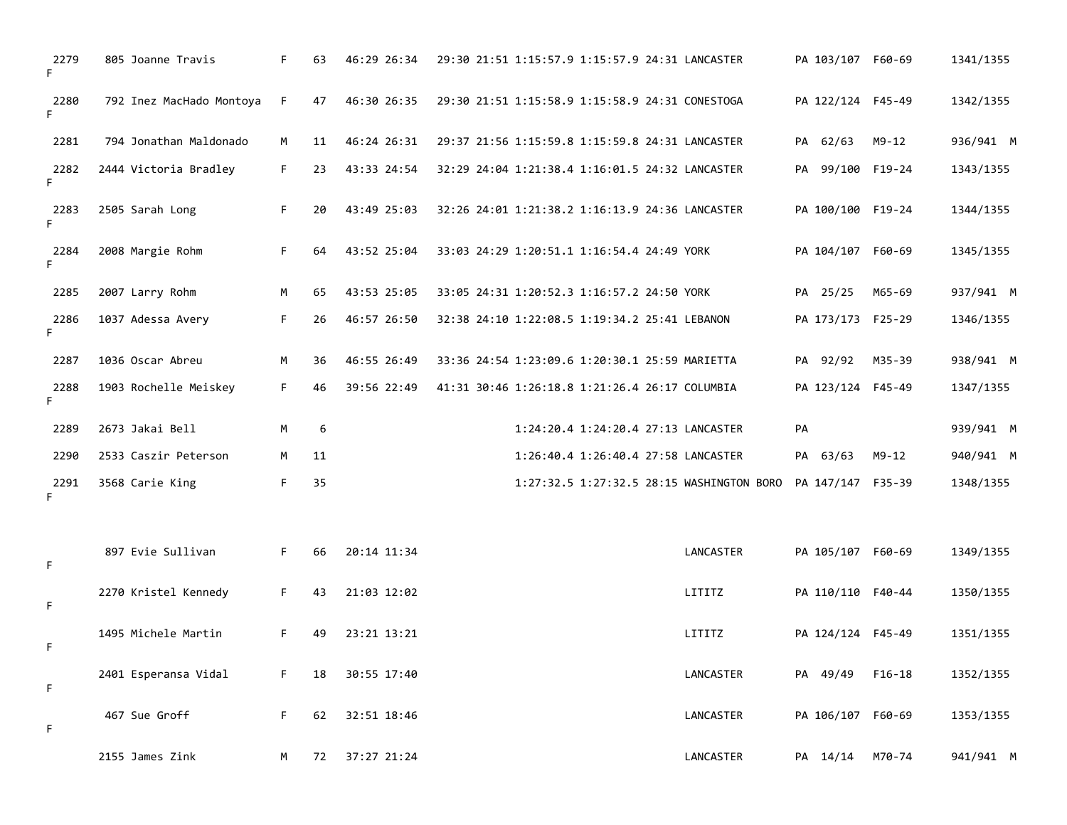| Place | Bib | Name | Sex | Age | Split 1 | Pace 1 | Split 2 | Pace 2 | Gun Time | Net Time | Pace | City | State | Div Place | Division | Sex Place |
|---|---|---|---|---|---|---|---|---|---|---|---|---|---|---|---|---|
| 2279 F | 805 | Joanne Travis | F | 63 | 46:29 | 26:34 | 29:30 | 21:51 | 1:15:57.9 | 1:15:57.9 | 24:31 | LANCASTER | PA | 103/107 | F60-69 | 1341/1355 |
| 2280 F | 792 | Inez MacHado Montoya | F | 47 | 46:30 | 26:35 | 29:30 | 21:51 | 1:15:58.9 | 1:15:58.9 | 24:31 | CONESTOGA | PA | 122/124 | F45-49 | 1342/1355 |
| 2281 | 794 | Jonathan Maldonado | M | 11 | 46:24 | 26:31 | 29:37 | 21:56 | 1:15:59.8 | 1:15:59.8 | 24:31 | LANCASTER | PA | 62/63 | M9-12 | 936/941 M |
| 2282 F | 2444 | Victoria Bradley | F | 23 | 43:33 | 24:54 | 32:29 | 24:04 | 1:21:38.4 | 1:16:01.5 | 24:32 | LANCASTER | PA | 99/100 | F19-24 | 1343/1355 |
| 2283 F | 2505 | Sarah Long | F | 20 | 43:49 | 25:03 | 32:26 | 24:01 | 1:21:38.2 | 1:16:13.9 | 24:36 | LANCASTER | PA | 100/100 | F19-24 | 1344/1355 |
| 2284 F | 2008 | Margie Rohm | F | 64 | 43:52 | 25:04 | 33:03 | 24:29 | 1:20:51.1 | 1:16:54.4 | 24:49 | YORK | PA | 104/107 | F60-69 | 1345/1355 |
| 2285 | 2007 | Larry Rohm | M | 65 | 43:53 | 25:05 | 33:05 | 24:31 | 1:20:52.3 | 1:16:57.2 | 24:50 | YORK | PA | 25/25 | M65-69 | 937/941 M |
| 2286 F | 1037 | Adessa Avery | F | 26 | 46:57 | 26:50 | 32:38 | 24:10 | 1:22:08.5 | 1:19:34.2 | 25:41 | LEBANON | PA | 173/173 | F25-29 | 1346/1355 |
| 2287 | 1036 | Oscar Abreu | M | 36 | 46:55 | 26:49 | 33:36 | 24:54 | 1:23:09.6 | 1:20:30.1 | 25:59 | MARIETTA | PA | 92/92 | M35-39 | 938/941 M |
| 2288 F | 1903 | Rochelle Meiskey | F | 46 | 39:56 | 22:49 | 41:31 | 30:46 | 1:26:18.8 | 1:21:26.4 | 26:17 | COLUMBIA | PA | 123/124 | F45-49 | 1347/1355 |
| 2289 | 2673 | Jakai Bell | M | 6 | | | | | 1:24:20.4 | 1:24:20.4 | 27:13 | LANCASTER | PA | | | 939/941 M |
| 2290 | 2533 | Caszir Peterson | M | 11 | | | | | 1:26:40.4 | 1:26:40.4 | 27:58 | LANCASTER | PA | 63/63 | M9-12 | 940/941 M |
| 2291 F | 3568 | Carie King | F | 35 | | | | | 1:27:32.5 | 1:27:32.5 | 28:15 | WASHINGTON BORO | PA | 147/147 | F35-39 | 1348/1355 |
| F | 897 | Evie Sullivan | F | 66 | 20:14 | 11:34 | | | | | | LANCASTER | PA | 105/107 | F60-69 | 1349/1355 |
| F | 2270 | Kristel Kennedy | F | 43 | 21:03 | 12:02 | | | | | | LITITZ | PA | 110/110 | F40-44 | 1350/1355 |
| F | 1495 | Michele Martin | F | 49 | 23:21 | 13:21 | | | | | | LITITZ | PA | 124/124 | F45-49 | 1351/1355 |
| F | 2401 | Esperansa Vidal | F | 18 | 30:55 | 17:40 | | | | | | LANCASTER | PA | 49/49 | F16-18 | 1352/1355 |
| F | 467 | Sue Groff | F | 62 | 32:51 | 18:46 | | | | | | LANCASTER | PA | 106/107 | F60-69 | 1353/1355 |
| | 2155 | James Zink | M | 72 | 37:27 | 21:24 | | | | | | LANCASTER | PA | 14/14 | M70-74 | 941/941 M |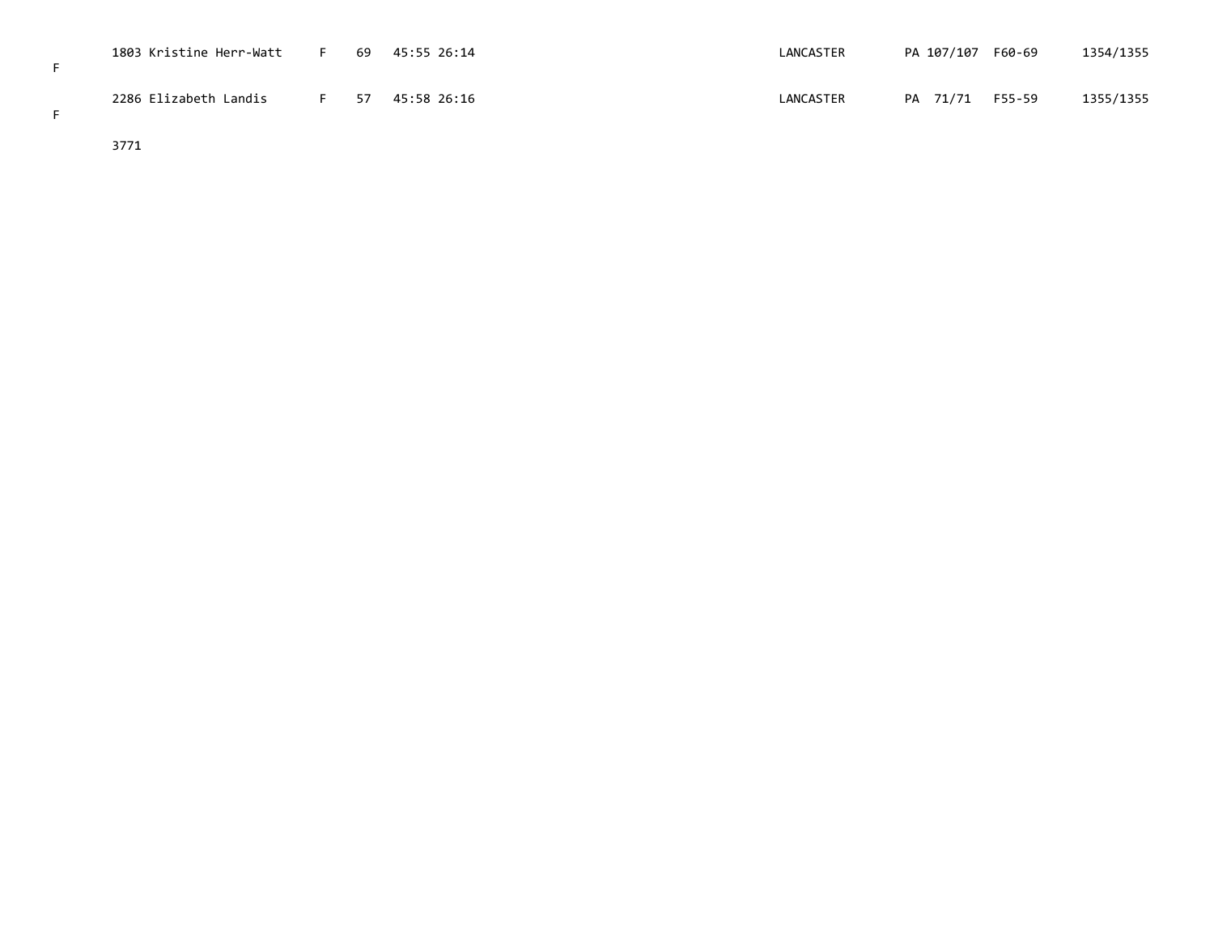| | | | | | | | | | | |
|---|---|---|---|---|---|---|---|---|---|---|
| | 1803 | Kristine Herr-Watt | F | 69 | 45:55 | 26:14 | LANCASTER | PA | 107/107 | F60-69 | 1354/1355 |
| F | | | | | | | | | | | |
| | 2286 | Elizabeth Landis | F | 57 | 45:58 | 26:16 | LANCASTER | PA | 71/71 | F55-59 | 1355/1355 |
| F | | | | | | | | | | | |

3771